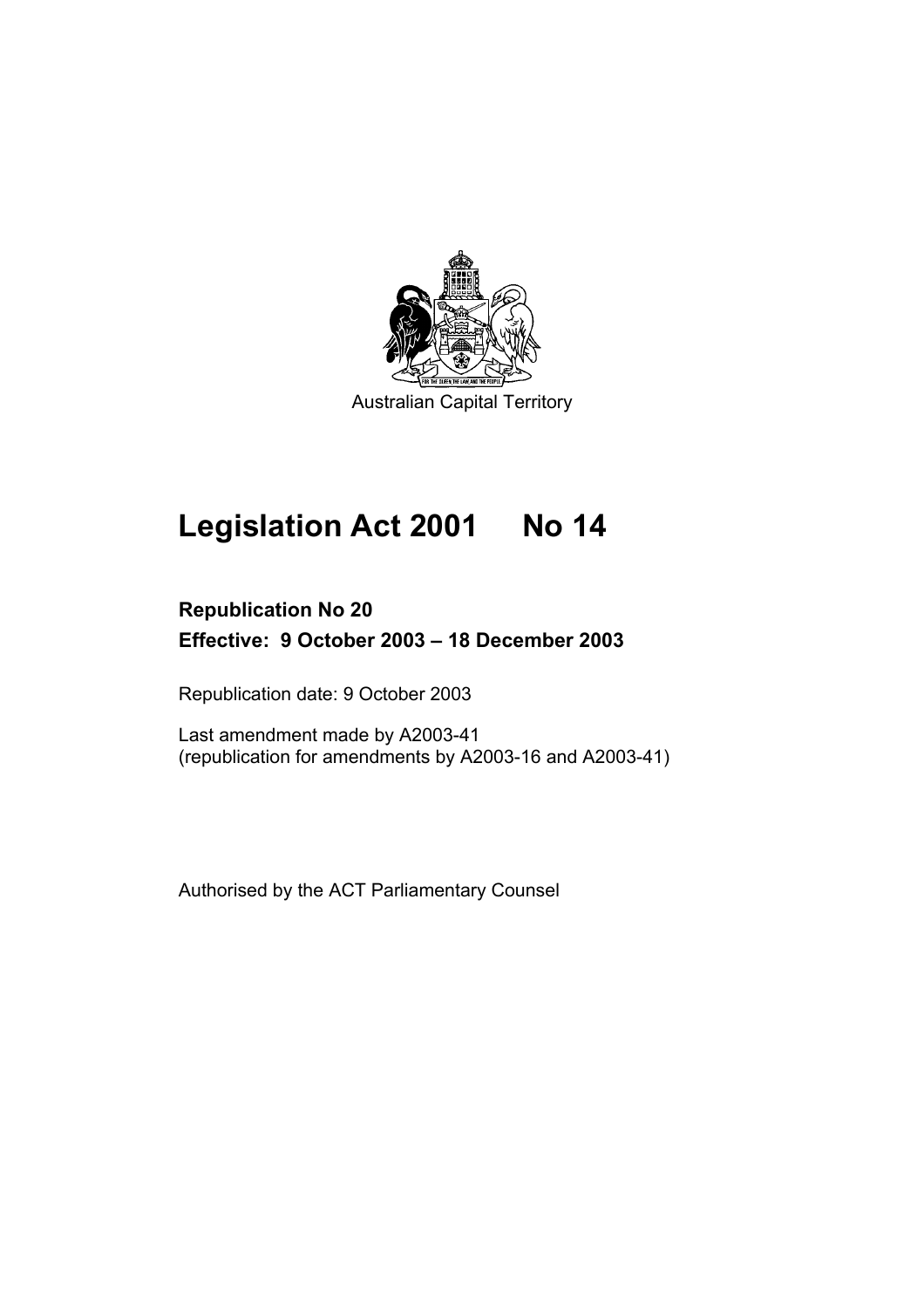Australian Capital Territory

# Legislation Act 2001 No 14

## Republication No 20

## Effective: 9 October 2003 – 18 December 2003

Republication date: 9 October 2003

Last amendment made by A2003-41
(republication for amendments by A2003-16 and A2003-41)

Authorised by the ACT Parliamentary Counsel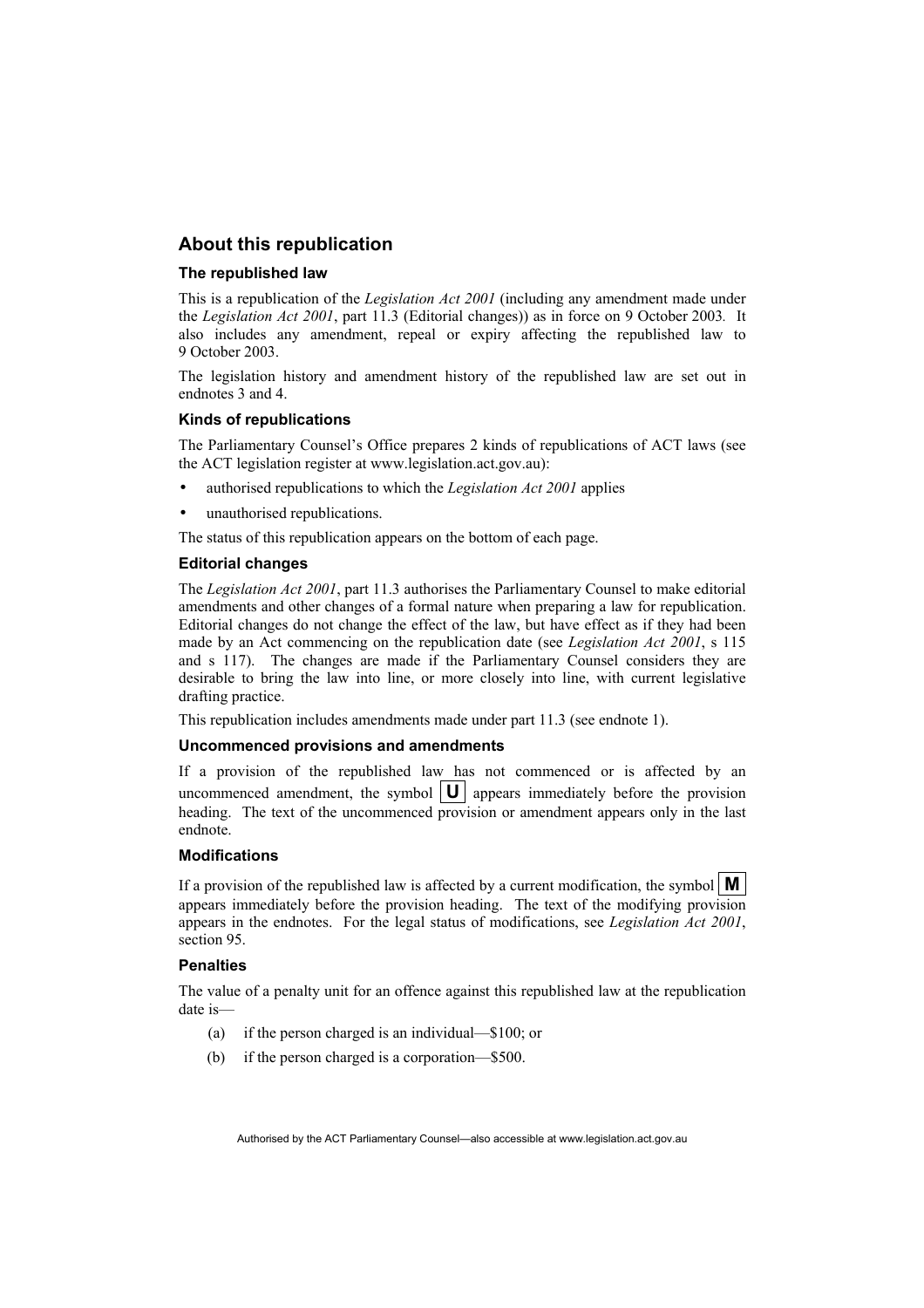## About this republication

### The republished law

This is a republication of the *Legislation Act 2001* (including any amendment made under the *Legislation Act 2001*, part 11.3 (Editorial changes)) as in force on 9 October 2003*.* It also includes any amendment, repeal or expiry affecting the republished law to 9 October 2003.

The legislation history and amendment history of the republished law are set out in endnotes 3 and 4.

### Kinds of republications

The Parliamentary Counsel's Office prepares 2 kinds of republications of ACT laws (see the ACT legislation register at www.legislation.act.gov.au):

- authorised republications to which the *Legislation Act 2001* applies
- unauthorised republications.

The status of this republication appears on the bottom of each page.

### Editorial changes

The *Legislation Act 2001*, part 11.3 authorises the Parliamentary Counsel to make editorial amendments and other changes of a formal nature when preparing a law for republication. Editorial changes do not change the effect of the law, but have effect as if they had been made by an Act commencing on the republication date (see *Legislation Act 2001*, s 115 and s 117). The changes are made if the Parliamentary Counsel considers they are desirable to bring the law into line, or more closely into line, with current legislative drafting practice.

This republication includes amendments made under part 11.3 (see endnote 1).

### Uncommenced provisions and amendments

If a provision of the republished law has not commenced or is affected by an uncommenced amendment, the symbol **U** appears immediately before the provision heading. The text of the uncommenced provision or amendment appears only in the last endnote.

### Modifications

If a provision of the republished law is affected by a current modification, the symbol **M** appears immediately before the provision heading. The text of the modifying provision appears in the endnotes. For the legal status of modifications, see *Legislation Act 2001*, section 95.

### Penalties

The value of a penalty unit for an offence against this republished law at the republication date is—

(a) if the person charged is an individual—$100; or

(b) if the person charged is a corporation—$500.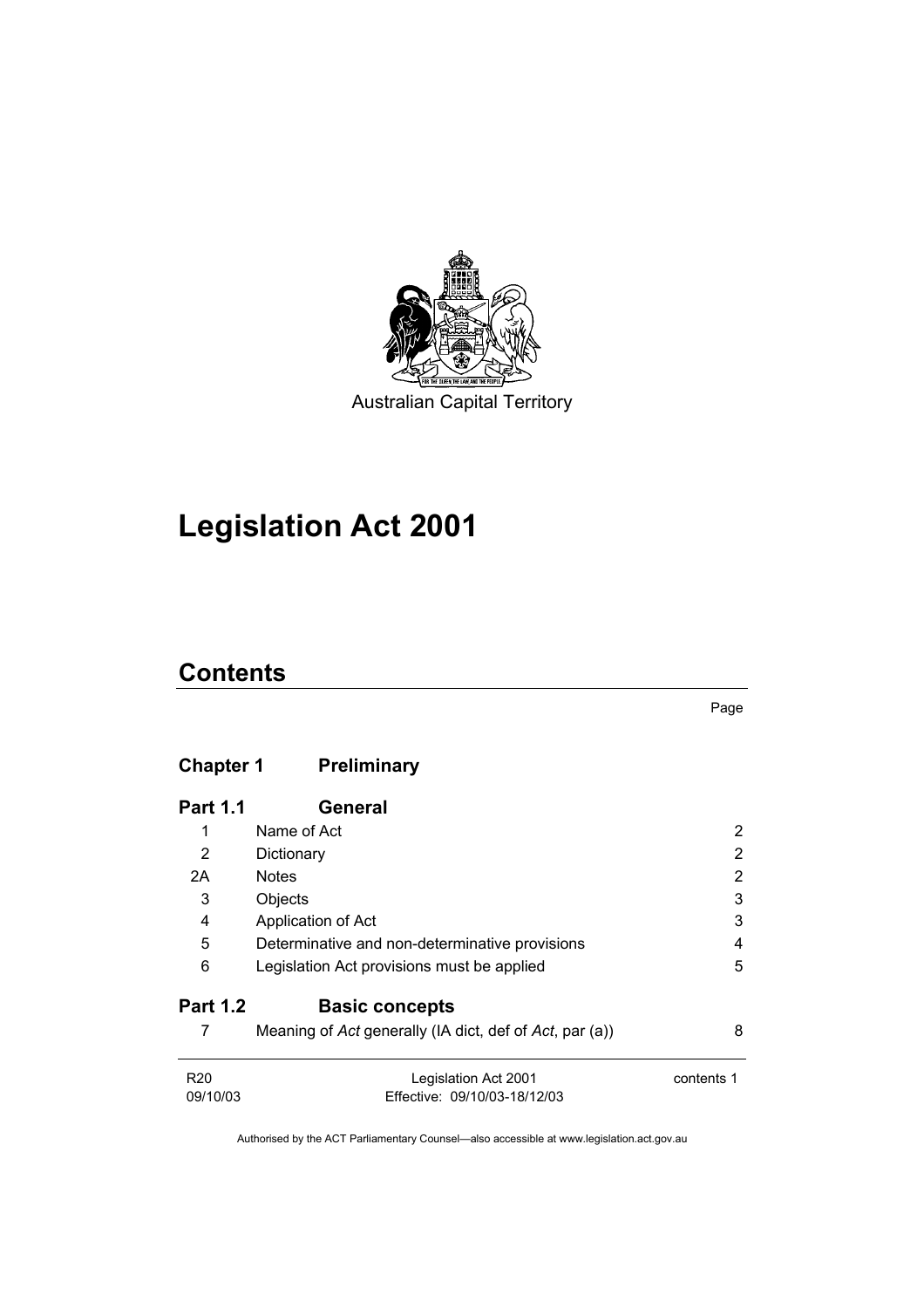Australian Capital Territory

# Legislation Act 2001

## Contents

Page

| | | |
|---|---|---|
| **Chapter 1** | **Preliminary** | |
| **Part 1.1** | **General** | |
| 1 | Name of Act | 2 |
| 2 | Dictionary | 2 |
| 2A | Notes | 2 |
| 3 | Objects | 3 |
| 4 | Application of Act | 3 |
| 5 | Determinative and non-determinative provisions | 4 |
| 6 | Legislation Act provisions must be applied | 5 |
| **Part 1.2** | **Basic concepts** | |
| 7 | Meaning of *Act* generally (IA dict, def of *Act*, par (a)) | 8 |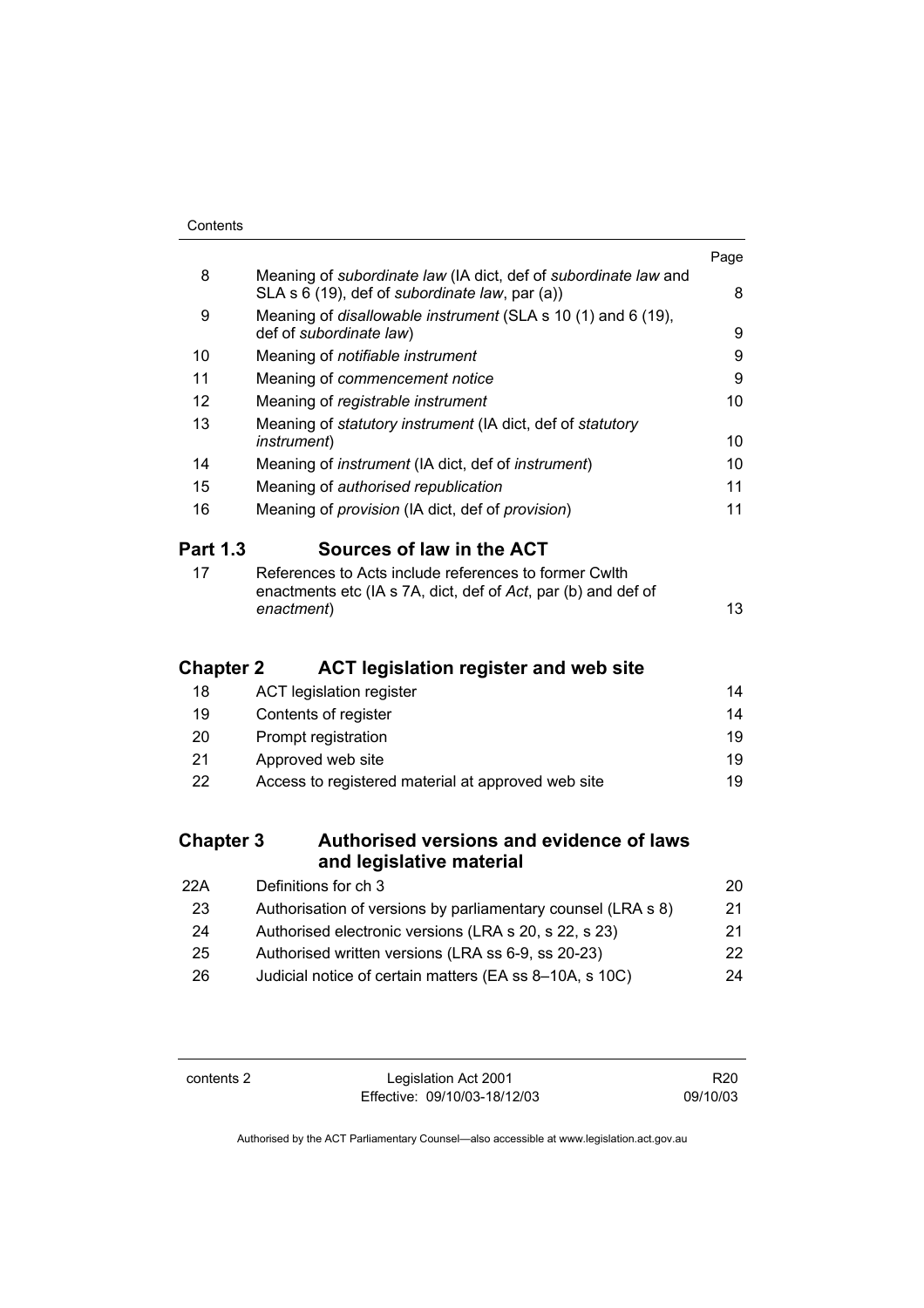| | | Page |
|---|---|---|
| 8 | Meaning of *subordinate law* (IA dict, def of *subordinate law* and SLA s 6 (19), def of *subordinate law*, par (a)) | 8 |
| 9 | Meaning of *disallowable instrument* (SLA s 10 (1) and 6 (19), def of *subordinate law*) | 9 |
| 10 | Meaning of *notifiable instrument* | 9 |
| 11 | Meaning of *commencement notice* | 9 |
| 12 | Meaning of *registrable instrument* | 10 |
| 13 | Meaning of *statutory instrument* (IA dict, def of *statutory instrument*) | 10 |
| 14 | Meaning of *instrument* (IA dict, def of *instrument*) | 10 |
| 15 | Meaning of *authorised republication* | 11 |
| 16 | Meaning of *provision* (IA dict, def of *provision*) | 11 |

## Part 1.3 Sources of law in the ACT

| | | |
|---|---|---|
| 17 | References to Acts include references to former Cwlth enactments etc (IA s 7A, dict, def of *Act*, par (b) and def of *enactment*) | 13 |

## Chapter 2 ACT legislation register and web site

| | | |
|---|---|---|
| 18 | ACT legislation register | 14 |
| 19 | Contents of register | 14 |
| 20 | Prompt registration | 19 |
| 21 | Approved web site | 19 |
| 22 | Access to registered material at approved web site | 19 |

## Chapter 3 Authorised versions and evidence of laws and legislative material

| | | |
|---|---|---|
| 22A | Definitions for ch 3 | 20 |
| 23 | Authorisation of versions by parliamentary counsel (LRA s 8) | 21 |
| 24 | Authorised electronic versions (LRA s 20, s 22, s 23) | 21 |
| 25 | Authorised written versions (LRA ss 6-9, ss 20-23) | 22 |
| 26 | Judicial notice of certain matters (EA ss 8–10A, s 10C) | 24 |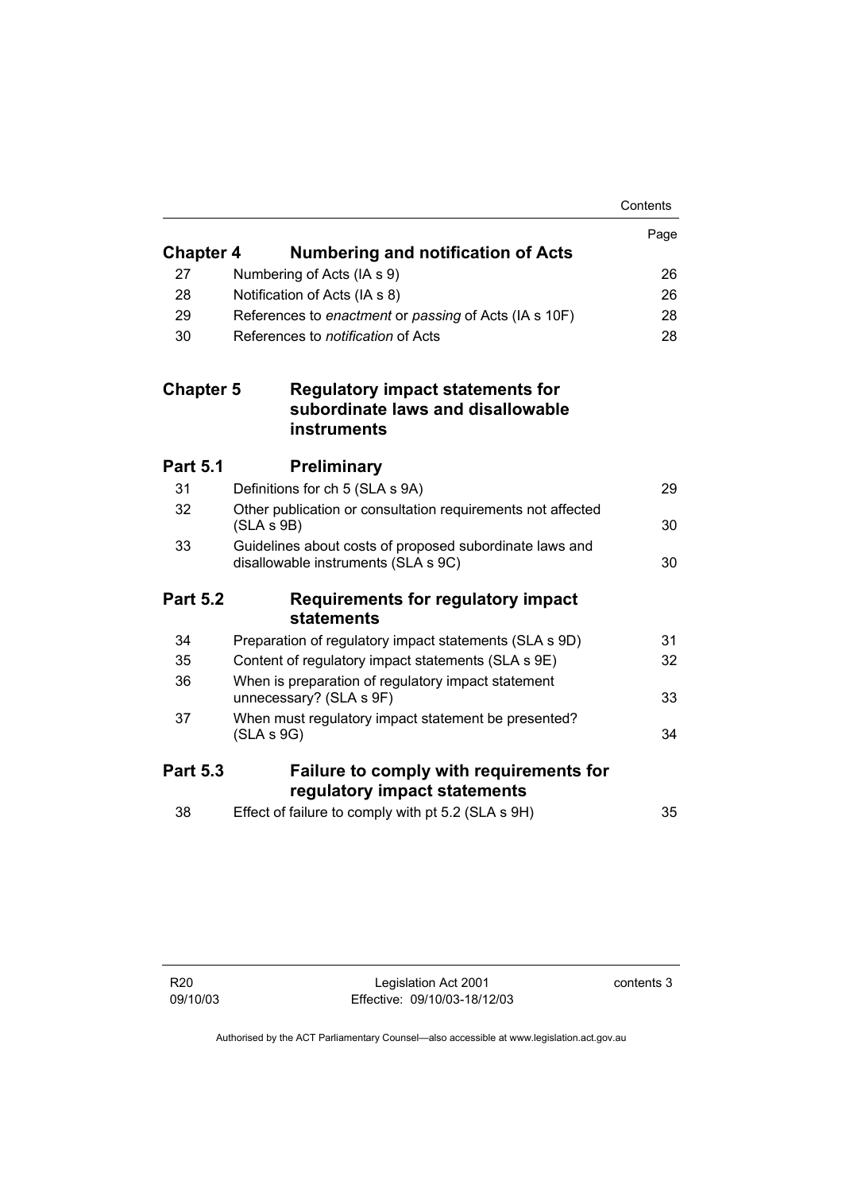| | | Page |
|---|---|---|
| **Chapter 4** | **Numbering and notification of Acts** | |
| 27 | Numbering of Acts (IA s 9) | 26 |
| 28 | Notification of Acts (IA s 8) | 26 |
| 29 | References to *enactment* or *passing* of Acts (IA s 10F) | 28 |
| 30 | References to *notification* of Acts | 28 |
| **Chapter 5** | **Regulatory impact statements for subordinate laws and disallowable instruments** | |
| **Part 5.1** | **Preliminary** | |
| 31 | Definitions for ch 5 (SLA s 9A) | 29 |
| 32 | Other publication or consultation requirements not affected (SLA s 9B) | 30 |
| 33 | Guidelines about costs of proposed subordinate laws and disallowable instruments (SLA s 9C) | 30 |
| **Part 5.2** | **Requirements for regulatory impact statements** | |
| 34 | Preparation of regulatory impact statements (SLA s 9D) | 31 |
| 35 | Content of regulatory impact statements (SLA s 9E) | 32 |
| 36 | When is preparation of regulatory impact statement unnecessary? (SLA s 9F) | 33 |
| 37 | When must regulatory impact statement be presented? (SLA s 9G) | 34 |
| **Part 5.3** | **Failure to comply with requirements for regulatory impact statements** | |
| 38 | Effect of failure to comply with pt 5.2 (SLA s 9H) | 35 |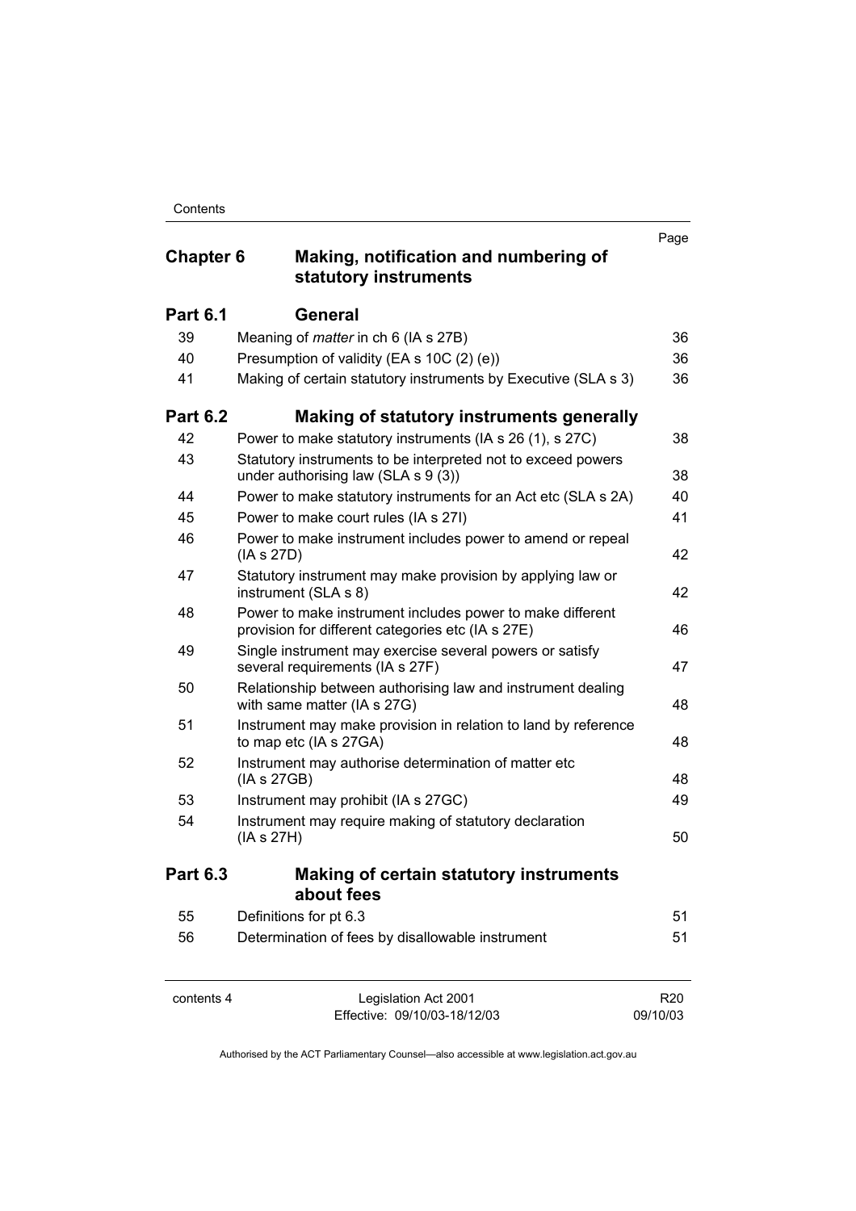| | | Page |
|---|---|---|
| **Chapter 6** | **Making, notification and numbering of statutory instruments** | |
| **Part 6.1** | **General** | |
| 39 | Meaning of *matter* in ch 6 (IA s 27B) | 36 |
| 40 | Presumption of validity (EA s 10C (2) (e)) | 36 |
| 41 | Making of certain statutory instruments by Executive (SLA s 3) | 36 |
| **Part 6.2** | **Making of statutory instruments generally** | |
| 42 | Power to make statutory instruments (IA s 26 (1), s 27C) | 38 |
| 43 | Statutory instruments to be interpreted not to exceed powers under authorising law (SLA s 9 (3)) | 38 |
| 44 | Power to make statutory instruments for an Act etc (SLA s 2A) | 40 |
| 45 | Power to make court rules (IA s 27I) | 41 |
| 46 | Power to make instrument includes power to amend or repeal (IA s 27D) | 42 |
| 47 | Statutory instrument may make provision by applying law or instrument (SLA s 8) | 42 |
| 48 | Power to make instrument includes power to make different provision for different categories etc (IA s 27E) | 46 |
| 49 | Single instrument may exercise several powers or satisfy several requirements (IA s 27F) | 47 |
| 50 | Relationship between authorising law and instrument dealing with same matter (IA s 27G) | 48 |
| 51 | Instrument may make provision in relation to land by reference to map etc (IA s 27GA) | 48 |
| 52 | Instrument may authorise determination of matter etc (IA s 27GB) | 48 |
| 53 | Instrument may prohibit (IA s 27GC) | 49 |
| 54 | Instrument may require making of statutory declaration (IA s 27H) | 50 |
| **Part 6.3** | **Making of certain statutory instruments about fees** | |
| 55 | Definitions for pt 6.3 | 51 |
| 56 | Determination of fees by disallowable instrument | 51 |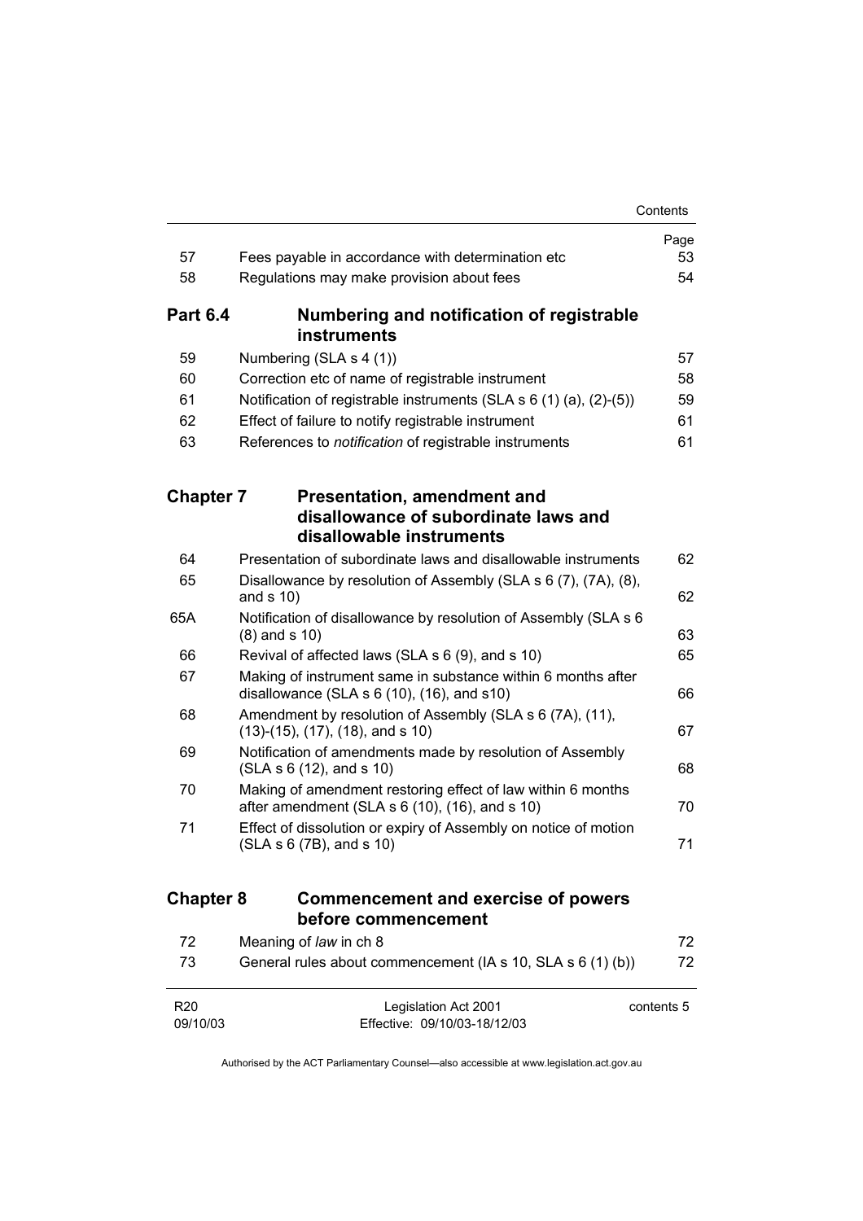| | | Page |
|---|---|---|
| 57 | Fees payable in accordance with determination etc | 53 |
| 58 | Regulations may make provision about fees | 54 |

**Part 6.4 Numbering and notification of registrable instruments**

| | | |
|---|---|---|
| 59 | Numbering (SLA s 4 (1)) | 57 |
| 60 | Correction etc of name of registrable instrument | 58 |
| 61 | Notification of registrable instruments (SLA s 6 (1) (a), (2)-(5)) | 59 |
| 62 | Effect of failure to notify registrable instrument | 61 |
| 63 | References to *notification* of registrable instruments | 61 |

**Chapter 7 Presentation, amendment and disallowance of subordinate laws and disallowable instruments**

| | | |
|---|---|---|
| 64 | Presentation of subordinate laws and disallowable instruments | 62 |
| 65 | Disallowance by resolution of Assembly (SLA s 6 (7), (7A), (8), and s 10) | 62 |
| 65A | Notification of disallowance by resolution of Assembly (SLA s 6 (8) and s 10) | 63 |
| 66 | Revival of affected laws (SLA s 6 (9), and s 10) | 65 |
| 67 | Making of instrument same in substance within 6 months after disallowance (SLA s 6 (10), (16), and s10) | 66 |
| 68 | Amendment by resolution of Assembly (SLA s 6 (7A), (11), (13)-(15), (17), (18), and s 10) | 67 |
| 69 | Notification of amendments made by resolution of Assembly (SLA s 6 (12), and s 10) | 68 |
| 70 | Making of amendment restoring effect of law within 6 months after amendment (SLA s 6 (10), (16), and s 10) | 70 |
| 71 | Effect of dissolution or expiry of Assembly on notice of motion (SLA s 6 (7B), and s 10) | 71 |

**Chapter 8 Commencement and exercise of powers before commencement**

| | | |
|---|---|---|
| 72 | Meaning of *law* in ch 8 | 72 |
| 73 | General rules about commencement (IA s 10, SLA s 6 (1) (b)) | 72 |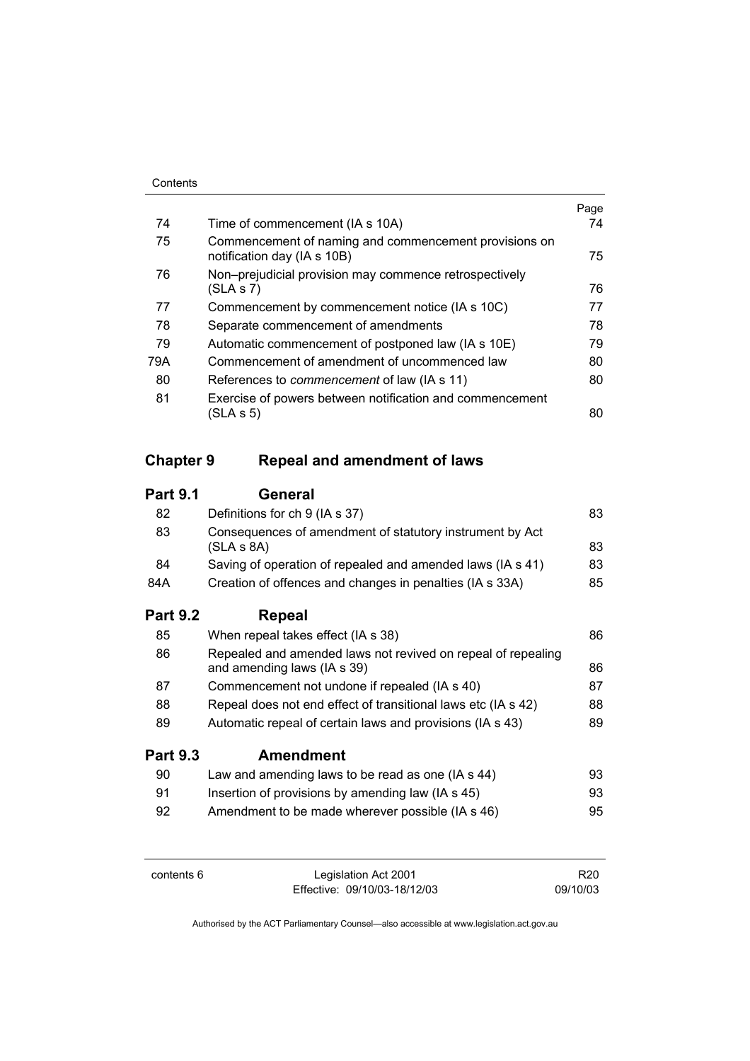| | | Page |
|---|---|---|
| 74 | Time of commencement (IA s 10A) | 74 |
| 75 | Commencement of naming and commencement provisions on notification day (IA s 10B) | 75 |
| 76 | Non–prejudicial provision may commence retrospectively (SLA s 7) | 76 |
| 77 | Commencement by commencement notice (IA s 10C) | 77 |
| 78 | Separate commencement of amendments | 78 |
| 79 | Automatic commencement of postponed law (IA s 10E) | 79 |
| 79A | Commencement of amendment of uncommenced law | 80 |
| 80 | References to *commencement* of law (IA s 11) | 80 |
| 81 | Exercise of powers between notification and commencement (SLA s 5) | 80 |

## Chapter 9 Repeal and amendment of laws

### Part 9.1 General

| | | |
|---|---|---|
| 82 | Definitions for ch 9 (IA s 37) | 83 |
| 83 | Consequences of amendment of statutory instrument by Act (SLA s 8A) | 83 |
| 84 | Saving of operation of repealed and amended laws (IA s 41) | 83 |
| 84A | Creation of offences and changes in penalties (IA s 33A) | 85 |

### Part 9.2 Repeal

| | | |
|---|---|---|
| 85 | When repeal takes effect (IA s 38) | 86 |
| 86 | Repealed and amended laws not revived on repeal of repealing and amending laws (IA s 39) | 86 |
| 87 | Commencement not undone if repealed (IA s 40) | 87 |
| 88 | Repeal does not end effect of transitional laws etc (IA s 42) | 88 |
| 89 | Automatic repeal of certain laws and provisions (IA s 43) | 89 |

### Part 9.3 Amendment

| | | |
|---|---|---|
| 90 | Law and amending laws to be read as one (IA s 44) | 93 |
| 91 | Insertion of provisions by amending law (IA s 45) | 93 |
| 92 | Amendment to be made wherever possible (IA s 46) | 95 |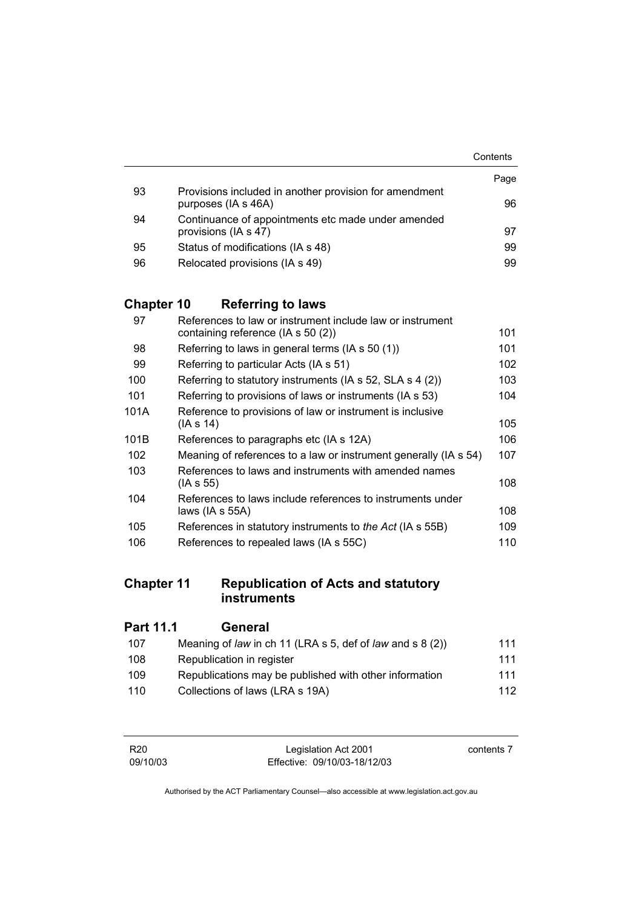| | | Page |
|---|---|---|
| 93 | Provisions included in another provision for amendment purposes (IA s 46A) | 96 |
| 94 | Continuance of appointments etc made under amended provisions (IA s 47) | 97 |
| 95 | Status of modifications (IA s 48) | 99 |
| 96 | Relocated provisions (IA s 49) | 99 |

## Chapter 10 Referring to laws

| | | |
|---|---|---|
| 97 | References to law or instrument include law or instrument containing reference (IA s 50 (2)) | 101 |
| 98 | Referring to laws in general terms (IA s 50 (1)) | 101 |
| 99 | Referring to particular Acts (IA s 51) | 102 |
| 100 | Referring to statutory instruments (IA s 52, SLA s 4 (2)) | 103 |
| 101 | Referring to provisions of laws or instruments (IA s 53) | 104 |
| 101A | Reference to provisions of law or instrument is inclusive (IA s 14) | 105 |
| 101B | References to paragraphs etc (IA s 12A) | 106 |
| 102 | Meaning of references to a law or instrument generally (IA s 54) | 107 |
| 103 | References to laws and instruments with amended names (IA s 55) | 108 |
| 104 | References to laws include references to instruments under laws (IA s 55A) | 108 |
| 105 | References in statutory instruments to *the Act* (IA s 55B) | 109 |
| 106 | References to repealed laws (IA s 55C) | 110 |

## Chapter 11 Republication of Acts and statutory instruments

### Part 11.1 General

| | | |
|---|---|---|
| 107 | Meaning of *law* in ch 11 (LRA s 5, def of *law* and s 8 (2)) | 111 |
| 108 | Republication in register | 111 |
| 109 | Republications may be published with other information | 111 |
| 110 | Collections of laws (LRA s 19A) | 112 |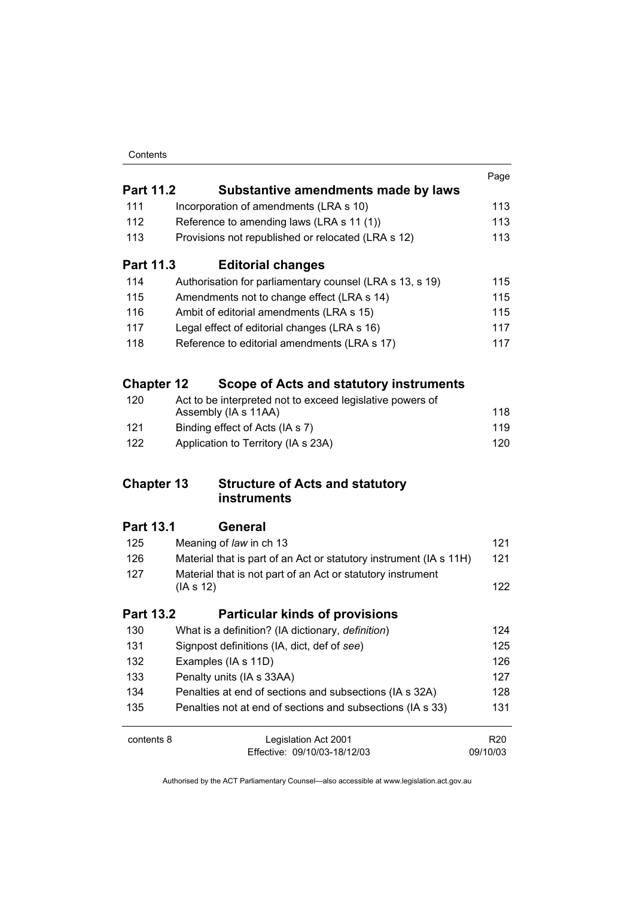| | | Page |
|---|---|---|
| **Part 11.2** | **Substantive amendments made by laws** | |
| 111 | Incorporation of amendments (LRA s 10) | 113 |
| 112 | Reference to amending laws (LRA s 11 (1)) | 113 |
| 113 | Provisions not republished or relocated (LRA s 12) | 113 |
| **Part 11.3** | **Editorial changes** | |
| 114 | Authorisation for parliamentary counsel (LRA s 13, s 19) | 115 |
| 115 | Amendments not to change effect (LRA s 14) | 115 |
| 116 | Ambit of editorial amendments (LRA s 15) | 115 |
| 117 | Legal effect of editorial changes (LRA s 16) | 117 |
| 118 | Reference to editorial amendments (LRA s 17) | 117 |
| **Chapter 12** | **Scope of Acts and statutory instruments** | |
| 120 | Act to be interpreted not to exceed legislative powers of Assembly (IA s 11AA) | 118 |
| 121 | Binding effect of Acts (IA s 7) | 119 |
| 122 | Application to Territory (IA s 23A) | 120 |
| **Chapter 13** | **Structure of Acts and statutory instruments** | |
| **Part 13.1** | **General** | |
| 125 | Meaning of *law* in ch 13 | 121 |
| 126 | Material that is part of an Act or statutory instrument (IA s 11H) | 121 |
| 127 | Material that is not part of an Act or statutory instrument (IA s 12) | 122 |
| **Part 13.2** | **Particular kinds of provisions** | |
| 130 | What is a definition? (IA dictionary, *definition*) | 124 |
| 131 | Signpost definitions (IA, dict, def of *see*) | 125 |
| 132 | Examples (IA s 11D) | 126 |
| 133 | Penalty units (IA s 33AA) | 127 |
| 134 | Penalties at end of sections and subsections (IA s 32A) | 128 |
| 135 | Penalties not at end of sections and subsections (IA s 33) | 131 |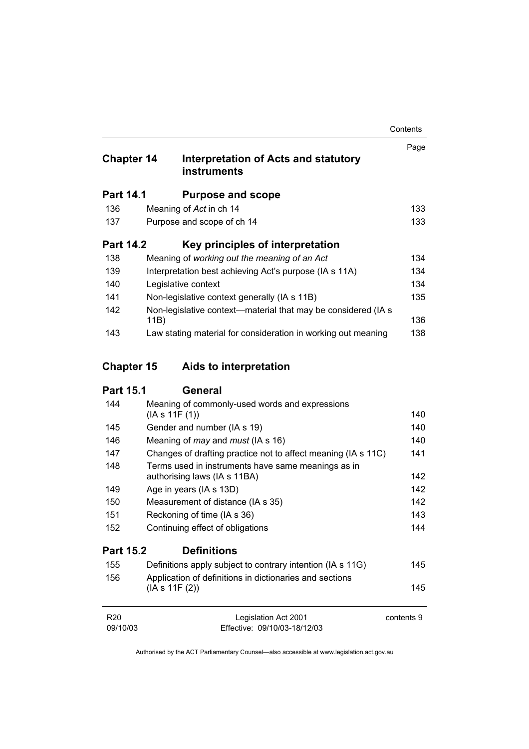| | | Page |
|---|---|---|
| **Chapter 14** | **Interpretation of Acts and statutory instruments** | |
| **Part 14.1** | **Purpose and scope** | |
| 136 | Meaning of *Act* in ch 14 | 133 |
| 137 | Purpose and scope of ch 14 | 133 |
| **Part 14.2** | **Key principles of interpretation** | |
| 138 | Meaning of *working out the meaning of an Act* | 134 |
| 139 | Interpretation best achieving Act's purpose (IA s 11A) | 134 |
| 140 | Legislative context | 134 |
| 141 | Non-legislative context generally (IA s 11B) | 135 |
| 142 | Non-legislative context—material that may be considered (IA s 11B) | 136 |
| 143 | Law stating material for consideration in working out meaning | 138 |
| **Chapter 15** | **Aids to interpretation** | |
| **Part 15.1** | **General** | |
| 144 | Meaning of commonly-used words and expressions (IA s 11F (1)) | 140 |
| 145 | Gender and number (IA s 19) | 140 |
| 146 | Meaning of *may* and *must* (IA s 16) | 140 |
| 147 | Changes of drafting practice not to affect meaning (IA s 11C) | 141 |
| 148 | Terms used in instruments have same meanings as in authorising laws (IA s 11BA) | 142 |
| 149 | Age in years (IA s 13D) | 142 |
| 150 | Measurement of distance (IA s 35) | 142 |
| 151 | Reckoning of time (IA s 36) | 143 |
| 152 | Continuing effect of obligations | 144 |
| **Part 15.2** | **Definitions** | |
| 155 | Definitions apply subject to contrary intention (IA s 11G) | 145 |
| 156 | Application of definitions in dictionaries and sections (IA s 11F (2)) | 145 |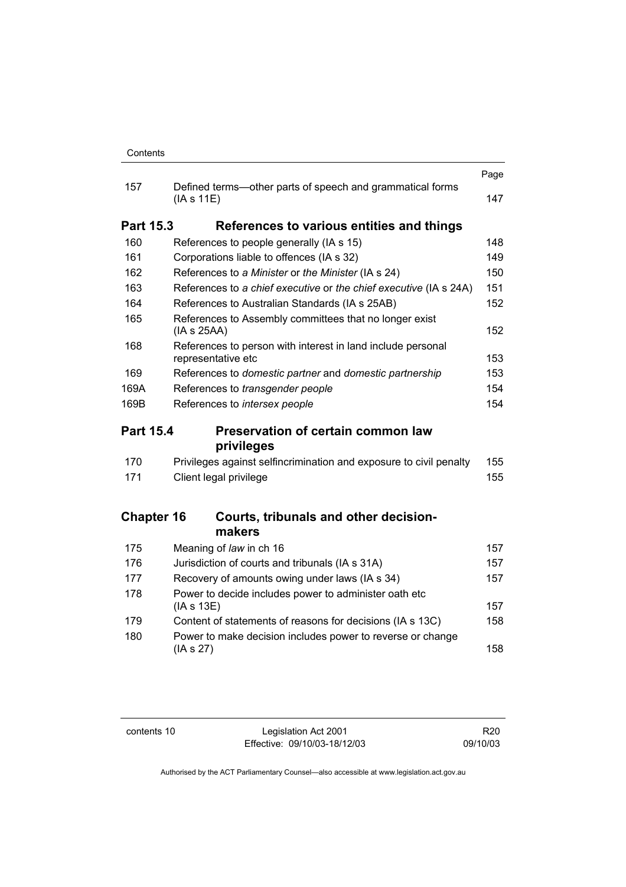| | | Page |
|---|---|---|
| 157 | Defined terms—other parts of speech and grammatical forms (IA s 11E) | 147 |

**Part 15.3 References to various entities and things**

| | | |
|---|---|---|
| 160 | References to people generally (IA s 15) | 148 |
| 161 | Corporations liable to offences (IA s 32) | 149 |
| 162 | References to *a Minister* or *the Minister* (IA s 24) | 150 |
| 163 | References to *a chief executive* or *the chief executive* (IA s 24A) | 151 |
| 164 | References to Australian Standards (IA s 25AB) | 152 |
| 165 | References to Assembly committees that no longer exist (IA s 25AA) | 152 |
| 168 | References to person with interest in land include personal representative etc | 153 |
| 169 | References to *domestic partner* and *domestic partnership* | 153 |
| 169A | References to *transgender people* | 154 |
| 169B | References to *intersex people* | 154 |

**Part 15.4 Preservation of certain common law privileges**

| | | |
|---|---|---|
| 170 | Privileges against selfincrimination and exposure to civil penalty | 155 |
| 171 | Client legal privilege | 155 |

**Chapter 16 Courts, tribunals and other decision-makers**

| | | |
|---|---|---|
| 175 | Meaning of *law* in ch 16 | 157 |
| 176 | Jurisdiction of courts and tribunals (IA s 31A) | 157 |
| 177 | Recovery of amounts owing under laws (IA s 34) | 157 |
| 178 | Power to decide includes power to administer oath etc (IA s 13E) | 157 |
| 179 | Content of statements of reasons for decisions (IA s 13C) | 158 |
| 180 | Power to make decision includes power to reverse or change (IA s 27) | 158 |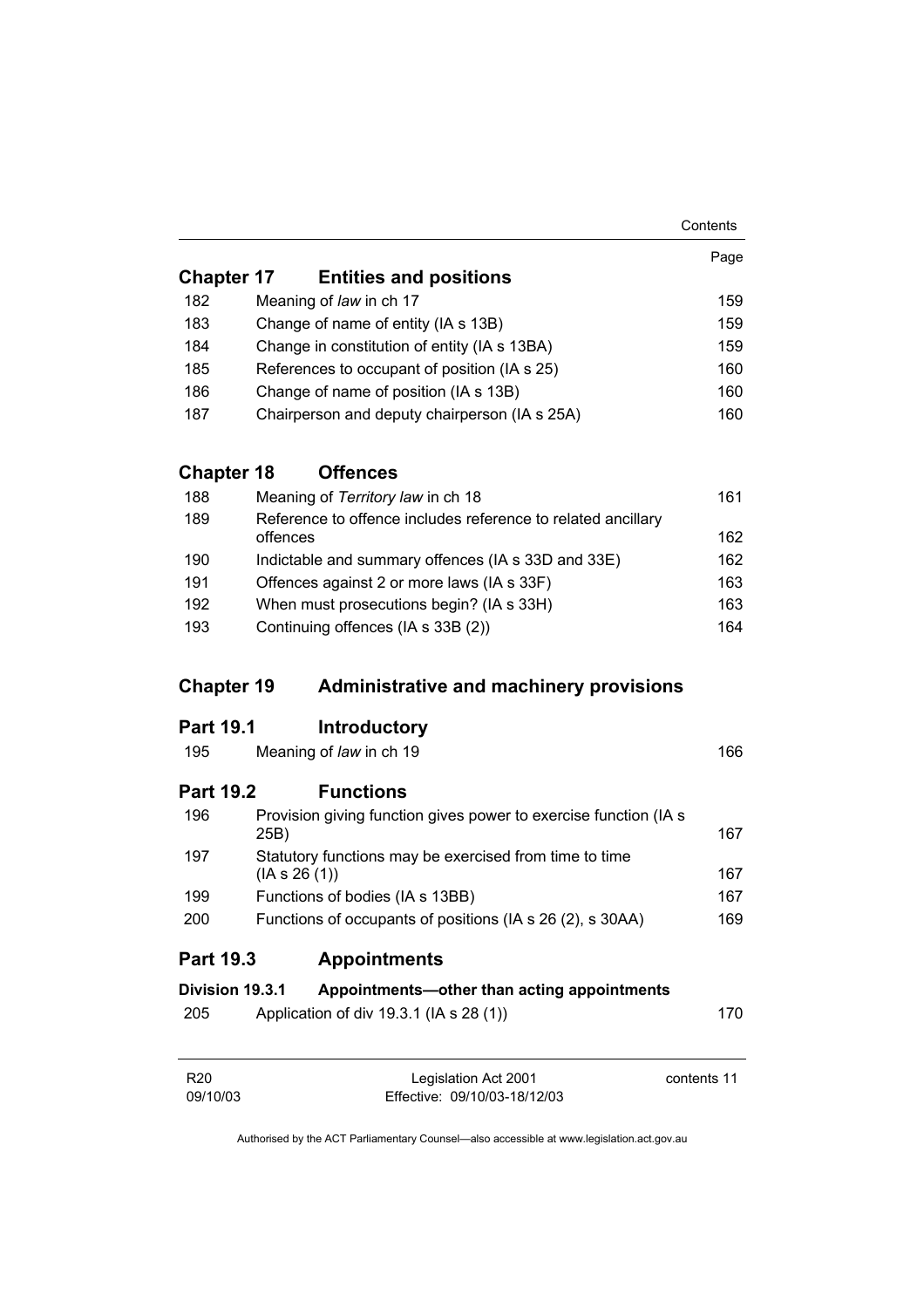| | | Page |
|---|---|---|
| **Chapter 17** | **Entities and positions** | |
| 182 | Meaning of *law* in ch 17 | 159 |
| 183 | Change of name of entity (IA s 13B) | 159 |
| 184 | Change in constitution of entity (IA s 13BA) | 159 |
| 185 | References to occupant of position (IA s 25) | 160 |
| 186 | Change of name of position (IA s 13B) | 160 |
| 187 | Chairperson and deputy chairperson (IA s 25A) | 160 |
| **Chapter 18** | **Offences** | |
| 188 | Meaning of *Territory law* in ch 18 | 161 |
| 189 | Reference to offence includes reference to related ancillary offences | 162 |
| 190 | Indictable and summary offences (IA s 33D and 33E) | 162 |
| 191 | Offences against 2 or more laws (IA s 33F) | 163 |
| 192 | When must prosecutions begin? (IA s 33H) | 163 |
| 193 | Continuing offences (IA s 33B (2)) | 164 |
| **Chapter 19** | **Administrative and machinery provisions** | |
| **Part 19.1** | **Introductory** | |
| 195 | Meaning of *law* in ch 19 | 166 |
| **Part 19.2** | **Functions** | |
| 196 | Provision giving function gives power to exercise function (IA s 25B) | 167 |
| 197 | Statutory functions may be exercised from time to time (IA s 26 (1)) | 167 |
| 199 | Functions of bodies (IA s 13BB) | 167 |
| 200 | Functions of occupants of positions (IA s 26 (2), s 30AA) | 169 |
| **Part 19.3** | **Appointments** | |
| **Division 19.3.1** | **Appointments—other than acting appointments** | |
| 205 | Application of div 19.3.1 (IA s 28 (1)) | 170 |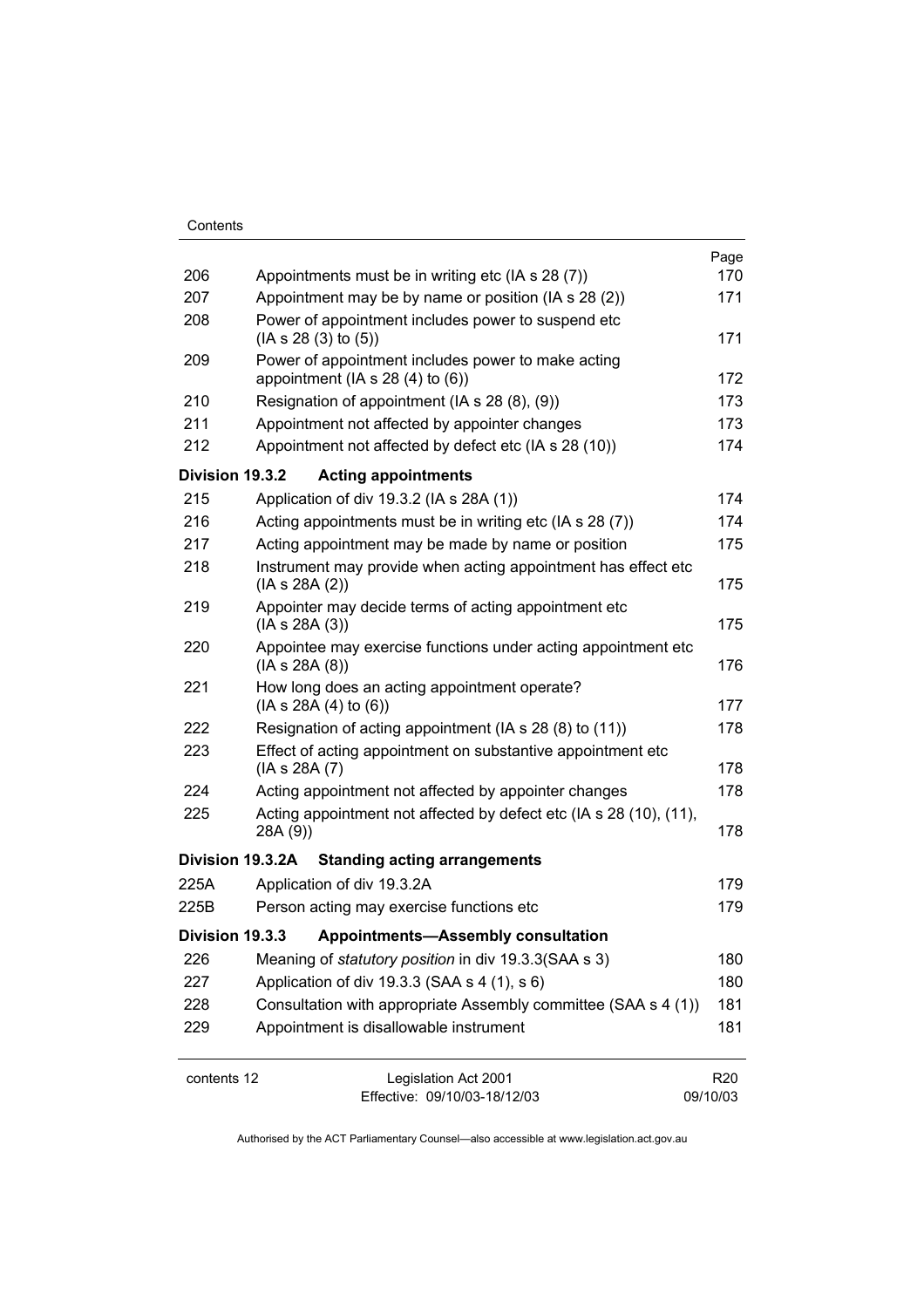| | | Page |
|---|---|---|
| 206 | Appointments must be in writing etc (IA s 28 (7)) | 170 |
| 207 | Appointment may be by name or position (IA s 28 (2)) | 171 |
| 208 | Power of appointment includes power to suspend etc (IA s 28 (3) to (5)) | 171 |
| 209 | Power of appointment includes power to make acting appointment (IA s 28 (4) to (6)) | 172 |
| 210 | Resignation of appointment (IA s 28 (8), (9)) | 173 |
| 211 | Appointment not affected by appointer changes | 173 |
| 212 | Appointment not affected by defect etc (IA s 28 (10)) | 174 |
| **Division 19.3.2** | **Acting appointments** | |
| 215 | Application of div 19.3.2 (IA s 28A (1)) | 174 |
| 216 | Acting appointments must be in writing etc (IA s 28 (7)) | 174 |
| 217 | Acting appointment may be made by name or position | 175 |
| 218 | Instrument may provide when acting appointment has effect etc (IA s 28A (2)) | 175 |
| 219 | Appointer may decide terms of acting appointment etc (IA s 28A (3)) | 175 |
| 220 | Appointee may exercise functions under acting appointment etc (IA s 28A (8)) | 176 |
| 221 | How long does an acting appointment operate? (IA s 28A (4) to (6)) | 177 |
| 222 | Resignation of acting appointment (IA s 28 (8) to (11)) | 178 |
| 223 | Effect of acting appointment on substantive appointment etc (IA s 28A (7) | 178 |
| 224 | Acting appointment not affected by appointer changes | 178 |
| 225 | Acting appointment not affected by defect etc (IA s 28 (10), (11), 28A (9)) | 178 |
| **Division 19.3.2A** | **Standing acting arrangements** | |
| 225A | Application of div 19.3.2A | 179 |
| 225B | Person acting may exercise functions etc | 179 |
| **Division 19.3.3** | **Appointments—Assembly consultation** | |
| 226 | Meaning of *statutory position* in div 19.3.3(SAA s 3) | 180 |
| 227 | Application of div 19.3.3 (SAA s 4 (1), s 6) | 180 |
| 228 | Consultation with appropriate Assembly committee (SAA s 4 (1)) | 181 |
| 229 | Appointment is disallowable instrument | 181 |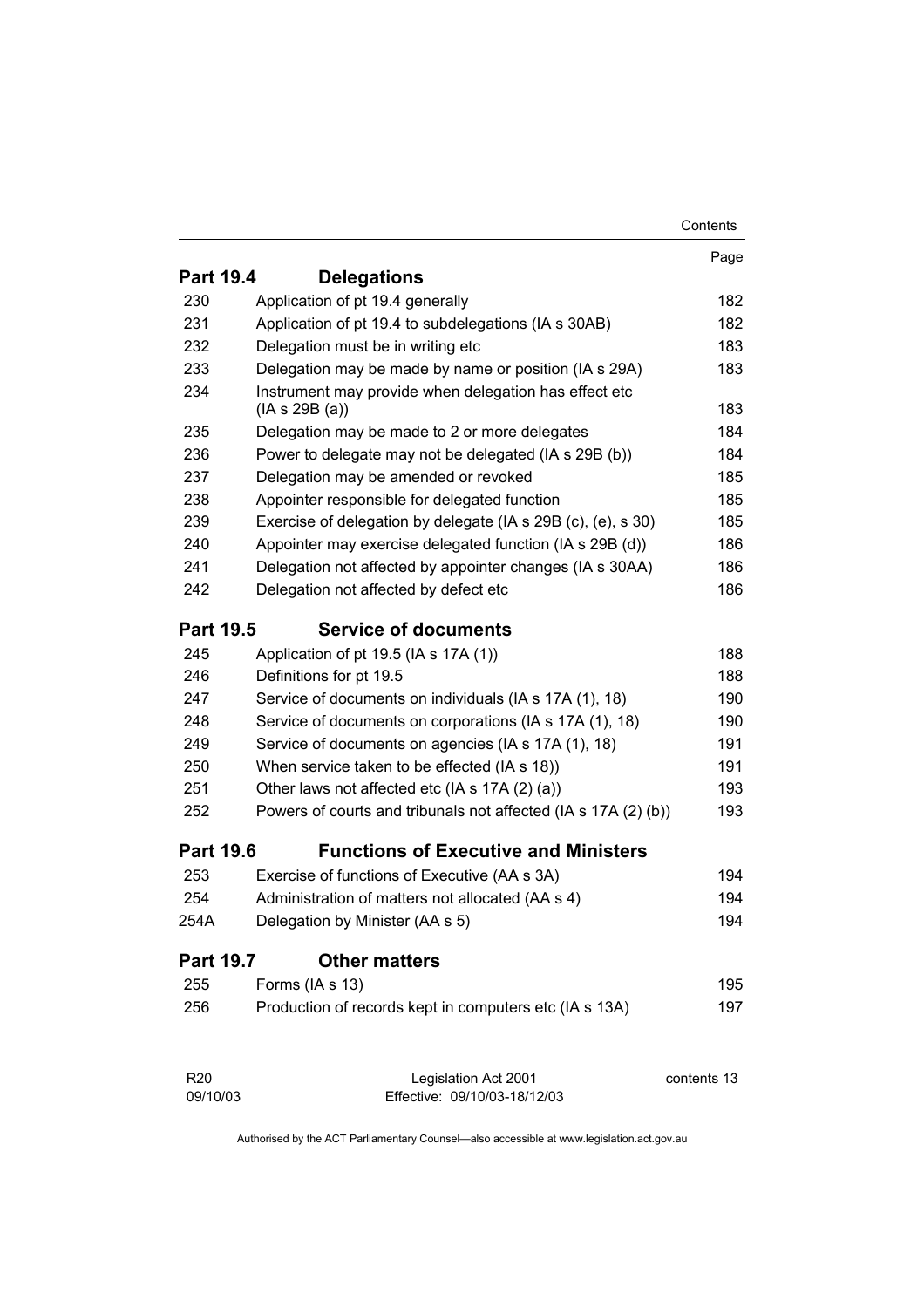| | | Page |
|---|---|---|
| **Part 19.4** | **Delegations** | |
| 230 | Application of pt 19.4 generally | 182 |
| 231 | Application of pt 19.4 to subdelegations (IA s 30AB) | 182 |
| 232 | Delegation must be in writing etc | 183 |
| 233 | Delegation may be made by name or position (IA s 29A) | 183 |
| 234 | Instrument may provide when delegation has effect etc (IA s 29B (a)) | 183 |
| 235 | Delegation may be made to 2 or more delegates | 184 |
| 236 | Power to delegate may not be delegated (IA s 29B (b)) | 184 |
| 237 | Delegation may be amended or revoked | 185 |
| 238 | Appointer responsible for delegated function | 185 |
| 239 | Exercise of delegation by delegate (IA s 29B (c), (e), s 30) | 185 |
| 240 | Appointer may exercise delegated function (IA s 29B (d)) | 186 |
| 241 | Delegation not affected by appointer changes (IA s 30AA) | 186 |
| 242 | Delegation not affected by defect etc | 186 |
| **Part 19.5** | **Service of documents** | |
| 245 | Application of pt 19.5 (IA s 17A (1)) | 188 |
| 246 | Definitions for pt 19.5 | 188 |
| 247 | Service of documents on individuals (IA s 17A (1), 18) | 190 |
| 248 | Service of documents on corporations (IA s 17A (1), 18) | 190 |
| 249 | Service of documents on agencies (IA s 17A (1), 18) | 191 |
| 250 | When service taken to be effected (IA s 18)) | 191 |
| 251 | Other laws not affected etc (IA s 17A (2) (a)) | 193 |
| 252 | Powers of courts and tribunals not affected (IA s 17A (2) (b)) | 193 |
| **Part 19.6** | **Functions of Executive and Ministers** | |
| 253 | Exercise of functions of Executive (AA s 3A) | 194 |
| 254 | Administration of matters not allocated (AA s 4) | 194 |
| 254A | Delegation by Minister (AA s 5) | 194 |
| **Part 19.7** | **Other matters** | |
| 255 | Forms (IA s 13) | 195 |
| 256 | Production of records kept in computers etc (IA s 13A) | 197 |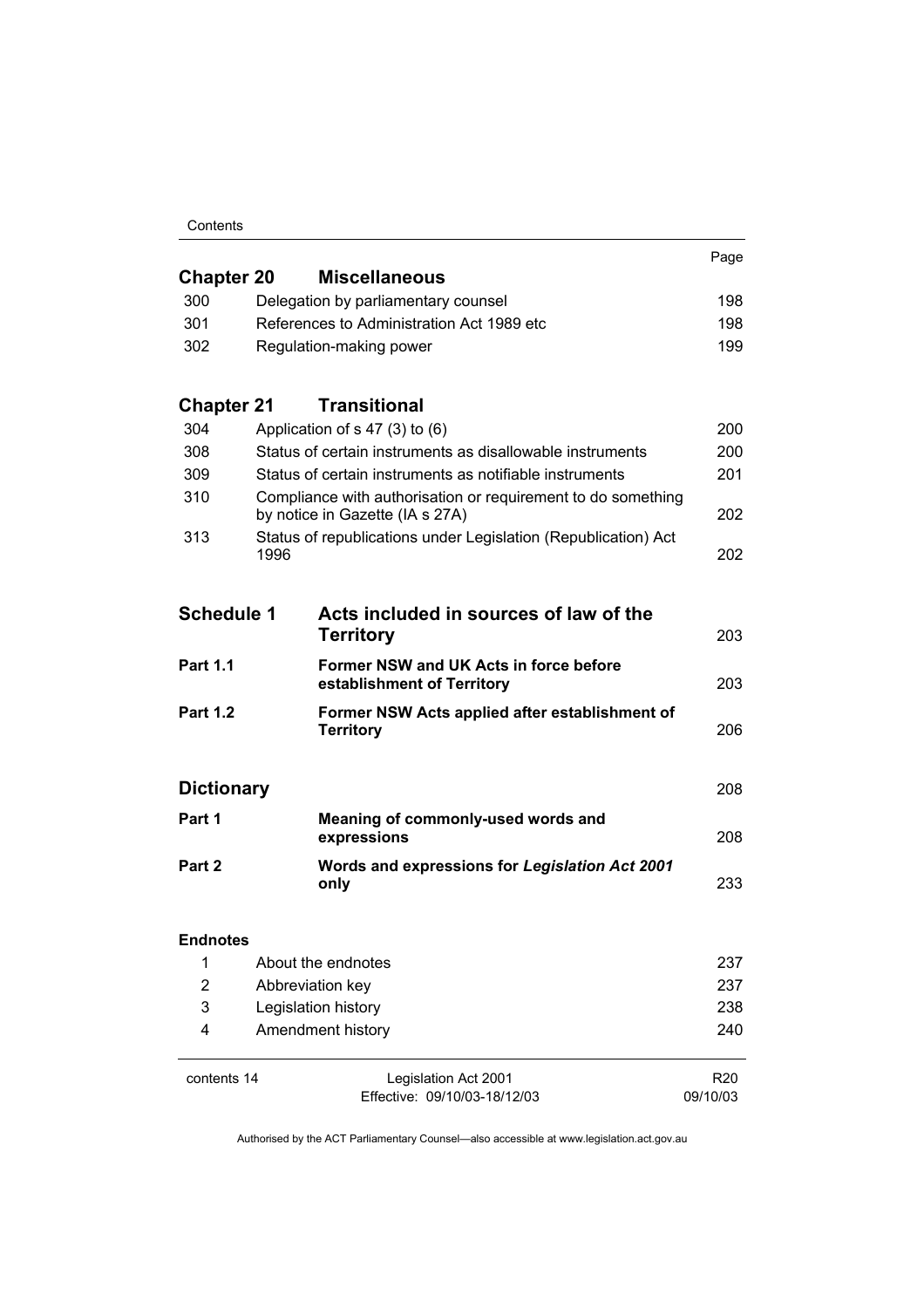| | | Page |
|---|---|---|
| **Chapter 20** | **Miscellaneous** | |
| 300 | Delegation by parliamentary counsel | 198 |
| 301 | References to Administration Act 1989 etc | 198 |
| 302 | Regulation-making power | 199 |
| **Chapter 21** | **Transitional** | |
| 304 | Application of s 47 (3) to (6) | 200 |
| 308 | Status of certain instruments as disallowable instruments | 200 |
| 309 | Status of certain instruments as notifiable instruments | 201 |
| 310 | Compliance with authorisation or requirement to do something by notice in Gazette (IA s 27A) | 202 |
| 313 | Status of republications under Legislation (Republication) Act 1996 | 202 |
| **Schedule 1** | **Acts included in sources of law of the Territory** | 203 |
| **Part 1.1** | **Former NSW and UK Acts in force before establishment of Territory** | 203 |
| **Part 1.2** | **Former NSW Acts applied after establishment of Territory** | 206 |
| **Dictionary** | | 208 |
| **Part 1** | **Meaning of commonly-used words and expressions** | 208 |
| **Part 2** | **Words and expressions for *Legislation Act 2001* only** | 233 |
| **Endnotes** | | |
| 1 | About the endnotes | 237 |
| 2 | Abbreviation key | 237 |
| 3 | Legislation history | 238 |
| 4 | Amendment history | 240 |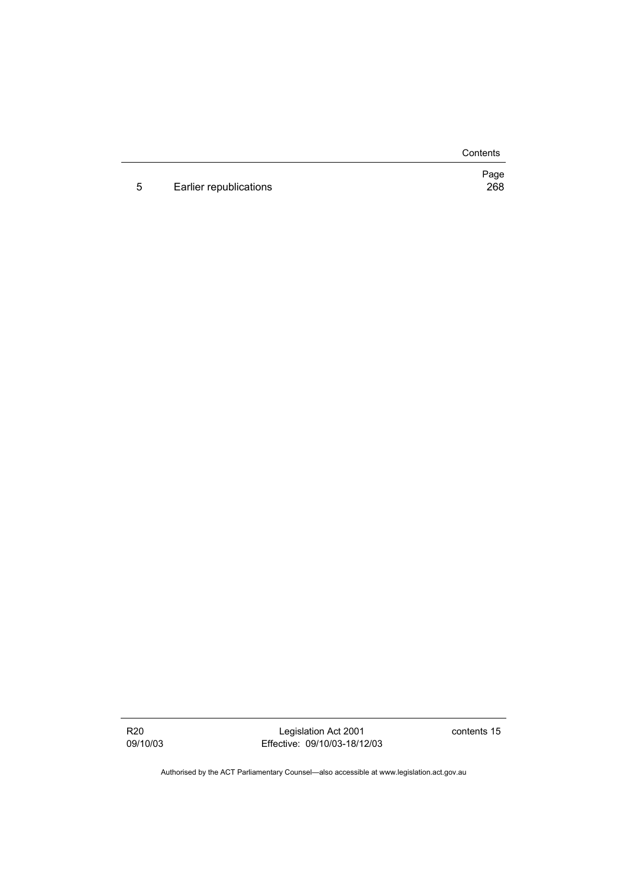| | | Page |
|---|---|---|
| 5 | Earlier republications | 268 |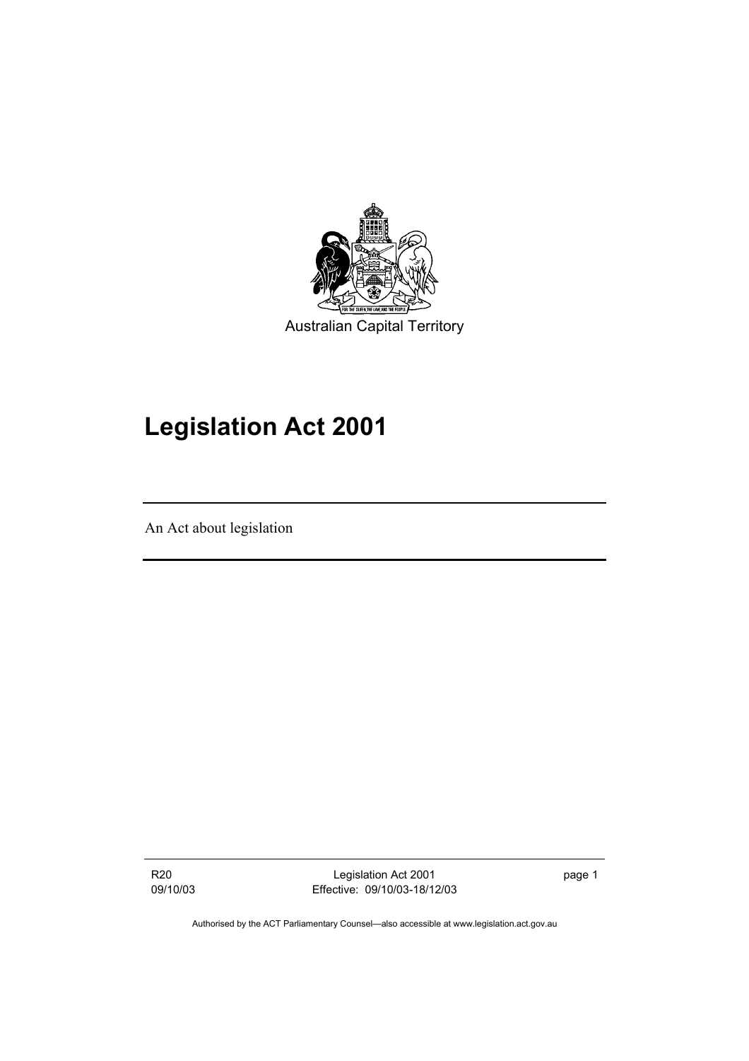Australian Capital Territory

# Legislation Act 2001

An Act about legislation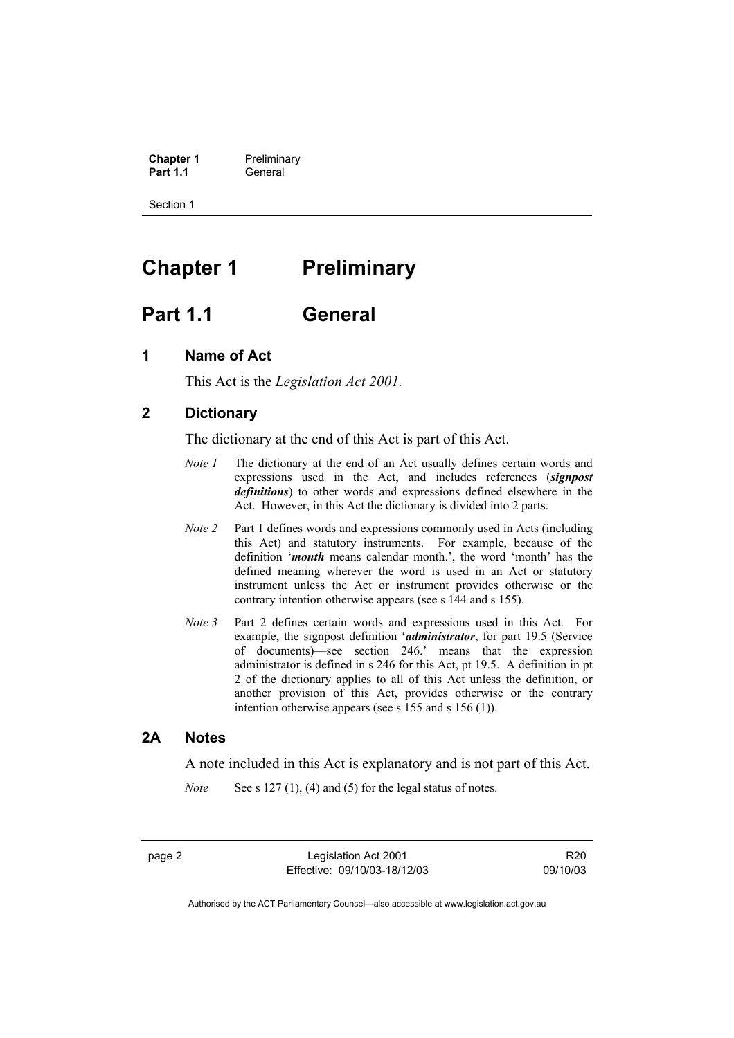# Chapter 1 Preliminary

## Part 1.1 General

### 1 Name of Act

This Act is the *Legislation Act 2001.*

### 2 Dictionary

The dictionary at the end of this Act is part of this Act.

*Note 1* The dictionary at the end of an Act usually defines certain words and expressions used in the Act, and includes references (***signpost definitions***) to other words and expressions defined elsewhere in the Act. However, in this Act the dictionary is divided into 2 parts.

*Note 2* Part 1 defines words and expressions commonly used in Acts (including this Act) and statutory instruments. For example, because of the definition '***month*** means calendar month.', the word 'month' has the defined meaning wherever the word is used in an Act or statutory instrument unless the Act or instrument provides otherwise or the contrary intention otherwise appears (see s 144 and s 155).

*Note 3* Part 2 defines certain words and expressions used in this Act. For example, the signpost definition '***administrator***, for part 19.5 (Service of documents)—see section 246.' means that the expression administrator is defined in s 246 for this Act, pt 19.5. A definition in pt 2 of the dictionary applies to all of this Act unless the definition, or another provision of this Act, provides otherwise or the contrary intention otherwise appears (see s 155 and s 156 (1)).

### 2A Notes

A note included in this Act is explanatory and is not part of this Act.

*Note* See s 127 (1), (4) and (5) for the legal status of notes.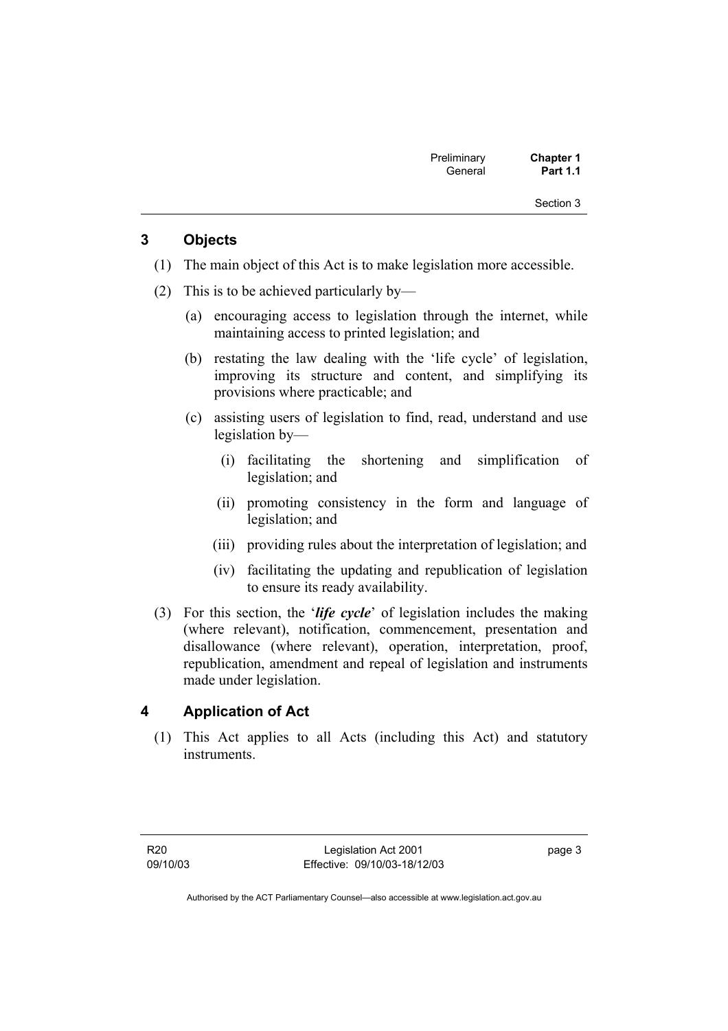## 3 Objects

(1) The main object of this Act is to make legislation more accessible.

(2) This is to be achieved particularly by—

(a) encouraging access to legislation through the internet, while maintaining access to printed legislation; and

(b) restating the law dealing with the 'life cycle' of legislation, improving its structure and content, and simplifying its provisions where practicable; and

(c) assisting users of legislation to find, read, understand and use legislation by—

(i) facilitating the shortening and simplification of legislation; and

(ii) promoting consistency in the form and language of legislation; and

(iii) providing rules about the interpretation of legislation; and

(iv) facilitating the updating and republication of legislation to ensure its ready availability.

(3) For this section, the '***life cycle***' of legislation includes the making (where relevant), notification, commencement, presentation and disallowance (where relevant), operation, interpretation, proof, republication, amendment and repeal of legislation and instruments made under legislation.

## 4 Application of Act

(1) This Act applies to all Acts (including this Act) and statutory instruments.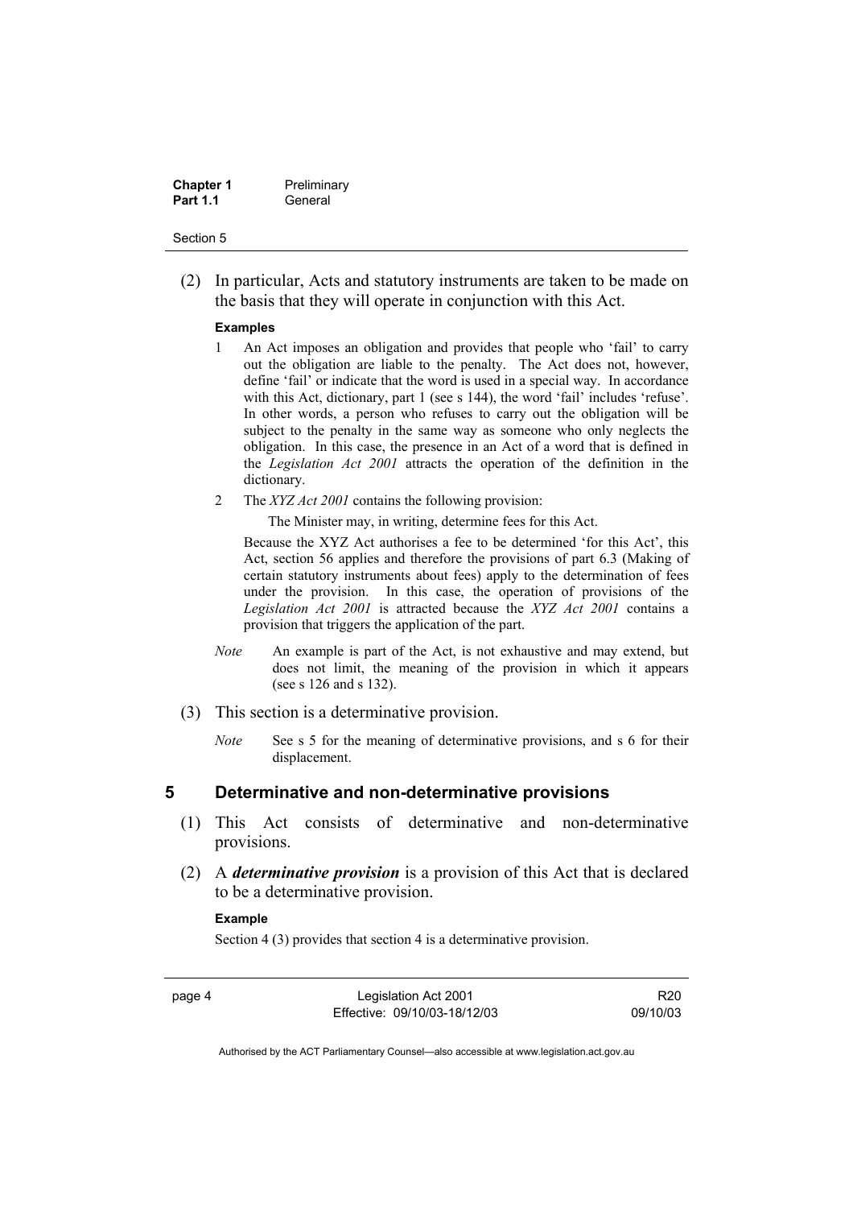(2) In particular, Acts and statutory instruments are taken to be made on the basis that they will operate in conjunction with this Act.

**Examples**

1 An Act imposes an obligation and provides that people who 'fail' to carry out the obligation are liable to the penalty. The Act does not, however, define 'fail' or indicate that the word is used in a special way. In accordance with this Act, dictionary, part 1 (see s 144), the word 'fail' includes 'refuse'. In other words, a person who refuses to carry out the obligation will be subject to the penalty in the same way as someone who only neglects the obligation. In this case, the presence in an Act of a word that is defined in the *Legislation Act 2001* attracts the operation of the definition in the dictionary.

2 The *XYZ Act 2001* contains the following provision:

The Minister may, in writing, determine fees for this Act.

Because the XYZ Act authorises a fee to be determined 'for this Act', this Act, section 56 applies and therefore the provisions of part 6.3 (Making of certain statutory instruments about fees) apply to the determination of fees under the provision. In this case, the operation of provisions of the *Legislation Act 2001* is attracted because the *XYZ Act 2001* contains a provision that triggers the application of the part.

*Note* An example is part of the Act, is not exhaustive and may extend, but does not limit, the meaning of the provision in which it appears (see s 126 and s 132).

(3) This section is a determinative provision.

*Note* See s 5 for the meaning of determinative provisions, and s 6 for their displacement.

## 5 Determinative and non-determinative provisions

(1) This Act consists of determinative and non-determinative provisions.

(2) A ***determinative provision*** is a provision of this Act that is declared to be a determinative provision.

**Example**

Section 4 (3) provides that section 4 is a determinative provision.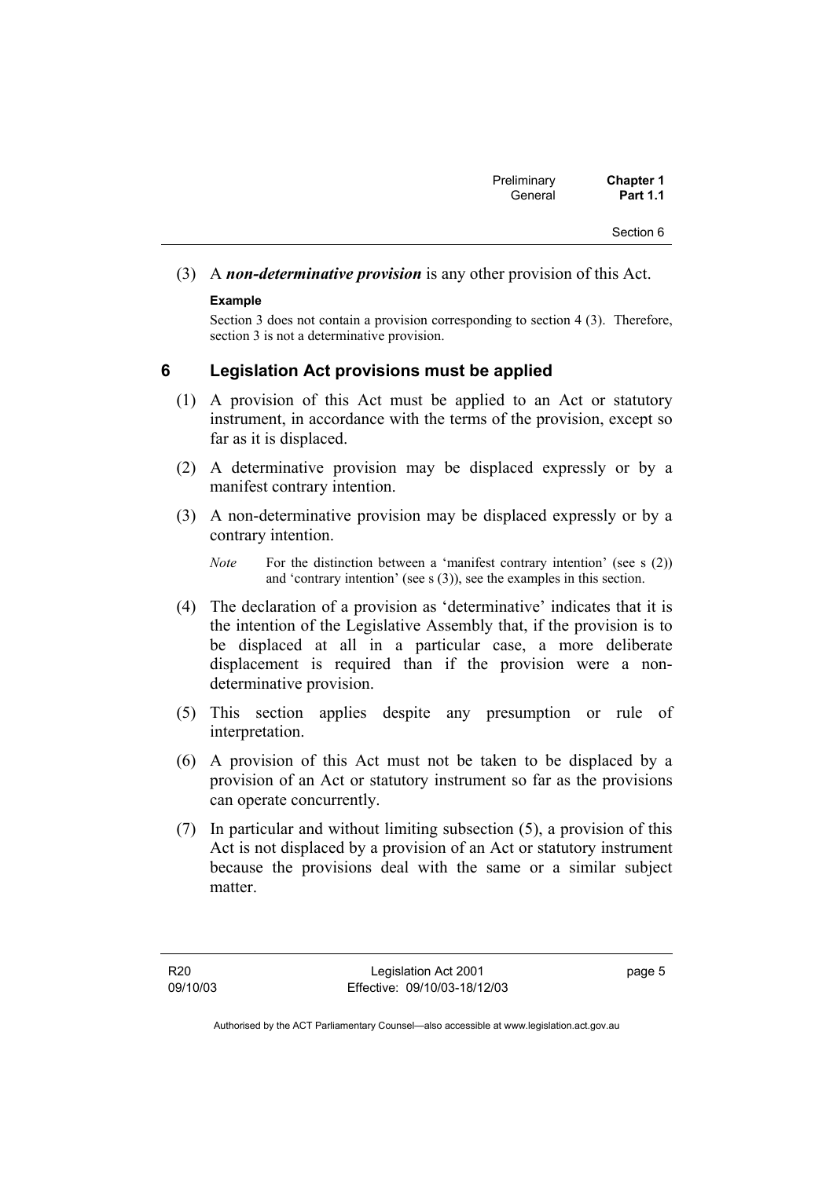(3) A ***non-determinative provision*** is any other provision of this Act.

**Example**

Section 3 does not contain a provision corresponding to section 4 (3). Therefore, section 3 is not a determinative provision.

## 6 Legislation Act provisions must be applied

(1) A provision of this Act must be applied to an Act or statutory instrument, in accordance with the terms of the provision, except so far as it is displaced.

(2) A determinative provision may be displaced expressly or by a manifest contrary intention.

(3) A non-determinative provision may be displaced expressly or by a contrary intention.

*Note* For the distinction between a 'manifest contrary intention' (see s (2)) and 'contrary intention' (see s (3)), see the examples in this section.

(4) The declaration of a provision as 'determinative' indicates that it is the intention of the Legislative Assembly that, if the provision is to be displaced at all in a particular case, a more deliberate displacement is required than if the provision were a non-determinative provision.

(5) This section applies despite any presumption or rule of interpretation.

(6) A provision of this Act must not be taken to be displaced by a provision of an Act or statutory instrument so far as the provisions can operate concurrently.

(7) In particular and without limiting subsection (5), a provision of this Act is not displaced by a provision of an Act or statutory instrument because the provisions deal with the same or a similar subject matter.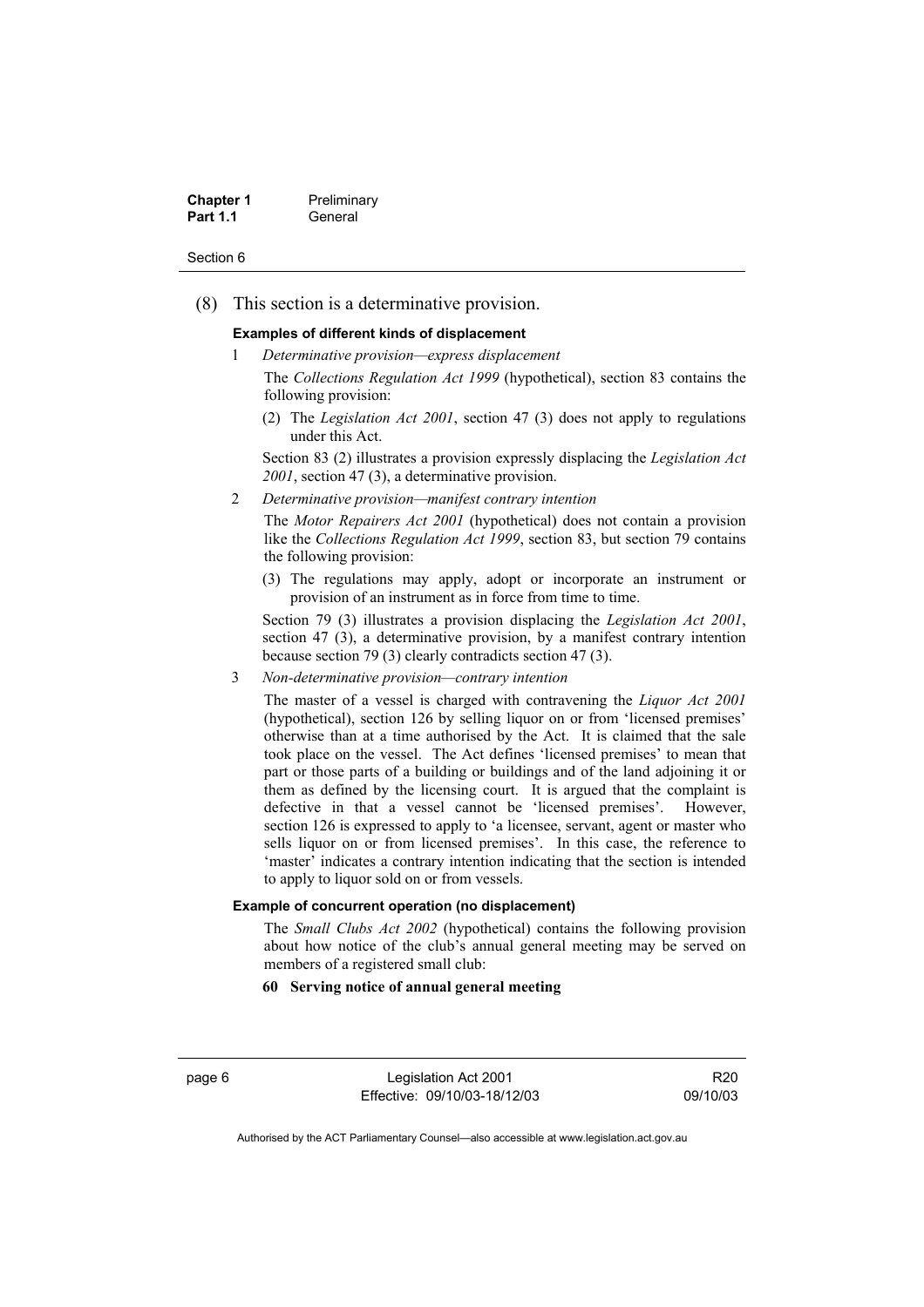(8) This section is a determinative provision.

**Examples of different kinds of displacement**

1 *Determinative provision—express displacement*

The *Collections Regulation Act 1999* (hypothetical), section 83 contains the following provision:

(2) The *Legislation Act 2001*, section 47 (3) does not apply to regulations under this Act.

Section 83 (2) illustrates a provision expressly displacing the *Legislation Act 2001*, section 47 (3), a determinative provision.

2 *Determinative provision—manifest contrary intention*

The *Motor Repairers Act 2001* (hypothetical) does not contain a provision like the *Collections Regulation Act 1999*, section 83, but section 79 contains the following provision:

(3) The regulations may apply, adopt or incorporate an instrument or provision of an instrument as in force from time to time.

Section 79 (3) illustrates a provision displacing the *Legislation Act 2001*, section 47 (3), a determinative provision, by a manifest contrary intention because section 79 (3) clearly contradicts section 47 (3).

3 *Non-determinative provision—contrary intention*

The master of a vessel is charged with contravening the *Liquor Act 2001* (hypothetical), section 126 by selling liquor on or from 'licensed premises' otherwise than at a time authorised by the Act. It is claimed that the sale took place on the vessel. The Act defines 'licensed premises' to mean that part or those parts of a building or buildings and of the land adjoining it or them as defined by the licensing court. It is argued that the complaint is defective in that a vessel cannot be 'licensed premises'. However, section 126 is expressed to apply to 'a licensee, servant, agent or master who sells liquor on or from licensed premises'. In this case, the reference to 'master' indicates a contrary intention indicating that the section is intended to apply to liquor sold on or from vessels.

**Example of concurrent operation (no displacement)**

The *Small Clubs Act 2002* (hypothetical) contains the following provision about how notice of the club's annual general meeting may be served on members of a registered small club:

**60 Serving notice of annual general meeting**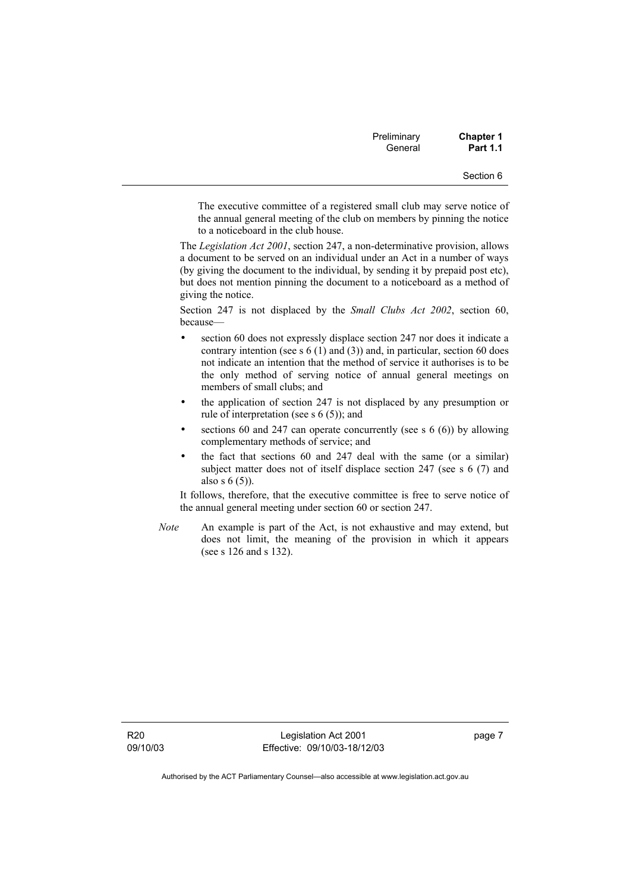The executive committee of a registered small club may serve notice of the annual general meeting of the club on members by pinning the notice to a noticeboard in the club house.

The *Legislation Act 2001*, section 247, a non-determinative provision, allows a document to be served on an individual under an Act in a number of ways (by giving the document to the individual, by sending it by prepaid post etc), but does not mention pinning the document to a noticeboard as a method of giving the notice.

Section 247 is not displaced by the *Small Clubs Act 2002*, section 60, because—

- section 60 does not expressly displace section 247 nor does it indicate a contrary intention (see s 6 (1) and (3)) and, in particular, section 60 does not indicate an intention that the method of service it authorises is to be the only method of serving notice of annual general meetings on members of small clubs; and
- the application of section 247 is not displaced by any presumption or rule of interpretation (see s 6 (5)); and
- sections 60 and 247 can operate concurrently (see s 6 (6)) by allowing complementary methods of service; and
- the fact that sections 60 and 247 deal with the same (or a similar) subject matter does not of itself displace section 247 (see s 6 (7) and also s 6 (5)).

It follows, therefore, that the executive committee is free to serve notice of the annual general meeting under section 60 or section 247.

*Note* An example is part of the Act, is not exhaustive and may extend, but does not limit, the meaning of the provision in which it appears (see s 126 and s 132).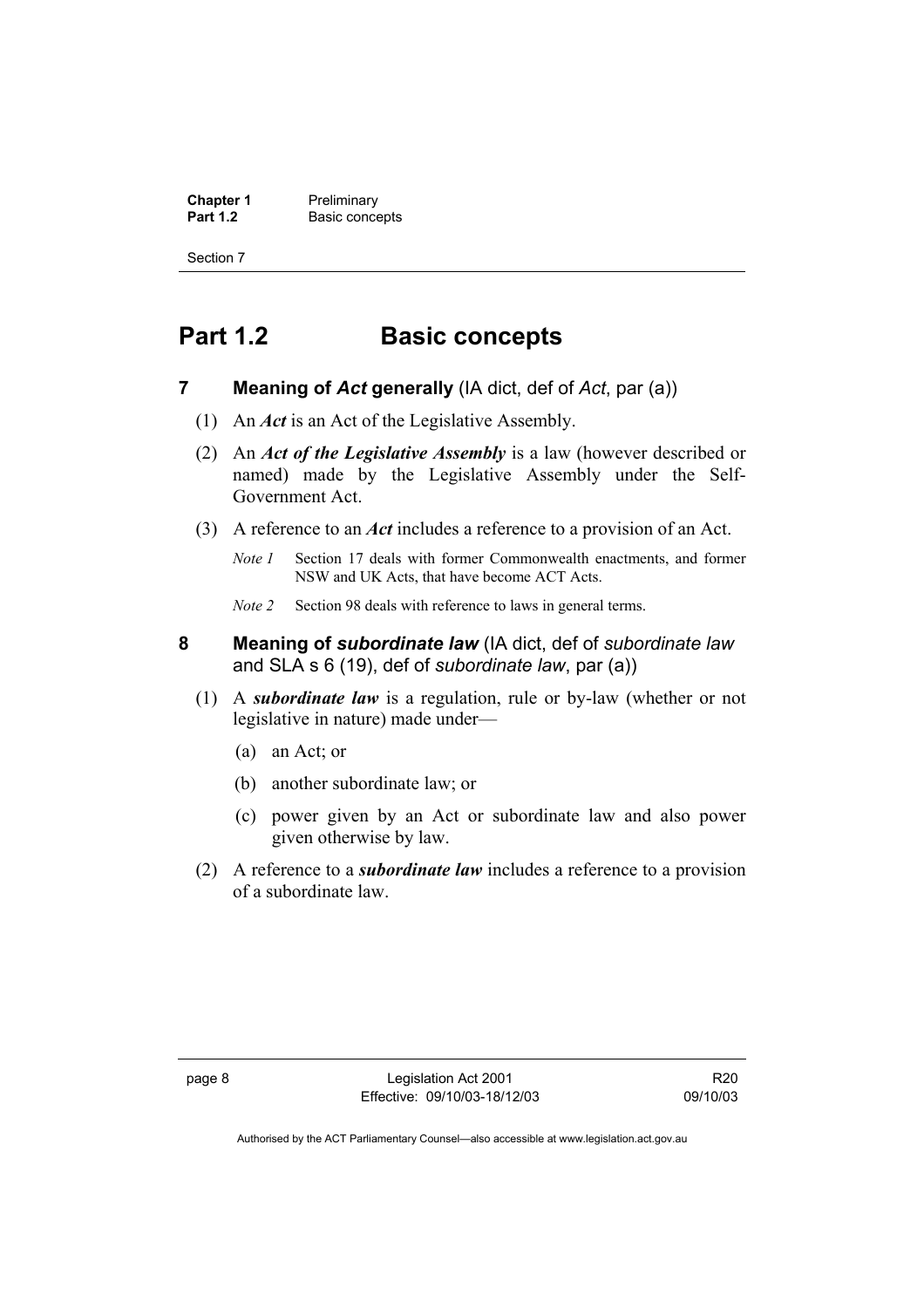# Part 1.2 Basic concepts

## 7 Meaning of *Act* generally (IA dict, def of *Act*, par (a))

(1) An ***Act*** is an Act of the Legislative Assembly.

(2) An ***Act of the Legislative Assembly*** is a law (however described or named) made by the Legislative Assembly under the Self-Government Act.

(3) A reference to an ***Act*** includes a reference to a provision of an Act.

*Note 1* Section 17 deals with former Commonwealth enactments, and former NSW and UK Acts, that have become ACT Acts.

*Note 2* Section 98 deals with reference to laws in general terms.

## 8 Meaning of *subordinate law* (IA dict, def of *subordinate law* and SLA s 6 (19), def of *subordinate law*, par (a))

(1) A ***subordinate law*** is a regulation, rule or by-law (whether or not legislative in nature) made under—

(a) an Act; or

(b) another subordinate law; or

(c) power given by an Act or subordinate law and also power given otherwise by law.

(2) A reference to a ***subordinate law*** includes a reference to a provision of a subordinate law.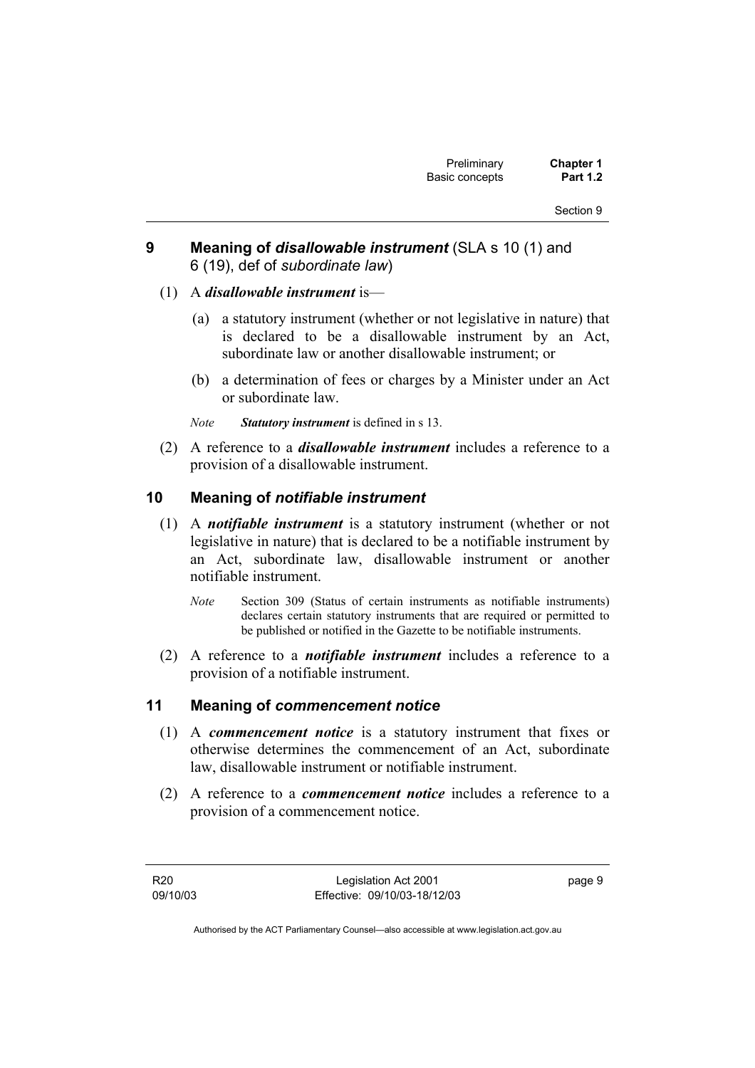## 9 Meaning of ***disallowable instrument*** (SLA s 10 (1) and 6 (19), def of *subordinate law*)

(1) A ***disallowable instrument*** is—

(a) a statutory instrument (whether or not legislative in nature) that is declared to be a disallowable instrument by an Act, subordinate law or another disallowable instrument; or

(b) a determination of fees or charges by a Minister under an Act or subordinate law.

*Note* ***Statutory instrument*** is defined in s 13.

(2) A reference to a ***disallowable instrument*** includes a reference to a provision of a disallowable instrument.

## 10 Meaning of ***notifiable instrument***

(1) A ***notifiable instrument*** is a statutory instrument (whether or not legislative in nature) that is declared to be a notifiable instrument by an Act, subordinate law, disallowable instrument or another notifiable instrument.

*Note* Section 309 (Status of certain instruments as notifiable instruments) declares certain statutory instruments that are required or permitted to be published or notified in the Gazette to be notifiable instruments.

(2) A reference to a ***notifiable instrument*** includes a reference to a provision of a notifiable instrument.

## 11 Meaning of ***commencement notice***

(1) A ***commencement notice*** is a statutory instrument that fixes or otherwise determines the commencement of an Act, subordinate law, disallowable instrument or notifiable instrument.

(2) A reference to a ***commencement notice*** includes a reference to a provision of a commencement notice.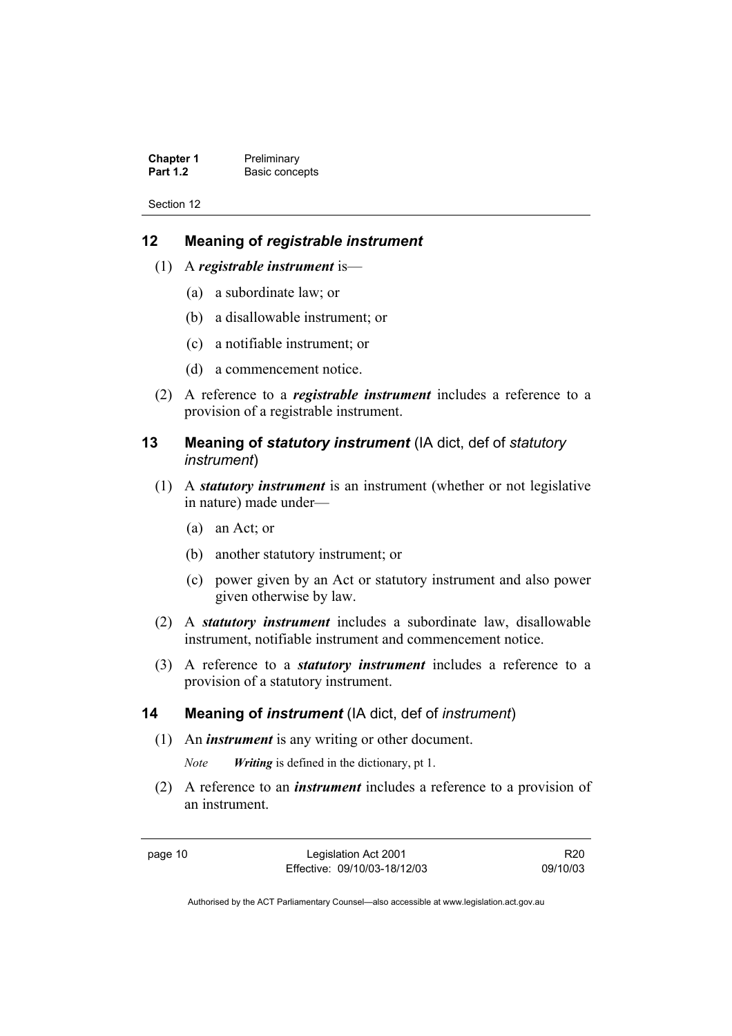## 12 Meaning of *registrable instrument*

(1) A ***registrable instrument*** is—

(a) a subordinate law; or

(b) a disallowable instrument; or

(c) a notifiable instrument; or

(d) a commencement notice.

(2) A reference to a ***registrable instrument*** includes a reference to a provision of a registrable instrument.

## 13 Meaning of *statutory instrument* (IA dict, def of *statutory instrument*)

(1) A ***statutory instrument*** is an instrument (whether or not legislative in nature) made under—

(a) an Act; or

(b) another statutory instrument; or

(c) power given by an Act or statutory instrument and also power given otherwise by law.

(2) A ***statutory instrument*** includes a subordinate law, disallowable instrument, notifiable instrument and commencement notice.

(3) A reference to a ***statutory instrument*** includes a reference to a provision of a statutory instrument.

## 14 Meaning of *instrument* (IA dict, def of *instrument*)

(1) An ***instrument*** is any writing or other document.

*Note* ***Writing*** is defined in the dictionary, pt 1.

(2) A reference to an ***instrument*** includes a reference to a provision of an instrument.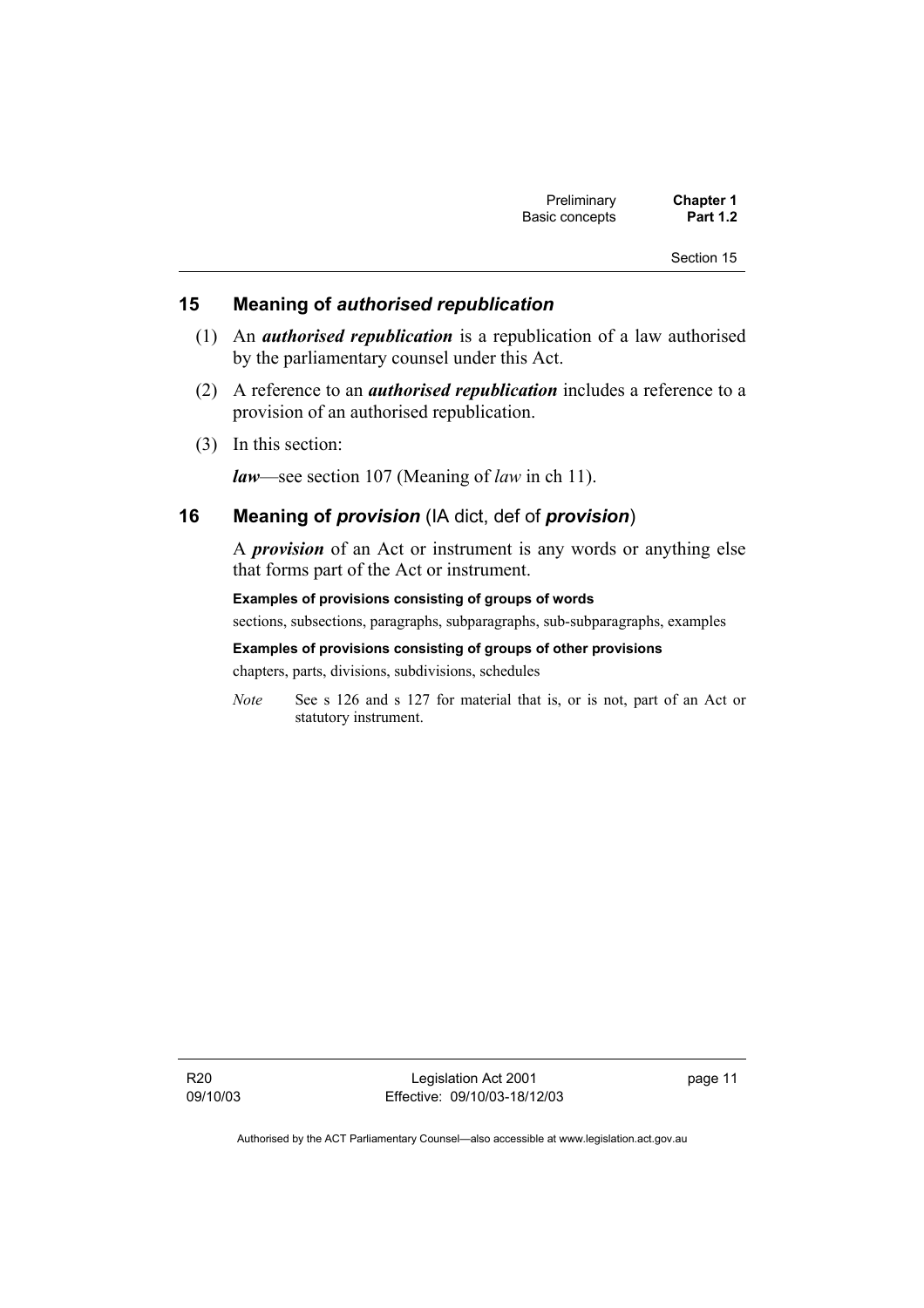## 15 Meaning of *authorised republication*

(1) An ***authorised republication*** is a republication of a law authorised by the parliamentary counsel under this Act.

(2) A reference to an ***authorised republication*** includes a reference to a provision of an authorised republication.

(3) In this section:

***law***—see section 107 (Meaning of *law* in ch 11).

## 16 Meaning of *provision* (IA dict, def of *provision*)

A ***provision*** of an Act or instrument is any words or anything else that forms part of the Act or instrument.

**Examples of provisions consisting of groups of words**

sections, subsections, paragraphs, subparagraphs, sub-subparagraphs, examples

**Examples of provisions consisting of groups of other provisions**

chapters, parts, divisions, subdivisions, schedules

*Note* See s 126 and s 127 for material that is, or is not, part of an Act or statutory instrument.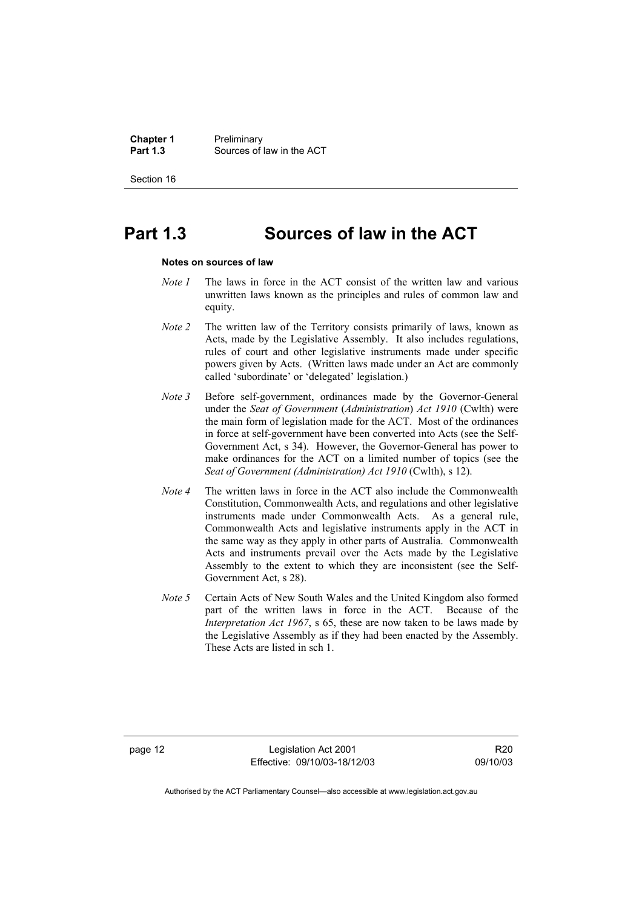# Part 1.3 Sources of law in the ACT

**Notes on sources of law**

*Note 1* The laws in force in the ACT consist of the written law and various unwritten laws known as the principles and rules of common law and equity.

*Note 2* The written law of the Territory consists primarily of laws, known as Acts, made by the Legislative Assembly. It also includes regulations, rules of court and other legislative instruments made under specific powers given by Acts. (Written laws made under an Act are commonly called 'subordinate' or 'delegated' legislation.)

*Note 3* Before self-government, ordinances made by the Governor-General under the *Seat of Government* (*Administration*) *Act 1910* (Cwlth) were the main form of legislation made for the ACT. Most of the ordinances in force at self-government have been converted into Acts (see the Self-Government Act, s 34). However, the Governor-General has power to make ordinances for the ACT on a limited number of topics (see the *Seat of Government (Administration) Act 1910* (Cwlth), s 12).

*Note 4* The written laws in force in the ACT also include the Commonwealth Constitution, Commonwealth Acts, and regulations and other legislative instruments made under Commonwealth Acts. As a general rule, Commonwealth Acts and legislative instruments apply in the ACT in the same way as they apply in other parts of Australia. Commonwealth Acts and instruments prevail over the Acts made by the Legislative Assembly to the extent to which they are inconsistent (see the Self-Government Act, s 28).

*Note 5* Certain Acts of New South Wales and the United Kingdom also formed part of the written laws in force in the ACT. Because of the *Interpretation Act 1967*, s 65, these are now taken to be laws made by the Legislative Assembly as if they had been enacted by the Assembly. These Acts are listed in sch 1.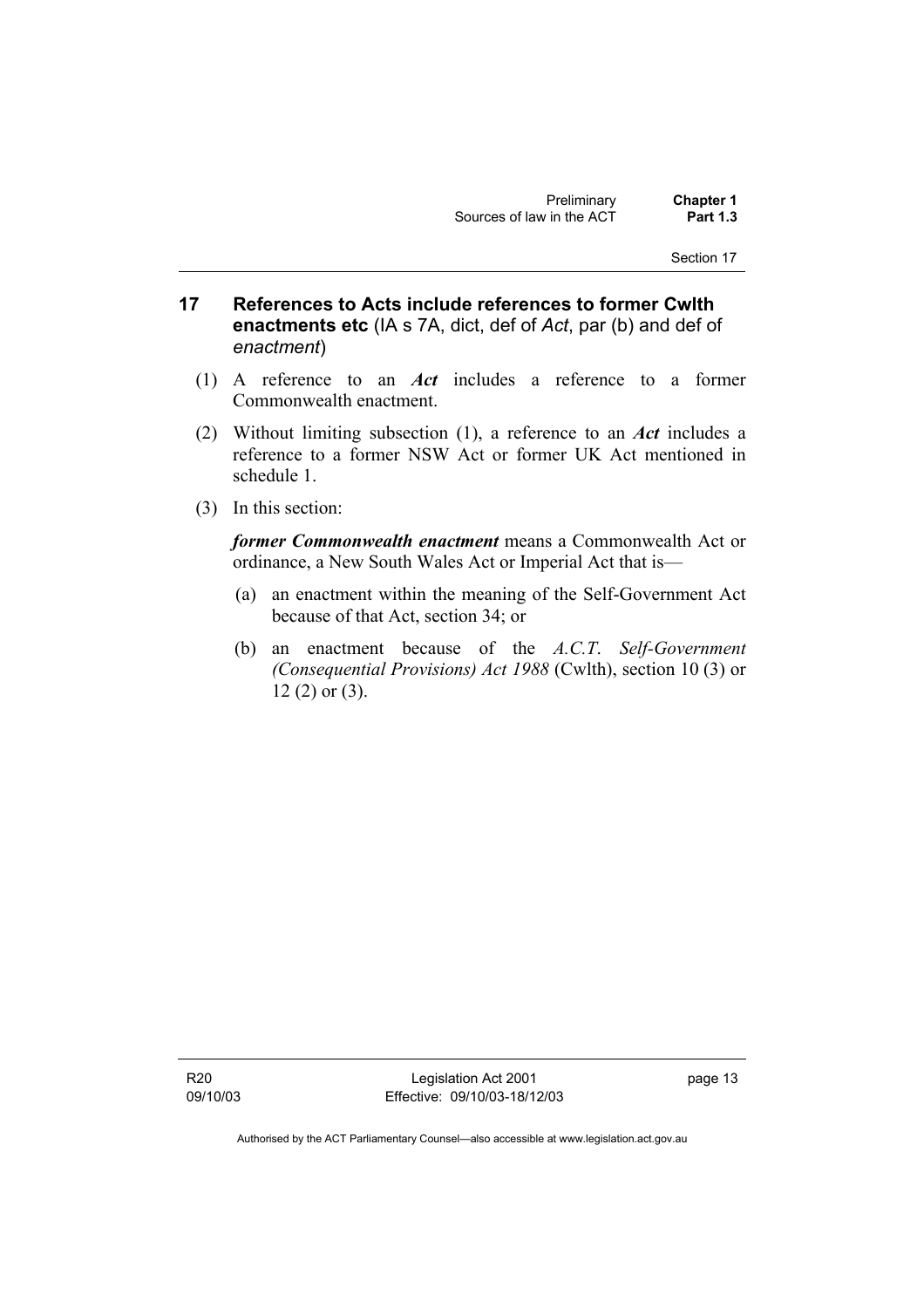## 17 References to Acts include references to former Cwlth enactments etc (IA s 7A, dict, def of *Act*, par (b) and def of *enactment*)

(1) A reference to an ***Act*** includes a reference to a former Commonwealth enactment.

(2) Without limiting subsection (1), a reference to an ***Act*** includes a reference to a former NSW Act or former UK Act mentioned in schedule 1.

(3) In this section:

***former Commonwealth enactment*** means a Commonwealth Act or ordinance, a New South Wales Act or Imperial Act that is—

(a) an enactment within the meaning of the Self-Government Act because of that Act, section 34; or

(b) an enactment because of the *A.C.T. Self-Government (Consequential Provisions) Act 1988* (Cwlth), section 10 (3) or 12 (2) or (3).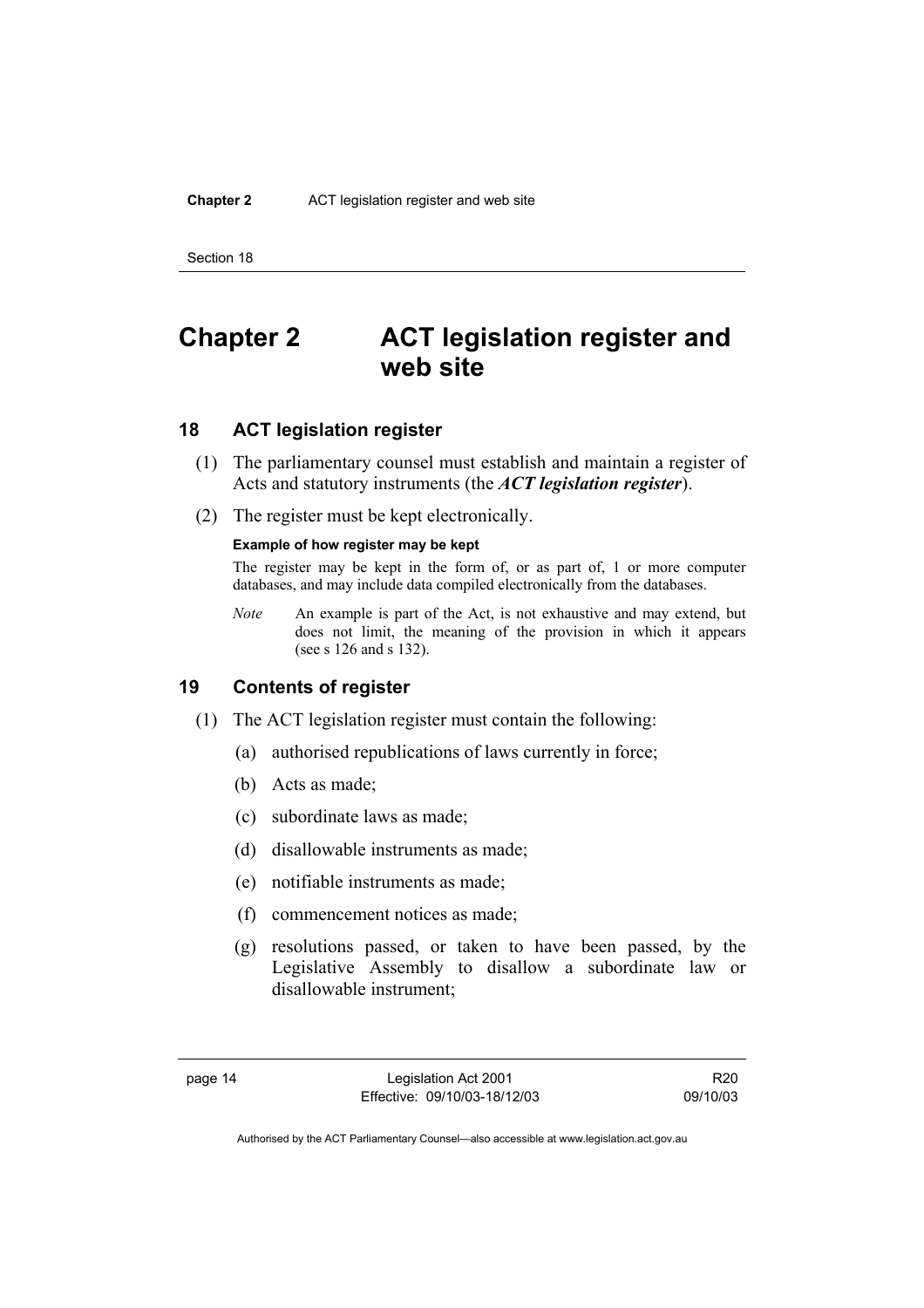# Chapter 2 ACT legislation register and web site

## 18 ACT legislation register

(1) The parliamentary counsel must establish and maintain a register of Acts and statutory instruments (the ***ACT legislation register***).

(2) The register must be kept electronically.

**Example of how register may be kept**

The register may be kept in the form of, or as part of, 1 or more computer databases, and may include data compiled electronically from the databases.

*Note* An example is part of the Act, is not exhaustive and may extend, but does not limit, the meaning of the provision in which it appears (see s 126 and s 132).

## 19 Contents of register

(1) The ACT legislation register must contain the following:

(a) authorised republications of laws currently in force;

(b) Acts as made;

(c) subordinate laws as made;

(d) disallowable instruments as made;

(e) notifiable instruments as made;

(f) commencement notices as made;

(g) resolutions passed, or taken to have been passed, by the Legislative Assembly to disallow a subordinate law or disallowable instrument;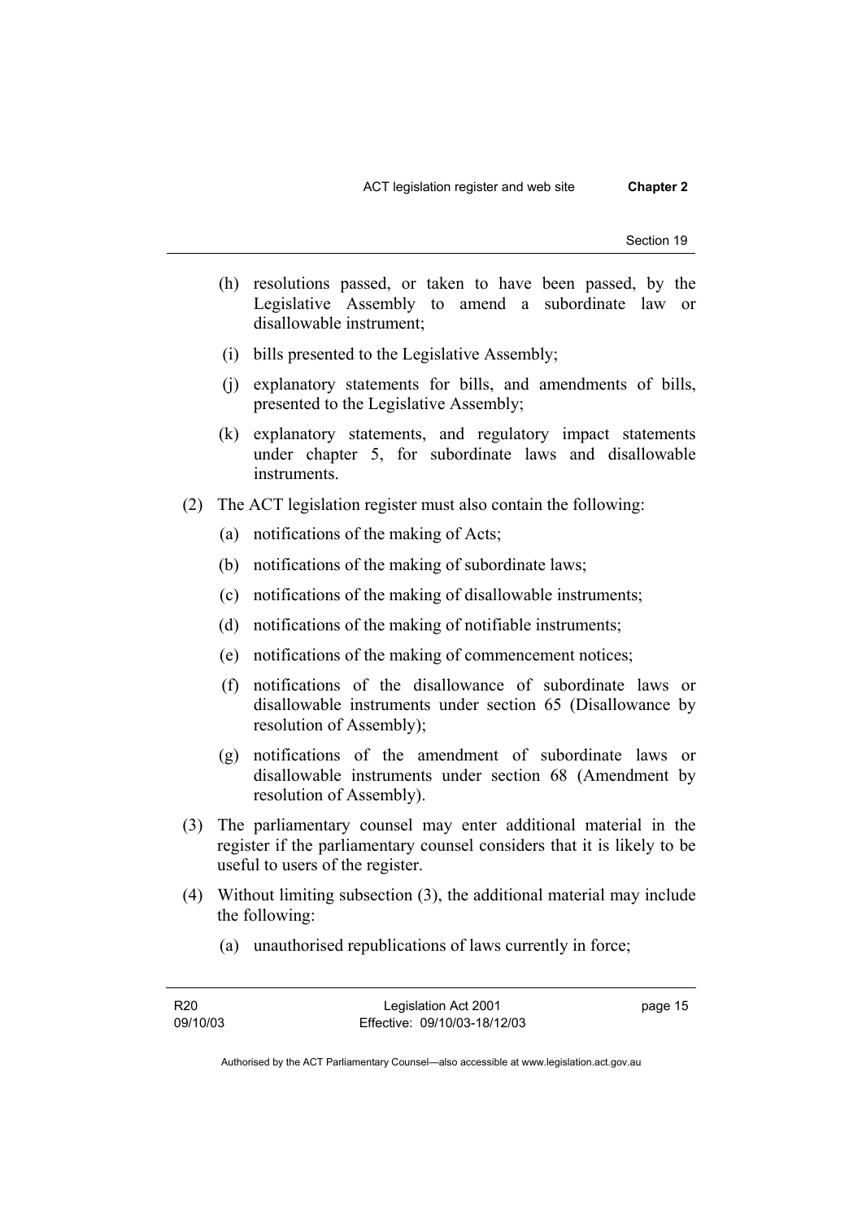(h) resolutions passed, or taken to have been passed, by the Legislative Assembly to amend a subordinate law or disallowable instrument;

(i) bills presented to the Legislative Assembly;

(j) explanatory statements for bills, and amendments of bills, presented to the Legislative Assembly;

(k) explanatory statements, and regulatory impact statements under chapter 5, for subordinate laws and disallowable instruments.

(2) The ACT legislation register must also contain the following:

(a) notifications of the making of Acts;

(b) notifications of the making of subordinate laws;

(c) notifications of the making of disallowable instruments;

(d) notifications of the making of notifiable instruments;

(e) notifications of the making of commencement notices;

(f) notifications of the disallowance of subordinate laws or disallowable instruments under section 65 (Disallowance by resolution of Assembly);

(g) notifications of the amendment of subordinate laws or disallowable instruments under section 68 (Amendment by resolution of Assembly).

(3) The parliamentary counsel may enter additional material in the register if the parliamentary counsel considers that it is likely to be useful to users of the register.

(4) Without limiting subsection (3), the additional material may include the following:

(a) unauthorised republications of laws currently in force;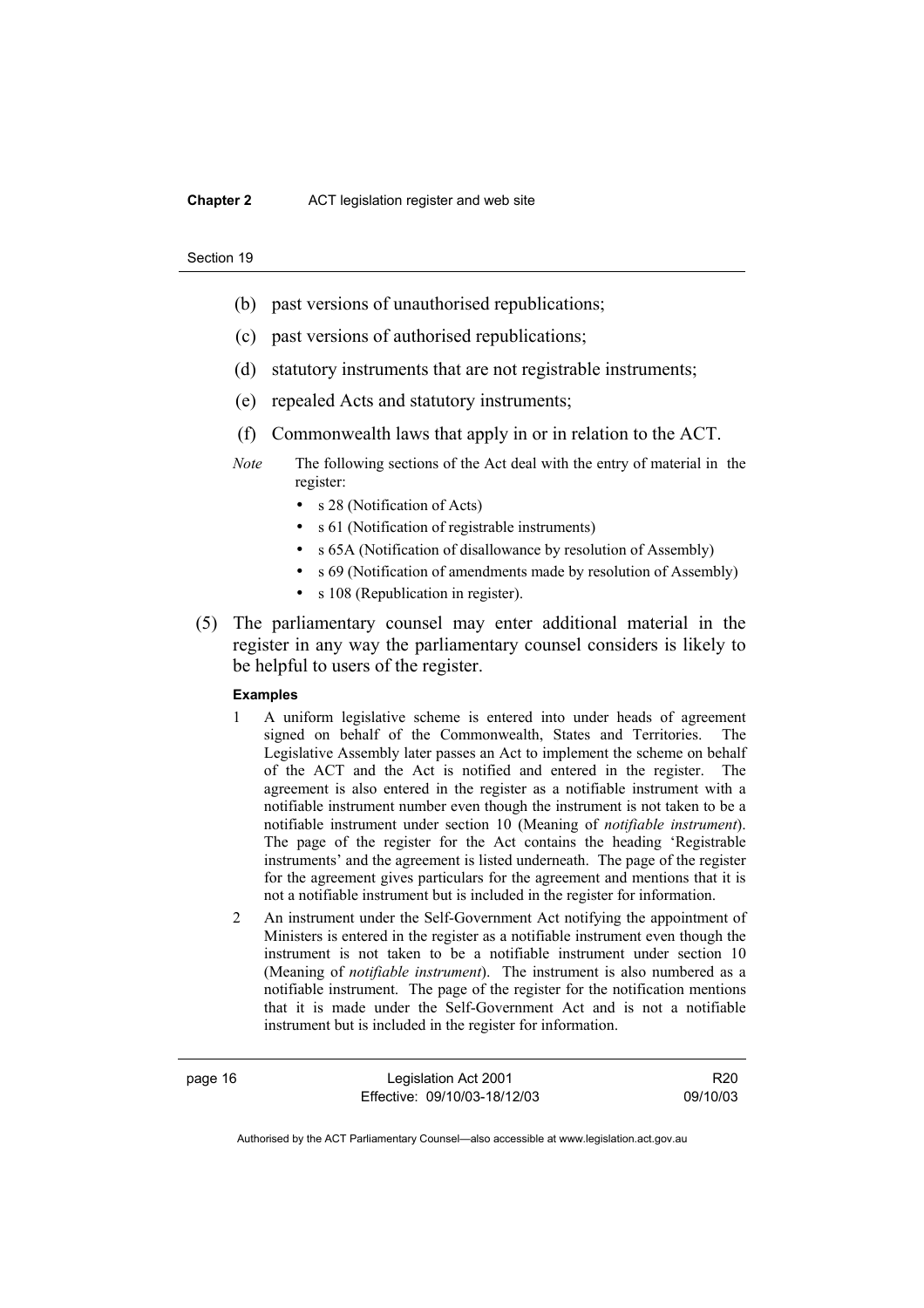(b) past versions of unauthorised republications;

(c) past versions of authorised republications;

(d) statutory instruments that are not registrable instruments;

(e) repealed Acts and statutory instruments;

(f) Commonwealth laws that apply in or in relation to the ACT.

*Note* The following sections of the Act deal with the entry of material in the register:

- s 28 (Notification of Acts)
- s 61 (Notification of registrable instruments)
- s 65A (Notification of disallowance by resolution of Assembly)
- s 69 (Notification of amendments made by resolution of Assembly)
- s 108 (Republication in register).

(5) The parliamentary counsel may enter additional material in the register in any way the parliamentary counsel considers is likely to be helpful to users of the register.

**Examples**

1 A uniform legislative scheme is entered into under heads of agreement signed on behalf of the Commonwealth, States and Territories. The Legislative Assembly later passes an Act to implement the scheme on behalf of the ACT and the Act is notified and entered in the register. The agreement is also entered in the register as a notifiable instrument with a notifiable instrument number even though the instrument is not taken to be a notifiable instrument under section 10 (Meaning of *notifiable instrument*). The page of the register for the Act contains the heading 'Registrable instruments' and the agreement is listed underneath. The page of the register for the agreement gives particulars for the agreement and mentions that it is not a notifiable instrument but is included in the register for information.

2 An instrument under the Self-Government Act notifying the appointment of Ministers is entered in the register as a notifiable instrument even though the instrument is not taken to be a notifiable instrument under section 10 (Meaning of *notifiable instrument*). The instrument is also numbered as a notifiable instrument. The page of the register for the notification mentions that it is made under the Self-Government Act and is not a notifiable instrument but is included in the register for information.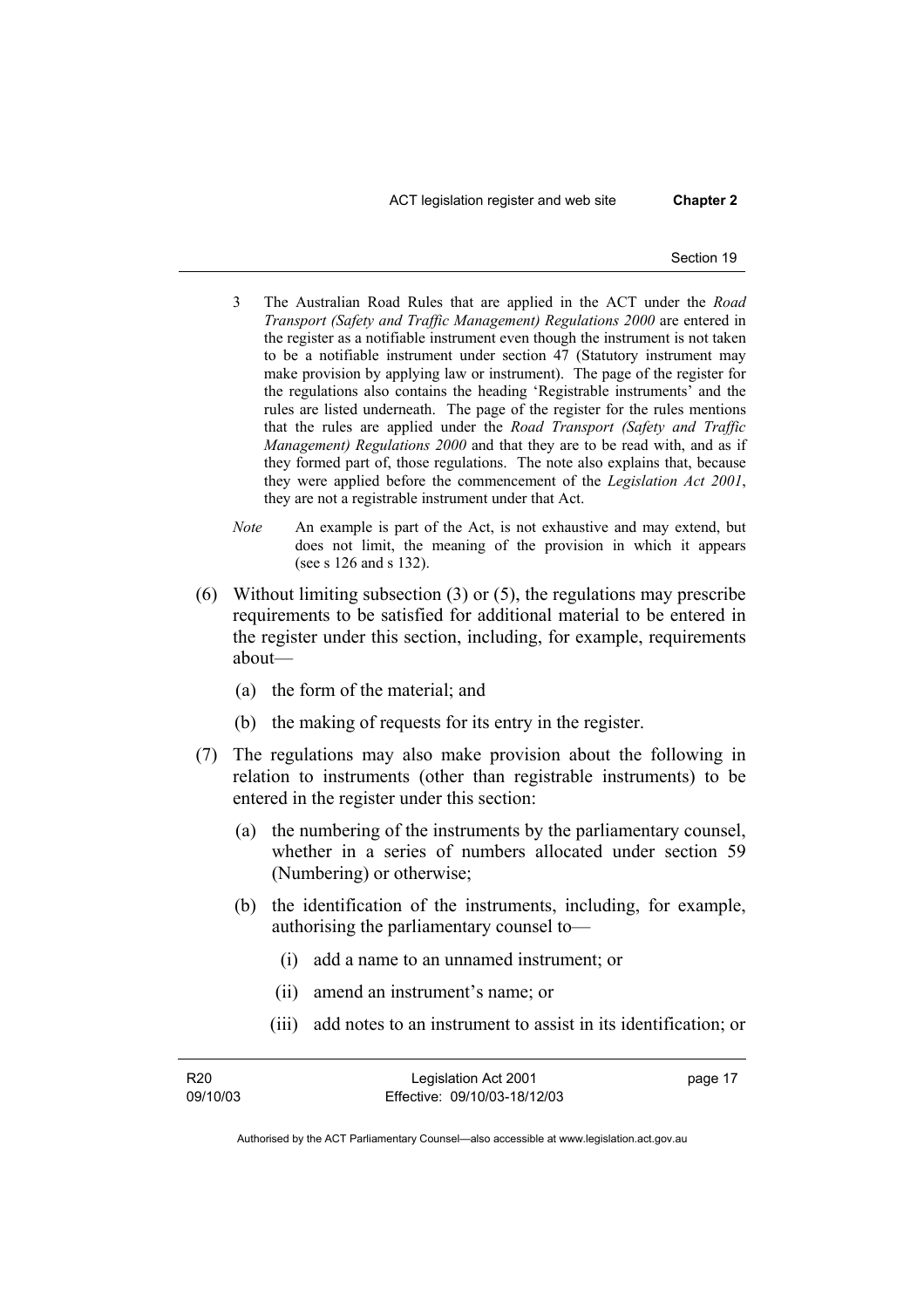3 The Australian Road Rules that are applied in the ACT under the *Road Transport (Safety and Traffic Management) Regulations 2000* are entered in the register as a notifiable instrument even though the instrument is not taken to be a notifiable instrument under section 47 (Statutory instrument may make provision by applying law or instrument). The page of the register for the regulations also contains the heading 'Registrable instruments' and the rules are listed underneath. The page of the register for the rules mentions that the rules are applied under the *Road Transport (Safety and Traffic Management) Regulations 2000* and that they are to be read with, and as if they formed part of, those regulations. The note also explains that, because they were applied before the commencement of the *Legislation Act 2001*, they are not a registrable instrument under that Act.

*Note* An example is part of the Act, is not exhaustive and may extend, but does not limit, the meaning of the provision in which it appears (see s 126 and s 132).

(6) Without limiting subsection (3) or (5), the regulations may prescribe requirements to be satisfied for additional material to be entered in the register under this section, including, for example, requirements about—

(a) the form of the material; and

(b) the making of requests for its entry in the register.

(7) The regulations may also make provision about the following in relation to instruments (other than registrable instruments) to be entered in the register under this section:

(a) the numbering of the instruments by the parliamentary counsel, whether in a series of numbers allocated under section 59 (Numbering) or otherwise;

(b) the identification of the instruments, including, for example, authorising the parliamentary counsel to—

(i) add a name to an unnamed instrument; or

(ii) amend an instrument's name; or

(iii) add notes to an instrument to assist in its identification; or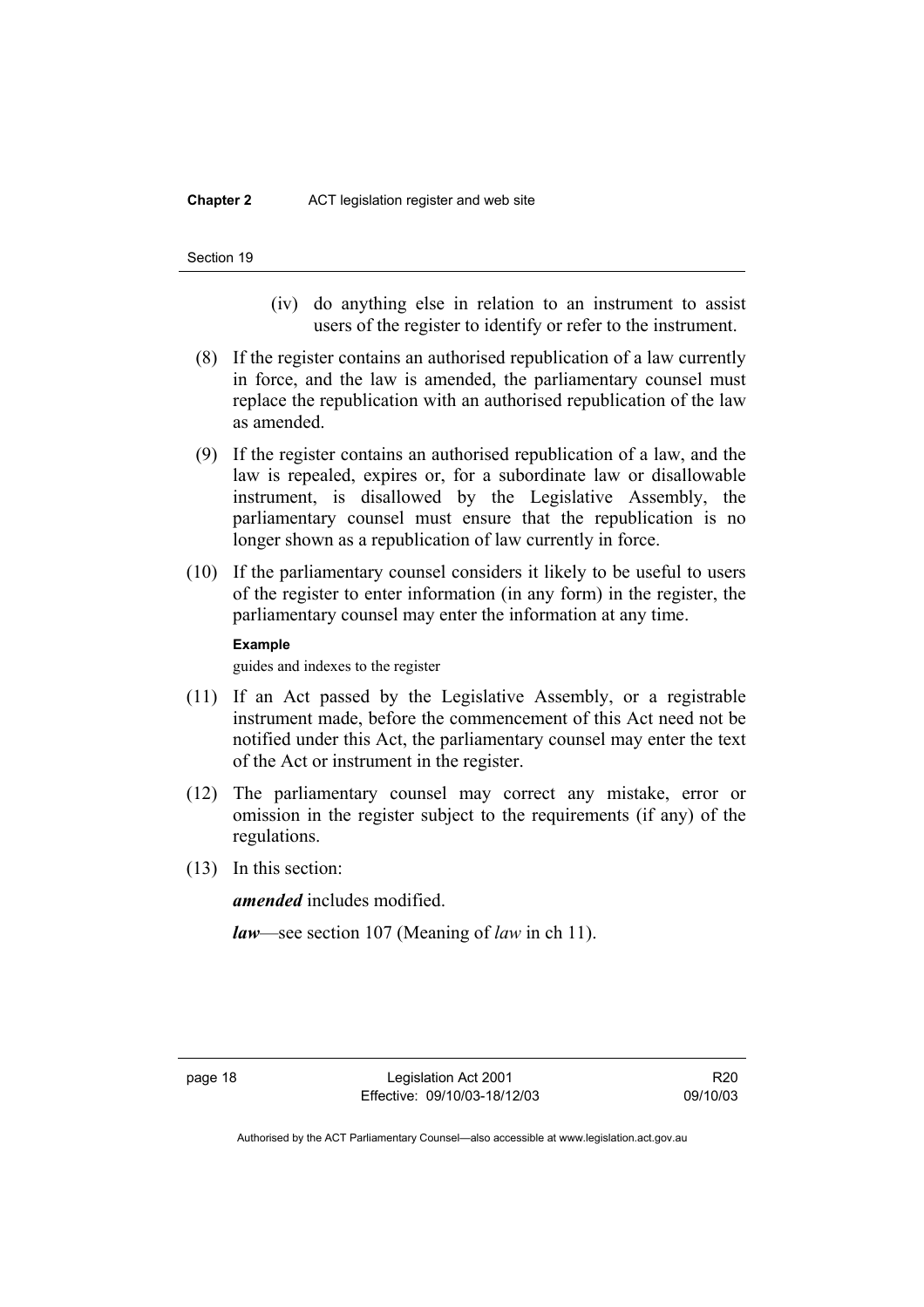(iv) do anything else in relation to an instrument to assist users of the register to identify or refer to the instrument.

(8) If the register contains an authorised republication of a law currently in force, and the law is amended, the parliamentary counsel must replace the republication with an authorised republication of the law as amended.

(9) If the register contains an authorised republication of a law, and the law is repealed, expires or, for a subordinate law or disallowable instrument, is disallowed by the Legislative Assembly, the parliamentary counsel must ensure that the republication is no longer shown as a republication of law currently in force.

(10) If the parliamentary counsel considers it likely to be useful to users of the register to enter information (in any form) in the register, the parliamentary counsel may enter the information at any time.

**Example**

guides and indexes to the register

(11) If an Act passed by the Legislative Assembly, or a registrable instrument made, before the commencement of this Act need not be notified under this Act, the parliamentary counsel may enter the text of the Act or instrument in the register.

(12) The parliamentary counsel may correct any mistake, error or omission in the register subject to the requirements (if any) of the regulations.

(13) In this section:

***amended*** includes modified.

***law***—see section 107 (Meaning of *law* in ch 11).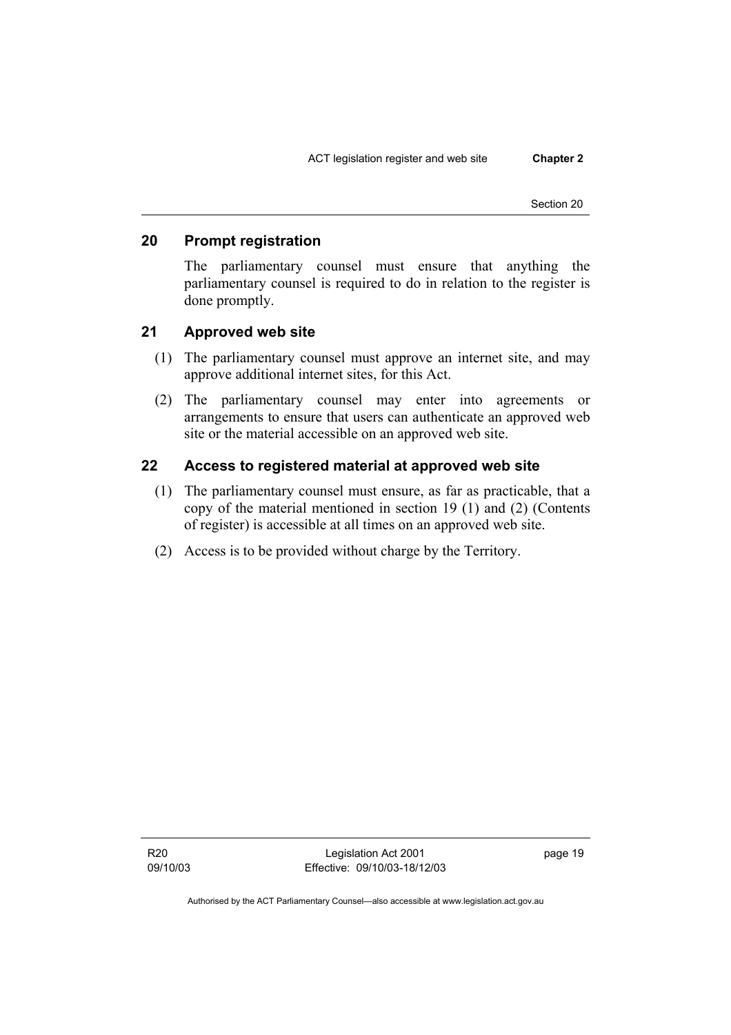## 20 Prompt registration

The parliamentary counsel must ensure that anything the parliamentary counsel is required to do in relation to the register is done promptly.

## 21 Approved web site

(1) The parliamentary counsel must approve an internet site, and may approve additional internet sites, for this Act.

(2) The parliamentary counsel may enter into agreements or arrangements to ensure that users can authenticate an approved web site or the material accessible on an approved web site.

## 22 Access to registered material at approved web site

(1) The parliamentary counsel must ensure, as far as practicable, that a copy of the material mentioned in section 19 (1) and (2) (Contents of register) is accessible at all times on an approved web site.

(2) Access is to be provided without charge by the Territory.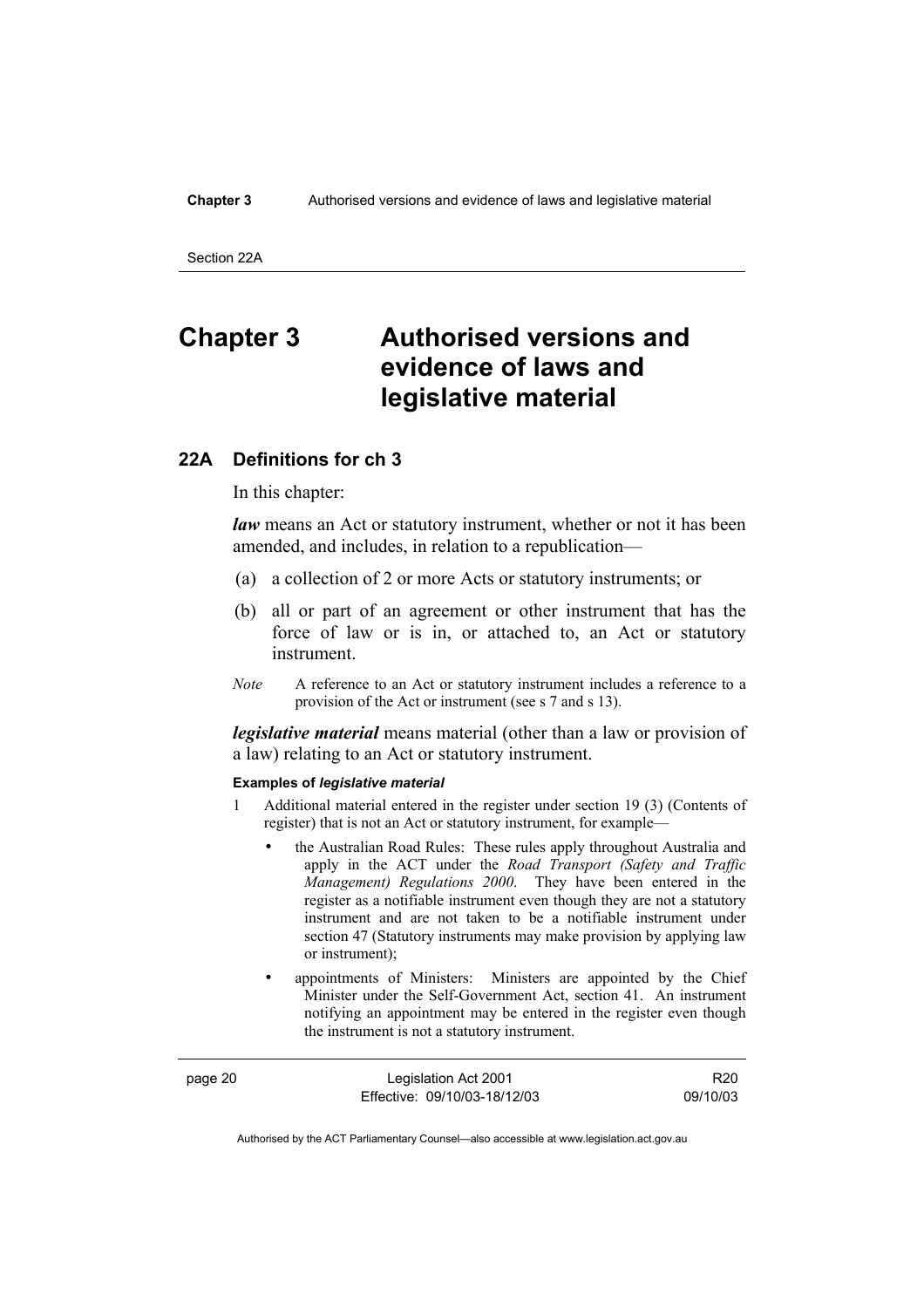# Chapter 3 Authorised versions and evidence of laws and legislative material

## 22A Definitions for ch 3

In this chapter:

***law*** means an Act or statutory instrument, whether or not it has been amended, and includes, in relation to a republication—

(a) a collection of 2 or more Acts or statutory instruments; or

(b) all or part of an agreement or other instrument that has the force of law or is in, or attached to, an Act or statutory instrument.

*Note* A reference to an Act or statutory instrument includes a reference to a provision of the Act or instrument (see s 7 and s 13).

***legislative material*** means material (other than a law or provision of a law) relating to an Act or statutory instrument.

**Examples of *legislative material***

1 Additional material entered in the register under section 19 (3) (Contents of register) that is not an Act or statutory instrument, for example—

- the Australian Road Rules: These rules apply throughout Australia and apply in the ACT under the *Road Transport (Safety and Traffic Management) Regulations 2000*. They have been entered in the register as a notifiable instrument even though they are not a statutory instrument and are not taken to be a notifiable instrument under section 47 (Statutory instruments may make provision by applying law or instrument);
- appointments of Ministers: Ministers are appointed by the Chief Minister under the Self-Government Act, section 41. An instrument notifying an appointment may be entered in the register even though the instrument is not a statutory instrument.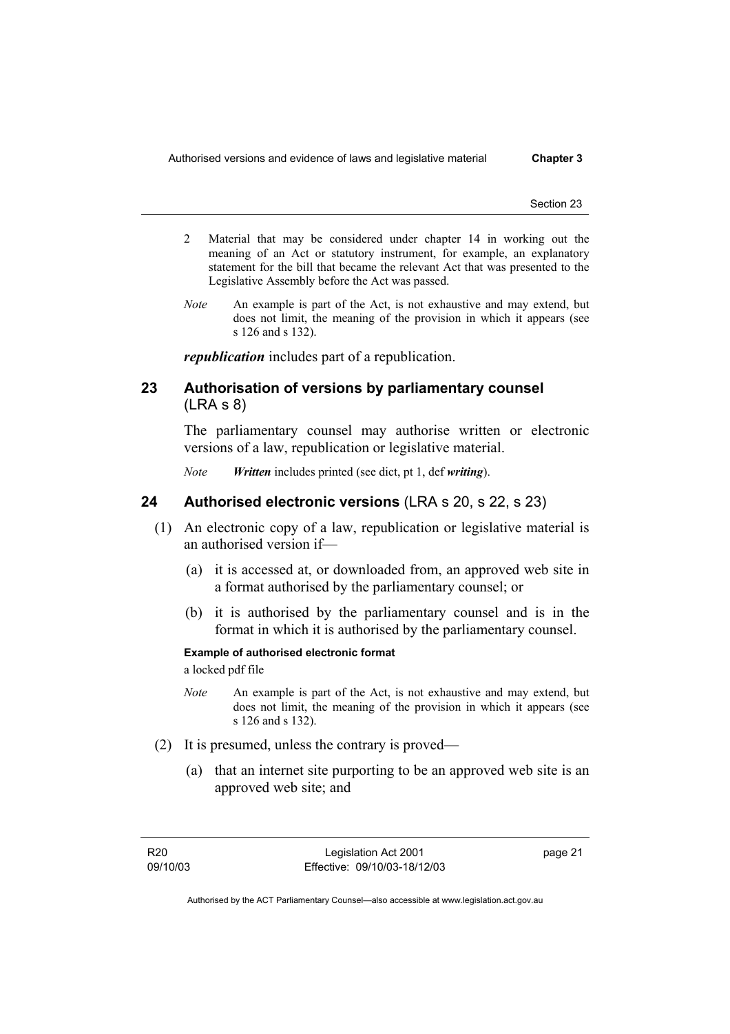2 Material that may be considered under chapter 14 in working out the meaning of an Act or statutory instrument, for example, an explanatory statement for the bill that became the relevant Act that was presented to the Legislative Assembly before the Act was passed.

*Note* An example is part of the Act, is not exhaustive and may extend, but does not limit, the meaning of the provision in which it appears (see s 126 and s 132).

***republication*** includes part of a republication.

## 23 Authorisation of versions by parliamentary counsel (LRA s 8)

The parliamentary counsel may authorise written or electronic versions of a law, republication or legislative material.

*Note* ***Written*** includes printed (see dict, pt 1, def ***writing***).

## 24 Authorised electronic versions (LRA s 20, s 22, s 23)

(1) An electronic copy of a law, republication or legislative material is an authorised version if—

(a) it is accessed at, or downloaded from, an approved web site in a format authorised by the parliamentary counsel; or

(b) it is authorised by the parliamentary counsel and is in the format in which it is authorised by the parliamentary counsel.

**Example of authorised electronic format**

a locked pdf file

*Note* An example is part of the Act, is not exhaustive and may extend, but does not limit, the meaning of the provision in which it appears (see s 126 and s 132).

(2) It is presumed, unless the contrary is proved—

(a) that an internet site purporting to be an approved web site is an approved web site; and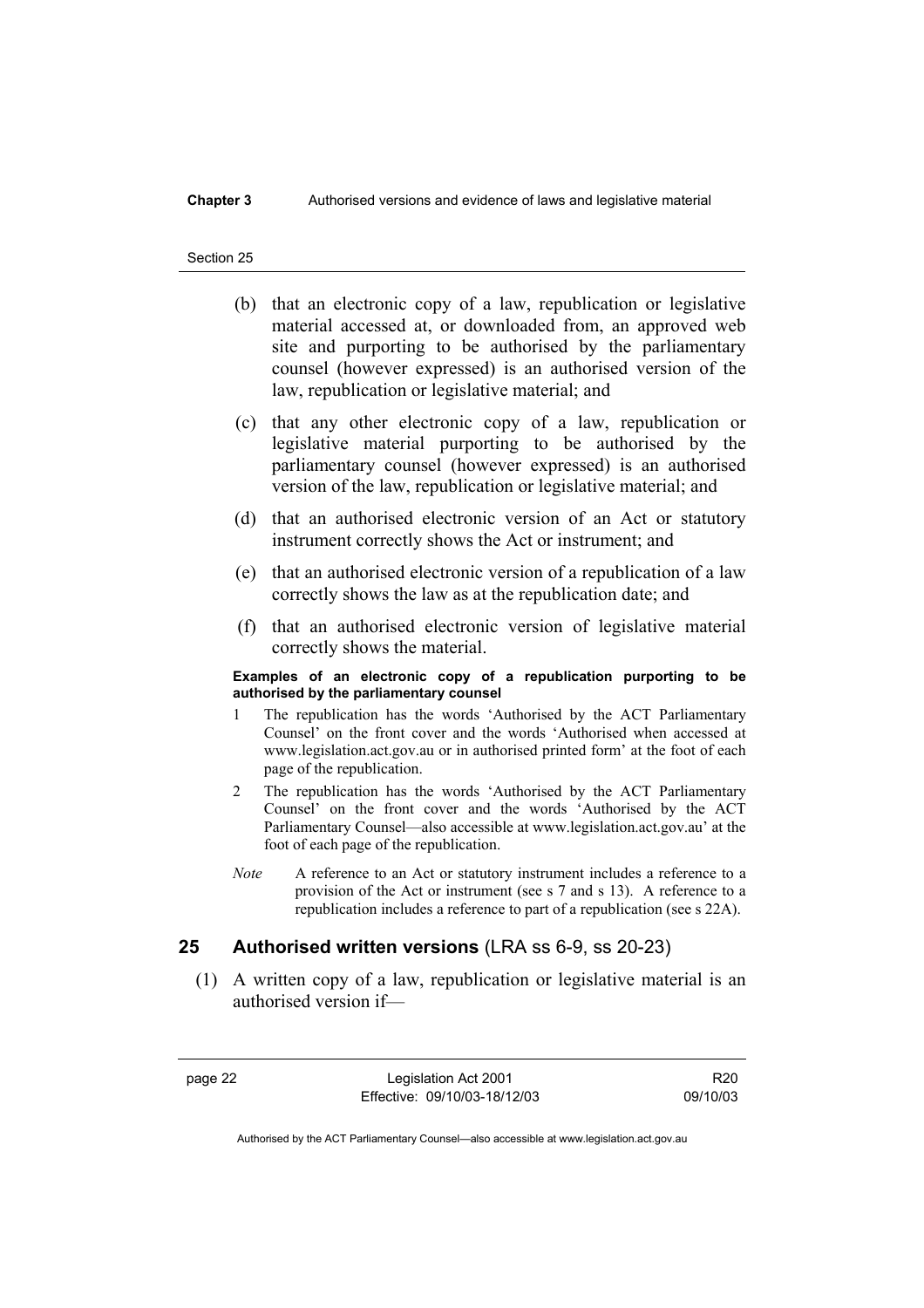(b) that an electronic copy of a law, republication or legislative material accessed at, or downloaded from, an approved web site and purporting to be authorised by the parliamentary counsel (however expressed) is an authorised version of the law, republication or legislative material; and

(c) that any other electronic copy of a law, republication or legislative material purporting to be authorised by the parliamentary counsel (however expressed) is an authorised version of the law, republication or legislative material; and

(d) that an authorised electronic version of an Act or statutory instrument correctly shows the Act or instrument; and

(e) that an authorised electronic version of a republication of a law correctly shows the law as at the republication date; and

(f) that an authorised electronic version of legislative material correctly shows the material.

**Examples of an electronic copy of a republication purporting to be authorised by the parliamentary counsel**

1 The republication has the words 'Authorised by the ACT Parliamentary Counsel' on the front cover and the words 'Authorised when accessed at www.legislation.act.gov.au or in authorised printed form' at the foot of each page of the republication.

2 The republication has the words 'Authorised by the ACT Parliamentary Counsel' on the front cover and the words 'Authorised by the ACT Parliamentary Counsel—also accessible at www.legislation.act.gov.au' at the foot of each page of the republication.

*Note* A reference to an Act or statutory instrument includes a reference to a provision of the Act or instrument (see s 7 and s 13). A reference to a republication includes a reference to part of a republication (see s 22A).

## 25 Authorised written versions (LRA ss 6-9, ss 20-23)

(1) A written copy of a law, republication or legislative material is an authorised version if—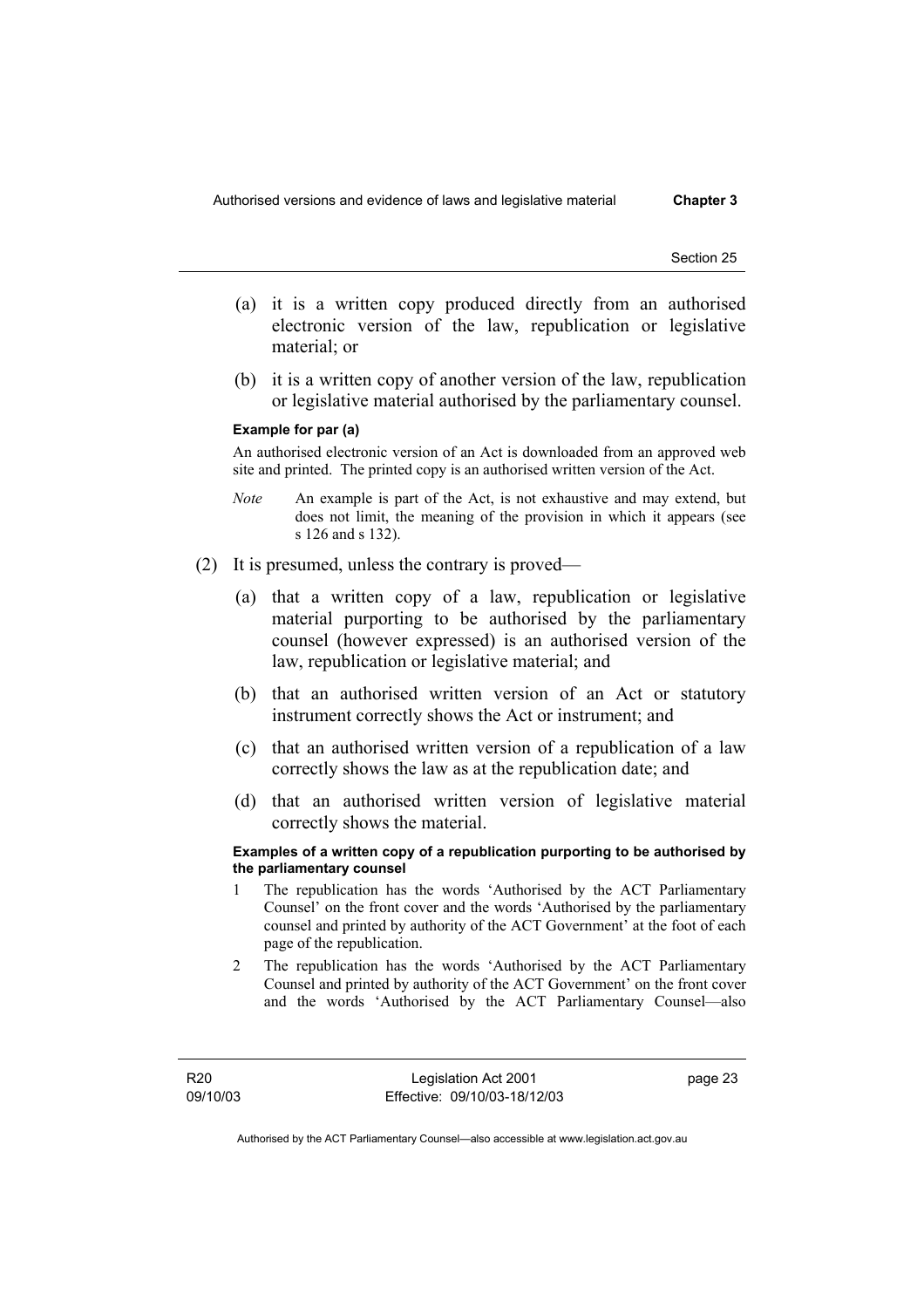(a) it is a written copy produced directly from an authorised electronic version of the law, republication or legislative material; or

(b) it is a written copy of another version of the law, republication or legislative material authorised by the parliamentary counsel.

**Example for par (a)**

An authorised electronic version of an Act is downloaded from an approved web site and printed. The printed copy is an authorised written version of the Act.

*Note* An example is part of the Act, is not exhaustive and may extend, but does not limit, the meaning of the provision in which it appears (see s 126 and s 132).

(2) It is presumed, unless the contrary is proved—

(a) that a written copy of a law, republication or legislative material purporting to be authorised by the parliamentary counsel (however expressed) is an authorised version of the law, republication or legislative material; and

(b) that an authorised written version of an Act or statutory instrument correctly shows the Act or instrument; and

(c) that an authorised written version of a republication of a law correctly shows the law as at the republication date; and

(d) that an authorised written version of legislative material correctly shows the material.

**Examples of a written copy of a republication purporting to be authorised by the parliamentary counsel**

1 The republication has the words 'Authorised by the ACT Parliamentary Counsel' on the front cover and the words 'Authorised by the parliamentary counsel and printed by authority of the ACT Government' at the foot of each page of the republication.

2 The republication has the words 'Authorised by the ACT Parliamentary Counsel and printed by authority of the ACT Government' on the front cover and the words 'Authorised by the ACT Parliamentary Counsel—also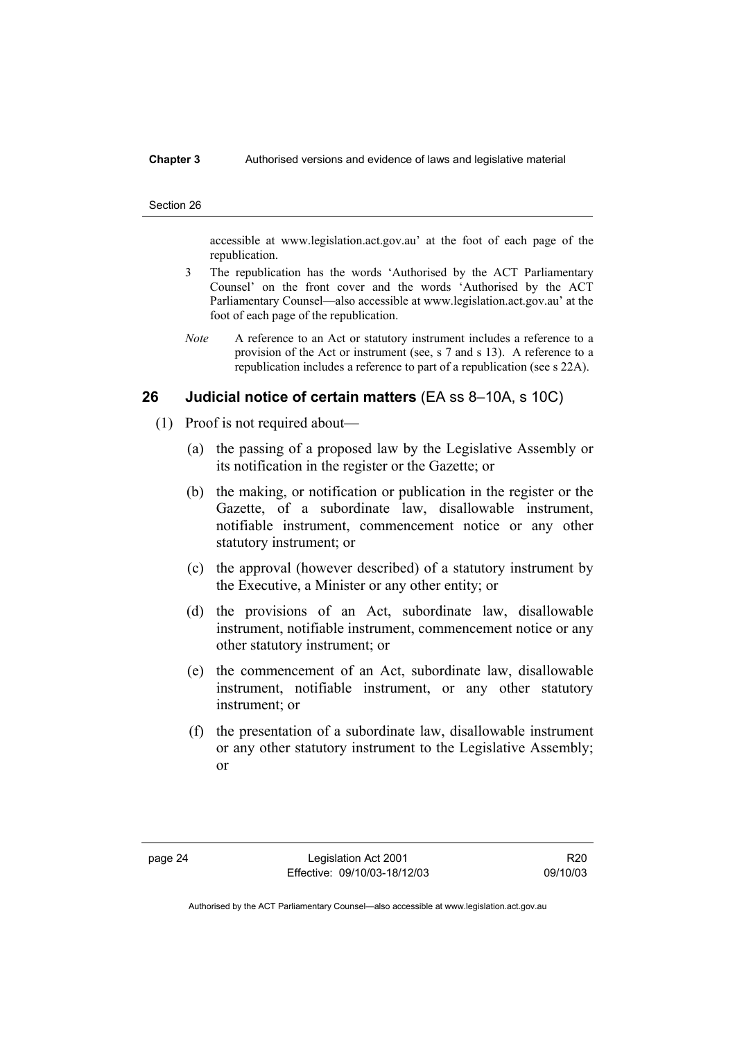accessible at www.legislation.act.gov.au' at the foot of each page of the republication.

3 The republication has the words 'Authorised by the ACT Parliamentary Counsel' on the front cover and the words 'Authorised by the ACT Parliamentary Counsel—also accessible at www.legislation.act.gov.au' at the foot of each page of the republication.

*Note* A reference to an Act or statutory instrument includes a reference to a provision of the Act or instrument (see, s 7 and s 13). A reference to a republication includes a reference to part of a republication (see s 22A).

## 26 Judicial notice of certain matters (EA ss 8–10A, s 10C)

(1) Proof is not required about—

(a) the passing of a proposed law by the Legislative Assembly or its notification in the register or the Gazette; or

(b) the making, or notification or publication in the register or the Gazette, of a subordinate law, disallowable instrument, notifiable instrument, commencement notice or any other statutory instrument; or

(c) the approval (however described) of a statutory instrument by the Executive, a Minister or any other entity; or

(d) the provisions of an Act, subordinate law, disallowable instrument, notifiable instrument, commencement notice or any other statutory instrument; or

(e) the commencement of an Act, subordinate law, disallowable instrument, notifiable instrument, or any other statutory instrument; or

(f) the presentation of a subordinate law, disallowable instrument or any other statutory instrument to the Legislative Assembly; or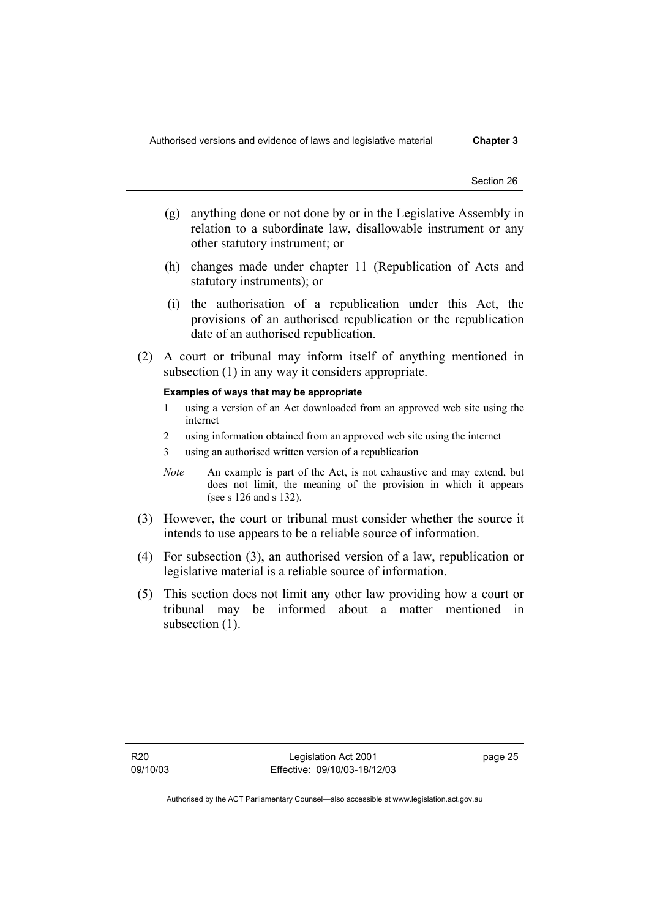(g) anything done or not done by or in the Legislative Assembly in relation to a subordinate law, disallowable instrument or any other statutory instrument; or

(h) changes made under chapter 11 (Republication of Acts and statutory instruments); or

(i) the authorisation of a republication under this Act, the provisions of an authorised republication or the republication date of an authorised republication.

(2) A court or tribunal may inform itself of anything mentioned in subsection (1) in any way it considers appropriate.

**Examples of ways that may be appropriate**

1 using a version of an Act downloaded from an approved web site using the internet

2 using information obtained from an approved web site using the internet

3 using an authorised written version of a republication

*Note* An example is part of the Act, is not exhaustive and may extend, but does not limit, the meaning of the provision in which it appears (see s 126 and s 132).

(3) However, the court or tribunal must consider whether the source it intends to use appears to be a reliable source of information.

(4) For subsection (3), an authorised version of a law, republication or legislative material is a reliable source of information.

(5) This section does not limit any other law providing how a court or tribunal may be informed about a matter mentioned in subsection (1).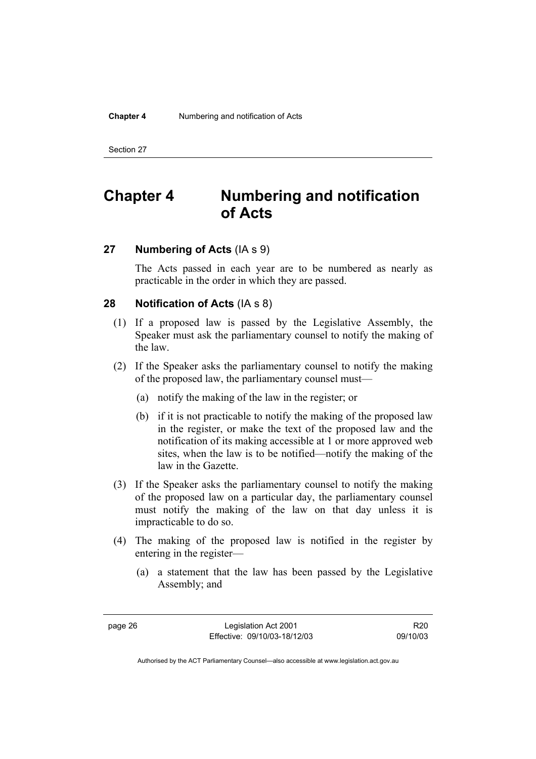# Chapter 4 Numbering and notification of Acts

## 27 Numbering of Acts (IA s 9)

The Acts passed in each year are to be numbered as nearly as practicable in the order in which they are passed.

## 28 Notification of Acts (IA s 8)

(1) If a proposed law is passed by the Legislative Assembly, the Speaker must ask the parliamentary counsel to notify the making of the law.

(2) If the Speaker asks the parliamentary counsel to notify the making of the proposed law, the parliamentary counsel must—

(a) notify the making of the law in the register; or

(b) if it is not practicable to notify the making of the proposed law in the register, or make the text of the proposed law and the notification of its making accessible at 1 or more approved web sites, when the law is to be notified—notify the making of the law in the Gazette.

(3) If the Speaker asks the parliamentary counsel to notify the making of the proposed law on a particular day, the parliamentary counsel must notify the making of the law on that day unless it is impracticable to do so.

(4) The making of the proposed law is notified in the register by entering in the register—

(a) a statement that the law has been passed by the Legislative Assembly; and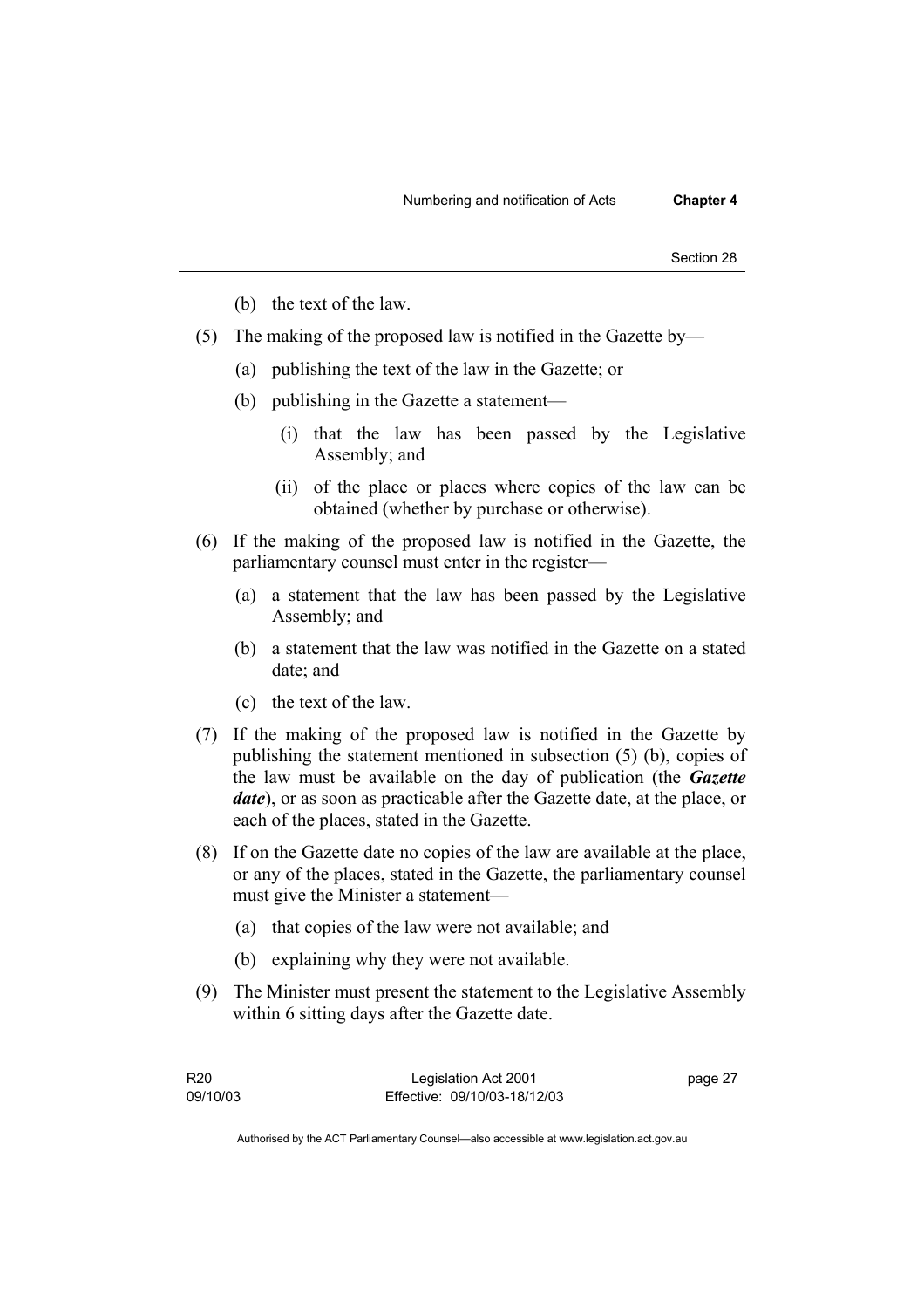(b) the text of the law.

(5) The making of the proposed law is notified in the Gazette by—

   (a) publishing the text of the law in the Gazette; or

   (b) publishing in the Gazette a statement—

      (i) that the law has been passed by the Legislative Assembly; and

      (ii) of the place or places where copies of the law can be obtained (whether by purchase or otherwise).

(6) If the making of the proposed law is notified in the Gazette, the parliamentary counsel must enter in the register—

   (a) a statement that the law has been passed by the Legislative Assembly; and

   (b) a statement that the law was notified in the Gazette on a stated date; and

   (c) the text of the law.

(7) If the making of the proposed law is notified in the Gazette by publishing the statement mentioned in subsection (5) (b), copies of the law must be available on the day of publication (the ***Gazette date***), or as soon as practicable after the Gazette date, at the place, or each of the places, stated in the Gazette.

(8) If on the Gazette date no copies of the law are available at the place, or any of the places, stated in the Gazette, the parliamentary counsel must give the Minister a statement—

   (a) that copies of the law were not available; and

   (b) explaining why they were not available.

(9) The Minister must present the statement to the Legislative Assembly within 6 sitting days after the Gazette date.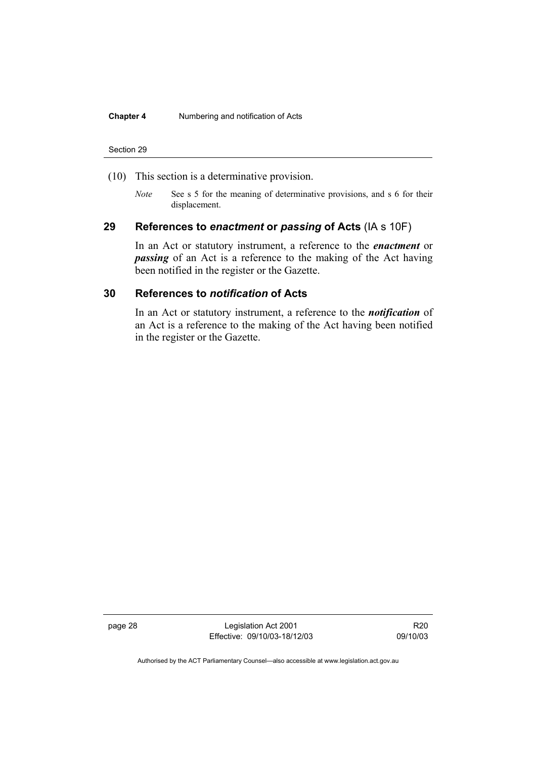(10) This section is a determinative provision.

*Note* See s 5 for the meaning of determinative provisions, and s 6 for their displacement.

## 29 References to *enactment* or *passing* of Acts (IA s 10F)

In an Act or statutory instrument, a reference to the ***enactment*** or ***passing*** of an Act is a reference to the making of the Act having been notified in the register or the Gazette.

## 30 References to *notification* of Acts

In an Act or statutory instrument, a reference to the ***notification*** of an Act is a reference to the making of the Act having been notified in the register or the Gazette.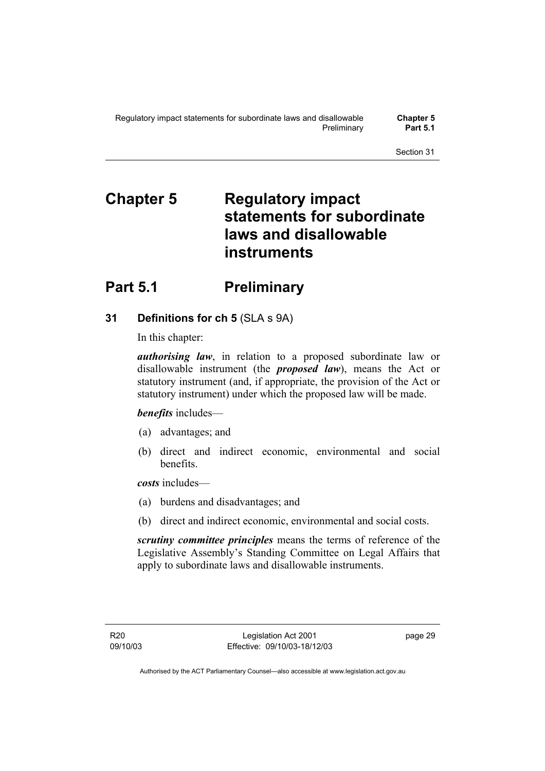# Chapter 5 Regulatory impact statements for subordinate laws and disallowable instruments

## Part 5.1 Preliminary

### 31 Definitions for ch 5 (SLA s 9A)

In this chapter:

***authorising law***, in relation to a proposed subordinate law or disallowable instrument (the ***proposed law***), means the Act or statutory instrument (and, if appropriate, the provision of the Act or statutory instrument) under which the proposed law will be made.

***benefits*** includes—

(a) advantages; and

(b) direct and indirect economic, environmental and social benefits.

***costs*** includes—

(a) burdens and disadvantages; and

(b) direct and indirect economic, environmental and social costs.

***scrutiny committee principles*** means the terms of reference of the Legislative Assembly's Standing Committee on Legal Affairs that apply to subordinate laws and disallowable instruments.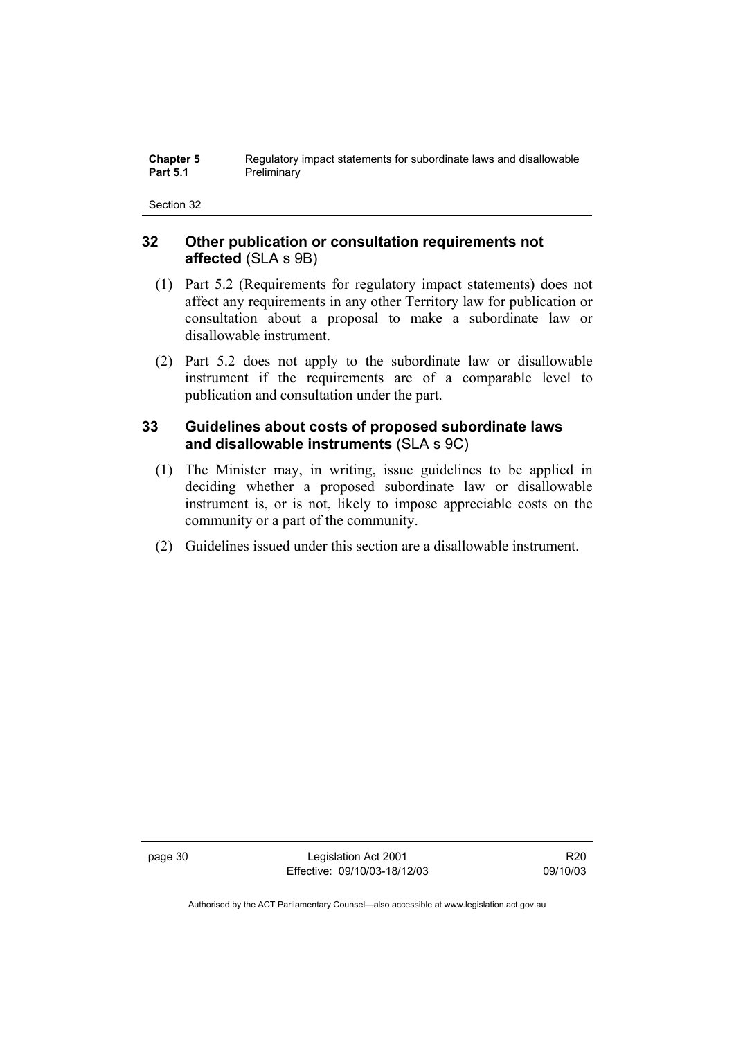## 32 Other publication or consultation requirements not affected (SLA s 9B)

(1) Part 5.2 (Requirements for regulatory impact statements) does not affect any requirements in any other Territory law for publication or consultation about a proposal to make a subordinate law or disallowable instrument.

(2) Part 5.2 does not apply to the subordinate law or disallowable instrument if the requirements are of a comparable level to publication and consultation under the part.

## 33 Guidelines about costs of proposed subordinate laws and disallowable instruments (SLA s 9C)

(1) The Minister may, in writing, issue guidelines to be applied in deciding whether a proposed subordinate law or disallowable instrument is, or is not, likely to impose appreciable costs on the community or a part of the community.

(2) Guidelines issued under this section are a disallowable instrument.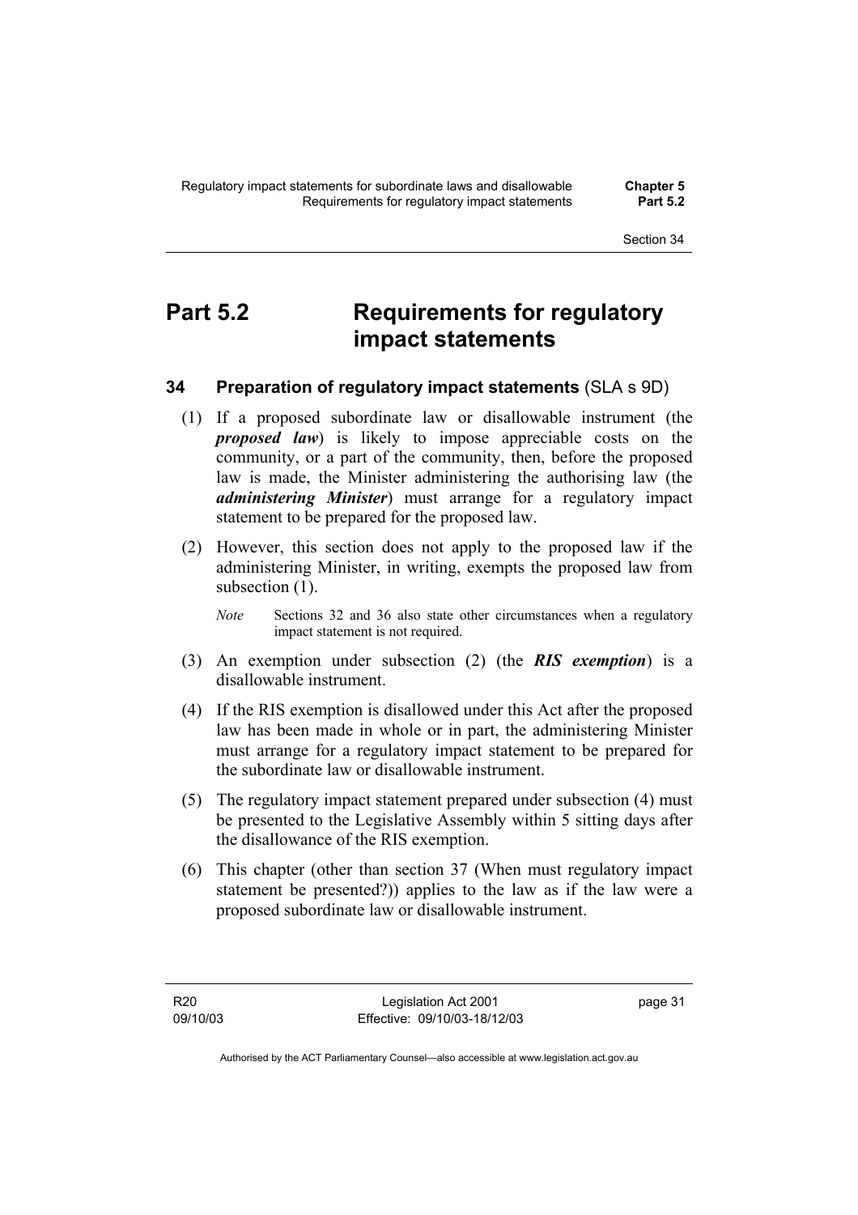# Part 5.2 Requirements for regulatory impact statements

## 34 Preparation of regulatory impact statements (SLA s 9D)

(1) If a proposed subordinate law or disallowable instrument (the ***proposed law***) is likely to impose appreciable costs on the community, or a part of the community, then, before the proposed law is made, the Minister administering the authorising law (the ***administering Minister***) must arrange for a regulatory impact statement to be prepared for the proposed law.

(2) However, this section does not apply to the proposed law if the administering Minister, in writing, exempts the proposed law from subsection (1).

*Note* Sections 32 and 36 also state other circumstances when a regulatory impact statement is not required.

(3) An exemption under subsection (2) (the ***RIS exemption***) is a disallowable instrument.

(4) If the RIS exemption is disallowed under this Act after the proposed law has been made in whole or in part, the administering Minister must arrange for a regulatory impact statement to be prepared for the subordinate law or disallowable instrument.

(5) The regulatory impact statement prepared under subsection (4) must be presented to the Legislative Assembly within 5 sitting days after the disallowance of the RIS exemption.

(6) This chapter (other than section 37 (When must regulatory impact statement be presented?)) applies to the law as if the law were a proposed subordinate law or disallowable instrument.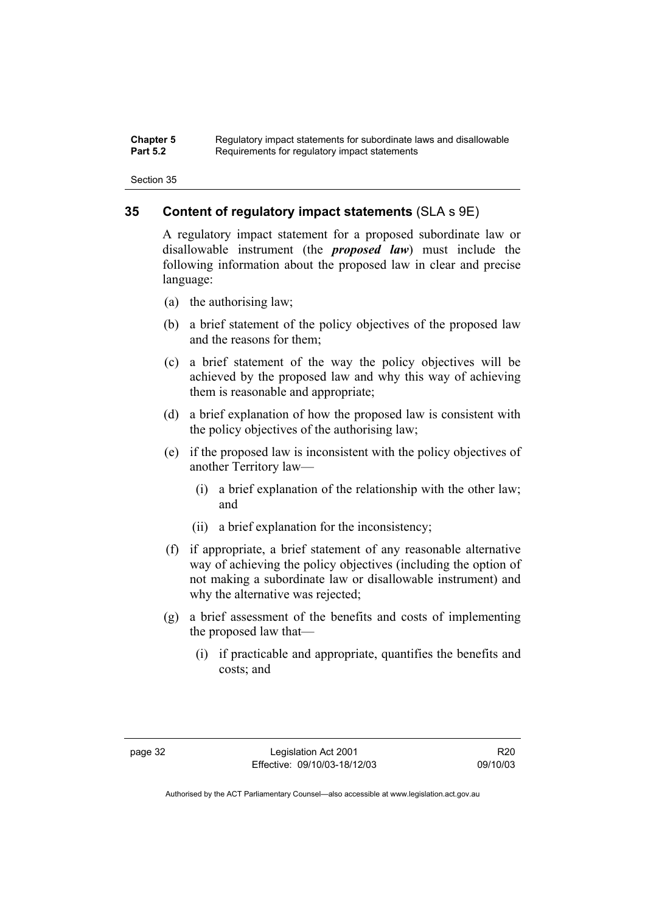## 35 Content of regulatory impact statements (SLA s 9E)

A regulatory impact statement for a proposed subordinate law or disallowable instrument (the ***proposed law***) must include the following information about the proposed law in clear and precise language:

(a) the authorising law;

(b) a brief statement of the policy objectives of the proposed law and the reasons for them;

(c) a brief statement of the way the policy objectives will be achieved by the proposed law and why this way of achieving them is reasonable and appropriate;

(d) a brief explanation of how the proposed law is consistent with the policy objectives of the authorising law;

(e) if the proposed law is inconsistent with the policy objectives of another Territory law—

(i) a brief explanation of the relationship with the other law; and

(ii) a brief explanation for the inconsistency;

(f) if appropriate, a brief statement of any reasonable alternative way of achieving the policy objectives (including the option of not making a subordinate law or disallowable instrument) and why the alternative was rejected;

(g) a brief assessment of the benefits and costs of implementing the proposed law that—

(i) if practicable and appropriate, quantifies the benefits and costs; and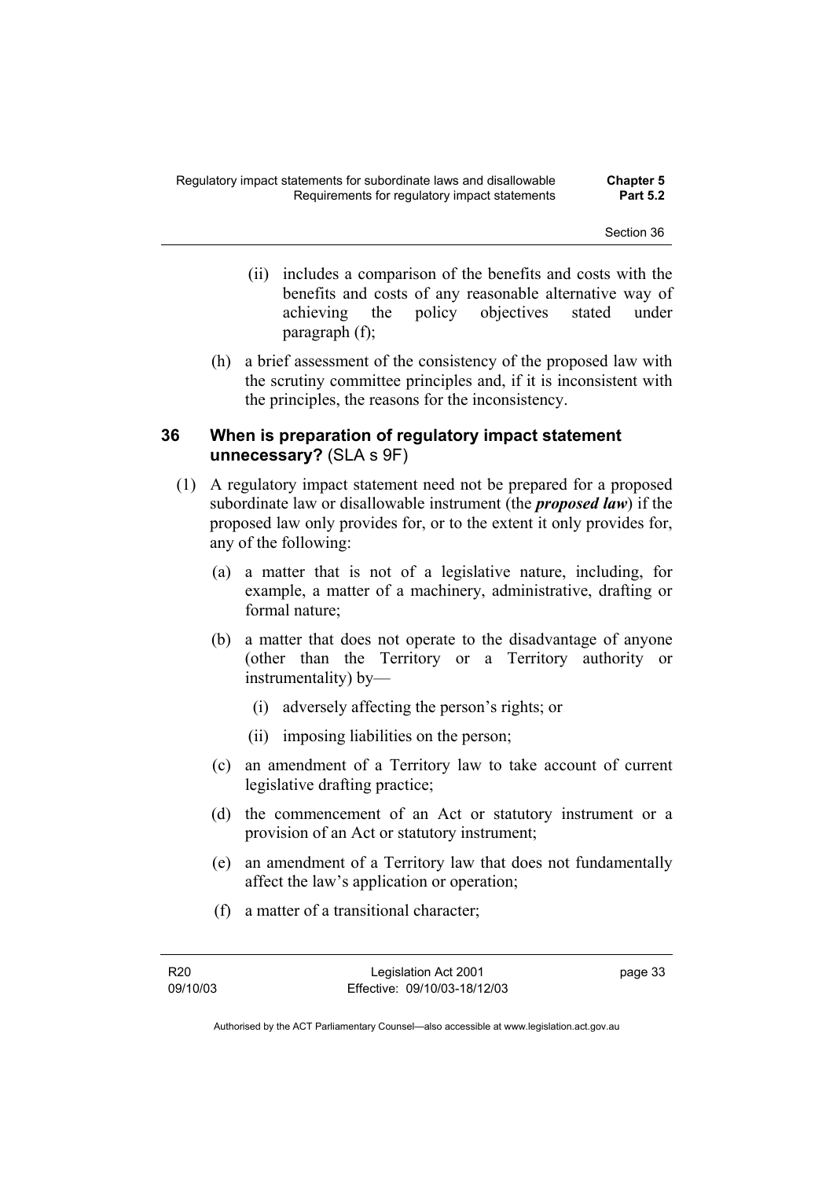(ii) includes a comparison of the benefits and costs with the benefits and costs of any reasonable alternative way of achieving the policy objectives stated under paragraph (f);

(h) a brief assessment of the consistency of the proposed law with the scrutiny committee principles and, if it is inconsistent with the principles, the reasons for the inconsistency.

## 36 When is preparation of regulatory impact statement unnecessary? (SLA s 9F)

(1) A regulatory impact statement need not be prepared for a proposed subordinate law or disallowable instrument (the ***proposed law***) if the proposed law only provides for, or to the extent it only provides for, any of the following:

(a) a matter that is not of a legislative nature, including, for example, a matter of a machinery, administrative, drafting or formal nature;

(b) a matter that does not operate to the disadvantage of anyone (other than the Territory or a Territory authority or instrumentality) by—

(i) adversely affecting the person's rights; or

(ii) imposing liabilities on the person;

(c) an amendment of a Territory law to take account of current legislative drafting practice;

(d) the commencement of an Act or statutory instrument or a provision of an Act or statutory instrument;

(e) an amendment of a Territory law that does not fundamentally affect the law's application or operation;

(f) a matter of a transitional character;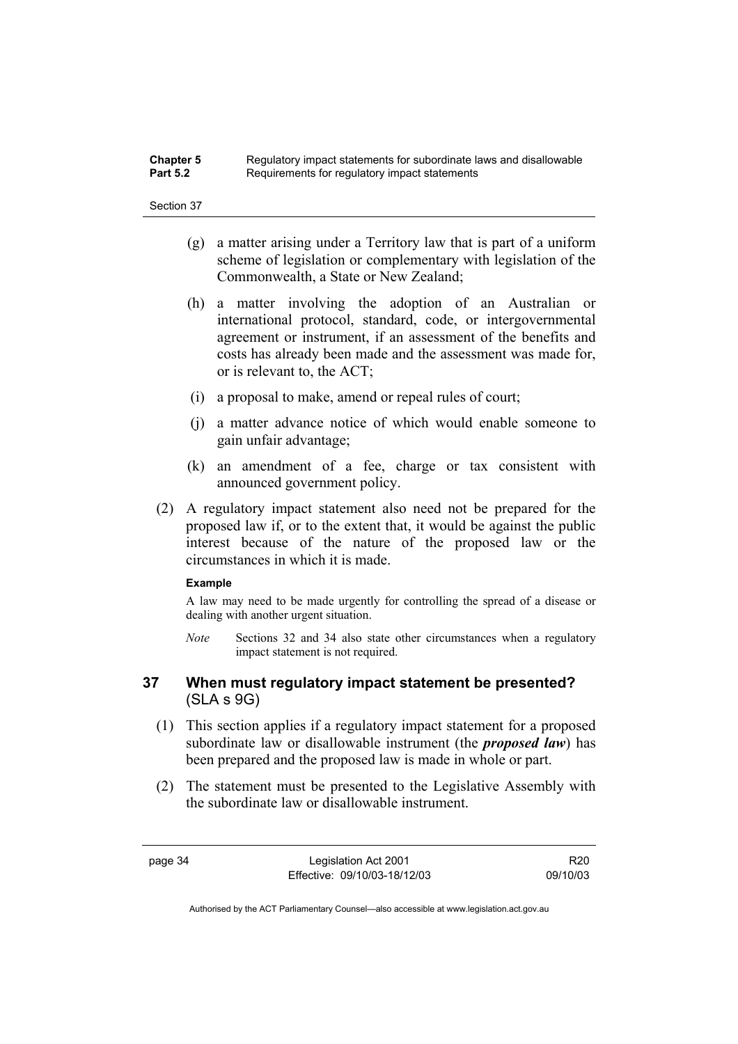(g) a matter arising under a Territory law that is part of a uniform scheme of legislation or complementary with legislation of the Commonwealth, a State or New Zealand;

(h) a matter involving the adoption of an Australian or international protocol, standard, code, or intergovernmental agreement or instrument, if an assessment of the benefits and costs has already been made and the assessment was made for, or is relevant to, the ACT;

(i) a proposal to make, amend or repeal rules of court;

(j) a matter advance notice of which would enable someone to gain unfair advantage;

(k) an amendment of a fee, charge or tax consistent with announced government policy.

(2) A regulatory impact statement also need not be prepared for the proposed law if, or to the extent that, it would be against the public interest because of the nature of the proposed law or the circumstances in which it is made.

**Example**

A law may need to be made urgently for controlling the spread of a disease or dealing with another urgent situation.

*Note* Sections 32 and 34 also state other circumstances when a regulatory impact statement is not required.

## 37 When must regulatory impact statement be presented? (SLA s 9G)

(1) This section applies if a regulatory impact statement for a proposed subordinate law or disallowable instrument (the ***proposed law***) has been prepared and the proposed law is made in whole or part.

(2) The statement must be presented to the Legislative Assembly with the subordinate law or disallowable instrument.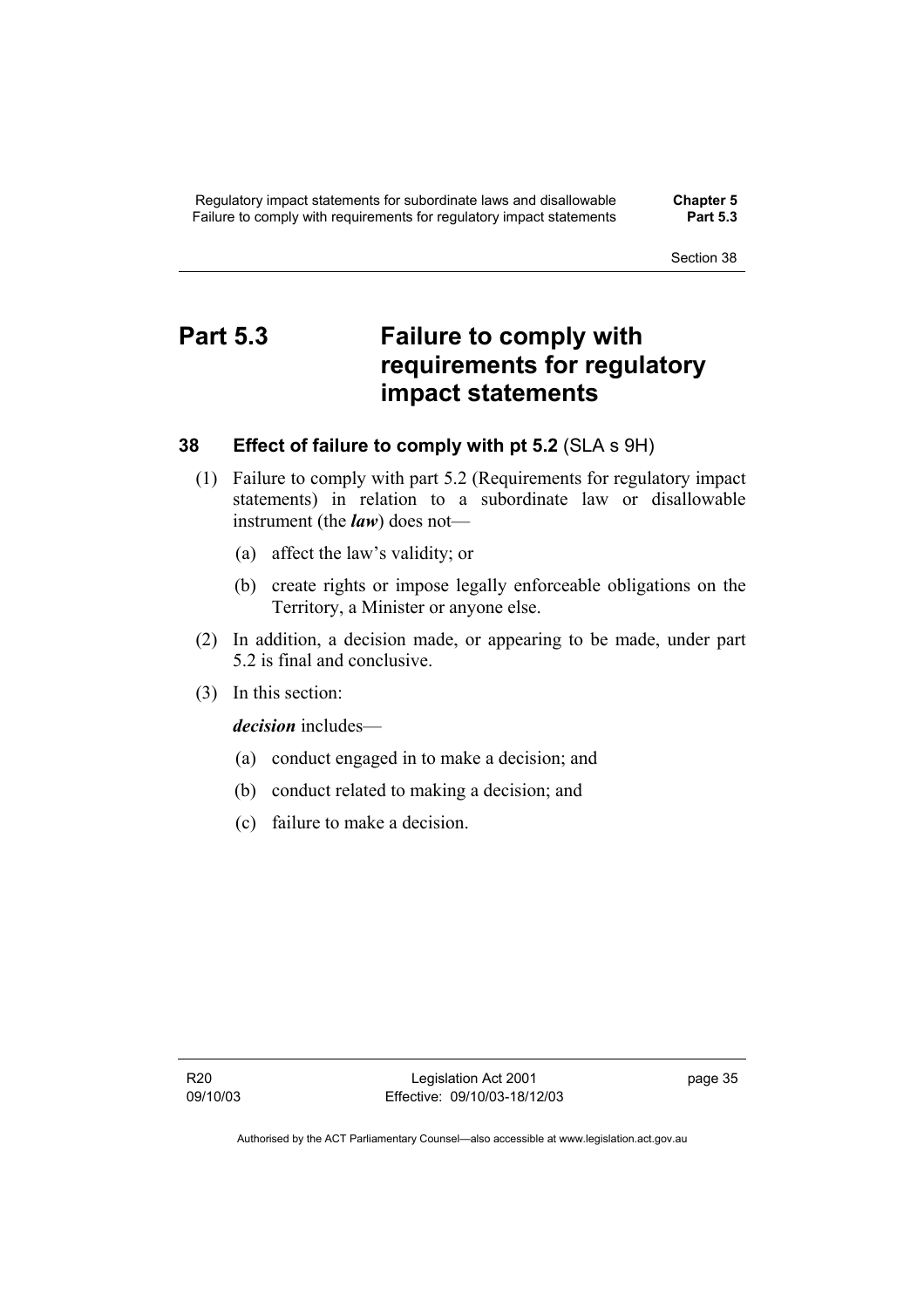# Part 5.3 Failure to comply with requirements for regulatory impact statements

## 38 Effect of failure to comply with pt 5.2 (SLA s 9H)

(1) Failure to comply with part 5.2 (Requirements for regulatory impact statements) in relation to a subordinate law or disallowable instrument (the ***law***) does not—

(a) affect the law's validity; or

(b) create rights or impose legally enforceable obligations on the Territory, a Minister or anyone else.

(2) In addition, a decision made, or appearing to be made, under part 5.2 is final and conclusive.

(3) In this section:

***decision*** includes—

(a) conduct engaged in to make a decision; and

(b) conduct related to making a decision; and

(c) failure to make a decision.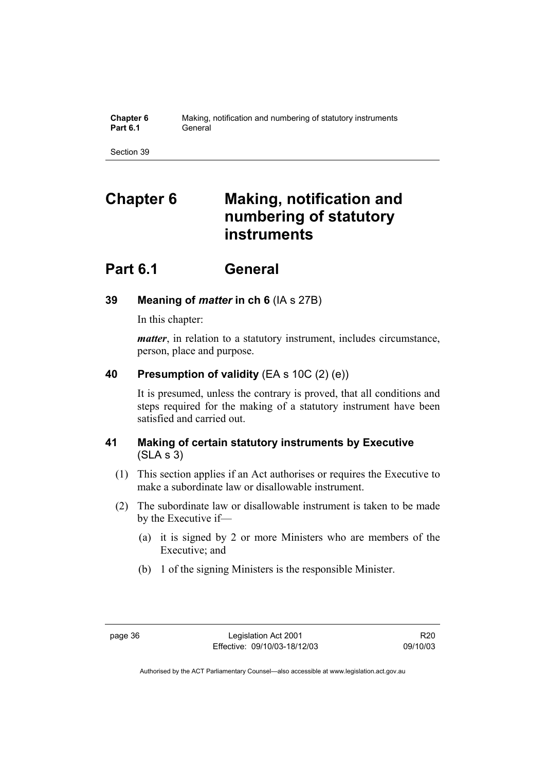# Chapter 6 Making, notification and numbering of statutory instruments

## Part 6.1 General

### 39 Meaning of *matter* in ch 6 (IA s 27B)

In this chapter:

***matter***, in relation to a statutory instrument, includes circumstance, person, place and purpose.

### 40 Presumption of validity (EA s 10C (2) (e))

It is presumed, unless the contrary is proved, that all conditions and steps required for the making of a statutory instrument have been satisfied and carried out.

### 41 Making of certain statutory instruments by Executive (SLA s 3)

(1) This section applies if an Act authorises or requires the Executive to make a subordinate law or disallowable instrument.

(2) The subordinate law or disallowable instrument is taken to be made by the Executive if—

(a) it is signed by 2 or more Ministers who are members of the Executive; and

(b) 1 of the signing Ministers is the responsible Minister.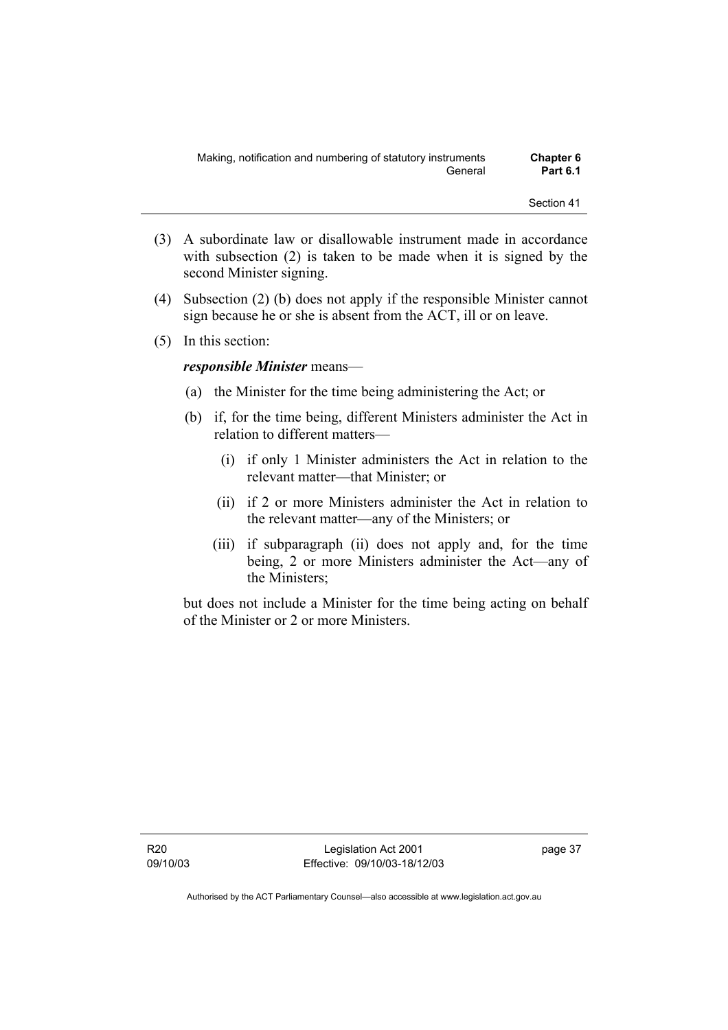(3) A subordinate law or disallowable instrument made in accordance with subsection (2) is taken to be made when it is signed by the second Minister signing.

(4) Subsection (2) (b) does not apply if the responsible Minister cannot sign because he or she is absent from the ACT, ill or on leave.

(5) In this section:

***responsible Minister*** means—

(a) the Minister for the time being administering the Act; or

(b) if, for the time being, different Ministers administer the Act in relation to different matters—

(i) if only 1 Minister administers the Act in relation to the relevant matter—that Minister; or

(ii) if 2 or more Ministers administer the Act in relation to the relevant matter—any of the Ministers; or

(iii) if subparagraph (ii) does not apply and, for the time being, 2 or more Ministers administer the Act—any of the Ministers;

but does not include a Minister for the time being acting on behalf of the Minister or 2 or more Ministers.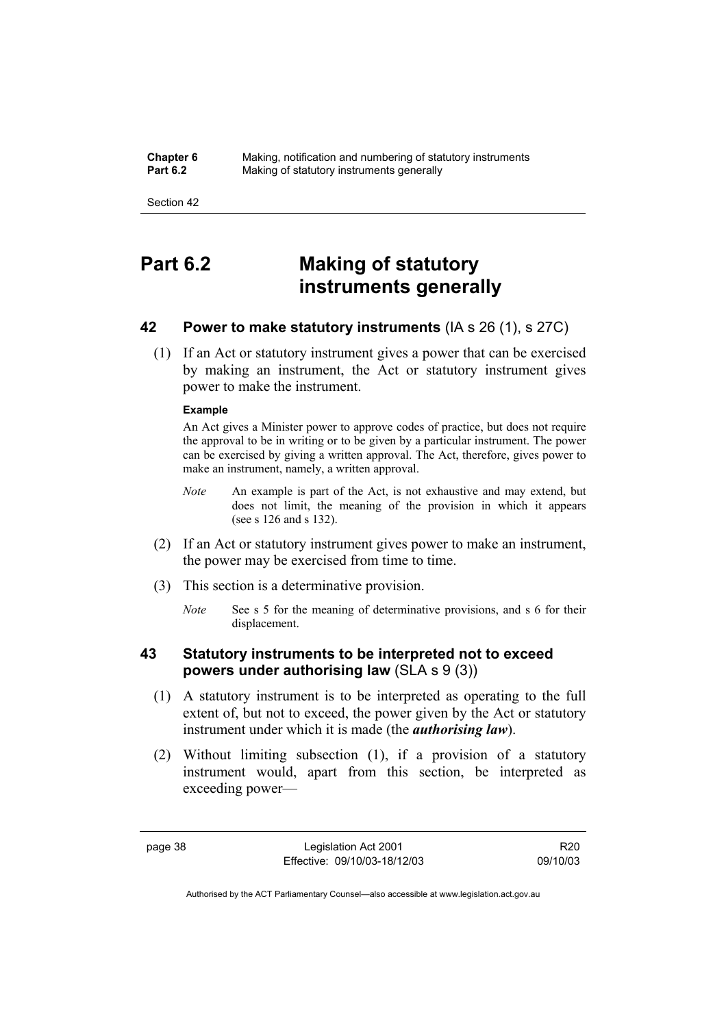# Part 6.2 Making of statutory instruments generally

## 42 Power to make statutory instruments (IA s 26 (1), s 27C)

(1) If an Act or statutory instrument gives a power that can be exercised by making an instrument, the Act or statutory instrument gives power to make the instrument.

**Example**

An Act gives a Minister power to approve codes of practice, but does not require the approval to be in writing or to be given by a particular instrument. The power can be exercised by giving a written approval. The Act, therefore, gives power to make an instrument, namely, a written approval.

*Note* An example is part of the Act, is not exhaustive and may extend, but does not limit, the meaning of the provision in which it appears (see s 126 and s 132).

(2) If an Act or statutory instrument gives power to make an instrument, the power may be exercised from time to time.

(3) This section is a determinative provision.

*Note* See s 5 for the meaning of determinative provisions, and s 6 for their displacement.

## 43 Statutory instruments to be interpreted not to exceed powers under authorising law (SLA s 9 (3))

(1) A statutory instrument is to be interpreted as operating to the full extent of, but not to exceed, the power given by the Act or statutory instrument under which it is made (the ***authorising law***).

(2) Without limiting subsection (1), if a provision of a statutory instrument would, apart from this section, be interpreted as exceeding power—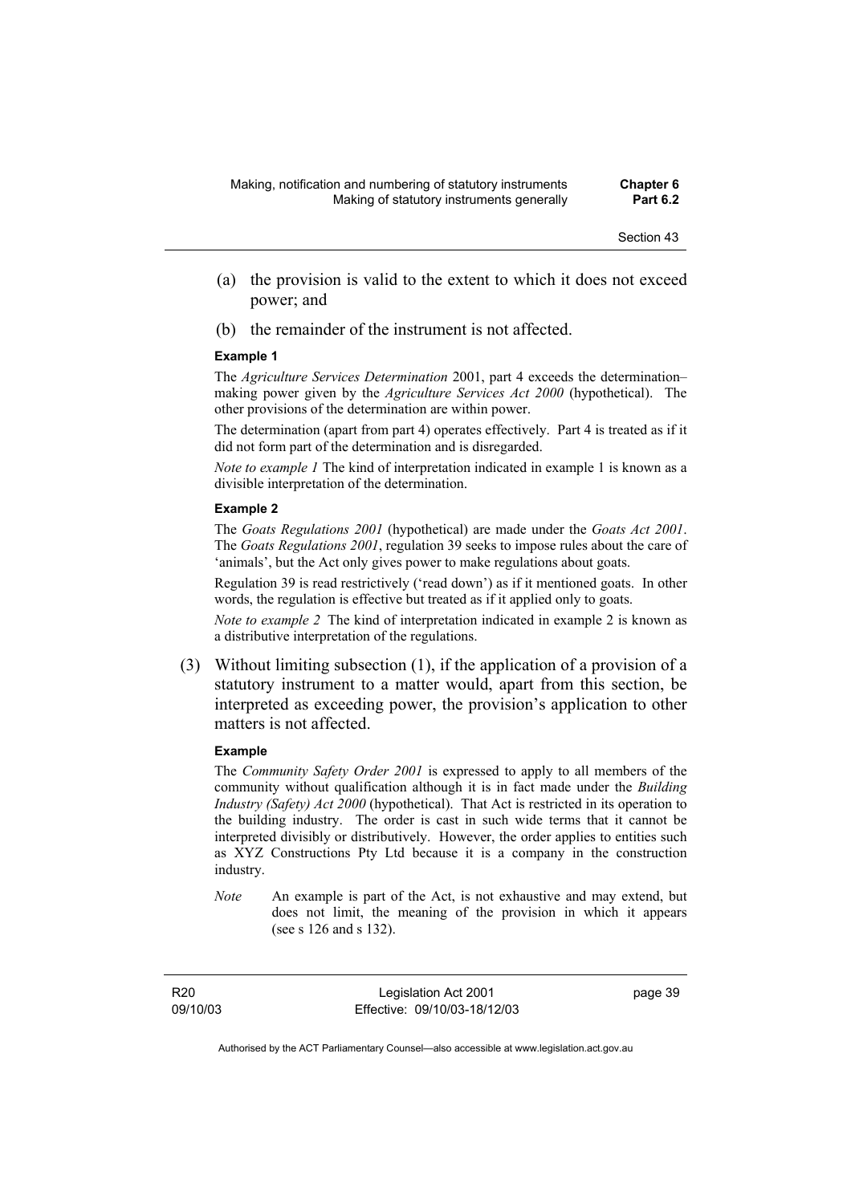(a) the provision is valid to the extent to which it does not exceed power; and

(b) the remainder of the instrument is not affected.

**Example 1**

The *Agriculture Services Determination* 2001, part 4 exceeds the determination–making power given by the *Agriculture Services Act 2000* (hypothetical). The other provisions of the determination are within power.

The determination (apart from part 4) operates effectively. Part 4 is treated as if it did not form part of the determination and is disregarded.

*Note to example 1* The kind of interpretation indicated in example 1 is known as a divisible interpretation of the determination.

**Example 2**

The *Goats Regulations 2001* (hypothetical) are made under the *Goats Act 2001*. The *Goats Regulations 2001*, regulation 39 seeks to impose rules about the care of 'animals', but the Act only gives power to make regulations about goats.

Regulation 39 is read restrictively ('read down') as if it mentioned goats. In other words, the regulation is effective but treated as if it applied only to goats.

*Note to example 2* The kind of interpretation indicated in example 2 is known as a distributive interpretation of the regulations.

(3) Without limiting subsection (1), if the application of a provision of a statutory instrument to a matter would, apart from this section, be interpreted as exceeding power, the provision's application to other matters is not affected.

**Example**

The *Community Safety Order 2001* is expressed to apply to all members of the community without qualification although it is in fact made under the *Building Industry (Safety) Act 2000* (hypothetical). That Act is restricted in its operation to the building industry. The order is cast in such wide terms that it cannot be interpreted divisibly or distributively. However, the order applies to entities such as XYZ Constructions Pty Ltd because it is a company in the construction industry.

*Note* An example is part of the Act, is not exhaustive and may extend, but does not limit, the meaning of the provision in which it appears (see s 126 and s 132).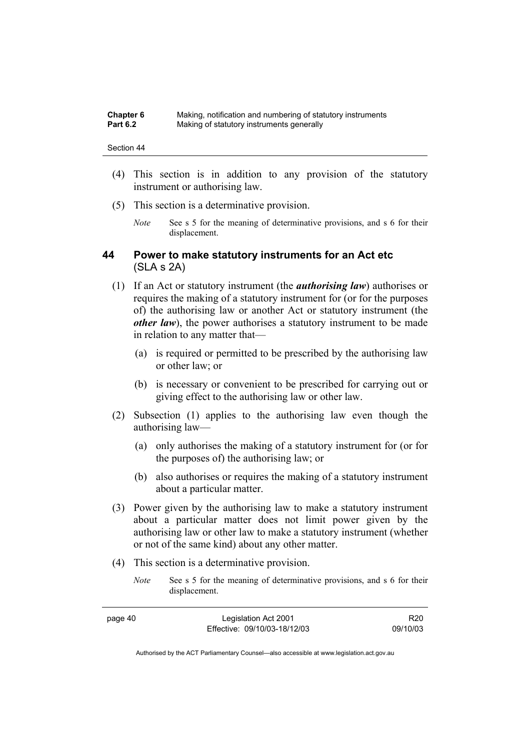(4) This section is in addition to any provision of the statutory instrument or authorising law.

(5) This section is a determinative provision.

*Note* See s 5 for the meaning of determinative provisions, and s 6 for their displacement.

## 44 Power to make statutory instruments for an Act etc (SLA s 2A)

(1) If an Act or statutory instrument (the ***authorising law***) authorises or requires the making of a statutory instrument for (or for the purposes of) the authorising law or another Act or statutory instrument (the ***other law***), the power authorises a statutory instrument to be made in relation to any matter that—

(a) is required or permitted to be prescribed by the authorising law or other law; or

(b) is necessary or convenient to be prescribed for carrying out or giving effect to the authorising law or other law.

(2) Subsection (1) applies to the authorising law even though the authorising law—

(a) only authorises the making of a statutory instrument for (or for the purposes of) the authorising law; or

(b) also authorises or requires the making of a statutory instrument about a particular matter.

(3) Power given by the authorising law to make a statutory instrument about a particular matter does not limit power given by the authorising law or other law to make a statutory instrument (whether or not of the same kind) about any other matter.

(4) This section is a determinative provision.

*Note* See s 5 for the meaning of determinative provisions, and s 6 for their displacement.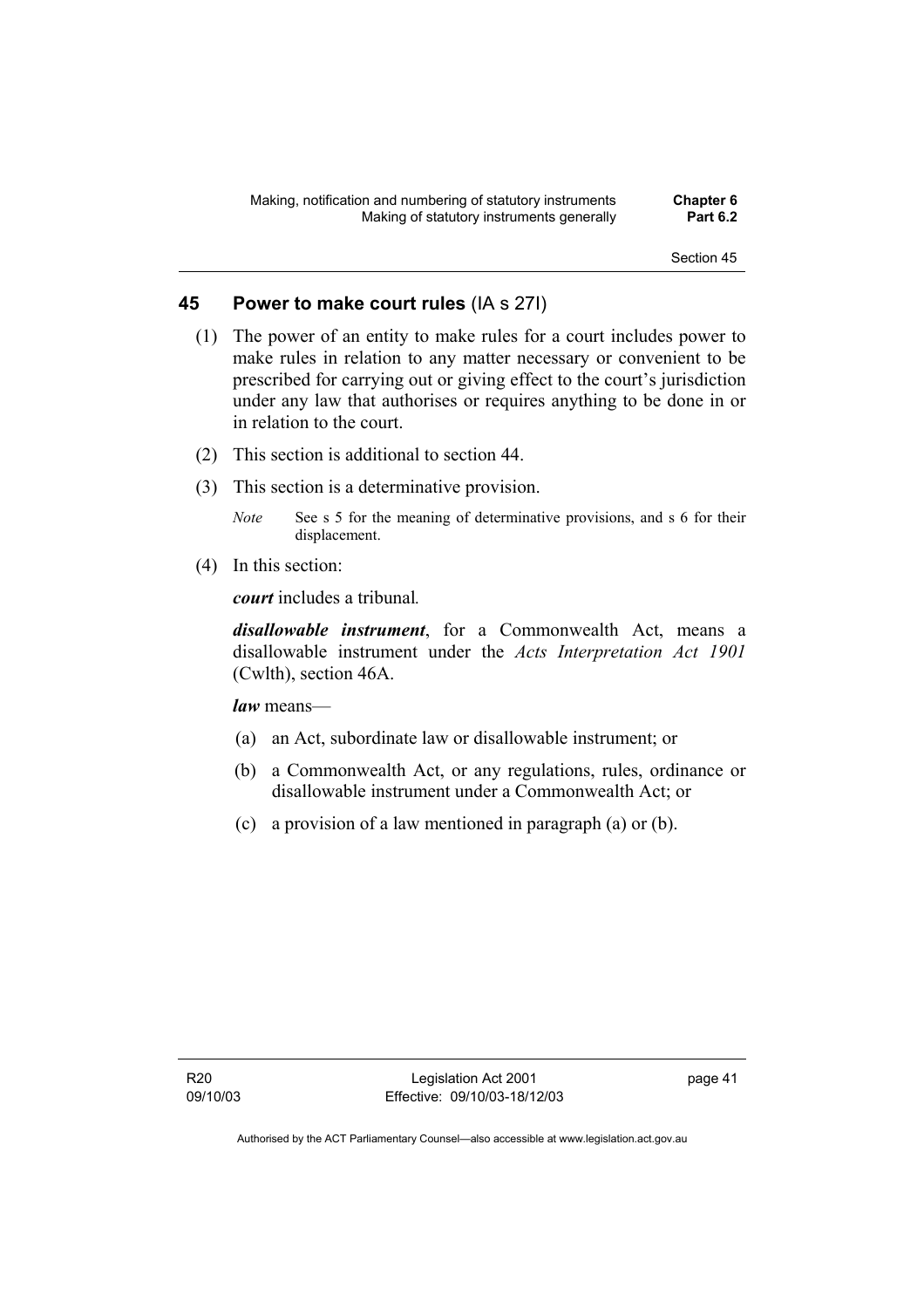## 45 Power to make court rules (IA s 27I)

(1) The power of an entity to make rules for a court includes power to make rules in relation to any matter necessary or convenient to be prescribed for carrying out or giving effect to the court's jurisdiction under any law that authorises or requires anything to be done in or in relation to the court.

(2) This section is additional to section 44.

(3) This section is a determinative provision.

*Note* See s 5 for the meaning of determinative provisions, and s 6 for their displacement.

(4) In this section:

***court*** includes a tribunal.

***disallowable instrument***, for a Commonwealth Act, means a disallowable instrument under the *Acts Interpretation Act 1901* (Cwlth), section 46A.

***law*** means—

(a) an Act, subordinate law or disallowable instrument; or

(b) a Commonwealth Act, or any regulations, rules, ordinance or disallowable instrument under a Commonwealth Act; or

(c) a provision of a law mentioned in paragraph (a) or (b).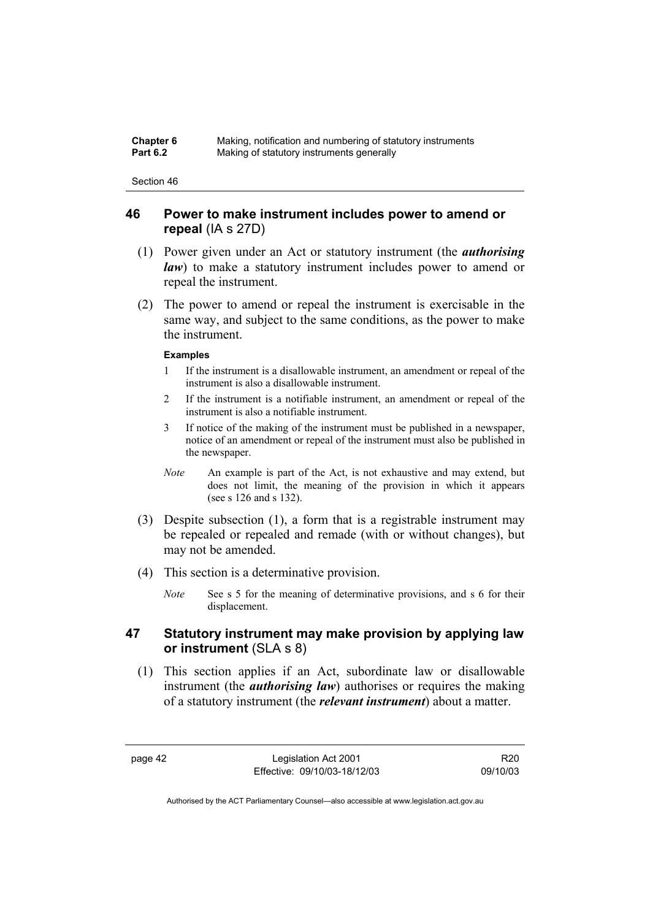## 46 Power to make instrument includes power to amend or repeal (IA s 27D)

(1) Power given under an Act or statutory instrument (the ***authorising law***) to make a statutory instrument includes power to amend or repeal the instrument.

(2) The power to amend or repeal the instrument is exercisable in the same way, and subject to the same conditions, as the power to make the instrument.

**Examples**

1 If the instrument is a disallowable instrument, an amendment or repeal of the instrument is also a disallowable instrument.

2 If the instrument is a notifiable instrument, an amendment or repeal of the instrument is also a notifiable instrument.

3 If notice of the making of the instrument must be published in a newspaper, notice of an amendment or repeal of the instrument must also be published in the newspaper.

*Note* An example is part of the Act, is not exhaustive and may extend, but does not limit, the meaning of the provision in which it appears (see s 126 and s 132).

(3) Despite subsection (1), a form that is a registrable instrument may be repealed or repealed and remade (with or without changes), but may not be amended.

(4) This section is a determinative provision.

*Note* See s 5 for the meaning of determinative provisions, and s 6 for their displacement.

## 47 Statutory instrument may make provision by applying law or instrument (SLA s 8)

(1) This section applies if an Act, subordinate law or disallowable instrument (the ***authorising law***) authorises or requires the making of a statutory instrument (the ***relevant instrument***) about a matter.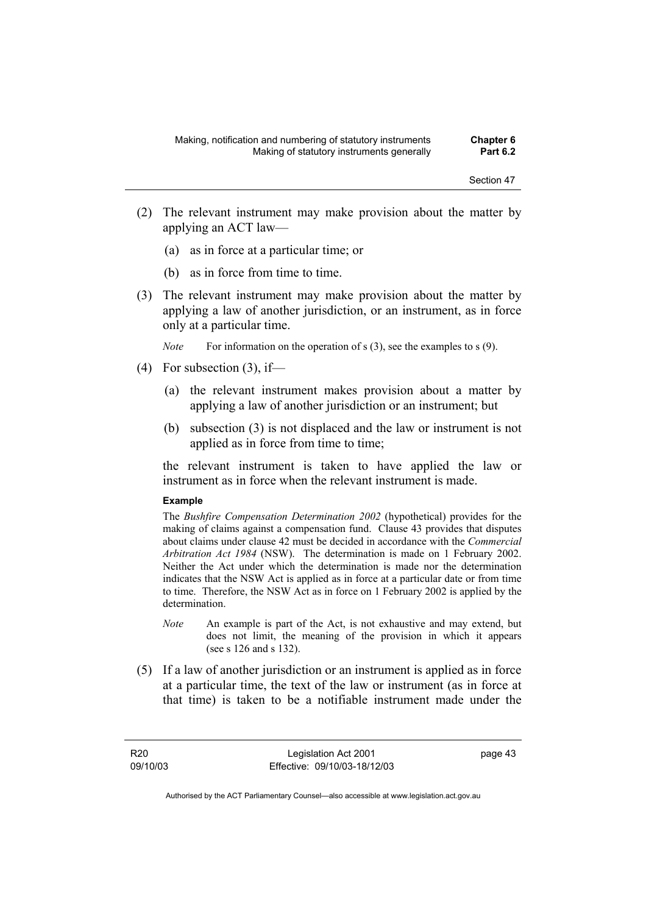(2) The relevant instrument may make provision about the matter by applying an ACT law—

(a) as in force at a particular time; or

(b) as in force from time to time.

(3) The relevant instrument may make provision about the matter by applying a law of another jurisdiction, or an instrument, as in force only at a particular time.

*Note* For information on the operation of s (3), see the examples to s (9).

(4) For subsection (3), if—

(a) the relevant instrument makes provision about a matter by applying a law of another jurisdiction or an instrument; but

(b) subsection (3) is not displaced and the law or instrument is not applied as in force from time to time;

the relevant instrument is taken to have applied the law or instrument as in force when the relevant instrument is made.

**Example**

The *Bushfire Compensation Determination 2002* (hypothetical) provides for the making of claims against a compensation fund. Clause 43 provides that disputes about claims under clause 42 must be decided in accordance with the *Commercial Arbitration Act 1984* (NSW). The determination is made on 1 February 2002. Neither the Act under which the determination is made nor the determination indicates that the NSW Act is applied as in force at a particular date or from time to time. Therefore, the NSW Act as in force on 1 February 2002 is applied by the determination.

*Note* An example is part of the Act, is not exhaustive and may extend, but does not limit, the meaning of the provision in which it appears (see s 126 and s 132).

(5) If a law of another jurisdiction or an instrument is applied as in force at a particular time, the text of the law or instrument (as in force at that time) is taken to be a notifiable instrument made under the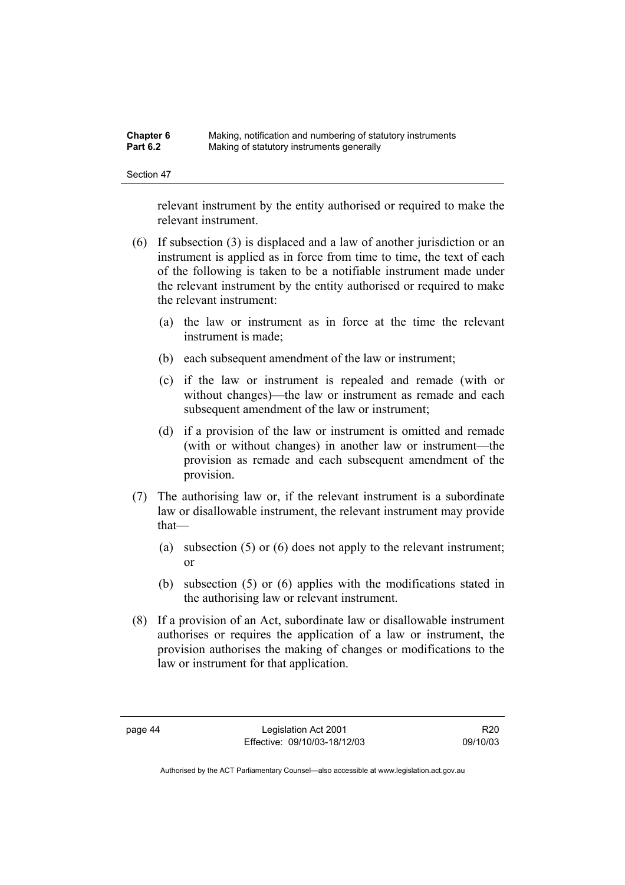relevant instrument by the entity authorised or required to make the relevant instrument.

(6) If subsection (3) is displaced and a law of another jurisdiction or an instrument is applied as in force from time to time, the text of each of the following is taken to be a notifiable instrument made under the relevant instrument by the entity authorised or required to make the relevant instrument:

(a) the law or instrument as in force at the time the relevant instrument is made;

(b) each subsequent amendment of the law or instrument;

(c) if the law or instrument is repealed and remade (with or without changes)—the law or instrument as remade and each subsequent amendment of the law or instrument;

(d) if a provision of the law or instrument is omitted and remade (with or without changes) in another law or instrument—the provision as remade and each subsequent amendment of the provision.

(7) The authorising law or, if the relevant instrument is a subordinate law or disallowable instrument, the relevant instrument may provide that—

(a) subsection (5) or (6) does not apply to the relevant instrument; or

(b) subsection (5) or (6) applies with the modifications stated in the authorising law or relevant instrument.

(8) If a provision of an Act, subordinate law or disallowable instrument authorises or requires the application of a law or instrument, the provision authorises the making of changes or modifications to the law or instrument for that application.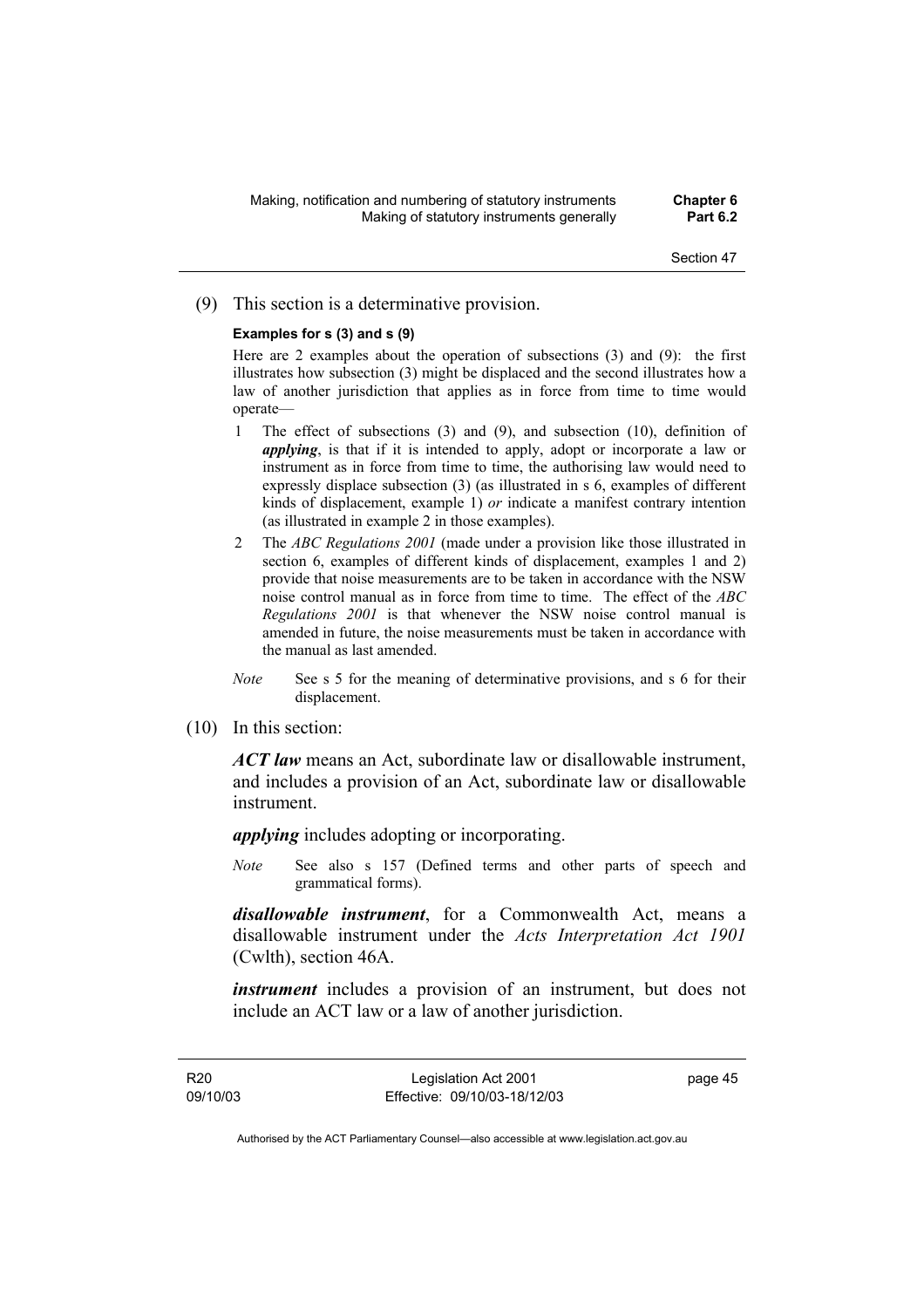(9) This section is a determinative provision.

**Examples for s (3) and s (9)**

Here are 2 examples about the operation of subsections (3) and (9): the first illustrates how subsection (3) might be displaced and the second illustrates how a law of another jurisdiction that applies as in force from time to time would operate—

1 The effect of subsections (3) and (9), and subsection (10), definition of ***applying***, is that if it is intended to apply, adopt or incorporate a law or instrument as in force from time to time, the authorising law would need to expressly displace subsection (3) (as illustrated in s 6, examples of different kinds of displacement, example 1) *or* indicate a manifest contrary intention (as illustrated in example 2 in those examples).

2 The *ABC Regulations 2001* (made under a provision like those illustrated in section 6, examples of different kinds of displacement, examples 1 and 2) provide that noise measurements are to be taken in accordance with the NSW noise control manual as in force from time to time. The effect of the *ABC Regulations 2001* is that whenever the NSW noise control manual is amended in future, the noise measurements must be taken in accordance with the manual as last amended.

*Note* See s 5 for the meaning of determinative provisions, and s 6 for their displacement.

(10) In this section:

***ACT law*** means an Act, subordinate law or disallowable instrument, and includes a provision of an Act, subordinate law or disallowable instrument.

***applying*** includes adopting or incorporating.

*Note* See also s 157 (Defined terms and other parts of speech and grammatical forms).

***disallowable instrument***, for a Commonwealth Act, means a disallowable instrument under the *Acts Interpretation Act 1901* (Cwlth), section 46A.

***instrument*** includes a provision of an instrument, but does not include an ACT law or a law of another jurisdiction.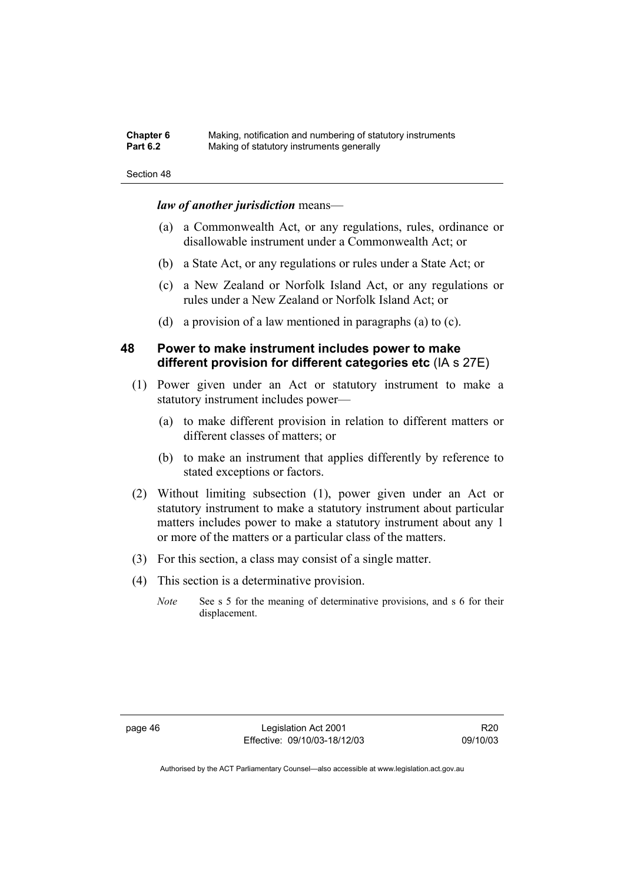***law of another jurisdiction*** means—

(a) a Commonwealth Act, or any regulations, rules, ordinance or disallowable instrument under a Commonwealth Act; or

(b) a State Act, or any regulations or rules under a State Act; or

(c) a New Zealand or Norfolk Island Act, or any regulations or rules under a New Zealand or Norfolk Island Act; or

(d) a provision of a law mentioned in paragraphs (a) to (c).

## 48 Power to make instrument includes power to make different provision for different categories etc (IA s 27E)

(1) Power given under an Act or statutory instrument to make a statutory instrument includes power—

(a) to make different provision in relation to different matters or different classes of matters; or

(b) to make an instrument that applies differently by reference to stated exceptions or factors.

(2) Without limiting subsection (1), power given under an Act or statutory instrument to make a statutory instrument about particular matters includes power to make a statutory instrument about any 1 or more of the matters or a particular class of the matters.

(3) For this section, a class may consist of a single matter.

(4) This section is a determinative provision.

*Note* See s 5 for the meaning of determinative provisions, and s 6 for their displacement.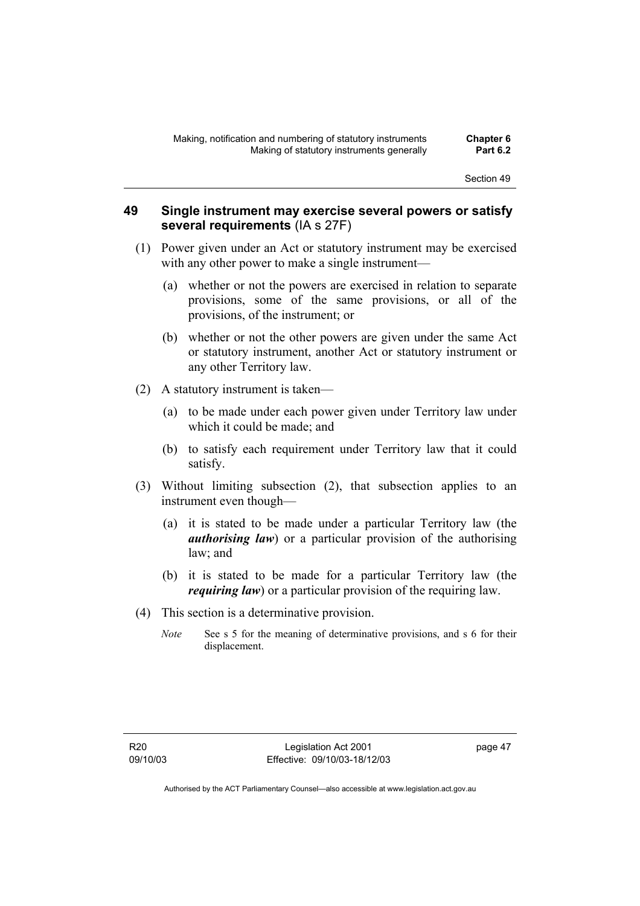## 49 Single instrument may exercise several powers or satisfy several requirements (IA s 27F)

(1) Power given under an Act or statutory instrument may be exercised with any other power to make a single instrument—

(a) whether or not the powers are exercised in relation to separate provisions, some of the same provisions, or all of the provisions, of the instrument; or

(b) whether or not the other powers are given under the same Act or statutory instrument, another Act or statutory instrument or any other Territory law.

(2) A statutory instrument is taken—

(a) to be made under each power given under Territory law under which it could be made; and

(b) to satisfy each requirement under Territory law that it could satisfy.

(3) Without limiting subsection (2), that subsection applies to an instrument even though—

(a) it is stated to be made under a particular Territory law (the ***authorising law***) or a particular provision of the authorising law; and

(b) it is stated to be made for a particular Territory law (the ***requiring law***) or a particular provision of the requiring law.

(4) This section is a determinative provision.

*Note* See s 5 for the meaning of determinative provisions, and s 6 for their displacement.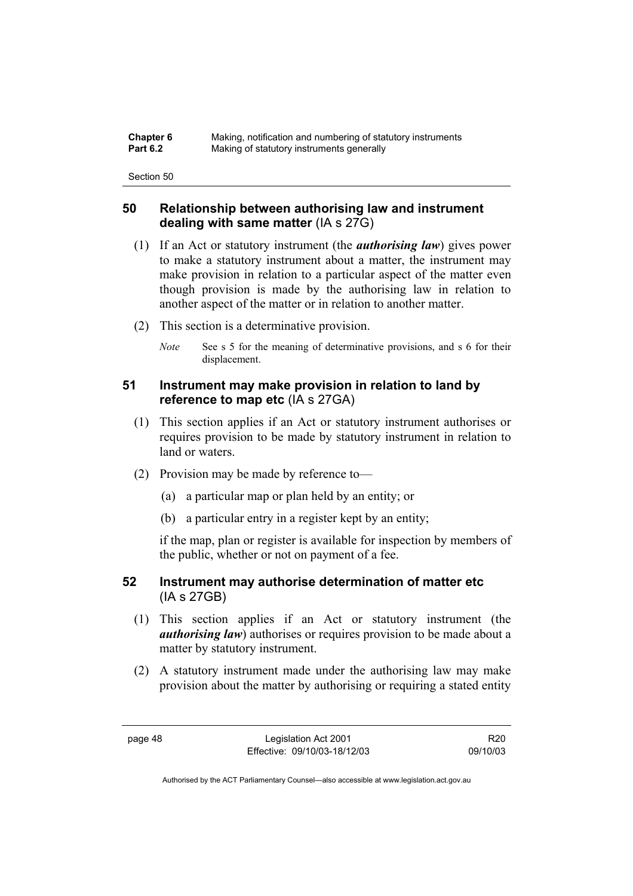## 50 Relationship between authorising law and instrument dealing with same matter (IA s 27G)

(1) If an Act or statutory instrument (the ***authorising law***) gives power to make a statutory instrument about a matter, the instrument may make provision in relation to a particular aspect of the matter even though provision is made by the authorising law in relation to another aspect of the matter or in relation to another matter.

(2) This section is a determinative provision.

*Note* See s 5 for the meaning of determinative provisions, and s 6 for their displacement.

## 51 Instrument may make provision in relation to land by reference to map etc (IA s 27GA)

(1) This section applies if an Act or statutory instrument authorises or requires provision to be made by statutory instrument in relation to land or waters.

(2) Provision may be made by reference to—

(a) a particular map or plan held by an entity; or

(b) a particular entry in a register kept by an entity;

if the map, plan or register is available for inspection by members of the public, whether or not on payment of a fee.

## 52 Instrument may authorise determination of matter etc (IA s 27GB)

(1) This section applies if an Act or statutory instrument (the ***authorising law***) authorises or requires provision to be made about a matter by statutory instrument.

(2) A statutory instrument made under the authorising law may make provision about the matter by authorising or requiring a stated entity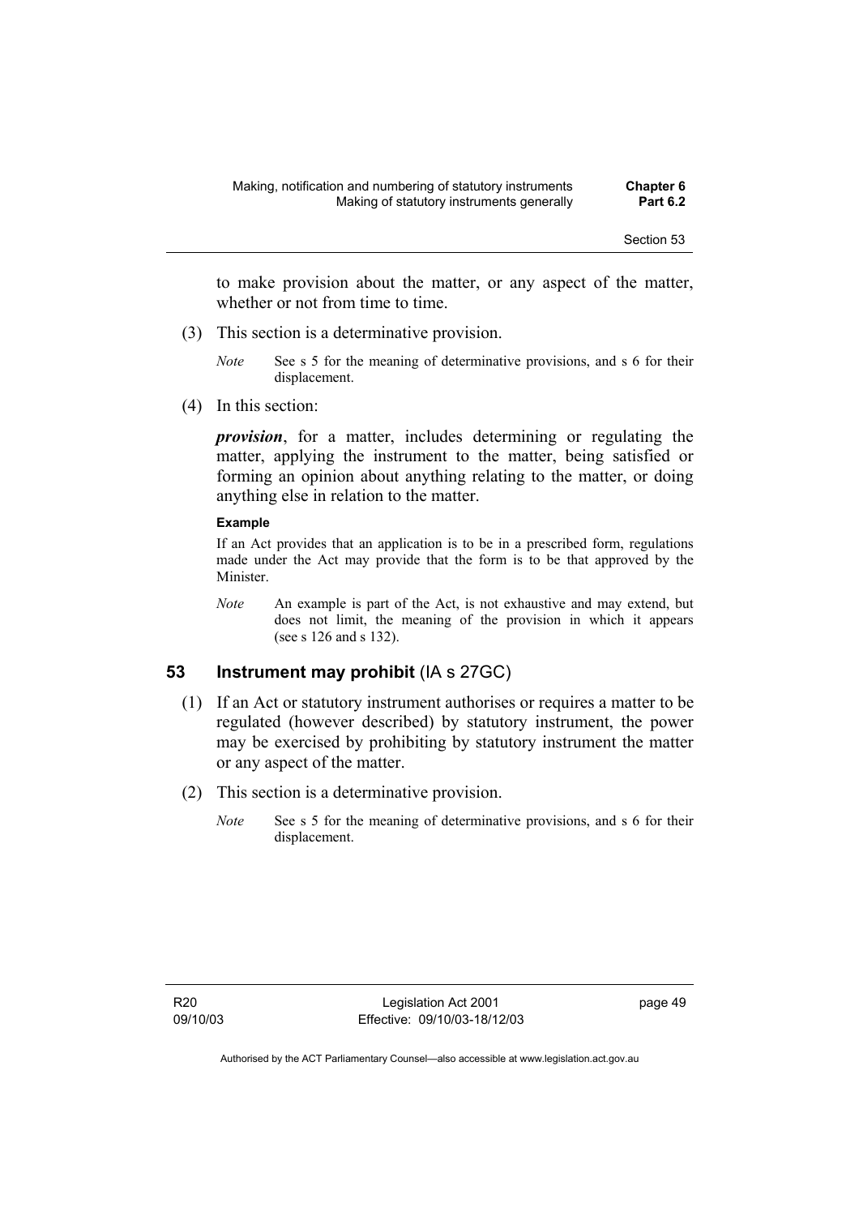to make provision about the matter, or any aspect of the matter, whether or not from time to time.

(3) This section is a determinative provision.

*Note* See s 5 for the meaning of determinative provisions, and s 6 for their displacement.

(4) In this section:

***provision***, for a matter, includes determining or regulating the matter, applying the instrument to the matter, being satisfied or forming an opinion about anything relating to the matter, or doing anything else in relation to the matter.

**Example**

If an Act provides that an application is to be in a prescribed form, regulations made under the Act may provide that the form is to be that approved by the Minister.

*Note* An example is part of the Act, is not exhaustive and may extend, but does not limit, the meaning of the provision in which it appears (see s 126 and s 132).

## 53 Instrument may prohibit (IA s 27GC)

(1) If an Act or statutory instrument authorises or requires a matter to be regulated (however described) by statutory instrument, the power may be exercised by prohibiting by statutory instrument the matter or any aspect of the matter.

(2) This section is a determinative provision.

*Note* See s 5 for the meaning of determinative provisions, and s 6 for their displacement.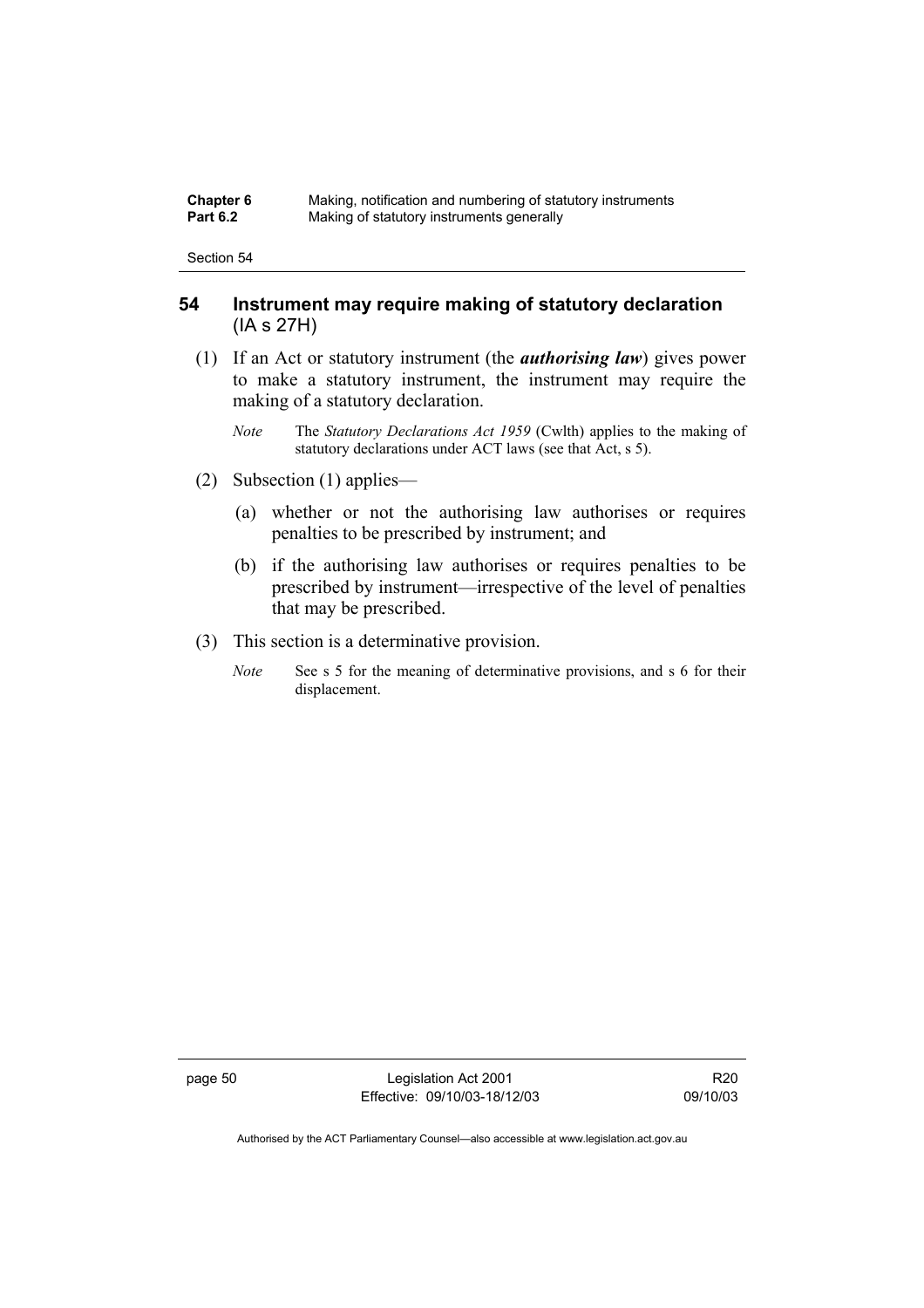## 54 Instrument may require making of statutory declaration (IA s 27H)

(1) If an Act or statutory instrument (the ***authorising law***) gives power to make a statutory instrument, the instrument may require the making of a statutory declaration.

*Note* The *Statutory Declarations Act 1959* (Cwlth) applies to the making of statutory declarations under ACT laws (see that Act, s 5).

(2) Subsection (1) applies—

(a) whether or not the authorising law authorises or requires penalties to be prescribed by instrument; and

(b) if the authorising law authorises or requires penalties to be prescribed by instrument—irrespective of the level of penalties that may be prescribed.

(3) This section is a determinative provision.

*Note* See s 5 for the meaning of determinative provisions, and s 6 for their displacement.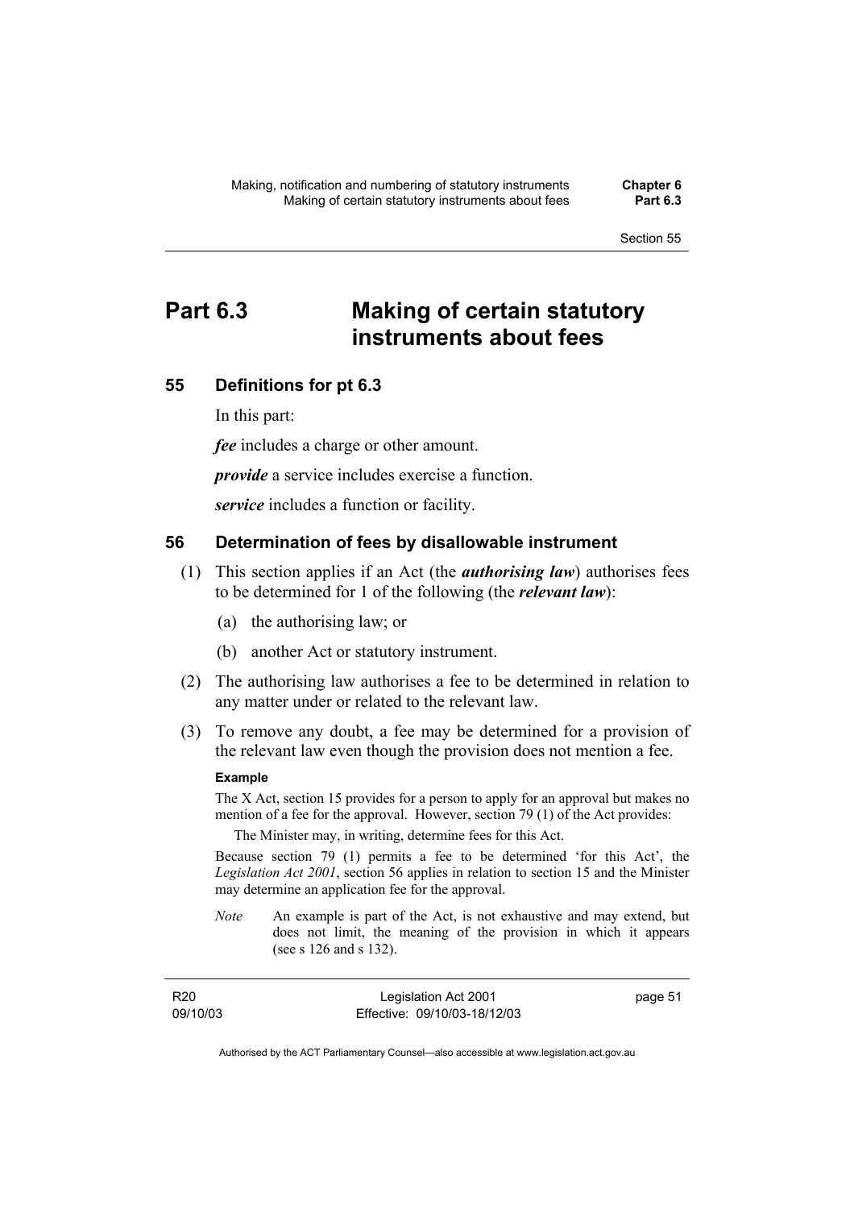# Part 6.3 Making of certain statutory instruments about fees

## 55 Definitions for pt 6.3

In this part:

***fee*** includes a charge or other amount.

***provide*** a service includes exercise a function.

***service*** includes a function or facility.

## 56 Determination of fees by disallowable instrument

(1) This section applies if an Act (the ***authorising law***) authorises fees to be determined for 1 of the following (the ***relevant law***):

  (a) the authorising law; or

  (b) another Act or statutory instrument.

(2) The authorising law authorises a fee to be determined in relation to any matter under or related to the relevant law.

(3) To remove any doubt, a fee may be determined for a provision of the relevant law even though the provision does not mention a fee.

**Example**

The X Act, section 15 provides for a person to apply for an approval but makes no mention of a fee for the approval. However, section 79 (1) of the Act provides:

  The Minister may, in writing, determine fees for this Act.

Because section 79 (1) permits a fee to be determined 'for this Act', the *Legislation Act 2001*, section 56 applies in relation to section 15 and the Minister may determine an application fee for the approval.

*Note* An example is part of the Act, is not exhaustive and may extend, but does not limit, the meaning of the provision in which it appears (see s 126 and s 132).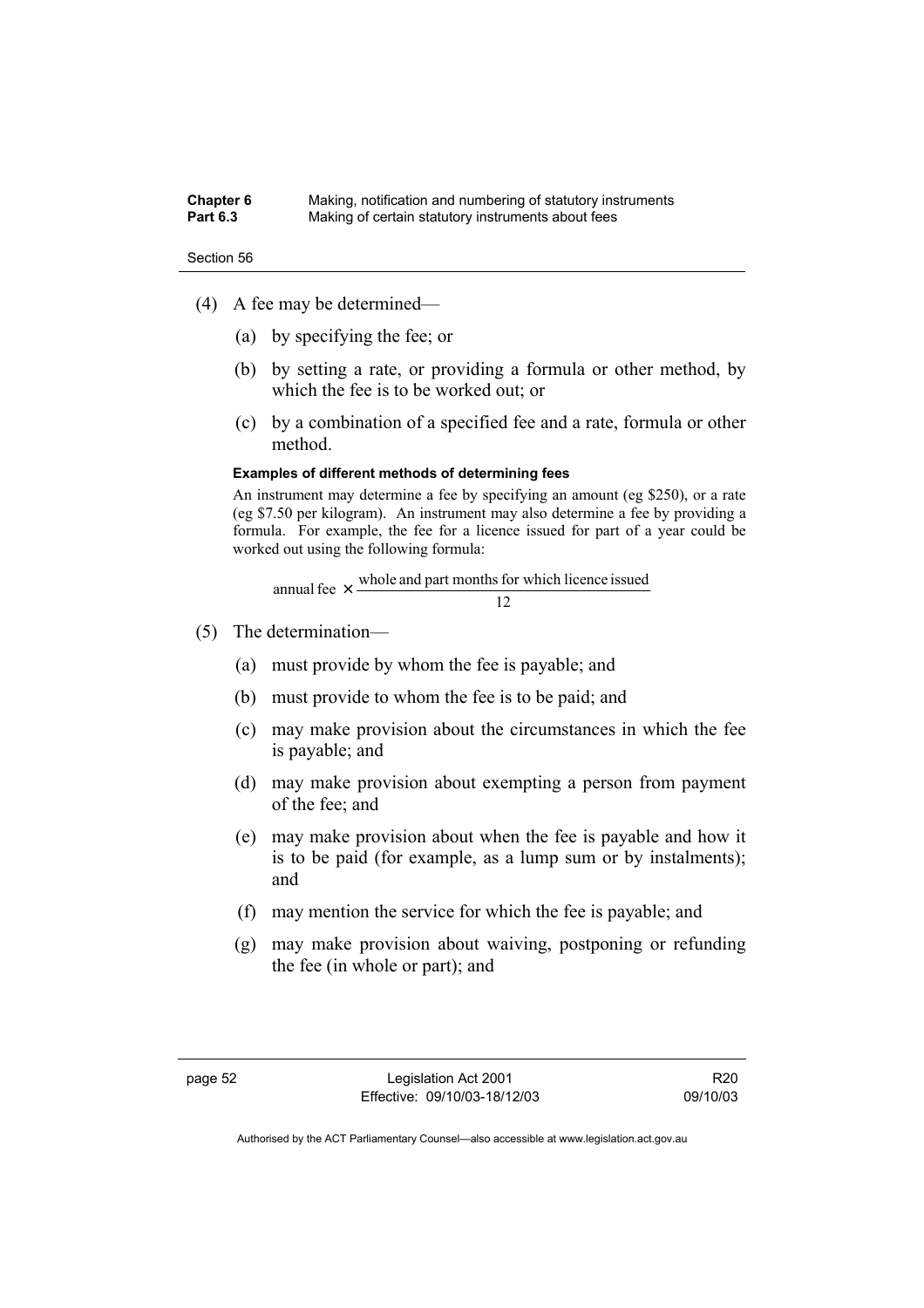(4) A fee may be determined—

(a) by specifying the fee; or

(b) by setting a rate, or providing a formula or other method, by which the fee is to be worked out; or

(c) by a combination of a specified fee and a rate, formula or other method.

**Examples of different methods of determining fees**

An instrument may determine a fee by specifying an amount (eg $250), or a rate (eg $7.50 per kilogram). An instrument may also determine a fee by providing a formula. For example, the fee for a licence issued for part of a year could be worked out using the following formula:

$$\text{annual fee} \times \frac{\text{whole and part months for which licence issued}}{12}$$

(5) The determination—

(a) must provide by whom the fee is payable; and

(b) must provide to whom the fee is to be paid; and

(c) may make provision about the circumstances in which the fee is payable; and

(d) may make provision about exempting a person from payment of the fee; and

(e) may make provision about when the fee is payable and how it is to be paid (for example, as a lump sum or by instalments); and

(f) may mention the service for which the fee is payable; and

(g) may make provision about waiving, postponing or refunding the fee (in whole or part); and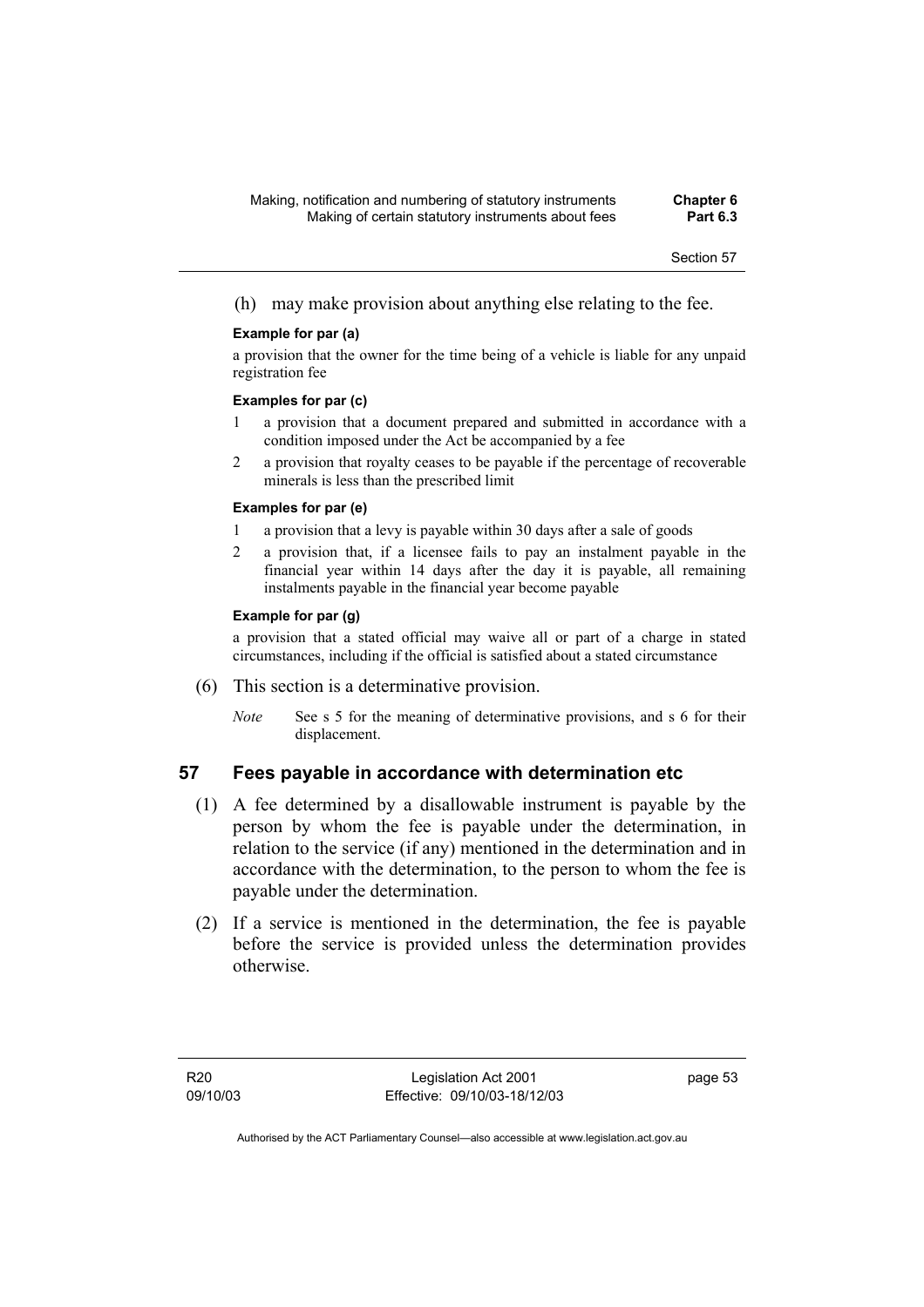(h) may make provision about anything else relating to the fee.

**Example for par (a)**

a provision that the owner for the time being of a vehicle is liable for any unpaid registration fee

**Examples for par (c)**

1 a provision that a document prepared and submitted in accordance with a condition imposed under the Act be accompanied by a fee

2 a provision that royalty ceases to be payable if the percentage of recoverable minerals is less than the prescribed limit

**Examples for par (e)**

1 a provision that a levy is payable within 30 days after a sale of goods

2 a provision that, if a licensee fails to pay an instalment payable in the financial year within 14 days after the day it is payable, all remaining instalments payable in the financial year become payable

**Example for par (g)**

a provision that a stated official may waive all or part of a charge in stated circumstances, including if the official is satisfied about a stated circumstance

(6) This section is a determinative provision.

*Note* See s 5 for the meaning of determinative provisions, and s 6 for their displacement.

## 57 Fees payable in accordance with determination etc

(1) A fee determined by a disallowable instrument is payable by the person by whom the fee is payable under the determination, in relation to the service (if any) mentioned in the determination and in accordance with the determination, to the person to whom the fee is payable under the determination.

(2) If a service is mentioned in the determination, the fee is payable before the service is provided unless the determination provides otherwise.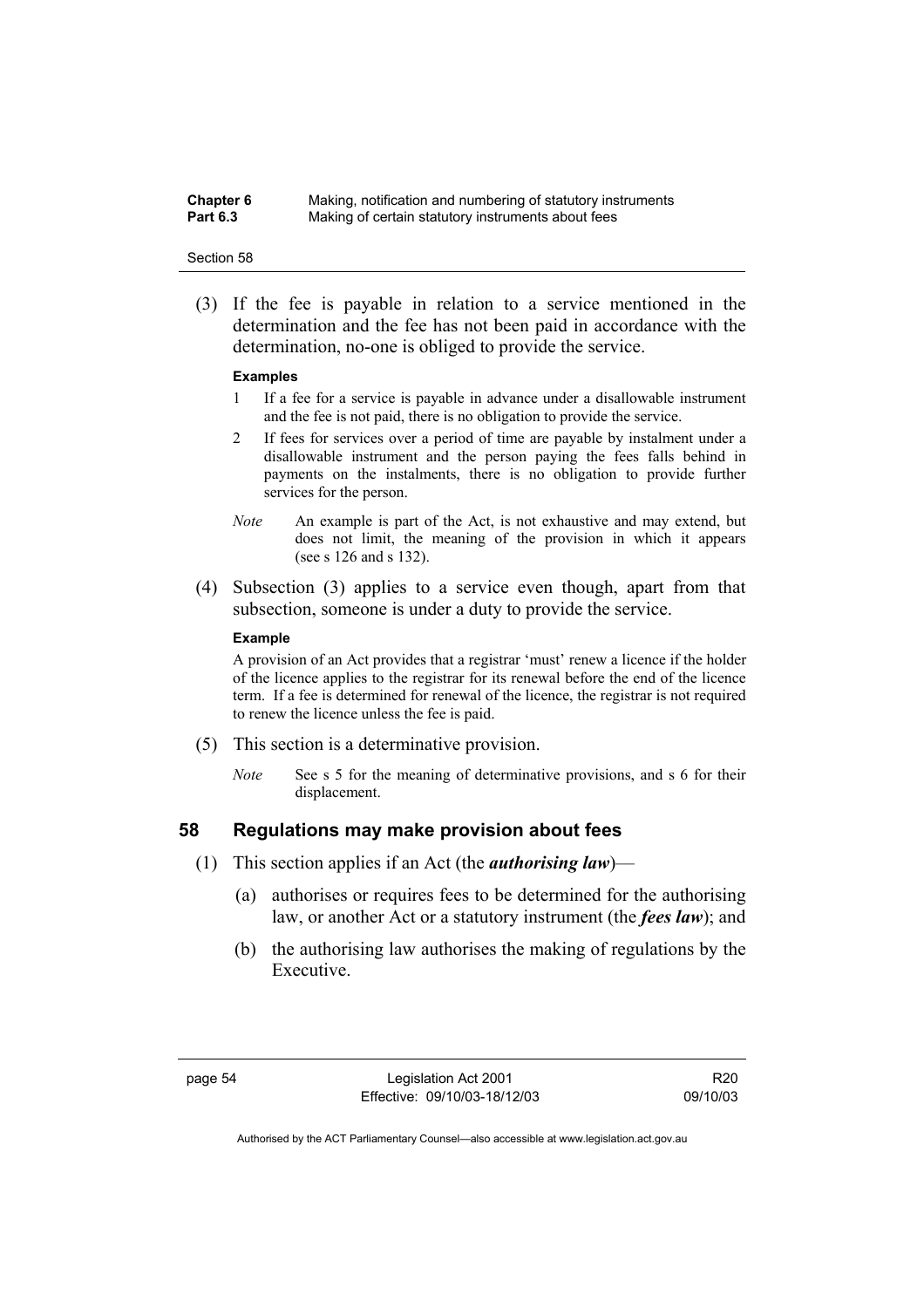(3) If the fee is payable in relation to a service mentioned in the determination and the fee has not been paid in accordance with the determination, no-one is obliged to provide the service.

**Examples**

1 If a fee for a service is payable in advance under a disallowable instrument and the fee is not paid, there is no obligation to provide the service.

2 If fees for services over a period of time are payable by instalment under a disallowable instrument and the person paying the fees falls behind in payments on the instalments, there is no obligation to provide further services for the person.

*Note* An example is part of the Act, is not exhaustive and may extend, but does not limit, the meaning of the provision in which it appears (see s 126 and s 132).

(4) Subsection (3) applies to a service even though, apart from that subsection, someone is under a duty to provide the service.

**Example**

A provision of an Act provides that a registrar 'must' renew a licence if the holder of the licence applies to the registrar for its renewal before the end of the licence term. If a fee is determined for renewal of the licence, the registrar is not required to renew the licence unless the fee is paid.

(5) This section is a determinative provision.

*Note* See s 5 for the meaning of determinative provisions, and s 6 for their displacement.

## 58 Regulations may make provision about fees

(1) This section applies if an Act (the ***authorising law***)—

(a) authorises or requires fees to be determined for the authorising law, or another Act or a statutory instrument (the ***fees law***); and

(b) the authorising law authorises the making of regulations by the Executive.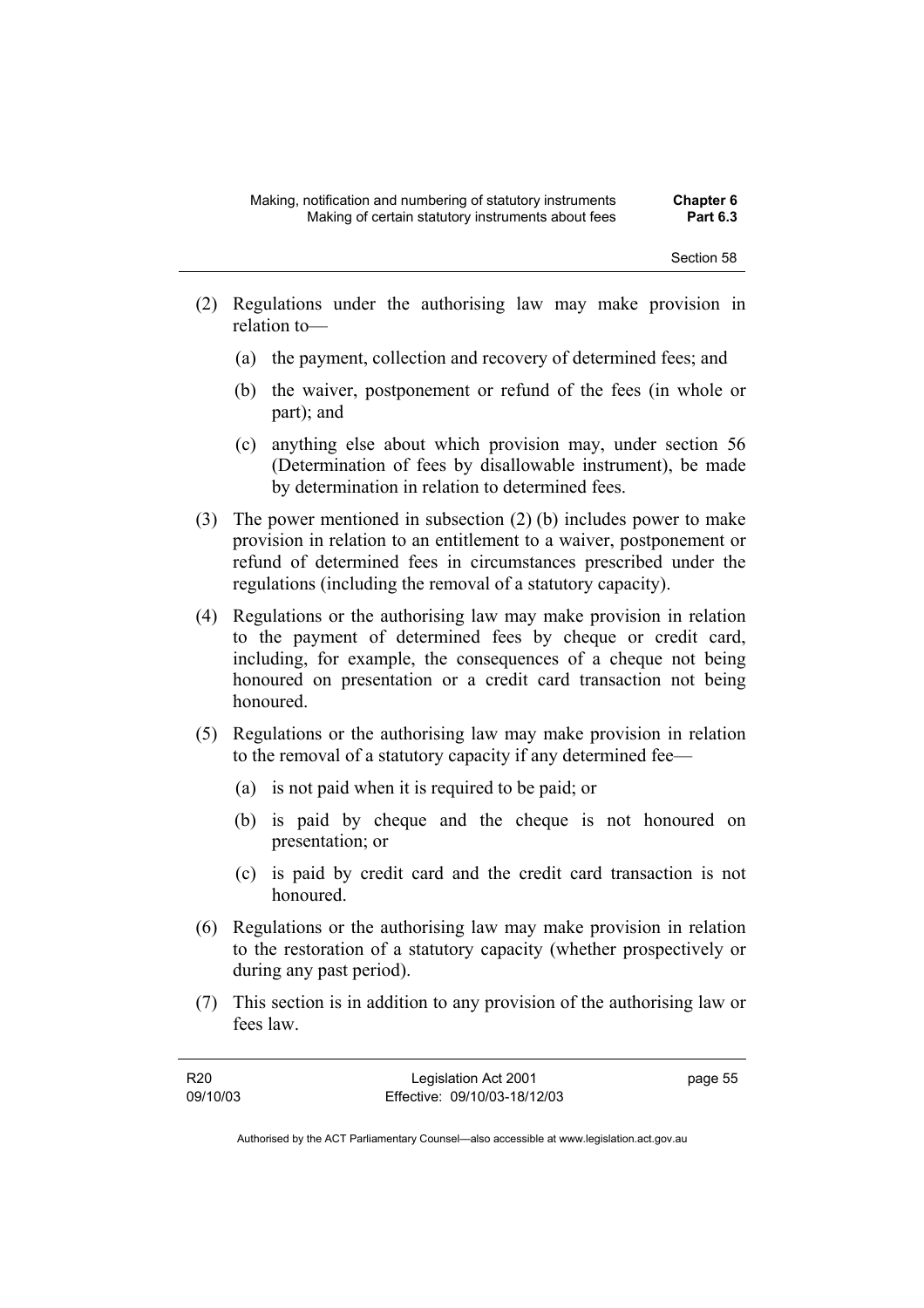(2) Regulations under the authorising law may make provision in relation to—

(a) the payment, collection and recovery of determined fees; and

(b) the waiver, postponement or refund of the fees (in whole or part); and

(c) anything else about which provision may, under section 56 (Determination of fees by disallowable instrument), be made by determination in relation to determined fees.

(3) The power mentioned in subsection (2) (b) includes power to make provision in relation to an entitlement to a waiver, postponement or refund of determined fees in circumstances prescribed under the regulations (including the removal of a statutory capacity).

(4) Regulations or the authorising law may make provision in relation to the payment of determined fees by cheque or credit card, including, for example, the consequences of a cheque not being honoured on presentation or a credit card transaction not being honoured.

(5) Regulations or the authorising law may make provision in relation to the removal of a statutory capacity if any determined fee—

(a) is not paid when it is required to be paid; or

(b) is paid by cheque and the cheque is not honoured on presentation; or

(c) is paid by credit card and the credit card transaction is not honoured.

(6) Regulations or the authorising law may make provision in relation to the restoration of a statutory capacity (whether prospectively or during any past period).

(7) This section is in addition to any provision of the authorising law or fees law.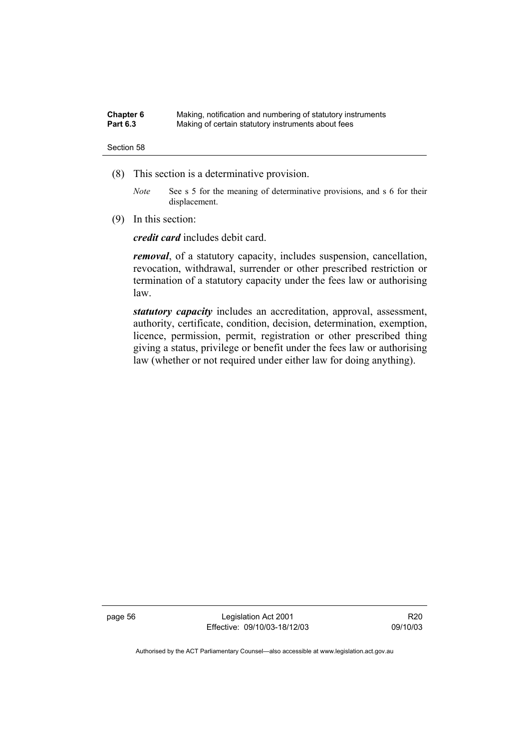(8) This section is a determinative provision.

*Note* See s 5 for the meaning of determinative provisions, and s 6 for their displacement.

(9) In this section:

***credit card*** includes debit card.

***removal***, of a statutory capacity, includes suspension, cancellation, revocation, withdrawal, surrender or other prescribed restriction or termination of a statutory capacity under the fees law or authorising law.

***statutory capacity*** includes an accreditation, approval, assessment, authority, certificate, condition, decision, determination, exemption, licence, permission, permit, registration or other prescribed thing giving a status, privilege or benefit under the fees law or authorising law (whether or not required under either law for doing anything).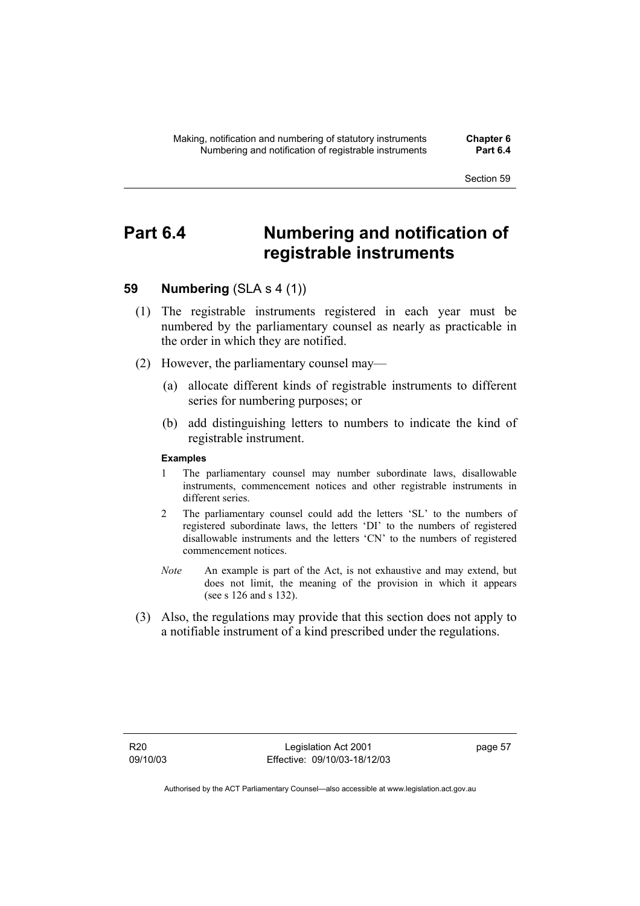# Part 6.4 Numbering and notification of registrable instruments

## 59 Numbering (SLA s 4 (1))

(1) The registrable instruments registered in each year must be numbered by the parliamentary counsel as nearly as practicable in the order in which they are notified.

(2) However, the parliamentary counsel may—

(a) allocate different kinds of registrable instruments to different series for numbering purposes; or

(b) add distinguishing letters to numbers to indicate the kind of registrable instrument.

**Examples**

1 The parliamentary counsel may number subordinate laws, disallowable instruments, commencement notices and other registrable instruments in different series.

2 The parliamentary counsel could add the letters 'SL' to the numbers of registered subordinate laws, the letters 'DI' to the numbers of registered disallowable instruments and the letters 'CN' to the numbers of registered commencement notices.

*Note* An example is part of the Act, is not exhaustive and may extend, but does not limit, the meaning of the provision in which it appears (see s 126 and s 132).

(3) Also, the regulations may provide that this section does not apply to a notifiable instrument of a kind prescribed under the regulations.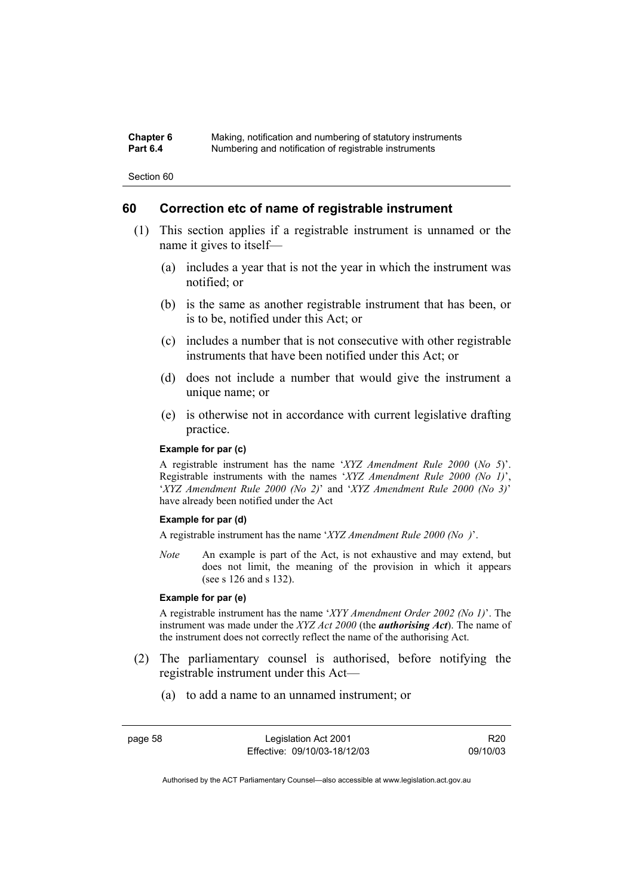## 60 Correction etc of name of registrable instrument

(1) This section applies if a registrable instrument is unnamed or the name it gives to itself—

(a) includes a year that is not the year in which the instrument was notified; or

(b) is the same as another registrable instrument that has been, or is to be, notified under this Act; or

(c) includes a number that is not consecutive with other registrable instruments that have been notified under this Act; or

(d) does not include a number that would give the instrument a unique name; or

(e) is otherwise not in accordance with current legislative drafting practice.

**Example for par (c)**

A registrable instrument has the name '*XYZ Amendment Rule 2000* (*No 5*)'. Registrable instruments with the names '*XYZ Amendment Rule 2000 (No 1)*', '*XYZ Amendment Rule 2000 (No 2)*' and '*XYZ Amendment Rule 2000 (No 3)*' have already been notified under the Act

**Example for par (d)**

A registrable instrument has the name '*XYZ Amendment Rule 2000 (No )*'.

*Note* An example is part of the Act, is not exhaustive and may extend, but does not limit, the meaning of the provision in which it appears (see s 126 and s 132).

**Example for par (e)**

A registrable instrument has the name '*XYY Amendment Order 2002 (No 1)*'. The instrument was made under the *XYZ Act 2000* (the ***authorising Act***). The name of the instrument does not correctly reflect the name of the authorising Act.

(2) The parliamentary counsel is authorised, before notifying the registrable instrument under this Act—

(a) to add a name to an unnamed instrument; or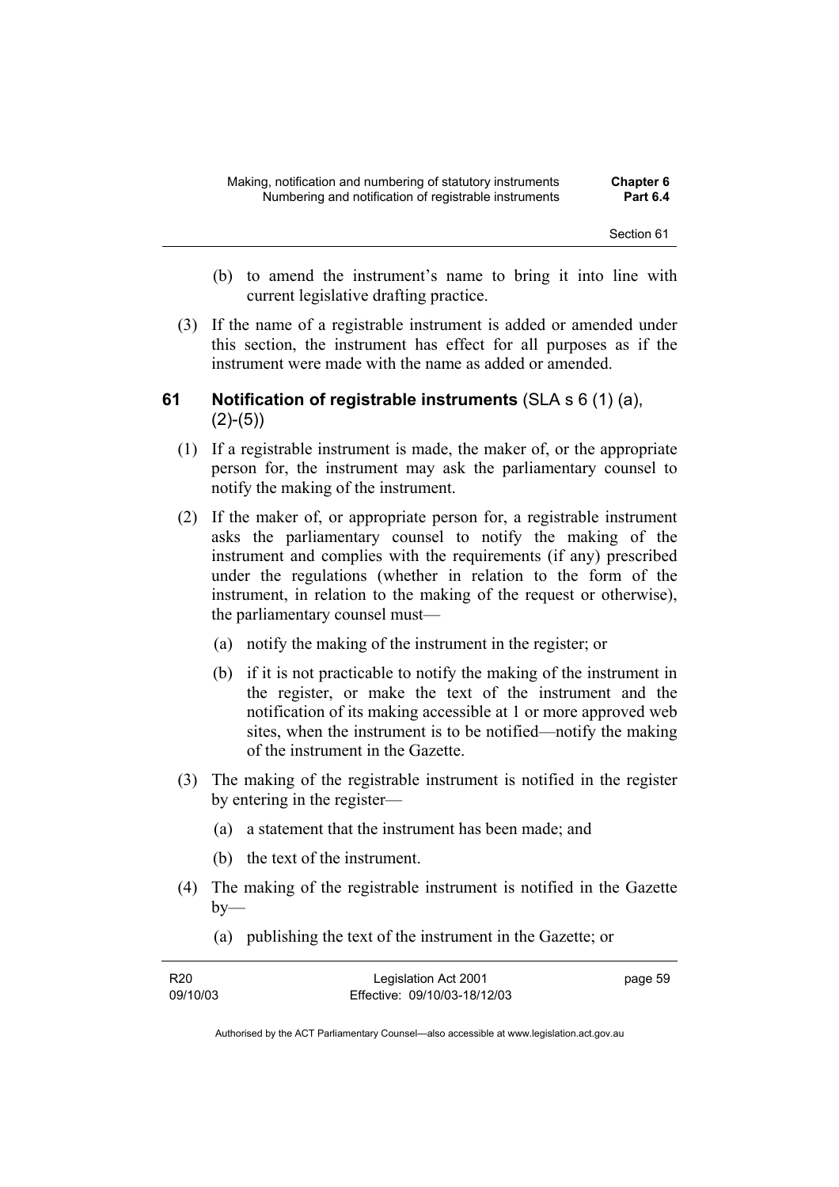(b) to amend the instrument's name to bring it into line with current legislative drafting practice.

(3) If the name of a registrable instrument is added or amended under this section, the instrument has effect for all purposes as if the instrument were made with the name as added or amended.

### 61 Notification of registrable instruments (SLA s 6 (1) (a), (2)-(5))

(1) If a registrable instrument is made, the maker of, or the appropriate person for, the instrument may ask the parliamentary counsel to notify the making of the instrument.

(2) If the maker of, or appropriate person for, a registrable instrument asks the parliamentary counsel to notify the making of the instrument and complies with the requirements (if any) prescribed under the regulations (whether in relation to the form of the instrument, in relation to the making of the request or otherwise), the parliamentary counsel must—

(a) notify the making of the instrument in the register; or

(b) if it is not practicable to notify the making of the instrument in the register, or make the text of the instrument and the notification of its making accessible at 1 or more approved web sites, when the instrument is to be notified—notify the making of the instrument in the Gazette.

(3) The making of the registrable instrument is notified in the register by entering in the register—

(a) a statement that the instrument has been made; and

(b) the text of the instrument.

(4) The making of the registrable instrument is notified in the Gazette by—

(a) publishing the text of the instrument in the Gazette; or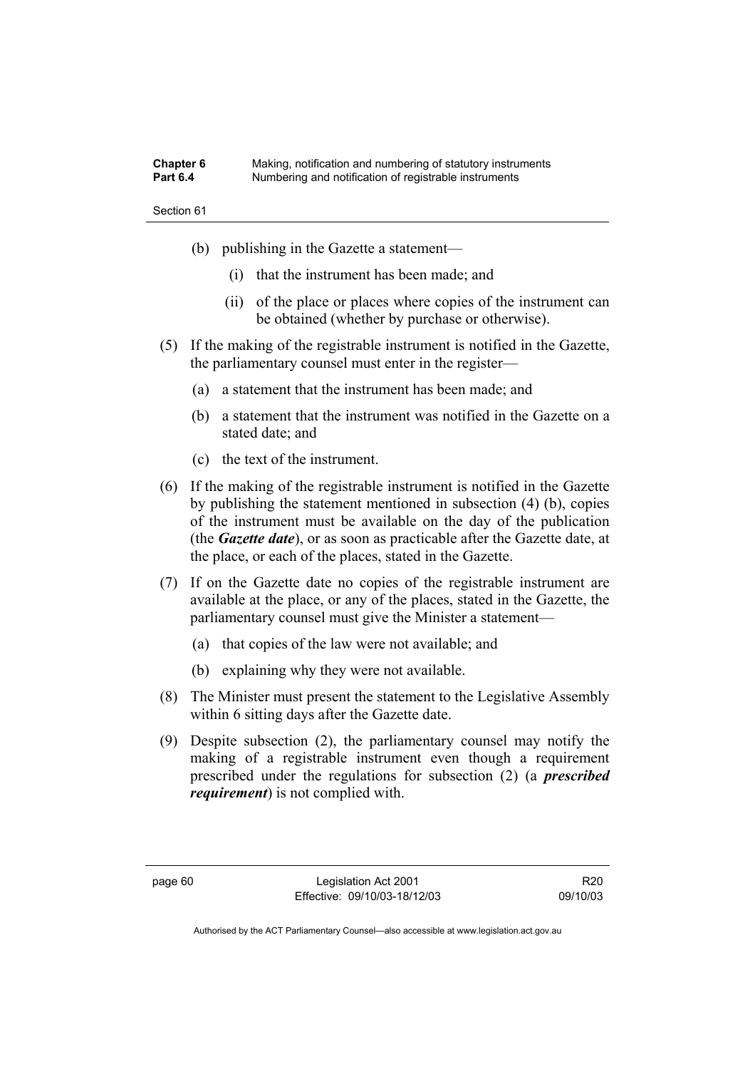(b) publishing in the Gazette a statement—

  (i) that the instrument has been made; and

  (ii) of the place or places where copies of the instrument can be obtained (whether by purchase or otherwise).

(5) If the making of the registrable instrument is notified in the Gazette, the parliamentary counsel must enter in the register—

  (a) a statement that the instrument has been made; and

  (b) a statement that the instrument was notified in the Gazette on a stated date; and

  (c) the text of the instrument.

(6) If the making of the registrable instrument is notified in the Gazette by publishing the statement mentioned in subsection (4) (b), copies of the instrument must be available on the day of the publication (the ***Gazette date***), or as soon as practicable after the Gazette date, at the place, or each of the places, stated in the Gazette.

(7) If on the Gazette date no copies of the registrable instrument are available at the place, or any of the places, stated in the Gazette, the parliamentary counsel must give the Minister a statement—

  (a) that copies of the law were not available; and

  (b) explaining why they were not available.

(8) The Minister must present the statement to the Legislative Assembly within 6 sitting days after the Gazette date.

(9) Despite subsection (2), the parliamentary counsel may notify the making of a registrable instrument even though a requirement prescribed under the regulations for subsection (2) (a ***prescribed requirement***) is not complied with.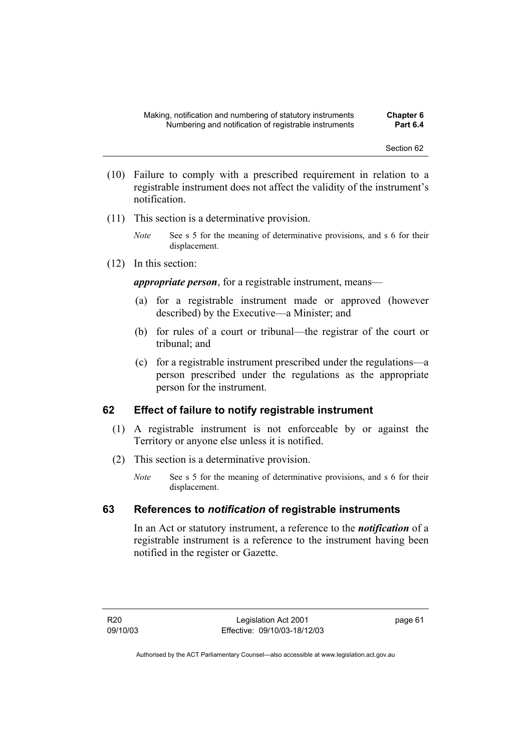(10) Failure to comply with a prescribed requirement in relation to a registrable instrument does not affect the validity of the instrument's notification.

(11) This section is a determinative provision.

*Note* See s 5 for the meaning of determinative provisions, and s 6 for their displacement.

(12) In this section:

***appropriate person***, for a registrable instrument, means—

(a) for a registrable instrument made or approved (however described) by the Executive—a Minister; and

(b) for rules of a court or tribunal—the registrar of the court or tribunal; and

(c) for a registrable instrument prescribed under the regulations—a person prescribed under the regulations as the appropriate person for the instrument.

## 62 Effect of failure to notify registrable instrument

(1) A registrable instrument is not enforceable by or against the Territory or anyone else unless it is notified.

(2) This section is a determinative provision.

*Note* See s 5 for the meaning of determinative provisions, and s 6 for their displacement.

## 63 References to *notification* of registrable instruments

In an Act or statutory instrument, a reference to the ***notification*** of a registrable instrument is a reference to the instrument having been notified in the register or Gazette.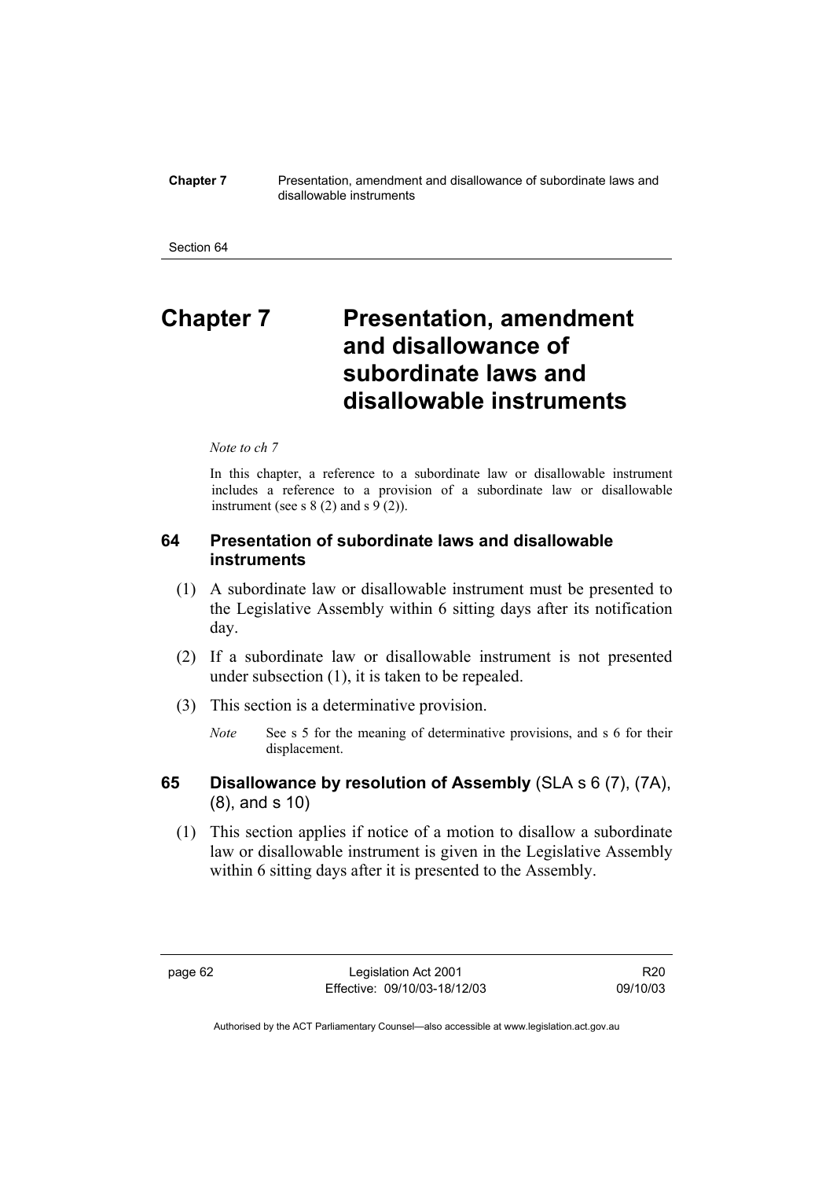# Chapter 7 Presentation, amendment and disallowance of subordinate laws and disallowable instruments

*Note to ch 7*

In this chapter, a reference to a subordinate law or disallowable instrument includes a reference to a provision of a subordinate law or disallowable instrument (see s 8 (2) and s 9 (2)).

## 64 Presentation of subordinate laws and disallowable instruments

(1) A subordinate law or disallowable instrument must be presented to the Legislative Assembly within 6 sitting days after its notification day.

(2) If a subordinate law or disallowable instrument is not presented under subsection (1), it is taken to be repealed.

(3) This section is a determinative provision.

*Note* See s 5 for the meaning of determinative provisions, and s 6 for their displacement.

## 65 Disallowance by resolution of Assembly (SLA s 6 (7), (7A), (8), and s 10)

(1) This section applies if notice of a motion to disallow a subordinate law or disallowable instrument is given in the Legislative Assembly within 6 sitting days after it is presented to the Assembly.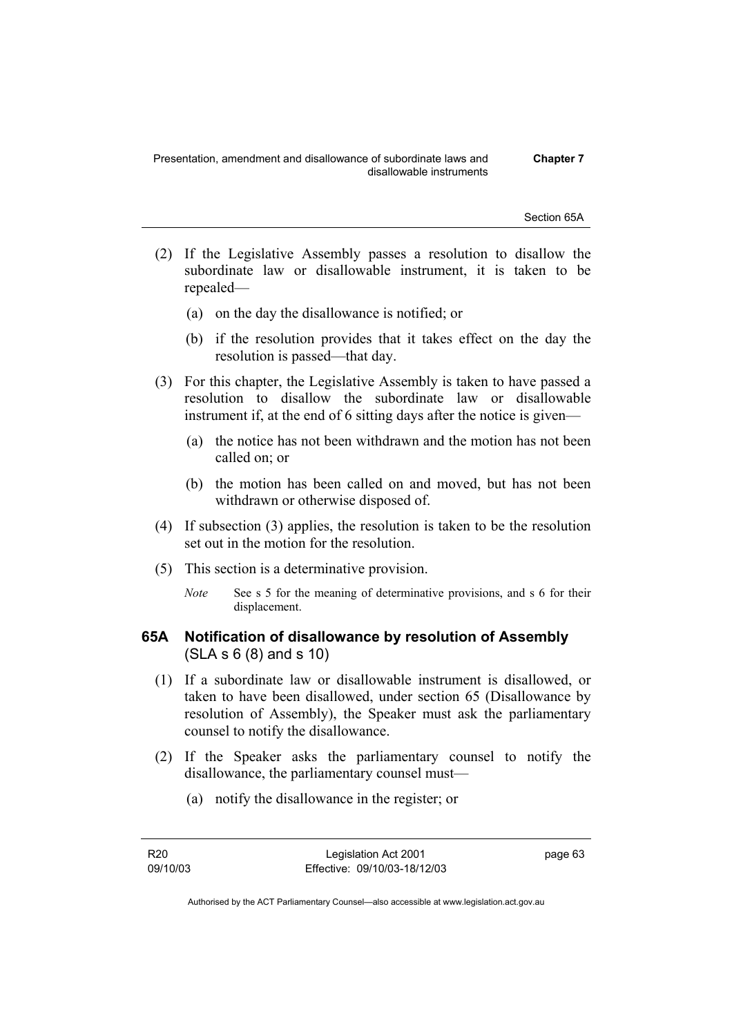(2) If the Legislative Assembly passes a resolution to disallow the subordinate law or disallowable instrument, it is taken to be repealed—

(a) on the day the disallowance is notified; or

(b) if the resolution provides that it takes effect on the day the resolution is passed—that day.

(3) For this chapter, the Legislative Assembly is taken to have passed a resolution to disallow the subordinate law or disallowable instrument if, at the end of 6 sitting days after the notice is given—

(a) the notice has not been withdrawn and the motion has not been called on; or

(b) the motion has been called on and moved, but has not been withdrawn or otherwise disposed of.

(4) If subsection (3) applies, the resolution is taken to be the resolution set out in the motion for the resolution.

(5) This section is a determinative provision.

*Note* See s 5 for the meaning of determinative provisions, and s 6 for their displacement.

### 65A Notification of disallowance by resolution of Assembly (SLA s 6 (8) and s 10)

(1) If a subordinate law or disallowable instrument is disallowed, or taken to have been disallowed, under section 65 (Disallowance by resolution of Assembly), the Speaker must ask the parliamentary counsel to notify the disallowance.

(2) If the Speaker asks the parliamentary counsel to notify the disallowance, the parliamentary counsel must—

(a) notify the disallowance in the register; or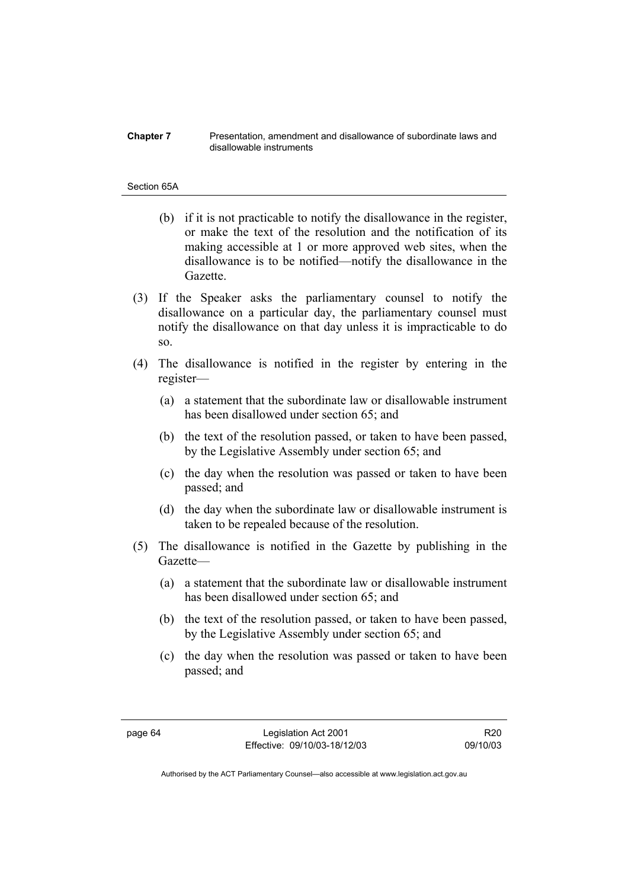(b) if it is not practicable to notify the disallowance in the register, or make the text of the resolution and the notification of its making accessible at 1 or more approved web sites, when the disallowance is to be notified—notify the disallowance in the Gazette.

(3) If the Speaker asks the parliamentary counsel to notify the disallowance on a particular day, the parliamentary counsel must notify the disallowance on that day unless it is impracticable to do so.

(4) The disallowance is notified in the register by entering in the register—

(a) a statement that the subordinate law or disallowable instrument has been disallowed under section 65; and

(b) the text of the resolution passed, or taken to have been passed, by the Legislative Assembly under section 65; and

(c) the day when the resolution was passed or taken to have been passed; and

(d) the day when the subordinate law or disallowable instrument is taken to be repealed because of the resolution.

(5) The disallowance is notified in the Gazette by publishing in the Gazette—

(a) a statement that the subordinate law or disallowable instrument has been disallowed under section 65; and

(b) the text of the resolution passed, or taken to have been passed, by the Legislative Assembly under section 65; and

(c) the day when the resolution was passed or taken to have been passed; and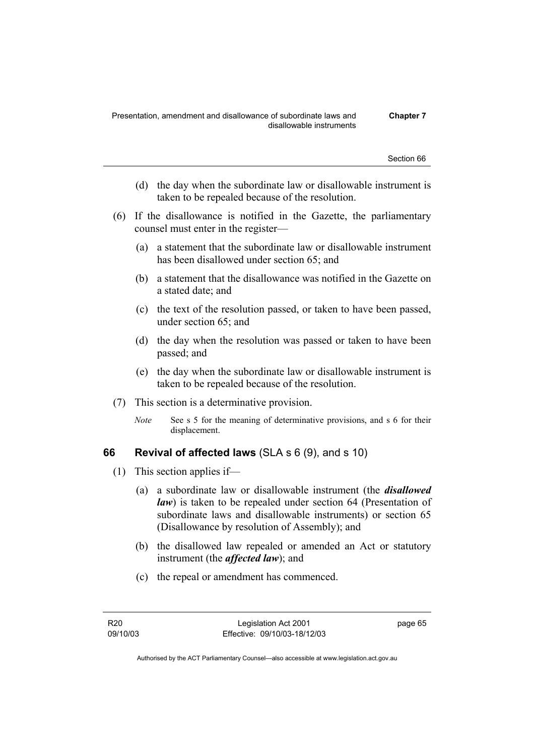(d) the day when the subordinate law or disallowable instrument is taken to be repealed because of the resolution.

(6) If the disallowance is notified in the Gazette, the parliamentary counsel must enter in the register—

(a) a statement that the subordinate law or disallowable instrument has been disallowed under section 65; and

(b) a statement that the disallowance was notified in the Gazette on a stated date; and

(c) the text of the resolution passed, or taken to have been passed, under section 65; and

(d) the day when the resolution was passed or taken to have been passed; and

(e) the day when the subordinate law or disallowable instrument is taken to be repealed because of the resolution.

(7) This section is a determinative provision.

*Note* See s 5 for the meaning of determinative provisions, and s 6 for their displacement.

## 66 Revival of affected laws (SLA s 6 (9), and s 10)

(1) This section applies if—

(a) a subordinate law or disallowable instrument (the ***disallowed law***) is taken to be repealed under section 64 (Presentation of subordinate laws and disallowable instruments) or section 65 (Disallowance by resolution of Assembly); and

(b) the disallowed law repealed or amended an Act or statutory instrument (the ***affected law***); and

(c) the repeal or amendment has commenced.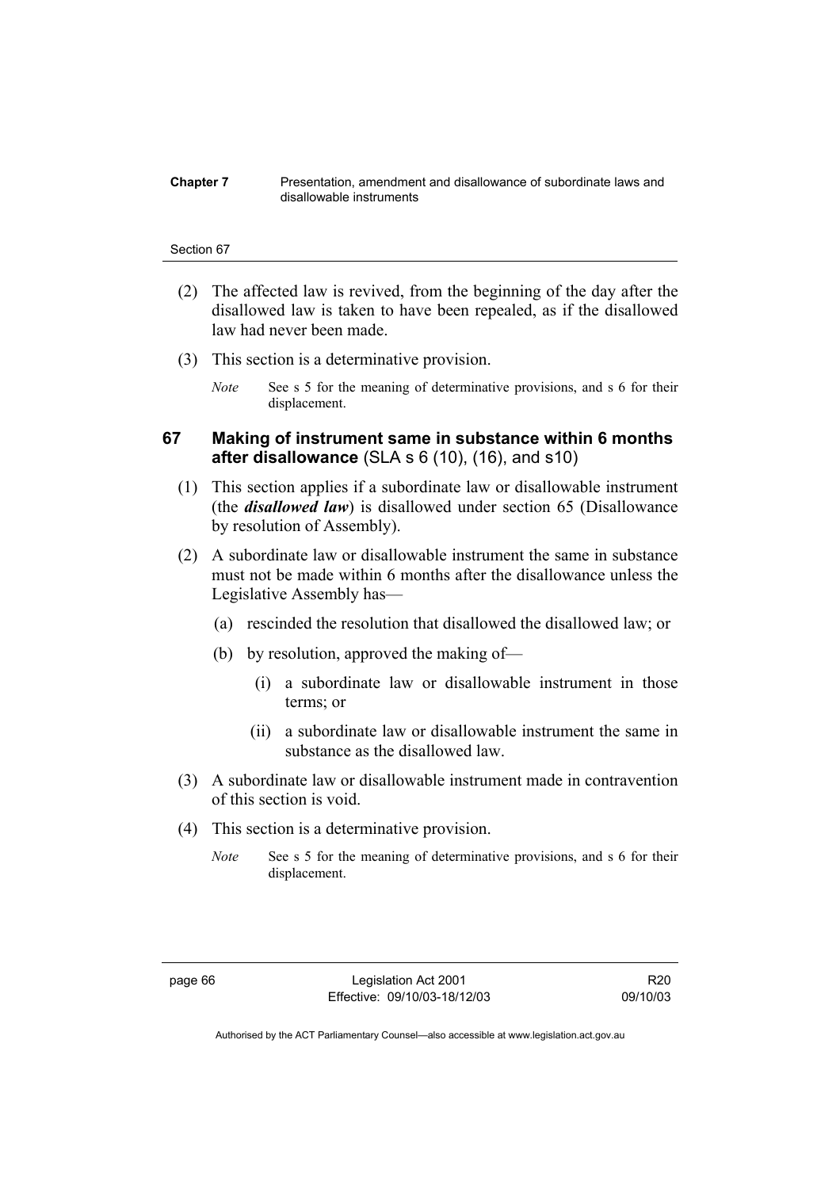(2) The affected law is revived, from the beginning of the day after the disallowed law is taken to have been repealed, as if the disallowed law had never been made.

(3) This section is a determinative provision.

*Note* See s 5 for the meaning of determinative provisions, and s 6 for their displacement.

### 67 Making of instrument same in substance within 6 months after disallowance (SLA s 6 (10), (16), and s10)

(1) This section applies if a subordinate law or disallowable instrument (the ***disallowed law***) is disallowed under section 65 (Disallowance by resolution of Assembly).

(2) A subordinate law or disallowable instrument the same in substance must not be made within 6 months after the disallowance unless the Legislative Assembly has—

(a) rescinded the resolution that disallowed the disallowed law; or

(b) by resolution, approved the making of—

(i) a subordinate law or disallowable instrument in those terms; or

(ii) a subordinate law or disallowable instrument the same in substance as the disallowed law.

(3) A subordinate law or disallowable instrument made in contravention of this section is void.

(4) This section is a determinative provision.

*Note* See s 5 for the meaning of determinative provisions, and s 6 for their displacement.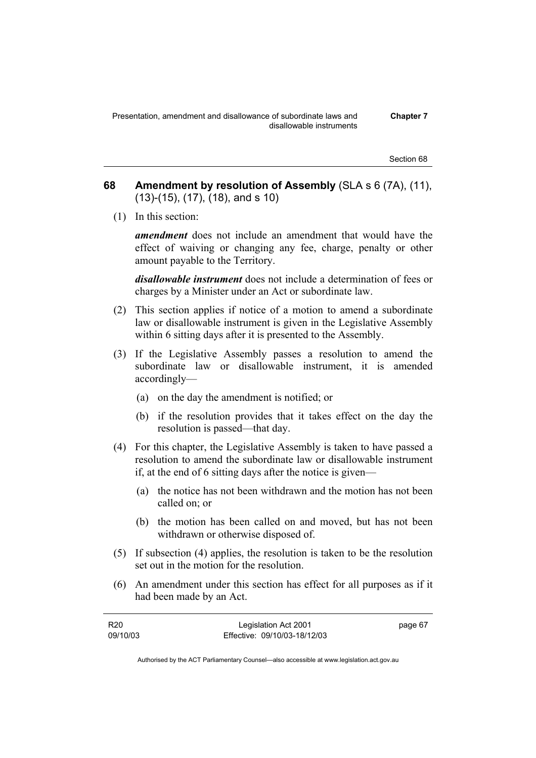## 68 Amendment by resolution of Assembly (SLA s 6 (7A), (11), (13)-(15), (17), (18), and s 10)

(1) In this section:

***amendment*** does not include an amendment that would have the effect of waiving or changing any fee, charge, penalty or other amount payable to the Territory.

***disallowable instrument*** does not include a determination of fees or charges by a Minister under an Act or subordinate law.

(2) This section applies if notice of a motion to amend a subordinate law or disallowable instrument is given in the Legislative Assembly within 6 sitting days after it is presented to the Assembly.

(3) If the Legislative Assembly passes a resolution to amend the subordinate law or disallowable instrument, it is amended accordingly—

(a) on the day the amendment is notified; or

(b) if the resolution provides that it takes effect on the day the resolution is passed—that day.

(4) For this chapter, the Legislative Assembly is taken to have passed a resolution to amend the subordinate law or disallowable instrument if, at the end of 6 sitting days after the notice is given—

(a) the notice has not been withdrawn and the motion has not been called on; or

(b) the motion has been called on and moved, but has not been withdrawn or otherwise disposed of.

(5) If subsection (4) applies, the resolution is taken to be the resolution set out in the motion for the resolution.

(6) An amendment under this section has effect for all purposes as if it had been made by an Act.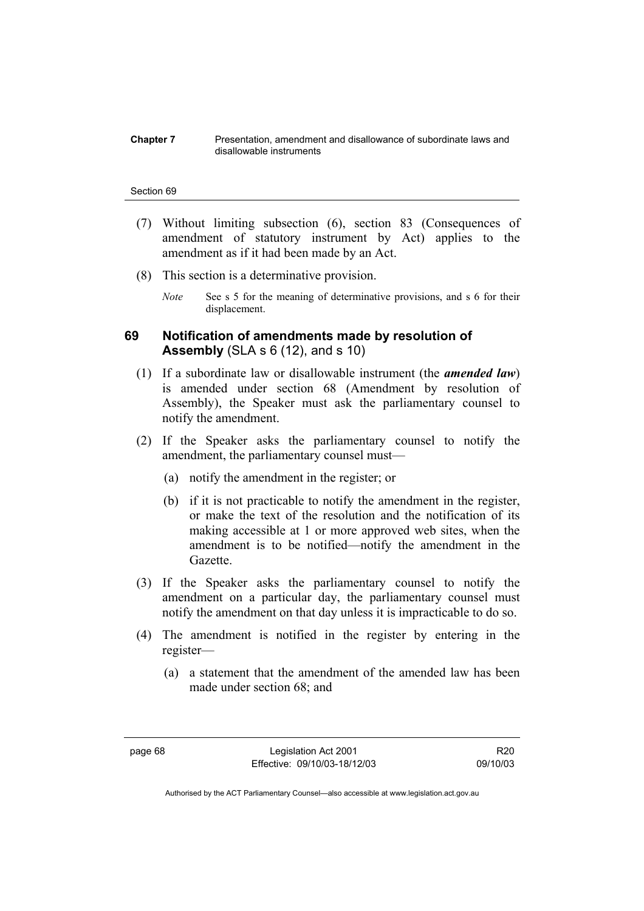(7) Without limiting subsection (6), section 83 (Consequences of amendment of statutory instrument by Act) applies to the amendment as if it had been made by an Act.

(8) This section is a determinative provision.

*Note* See s 5 for the meaning of determinative provisions, and s 6 for their displacement.

## 69 Notification of amendments made by resolution of Assembly (SLA s 6 (12), and s 10)

(1) If a subordinate law or disallowable instrument (the ***amended law***) is amended under section 68 (Amendment by resolution of Assembly), the Speaker must ask the parliamentary counsel to notify the amendment.

(2) If the Speaker asks the parliamentary counsel to notify the amendment, the parliamentary counsel must—

(a) notify the amendment in the register; or

(b) if it is not practicable to notify the amendment in the register, or make the text of the resolution and the notification of its making accessible at 1 or more approved web sites, when the amendment is to be notified—notify the amendment in the Gazette.

(3) If the Speaker asks the parliamentary counsel to notify the amendment on a particular day, the parliamentary counsel must notify the amendment on that day unless it is impracticable to do so.

(4) The amendment is notified in the register by entering in the register—

(a) a statement that the amendment of the amended law has been made under section 68; and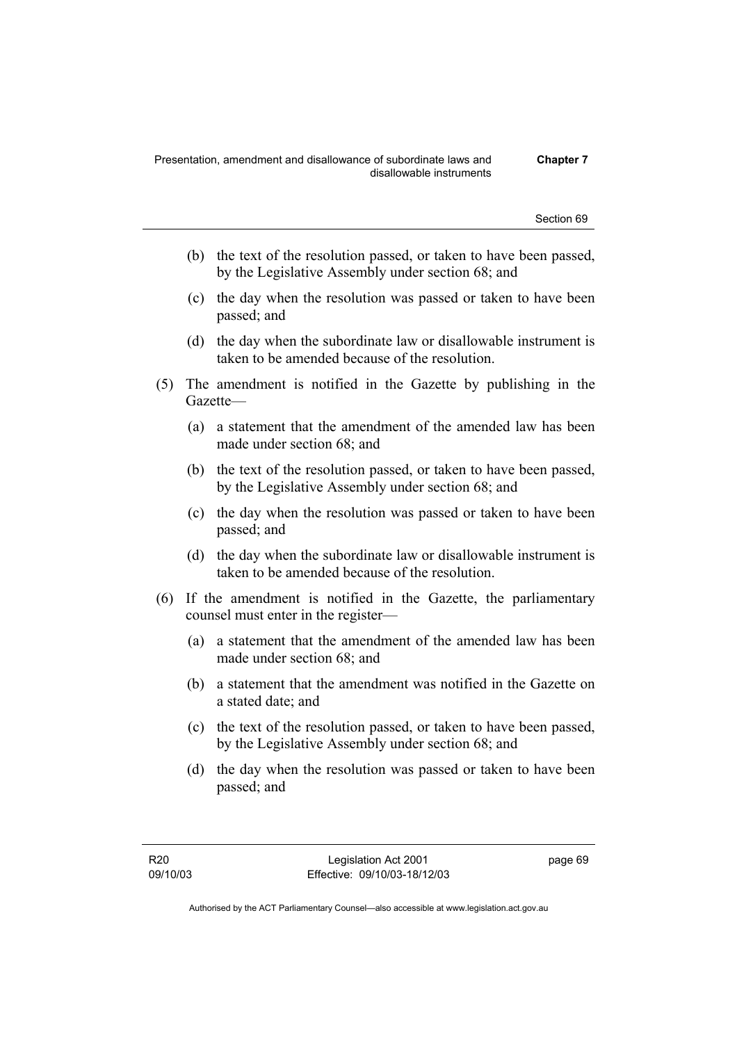(b) the text of the resolution passed, or taken to have been passed, by the Legislative Assembly under section 68; and

(c) the day when the resolution was passed or taken to have been passed; and

(d) the day when the subordinate law or disallowable instrument is taken to be amended because of the resolution.

(5) The amendment is notified in the Gazette by publishing in the Gazette—

(a) a statement that the amendment of the amended law has been made under section 68; and

(b) the text of the resolution passed, or taken to have been passed, by the Legislative Assembly under section 68; and

(c) the day when the resolution was passed or taken to have been passed; and

(d) the day when the subordinate law or disallowable instrument is taken to be amended because of the resolution.

(6) If the amendment is notified in the Gazette, the parliamentary counsel must enter in the register—

(a) a statement that the amendment of the amended law has been made under section 68; and

(b) a statement that the amendment was notified in the Gazette on a stated date; and

(c) the text of the resolution passed, or taken to have been passed, by the Legislative Assembly under section 68; and

(d) the day when the resolution was passed or taken to have been passed; and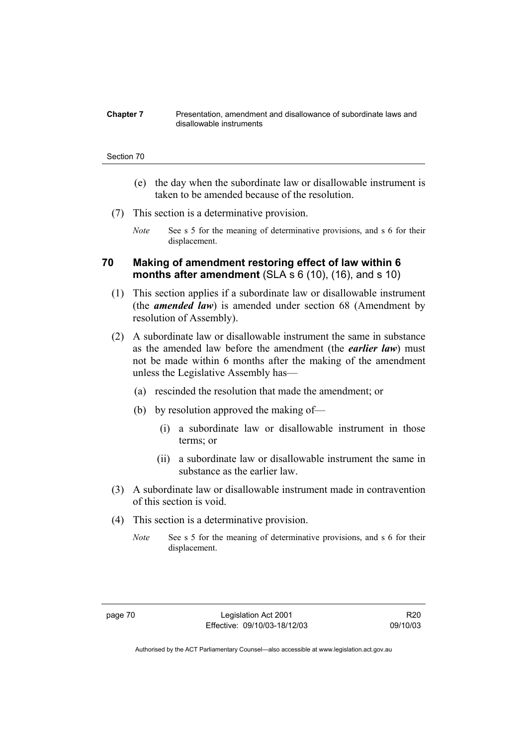(e) the day when the subordinate law or disallowable instrument is taken to be amended because of the resolution.

(7) This section is a determinative provision.

*Note* See s 5 for the meaning of determinative provisions, and s 6 for their displacement.

### 70 Making of amendment restoring effect of law within 6 months after amendment (SLA s 6 (10), (16), and s 10)

(1) This section applies if a subordinate law or disallowable instrument (the ***amended law***) is amended under section 68 (Amendment by resolution of Assembly).

(2) A subordinate law or disallowable instrument the same in substance as the amended law before the amendment (the ***earlier law***) must not be made within 6 months after the making of the amendment unless the Legislative Assembly has—

(a) rescinded the resolution that made the amendment; or

(b) by resolution approved the making of—

(i) a subordinate law or disallowable instrument in those terms; or

(ii) a subordinate law or disallowable instrument the same in substance as the earlier law.

(3) A subordinate law or disallowable instrument made in contravention of this section is void.

(4) This section is a determinative provision.

*Note* See s 5 for the meaning of determinative provisions, and s 6 for their displacement.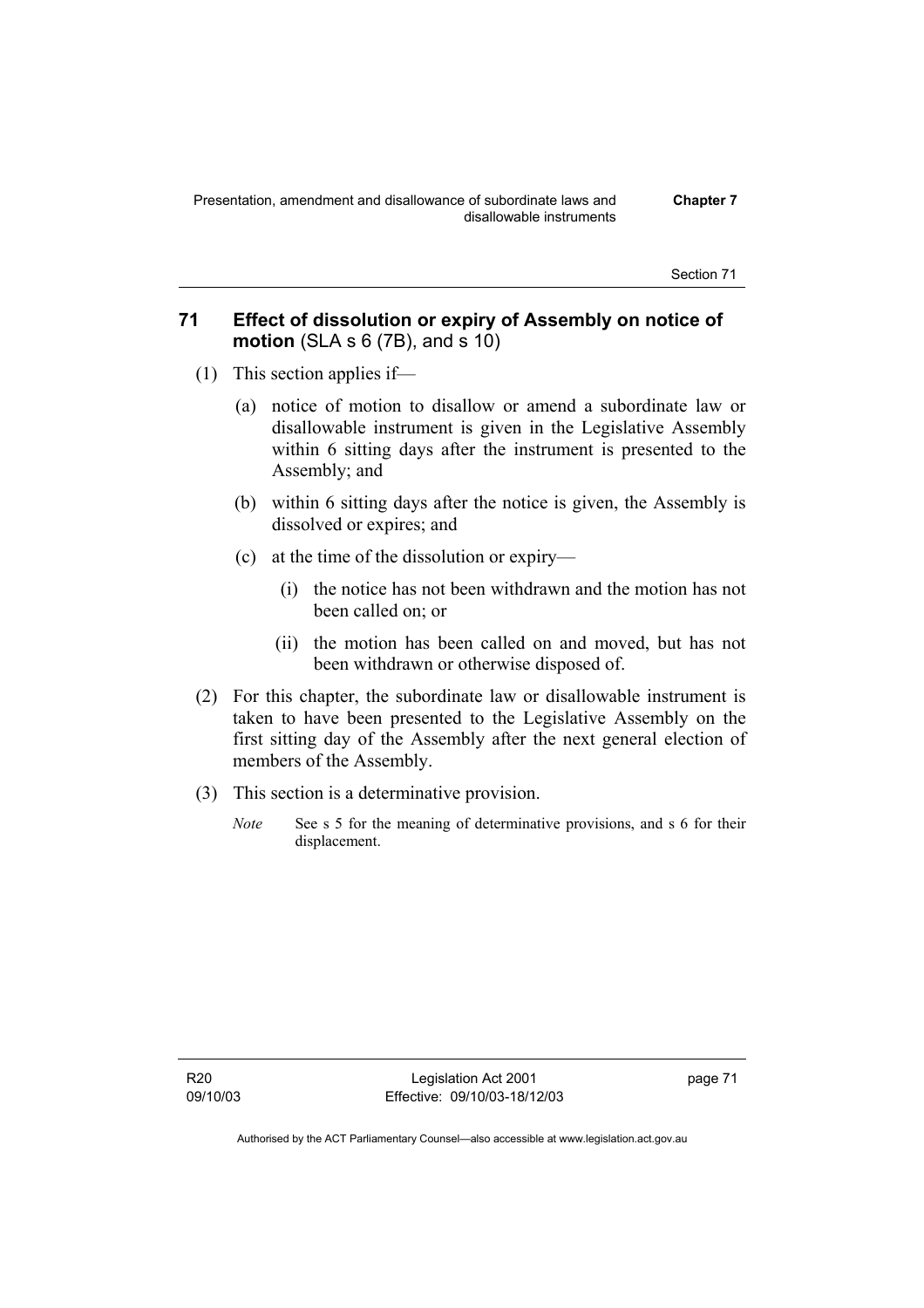## 71 Effect of dissolution or expiry of Assembly on notice of motion (SLA s 6 (7B), and s 10)

(1) This section applies if—

(a) notice of motion to disallow or amend a subordinate law or disallowable instrument is given in the Legislative Assembly within 6 sitting days after the instrument is presented to the Assembly; and

(b) within 6 sitting days after the notice is given, the Assembly is dissolved or expires; and

(c) at the time of the dissolution or expiry—

(i) the notice has not been withdrawn and the motion has not been called on; or

(ii) the motion has been called on and moved, but has not been withdrawn or otherwise disposed of.

(2) For this chapter, the subordinate law or disallowable instrument is taken to have been presented to the Legislative Assembly on the first sitting day of the Assembly after the next general election of members of the Assembly.

(3) This section is a determinative provision.

*Note* See s 5 for the meaning of determinative provisions, and s 6 for their displacement.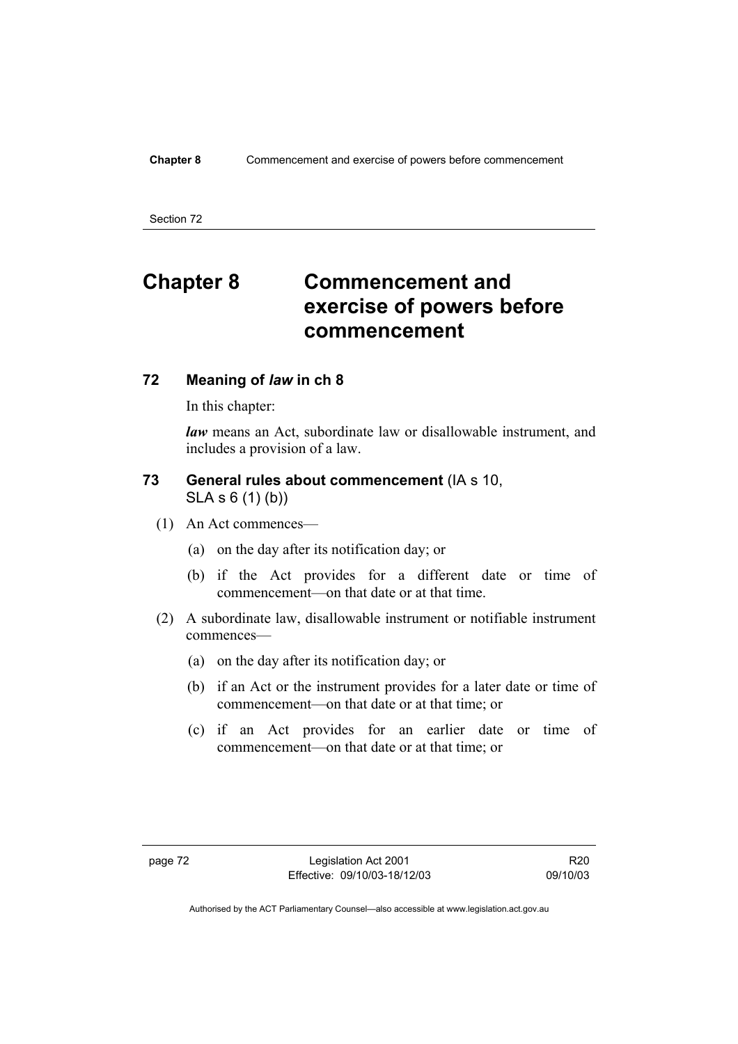# Chapter 8 Commencement and exercise of powers before commencement

## 72 Meaning of *law* in ch 8

In this chapter:

***law*** means an Act, subordinate law or disallowable instrument, and includes a provision of a law.

## 73 General rules about commencement (IA s 10, SLA s 6 (1) (b))

(1) An Act commences—

(a) on the day after its notification day; or

(b) if the Act provides for a different date or time of commencement—on that date or at that time.

(2) A subordinate law, disallowable instrument or notifiable instrument commences—

(a) on the day after its notification day; or

(b) if an Act or the instrument provides for a later date or time of commencement—on that date or at that time; or

(c) if an Act provides for an earlier date or time of commencement—on that date or at that time; or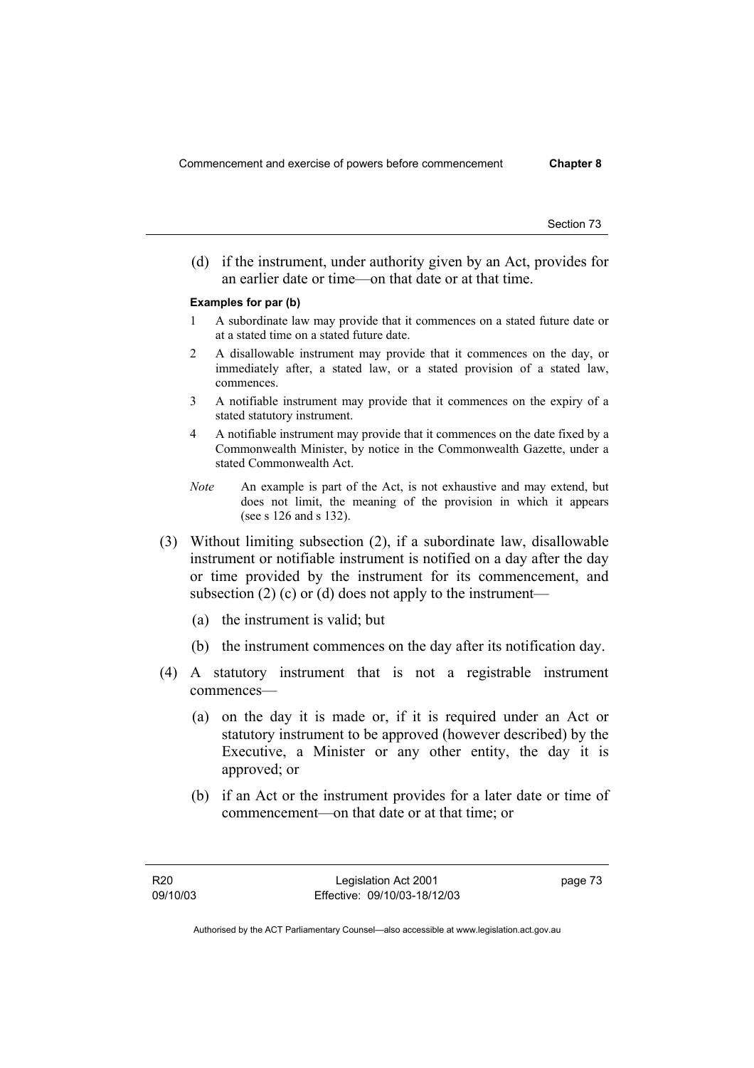(d) if the instrument, under authority given by an Act, provides for an earlier date or time—on that date or at that time.

**Examples for par (b)**

1 A subordinate law may provide that it commences on a stated future date or at a stated time on a stated future date.

2 A disallowable instrument may provide that it commences on the day, or immediately after, a stated law, or a stated provision of a stated law, commences.

3 A notifiable instrument may provide that it commences on the expiry of a stated statutory instrument.

4 A notifiable instrument may provide that it commences on the date fixed by a Commonwealth Minister, by notice in the Commonwealth Gazette, under a stated Commonwealth Act.

*Note* An example is part of the Act, is not exhaustive and may extend, but does not limit, the meaning of the provision in which it appears (see s 126 and s 132).

(3) Without limiting subsection (2), if a subordinate law, disallowable instrument or notifiable instrument is notified on a day after the day or time provided by the instrument for its commencement, and subsection (2) (c) or (d) does not apply to the instrument—

(a) the instrument is valid; but

(b) the instrument commences on the day after its notification day.

(4) A statutory instrument that is not a registrable instrument commences—

(a) on the day it is made or, if it is required under an Act or statutory instrument to be approved (however described) by the Executive, a Minister or any other entity, the day it is approved; or

(b) if an Act or the instrument provides for a later date or time of commencement—on that date or at that time; or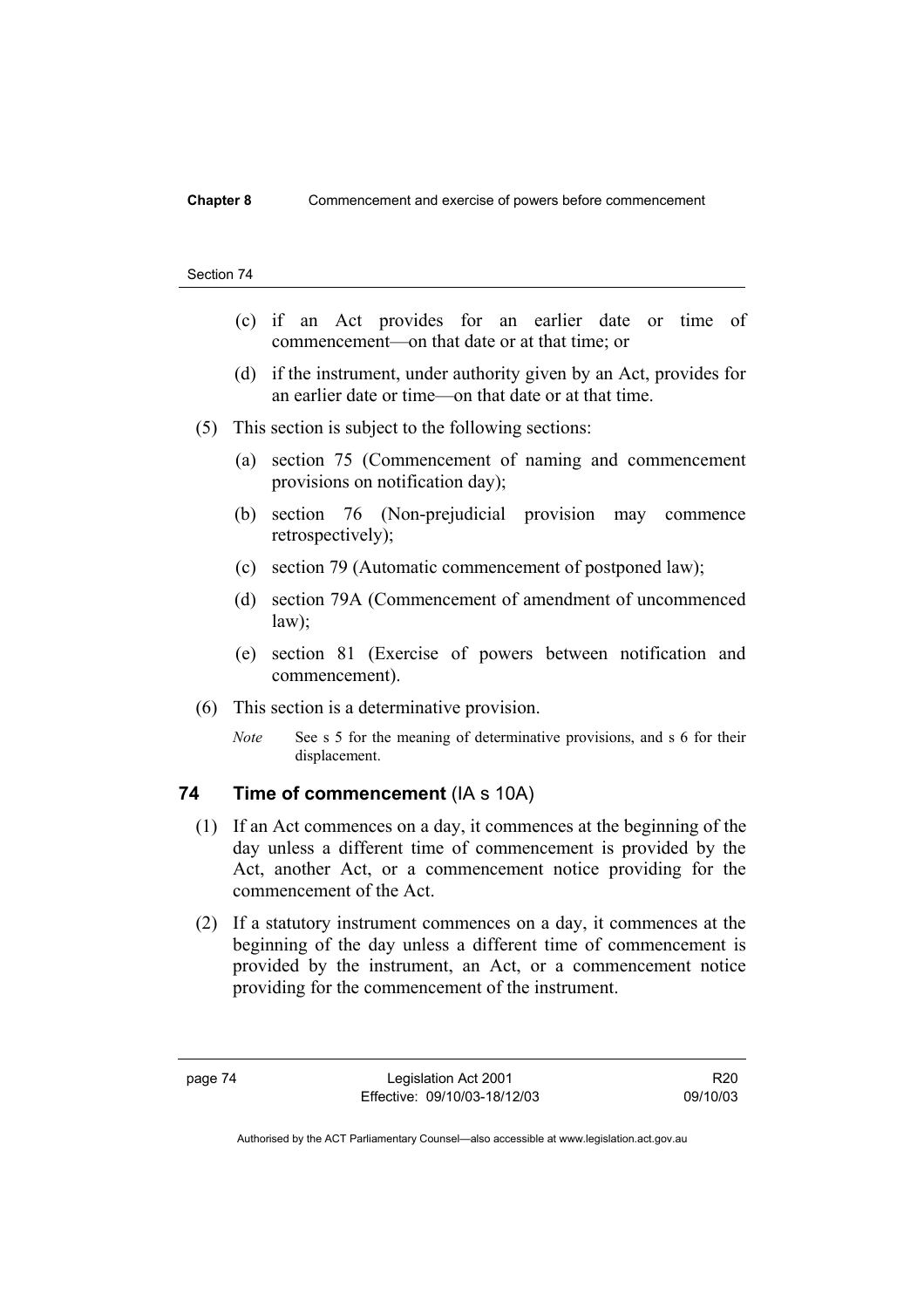(c) if an Act provides for an earlier date or time of commencement—on that date or at that time; or

(d) if the instrument, under authority given by an Act, provides for an earlier date or time—on that date or at that time.

(5) This section is subject to the following sections:

(a) section 75 (Commencement of naming and commencement provisions on notification day);

(b) section 76 (Non-prejudicial provision may commence retrospectively);

(c) section 79 (Automatic commencement of postponed law);

(d) section 79A (Commencement of amendment of uncommenced law);

(e) section 81 (Exercise of powers between notification and commencement).

(6) This section is a determinative provision.

*Note* See s 5 for the meaning of determinative provisions, and s 6 for their displacement.

## 74 Time of commencement (IA s 10A)

(1) If an Act commences on a day, it commences at the beginning of the day unless a different time of commencement is provided by the Act, another Act, or a commencement notice providing for the commencement of the Act.

(2) If a statutory instrument commences on a day, it commences at the beginning of the day unless a different time of commencement is provided by the instrument, an Act, or a commencement notice providing for the commencement of the instrument.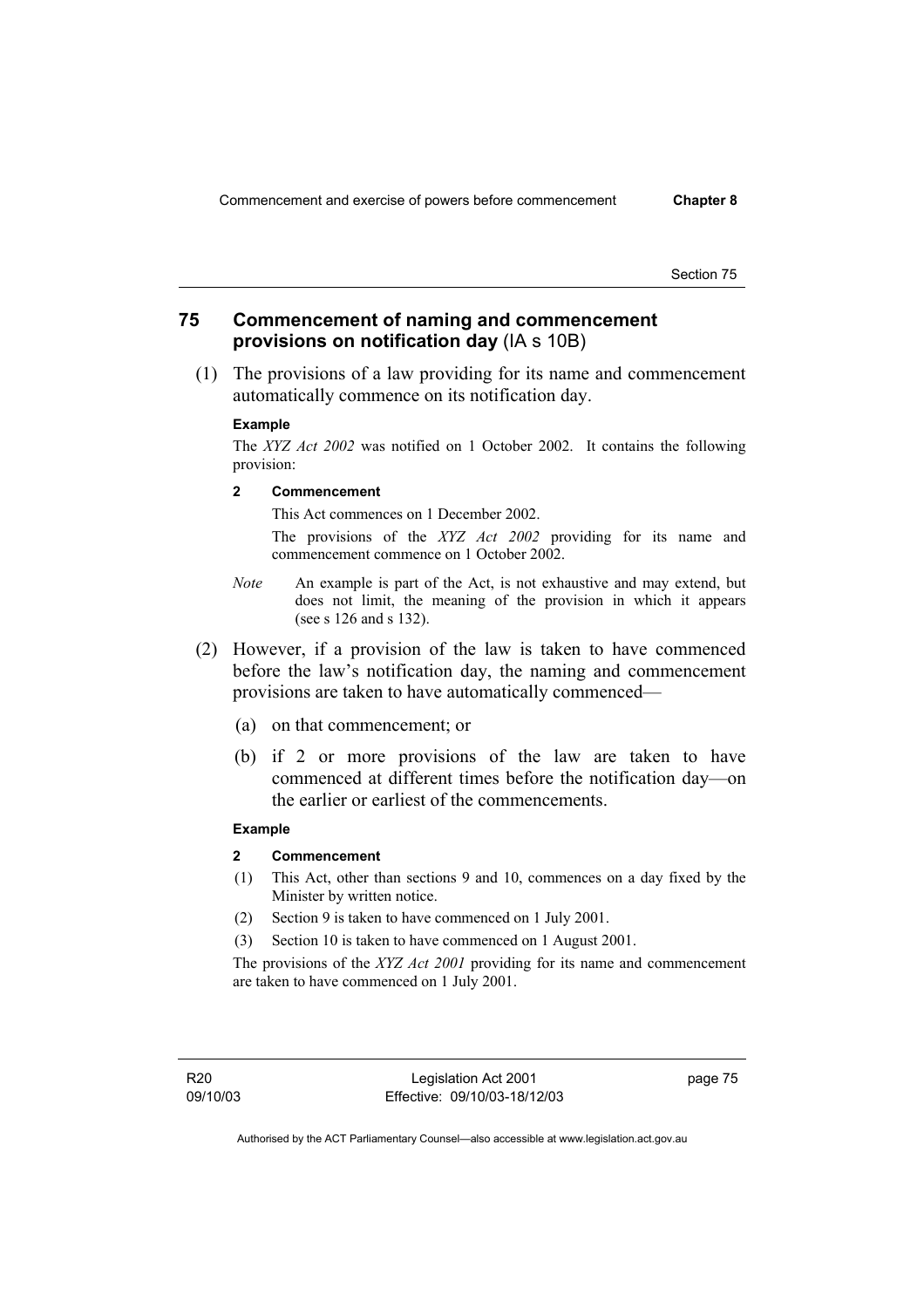## 75 Commencement of naming and commencement provisions on notification day (IA s 10B)

(1) The provisions of a law providing for its name and commencement automatically commence on its notification day.

**Example**

The *XYZ Act 2002* was notified on 1 October 2002. It contains the following provision:

> **2 Commencement**
>
> This Act commences on 1 December 2002.
>
> The provisions of the *XYZ Act 2002* providing for its name and commencement commence on 1 October 2002.

*Note* An example is part of the Act, is not exhaustive and may extend, but does not limit, the meaning of the provision in which it appears (see s 126 and s 132).

(2) However, if a provision of the law is taken to have commenced before the law's notification day, the naming and commencement provisions are taken to have automatically commenced—

(a) on that commencement; or

(b) if 2 or more provisions of the law are taken to have commenced at different times before the notification day—on the earlier or earliest of the commencements.

**Example**

> **2 Commencement**
>
> (1) This Act, other than sections 9 and 10, commences on a day fixed by the Minister by written notice.
>
> (2) Section 9 is taken to have commenced on 1 July 2001.
>
> (3) Section 10 is taken to have commenced on 1 August 2001.

The provisions of the *XYZ Act 2001* providing for its name and commencement are taken to have commenced on 1 July 2001.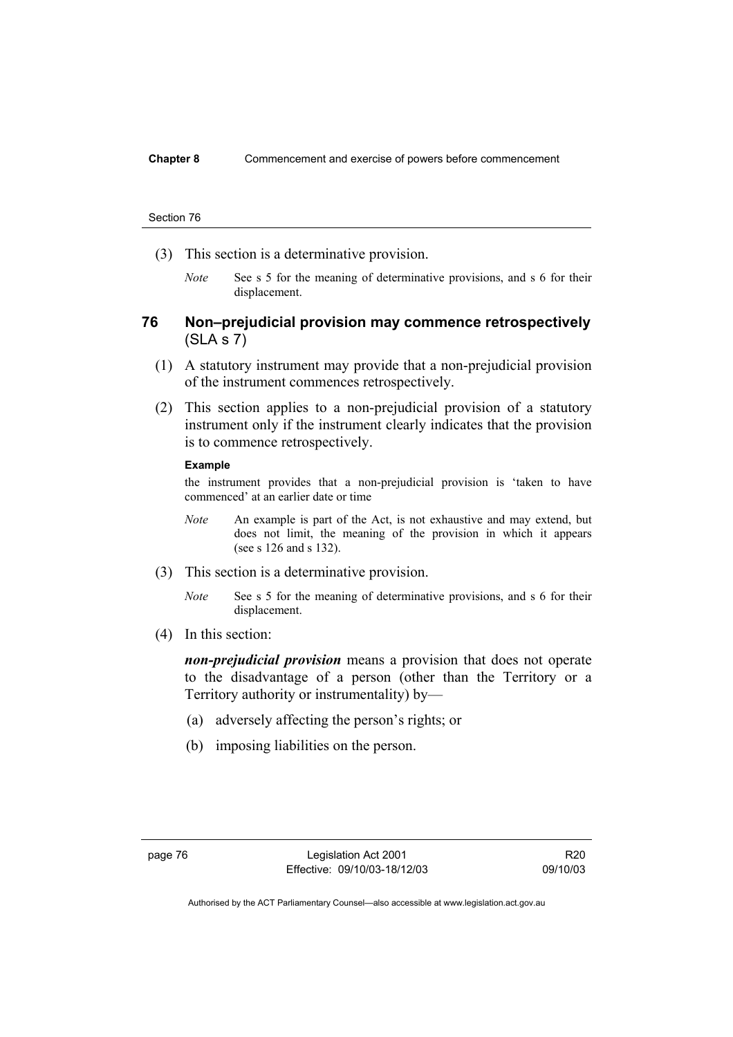(3) This section is a determinative provision.

*Note* See s 5 for the meaning of determinative provisions, and s 6 for their displacement.

## 76 Non–prejudicial provision may commence retrospectively (SLA s 7)

(1) A statutory instrument may provide that a non-prejudicial provision of the instrument commences retrospectively.

(2) This section applies to a non-prejudicial provision of a statutory instrument only if the instrument clearly indicates that the provision is to commence retrospectively.

**Example**

the instrument provides that a non-prejudicial provision is 'taken to have commenced' at an earlier date or time

*Note* An example is part of the Act, is not exhaustive and may extend, but does not limit, the meaning of the provision in which it appears (see s 126 and s 132).

(3) This section is a determinative provision.

*Note* See s 5 for the meaning of determinative provisions, and s 6 for their displacement.

(4) In this section:

***non-prejudicial provision*** means a provision that does not operate to the disadvantage of a person (other than the Territory or a Territory authority or instrumentality) by—

(a) adversely affecting the person's rights; or

(b) imposing liabilities on the person.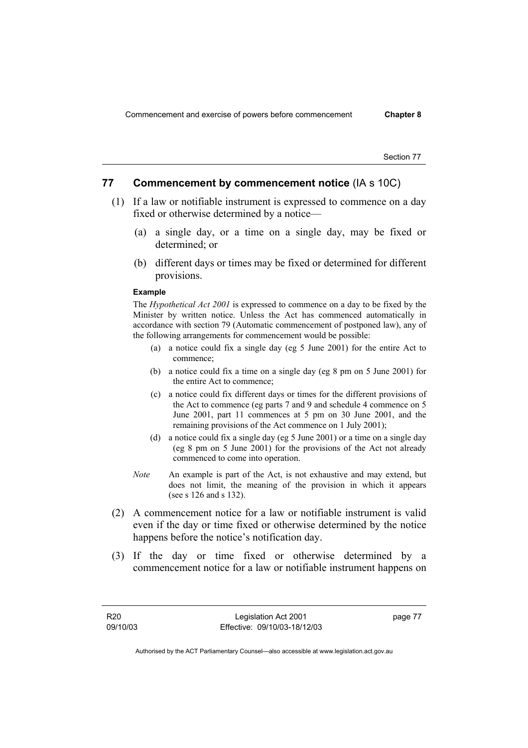## 77 Commencement by commencement notice (IA s 10C)

(1) If a law or notifiable instrument is expressed to commence on a day fixed or otherwise determined by a notice—

(a) a single day, or a time on a single day, may be fixed or determined; or

(b) different days or times may be fixed or determined for different provisions.

**Example**

The *Hypothetical Act 2001* is expressed to commence on a day to be fixed by the Minister by written notice. Unless the Act has commenced automatically in accordance with section 79 (Automatic commencement of postponed law), any of the following arrangements for commencement would be possible:

(a) a notice could fix a single day (eg 5 June 2001) for the entire Act to commence;

(b) a notice could fix a time on a single day (eg 8 pm on 5 June 2001) for the entire Act to commence;

(c) a notice could fix different days or times for the different provisions of the Act to commence (eg parts 7 and 9 and schedule 4 commence on 5 June 2001, part 11 commences at 5 pm on 30 June 2001, and the remaining provisions of the Act commence on 1 July 2001);

(d) a notice could fix a single day (eg 5 June 2001) or a time on a single day (eg 8 pm on 5 June 2001) for the provisions of the Act not already commenced to come into operation.

*Note* An example is part of the Act, is not exhaustive and may extend, but does not limit, the meaning of the provision in which it appears (see s 126 and s 132).

(2) A commencement notice for a law or notifiable instrument is valid even if the day or time fixed or otherwise determined by the notice happens before the notice's notification day.

(3) If the day or time fixed or otherwise determined by a commencement notice for a law or notifiable instrument happens on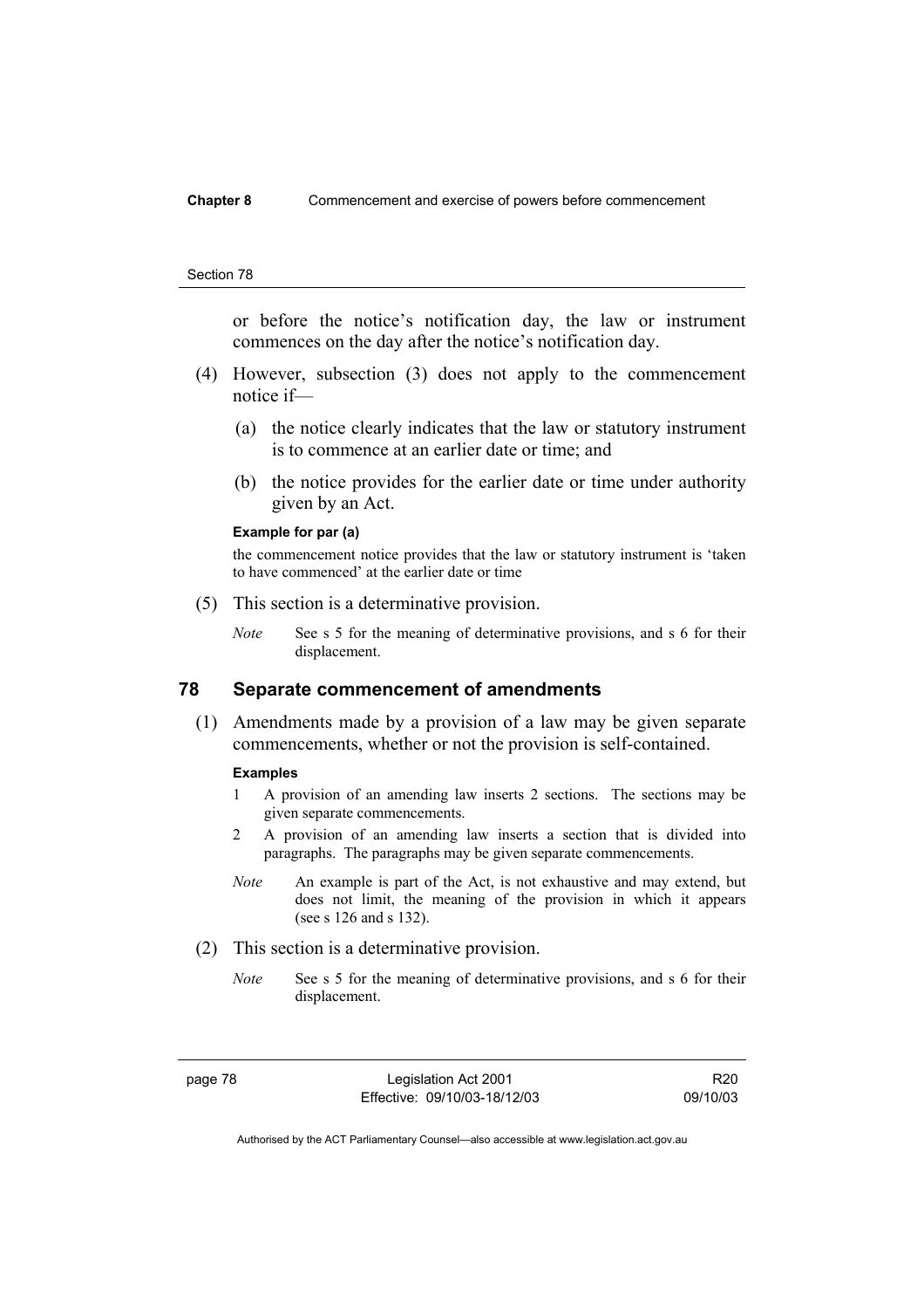or before the notice's notification day, the law or instrument commences on the day after the notice's notification day.

(4) However, subsection (3) does not apply to the commencement notice if—

(a) the notice clearly indicates that the law or statutory instrument is to commence at an earlier date or time; and

(b) the notice provides for the earlier date or time under authority given by an Act.

**Example for par (a)**

the commencement notice provides that the law or statutory instrument is 'taken to have commenced' at the earlier date or time

(5) This section is a determinative provision.

*Note* See s 5 for the meaning of determinative provisions, and s 6 for their displacement.

## 78 Separate commencement of amendments

(1) Amendments made by a provision of a law may be given separate commencements, whether or not the provision is self-contained.

**Examples**

1 A provision of an amending law inserts 2 sections. The sections may be given separate commencements.

2 A provision of an amending law inserts a section that is divided into paragraphs. The paragraphs may be given separate commencements.

*Note* An example is part of the Act, is not exhaustive and may extend, but does not limit, the meaning of the provision in which it appears (see s 126 and s 132).

(2) This section is a determinative provision.

*Note* See s 5 for the meaning of determinative provisions, and s 6 for their displacement.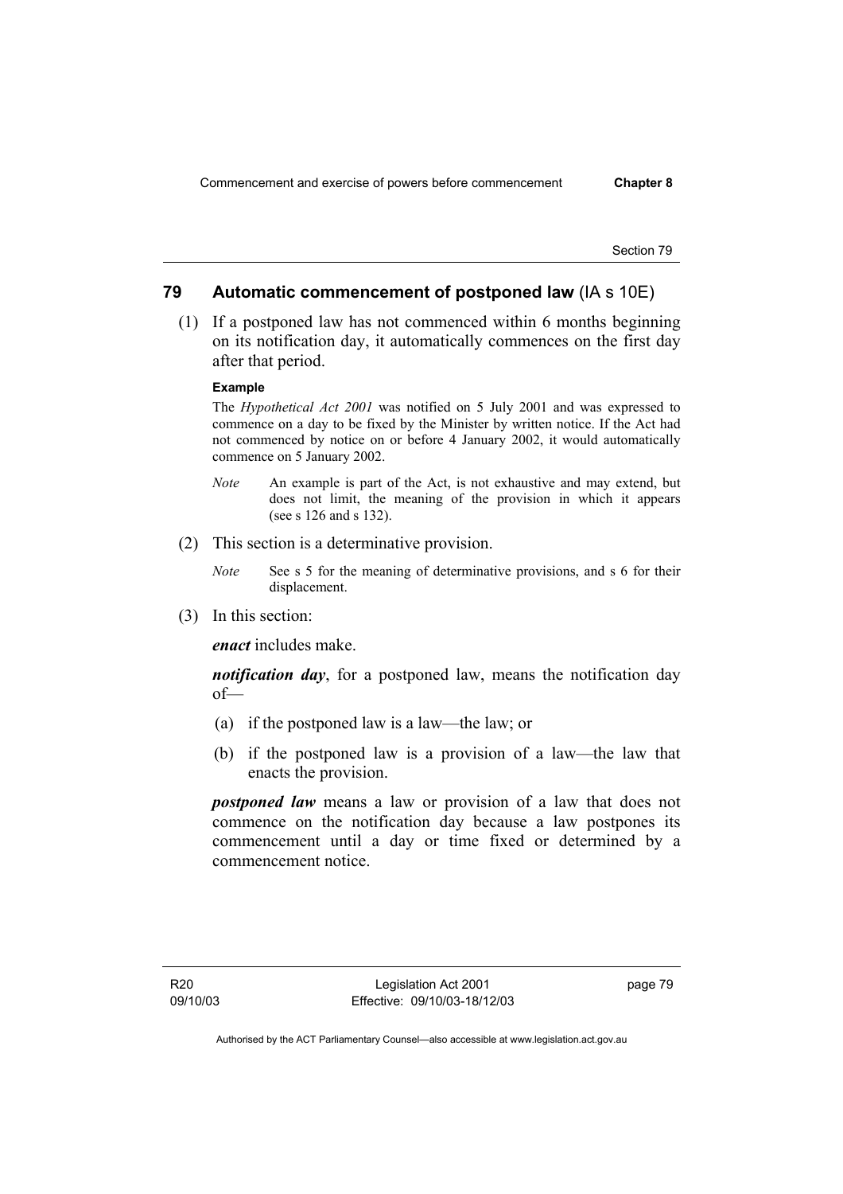## 79 Automatic commencement of postponed law (IA s 10E)

(1) If a postponed law has not commenced within 6 months beginning on its notification day, it automatically commences on the first day after that period.

**Example**

The *Hypothetical Act 2001* was notified on 5 July 2001 and was expressed to commence on a day to be fixed by the Minister by written notice. If the Act had not commenced by notice on or before 4 January 2002, it would automatically commence on 5 January 2002.

*Note* An example is part of the Act, is not exhaustive and may extend, but does not limit, the meaning of the provision in which it appears (see s 126 and s 132).

(2) This section is a determinative provision.

*Note* See s 5 for the meaning of determinative provisions, and s 6 for their displacement.

(3) In this section:

***enact*** includes make.

***notification day***, for a postponed law, means the notification day of—

(a) if the postponed law is a law—the law; or

(b) if the postponed law is a provision of a law—the law that enacts the provision.

***postponed law*** means a law or provision of a law that does not commence on the notification day because a law postpones its commencement until a day or time fixed or determined by a commencement notice.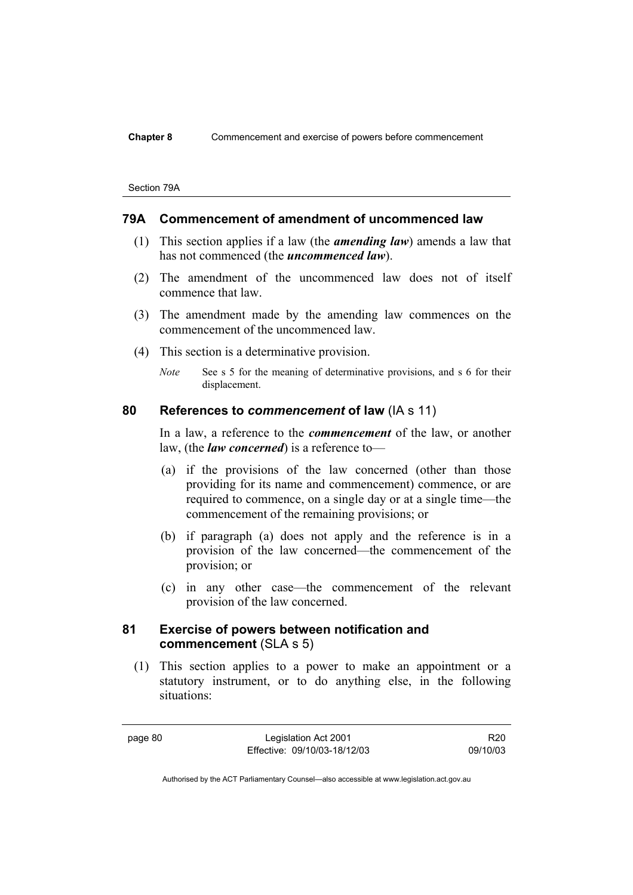## 79A Commencement of amendment of uncommenced law

(1) This section applies if a law (the ***amending law***) amends a law that has not commenced (the ***uncommenced law***).

(2) The amendment of the uncommenced law does not of itself commence that law.

(3) The amendment made by the amending law commences on the commencement of the uncommenced law.

(4) This section is a determinative provision.

*Note* See s 5 for the meaning of determinative provisions, and s 6 for their displacement.

## 80 References to *commencement* of law (IA s 11)

In a law, a reference to the ***commencement*** of the law, or another law, (the ***law concerned***) is a reference to—

(a) if the provisions of the law concerned (other than those providing for its name and commencement) commence, or are required to commence, on a single day or at a single time—the commencement of the remaining provisions; or

(b) if paragraph (a) does not apply and the reference is in a provision of the law concerned—the commencement of the provision; or

(c) in any other case—the commencement of the relevant provision of the law concerned.

## 81 Exercise of powers between notification and commencement (SLA s 5)

(1) This section applies to a power to make an appointment or a statutory instrument, or to do anything else, in the following situations: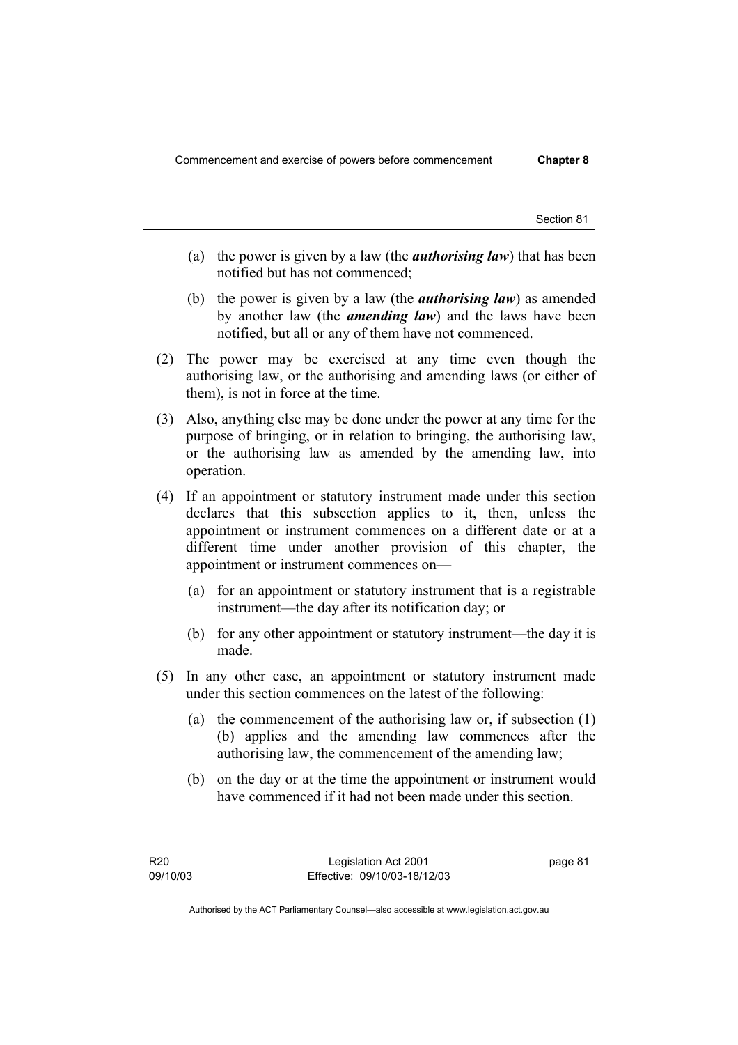(a) the power is given by a law (the ***authorising law***) that has been notified but has not commenced;

(b) the power is given by a law (the ***authorising law***) as amended by another law (the ***amending law***) and the laws have been notified, but all or any of them have not commenced.

(2) The power may be exercised at any time even though the authorising law, or the authorising and amending laws (or either of them), is not in force at the time.

(3) Also, anything else may be done under the power at any time for the purpose of bringing, or in relation to bringing, the authorising law, or the authorising law as amended by the amending law, into operation.

(4) If an appointment or statutory instrument made under this section declares that this subsection applies to it, then, unless the appointment or instrument commences on a different date or at a different time under another provision of this chapter, the appointment or instrument commences on—

(a) for an appointment or statutory instrument that is a registrable instrument—the day after its notification day; or

(b) for any other appointment or statutory instrument—the day it is made.

(5) In any other case, an appointment or statutory instrument made under this section commences on the latest of the following:

(a) the commencement of the authorising law or, if subsection (1) (b) applies and the amending law commences after the authorising law, the commencement of the amending law;

(b) on the day or at the time the appointment or instrument would have commenced if it had not been made under this section.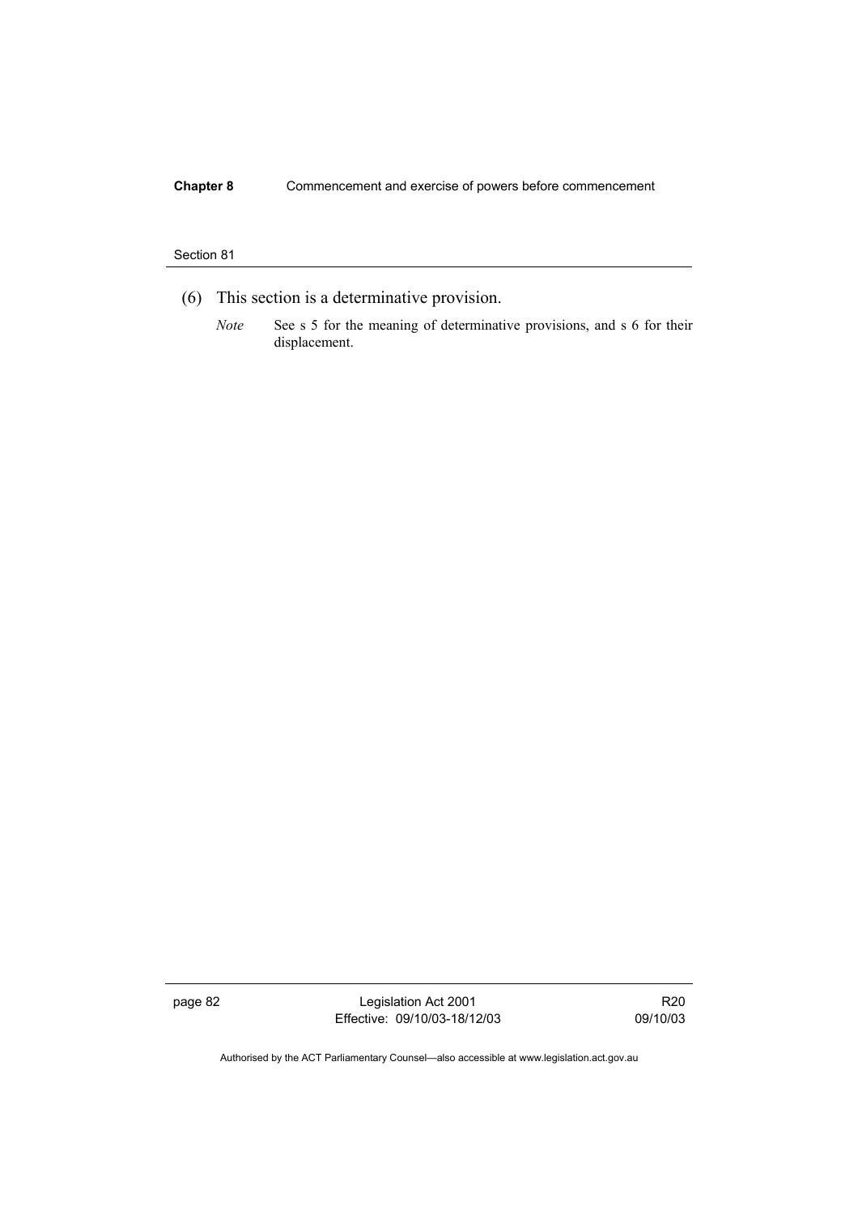(6) This section is a determinative provision.

*Note* See s 5 for the meaning of determinative provisions, and s 6 for their displacement.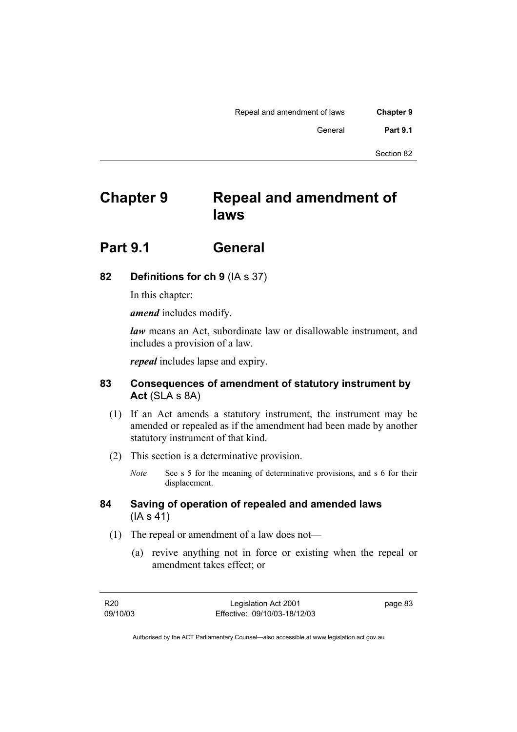# Chapter 9 Repeal and amendment of laws

## Part 9.1 General

### 82 Definitions for ch 9 (IA s 37)

In this chapter:

***amend*** includes modify.

***law*** means an Act, subordinate law or disallowable instrument, and includes a provision of a law.

***repeal*** includes lapse and expiry.

### 83 Consequences of amendment of statutory instrument by Act (SLA s 8A)

(1) If an Act amends a statutory instrument, the instrument may be amended or repealed as if the amendment had been made by another statutory instrument of that kind.

(2) This section is a determinative provision.

*Note* See s 5 for the meaning of determinative provisions, and s 6 for their displacement.

### 84 Saving of operation of repealed and amended laws (IA s 41)

(1) The repeal or amendment of a law does not—

(a) revive anything not in force or existing when the repeal or amendment takes effect; or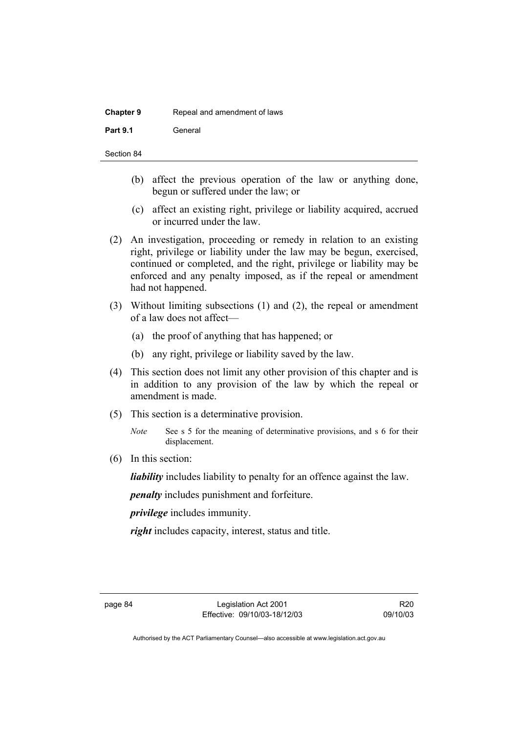(b) affect the previous operation of the law or anything done, begun or suffered under the law; or

(c) affect an existing right, privilege or liability acquired, accrued or incurred under the law.

(2) An investigation, proceeding or remedy in relation to an existing right, privilege or liability under the law may be begun, exercised, continued or completed, and the right, privilege or liability may be enforced and any penalty imposed, as if the repeal or amendment had not happened.

(3) Without limiting subsections (1) and (2), the repeal or amendment of a law does not affect—

(a) the proof of anything that has happened; or

(b) any right, privilege or liability saved by the law.

(4) This section does not limit any other provision of this chapter and is in addition to any provision of the law by which the repeal or amendment is made.

(5) This section is a determinative provision.

*Note* See s 5 for the meaning of determinative provisions, and s 6 for their displacement.

(6) In this section:

***liability*** includes liability to penalty for an offence against the law.

***penalty*** includes punishment and forfeiture.

***privilege*** includes immunity.

***right*** includes capacity, interest, status and title.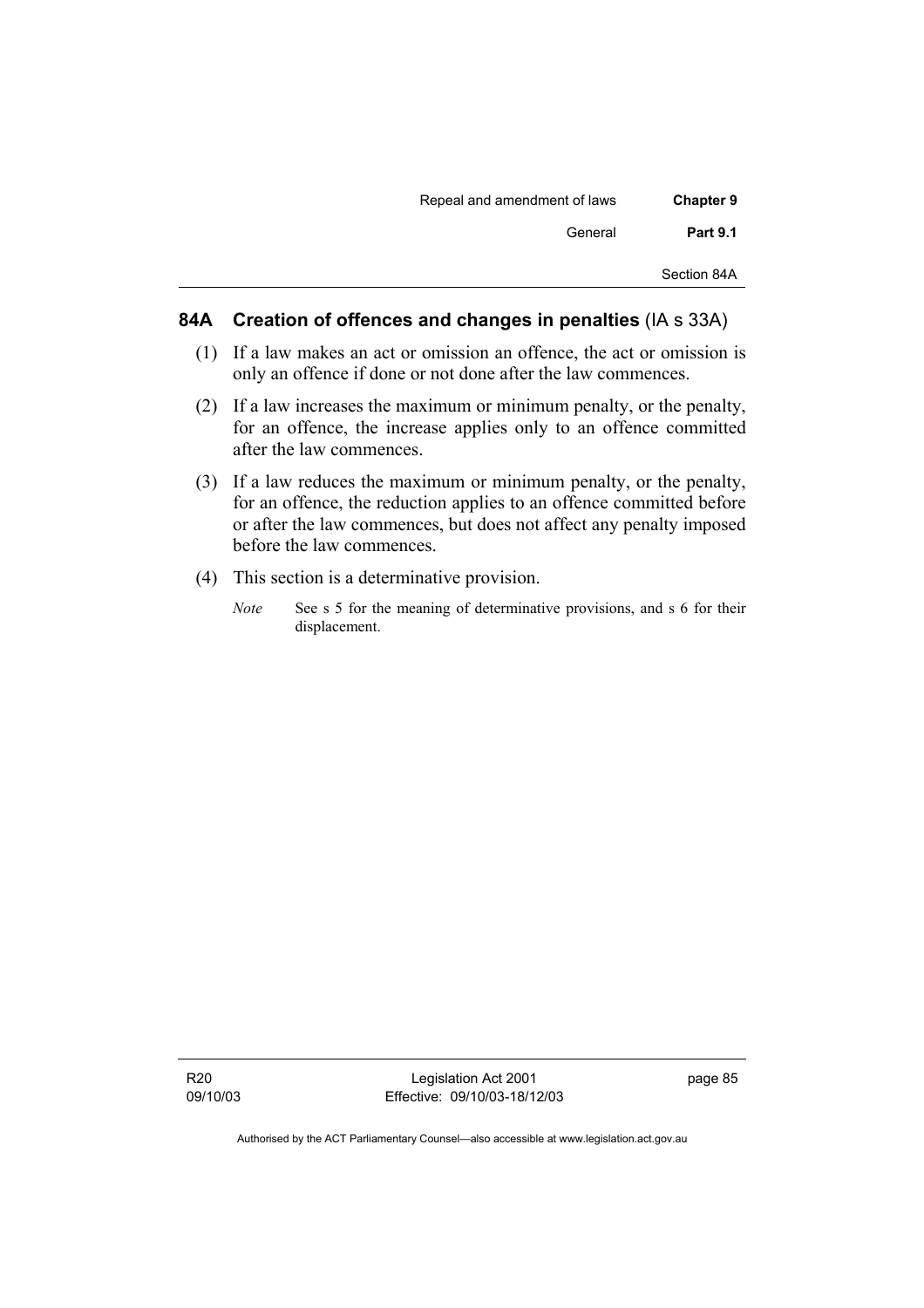## 84A Creation of offences and changes in penalties (IA s 33A)

(1) If a law makes an act or omission an offence, the act or omission is only an offence if done or not done after the law commences.

(2) If a law increases the maximum or minimum penalty, or the penalty, for an offence, the increase applies only to an offence committed after the law commences.

(3) If a law reduces the maximum or minimum penalty, or the penalty, for an offence, the reduction applies to an offence committed before or after the law commences, but does not affect any penalty imposed before the law commences.

(4) This section is a determinative provision.

*Note* See s 5 for the meaning of determinative provisions, and s 6 for their displacement.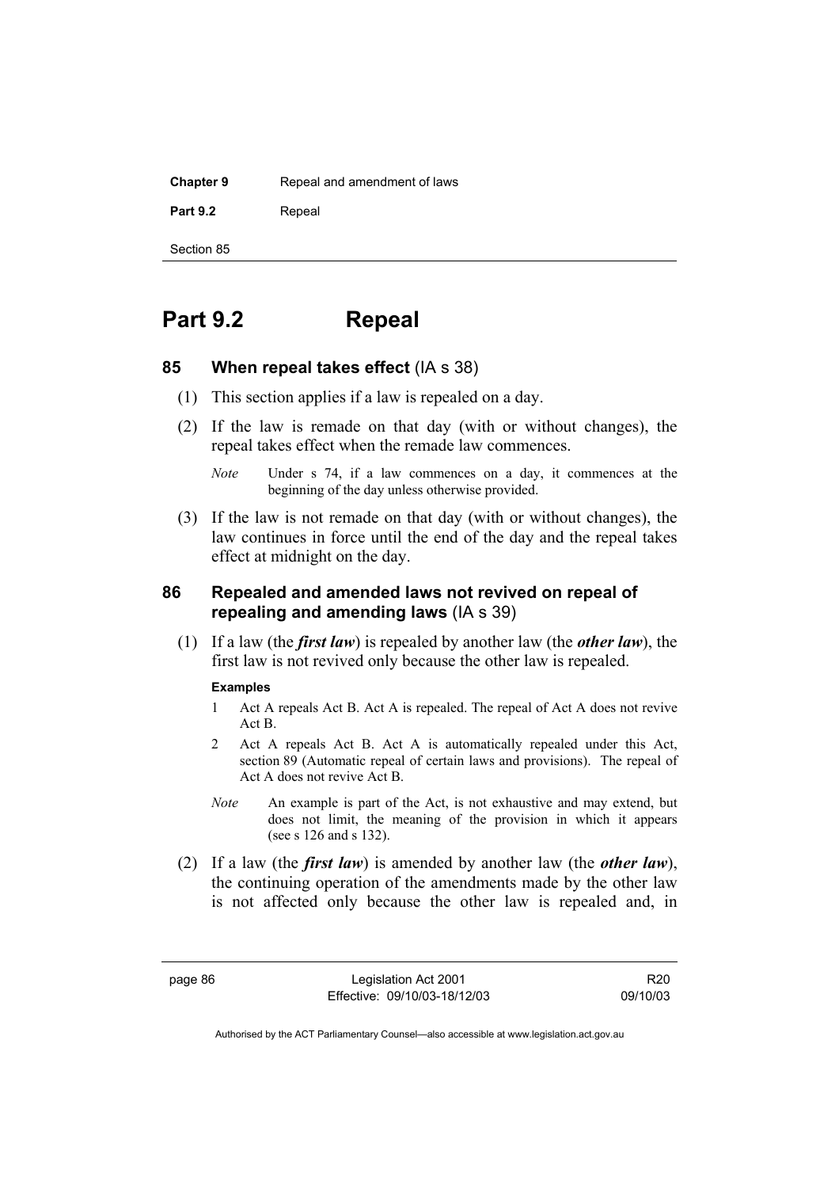# Part 9.2 Repeal

## 85 When repeal takes effect (IA s 38)

(1) This section applies if a law is repealed on a day.

(2) If the law is remade on that day (with or without changes), the repeal takes effect when the remade law commences.

*Note* Under s 74, if a law commences on a day, it commences at the beginning of the day unless otherwise provided.

(3) If the law is not remade on that day (with or without changes), the law continues in force until the end of the day and the repeal takes effect at midnight on the day.

## 86 Repealed and amended laws not revived on repeal of repealing and amending laws (IA s 39)

(1) If a law (the ***first law***) is repealed by another law (the ***other law***), the first law is not revived only because the other law is repealed.

**Examples**

1 Act A repeals Act B. Act A is repealed. The repeal of Act A does not revive Act B.

2 Act A repeals Act B. Act A is automatically repealed under this Act, section 89 (Automatic repeal of certain laws and provisions). The repeal of Act A does not revive Act B.

*Note* An example is part of the Act, is not exhaustive and may extend, but does not limit, the meaning of the provision in which it appears (see s 126 and s 132).

(2) If a law (the ***first law***) is amended by another law (the ***other law***), the continuing operation of the amendments made by the other law is not affected only because the other law is repealed and, in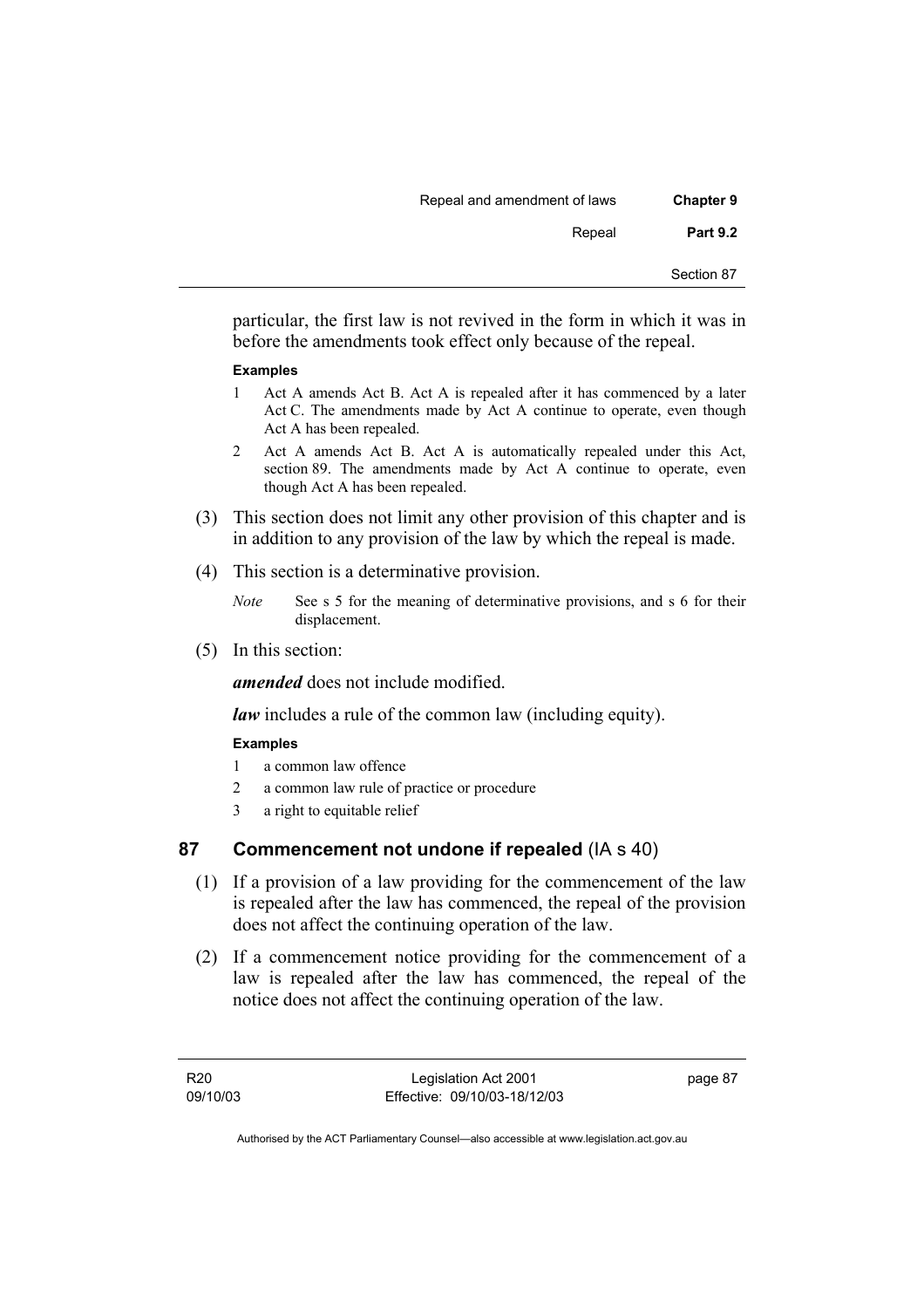particular, the first law is not revived in the form in which it was in before the amendments took effect only because of the repeal.

**Examples**

1 Act A amends Act B. Act A is repealed after it has commenced by a later Act C. The amendments made by Act A continue to operate, even though Act A has been repealed.

2 Act A amends Act B. Act A is automatically repealed under this Act, section 89. The amendments made by Act A continue to operate, even though Act A has been repealed.

(3) This section does not limit any other provision of this chapter and is in addition to any provision of the law by which the repeal is made.

(4) This section is a determinative provision.

*Note* See s 5 for the meaning of determinative provisions, and s 6 for their displacement.

(5) In this section:

***amended*** does not include modified.

***law*** includes a rule of the common law (including equity).

**Examples**

1 a common law offence

2 a common law rule of practice or procedure

3 a right to equitable relief

## 87 Commencement not undone if repealed (IA s 40)

(1) If a provision of a law providing for the commencement of the law is repealed after the law has commenced, the repeal of the provision does not affect the continuing operation of the law.

(2) If a commencement notice providing for the commencement of a law is repealed after the law has commenced, the repeal of the notice does not affect the continuing operation of the law.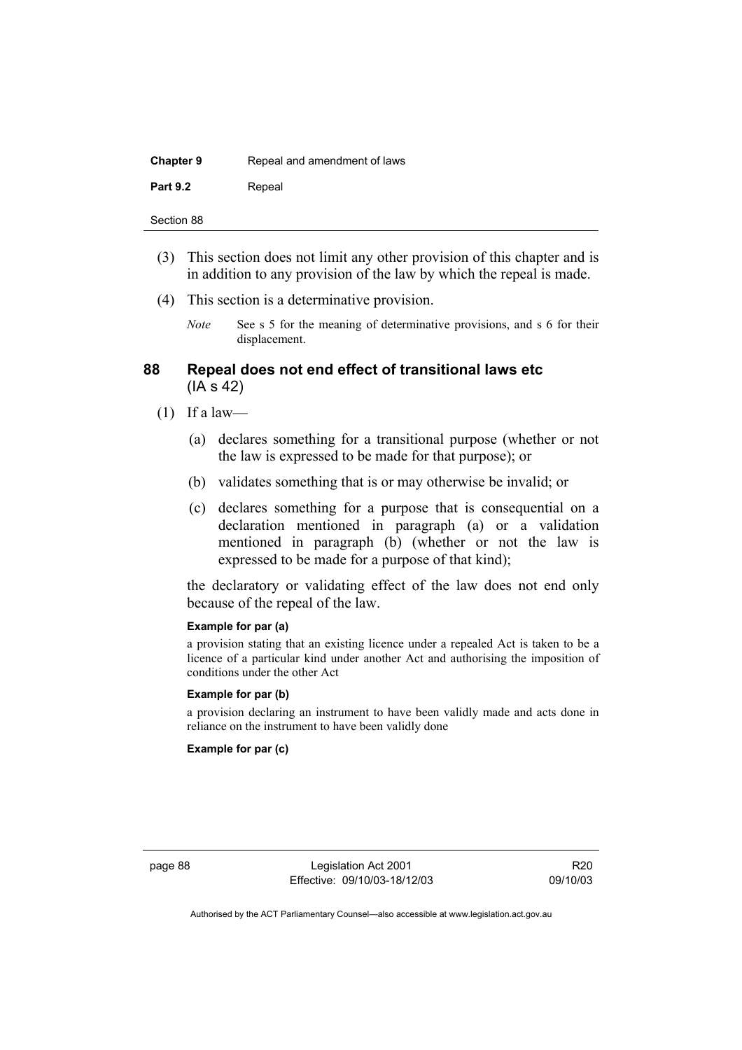(3) This section does not limit any other provision of this chapter and is in addition to any provision of the law by which the repeal is made.

(4) This section is a determinative provision.

*Note* See s 5 for the meaning of determinative provisions, and s 6 for their displacement.

## 88 Repeal does not end effect of transitional laws etc (IA s 42)

(1) If a law—

(a) declares something for a transitional purpose (whether or not the law is expressed to be made for that purpose); or

(b) validates something that is or may otherwise be invalid; or

(c) declares something for a purpose that is consequential on a declaration mentioned in paragraph (a) or a validation mentioned in paragraph (b) (whether or not the law is expressed to be made for a purpose of that kind);

the declaratory or validating effect of the law does not end only because of the repeal of the law.

**Example for par (a)**

a provision stating that an existing licence under a repealed Act is taken to be a licence of a particular kind under another Act and authorising the imposition of conditions under the other Act

**Example for par (b)**

a provision declaring an instrument to have been validly made and acts done in reliance on the instrument to have been validly done

**Example for par (c)**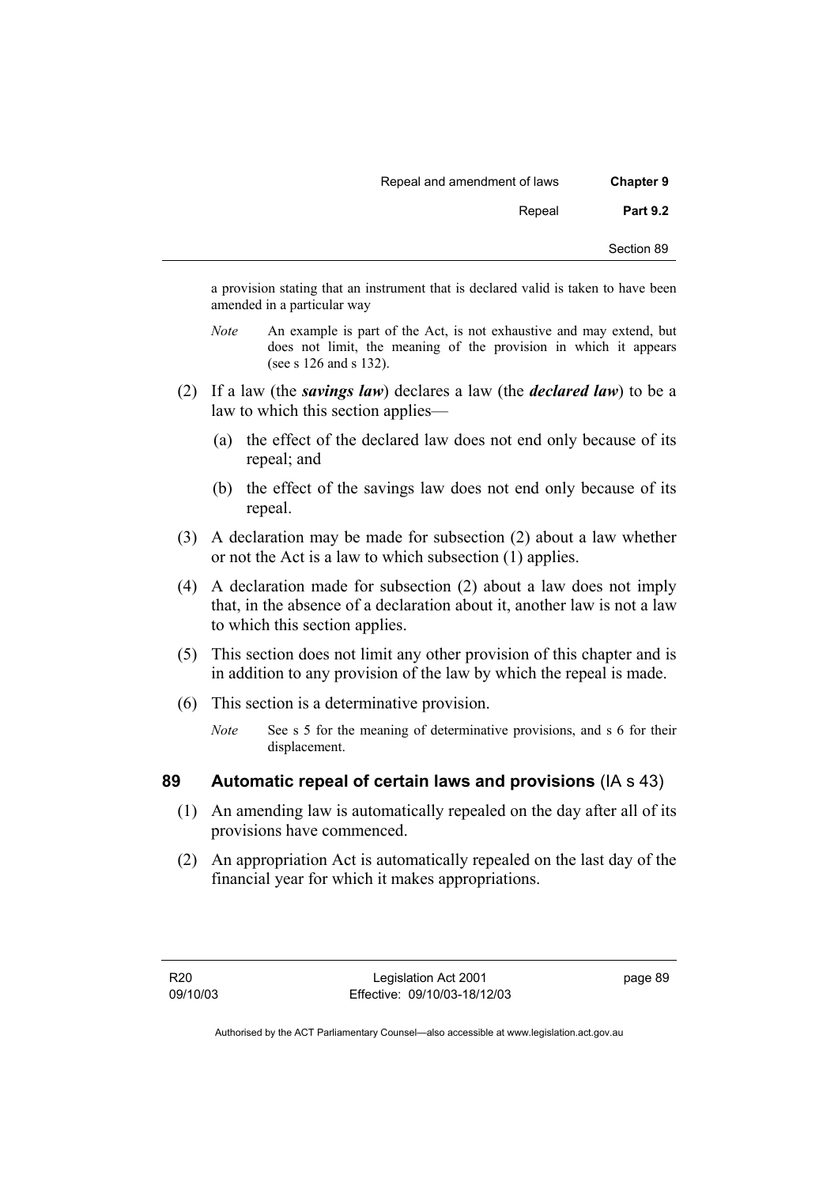a provision stating that an instrument that is declared valid is taken to have been amended in a particular way

*Note* An example is part of the Act, is not exhaustive and may extend, but does not limit, the meaning of the provision in which it appears (see s 126 and s 132).

(2) If a law (the ***savings law***) declares a law (the ***declared law***) to be a law to which this section applies—

(a) the effect of the declared law does not end only because of its repeal; and

(b) the effect of the savings law does not end only because of its repeal.

(3) A declaration may be made for subsection (2) about a law whether or not the Act is a law to which subsection (1) applies.

(4) A declaration made for subsection (2) about a law does not imply that, in the absence of a declaration about it, another law is not a law to which this section applies.

(5) This section does not limit any other provision of this chapter and is in addition to any provision of the law by which the repeal is made.

(6) This section is a determinative provision.

*Note* See s 5 for the meaning of determinative provisions, and s 6 for their displacement.

## 89 Automatic repeal of certain laws and provisions (IA s 43)

(1) An amending law is automatically repealed on the day after all of its provisions have commenced.

(2) An appropriation Act is automatically repealed on the last day of the financial year for which it makes appropriations.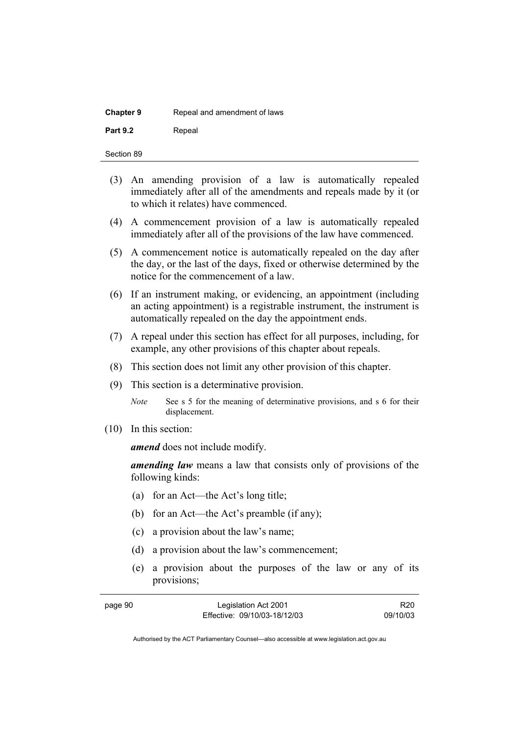(3) An amending provision of a law is automatically repealed immediately after all of the amendments and repeals made by it (or to which it relates) have commenced.

(4) A commencement provision of a law is automatically repealed immediately after all of the provisions of the law have commenced.

(5) A commencement notice is automatically repealed on the day after the day, or the last of the days, fixed or otherwise determined by the notice for the commencement of a law.

(6) If an instrument making, or evidencing, an appointment (including an acting appointment) is a registrable instrument, the instrument is automatically repealed on the day the appointment ends.

(7) A repeal under this section has effect for all purposes, including, for example, any other provisions of this chapter about repeals.

(8) This section does not limit any other provision of this chapter.

(9) This section is a determinative provision.

*Note* See s 5 for the meaning of determinative provisions, and s 6 for their displacement.

(10) In this section:

***amend*** does not include modify.

***amending law*** means a law that consists only of provisions of the following kinds:

(a) for an Act—the Act's long title;

(b) for an Act—the Act's preamble (if any);

(c) a provision about the law's name;

(d) a provision about the law's commencement;

(e) a provision about the purposes of the law or any of its provisions;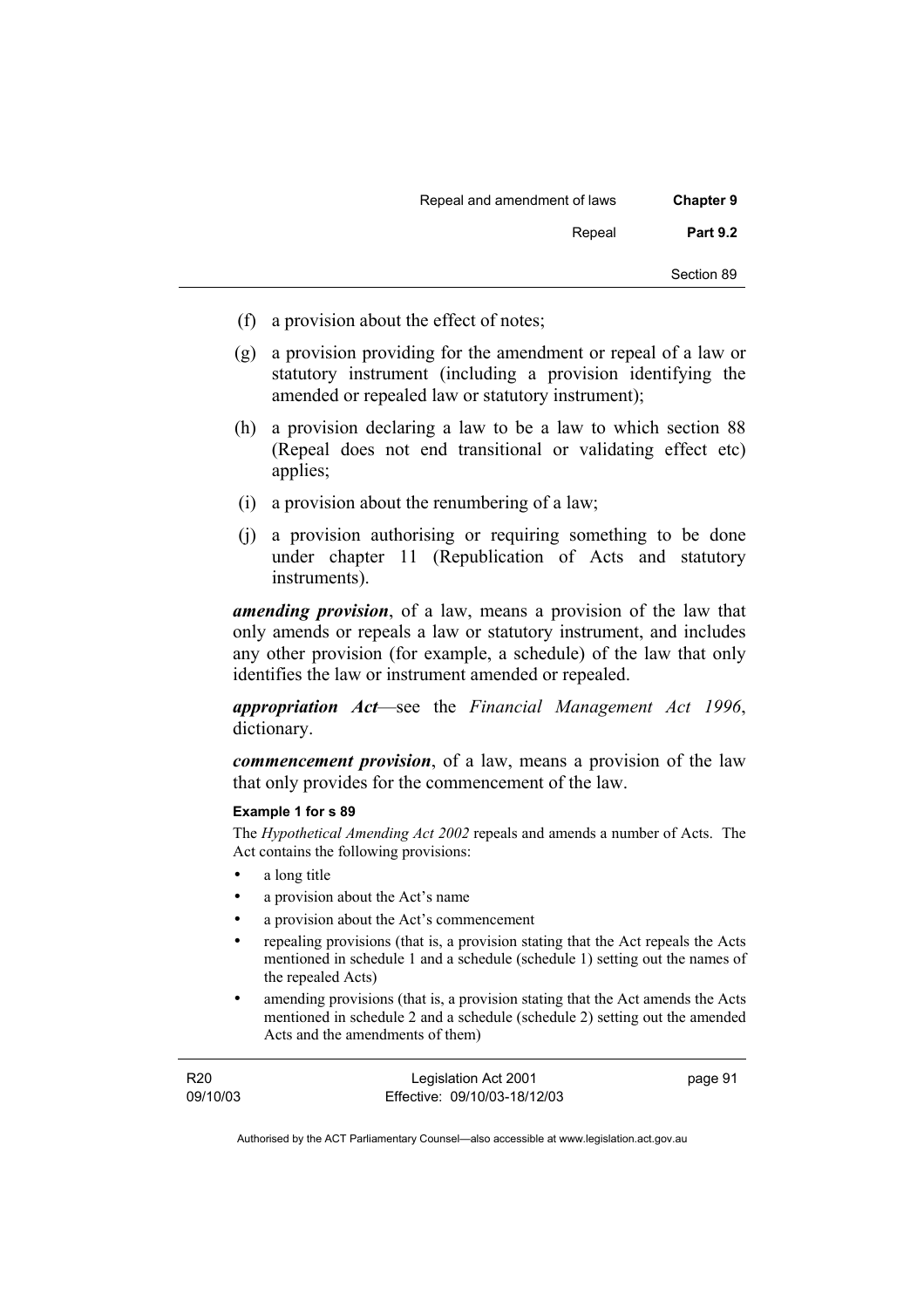(f) a provision about the effect of notes;

(g) a provision providing for the amendment or repeal of a law or statutory instrument (including a provision identifying the amended or repealed law or statutory instrument);

(h) a provision declaring a law to be a law to which section 88 (Repeal does not end transitional or validating effect etc) applies;

(i) a provision about the renumbering of a law;

(j) a provision authorising or requiring something to be done under chapter 11 (Republication of Acts and statutory instruments).

***amending provision***, of a law, means a provision of the law that only amends or repeals a law or statutory instrument, and includes any other provision (for example, a schedule) of the law that only identifies the law or instrument amended or repealed.

***appropriation Act***—see the *Financial Management Act 1996*, dictionary.

***commencement provision***, of a law, means a provision of the law that only provides for the commencement of the law.

**Example 1 for s 89**

The *Hypothetical Amending Act 2002* repeals and amends a number of Acts. The Act contains the following provisions:

- a long title
- a provision about the Act's name
- a provision about the Act's commencement
- repealing provisions (that is, a provision stating that the Act repeals the Acts mentioned in schedule 1 and a schedule (schedule 1) setting out the names of the repealed Acts)
- amending provisions (that is, a provision stating that the Act amends the Acts mentioned in schedule 2 and a schedule (schedule 2) setting out the amended Acts and the amendments of them)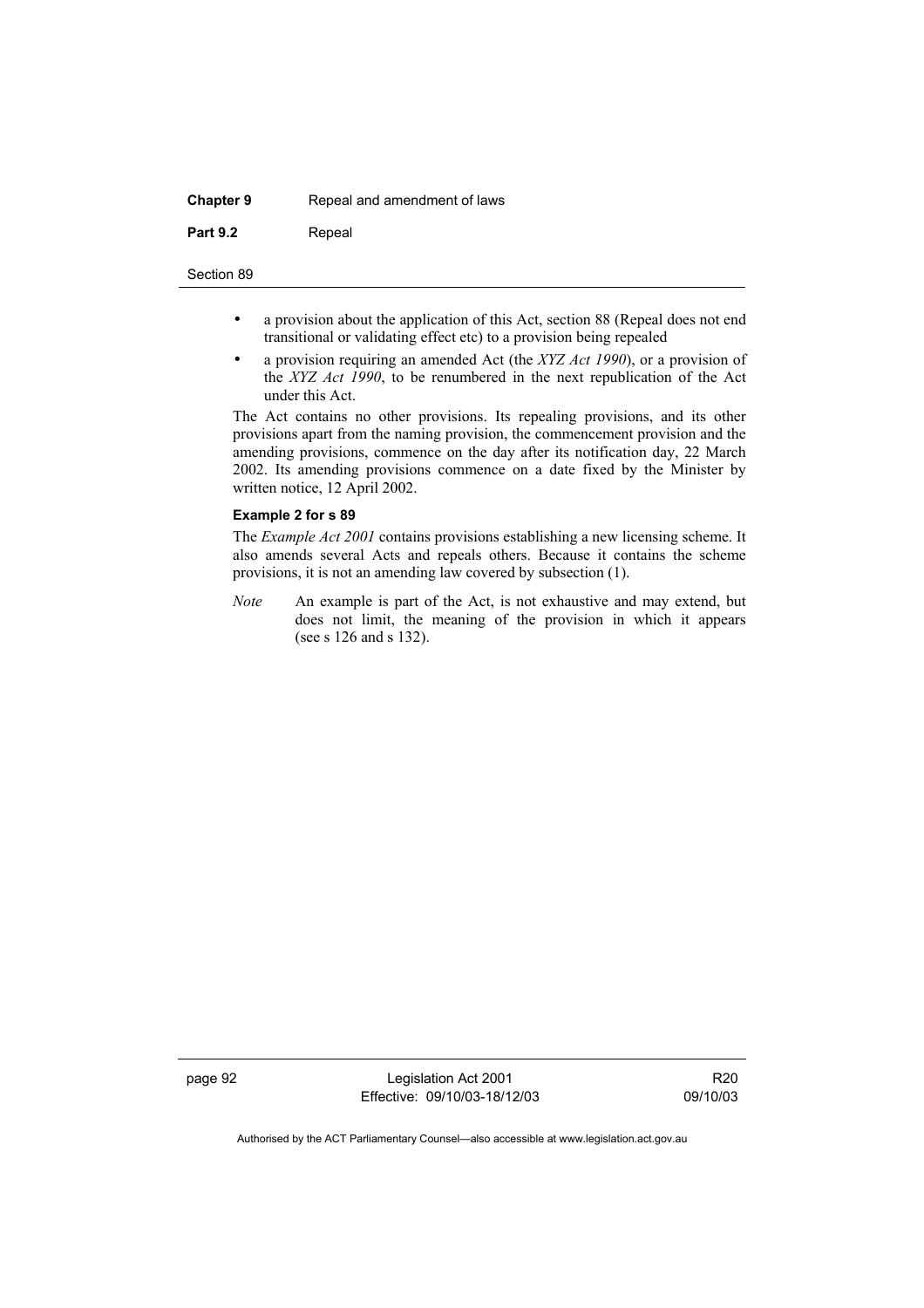- a provision about the application of this Act, section 88 (Repeal does not end transitional or validating effect etc) to a provision being repealed
- a provision requiring an amended Act (the *XYZ Act 1990*), or a provision of the *XYZ Act 1990*, to be renumbered in the next republication of the Act under this Act.

The Act contains no other provisions. Its repealing provisions, and its other provisions apart from the naming provision, the commencement provision and the amending provisions, commence on the day after its notification day, 22 March 2002. Its amending provisions commence on a date fixed by the Minister by written notice, 12 April 2002.

**Example 2 for s 89**

The *Example Act 2001* contains provisions establishing a new licensing scheme. It also amends several Acts and repeals others. Because it contains the scheme provisions, it is not an amending law covered by subsection (1).

*Note* An example is part of the Act, is not exhaustive and may extend, but does not limit, the meaning of the provision in which it appears (see s 126 and s 132).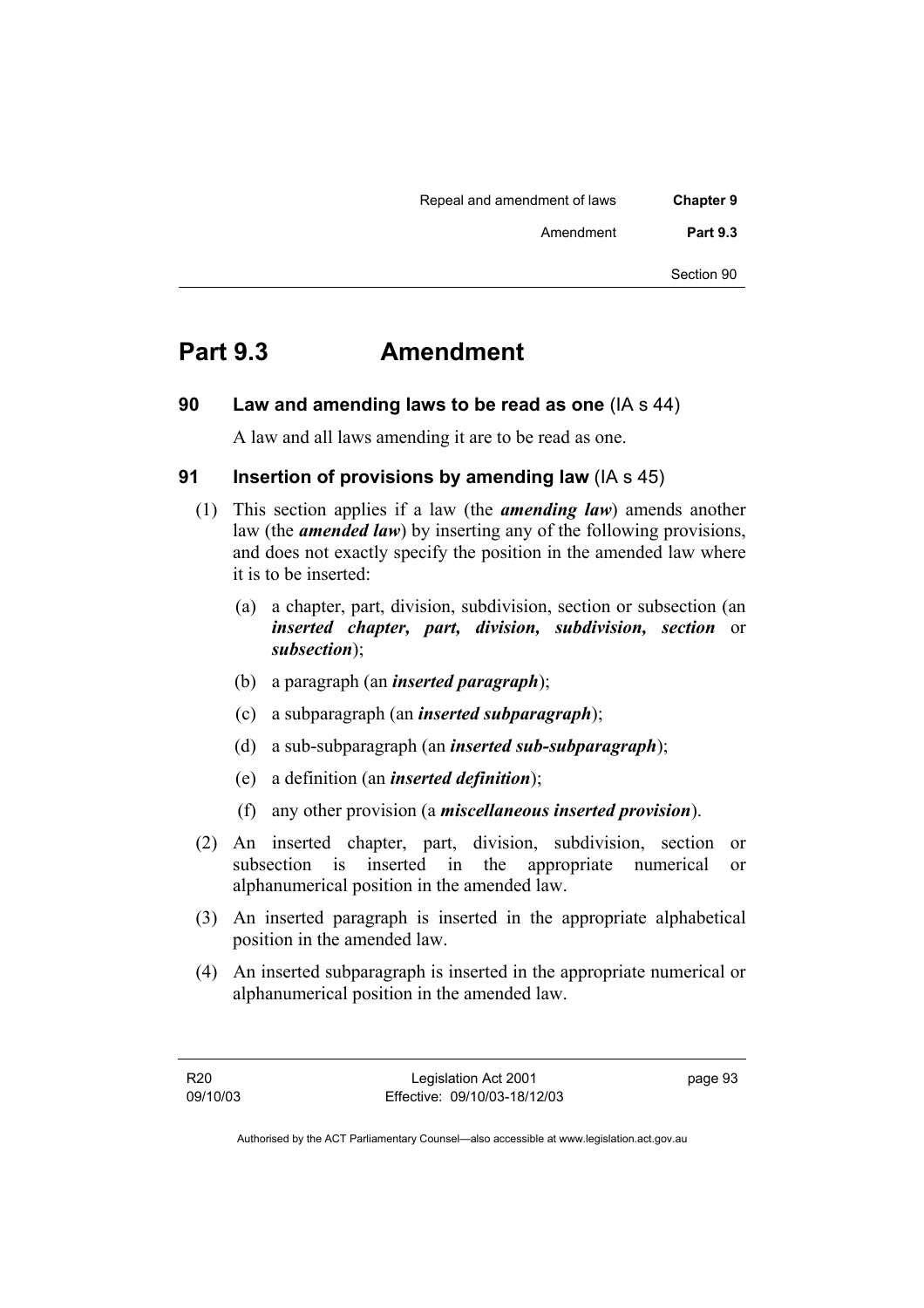# Part 9.3 Amendment

## 90 Law and amending laws to be read as one (IA s 44)

A law and all laws amending it are to be read as one.

## 91 Insertion of provisions by amending law (IA s 45)

(1) This section applies if a law (the ***amending law***) amends another law (the ***amended law***) by inserting any of the following provisions, and does not exactly specify the position in the amended law where it is to be inserted:

(a) a chapter, part, division, subdivision, section or subsection (an ***inserted chapter, part, division, subdivision, section*** or ***subsection***);

(b) a paragraph (an ***inserted paragraph***);

(c) a subparagraph (an ***inserted subparagraph***);

(d) a sub-subparagraph (an ***inserted sub-subparagraph***);

(e) a definition (an ***inserted definition***);

(f) any other provision (a ***miscellaneous inserted provision***).

(2) An inserted chapter, part, division, subdivision, section or subsection is inserted in the appropriate numerical or alphanumerical position in the amended law.

(3) An inserted paragraph is inserted in the appropriate alphabetical position in the amended law.

(4) An inserted subparagraph is inserted in the appropriate numerical or alphanumerical position in the amended law.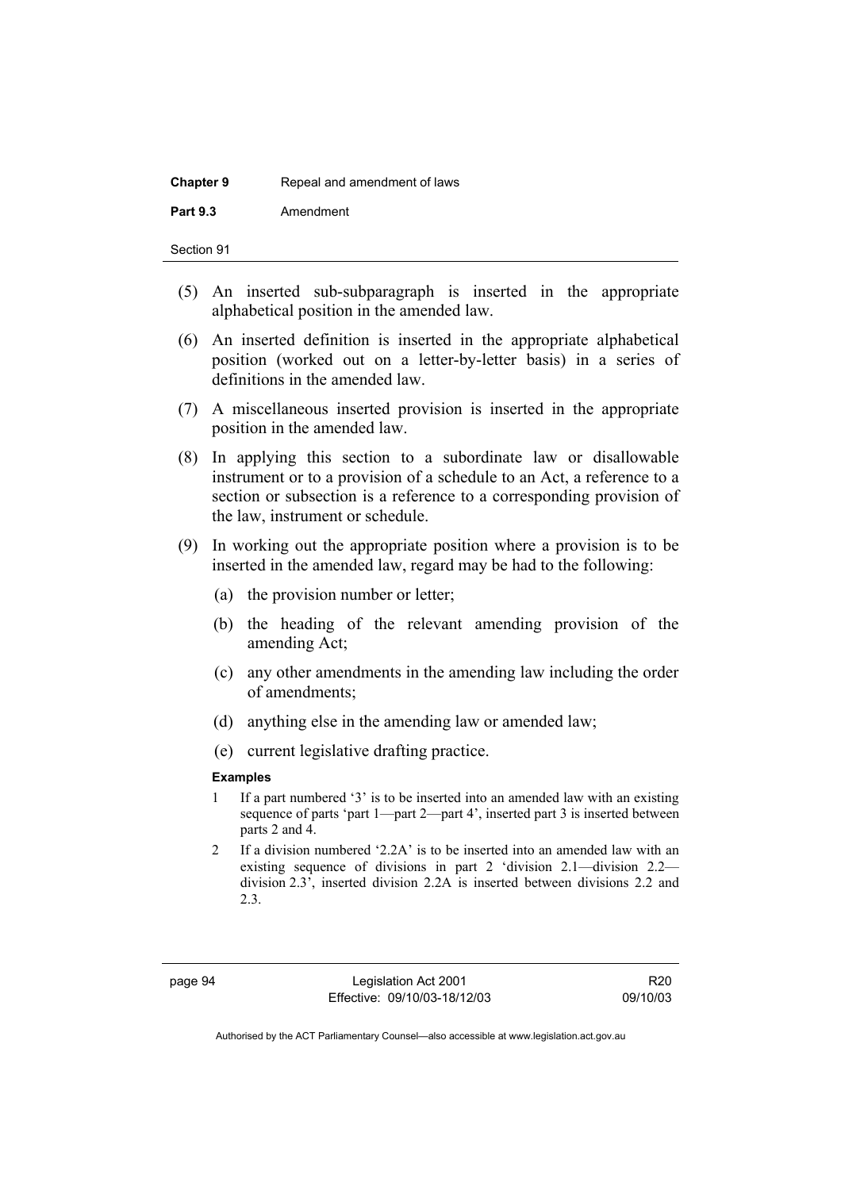(5) An inserted sub-subparagraph is inserted in the appropriate alphabetical position in the amended law.

(6) An inserted definition is inserted in the appropriate alphabetical position (worked out on a letter-by-letter basis) in a series of definitions in the amended law.

(7) A miscellaneous inserted provision is inserted in the appropriate position in the amended law.

(8) In applying this section to a subordinate law or disallowable instrument or to a provision of a schedule to an Act, a reference to a section or subsection is a reference to a corresponding provision of the law, instrument or schedule.

(9) In working out the appropriate position where a provision is to be inserted in the amended law, regard may be had to the following:

   (a) the provision number or letter;

   (b) the heading of the relevant amending provision of the amending Act;

   (c) any other amendments in the amending law including the order of amendments;

   (d) anything else in the amending law or amended law;

   (e) current legislative drafting practice.

**Examples**

1. If a part numbered '3' is to be inserted into an amended law with an existing sequence of parts 'part 1—part 2—part 4', inserted part 3 is inserted between parts 2 and 4.
2. If a division numbered '2.2A' is to be inserted into an amended law with an existing sequence of divisions in part 2 'division 2.1—division 2.2—division 2.3', inserted division 2.2A is inserted between divisions 2.2 and 2.3.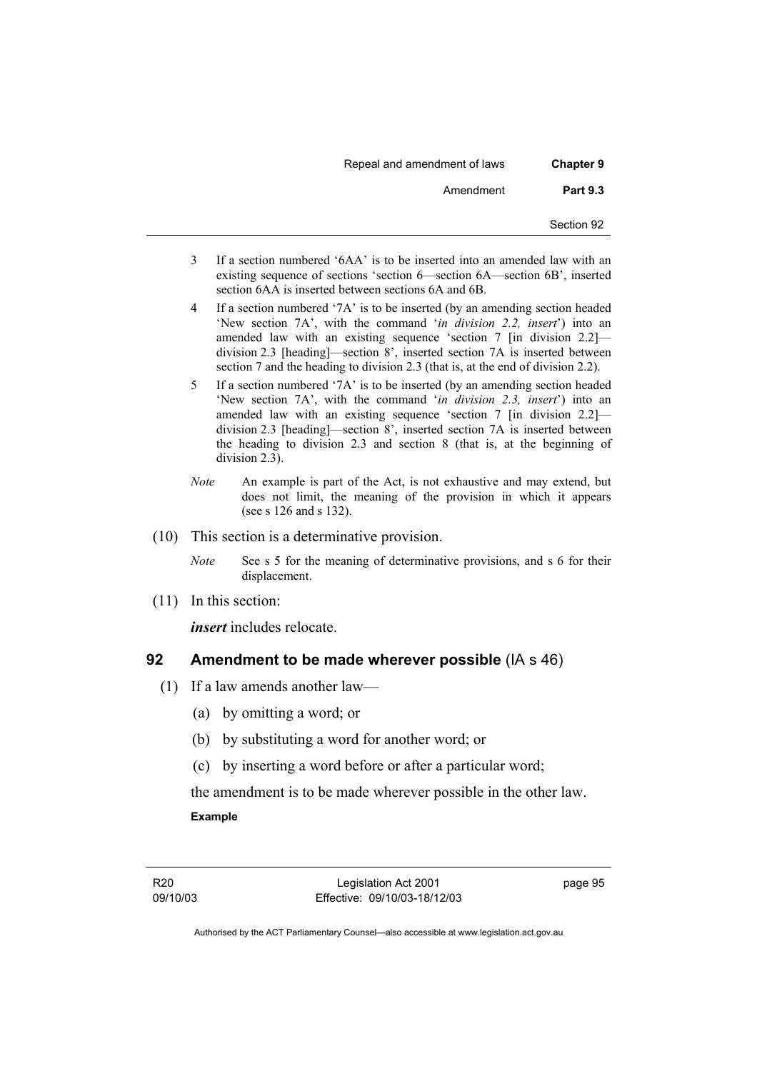3 If a section numbered '6AA' is to be inserted into an amended law with an existing sequence of sections 'section 6—section 6A—section 6B', inserted section 6AA is inserted between sections 6A and 6B.

4 If a section numbered '7A' is to be inserted (by an amending section headed 'New section 7A', with the command '*in division 2.2, insert*') into an amended law with an existing sequence 'section 7 [in division 2.2]—division 2.3 [heading]—section 8', inserted section 7A is inserted between section 7 and the heading to division 2.3 (that is, at the end of division 2.2).

5 If a section numbered '7A' is to be inserted (by an amending section headed 'New section 7A', with the command '*in division 2.3, insert*') into an amended law with an existing sequence 'section 7 [in division 2.2]—division 2.3 [heading]—section 8', inserted section 7A is inserted between the heading to division 2.3 and section 8 (that is, at the beginning of division 2.3).

*Note* An example is part of the Act, is not exhaustive and may extend, but does not limit, the meaning of the provision in which it appears (see s 126 and s 132).

(10) This section is a determinative provision.

*Note* See s 5 for the meaning of determinative provisions, and s 6 for their displacement.

(11) In this section:

***insert*** includes relocate.

## 92 Amendment to be made wherever possible (IA s 46)

(1) If a law amends another law—

(a) by omitting a word; or

(b) by substituting a word for another word; or

(c) by inserting a word before or after a particular word;

the amendment is to be made wherever possible in the other law.

**Example**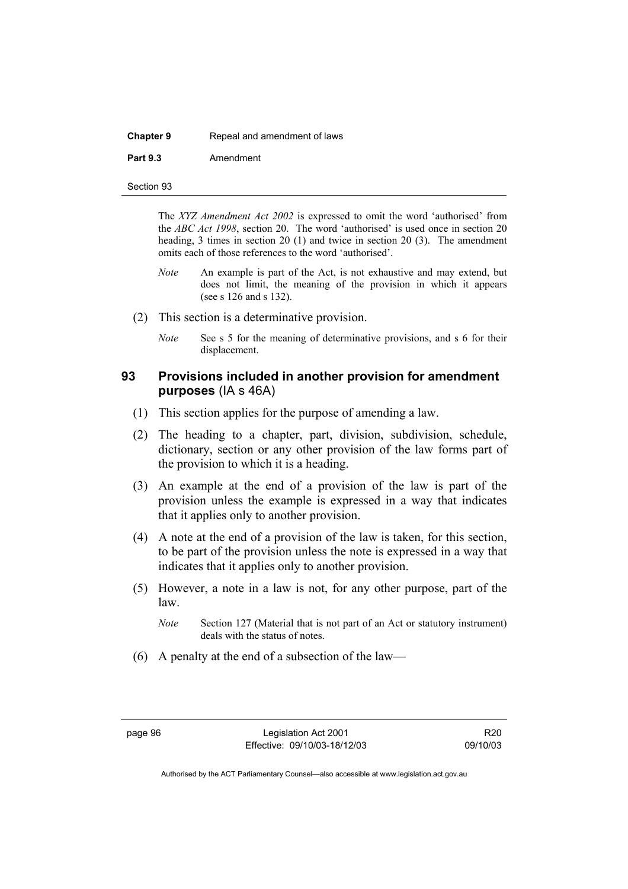The *XYZ Amendment Act 2002* is expressed to omit the word 'authorised' from the *ABC Act 1998*, section 20. The word 'authorised' is used once in section 20 heading, 3 times in section 20 (1) and twice in section 20 (3). The amendment omits each of those references to the word 'authorised'.

*Note* An example is part of the Act, is not exhaustive and may extend, but does not limit, the meaning of the provision in which it appears (see s 126 and s 132).

(2) This section is a determinative provision.

*Note* See s 5 for the meaning of determinative provisions, and s 6 for their displacement.

### 93 Provisions included in another provision for amendment purposes (IA s 46A)

(1) This section applies for the purpose of amending a law.

(2) The heading to a chapter, part, division, subdivision, schedule, dictionary, section or any other provision of the law forms part of the provision to which it is a heading.

(3) An example at the end of a provision of the law is part of the provision unless the example is expressed in a way that indicates that it applies only to another provision.

(4) A note at the end of a provision of the law is taken, for this section, to be part of the provision unless the note is expressed in a way that indicates that it applies only to another provision.

(5) However, a note in a law is not, for any other purpose, part of the law.

*Note* Section 127 (Material that is not part of an Act or statutory instrument) deals with the status of notes.

(6) A penalty at the end of a subsection of the law—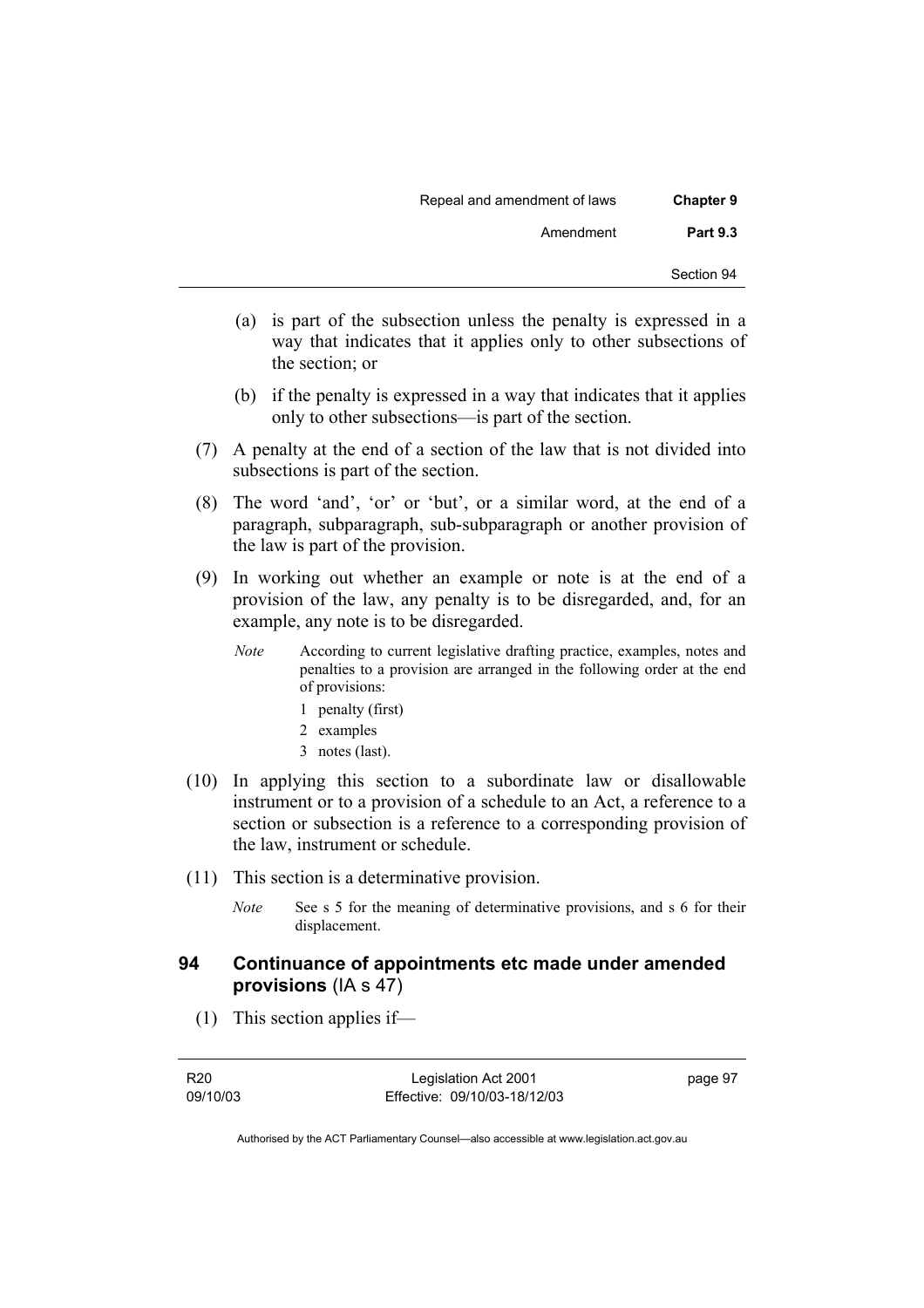(a) is part of the subsection unless the penalty is expressed in a way that indicates that it applies only to other subsections of the section; or

(b) if the penalty is expressed in a way that indicates that it applies only to other subsections—is part of the section.

(7) A penalty at the end of a section of the law that is not divided into subsections is part of the section.

(8) The word 'and', 'or' or 'but', or a similar word, at the end of a paragraph, subparagraph, sub-subparagraph or another provision of the law is part of the provision.

(9) In working out whether an example or note is at the end of a provision of the law, any penalty is to be disregarded, and, for an example, any note is to be disregarded.

*Note* According to current legislative drafting practice, examples, notes and penalties to a provision are arranged in the following order at the end of provisions:

1 penalty (first)
2 examples
3 notes (last).

(10) In applying this section to a subordinate law or disallowable instrument or to a provision of a schedule to an Act, a reference to a section or subsection is a reference to a corresponding provision of the law, instrument or schedule.

(11) This section is a determinative provision.

*Note* See s 5 for the meaning of determinative provisions, and s 6 for their displacement.

## 94 Continuance of appointments etc made under amended provisions (IA s 47)

(1) This section applies if—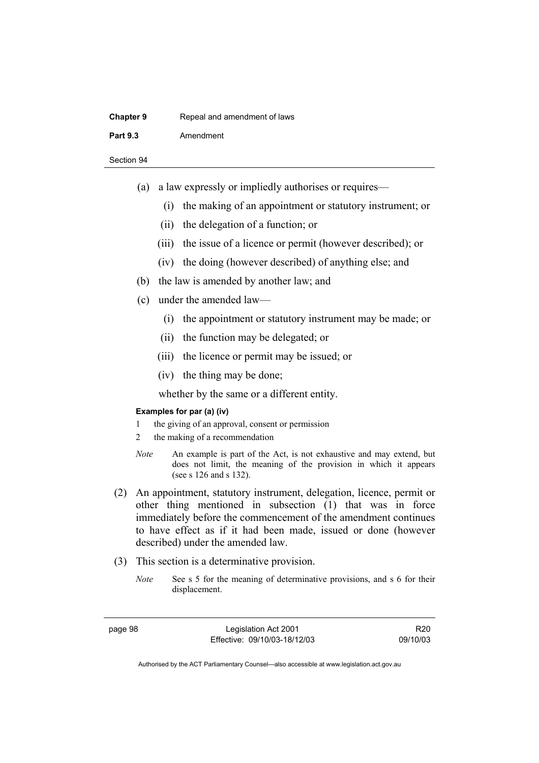(a) a law expressly or impliedly authorises or requires—

(i) the making of an appointment or statutory instrument; or

(ii) the delegation of a function; or

(iii) the issue of a licence or permit (however described); or

(iv) the doing (however described) of anything else; and

(b) the law is amended by another law; and

(c) under the amended law—

(i) the appointment or statutory instrument may be made; or

(ii) the function may be delegated; or

(iii) the licence or permit may be issued; or

(iv) the thing may be done;

whether by the same or a different entity.

**Examples for par (a) (iv)**

1 the giving of an approval, consent or permission

2 the making of a recommendation

*Note* An example is part of the Act, is not exhaustive and may extend, but does not limit, the meaning of the provision in which it appears (see s 126 and s 132).

(2) An appointment, statutory instrument, delegation, licence, permit or other thing mentioned in subsection (1) that was in force immediately before the commencement of the amendment continues to have effect as if it had been made, issued or done (however described) under the amended law.

(3) This section is a determinative provision.

*Note* See s 5 for the meaning of determinative provisions, and s 6 for their displacement.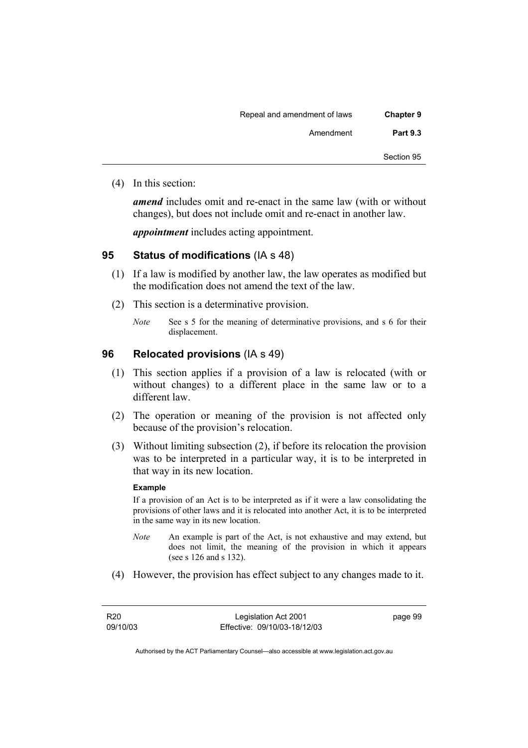(4) In this section:

***amend*** includes omit and re-enact in the same law (with or without changes), but does not include omit and re-enact in another law.

***appointment*** includes acting appointment.

## 95 Status of modifications (IA s 48)

(1) If a law is modified by another law, the law operates as modified but the modification does not amend the text of the law.

(2) This section is a determinative provision.

*Note* See s 5 for the meaning of determinative provisions, and s 6 for their displacement.

## 96 Relocated provisions (IA s 49)

(1) This section applies if a provision of a law is relocated (with or without changes) to a different place in the same law or to a different law.

(2) The operation or meaning of the provision is not affected only because of the provision's relocation.

(3) Without limiting subsection (2), if before its relocation the provision was to be interpreted in a particular way, it is to be interpreted in that way in its new location.

**Example**

If a provision of an Act is to be interpreted as if it were a law consolidating the provisions of other laws and it is relocated into another Act, it is to be interpreted in the same way in its new location.

*Note* An example is part of the Act, is not exhaustive and may extend, but does not limit, the meaning of the provision in which it appears (see s 126 and s 132).

(4) However, the provision has effect subject to any changes made to it.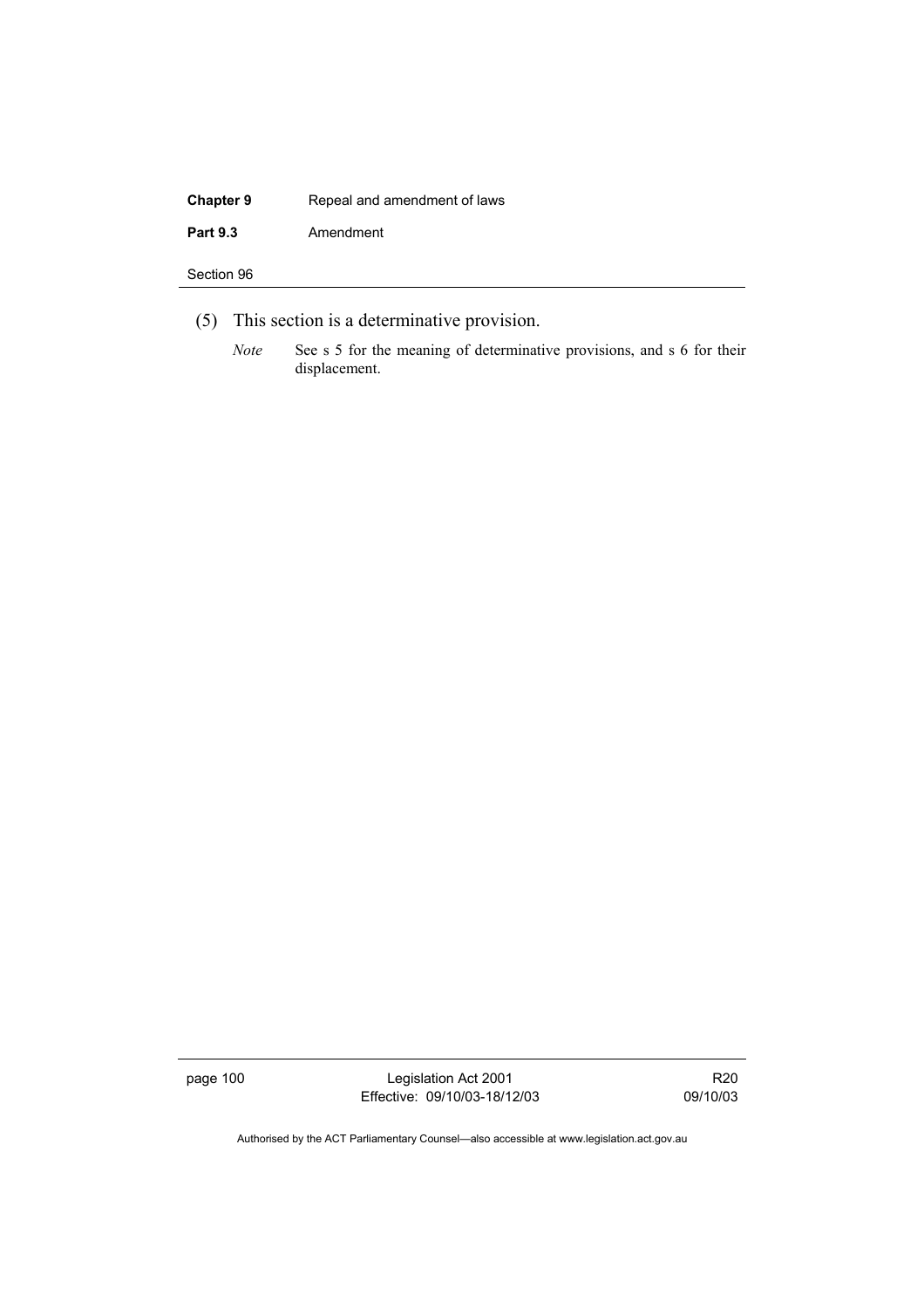(5) This section is a determinative provision.

*Note* See s 5 for the meaning of determinative provisions, and s 6 for their displacement.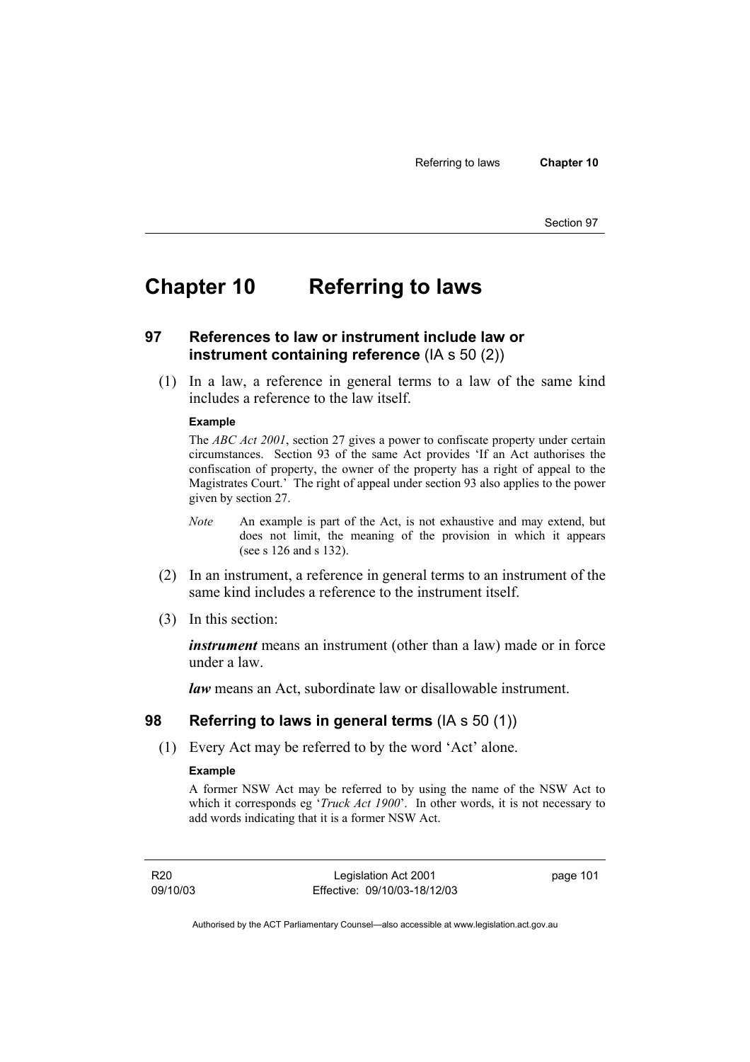# Chapter 10 Referring to laws

## 97 References to law or instrument include law or instrument containing reference (IA s 50 (2))

(1) In a law, a reference in general terms to a law of the same kind includes a reference to the law itself.

**Example**

The *ABC Act 2001*, section 27 gives a power to confiscate property under certain circumstances. Section 93 of the same Act provides 'If an Act authorises the confiscation of property, the owner of the property has a right of appeal to the Magistrates Court.' The right of appeal under section 93 also applies to the power given by section 27.

*Note* An example is part of the Act, is not exhaustive and may extend, but does not limit, the meaning of the provision in which it appears (see s 126 and s 132).

(2) In an instrument, a reference in general terms to an instrument of the same kind includes a reference to the instrument itself.

(3) In this section:

***instrument*** means an instrument (other than a law) made or in force under a law.

***law*** means an Act, subordinate law or disallowable instrument.

## 98 Referring to laws in general terms (IA s 50 (1))

(1) Every Act may be referred to by the word 'Act' alone.

**Example**

A former NSW Act may be referred to by using the name of the NSW Act to which it corresponds eg '*Truck Act 1900*'. In other words, it is not necessary to add words indicating that it is a former NSW Act.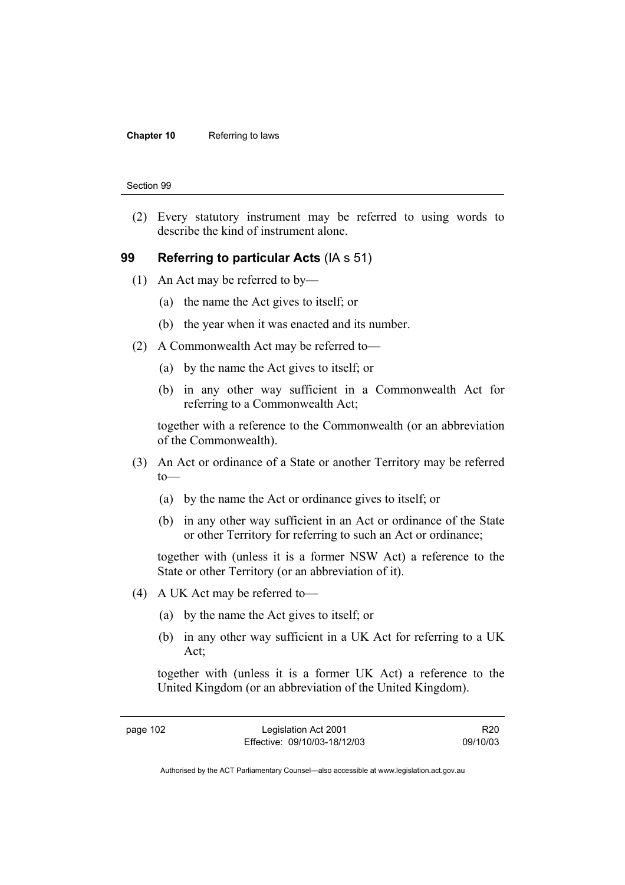(2) Every statutory instrument may be referred to using words to describe the kind of instrument alone.

## 99 Referring to particular Acts (IA s 51)

(1) An Act may be referred to by—

(a) the name the Act gives to itself; or

(b) the year when it was enacted and its number.

(2) A Commonwealth Act may be referred to—

(a) by the name the Act gives to itself; or

(b) in any other way sufficient in a Commonwealth Act for referring to a Commonwealth Act;

together with a reference to the Commonwealth (or an abbreviation of the Commonwealth).

(3) An Act or ordinance of a State or another Territory may be referred to—

(a) by the name the Act or ordinance gives to itself; or

(b) in any other way sufficient in an Act or ordinance of the State or other Territory for referring to such an Act or ordinance;

together with (unless it is a former NSW Act) a reference to the State or other Territory (or an abbreviation of it).

(4) A UK Act may be referred to—

(a) by the name the Act gives to itself; or

(b) in any other way sufficient in a UK Act for referring to a UK Act;

together with (unless it is a former UK Act) a reference to the United Kingdom (or an abbreviation of the United Kingdom).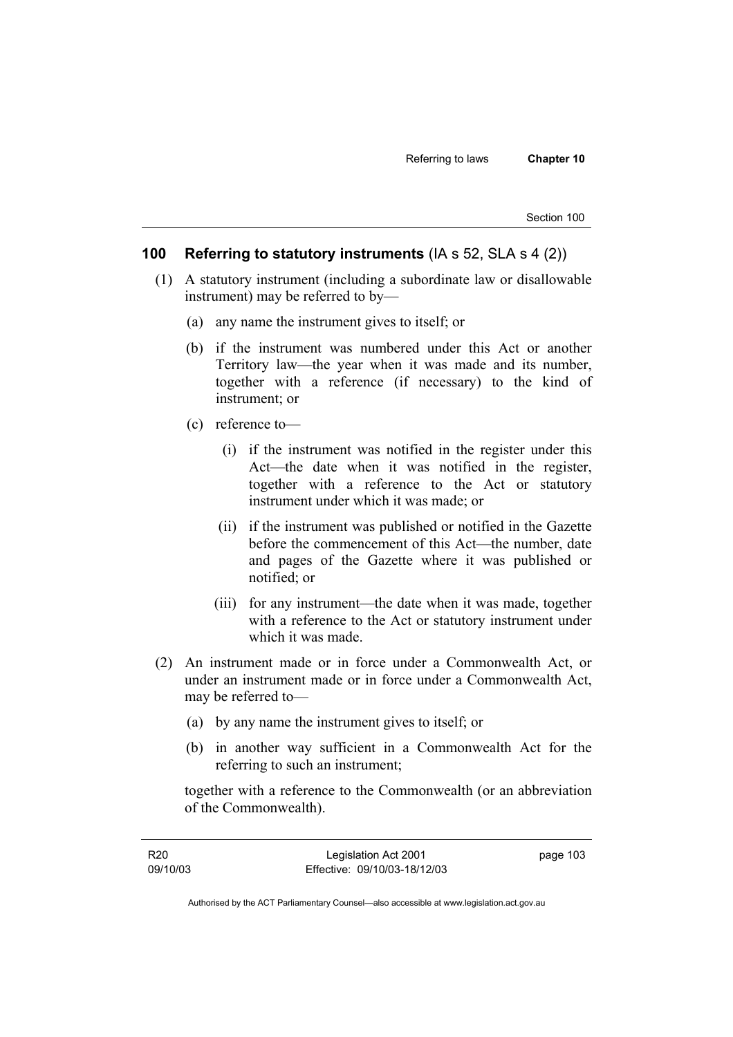## 100 Referring to statutory instruments (IA s 52, SLA s 4 (2))

(1) A statutory instrument (including a subordinate law or disallowable instrument) may be referred to by—

(a) any name the instrument gives to itself; or

(b) if the instrument was numbered under this Act or another Territory law—the year when it was made and its number, together with a reference (if necessary) to the kind of instrument; or

(c) reference to—

(i) if the instrument was notified in the register under this Act—the date when it was notified in the register, together with a reference to the Act or statutory instrument under which it was made; or

(ii) if the instrument was published or notified in the Gazette before the commencement of this Act—the number, date and pages of the Gazette where it was published or notified; or

(iii) for any instrument—the date when it was made, together with a reference to the Act or statutory instrument under which it was made.

(2) An instrument made or in force under a Commonwealth Act, or under an instrument made or in force under a Commonwealth Act, may be referred to—

(a) by any name the instrument gives to itself; or

(b) in another way sufficient in a Commonwealth Act for the referring to such an instrument;

together with a reference to the Commonwealth (or an abbreviation of the Commonwealth).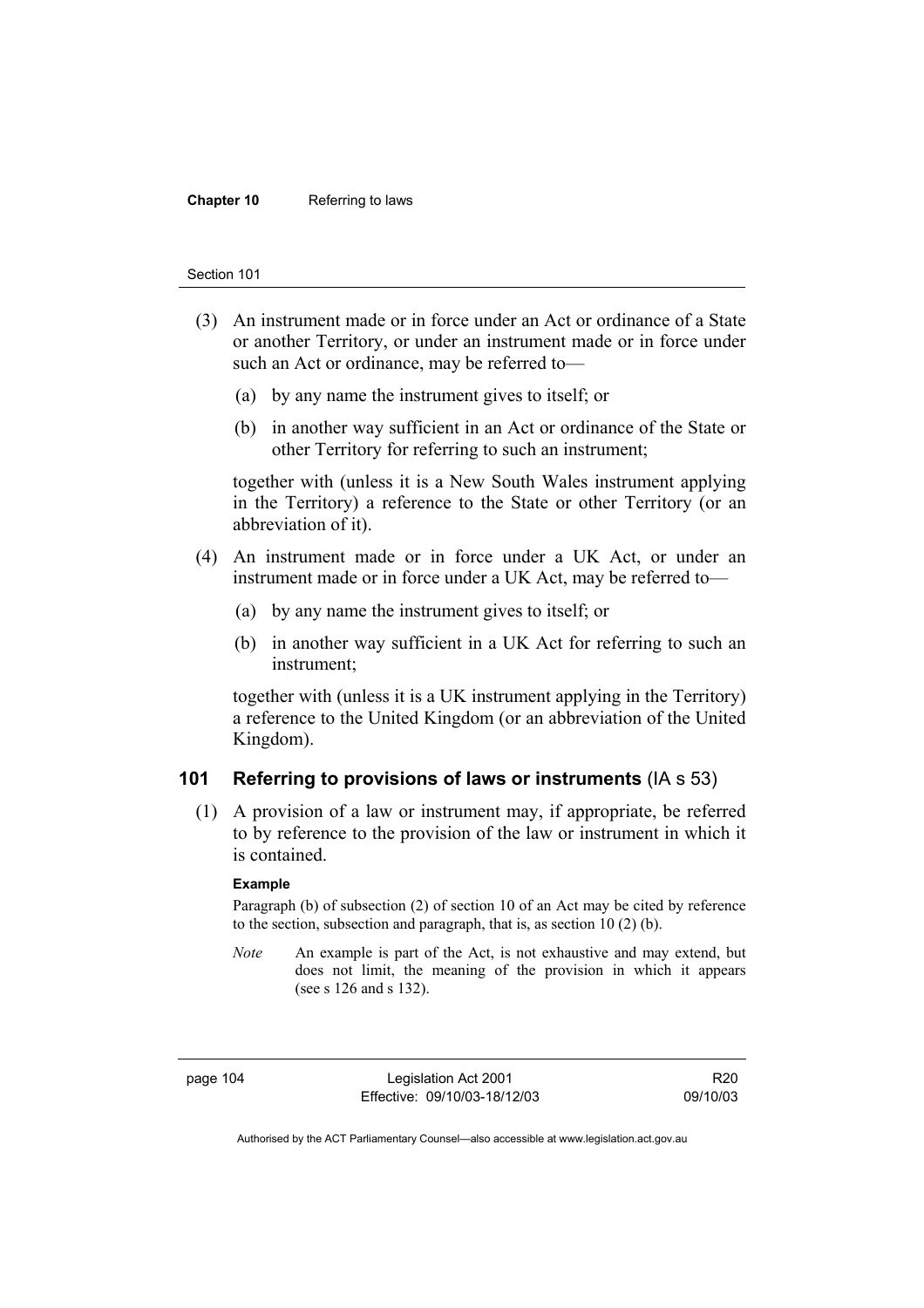(3) An instrument made or in force under an Act or ordinance of a State or another Territory, or under an instrument made or in force under such an Act or ordinance, may be referred to—

(a) by any name the instrument gives to itself; or

(b) in another way sufficient in an Act or ordinance of the State or other Territory for referring to such an instrument;

together with (unless it is a New South Wales instrument applying in the Territory) a reference to the State or other Territory (or an abbreviation of it).

(4) An instrument made or in force under a UK Act, or under an instrument made or in force under a UK Act, may be referred to—

(a) by any name the instrument gives to itself; or

(b) in another way sufficient in a UK Act for referring to such an instrument;

together with (unless it is a UK instrument applying in the Territory) a reference to the United Kingdom (or an abbreviation of the United Kingdom).

## 101 Referring to provisions of laws or instruments (IA s 53)

(1) A provision of a law or instrument may, if appropriate, be referred to by reference to the provision of the law or instrument in which it is contained.

**Example**

Paragraph (b) of subsection (2) of section 10 of an Act may be cited by reference to the section, subsection and paragraph, that is, as section 10 (2) (b).

*Note* An example is part of the Act, is not exhaustive and may extend, but does not limit, the meaning of the provision in which it appears (see s 126 and s 132).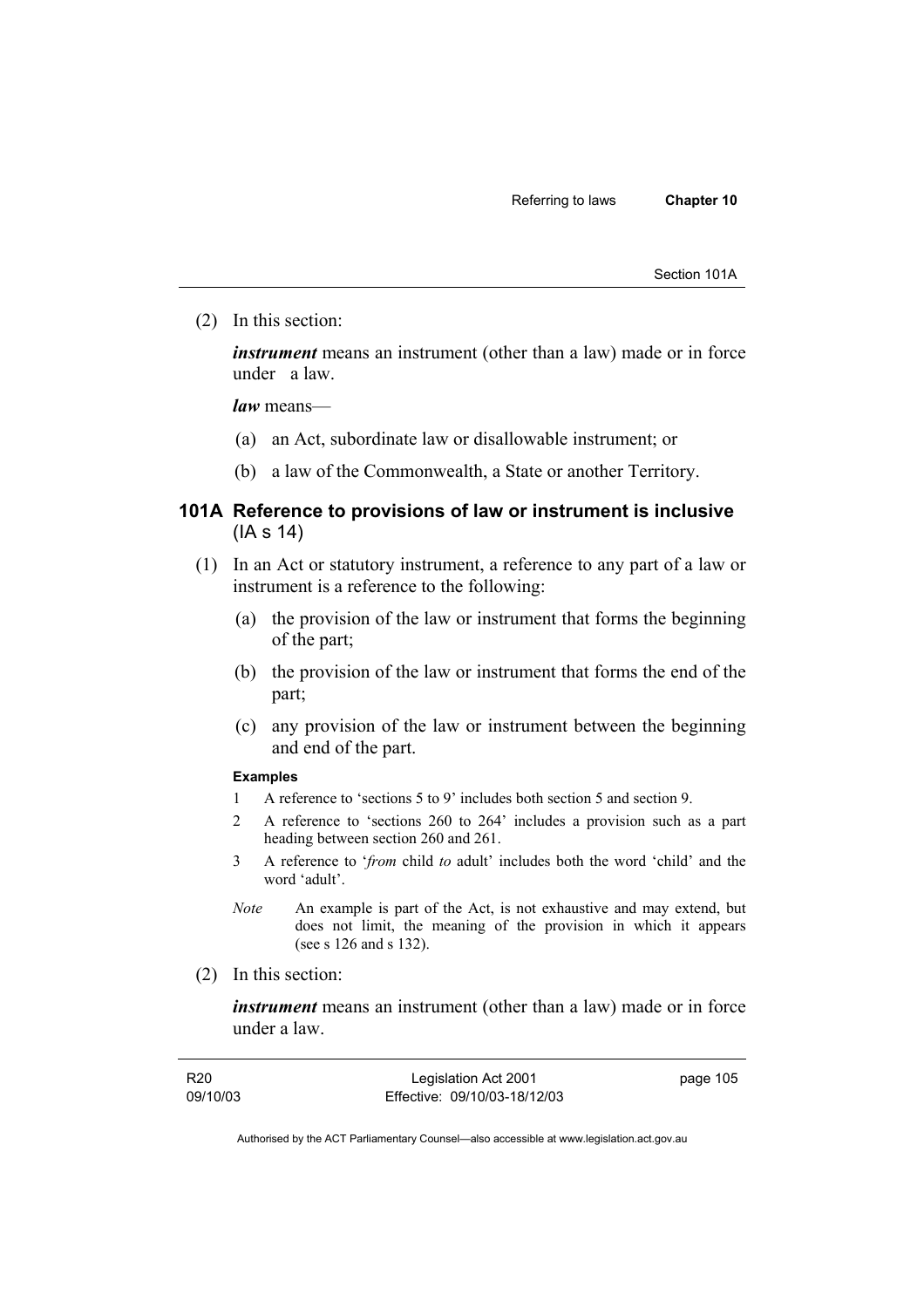(2) In this section:

***instrument*** means an instrument (other than a law) made or in force under a law.

***law*** means—

(a) an Act, subordinate law or disallowable instrument; or

(b) a law of the Commonwealth, a State or another Territory.

### 101A Reference to provisions of law or instrument is inclusive (IA s 14)

(1) In an Act or statutory instrument, a reference to any part of a law or instrument is a reference to the following:

(a) the provision of the law or instrument that forms the beginning of the part;

(b) the provision of the law or instrument that forms the end of the part;

(c) any provision of the law or instrument between the beginning and end of the part.

**Examples**

1 A reference to 'sections 5 to 9' includes both section 5 and section 9.

2 A reference to 'sections 260 to 264' includes a provision such as a part heading between section 260 and 261.

3 A reference to '*from* child *to* adult' includes both the word 'child' and the word 'adult'.

*Note* An example is part of the Act, is not exhaustive and may extend, but does not limit, the meaning of the provision in which it appears (see s 126 and s 132).

(2) In this section:

***instrument*** means an instrument (other than a law) made or in force under a law.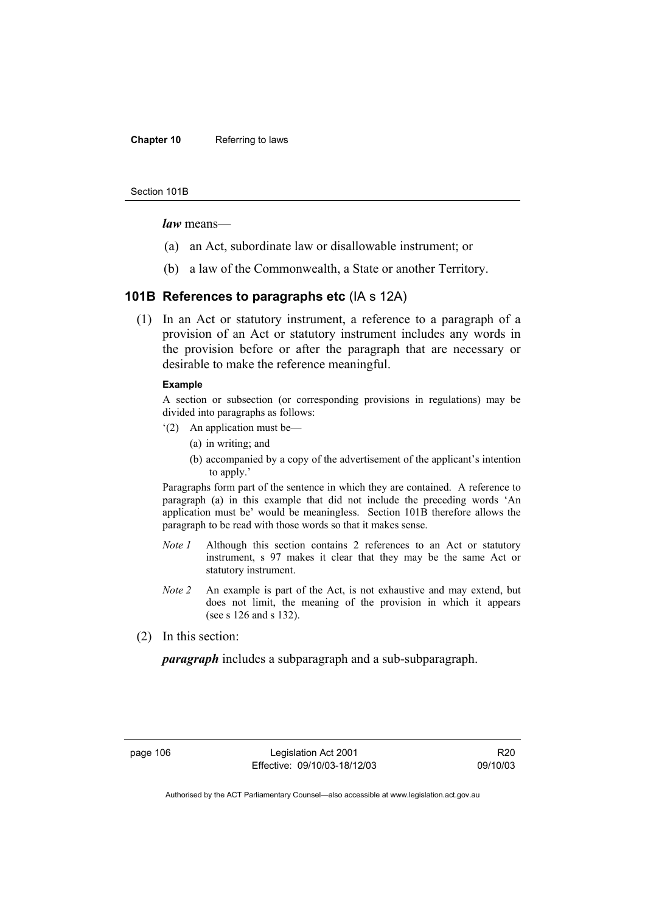***law*** means—

(a) an Act, subordinate law or disallowable instrument; or

(b) a law of the Commonwealth, a State or another Territory.

### 101B References to paragraphs etc (IA s 12A)

(1) In an Act or statutory instrument, a reference to a paragraph of a provision of an Act or statutory instrument includes any words in the provision before or after the paragraph that are necessary or desirable to make the reference meaningful.

**Example**

A section or subsection (or corresponding provisions in regulations) may be divided into paragraphs as follows:

'(2) An application must be—

(a) in writing; and

(b) accompanied by a copy of the advertisement of the applicant's intention to apply.'

Paragraphs form part of the sentence in which they are contained. A reference to paragraph (a) in this example that did not include the preceding words 'An application must be' would be meaningless. Section 101B therefore allows the paragraph to be read with those words so that it makes sense.

*Note 1* Although this section contains 2 references to an Act or statutory instrument, s 97 makes it clear that they may be the same Act or statutory instrument.

*Note 2* An example is part of the Act, is not exhaustive and may extend, but does not limit, the meaning of the provision in which it appears (see s 126 and s 132).

(2) In this section:

***paragraph*** includes a subparagraph and a sub-subparagraph.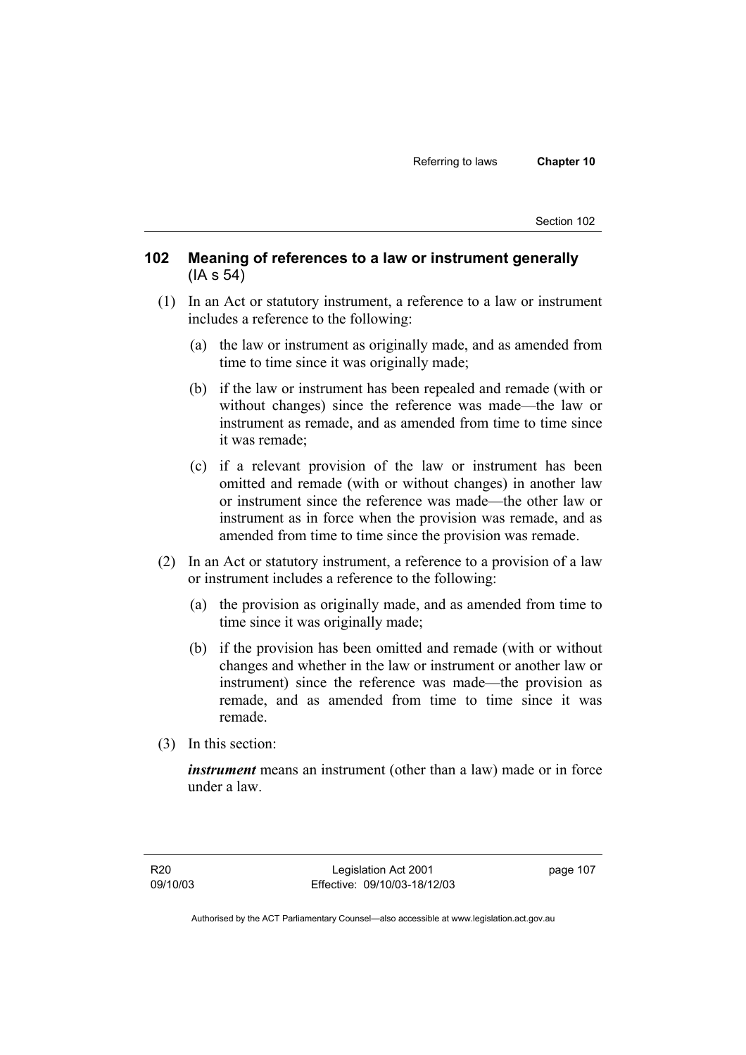## 102 Meaning of references to a law or instrument generally (IA s 54)

(1) In an Act or statutory instrument, a reference to a law or instrument includes a reference to the following:

(a) the law or instrument as originally made, and as amended from time to time since it was originally made;

(b) if the law or instrument has been repealed and remade (with or without changes) since the reference was made—the law or instrument as remade, and as amended from time to time since it was remade;

(c) if a relevant provision of the law or instrument has been omitted and remade (with or without changes) in another law or instrument since the reference was made—the other law or instrument as in force when the provision was remade, and as amended from time to time since the provision was remade.

(2) In an Act or statutory instrument, a reference to a provision of a law or instrument includes a reference to the following:

(a) the provision as originally made, and as amended from time to time since it was originally made;

(b) if the provision has been omitted and remade (with or without changes and whether in the law or instrument or another law or instrument) since the reference was made—the provision as remade, and as amended from time to time since it was remade.

(3) In this section:

***instrument*** means an instrument (other than a law) made or in force under a law.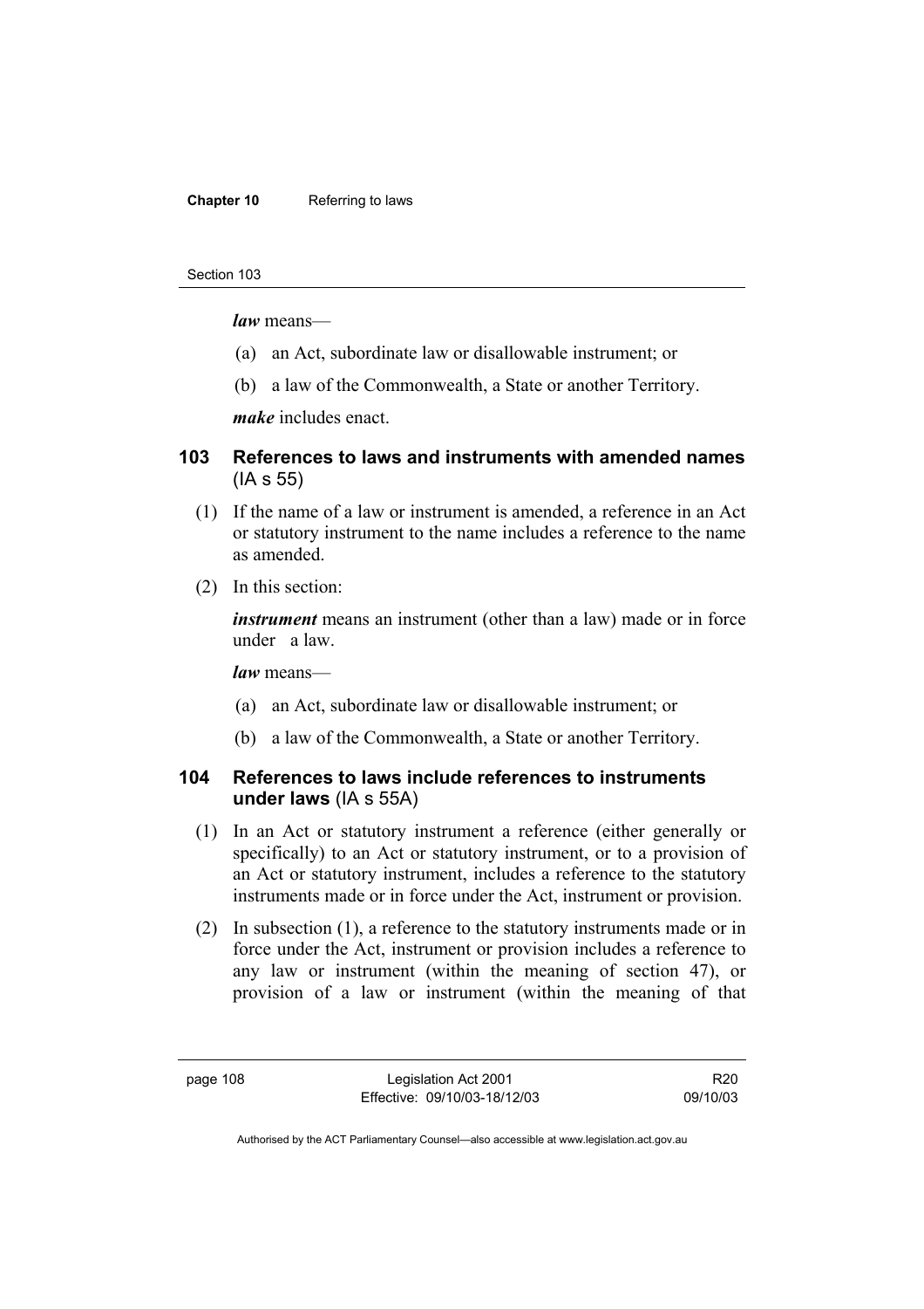***law*** means—

(a) an Act, subordinate law or disallowable instrument; or

(b) a law of the Commonwealth, a State or another Territory.

***make*** includes enact.

## 103 References to laws and instruments with amended names (IA s 55)

(1) If the name of a law or instrument is amended, a reference in an Act or statutory instrument to the name includes a reference to the name as amended.

(2) In this section:

***instrument*** means an instrument (other than a law) made or in force under a law.

***law*** means—

(a) an Act, subordinate law or disallowable instrument; or

(b) a law of the Commonwealth, a State or another Territory.

## 104 References to laws include references to instruments under laws (IA s 55A)

(1) In an Act or statutory instrument a reference (either generally or specifically) to an Act or statutory instrument, or to a provision of an Act or statutory instrument, includes a reference to the statutory instruments made or in force under the Act, instrument or provision.

(2) In subsection (1), a reference to the statutory instruments made or in force under the Act, instrument or provision includes a reference to any law or instrument (within the meaning of section 47), or provision of a law or instrument (within the meaning of that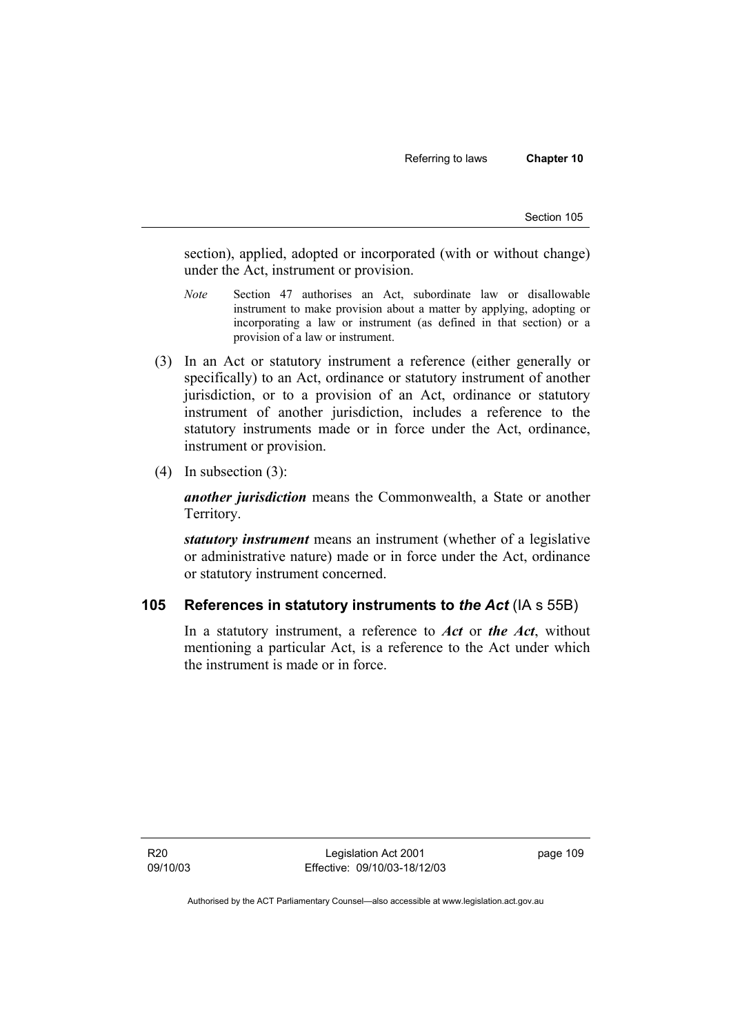section), applied, adopted or incorporated (with or without change) under the Act, instrument or provision.

*Note* Section 47 authorises an Act, subordinate law or disallowable instrument to make provision about a matter by applying, adopting or incorporating a law or instrument (as defined in that section) or a provision of a law or instrument.

(3) In an Act or statutory instrument a reference (either generally or specifically) to an Act, ordinance or statutory instrument of another jurisdiction, or to a provision of an Act, ordinance or statutory instrument of another jurisdiction, includes a reference to the statutory instruments made or in force under the Act, ordinance, instrument or provision.

(4) In subsection (3):

***another jurisdiction*** means the Commonwealth, a State or another Territory.

***statutory instrument*** means an instrument (whether of a legislative or administrative nature) made or in force under the Act, ordinance or statutory instrument concerned.

## 105 References in statutory instruments to *the Act* (IA s 55B)

In a statutory instrument, a reference to ***Act*** or ***the Act***, without mentioning a particular Act, is a reference to the Act under which the instrument is made or in force.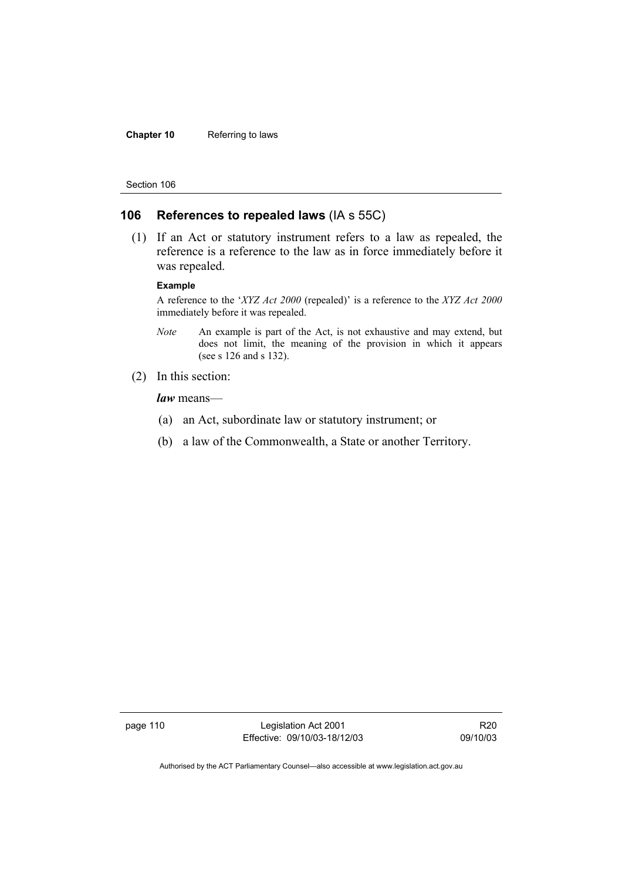## 106 References to repealed laws (IA s 55C)

(1) If an Act or statutory instrument refers to a law as repealed, the reference is a reference to the law as in force immediately before it was repealed.

**Example**

A reference to the '*XYZ Act 2000* (repealed)' is a reference to the *XYZ Act 2000* immediately before it was repealed.

*Note* An example is part of the Act, is not exhaustive and may extend, but does not limit, the meaning of the provision in which it appears (see s 126 and s 132).

(2) In this section:

***law*** means—

(a) an Act, subordinate law or statutory instrument; or

(b) a law of the Commonwealth, a State or another Territory.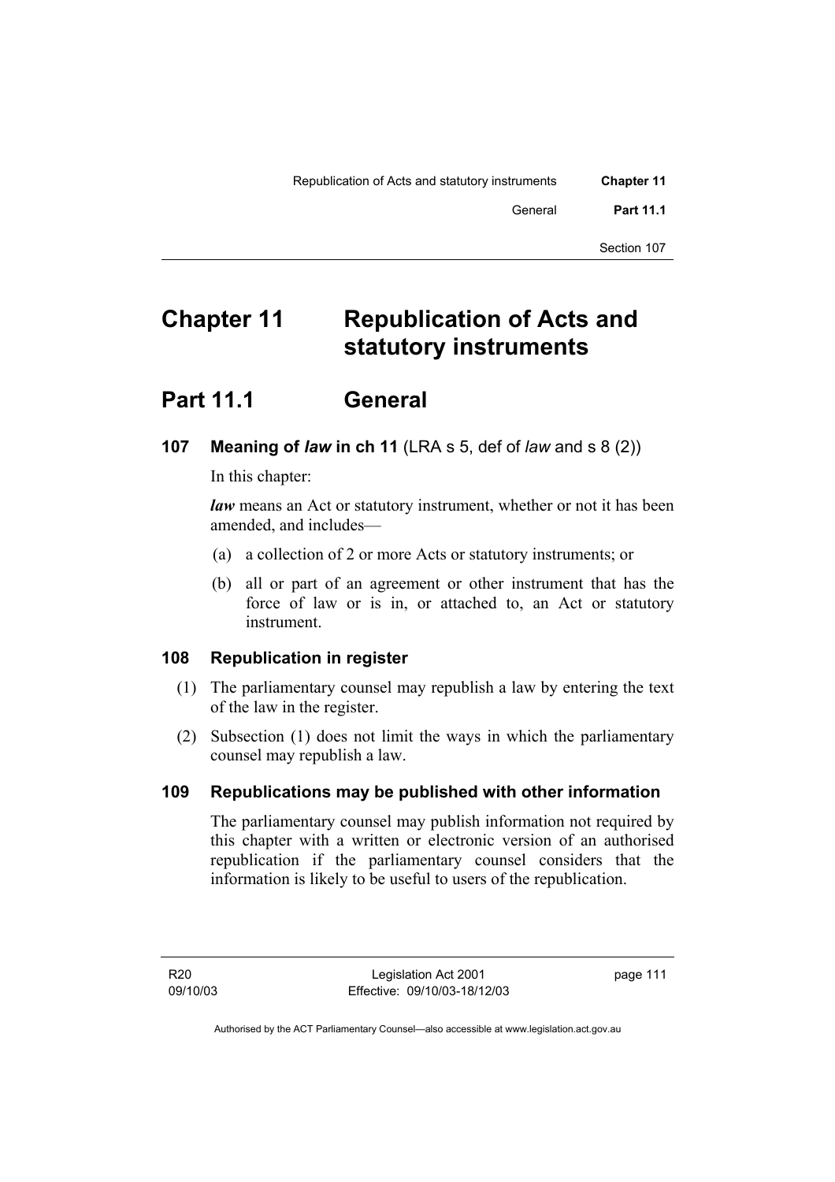# Chapter 11 Republication of Acts and statutory instruments

## Part 11.1 General

### 107 Meaning of ***law*** in ch 11 (LRA s 5, def of *law* and s 8 (2))

In this chapter:

***law*** means an Act or statutory instrument, whether or not it has been amended, and includes—

(a) a collection of 2 or more Acts or statutory instruments; or

(b) all or part of an agreement or other instrument that has the force of law or is in, or attached to, an Act or statutory instrument.

### 108 Republication in register

(1) The parliamentary counsel may republish a law by entering the text of the law in the register.

(2) Subsection (1) does not limit the ways in which the parliamentary counsel may republish a law.

### 109 Republications may be published with other information

The parliamentary counsel may publish information not required by this chapter with a written or electronic version of an authorised republication if the parliamentary counsel considers that the information is likely to be useful to users of the republication.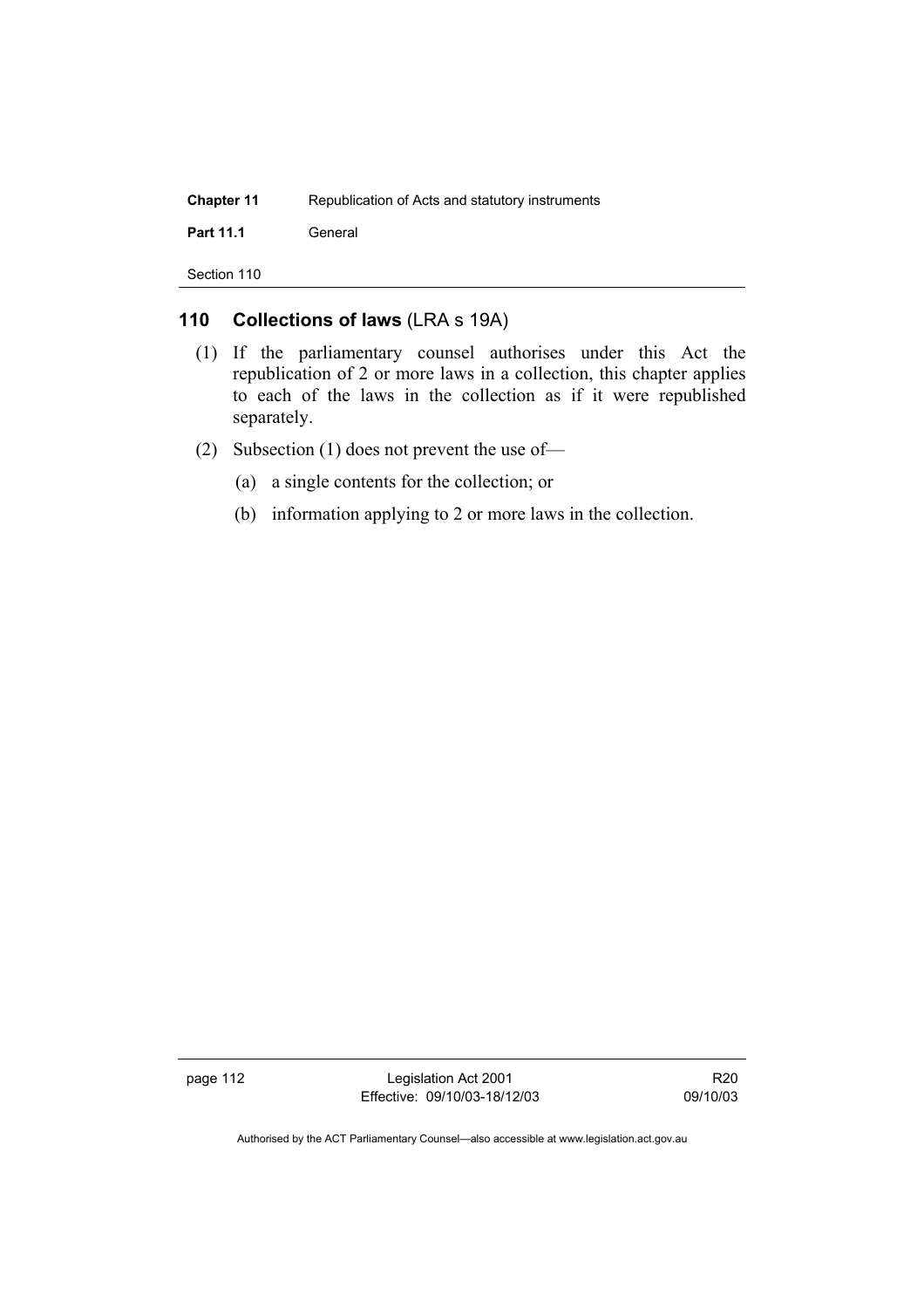## 110 Collections of laws (LRA s 19A)

(1) If the parliamentary counsel authorises under this Act the republication of 2 or more laws in a collection, this chapter applies to each of the laws in the collection as if it were republished separately.

(2) Subsection (1) does not prevent the use of—

(a) a single contents for the collection; or

(b) information applying to 2 or more laws in the collection.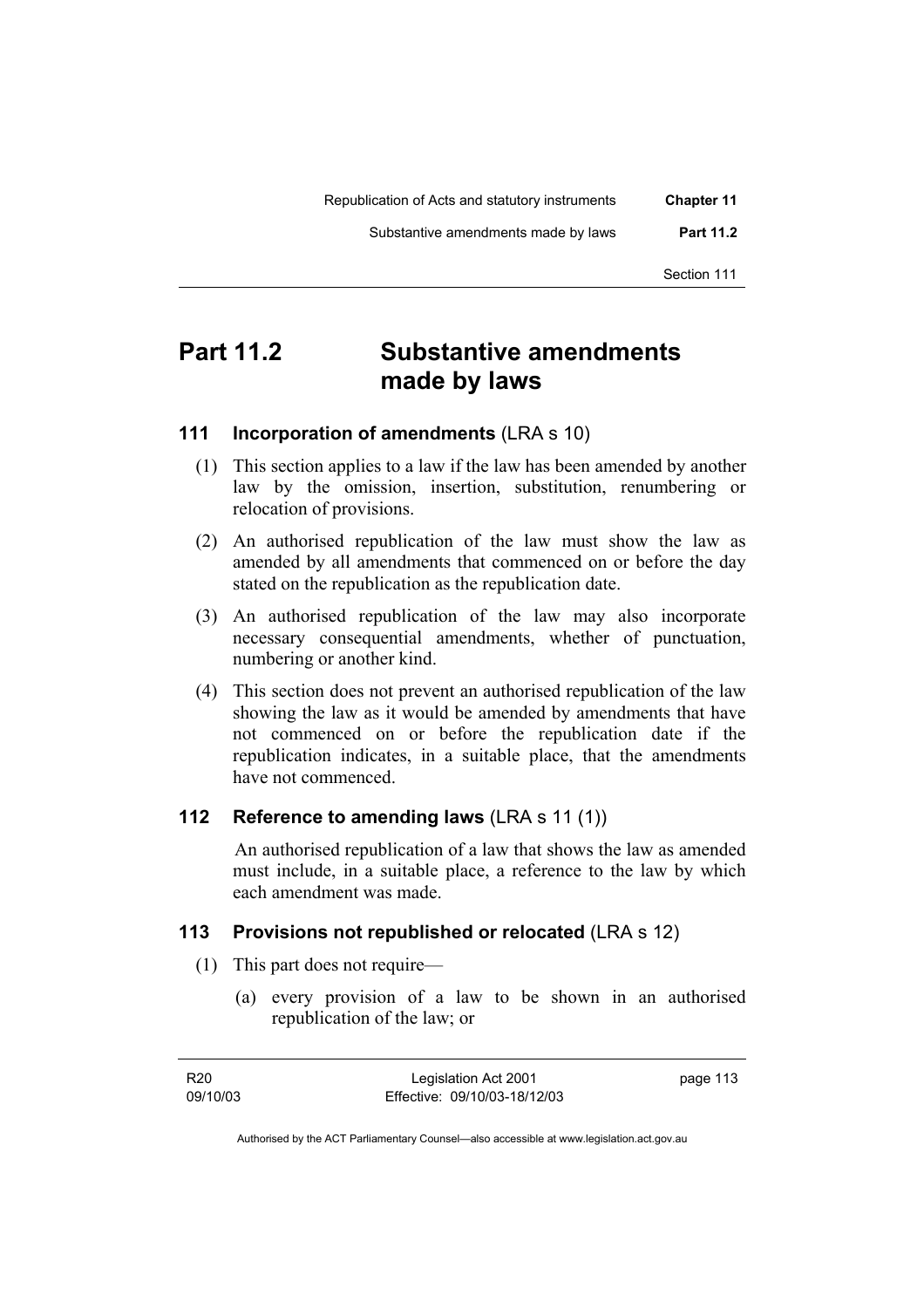# Part 11.2 Substantive amendments made by laws

## 111 Incorporation of amendments (LRA s 10)

(1) This section applies to a law if the law has been amended by another law by the omission, insertion, substitution, renumbering or relocation of provisions.

(2) An authorised republication of the law must show the law as amended by all amendments that commenced on or before the day stated on the republication as the republication date.

(3) An authorised republication of the law may also incorporate necessary consequential amendments, whether of punctuation, numbering or another kind.

(4) This section does not prevent an authorised republication of the law showing the law as it would be amended by amendments that have not commenced on or before the republication date if the republication indicates, in a suitable place, that the amendments have not commenced.

## 112 Reference to amending laws (LRA s 11 (1))

An authorised republication of a law that shows the law as amended must include, in a suitable place, a reference to the law by which each amendment was made.

## 113 Provisions not republished or relocated (LRA s 12)

(1) This part does not require—

(a) every provision of a law to be shown in an authorised republication of the law; or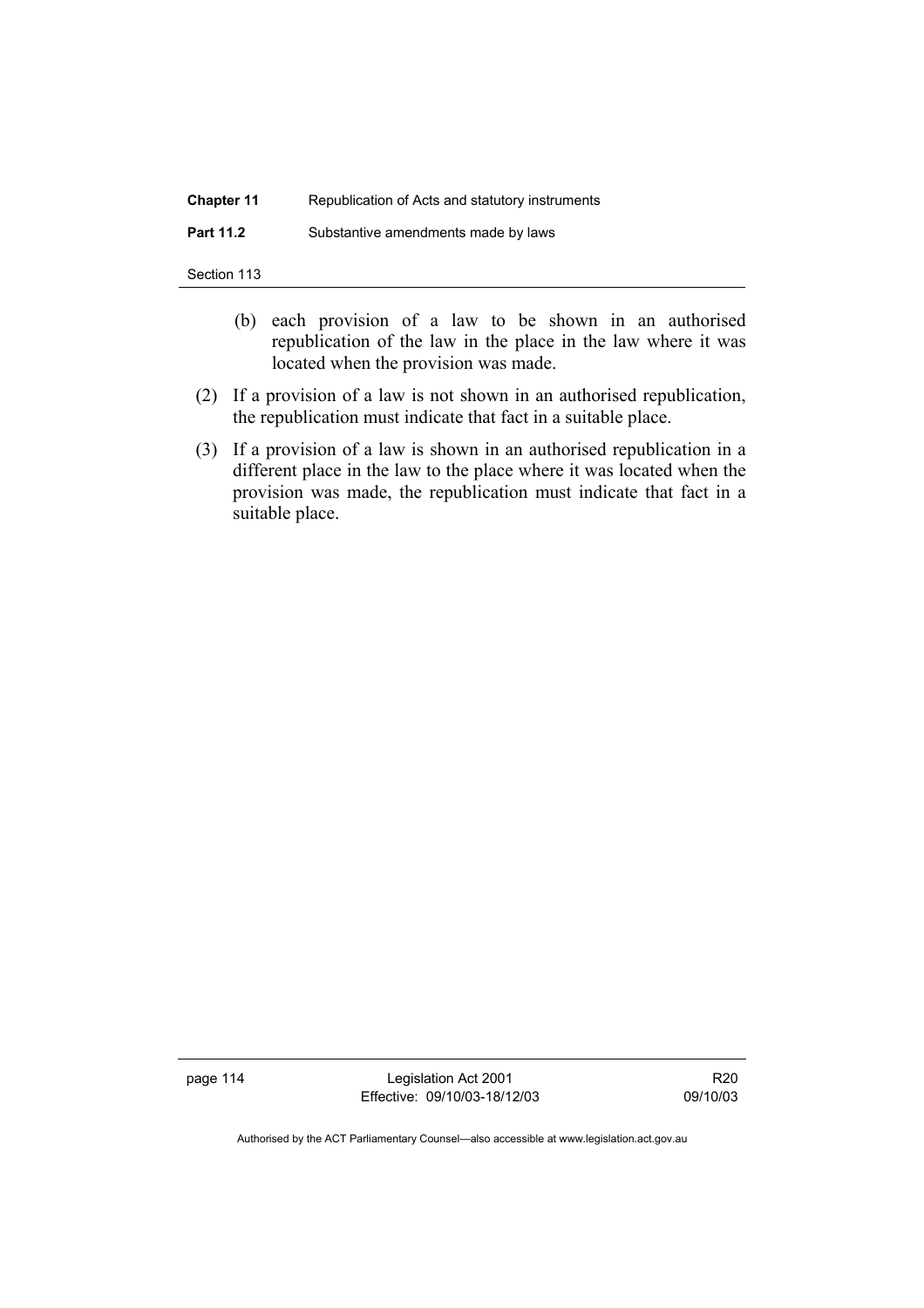(b) each provision of a law to be shown in an authorised republication of the law in the place in the law where it was located when the provision was made.

(2) If a provision of a law is not shown in an authorised republication, the republication must indicate that fact in a suitable place.

(3) If a provision of a law is shown in an authorised republication in a different place in the law to the place where it was located when the provision was made, the republication must indicate that fact in a suitable place.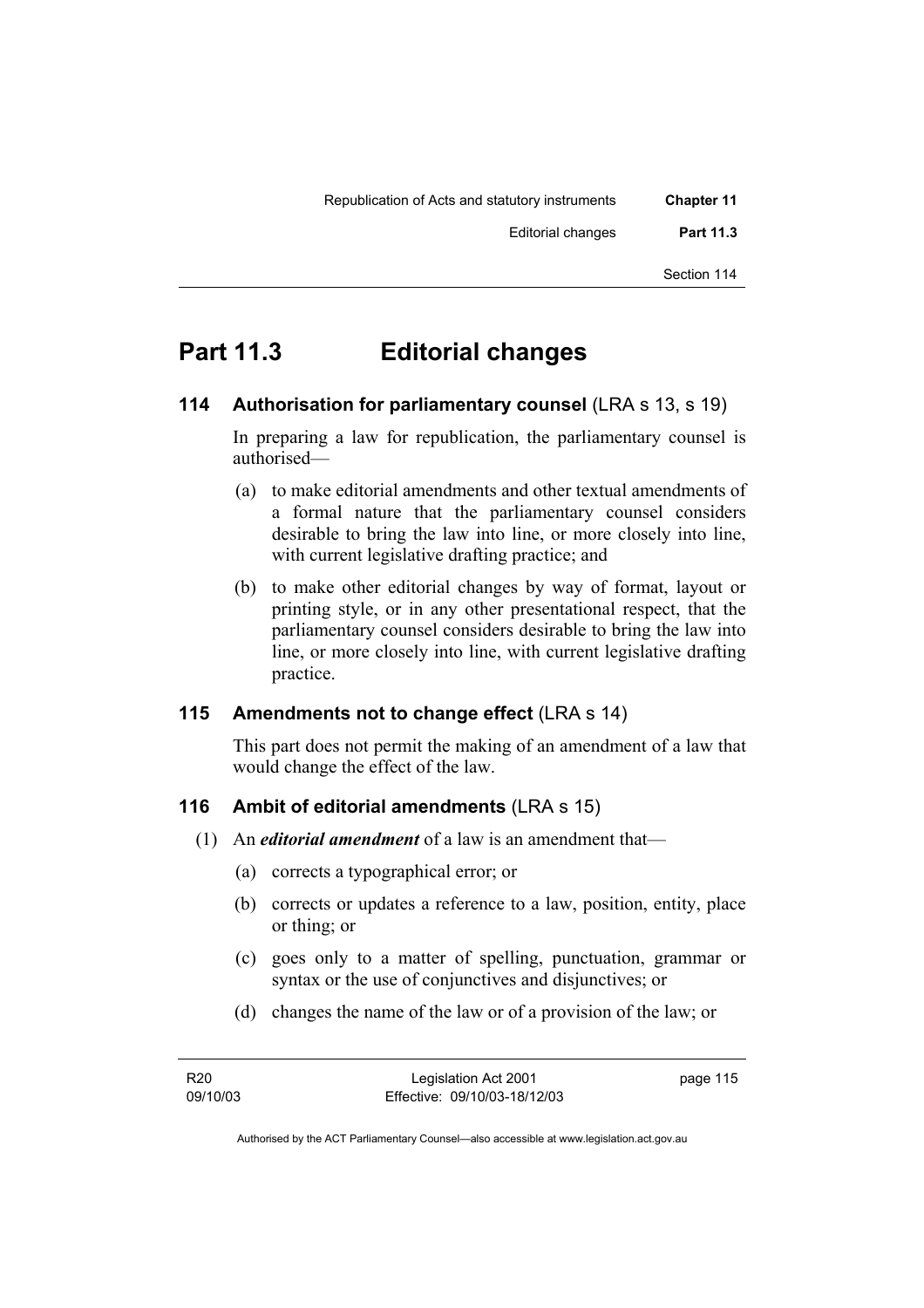# Part 11.3 Editorial changes

## 114 Authorisation for parliamentary counsel (LRA s 13, s 19)

In preparing a law for republication, the parliamentary counsel is authorised—

(a) to make editorial amendments and other textual amendments of a formal nature that the parliamentary counsel considers desirable to bring the law into line, or more closely into line, with current legislative drafting practice; and

(b) to make other editorial changes by way of format, layout or printing style, or in any other presentational respect, that the parliamentary counsel considers desirable to bring the law into line, or more closely into line, with current legislative drafting practice.

## 115 Amendments not to change effect (LRA s 14)

This part does not permit the making of an amendment of a law that would change the effect of the law.

## 116 Ambit of editorial amendments (LRA s 15)

(1) An ***editorial amendment*** of a law is an amendment that—

(a) corrects a typographical error; or

(b) corrects or updates a reference to a law, position, entity, place or thing; or

(c) goes only to a matter of spelling, punctuation, grammar or syntax or the use of conjunctives and disjunctives; or

(d) changes the name of the law or of a provision of the law; or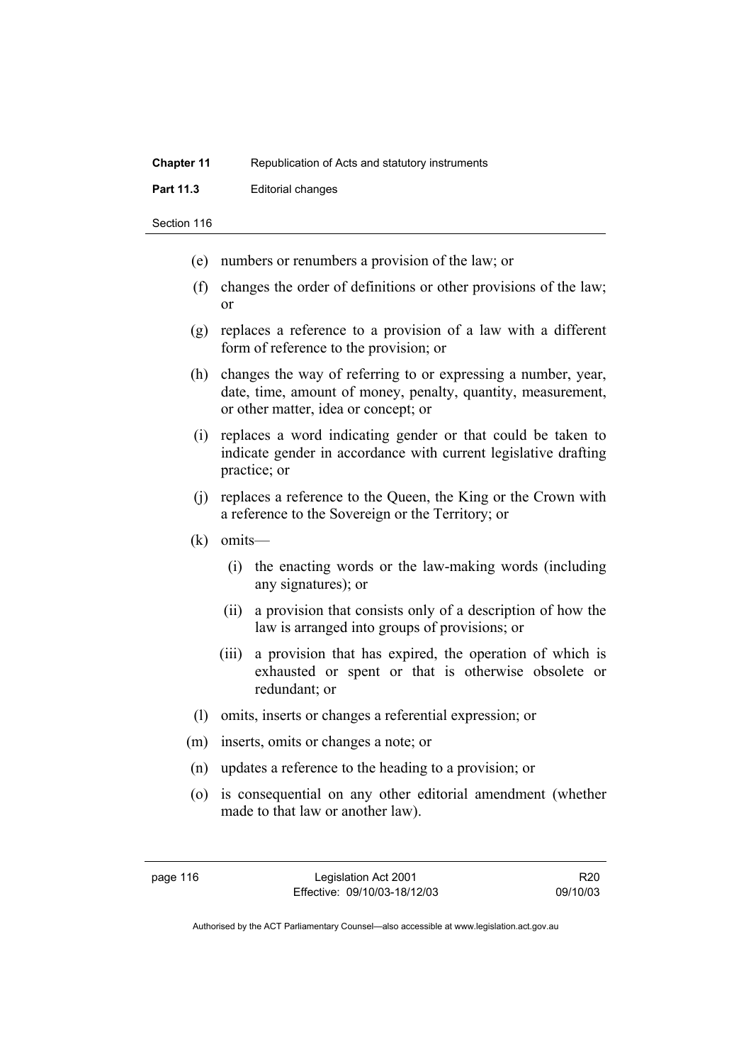(e) numbers or renumbers a provision of the law; or

(f) changes the order of definitions or other provisions of the law; or

(g) replaces a reference to a provision of a law with a different form of reference to the provision; or

(h) changes the way of referring to or expressing a number, year, date, time, amount of money, penalty, quantity, measurement, or other matter, idea or concept; or

(i) replaces a word indicating gender or that could be taken to indicate gender in accordance with current legislative drafting practice; or

(j) replaces a reference to the Queen, the King or the Crown with a reference to the Sovereign or the Territory; or

(k) omits—

  (i) the enacting words or the law-making words (including any signatures); or

  (ii) a provision that consists only of a description of how the law is arranged into groups of provisions; or

  (iii) a provision that has expired, the operation of which is exhausted or spent or that is otherwise obsolete or redundant; or

(l) omits, inserts or changes a referential expression; or

(m) inserts, omits or changes a note; or

(n) updates a reference to the heading to a provision; or

(o) is consequential on any other editorial amendment (whether made to that law or another law).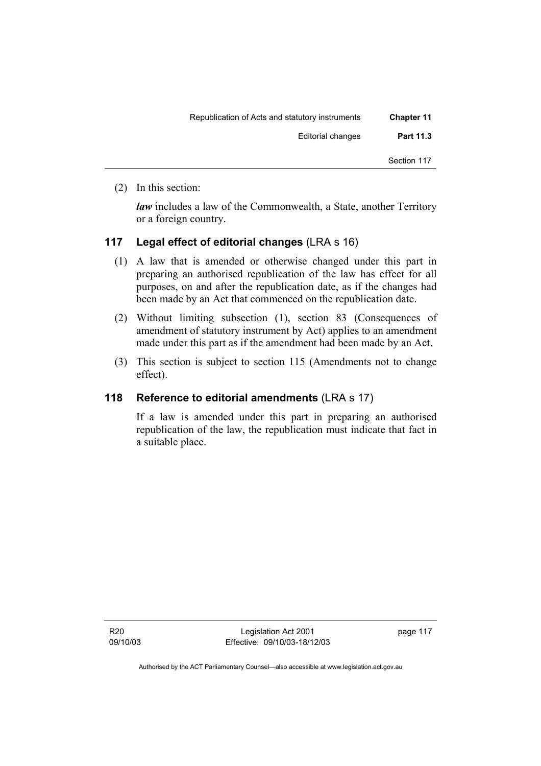(2) In this section:

***law*** includes a law of the Commonwealth, a State, another Territory or a foreign country.

### 117 Legal effect of editorial changes (LRA s 16)

(1) A law that is amended or otherwise changed under this part in preparing an authorised republication of the law has effect for all purposes, on and after the republication date, as if the changes had been made by an Act that commenced on the republication date.

(2) Without limiting subsection (1), section 83 (Consequences of amendment of statutory instrument by Act) applies to an amendment made under this part as if the amendment had been made by an Act.

(3) This section is subject to section 115 (Amendments not to change effect).

### 118 Reference to editorial amendments (LRA s 17)

If a law is amended under this part in preparing an authorised republication of the law, the republication must indicate that fact in a suitable place.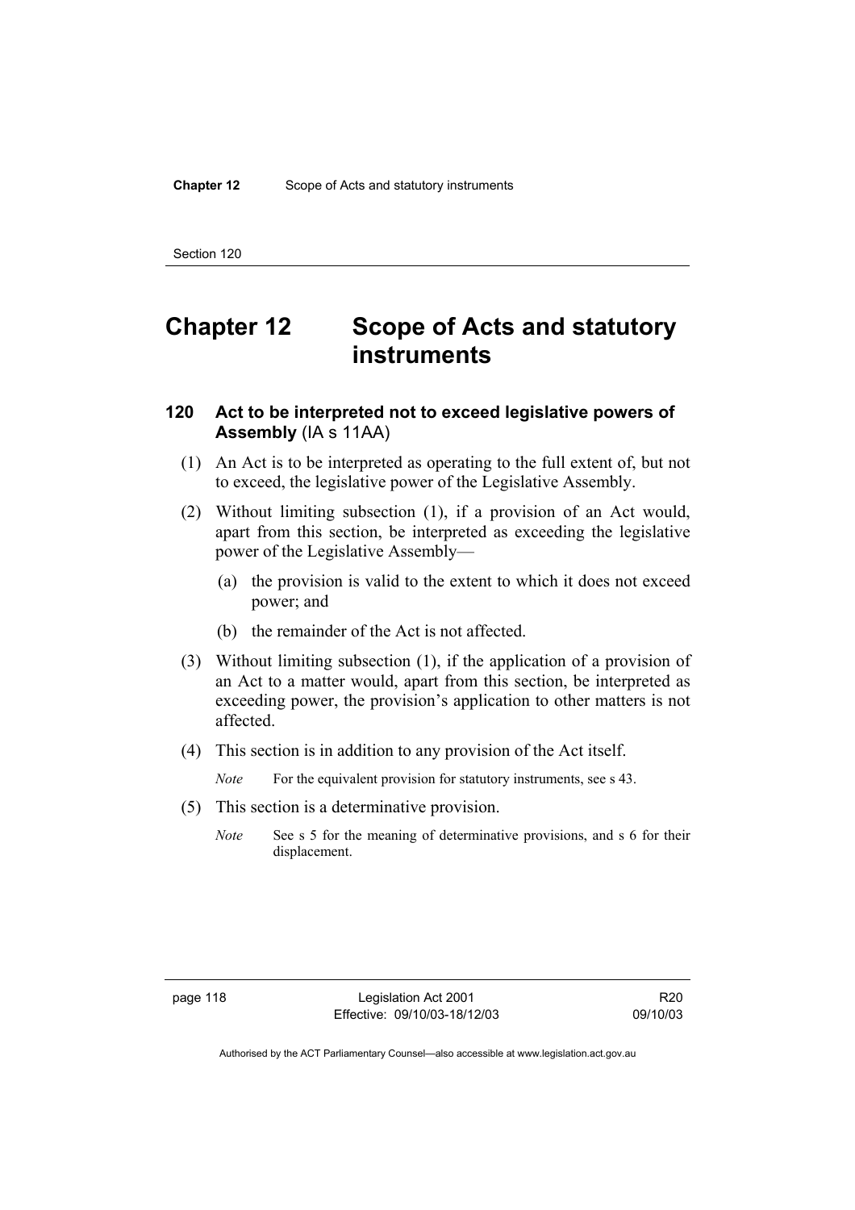# Chapter 12 Scope of Acts and statutory instruments

## 120 Act to be interpreted not to exceed legislative powers of Assembly (IA s 11AA)

(1) An Act is to be interpreted as operating to the full extent of, but not to exceed, the legislative power of the Legislative Assembly.

(2) Without limiting subsection (1), if a provision of an Act would, apart from this section, be interpreted as exceeding the legislative power of the Legislative Assembly—

(a) the provision is valid to the extent to which it does not exceed power; and

(b) the remainder of the Act is not affected.

(3) Without limiting subsection (1), if the application of a provision of an Act to a matter would, apart from this section, be interpreted as exceeding power, the provision's application to other matters is not affected.

(4) This section is in addition to any provision of the Act itself.

*Note* For the equivalent provision for statutory instruments, see s 43.

(5) This section is a determinative provision.

*Note* See s 5 for the meaning of determinative provisions, and s 6 for their displacement.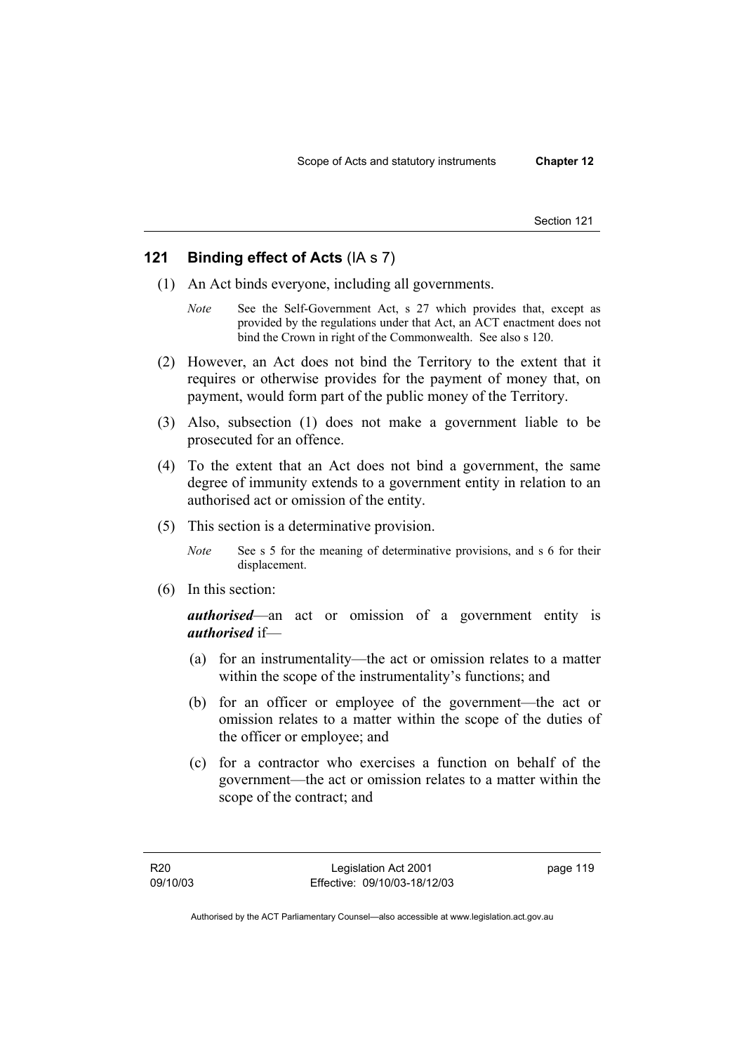## 121 Binding effect of Acts (IA s 7)

(1) An Act binds everyone, including all governments.

*Note* See the Self-Government Act, s 27 which provides that, except as provided by the regulations under that Act, an ACT enactment does not bind the Crown in right of the Commonwealth. See also s 120.

(2) However, an Act does not bind the Territory to the extent that it requires or otherwise provides for the payment of money that, on payment, would form part of the public money of the Territory.

(3) Also, subsection (1) does not make a government liable to be prosecuted for an offence.

(4) To the extent that an Act does not bind a government, the same degree of immunity extends to a government entity in relation to an authorised act or omission of the entity.

(5) This section is a determinative provision.

*Note* See s 5 for the meaning of determinative provisions, and s 6 for their displacement.

(6) In this section:

***authorised***—an act or omission of a government entity is ***authorised*** if—

(a) for an instrumentality—the act or omission relates to a matter within the scope of the instrumentality's functions; and

(b) for an officer or employee of the government—the act or omission relates to a matter within the scope of the duties of the officer or employee; and

(c) for a contractor who exercises a function on behalf of the government—the act or omission relates to a matter within the scope of the contract; and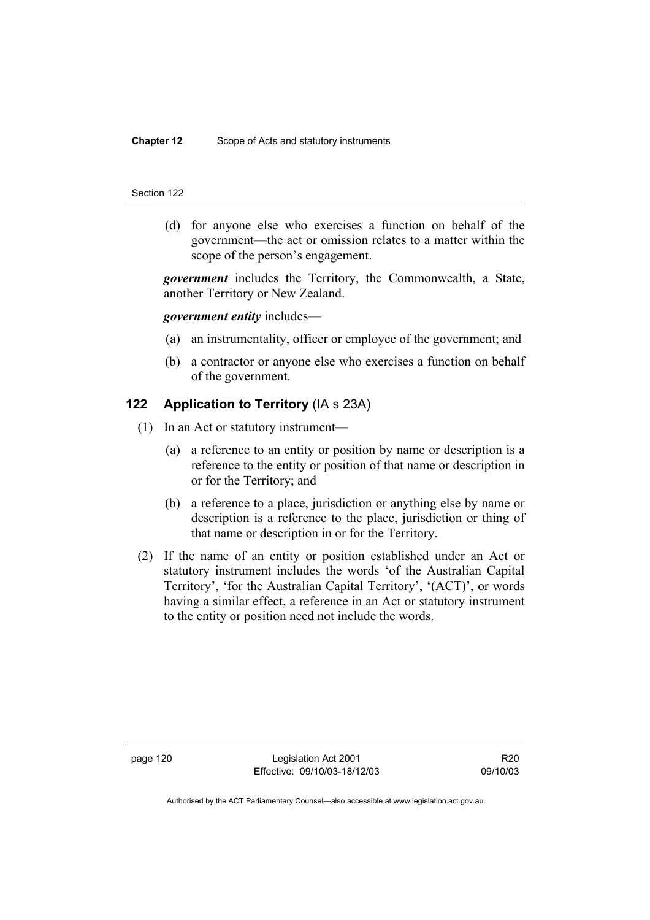(d) for anyone else who exercises a function on behalf of the government—the act or omission relates to a matter within the scope of the person's engagement.

***government*** includes the Territory, the Commonwealth, a State, another Territory or New Zealand.

***government entity*** includes—

(a) an instrumentality, officer or employee of the government; and

(b) a contractor or anyone else who exercises a function on behalf of the government.

## 122 Application to Territory (IA s 23A)

(1) In an Act or statutory instrument—

(a) a reference to an entity or position by name or description is a reference to the entity or position of that name or description in or for the Territory; and

(b) a reference to a place, jurisdiction or anything else by name or description is a reference to the place, jurisdiction or thing of that name or description in or for the Territory.

(2) If the name of an entity or position established under an Act or statutory instrument includes the words 'of the Australian Capital Territory', 'for the Australian Capital Territory', '(ACT)', or words having a similar effect, a reference in an Act or statutory instrument to the entity or position need not include the words.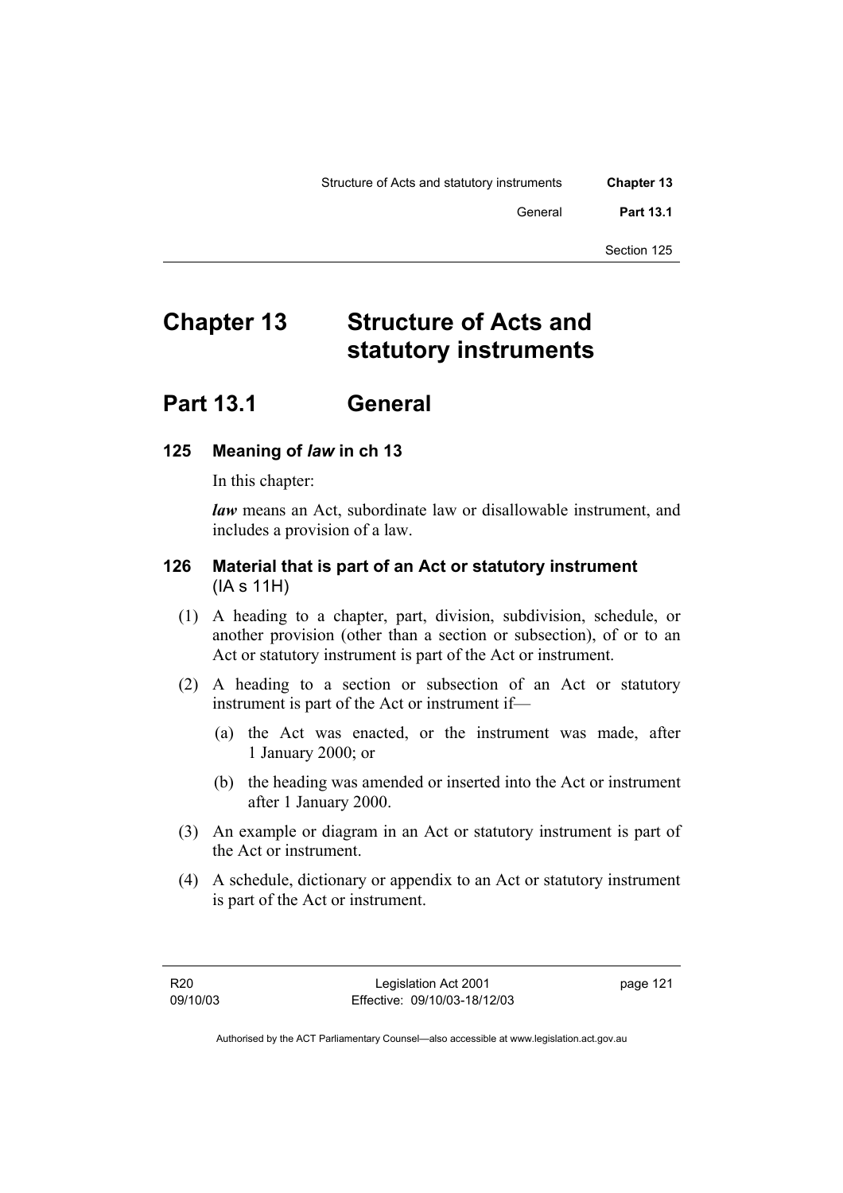# Chapter 13 Structure of Acts and statutory instruments

## Part 13.1 General

### 125 Meaning of *law* in ch 13

In this chapter:

***law*** means an Act, subordinate law or disallowable instrument, and includes a provision of a law.

### 126 Material that is part of an Act or statutory instrument (IA s 11H)

(1) A heading to a chapter, part, division, subdivision, schedule, or another provision (other than a section or subsection), of or to an Act or statutory instrument is part of the Act or instrument.

(2) A heading to a section or subsection of an Act or statutory instrument is part of the Act or instrument if—

(a) the Act was enacted, or the instrument was made, after 1 January 2000; or

(b) the heading was amended or inserted into the Act or instrument after 1 January 2000.

(3) An example or diagram in an Act or statutory instrument is part of the Act or instrument.

(4) A schedule, dictionary or appendix to an Act or statutory instrument is part of the Act or instrument.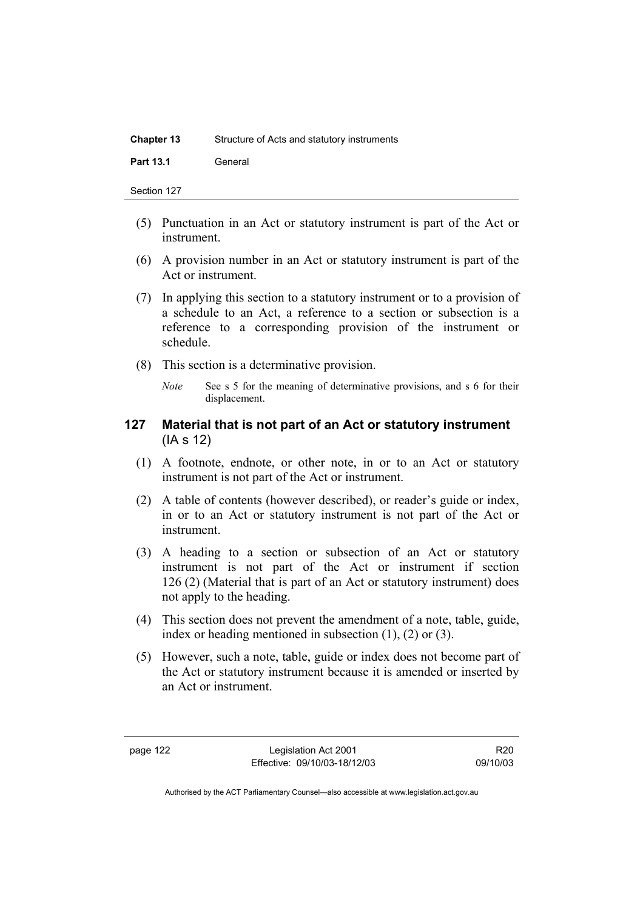(5) Punctuation in an Act or statutory instrument is part of the Act or instrument.

(6) A provision number in an Act or statutory instrument is part of the Act or instrument.

(7) In applying this section to a statutory instrument or to a provision of a schedule to an Act, a reference to a section or subsection is a reference to a corresponding provision of the instrument or schedule.

(8) This section is a determinative provision.

*Note* See s 5 for the meaning of determinative provisions, and s 6 for their displacement.

### 127 Material that is not part of an Act or statutory instrument (IA s 12)

(1) A footnote, endnote, or other note, in or to an Act or statutory instrument is not part of the Act or instrument.

(2) A table of contents (however described), or reader's guide or index, in or to an Act or statutory instrument is not part of the Act or instrument.

(3) A heading to a section or subsection of an Act or statutory instrument is not part of the Act or instrument if section 126 (2) (Material that is part of an Act or statutory instrument) does not apply to the heading.

(4) This section does not prevent the amendment of a note, table, guide, index or heading mentioned in subsection (1), (2) or (3).

(5) However, such a note, table, guide or index does not become part of the Act or statutory instrument because it is amended or inserted by an Act or instrument.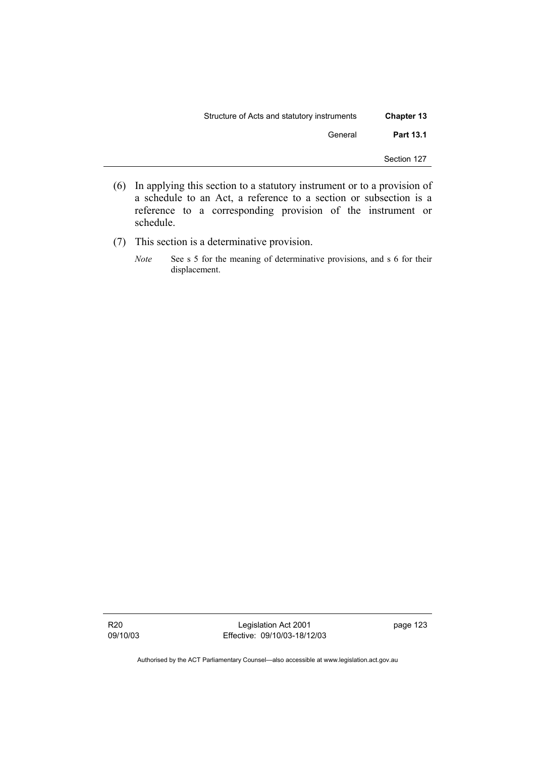(6) In applying this section to a statutory instrument or to a provision of a schedule to an Act, a reference to a section or subsection is a reference to a corresponding provision of the instrument or schedule.

(7) This section is a determinative provision.

*Note* See s 5 for the meaning of determinative provisions, and s 6 for their displacement.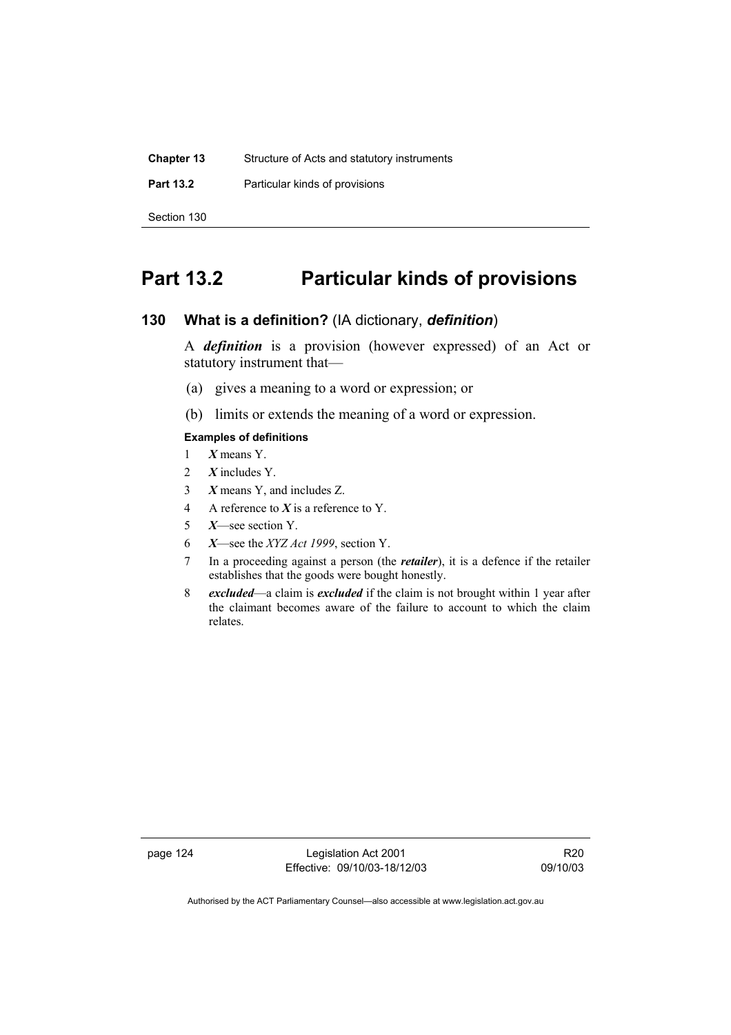# Part 13.2 Particular kinds of provisions

## 130 What is a definition? (IA dictionary, *definition*)

A ***definition*** is a provision (however expressed) of an Act or statutory instrument that—

(a) gives a meaning to a word or expression; or

(b) limits or extends the meaning of a word or expression.

**Examples of definitions**

1 ***X*** means Y.

2 ***X*** includes Y.

3 ***X*** means Y, and includes Z.

4 A reference to ***X*** is a reference to Y.

5 ***X***—see section Y.

6 ***X***—see the *XYZ Act 1999*, section Y.

7 In a proceeding against a person (the ***retailer***), it is a defence if the retailer establishes that the goods were bought honestly.

8 ***excluded***—a claim is ***excluded*** if the claim is not brought within 1 year after the claimant becomes aware of the failure to account to which the claim relates.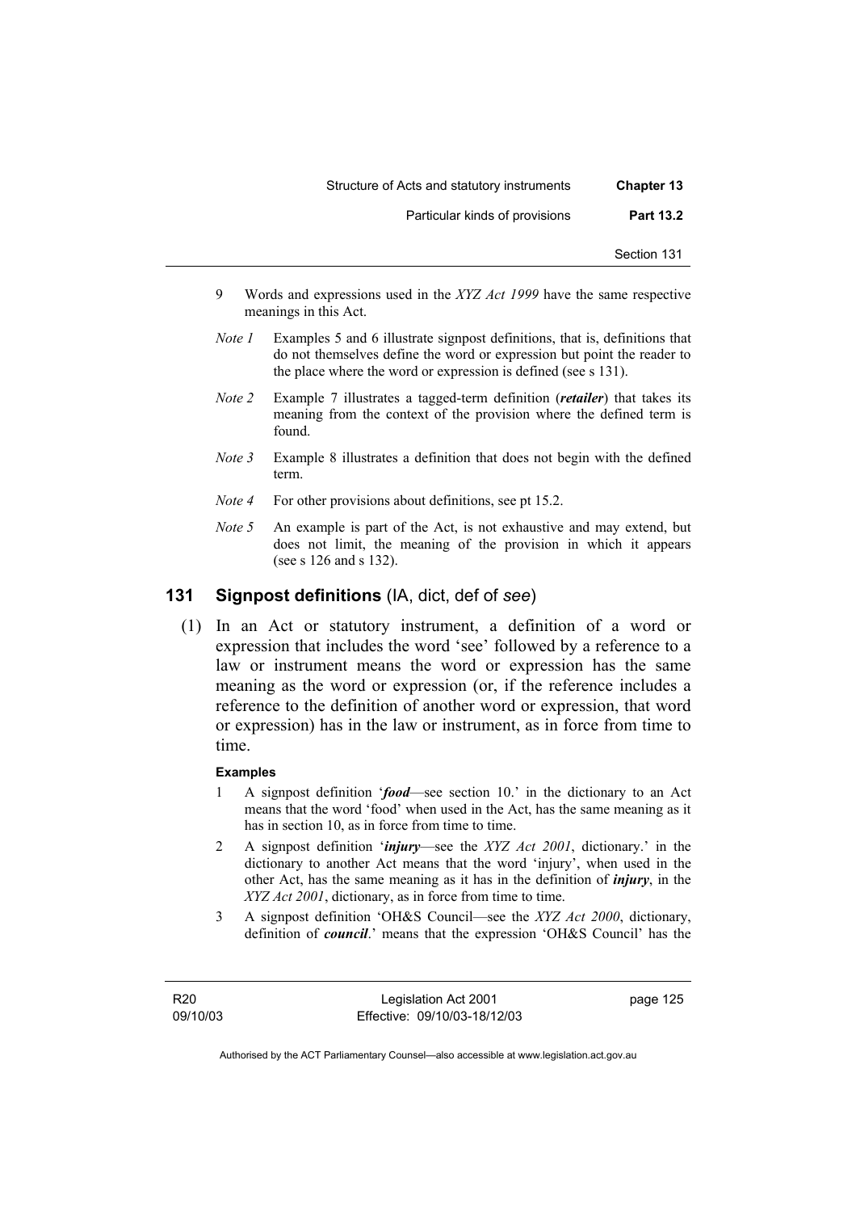9 Words and expressions used in the *XYZ Act 1999* have the same respective meanings in this Act.

*Note 1* Examples 5 and 6 illustrate signpost definitions, that is, definitions that do not themselves define the word or expression but point the reader to the place where the word or expression is defined (see s 131).

*Note 2* Example 7 illustrates a tagged-term definition (***retailer***) that takes its meaning from the context of the provision where the defined term is found.

*Note 3* Example 8 illustrates a definition that does not begin with the defined term.

*Note 4* For other provisions about definitions, see pt 15.2.

*Note 5* An example is part of the Act, is not exhaustive and may extend, but does not limit, the meaning of the provision in which it appears (see s 126 and s 132).

## 131 Signpost definitions (IA, dict, def of *see*)

(1) In an Act or statutory instrument, a definition of a word or expression that includes the word 'see' followed by a reference to a law or instrument means the word or expression has the same meaning as the word or expression (or, if the reference includes a reference to the definition of another word or expression, that word or expression) has in the law or instrument, as in force from time to time.

**Examples**

1 A signpost definition '***food***—see section 10.' in the dictionary to an Act means that the word 'food' when used in the Act, has the same meaning as it has in section 10, as in force from time to time.

2 A signpost definition '***injury***—see the *XYZ Act 2001*, dictionary.' in the dictionary to another Act means that the word 'injury', when used in the other Act, has the same meaning as it has in the definition of ***injury***, in the *XYZ Act 2001*, dictionary, as in force from time to time.

3 A signpost definition 'OH&S Council—see the *XYZ Act 2000*, dictionary, definition of ***council***.' means that the expression 'OH&S Council' has the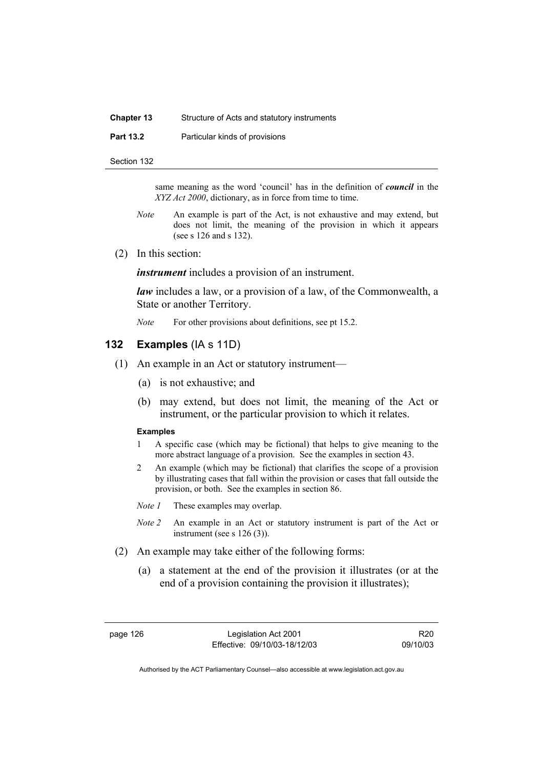same meaning as the word 'council' has in the definition of ***council*** in the *XYZ Act 2000*, dictionary, as in force from time to time.

*Note* An example is part of the Act, is not exhaustive and may extend, but does not limit, the meaning of the provision in which it appears (see s 126 and s 132).

(2) In this section:

***instrument*** includes a provision of an instrument.

***law*** includes a law, or a provision of a law, of the Commonwealth, a State or another Territory.

*Note* For other provisions about definitions, see pt 15.2.

## 132 Examples (IA s 11D)

(1) An example in an Act or statutory instrument—

(a) is not exhaustive; and

(b) may extend, but does not limit, the meaning of the Act or instrument, or the particular provision to which it relates.

**Examples**

1 A specific case (which may be fictional) that helps to give meaning to the more abstract language of a provision. See the examples in section 43.

2 An example (which may be fictional) that clarifies the scope of a provision by illustrating cases that fall within the provision or cases that fall outside the provision, or both. See the examples in section 86.

*Note 1* These examples may overlap.

*Note 2* An example in an Act or statutory instrument is part of the Act or instrument (see s 126 (3)).

(2) An example may take either of the following forms:

(a) a statement at the end of the provision it illustrates (or at the end of a provision containing the provision it illustrates);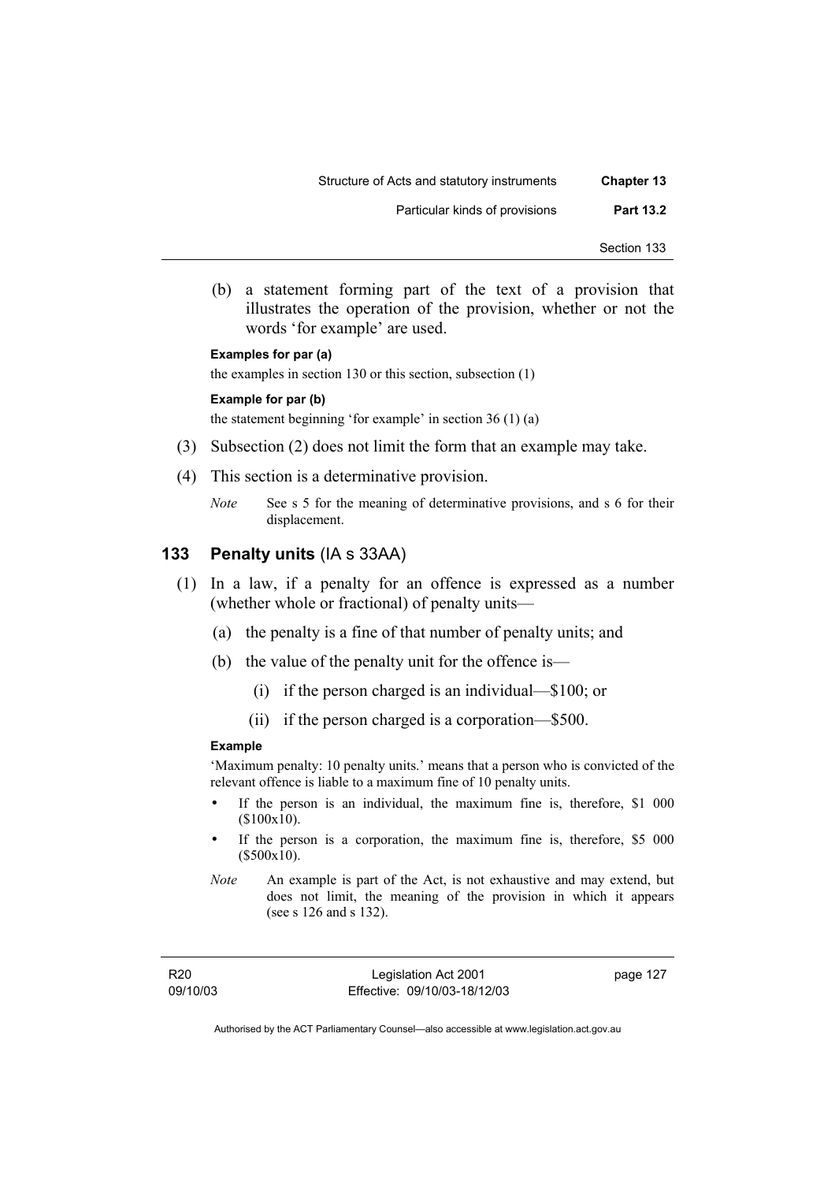(b) a statement forming part of the text of a provision that illustrates the operation of the provision, whether or not the words 'for example' are used.

**Examples for par (a)**

the examples in section 130 or this section, subsection (1)

**Example for par (b)**

the statement beginning 'for example' in section 36 (1) (a)

(3) Subsection (2) does not limit the form that an example may take.

(4) This section is a determinative provision.

*Note* See s 5 for the meaning of determinative provisions, and s 6 for their displacement.

## 133 Penalty units (IA s 33AA)

(1) In a law, if a penalty for an offence is expressed as a number (whether whole or fractional) of penalty units—

(a) the penalty is a fine of that number of penalty units; and

(b) the value of the penalty unit for the offence is—

(i) if the person charged is an individual—$100; or

(ii) if the person charged is a corporation—$500.

**Example**

'Maximum penalty: 10 penalty units.' means that a person who is convicted of the relevant offence is liable to a maximum fine of 10 penalty units.

- If the person is an individual, the maximum fine is, therefore, $1 000 ($100x10).
- If the person is a corporation, the maximum fine is, therefore, $5 000 ($500x10).

*Note* An example is part of the Act, is not exhaustive and may extend, but does not limit, the meaning of the provision in which it appears (see s 126 and s 132).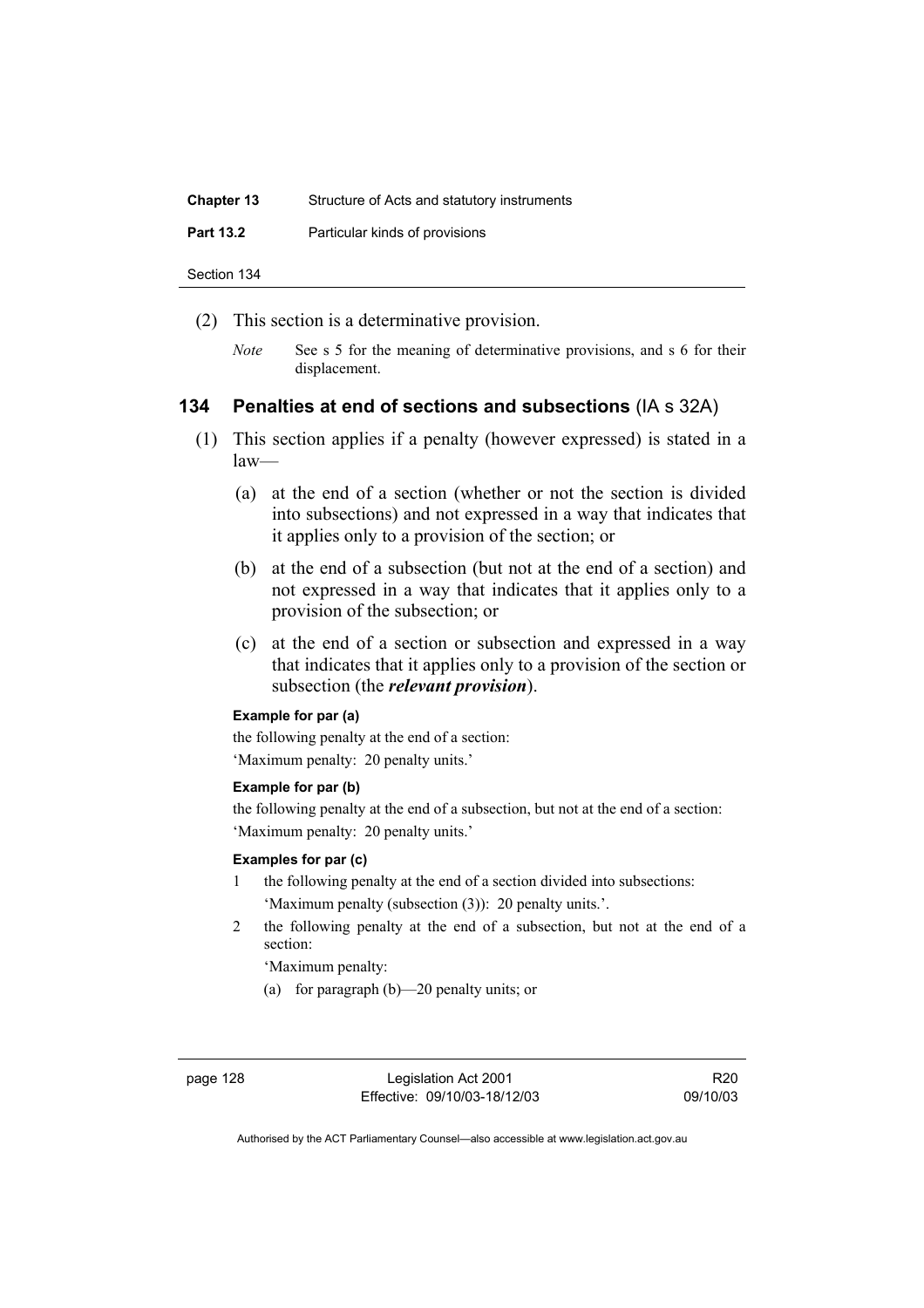(2) This section is a determinative provision.

*Note* See s 5 for the meaning of determinative provisions, and s 6 for their displacement.

## 134 Penalties at end of sections and subsections (IA s 32A)

(1) This section applies if a penalty (however expressed) is stated in a law—

(a) at the end of a section (whether or not the section is divided into subsections) and not expressed in a way that indicates that it applies only to a provision of the section; or

(b) at the end of a subsection (but not at the end of a section) and not expressed in a way that indicates that it applies only to a provision of the subsection; or

(c) at the end of a section or subsection and expressed in a way that indicates that it applies only to a provision of the section or subsection (the ***relevant provision***).

**Example for par (a)**

the following penalty at the end of a section:

'Maximum penalty: 20 penalty units.'

**Example for par (b)**

the following penalty at the end of a subsection, but not at the end of a section:

'Maximum penalty: 20 penalty units.'

**Examples for par (c)**

1 the following penalty at the end of a section divided into subsections:

'Maximum penalty (subsection (3)): 20 penalty units.'.

2 the following penalty at the end of a subsection, but not at the end of a section:

'Maximum penalty:

(a) for paragraph (b)—20 penalty units; or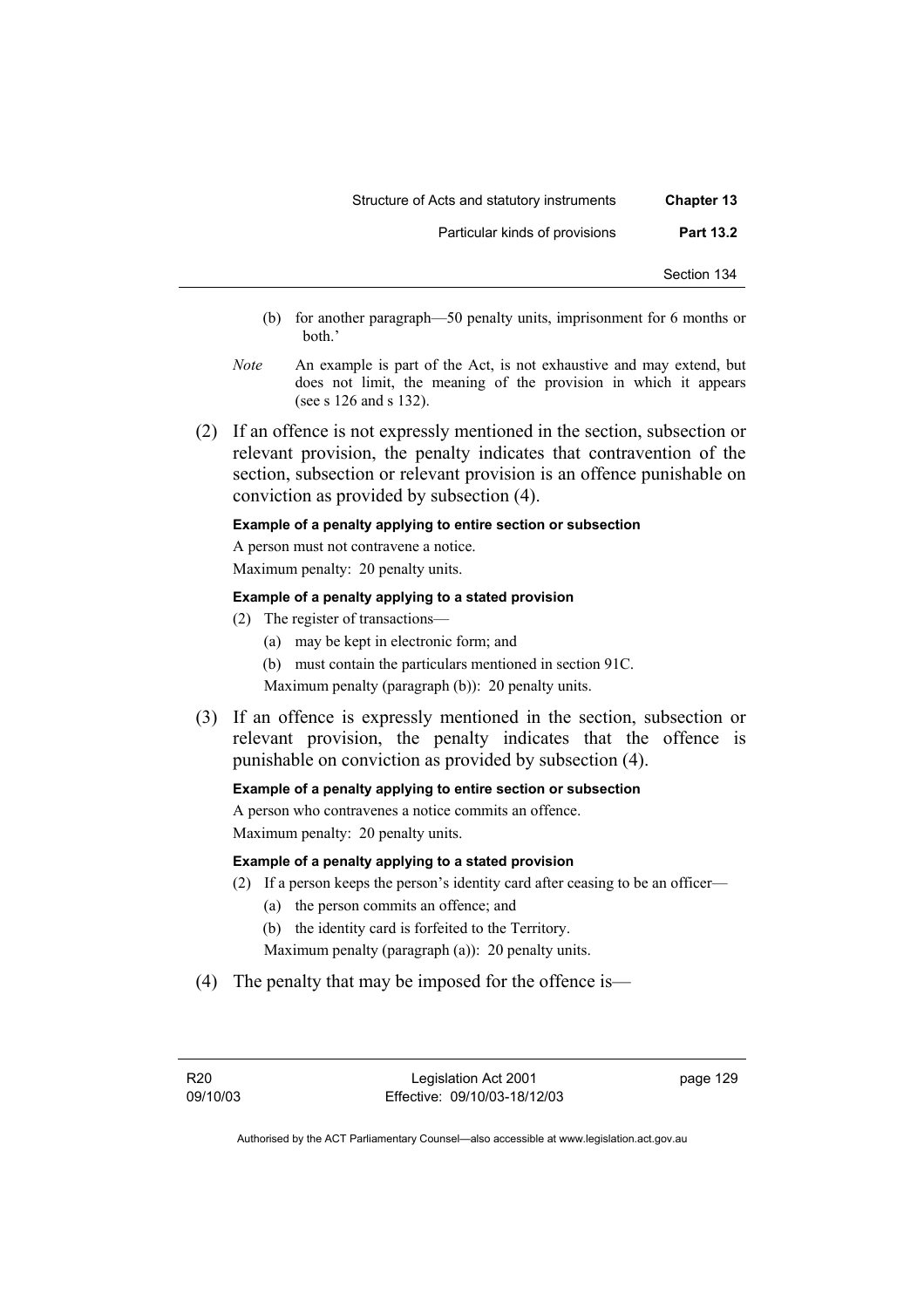(b) for another paragraph—50 penalty units, imprisonment for 6 months or both.'

*Note* An example is part of the Act, is not exhaustive and may extend, but does not limit, the meaning of the provision in which it appears (see s 126 and s 132).

(2) If an offence is not expressly mentioned in the section, subsection or relevant provision, the penalty indicates that contravention of the section, subsection or relevant provision is an offence punishable on conviction as provided by subsection (4).

**Example of a penalty applying to entire section or subsection**

A person must not contravene a notice.

Maximum penalty: 20 penalty units.

**Example of a penalty applying to a stated provision**

(2) The register of transactions—

(a) may be kept in electronic form; and

(b) must contain the particulars mentioned in section 91C.

Maximum penalty (paragraph (b)): 20 penalty units.

(3) If an offence is expressly mentioned in the section, subsection or relevant provision, the penalty indicates that the offence is punishable on conviction as provided by subsection (4).

**Example of a penalty applying to entire section or subsection**

A person who contravenes a notice commits an offence.

Maximum penalty: 20 penalty units.

**Example of a penalty applying to a stated provision**

(2) If a person keeps the person's identity card after ceasing to be an officer—

(a) the person commits an offence; and

(b) the identity card is forfeited to the Territory.

Maximum penalty (paragraph (a)): 20 penalty units.

(4) The penalty that may be imposed for the offence is—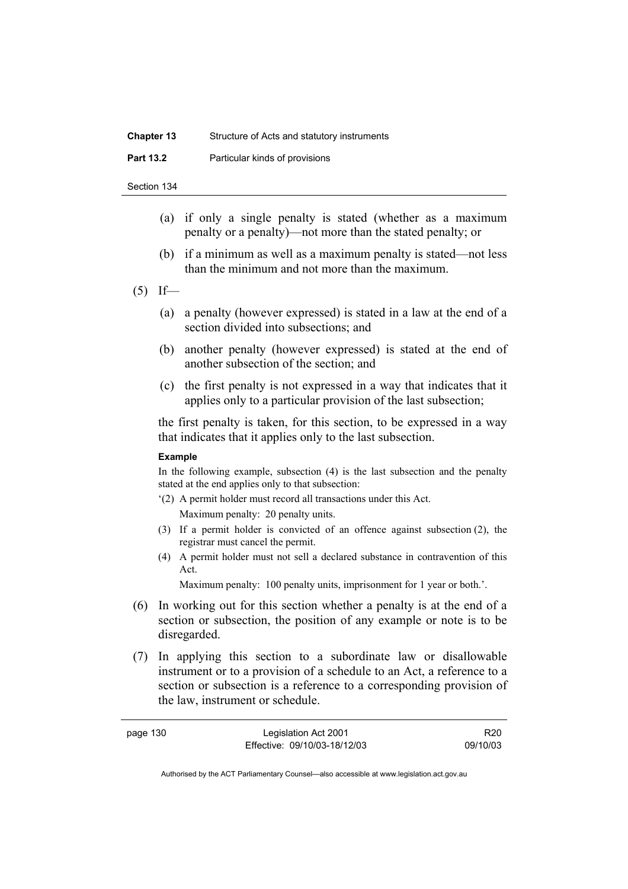(a) if only a single penalty is stated (whether as a maximum penalty or a penalty)—not more than the stated penalty; or

(b) if a minimum as well as a maximum penalty is stated—not less than the minimum and not more than the maximum.

(5) If—

(a) a penalty (however expressed) is stated in a law at the end of a section divided into subsections; and

(b) another penalty (however expressed) is stated at the end of another subsection of the section; and

(c) the first penalty is not expressed in a way that indicates that it applies only to a particular provision of the last subsection;

the first penalty is taken, for this section, to be expressed in a way that indicates that it applies only to the last subsection.

**Example**

In the following example, subsection (4) is the last subsection and the penalty stated at the end applies only to that subsection:

'(2) A permit holder must record all transactions under this Act.

Maximum penalty: 20 penalty units.

(3) If a permit holder is convicted of an offence against subsection (2), the registrar must cancel the permit.

(4) A permit holder must not sell a declared substance in contravention of this Act.

Maximum penalty: 100 penalty units, imprisonment for 1 year or both.'.

(6) In working out for this section whether a penalty is at the end of a section or subsection, the position of any example or note is to be disregarded.

(7) In applying this section to a subordinate law or disallowable instrument or to a provision of a schedule to an Act, a reference to a section or subsection is a reference to a corresponding provision of the law, instrument or schedule.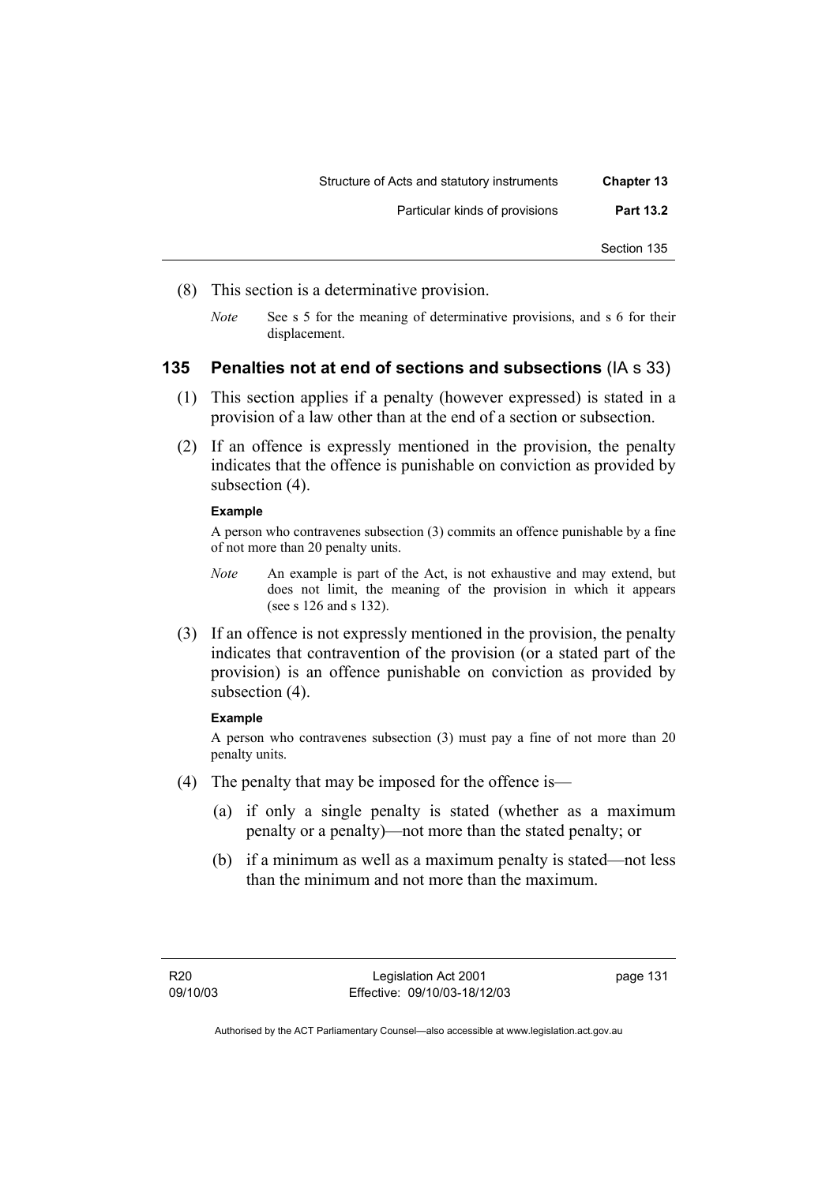(8) This section is a determinative provision.

*Note* See s 5 for the meaning of determinative provisions, and s 6 for their displacement.

### 135 Penalties not at end of sections and subsections (IA s 33)

(1) This section applies if a penalty (however expressed) is stated in a provision of a law other than at the end of a section or subsection.

(2) If an offence is expressly mentioned in the provision, the penalty indicates that the offence is punishable on conviction as provided by subsection (4).

**Example**

A person who contravenes subsection (3) commits an offence punishable by a fine of not more than 20 penalty units.

*Note* An example is part of the Act, is not exhaustive and may extend, but does not limit, the meaning of the provision in which it appears (see s 126 and s 132).

(3) If an offence is not expressly mentioned in the provision, the penalty indicates that contravention of the provision (or a stated part of the provision) is an offence punishable on conviction as provided by subsection (4).

**Example**

A person who contravenes subsection (3) must pay a fine of not more than 20 penalty units.

(4) The penalty that may be imposed for the offence is—

(a) if only a single penalty is stated (whether as a maximum penalty or a penalty)—not more than the stated penalty; or

(b) if a minimum as well as a maximum penalty is stated—not less than the minimum and not more than the maximum.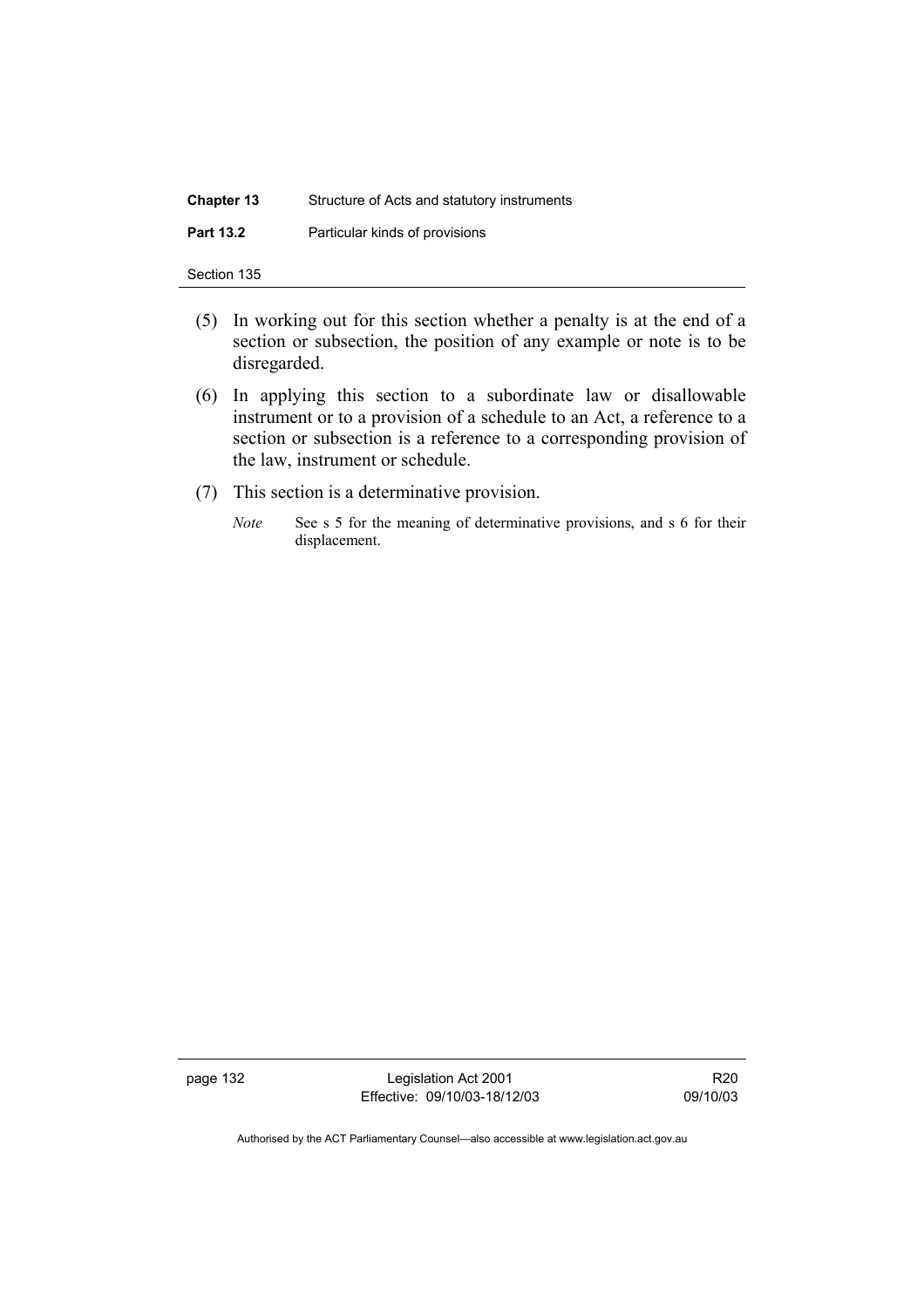(5) In working out for this section whether a penalty is at the end of a section or subsection, the position of any example or note is to be disregarded.

(6) In applying this section to a subordinate law or disallowable instrument or to a provision of a schedule to an Act, a reference to a section or subsection is a reference to a corresponding provision of the law, instrument or schedule.

(7) This section is a determinative provision.

*Note* See s 5 for the meaning of determinative provisions, and s 6 for their displacement.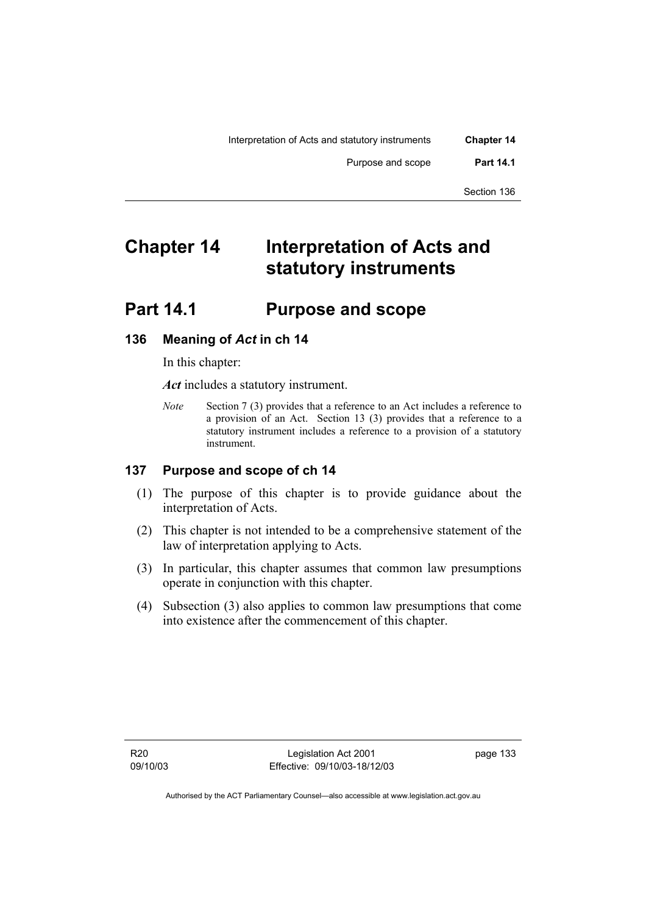# Chapter 14 Interpretation of Acts and statutory instruments

## Part 14.1 Purpose and scope

### 136 Meaning of *Act* in ch 14

In this chapter:

***Act*** includes a statutory instrument.

*Note* Section 7 (3) provides that a reference to an Act includes a reference to a provision of an Act. Section 13 (3) provides that a reference to a statutory instrument includes a reference to a provision of a statutory instrument.

### 137 Purpose and scope of ch 14

(1) The purpose of this chapter is to provide guidance about the interpretation of Acts.

(2) This chapter is not intended to be a comprehensive statement of the law of interpretation applying to Acts.

(3) In particular, this chapter assumes that common law presumptions operate in conjunction with this chapter.

(4) Subsection (3) also applies to common law presumptions that come into existence after the commencement of this chapter.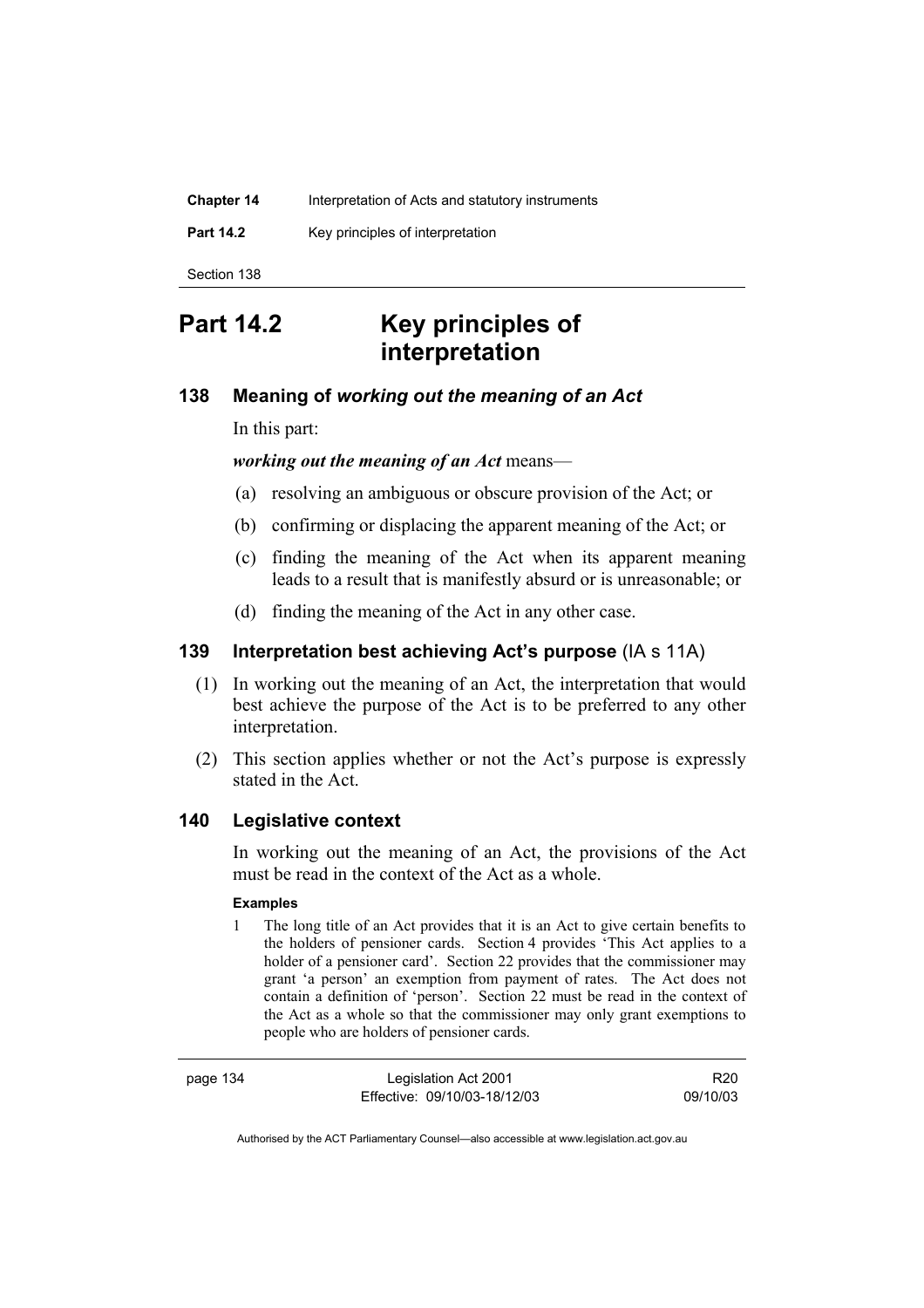# Part 14.2 Key principles of interpretation

### 138 Meaning of *working out the meaning of an Act*

In this part:

***working out the meaning of an Act*** means—

(a) resolving an ambiguous or obscure provision of the Act; or

(b) confirming or displacing the apparent meaning of the Act; or

(c) finding the meaning of the Act when its apparent meaning leads to a result that is manifestly absurd or is unreasonable; or

(d) finding the meaning of the Act in any other case.

### 139 Interpretation best achieving Act's purpose (IA s 11A)

(1) In working out the meaning of an Act, the interpretation that would best achieve the purpose of the Act is to be preferred to any other interpretation.

(2) This section applies whether or not the Act's purpose is expressly stated in the Act.

### 140 Legislative context

In working out the meaning of an Act, the provisions of the Act must be read in the context of the Act as a whole.

**Examples**

1 The long title of an Act provides that it is an Act to give certain benefits to the holders of pensioner cards. Section 4 provides 'This Act applies to a holder of a pensioner card'. Section 22 provides that the commissioner may grant 'a person' an exemption from payment of rates. The Act does not contain a definition of 'person'. Section 22 must be read in the context of the Act as a whole so that the commissioner may only grant exemptions to people who are holders of pensioner cards.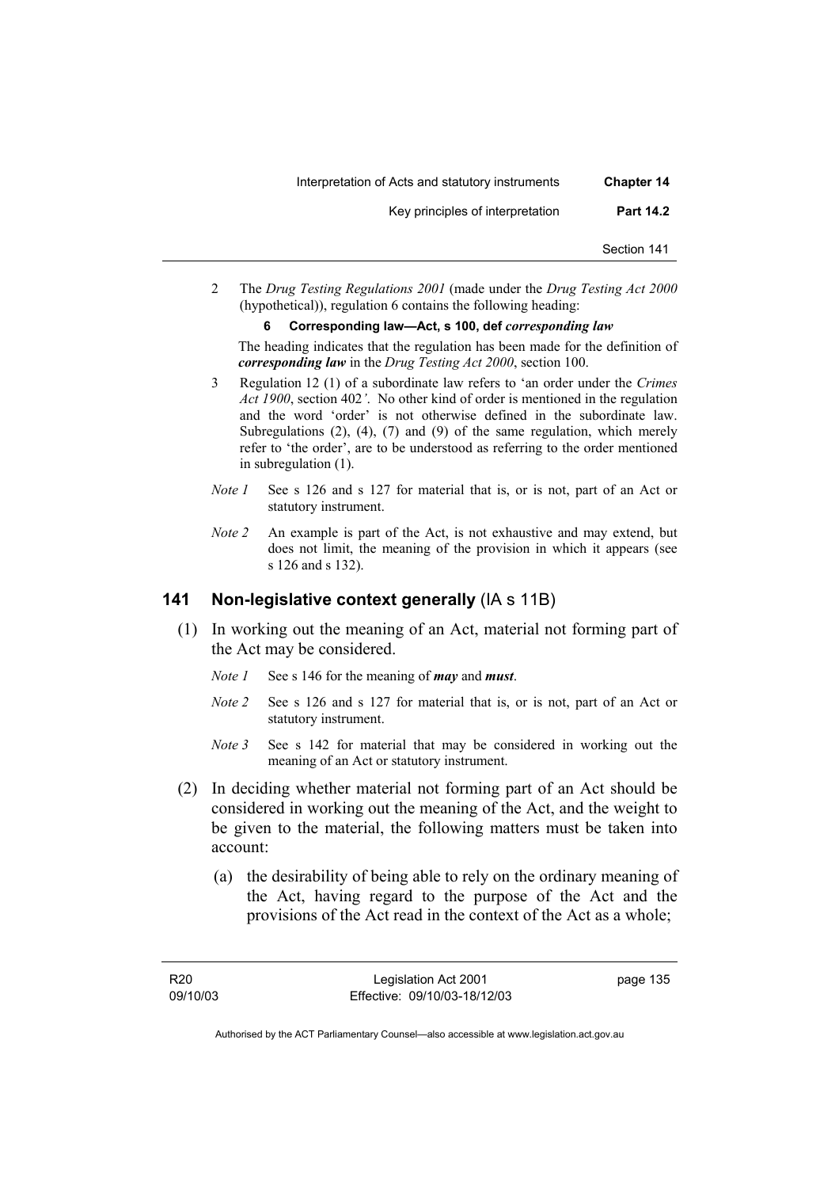2 The *Drug Testing Regulations 2001* (made under the *Drug Testing Act 2000* (hypothetical)), regulation 6 contains the following heading:

**6 Corresponding law—Act, s 100, def *corresponding law***

The heading indicates that the regulation has been made for the definition of ***corresponding law*** in the *Drug Testing Act 2000*, section 100.

3 Regulation 12 (1) of a subordinate law refers to 'an order under the *Crimes Act 1900*, section 402*'*. No other kind of order is mentioned in the regulation and the word 'order' is not otherwise defined in the subordinate law. Subregulations (2), (4), (7) and (9) of the same regulation, which merely refer to 'the order', are to be understood as referring to the order mentioned in subregulation (1).

*Note 1* See s 126 and s 127 for material that is, or is not, part of an Act or statutory instrument.

*Note 2* An example is part of the Act, is not exhaustive and may extend, but does not limit, the meaning of the provision in which it appears (see s 126 and s 132).

## 141 Non-legislative context generally (IA s 11B)

(1) In working out the meaning of an Act, material not forming part of the Act may be considered.

*Note 1* See s 146 for the meaning of ***may*** and ***must***.

*Note 2* See s 126 and s 127 for material that is, or is not, part of an Act or statutory instrument.

*Note 3* See s 142 for material that may be considered in working out the meaning of an Act or statutory instrument.

(2) In deciding whether material not forming part of an Act should be considered in working out the meaning of the Act, and the weight to be given to the material, the following matters must be taken into account:

(a) the desirability of being able to rely on the ordinary meaning of the Act, having regard to the purpose of the Act and the provisions of the Act read in the context of the Act as a whole;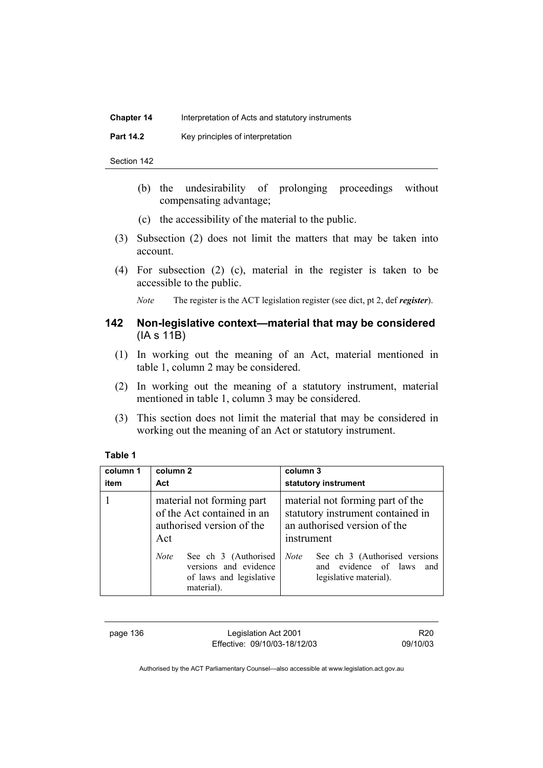(b) the undesirability of prolonging proceedings without compensating advantage;

(c) the accessibility of the material to the public.

(3) Subsection (2) does not limit the matters that may be taken into account.

(4) For subsection (2) (c), material in the register is taken to be accessible to the public.

*Note* The register is the ACT legislation register (see dict, pt 2, def ***register***).

## 142 Non-legislative context—material that may be considered (IA s 11B)

(1) In working out the meaning of an Act, material mentioned in table 1, column 2 may be considered.

(2) In working out the meaning of a statutory instrument, material mentioned in table 1, column 3 may be considered.

(3) This section does not limit the material that may be considered in working out the meaning of an Act or statutory instrument.

**Table 1**

| column 1<br>item | column 2<br>Act | column 3<br>statutory instrument |
|---|---|---|
| 1 | material not forming part of the Act contained in an authorised version of the Act<br><br>*Note* See ch 3 (Authorised versions and evidence of laws and legislative material). | material not forming part of the statutory instrument contained in an authorised version of the instrument<br><br>*Note* See ch 3 (Authorised versions and evidence of laws and legislative material). |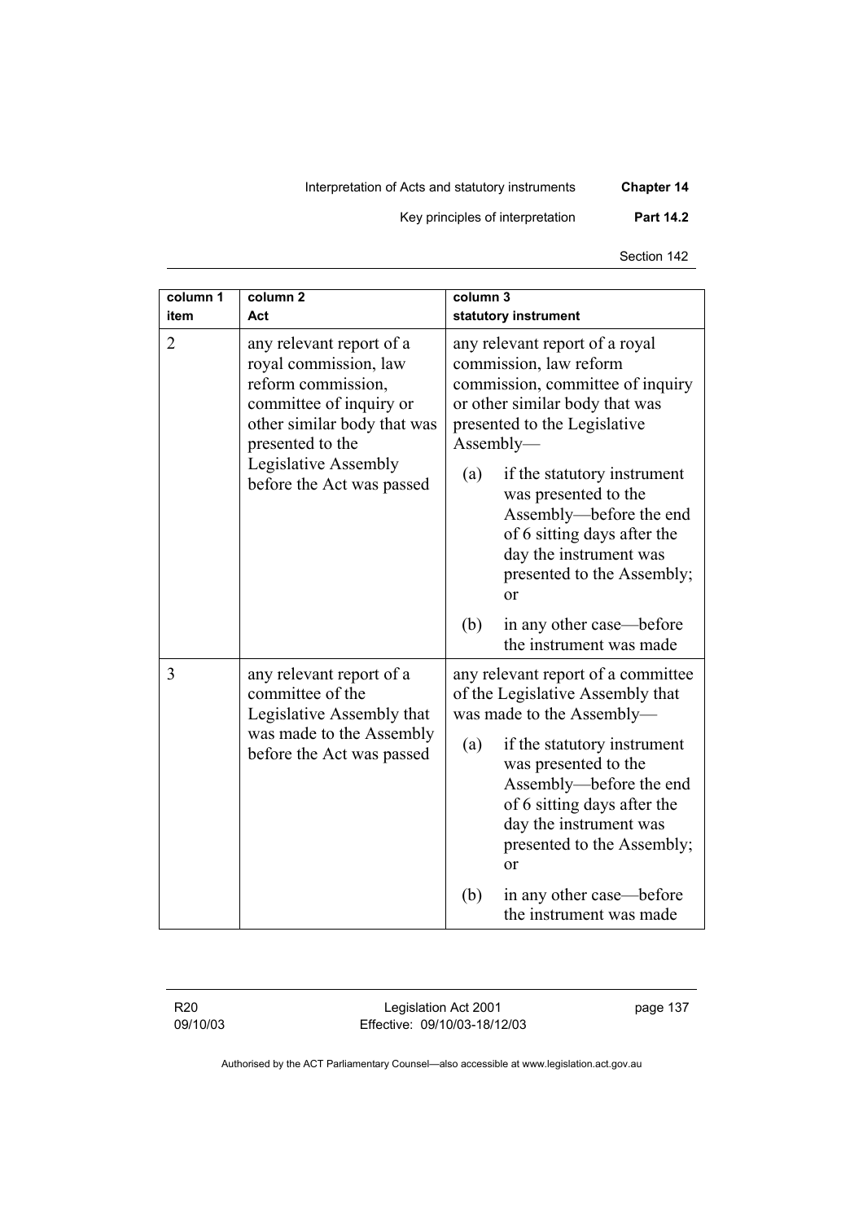| column 1 item | column 2 Act | column 3 statutory instrument |
|---|---|---|
| 2 | any relevant report of a royal commission, law reform commission, committee of inquiry or other similar body that was presented to the Legislative Assembly before the Act was passed | any relevant report of a royal commission, law reform commission, committee of inquiry or other similar body that was presented to the Legislative Assembly—<br>(a) if the statutory instrument was presented to the Assembly—before the end of 6 sitting days after the day the instrument was presented to the Assembly; or<br>(b) in any other case—before the instrument was made |
| 3 | any relevant report of a committee of the Legislative Assembly that was made to the Assembly before the Act was passed | any relevant report of a committee of the Legislative Assembly that was made to the Assembly—<br>(a) if the statutory instrument was presented to the Assembly—before the end of 6 sitting days after the day the instrument was presented to the Assembly; or<br>(b) in any other case—before the instrument was made |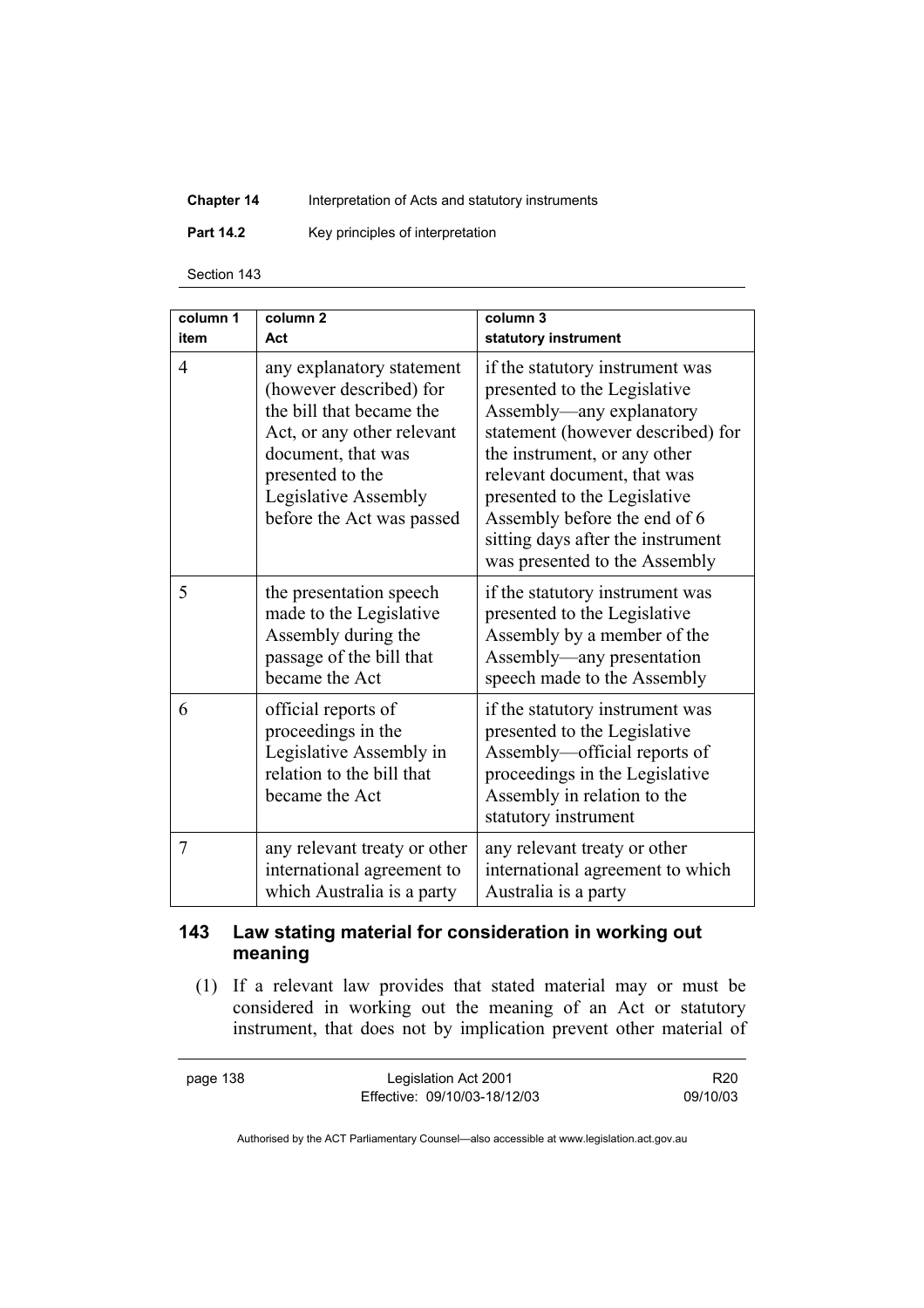| column 1 item | column 2 Act | column 3 statutory instrument |
|---|---|---|
| 4 | any explanatory statement (however described) for the bill that became the Act, or any other relevant document, that was presented to the Legislative Assembly before the Act was passed | if the statutory instrument was presented to the Legislative Assembly—any explanatory statement (however described) for the instrument, or any other relevant document, that was presented to the Legislative Assembly before the end of 6 sitting days after the instrument was presented to the Assembly |
| 5 | the presentation speech made to the Legislative Assembly during the passage of the bill that became the Act | if the statutory instrument was presented to the Legislative Assembly by a member of the Assembly—any presentation speech made to the Assembly |
| 6 | official reports of proceedings in the Legislative Assembly in relation to the bill that became the Act | if the statutory instrument was presented to the Legislative Assembly—official reports of proceedings in the Legislative Assembly in relation to the statutory instrument |
| 7 | any relevant treaty or other international agreement to which Australia is a party | any relevant treaty or other international agreement to which Australia is a party |

### 143 Law stating material for consideration in working out meaning

(1) If a relevant law provides that stated material may or must be considered in working out the meaning of an Act or statutory instrument, that does not by implication prevent other material of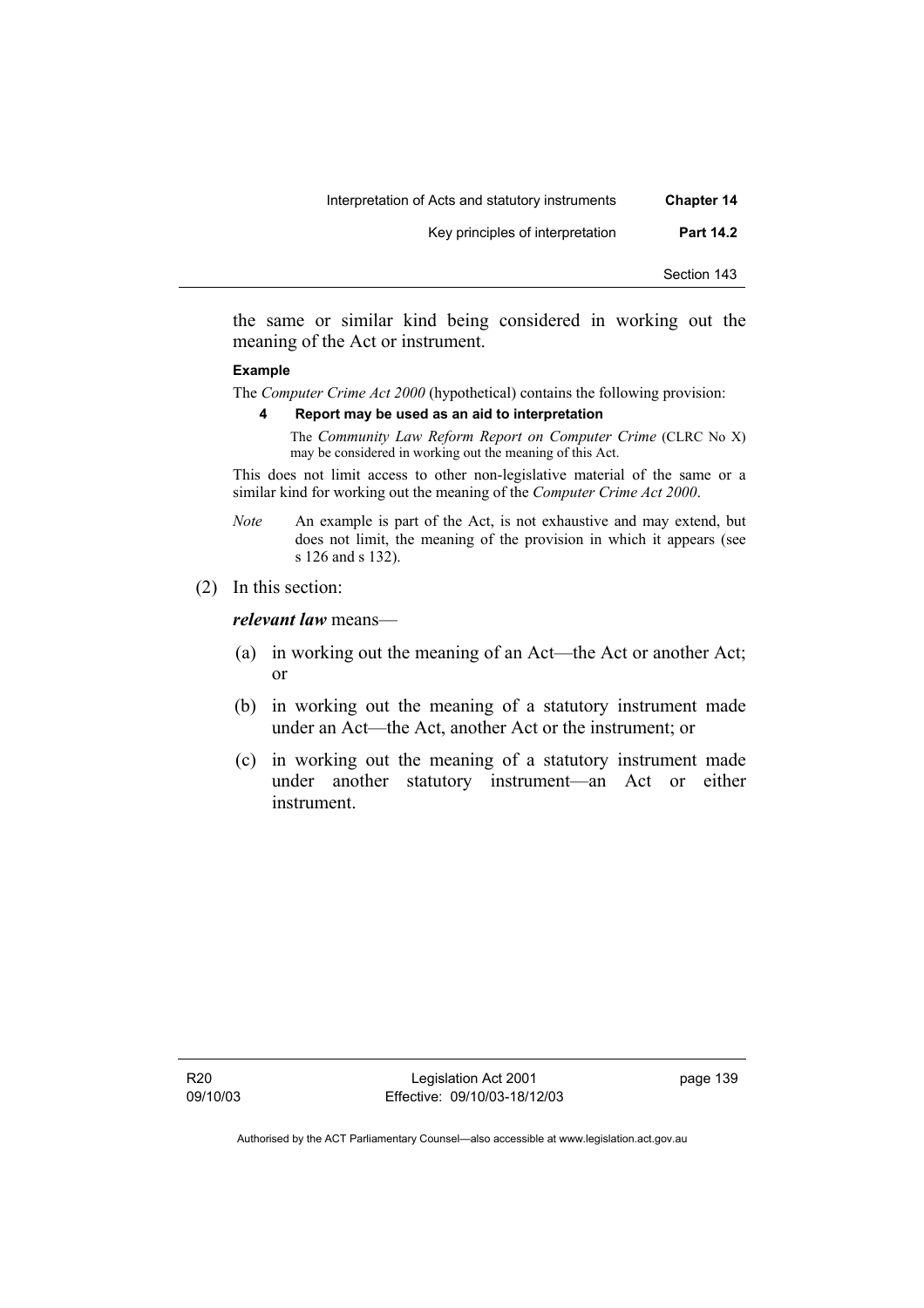the same or similar kind being considered in working out the meaning of the Act or instrument.

**Example**

The *Computer Crime Act 2000* (hypothetical) contains the following provision:

**4 Report may be used as an aid to interpretation**

The *Community Law Reform Report on Computer Crime* (CLRC No X) may be considered in working out the meaning of this Act.

This does not limit access to other non-legislative material of the same or a similar kind for working out the meaning of the *Computer Crime Act 2000*.

*Note* An example is part of the Act, is not exhaustive and may extend, but does not limit, the meaning of the provision in which it appears (see s 126 and s 132).

(2) In this section:

***relevant law*** means—

(a) in working out the meaning of an Act—the Act or another Act; or

(b) in working out the meaning of a statutory instrument made under an Act—the Act, another Act or the instrument; or

(c) in working out the meaning of a statutory instrument made under another statutory instrument—an Act or either instrument.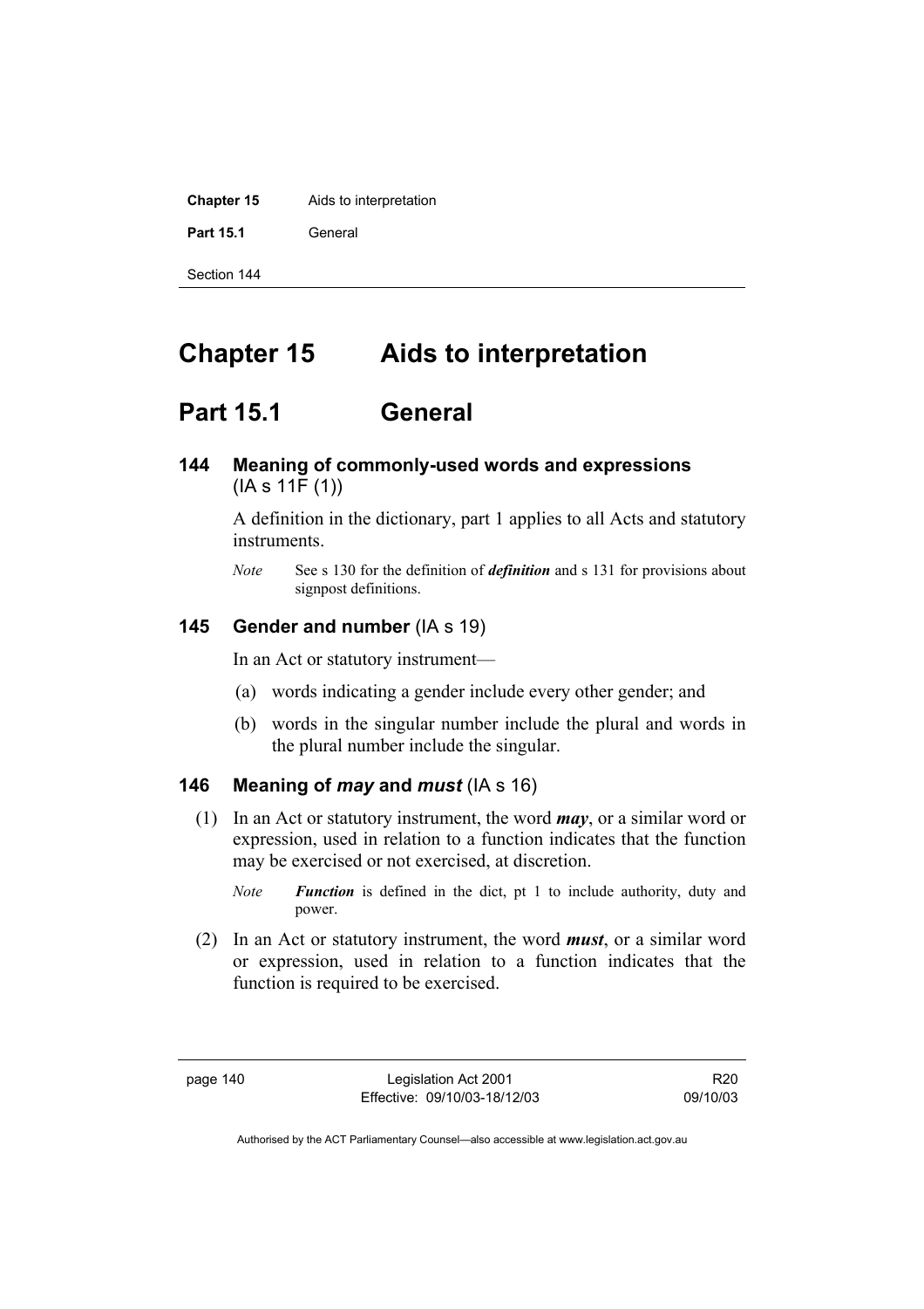# Chapter 15 Aids to interpretation

## Part 15.1 General

### 144 Meaning of commonly-used words and expressions (IA s 11F (1))

A definition in the dictionary, part 1 applies to all Acts and statutory instruments.

*Note* See s 130 for the definition of ***definition*** and s 131 for provisions about signpost definitions.

### 145 Gender and number (IA s 19)

In an Act or statutory instrument—

(a) words indicating a gender include every other gender; and

(b) words in the singular number include the plural and words in the plural number include the singular.

### 146 Meaning of *may* and *must* (IA s 16)

(1) In an Act or statutory instrument, the word ***may***, or a similar word or expression, used in relation to a function indicates that the function may be exercised or not exercised, at discretion.

*Note* ***Function*** is defined in the dict, pt 1 to include authority, duty and power.

(2) In an Act or statutory instrument, the word ***must***, or a similar word or expression, used in relation to a function indicates that the function is required to be exercised.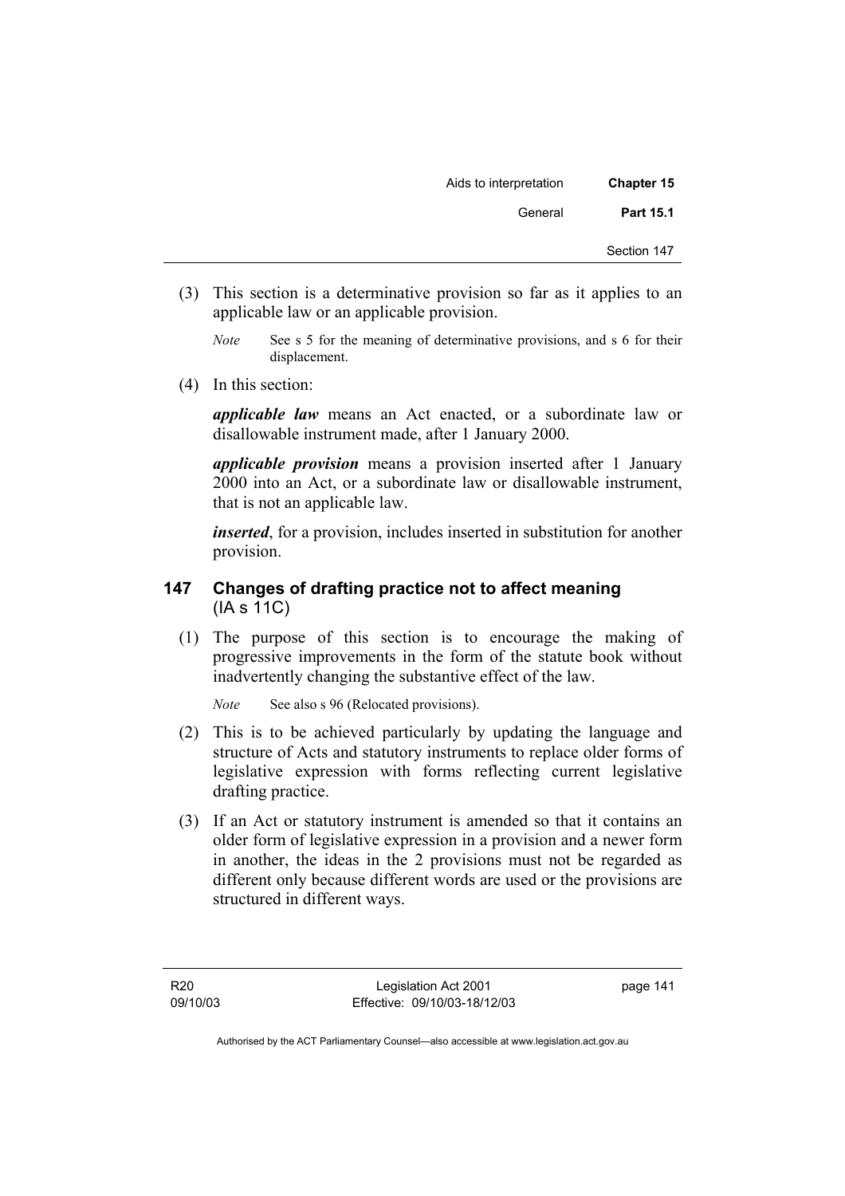(3) This section is a determinative provision so far as it applies to an applicable law or an applicable provision.

*Note* See s 5 for the meaning of determinative provisions, and s 6 for their displacement.

(4) In this section:

***applicable law*** means an Act enacted, or a subordinate law or disallowable instrument made, after 1 January 2000.

***applicable provision*** means a provision inserted after 1 January 2000 into an Act, or a subordinate law or disallowable instrument, that is not an applicable law.

***inserted***, for a provision, includes inserted in substitution for another provision.

## 147 Changes of drafting practice not to affect meaning (IA s 11C)

(1) The purpose of this section is to encourage the making of progressive improvements in the form of the statute book without inadvertently changing the substantive effect of the law.

*Note* See also s 96 (Relocated provisions).

(2) This is to be achieved particularly by updating the language and structure of Acts and statutory instruments to replace older forms of legislative expression with forms reflecting current legislative drafting practice.

(3) If an Act or statutory instrument is amended so that it contains an older form of legislative expression in a provision and a newer form in another, the ideas in the 2 provisions must not be regarded as different only because different words are used or the provisions are structured in different ways.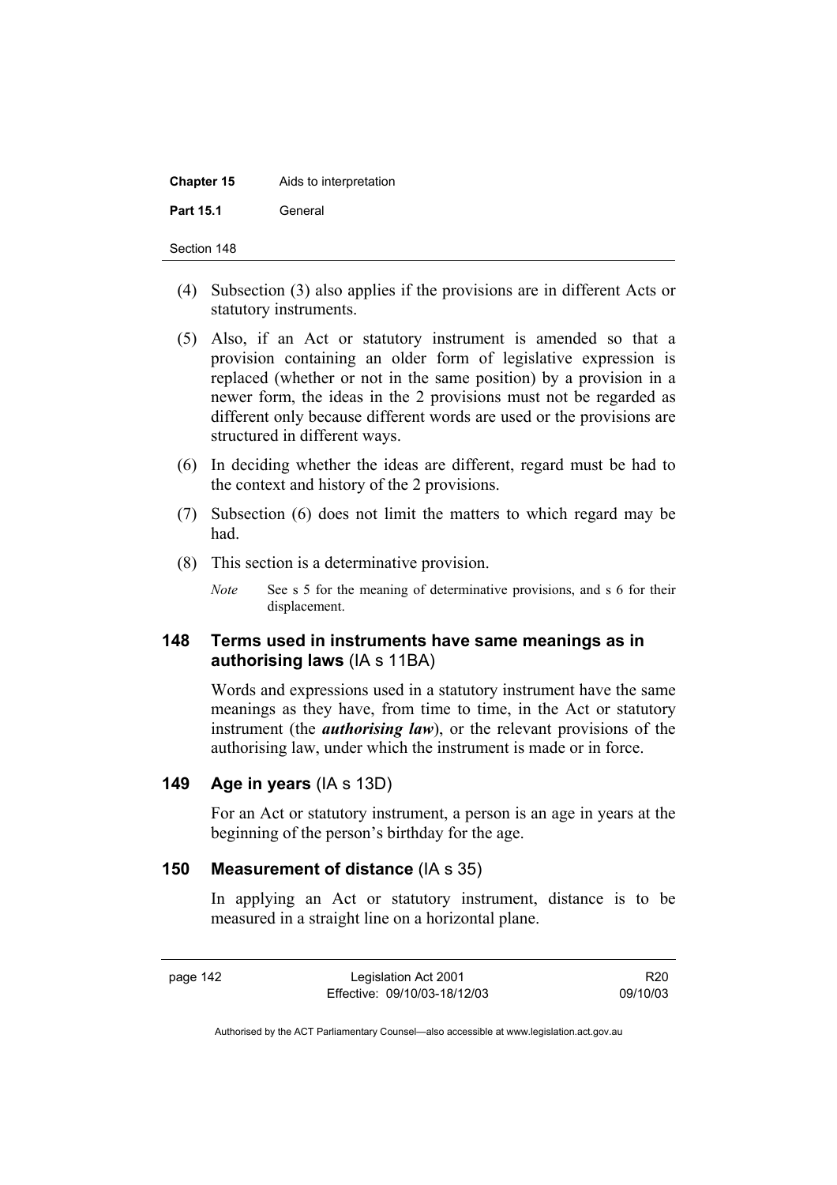(4) Subsection (3) also applies if the provisions are in different Acts or statutory instruments.

(5) Also, if an Act or statutory instrument is amended so that a provision containing an older form of legislative expression is replaced (whether or not in the same position) by a provision in a newer form, the ideas in the 2 provisions must not be regarded as different only because different words are used or the provisions are structured in different ways.

(6) In deciding whether the ideas are different, regard must be had to the context and history of the 2 provisions.

(7) Subsection (6) does not limit the matters to which regard may be had.

(8) This section is a determinative provision.

*Note* See s 5 for the meaning of determinative provisions, and s 6 for their displacement.

## 148 Terms used in instruments have same meanings as in authorising laws (IA s 11BA)

Words and expressions used in a statutory instrument have the same meanings as they have, from time to time, in the Act or statutory instrument (the ***authorising law***), or the relevant provisions of the authorising law, under which the instrument is made or in force.

## 149 Age in years (IA s 13D)

For an Act or statutory instrument, a person is an age in years at the beginning of the person's birthday for the age.

## 150 Measurement of distance (IA s 35)

In applying an Act or statutory instrument, distance is to be measured in a straight line on a horizontal plane.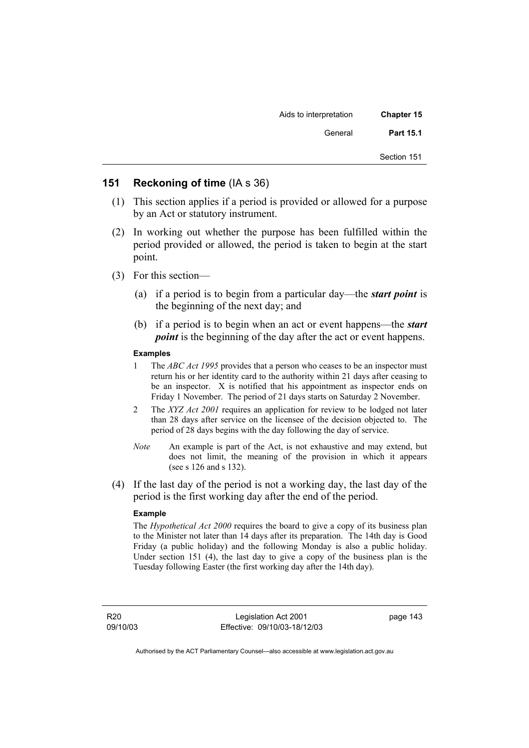## 151 Reckoning of time (IA s 36)

(1) This section applies if a period is provided or allowed for a purpose by an Act or statutory instrument.

(2) In working out whether the purpose has been fulfilled within the period provided or allowed, the period is taken to begin at the start point.

(3) For this section—

(a) if a period is to begin from a particular day—the ***start point*** is the beginning of the next day; and

(b) if a period is to begin when an act or event happens—the ***start point*** is the beginning of the day after the act or event happens.

**Examples**

1 The *ABC Act 1995* provides that a person who ceases to be an inspector must return his or her identity card to the authority within 21 days after ceasing to be an inspector. X is notified that his appointment as inspector ends on Friday 1 November. The period of 21 days starts on Saturday 2 November.

2 The *XYZ Act 2001* requires an application for review to be lodged not later than 28 days after service on the licensee of the decision objected to. The period of 28 days begins with the day following the day of service.

*Note* An example is part of the Act, is not exhaustive and may extend, but does not limit, the meaning of the provision in which it appears (see s 126 and s 132).

(4) If the last day of the period is not a working day, the last day of the period is the first working day after the end of the period.

**Example**

The *Hypothetical Act 2000* requires the board to give a copy of its business plan to the Minister not later than 14 days after its preparation. The 14th day is Good Friday (a public holiday) and the following Monday is also a public holiday. Under section 151 (4), the last day to give a copy of the business plan is the Tuesday following Easter (the first working day after the 14th day).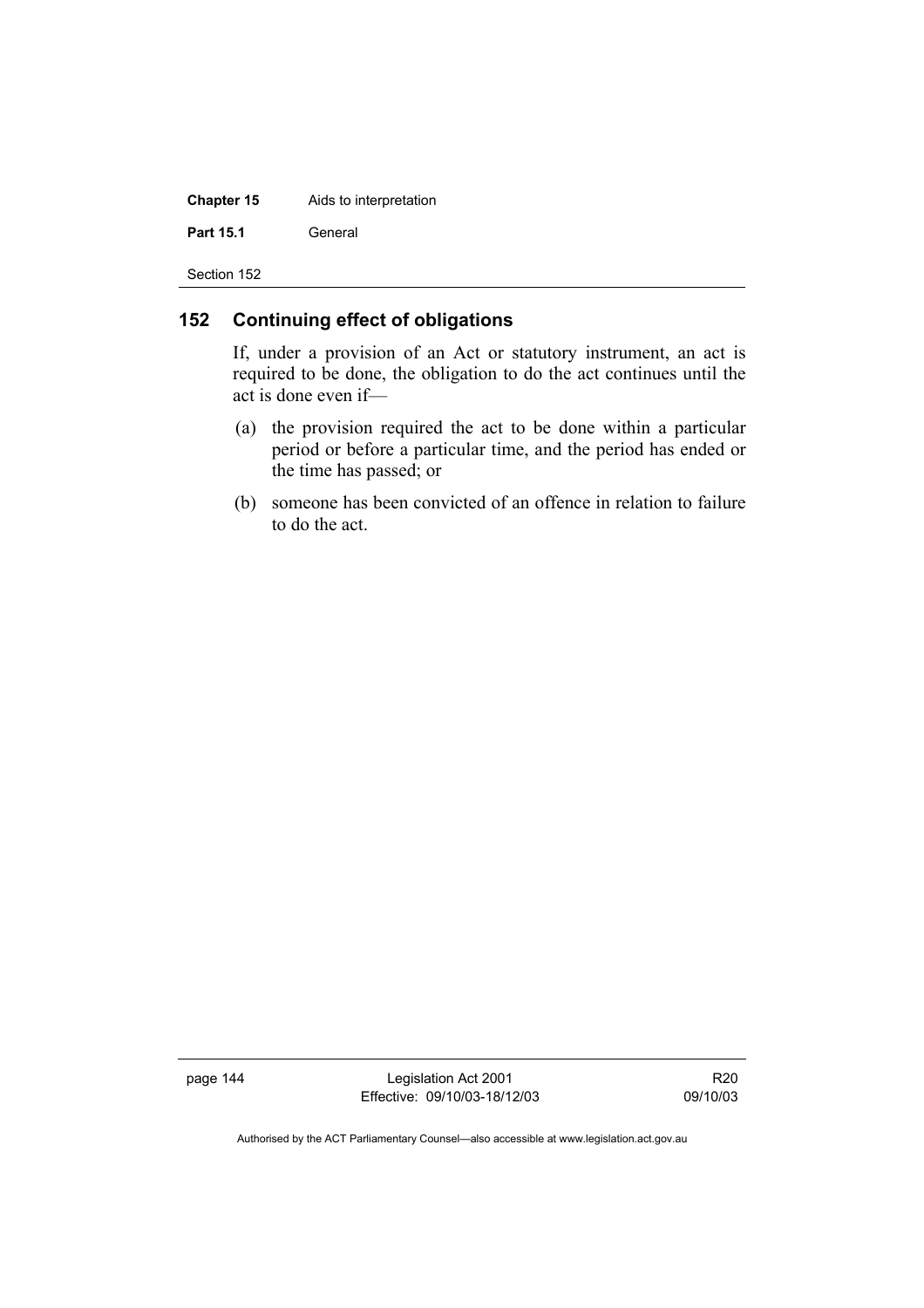## 152 Continuing effect of obligations

If, under a provision of an Act or statutory instrument, an act is required to be done, the obligation to do the act continues until the act is done even if—

(a) the provision required the act to be done within a particular period or before a particular time, and the period has ended or the time has passed; or

(b) someone has been convicted of an offence in relation to failure to do the act.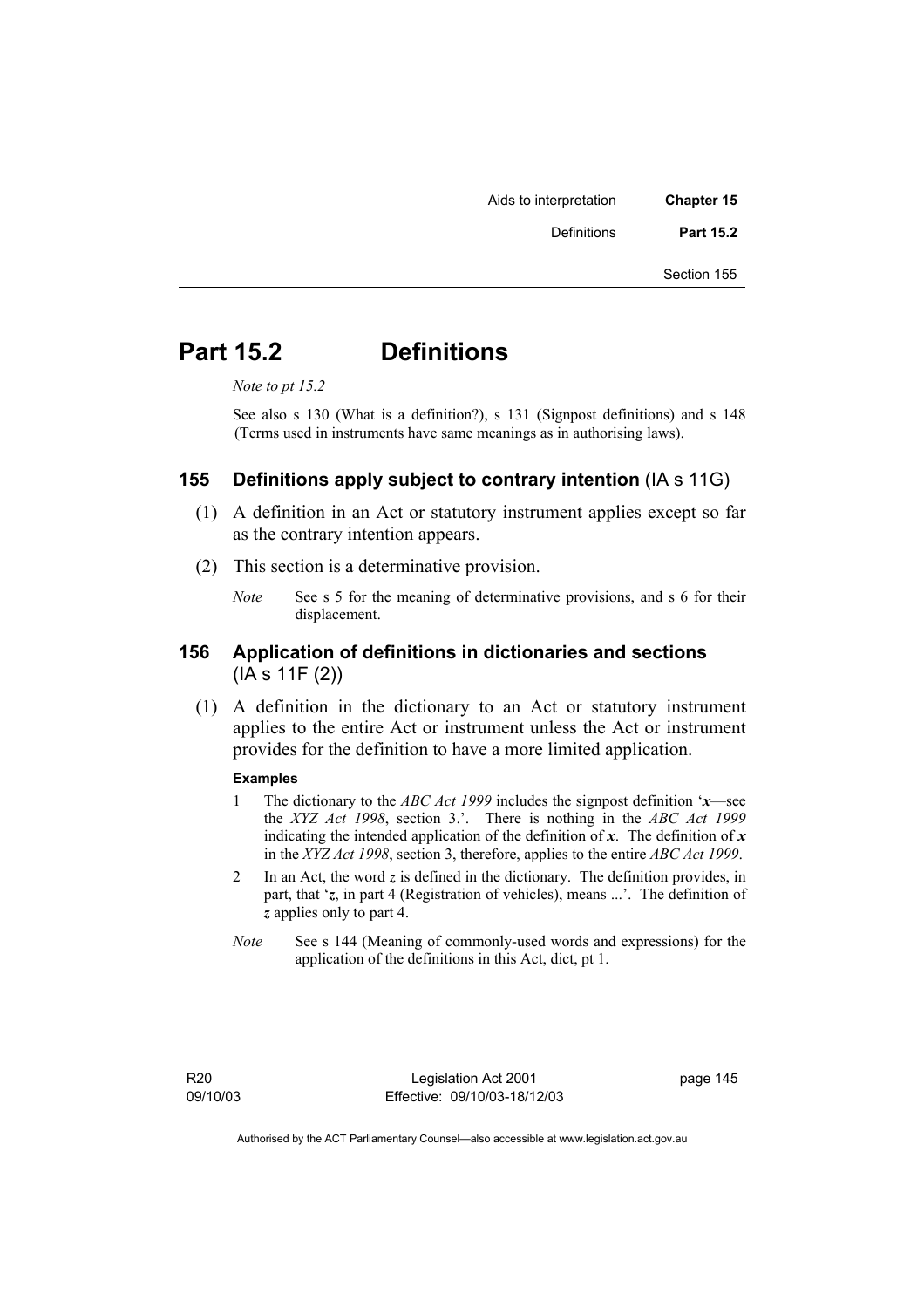# Part 15.2 Definitions

*Note to pt 15.2*

See also s 130 (What is a definition?), s 131 (Signpost definitions) and s 148 (Terms used in instruments have same meanings as in authorising laws).

## 155 Definitions apply subject to contrary intention (IA s 11G)

(1) A definition in an Act or statutory instrument applies except so far as the contrary intention appears.

(2) This section is a determinative provision.

*Note* See s 5 for the meaning of determinative provisions, and s 6 for their displacement.

## 156 Application of definitions in dictionaries and sections (IA s 11F (2))

(1) A definition in the dictionary to an Act or statutory instrument applies to the entire Act or instrument unless the Act or instrument provides for the definition to have a more limited application.

**Examples**

1 The dictionary to the *ABC Act 1999* includes the signpost definition '***x***—see the *XYZ Act 1998*, section 3.'. There is nothing in the *ABC Act 1999* indicating the intended application of the definition of ***x***. The definition of ***x*** in the *XYZ Act 1998*, section 3, therefore, applies to the entire *ABC Act 1999*.

2 In an Act, the word ***z*** is defined in the dictionary. The definition provides, in part, that '***z***, in part 4 (Registration of vehicles), means ...'. The definition of ***z*** applies only to part 4.

*Note* See s 144 (Meaning of commonly-used words and expressions) for the application of the definitions in this Act, dict, pt 1.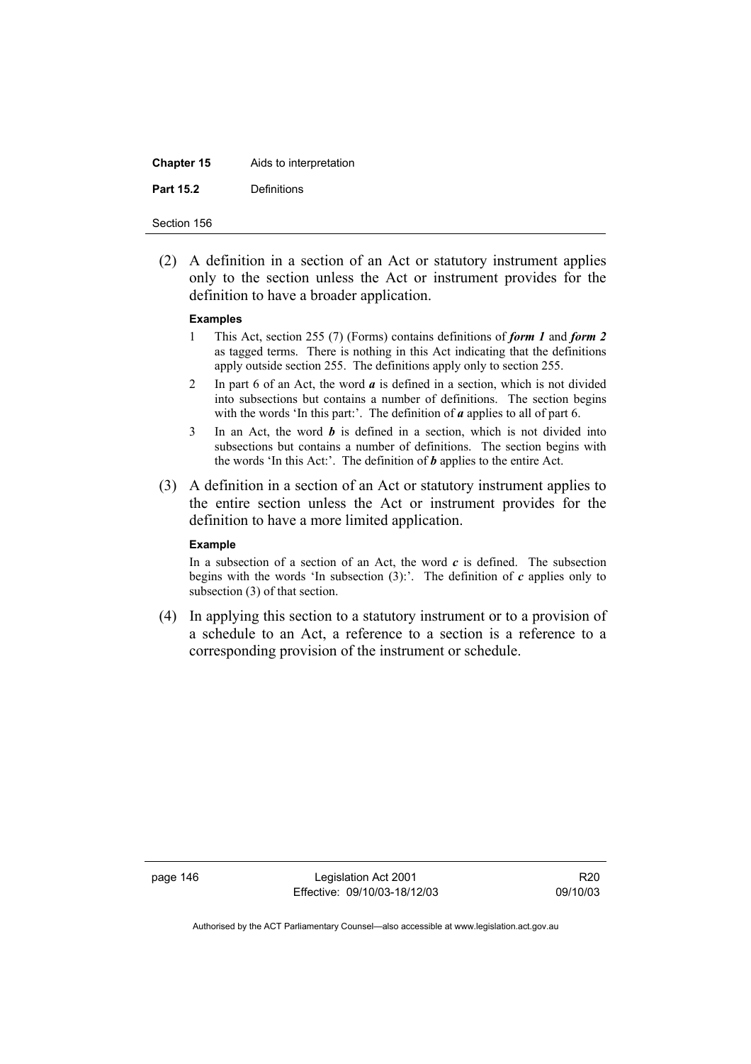(2) A definition in a section of an Act or statutory instrument applies only to the section unless the Act or instrument provides for the definition to have a broader application.

**Examples**

1 This Act, section 255 (7) (Forms) contains definitions of ***form 1*** and ***form 2*** as tagged terms. There is nothing in this Act indicating that the definitions apply outside section 255. The definitions apply only to section 255.

2 In part 6 of an Act, the word ***a*** is defined in a section, which is not divided into subsections but contains a number of definitions. The section begins with the words 'In this part:'. The definition of ***a*** applies to all of part 6.

3 In an Act, the word ***b*** is defined in a section, which is not divided into subsections but contains a number of definitions. The section begins with the words 'In this Act:'. The definition of ***b*** applies to the entire Act.

(3) A definition in a section of an Act or statutory instrument applies to the entire section unless the Act or instrument provides for the definition to have a more limited application.

**Example**

In a subsection of a section of an Act, the word ***c*** is defined. The subsection begins with the words 'In subsection (3):'. The definition of ***c*** applies only to subsection (3) of that section.

(4) In applying this section to a statutory instrument or to a provision of a schedule to an Act, a reference to a section is a reference to a corresponding provision of the instrument or schedule.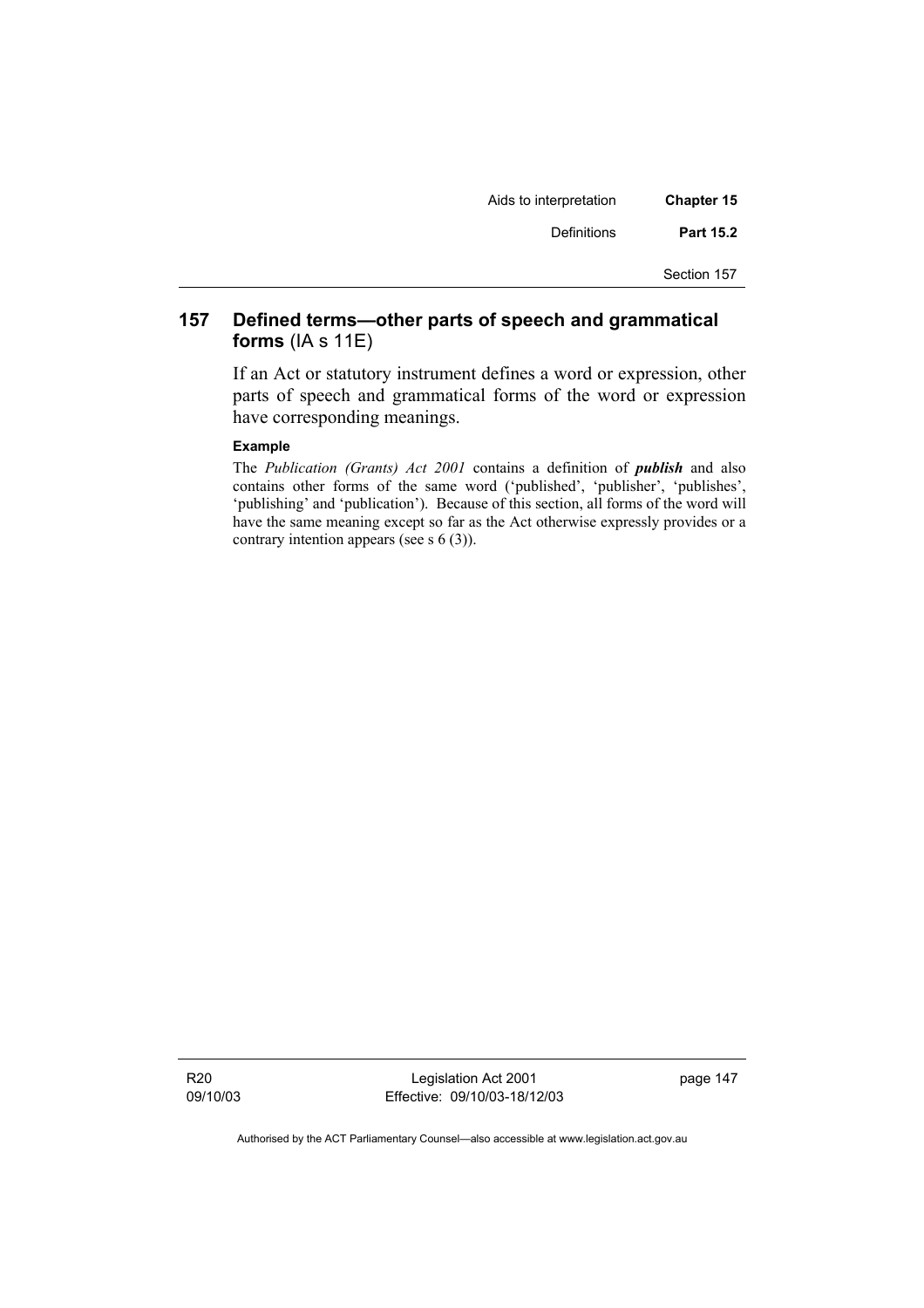## 157 Defined terms—other parts of speech and grammatical forms (IA s 11E)

If an Act or statutory instrument defines a word or expression, other parts of speech and grammatical forms of the word or expression have corresponding meanings.

**Example**

The *Publication (Grants) Act 2001* contains a definition of ***publish*** and also contains other forms of the same word ('published', 'publisher', 'publishes', 'publishing' and 'publication'). Because of this section, all forms of the word will have the same meaning except so far as the Act otherwise expressly provides or a contrary intention appears (see s 6 (3)).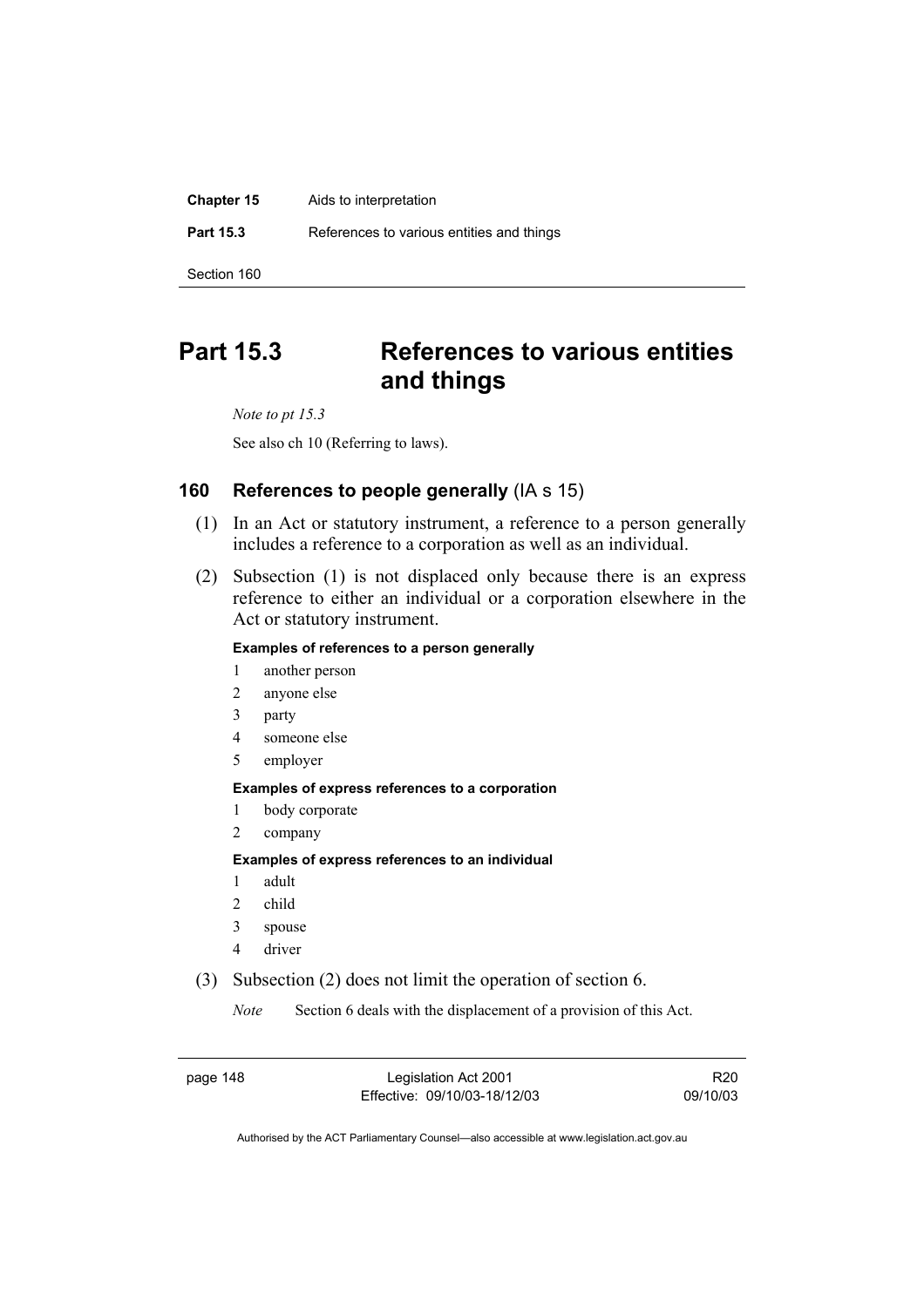# Part 15.3 References to various entities and things

*Note to pt 15.3*

See also ch 10 (Referring to laws).

## 160 References to people generally (IA s 15)

(1) In an Act or statutory instrument, a reference to a person generally includes a reference to a corporation as well as an individual.

(2) Subsection (1) is not displaced only because there is an express reference to either an individual or a corporation elsewhere in the Act or statutory instrument.

**Examples of references to a person generally**

1 another person
2 anyone else
3 party
4 someone else
5 employer

**Examples of express references to a corporation**

1 body corporate
2 company

**Examples of express references to an individual**

1 adult
2 child
3 spouse
4 driver

(3) Subsection (2) does not limit the operation of section 6.

*Note* Section 6 deals with the displacement of a provision of this Act.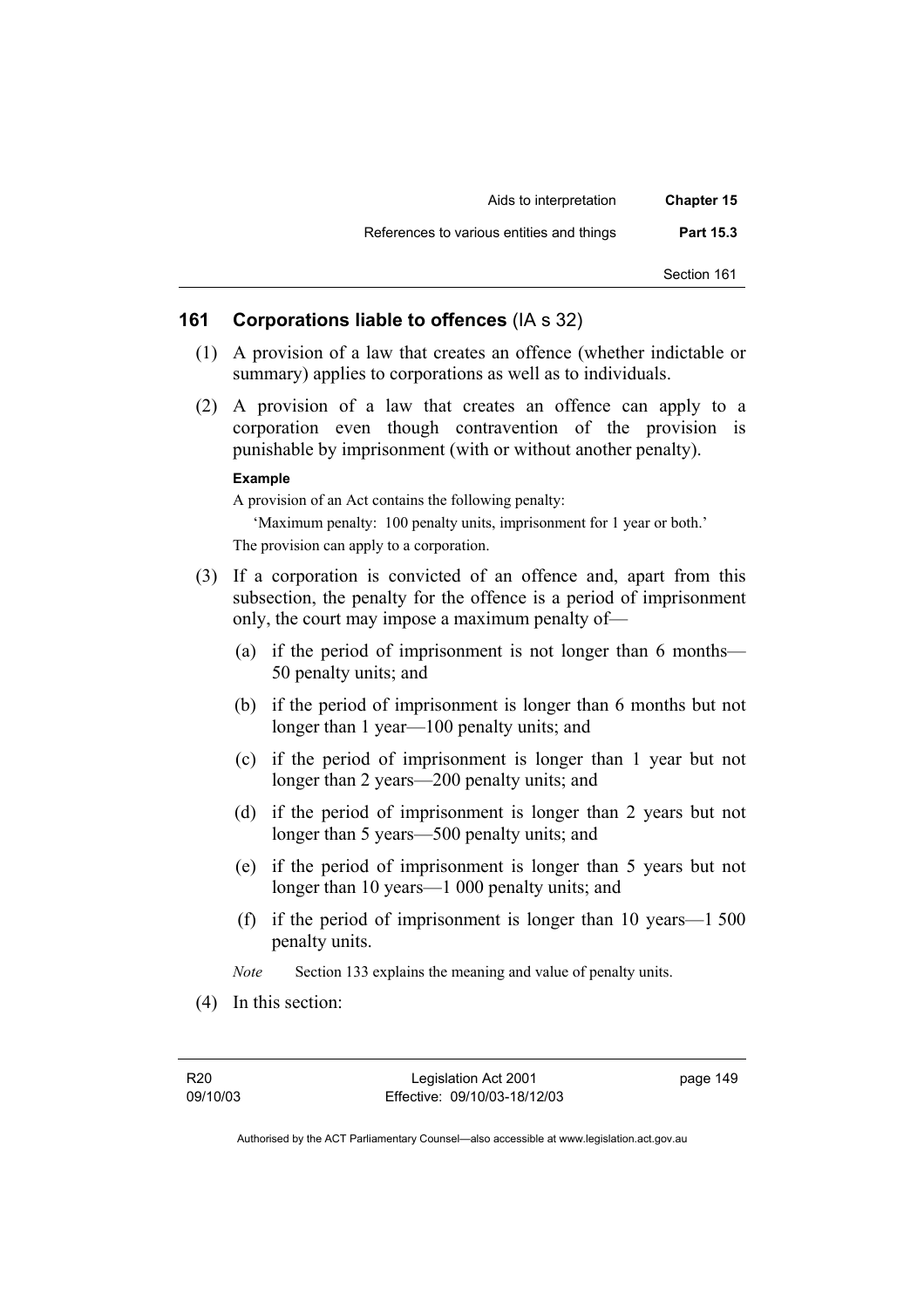## 161 Corporations liable to offences (IA s 32)

(1) A provision of a law that creates an offence (whether indictable or summary) applies to corporations as well as to individuals.

(2) A provision of a law that creates an offence can apply to a corporation even though contravention of the provision is punishable by imprisonment (with or without another penalty).

**Example**

A provision of an Act contains the following penalty:

'Maximum penalty: 100 penalty units, imprisonment for 1 year or both.'

The provision can apply to a corporation.

(3) If a corporation is convicted of an offence and, apart from this subsection, the penalty for the offence is a period of imprisonment only, the court may impose a maximum penalty of—

(a) if the period of imprisonment is not longer than 6 months—50 penalty units; and

(b) if the period of imprisonment is longer than 6 months but not longer than 1 year—100 penalty units; and

(c) if the period of imprisonment is longer than 1 year but not longer than 2 years—200 penalty units; and

(d) if the period of imprisonment is longer than 2 years but not longer than 5 years—500 penalty units; and

(e) if the period of imprisonment is longer than 5 years but not longer than 10 years—1 000 penalty units; and

(f) if the period of imprisonment is longer than 10 years—1 500 penalty units.

*Note* Section 133 explains the meaning and value of penalty units.

(4) In this section: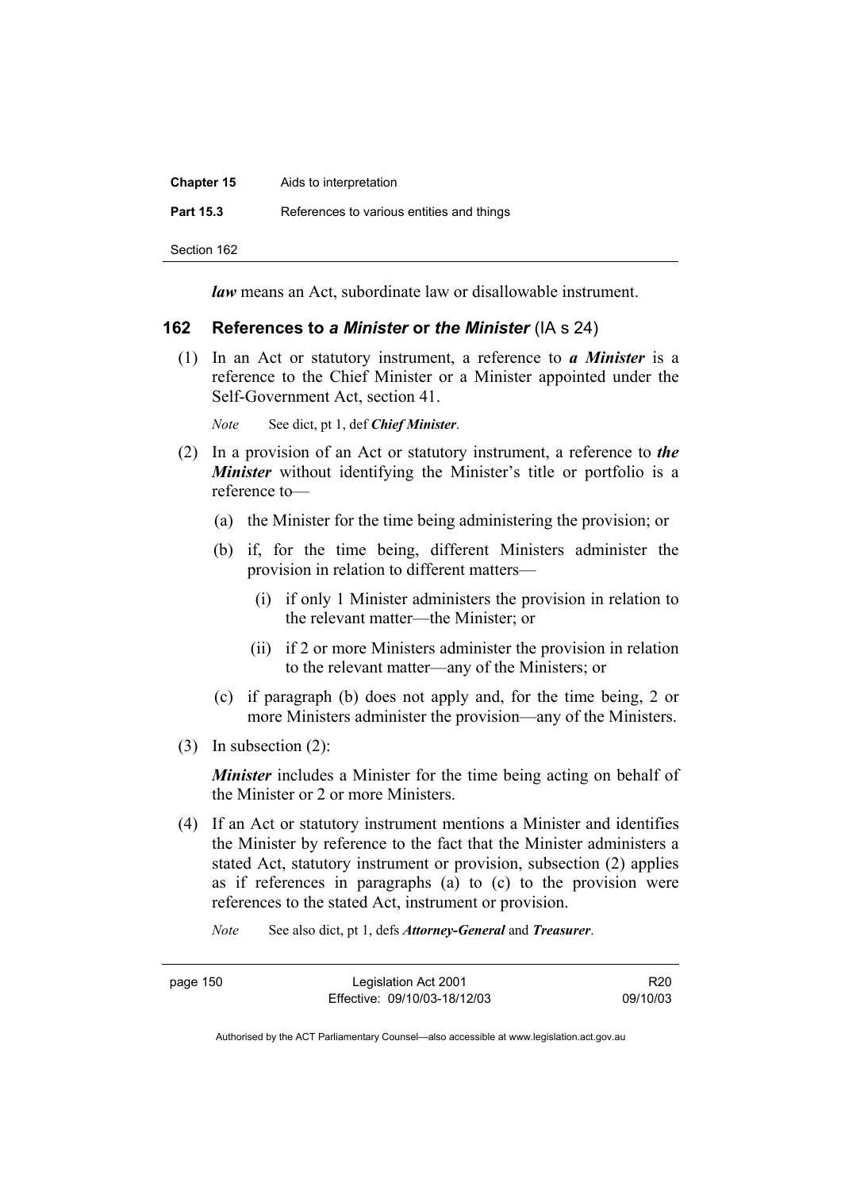***law*** means an Act, subordinate law or disallowable instrument.

## 162 References to *a Minister* or *the Minister* (IA s 24)

(1) In an Act or statutory instrument, a reference to ***a Minister*** is a reference to the Chief Minister or a Minister appointed under the Self-Government Act, section 41.

*Note* See dict, pt 1, def ***Chief Minister***.

(2) In a provision of an Act or statutory instrument, a reference to ***the Minister*** without identifying the Minister's title or portfolio is a reference to—

(a) the Minister for the time being administering the provision; or

(b) if, for the time being, different Ministers administer the provision in relation to different matters—

(i) if only 1 Minister administers the provision in relation to the relevant matter—the Minister; or

(ii) if 2 or more Ministers administer the provision in relation to the relevant matter—any of the Ministers; or

(c) if paragraph (b) does not apply and, for the time being, 2 or more Ministers administer the provision—any of the Ministers.

(3) In subsection (2):

***Minister*** includes a Minister for the time being acting on behalf of the Minister or 2 or more Ministers.

(4) If an Act or statutory instrument mentions a Minister and identifies the Minister by reference to the fact that the Minister administers a stated Act, statutory instrument or provision, subsection (2) applies as if references in paragraphs (a) to (c) to the provision were references to the stated Act, instrument or provision.

*Note* See also dict, pt 1, defs ***Attorney-General*** and ***Treasurer***.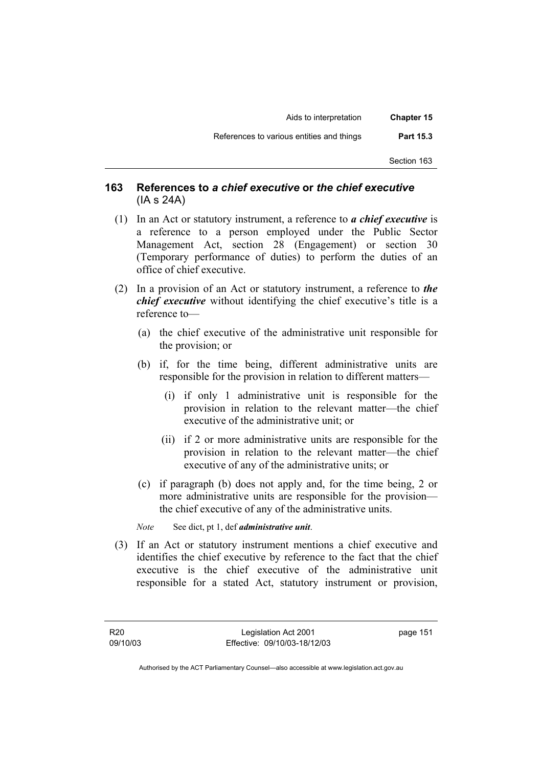## 163 References to *a chief executive* or *the chief executive* (IA s 24A)

(1) In an Act or statutory instrument, a reference to ***a chief executive*** is a reference to a person employed under the Public Sector Management Act, section 28 (Engagement) or section 30 (Temporary performance of duties) to perform the duties of an office of chief executive.

(2) In a provision of an Act or statutory instrument, a reference to ***the chief executive*** without identifying the chief executive's title is a reference to—

(a) the chief executive of the administrative unit responsible for the provision; or

(b) if, for the time being, different administrative units are responsible for the provision in relation to different matters—

(i) if only 1 administrative unit is responsible for the provision in relation to the relevant matter—the chief executive of the administrative unit; or

(ii) if 2 or more administrative units are responsible for the provision in relation to the relevant matter—the chief executive of any of the administrative units; or

(c) if paragraph (b) does not apply and, for the time being, 2 or more administrative units are responsible for the provision—the chief executive of any of the administrative units.

*Note* See dict, pt 1, def ***administrative unit***.

(3) If an Act or statutory instrument mentions a chief executive and identifies the chief executive by reference to the fact that the chief executive is the chief executive of the administrative unit responsible for a stated Act, statutory instrument or provision,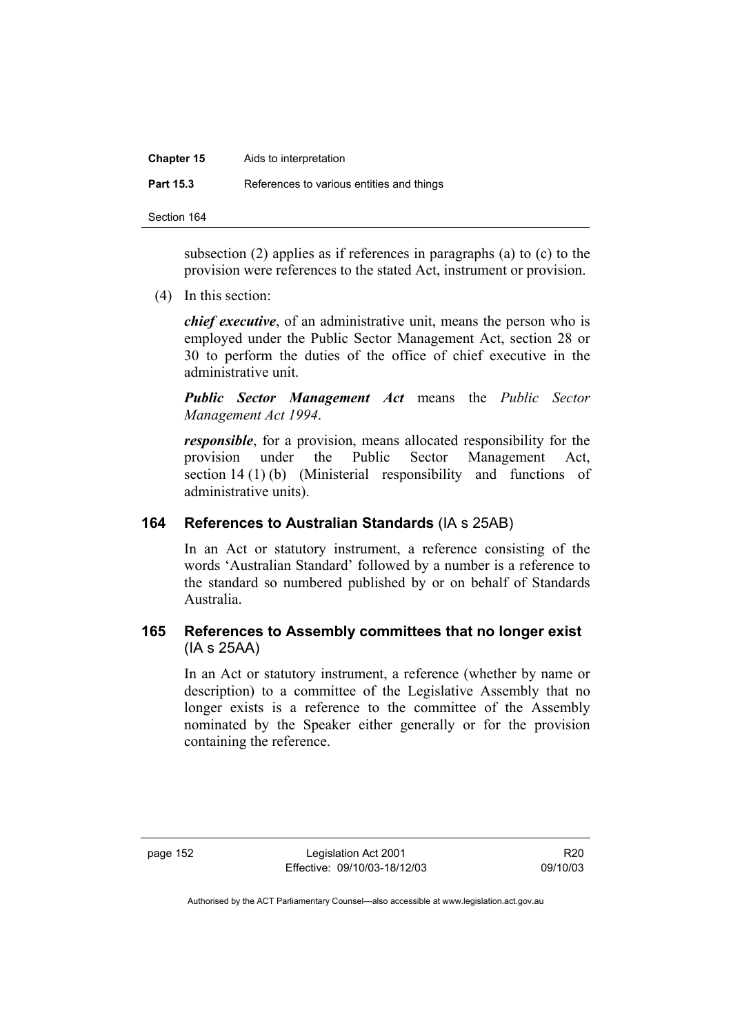subsection (2) applies as if references in paragraphs (a) to (c) to the provision were references to the stated Act, instrument or provision.

(4) In this section:

***chief executive***, of an administrative unit, means the person who is employed under the Public Sector Management Act, section 28 or 30 to perform the duties of the office of chief executive in the administrative unit.

***Public Sector Management Act*** means the *Public Sector Management Act 1994*.

***responsible***, for a provision, means allocated responsibility for the provision under the Public Sector Management Act, section 14 (1) (b) (Ministerial responsibility and functions of administrative units).

## 164 References to Australian Standards (IA s 25AB)

In an Act or statutory instrument, a reference consisting of the words 'Australian Standard' followed by a number is a reference to the standard so numbered published by or on behalf of Standards Australia.

## 165 References to Assembly committees that no longer exist (IA s 25AA)

In an Act or statutory instrument, a reference (whether by name or description) to a committee of the Legislative Assembly that no longer exists is a reference to the committee of the Assembly nominated by the Speaker either generally or for the provision containing the reference.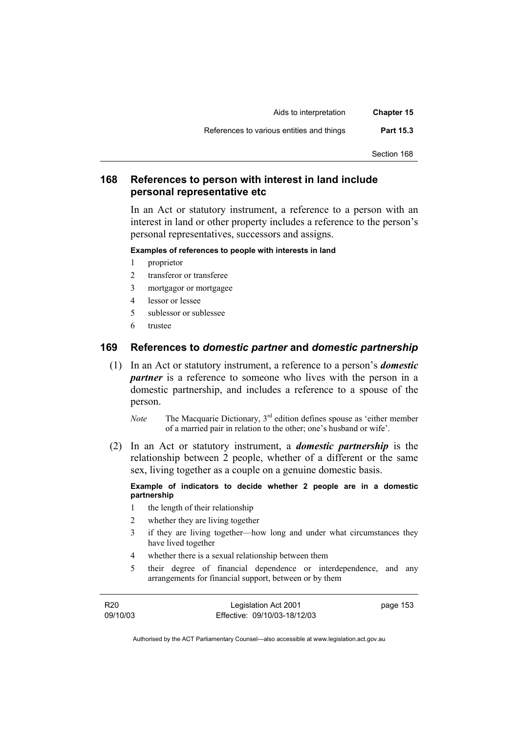## 168 References to person with interest in land include personal representative etc

In an Act or statutory instrument, a reference to a person with an interest in land or other property includes a reference to the person's personal representatives, successors and assigns.

**Examples of references to people with interests in land**

1 proprietor
2 transferor or transferee
3 mortgagor or mortgagee
4 lessor or lessee
5 sublessor or sublessee
6 trustee

## 169 References to *domestic partner* and *domestic partnership*

(1) In an Act or statutory instrument, a reference to a person's ***domestic partner*** is a reference to someone who lives with the person in a domestic partnership, and includes a reference to a spouse of the person.

*Note* The Macquarie Dictionary, 3rd edition defines spouse as 'either member of a married pair in relation to the other; one's husband or wife'.

(2) In an Act or statutory instrument, a ***domestic partnership*** is the relationship between 2 people, whether of a different or the same sex, living together as a couple on a genuine domestic basis.

**Example of indicators to decide whether 2 people are in a domestic partnership**

1 the length of their relationship
2 whether they are living together
3 if they are living together—how long and under what circumstances they have lived together
4 whether there is a sexual relationship between them
5 their degree of financial dependence or interdependence, and any arrangements for financial support, between or by them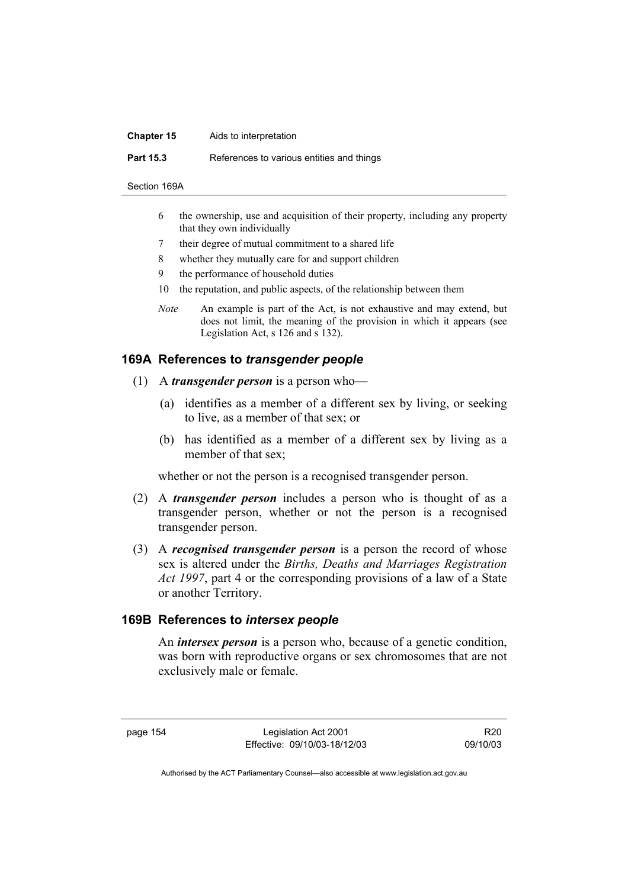6 the ownership, use and acquisition of their property, including any property that they own individually

7 their degree of mutual commitment to a shared life

8 whether they mutually care for and support children

9 the performance of household duties

10 the reputation, and public aspects, of the relationship between them

*Note* An example is part of the Act, is not exhaustive and may extend, but does not limit, the meaning of the provision in which it appears (see Legislation Act, s 126 and s 132).

## 169A References to *transgender people*

(1) A ***transgender person*** is a person who—

(a) identifies as a member of a different sex by living, or seeking to live, as a member of that sex; or

(b) has identified as a member of a different sex by living as a member of that sex;

whether or not the person is a recognised transgender person.

(2) A ***transgender person*** includes a person who is thought of as a transgender person, whether or not the person is a recognised transgender person.

(3) A ***recognised transgender person*** is a person the record of whose sex is altered under the *Births, Deaths and Marriages Registration Act 1997*, part 4 or the corresponding provisions of a law of a State or another Territory.

## 169B References to *intersex people*

An ***intersex person*** is a person who, because of a genetic condition, was born with reproductive organs or sex chromosomes that are not exclusively male or female.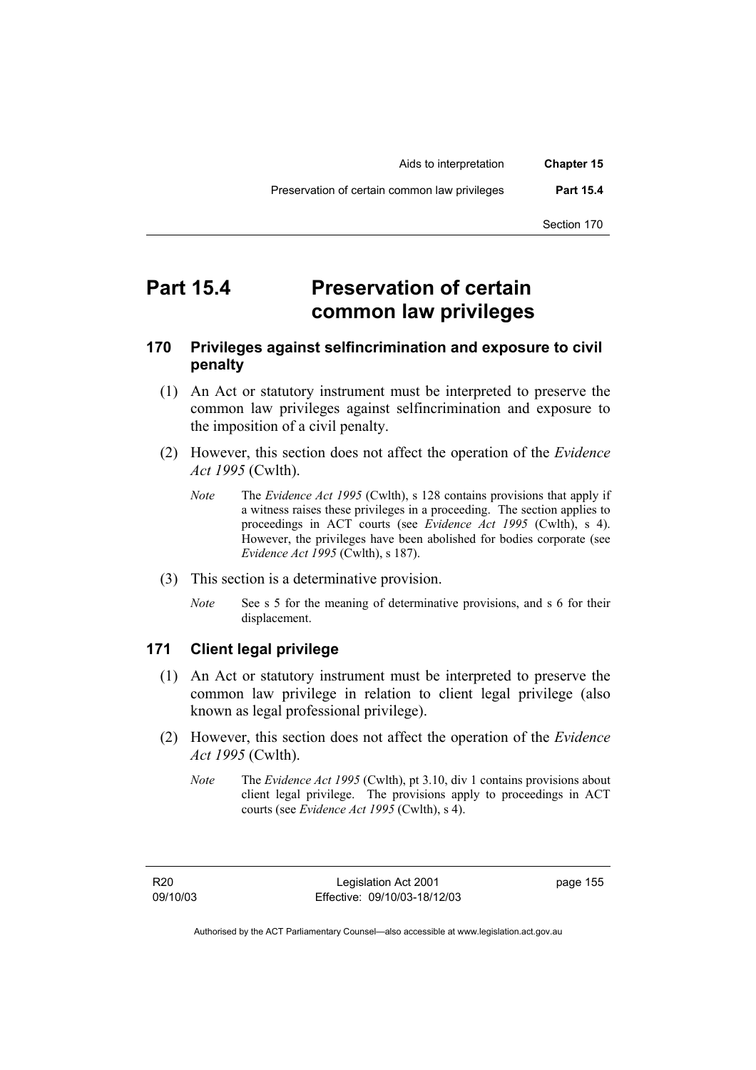# Part 15.4 Preservation of certain common law privileges

## 170 Privileges against selfincrimination and exposure to civil penalty

(1) An Act or statutory instrument must be interpreted to preserve the common law privileges against selfincrimination and exposure to the imposition of a civil penalty.

(2) However, this section does not affect the operation of the *Evidence Act 1995* (Cwlth).

*Note* The *Evidence Act 1995* (Cwlth), s 128 contains provisions that apply if a witness raises these privileges in a proceeding. The section applies to proceedings in ACT courts (see *Evidence Act 1995* (Cwlth), s 4). However, the privileges have been abolished for bodies corporate (see *Evidence Act 1995* (Cwlth), s 187).

(3) This section is a determinative provision.

*Note* See s 5 for the meaning of determinative provisions, and s 6 for their displacement.

## 171 Client legal privilege

(1) An Act or statutory instrument must be interpreted to preserve the common law privilege in relation to client legal privilege (also known as legal professional privilege).

(2) However, this section does not affect the operation of the *Evidence Act 1995* (Cwlth).

*Note* The *Evidence Act 1995* (Cwlth), pt 3.10, div 1 contains provisions about client legal privilege. The provisions apply to proceedings in ACT courts (see *Evidence Act 1995* (Cwlth), s 4).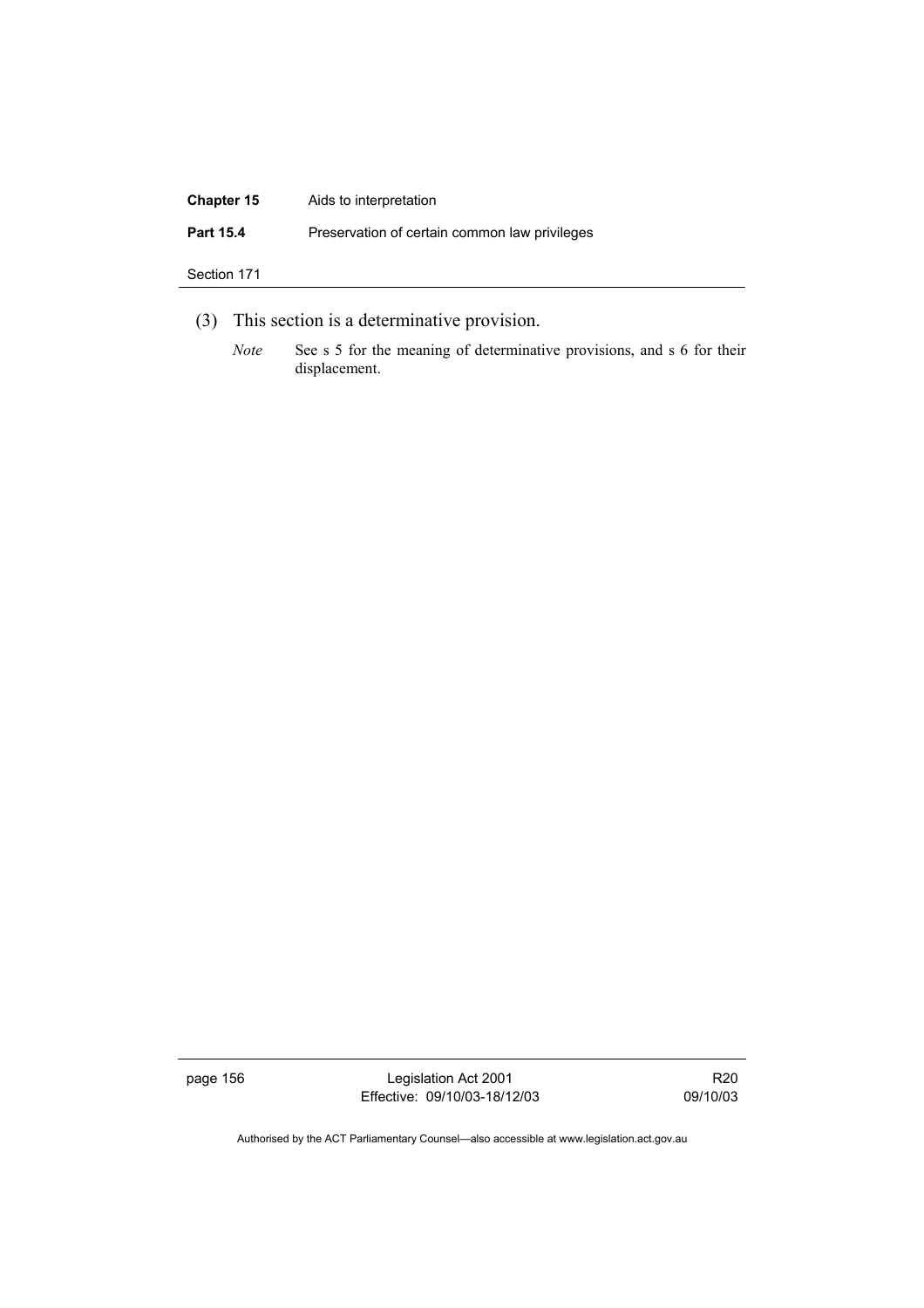(3) This section is a determinative provision.

*Note* See s 5 for the meaning of determinative provisions, and s 6 for their displacement.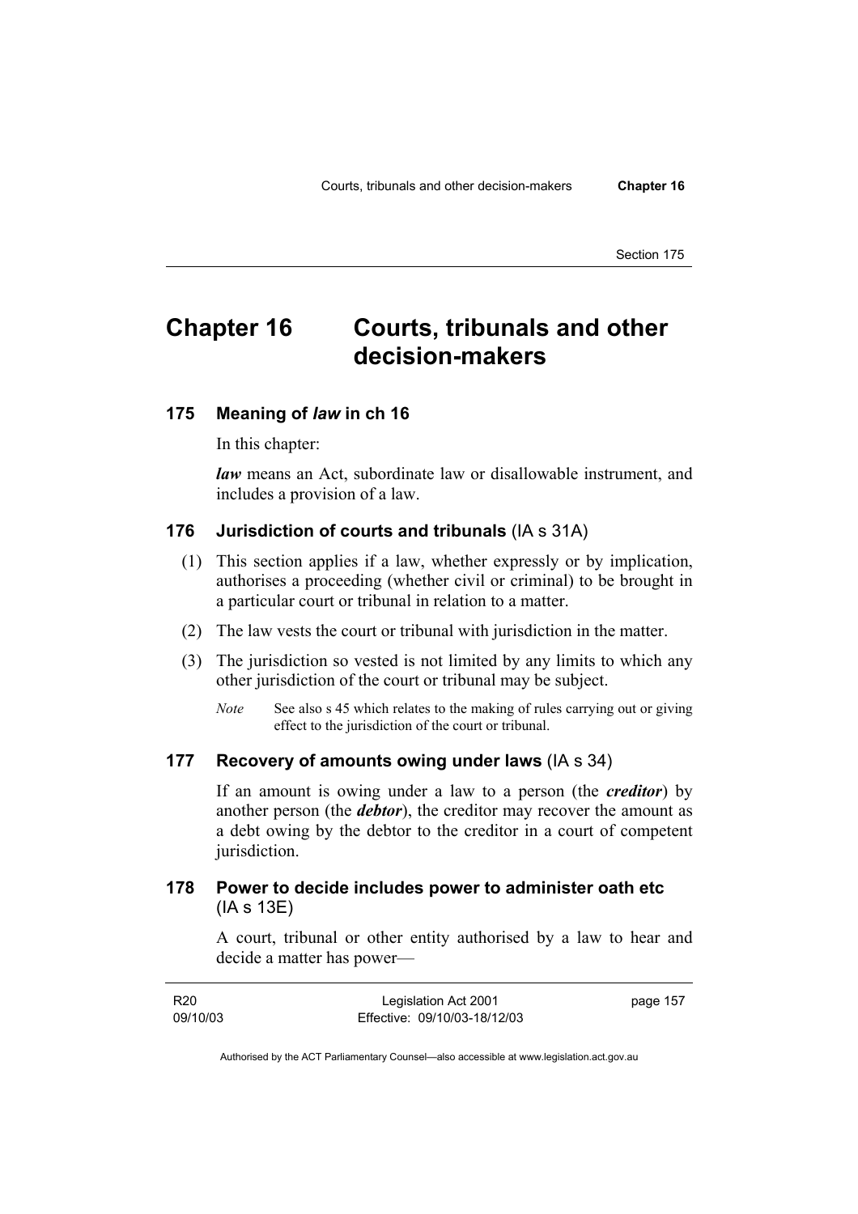# Chapter 16 Courts, tribunals and other decision-makers

## 175 Meaning of *law* in ch 16

In this chapter:

***law*** means an Act, subordinate law or disallowable instrument, and includes a provision of a law.

## 176 Jurisdiction of courts and tribunals (IA s 31A)

(1) This section applies if a law, whether expressly or by implication, authorises a proceeding (whether civil or criminal) to be brought in a particular court or tribunal in relation to a matter.

(2) The law vests the court or tribunal with jurisdiction in the matter.

(3) The jurisdiction so vested is not limited by any limits to which any other jurisdiction of the court or tribunal may be subject.

*Note* See also s 45 which relates to the making of rules carrying out or giving effect to the jurisdiction of the court or tribunal.

## 177 Recovery of amounts owing under laws (IA s 34)

If an amount is owing under a law to a person (the ***creditor***) by another person (the ***debtor***), the creditor may recover the amount as a debt owing by the debtor to the creditor in a court of competent jurisdiction.

## 178 Power to decide includes power to administer oath etc (IA s 13E)

A court, tribunal or other entity authorised by a law to hear and decide a matter has power—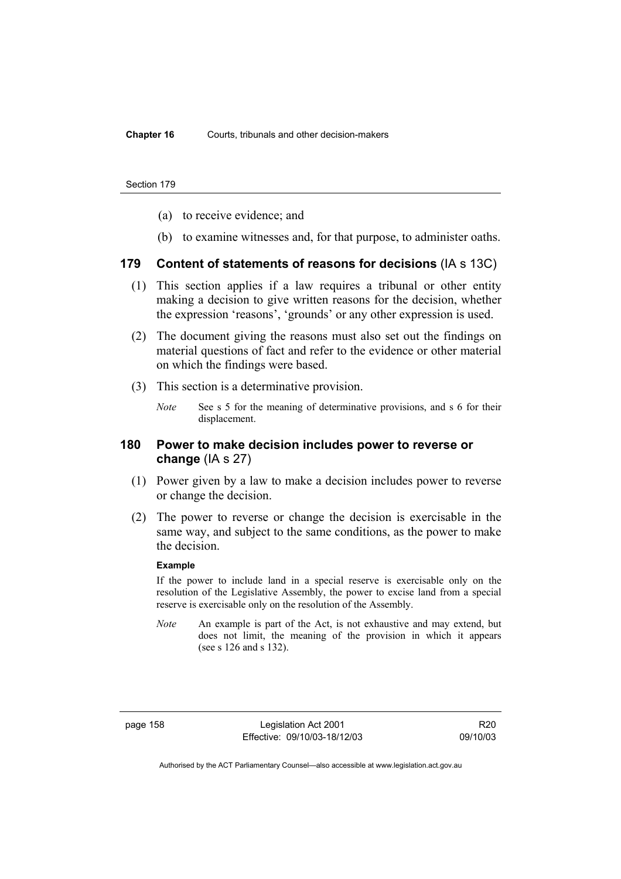(a) to receive evidence; and

(b) to examine witnesses and, for that purpose, to administer oaths.

## 179 Content of statements of reasons for decisions (IA s 13C)

(1) This section applies if a law requires a tribunal or other entity making a decision to give written reasons for the decision, whether the expression 'reasons', 'grounds' or any other expression is used.

(2) The document giving the reasons must also set out the findings on material questions of fact and refer to the evidence or other material on which the findings were based.

(3) This section is a determinative provision.

*Note* See s 5 for the meaning of determinative provisions, and s 6 for their displacement.

## 180 Power to make decision includes power to reverse or change (IA s 27)

(1) Power given by a law to make a decision includes power to reverse or change the decision.

(2) The power to reverse or change the decision is exercisable in the same way, and subject to the same conditions, as the power to make the decision.

**Example**

If the power to include land in a special reserve is exercisable only on the resolution of the Legislative Assembly, the power to excise land from a special reserve is exercisable only on the resolution of the Assembly.

*Note* An example is part of the Act, is not exhaustive and may extend, but does not limit, the meaning of the provision in which it appears (see s 126 and s 132).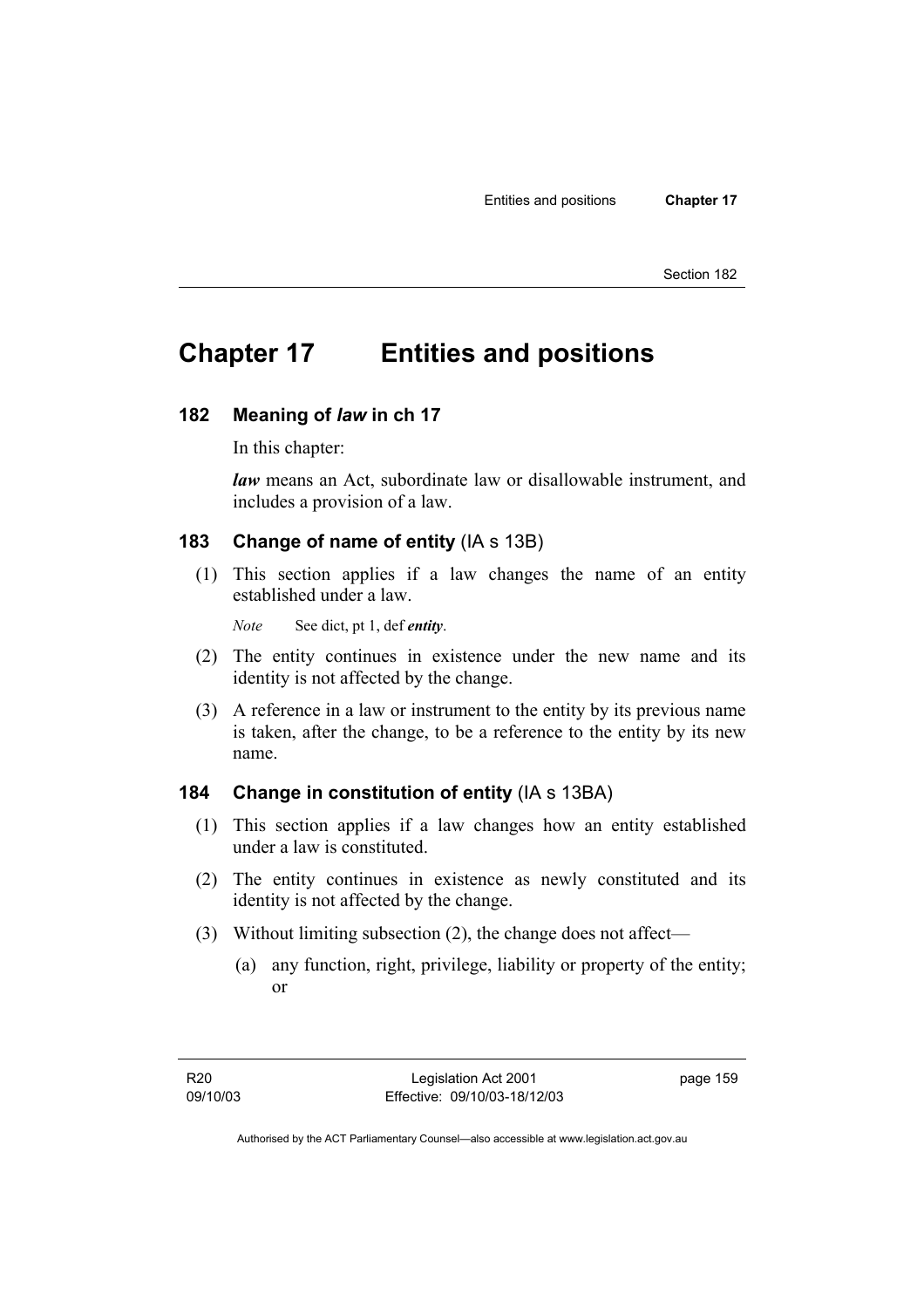# Chapter 17 Entities and positions

## 182 Meaning of *law* in ch 17

In this chapter:

***law*** means an Act, subordinate law or disallowable instrument, and includes a provision of a law.

## 183 Change of name of entity (IA s 13B)

(1) This section applies if a law changes the name of an entity established under a law.

*Note* See dict, pt 1, def ***entity***.

(2) The entity continues in existence under the new name and its identity is not affected by the change.

(3) A reference in a law or instrument to the entity by its previous name is taken, after the change, to be a reference to the entity by its new name.

## 184 Change in constitution of entity (IA s 13BA)

(1) This section applies if a law changes how an entity established under a law is constituted.

(2) The entity continues in existence as newly constituted and its identity is not affected by the change.

(3) Without limiting subsection (2), the change does not affect—

(a) any function, right, privilege, liability or property of the entity; or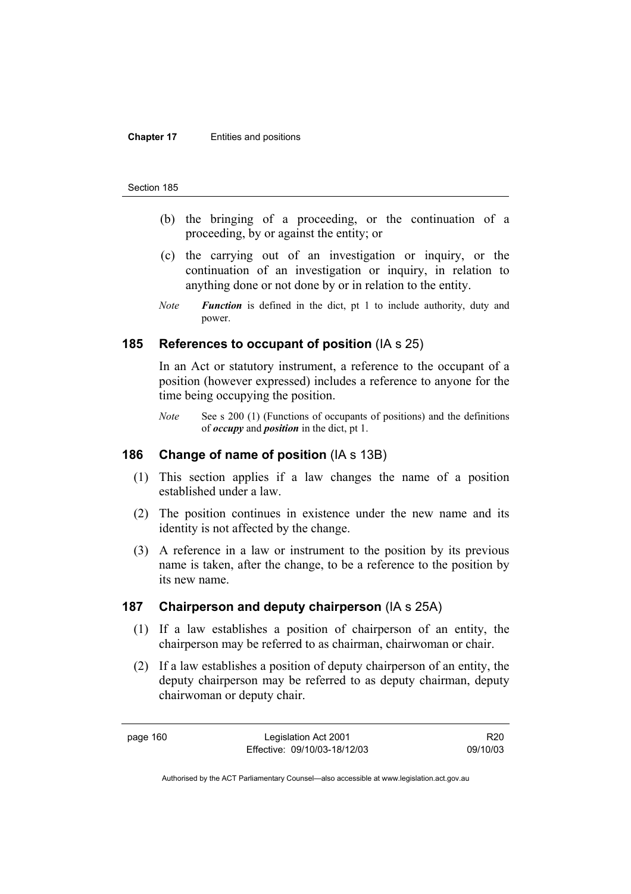(b) the bringing of a proceeding, or the continuation of a proceeding, by or against the entity; or

(c) the carrying out of an investigation or inquiry, or the continuation of an investigation or inquiry, in relation to anything done or not done by or in relation to the entity.

*Note* ***Function*** is defined in the dict, pt 1 to include authority, duty and power.

## 185 References to occupant of position (IA s 25)

In an Act or statutory instrument, a reference to the occupant of a position (however expressed) includes a reference to anyone for the time being occupying the position.

*Note* See s 200 (1) (Functions of occupants of positions) and the definitions of ***occupy*** and ***position*** in the dict, pt 1.

## 186 Change of name of position (IA s 13B)

(1) This section applies if a law changes the name of a position established under a law.

(2) The position continues in existence under the new name and its identity is not affected by the change.

(3) A reference in a law or instrument to the position by its previous name is taken, after the change, to be a reference to the position by its new name.

## 187 Chairperson and deputy chairperson (IA s 25A)

(1) If a law establishes a position of chairperson of an entity, the chairperson may be referred to as chairman, chairwoman or chair.

(2) If a law establishes a position of deputy chairperson of an entity, the deputy chairperson may be referred to as deputy chairman, deputy chairwoman or deputy chair.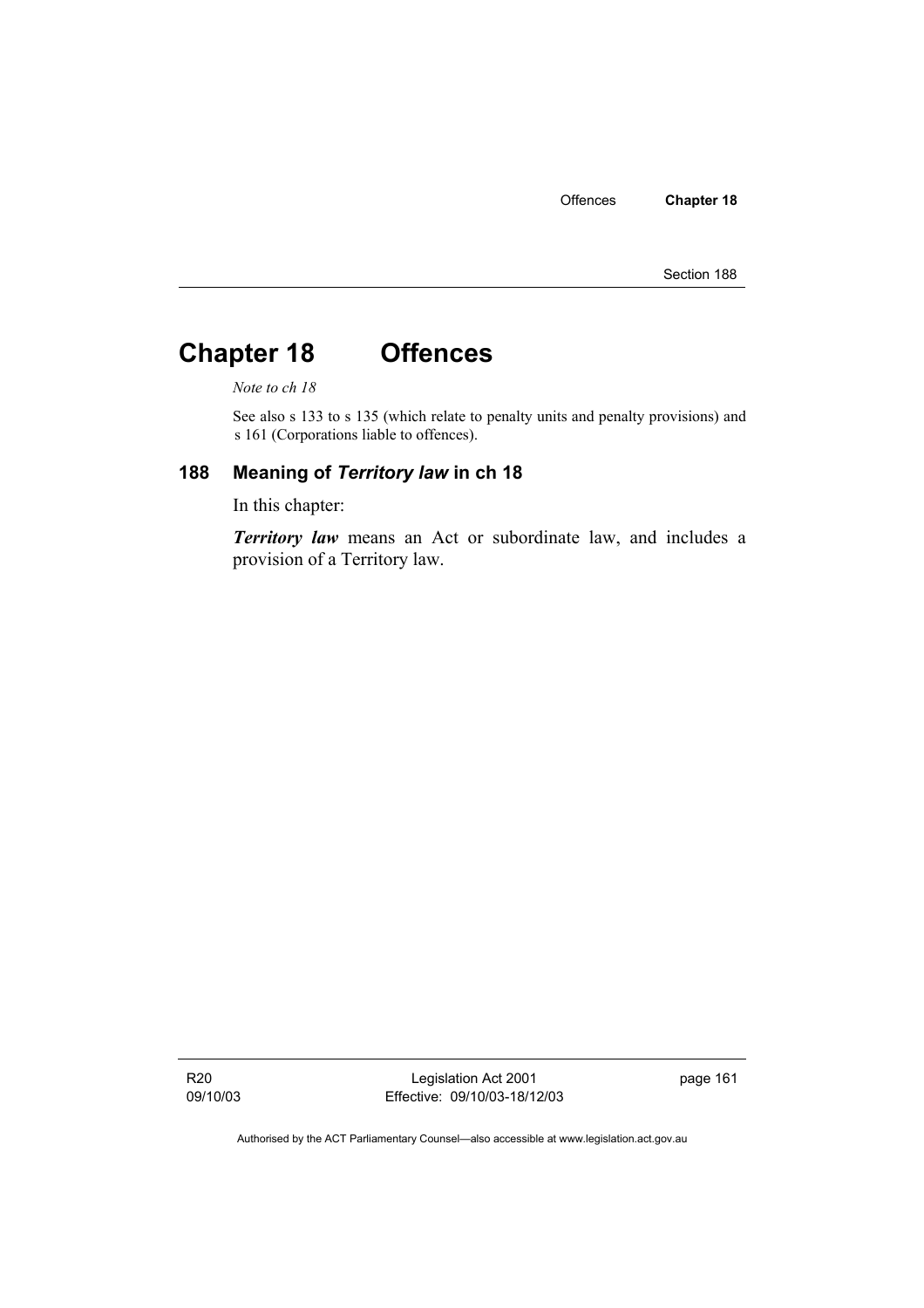# Chapter 18 Offences

*Note to ch 18*

See also s 133 to s 135 (which relate to penalty units and penalty provisions) and s 161 (Corporations liable to offences).

## 188 Meaning of *Territory law* in ch 18

In this chapter:

***Territory law*** means an Act or subordinate law, and includes a provision of a Territory law.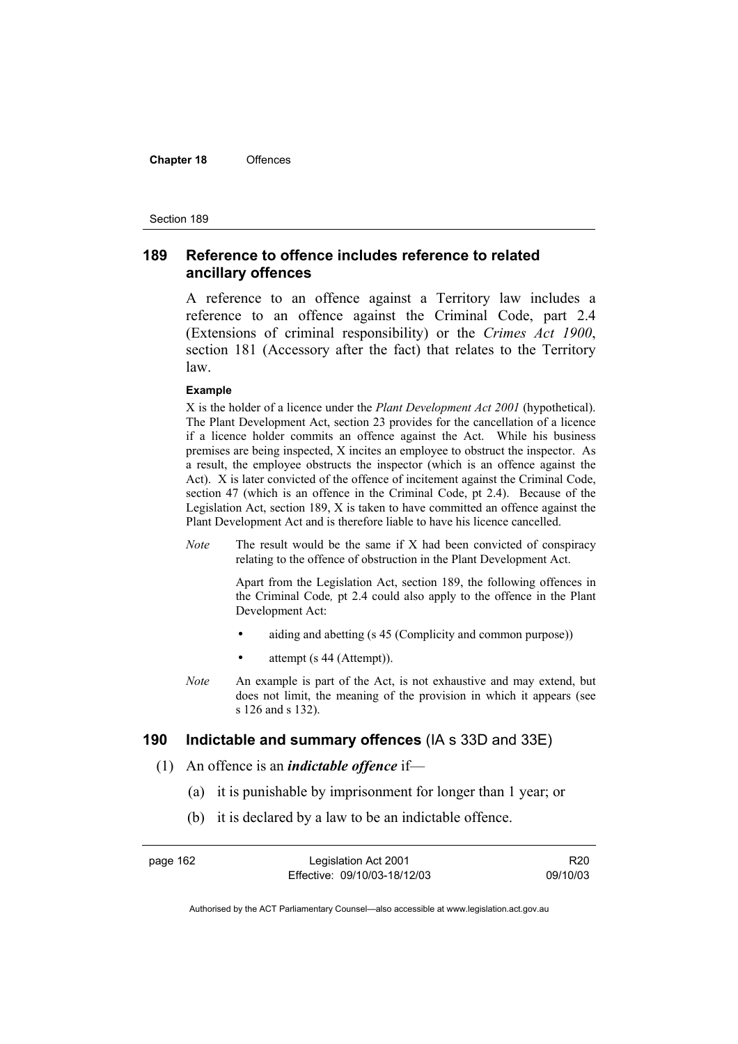## 189 Reference to offence includes reference to related ancillary offences

A reference to an offence against a Territory law includes a reference to an offence against the Criminal Code, part 2.4 (Extensions of criminal responsibility) or the *Crimes Act 1900*, section 181 (Accessory after the fact) that relates to the Territory law.

**Example**

X is the holder of a licence under the *Plant Development Act 2001* (hypothetical). The Plant Development Act, section 23 provides for the cancellation of a licence if a licence holder commits an offence against the Act. While his business premises are being inspected, X incites an employee to obstruct the inspector. As a result, the employee obstructs the inspector (which is an offence against the Act). X is later convicted of the offence of incitement against the Criminal Code, section 47 (which is an offence in the Criminal Code, pt 2.4). Because of the Legislation Act, section 189, X is taken to have committed an offence against the Plant Development Act and is therefore liable to have his licence cancelled.

*Note* The result would be the same if X had been convicted of conspiracy relating to the offence of obstruction in the Plant Development Act.

Apart from the Legislation Act, section 189, the following offences in the Criminal Code*,* pt 2.4 could also apply to the offence in the Plant Development Act:

- aiding and abetting (s 45 (Complicity and common purpose))
- attempt (s 44 (Attempt)).

*Note* An example is part of the Act, is not exhaustive and may extend, but does not limit, the meaning of the provision in which it appears (see s 126 and s 132).

## 190 Indictable and summary offences (IA s 33D and 33E)

(1) An offence is an ***indictable offence*** if—

(a) it is punishable by imprisonment for longer than 1 year; or

(b) it is declared by a law to be an indictable offence.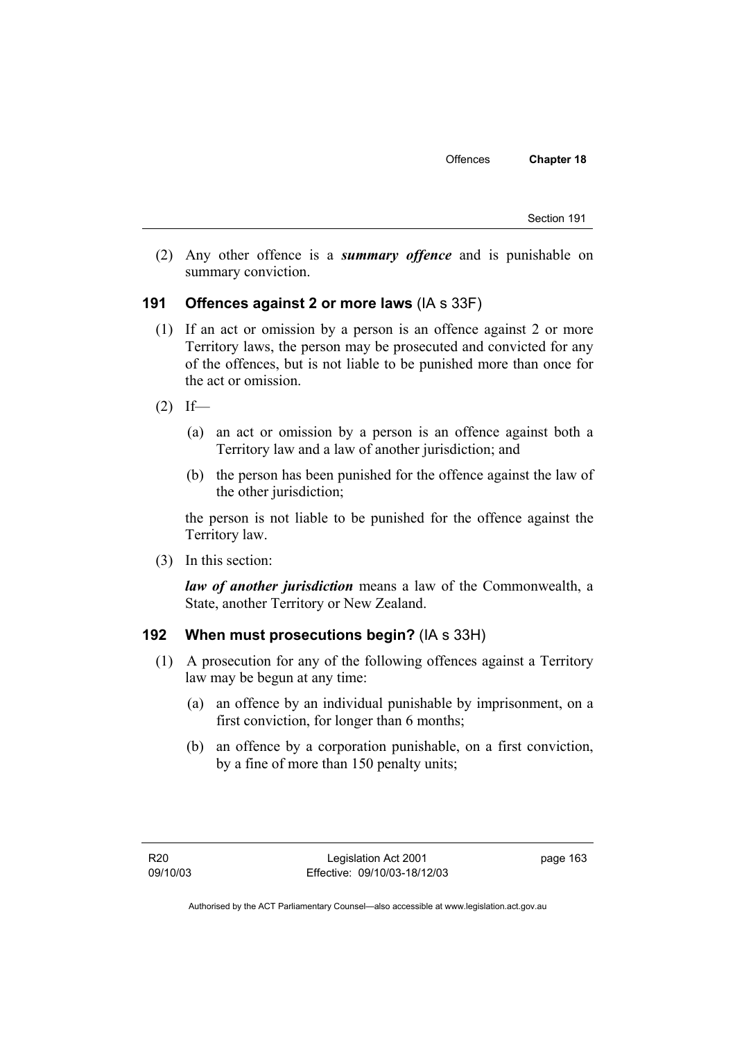(2) Any other offence is a ***summary offence*** and is punishable on summary conviction.

### 191 Offences against 2 or more laws (IA s 33F)

(1) If an act or omission by a person is an offence against 2 or more Territory laws, the person may be prosecuted and convicted for any of the offences, but is not liable to be punished more than once for the act or omission.

(2) If—

(a) an act or omission by a person is an offence against both a Territory law and a law of another jurisdiction; and

(b) the person has been punished for the offence against the law of the other jurisdiction;

the person is not liable to be punished for the offence against the Territory law.

(3) In this section:

***law of another jurisdiction*** means a law of the Commonwealth, a State, another Territory or New Zealand.

### 192 When must prosecutions begin? (IA s 33H)

(1) A prosecution for any of the following offences against a Territory law may be begun at any time:

(a) an offence by an individual punishable by imprisonment, on a first conviction, for longer than 6 months;

(b) an offence by a corporation punishable, on a first conviction, by a fine of more than 150 penalty units;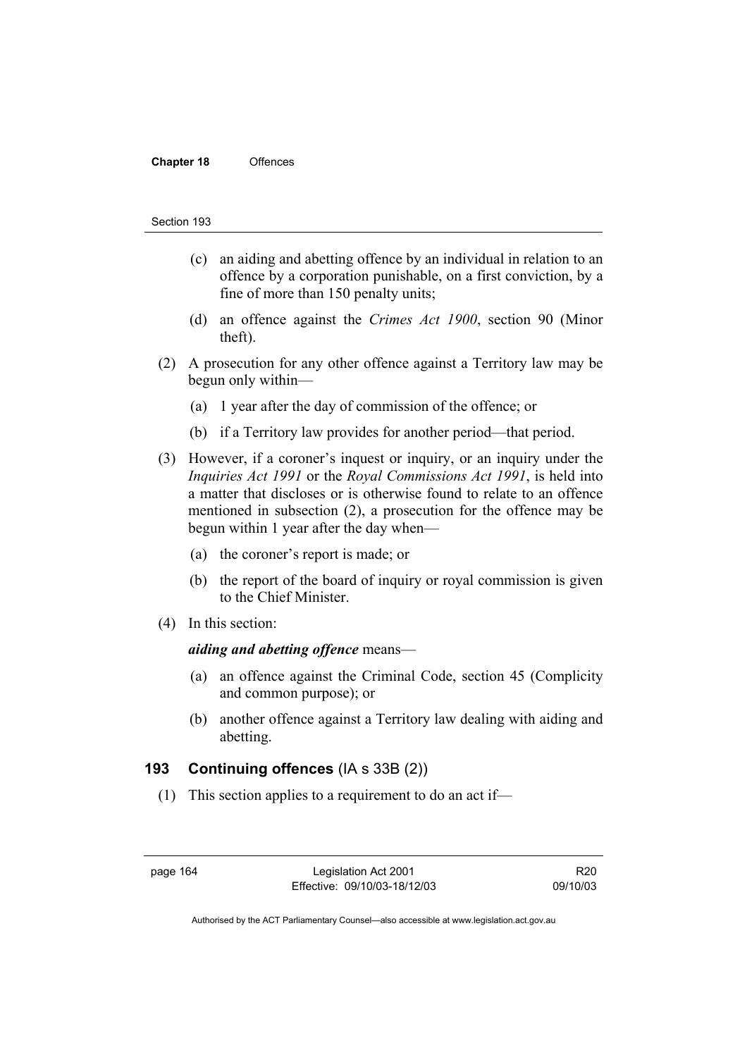(c) an aiding and abetting offence by an individual in relation to an offence by a corporation punishable, on a first conviction, by a fine of more than 150 penalty units;

(d) an offence against the *Crimes Act 1900*, section 90 (Minor theft).

(2) A prosecution for any other offence against a Territory law may be begun only within—

(a) 1 year after the day of commission of the offence; or

(b) if a Territory law provides for another period—that period.

(3) However, if a coroner's inquest or inquiry, or an inquiry under the *Inquiries Act 1991* or the *Royal Commissions Act 1991*, is held into a matter that discloses or is otherwise found to relate to an offence mentioned in subsection (2), a prosecution for the offence may be begun within 1 year after the day when—

(a) the coroner's report is made; or

(b) the report of the board of inquiry or royal commission is given to the Chief Minister.

(4) In this section:

***aiding and abetting offence*** means—

(a) an offence against the Criminal Code, section 45 (Complicity and common purpose); or

(b) another offence against a Territory law dealing with aiding and abetting.

## 193 Continuing offences (IA s 33B (2))

(1) This section applies to a requirement to do an act if—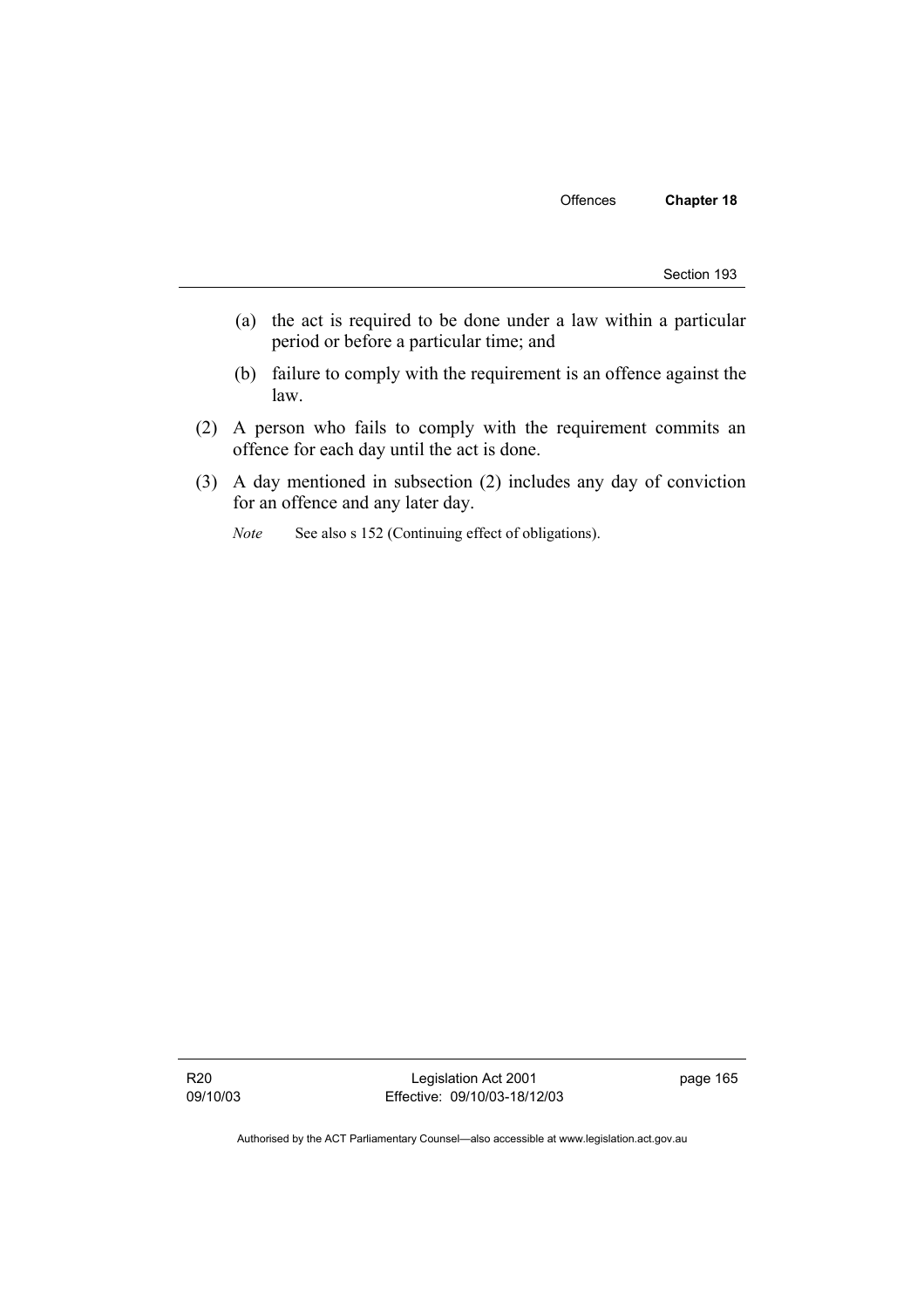(a) the act is required to be done under a law within a particular period or before a particular time; and

(b) failure to comply with the requirement is an offence against the law.

(2) A person who fails to comply with the requirement commits an offence for each day until the act is done.

(3) A day mentioned in subsection (2) includes any day of conviction for an offence and any later day.

*Note* See also s 152 (Continuing effect of obligations).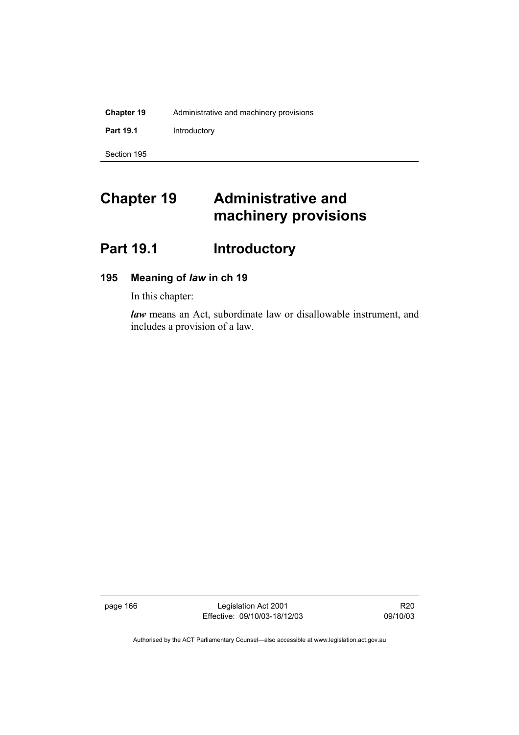# Chapter 19 Administrative and machinery provisions

## Part 19.1 Introductory

### 195 Meaning of *law* in ch 19

In this chapter:

***law*** means an Act, subordinate law or disallowable instrument, and includes a provision of a law.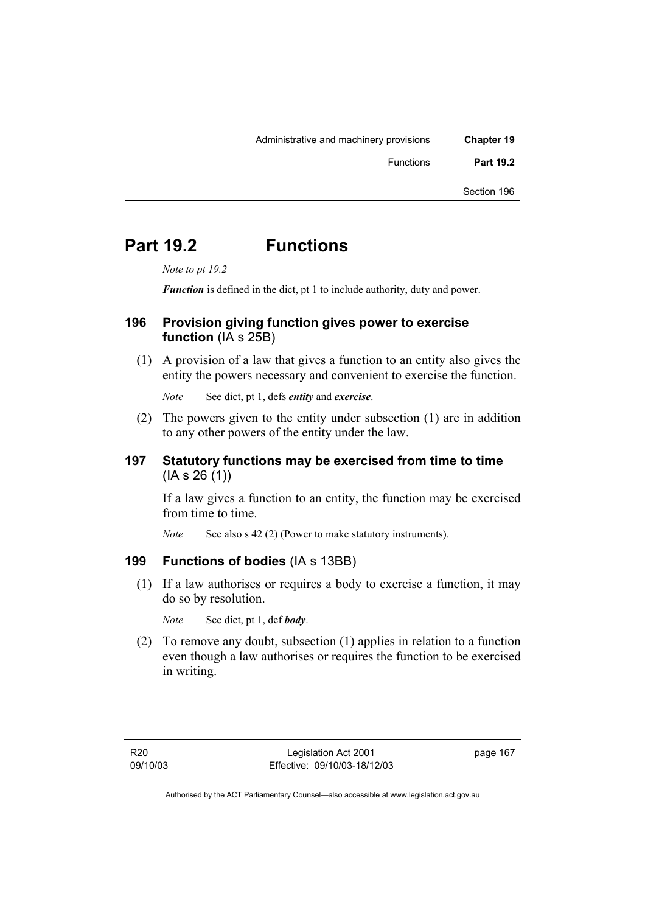# Part 19.2 Functions

*Note to pt 19.2*

***Function*** is defined in the dict, pt 1 to include authority, duty and power.

## 196 Provision giving function gives power to exercise function (IA s 25B)

(1) A provision of a law that gives a function to an entity also gives the entity the powers necessary and convenient to exercise the function.

*Note* See dict, pt 1, defs ***entity*** and ***exercise***.

(2) The powers given to the entity under subsection (1) are in addition to any other powers of the entity under the law.

## 197 Statutory functions may be exercised from time to time (IA s 26 (1))

If a law gives a function to an entity, the function may be exercised from time to time.

*Note* See also s 42 (2) (Power to make statutory instruments).

## 199 Functions of bodies (IA s 13BB)

(1) If a law authorises or requires a body to exercise a function, it may do so by resolution.

*Note* See dict, pt 1, def ***body***.

(2) To remove any doubt, subsection (1) applies in relation to a function even though a law authorises or requires the function to be exercised in writing.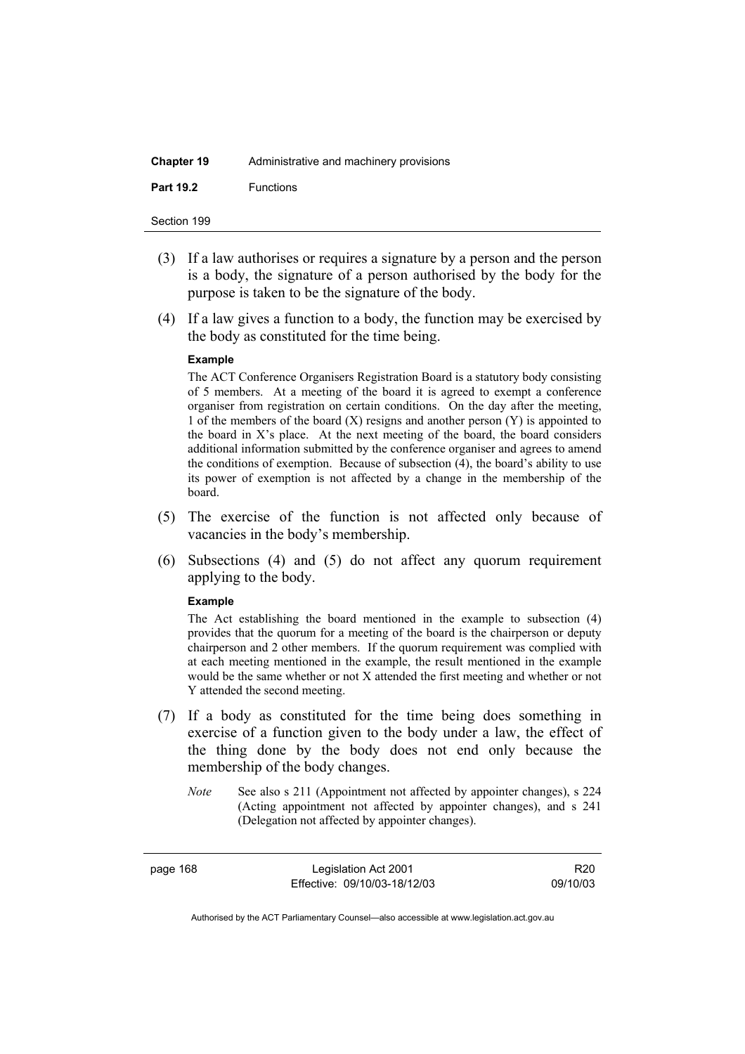(3) If a law authorises or requires a signature by a person and the person is a body, the signature of a person authorised by the body for the purpose is taken to be the signature of the body.

(4) If a law gives a function to a body, the function may be exercised by the body as constituted for the time being.

**Example**

The ACT Conference Organisers Registration Board is a statutory body consisting of 5 members. At a meeting of the board it is agreed to exempt a conference organiser from registration on certain conditions. On the day after the meeting, 1 of the members of the board (X) resigns and another person (Y) is appointed to the board in X's place. At the next meeting of the board, the board considers additional information submitted by the conference organiser and agrees to amend the conditions of exemption. Because of subsection (4), the board's ability to use its power of exemption is not affected by a change in the membership of the board.

(5) The exercise of the function is not affected only because of vacancies in the body's membership.

(6) Subsections (4) and (5) do not affect any quorum requirement applying to the body.

**Example**

The Act establishing the board mentioned in the example to subsection (4) provides that the quorum for a meeting of the board is the chairperson or deputy chairperson and 2 other members. If the quorum requirement was complied with at each meeting mentioned in the example, the result mentioned in the example would be the same whether or not X attended the first meeting and whether or not Y attended the second meeting.

(7) If a body as constituted for the time being does something in exercise of a function given to the body under a law, the effect of the thing done by the body does not end only because the membership of the body changes.

*Note* See also s 211 (Appointment not affected by appointer changes), s 224 (Acting appointment not affected by appointer changes), and s 241 (Delegation not affected by appointer changes).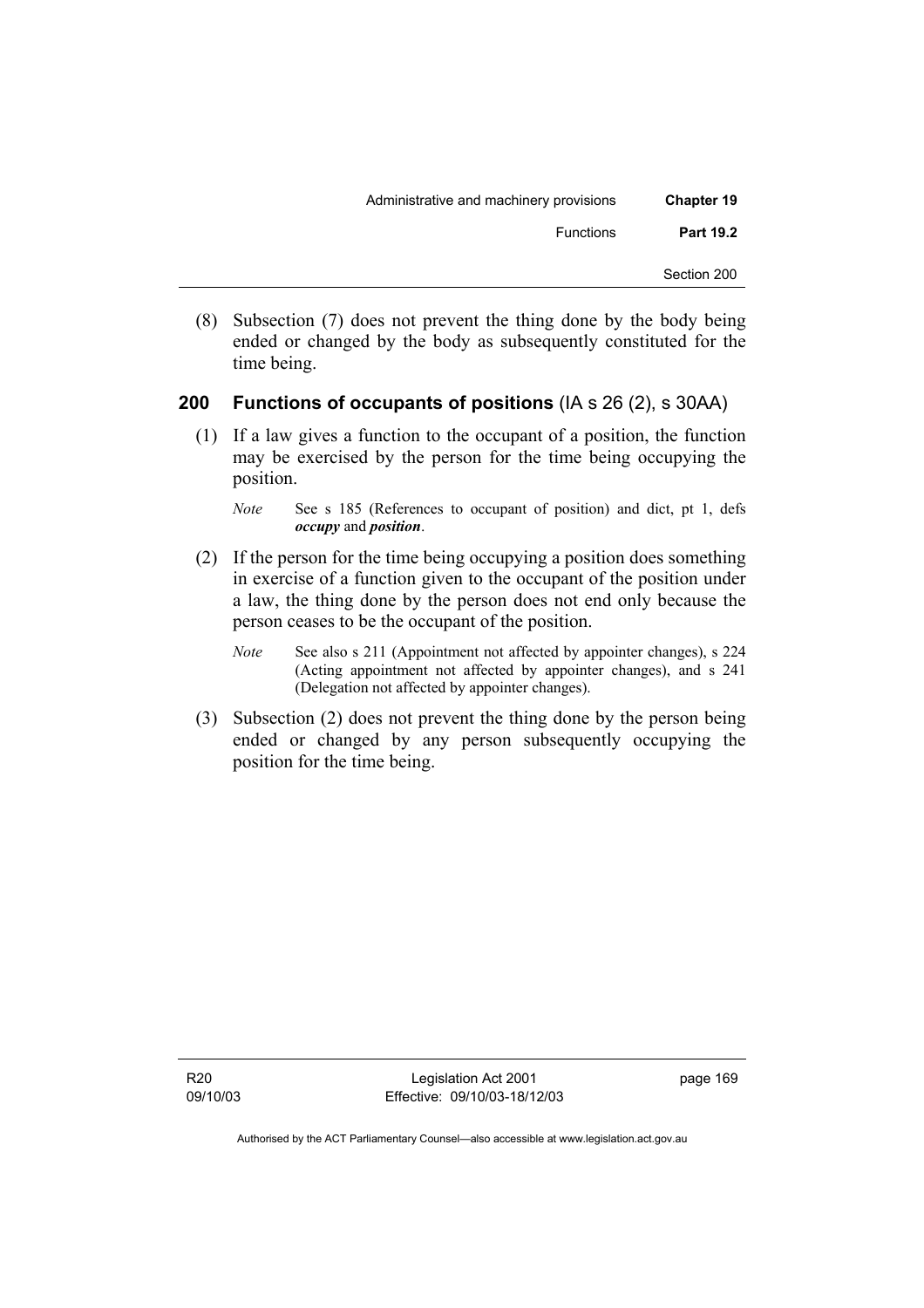(8) Subsection (7) does not prevent the thing done by the body being ended or changed by the body as subsequently constituted for the time being.

## 200 Functions of occupants of positions (IA s 26 (2), s 30AA)

(1) If a law gives a function to the occupant of a position, the function may be exercised by the person for the time being occupying the position.

*Note* See s 185 (References to occupant of position) and dict, pt 1, defs ***occupy*** and ***position***.

(2) If the person for the time being occupying a position does something in exercise of a function given to the occupant of the position under a law, the thing done by the person does not end only because the person ceases to be the occupant of the position.

*Note* See also s 211 (Appointment not affected by appointer changes), s 224 (Acting appointment not affected by appointer changes), and s 241 (Delegation not affected by appointer changes).

(3) Subsection (2) does not prevent the thing done by the person being ended or changed by any person subsequently occupying the position for the time being.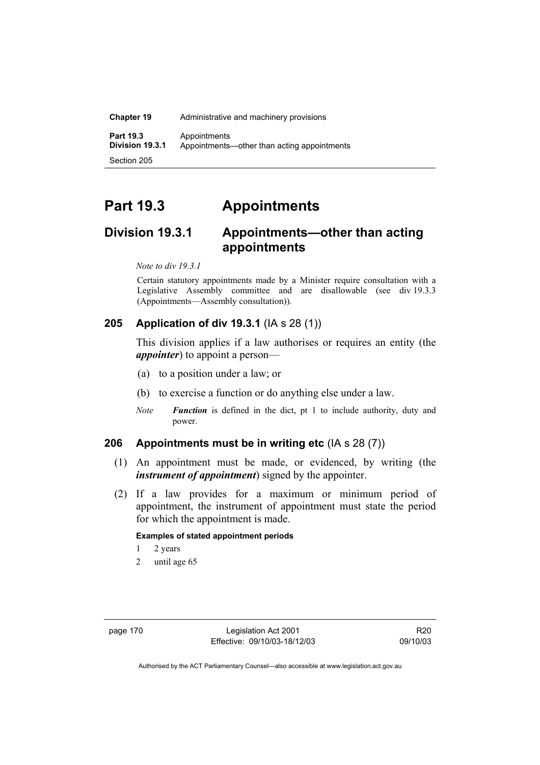# Part 19.3 Appointments

## Division 19.3.1 Appointments—other than acting appointments

*Note to div 19.3.1*

Certain statutory appointments made by a Minister require consultation with a Legislative Assembly committee and are disallowable (see div 19.3.3 (Appointments—Assembly consultation)).

### 205 Application of div 19.3.1 (IA s 28 (1))

This division applies if a law authorises or requires an entity (the ***appointer***) to appoint a person—

(a) to a position under a law; or

(b) to exercise a function or do anything else under a law.

*Note* ***Function*** is defined in the dict, pt 1 to include authority, duty and power.

### 206 Appointments must be in writing etc (IA s 28 (7))

(1) An appointment must be made, or evidenced, by writing (the ***instrument of appointment***) signed by the appointer.

(2) If a law provides for a maximum or minimum period of appointment, the instrument of appointment must state the period for which the appointment is made.

**Examples of stated appointment periods**

1 2 years

2 until age 65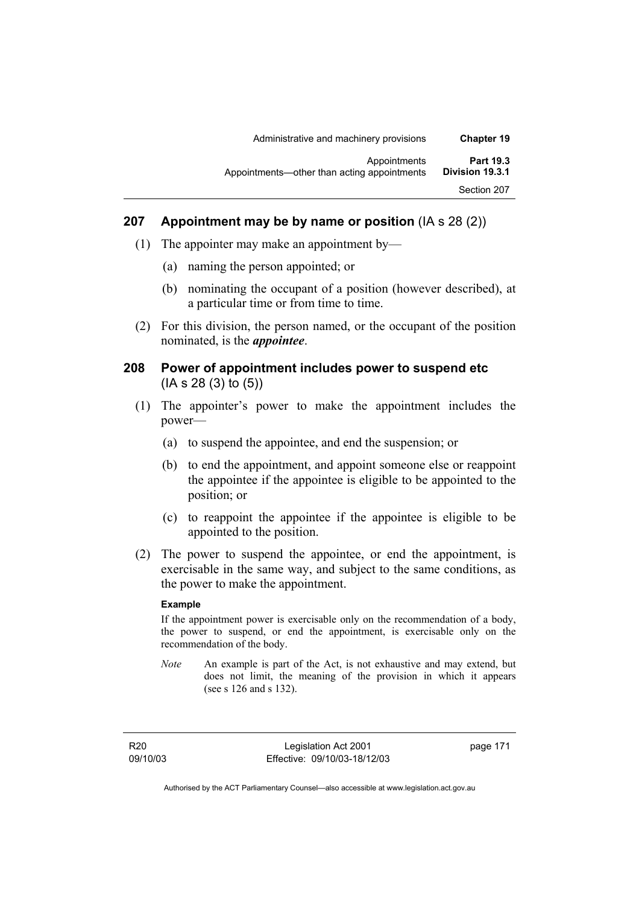## 207 Appointment may be by name or position (IA s 28 (2))

(1) The appointer may make an appointment by—

(a) naming the person appointed; or

(b) nominating the occupant of a position (however described), at a particular time or from time to time.

(2) For this division, the person named, or the occupant of the position nominated, is the ***appointee***.

## 208 Power of appointment includes power to suspend etc (IA s 28 (3) to (5))

(1) The appointer's power to make the appointment includes the power—

(a) to suspend the appointee, and end the suspension; or

(b) to end the appointment, and appoint someone else or reappoint the appointee if the appointee is eligible to be appointed to the position; or

(c) to reappoint the appointee if the appointee is eligible to be appointed to the position.

(2) The power to suspend the appointee, or end the appointment, is exercisable in the same way, and subject to the same conditions, as the power to make the appointment.

**Example**

If the appointment power is exercisable only on the recommendation of a body, the power to suspend, or end the appointment, is exercisable only on the recommendation of the body.

*Note* An example is part of the Act, is not exhaustive and may extend, but does not limit, the meaning of the provision in which it appears (see s 126 and s 132).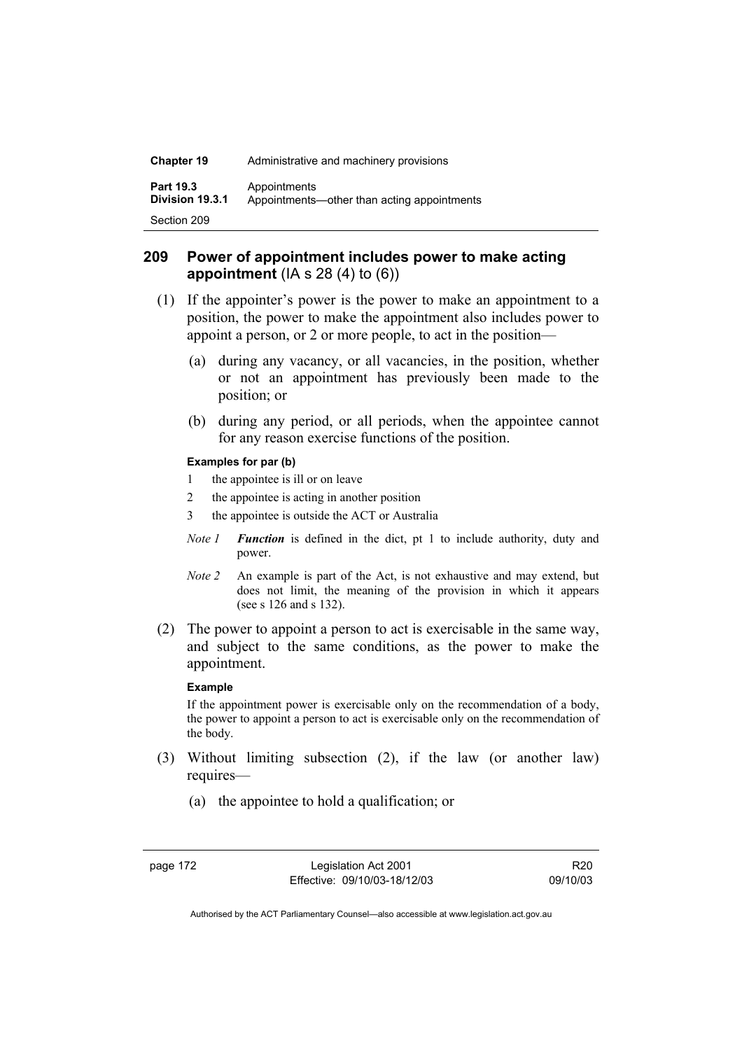## 209 Power of appointment includes power to make acting appointment (IA s 28 (4) to (6))

(1) If the appointer's power is the power to make an appointment to a position, the power to make the appointment also includes power to appoint a person, or 2 or more people, to act in the position—

(a) during any vacancy, or all vacancies, in the position, whether or not an appointment has previously been made to the position; or

(b) during any period, or all periods, when the appointee cannot for any reason exercise functions of the position.

**Examples for par (b)**

1 the appointee is ill or on leave

2 the appointee is acting in another position

3 the appointee is outside the ACT or Australia

*Note 1* ***Function*** is defined in the dict, pt 1 to include authority, duty and power.

*Note 2* An example is part of the Act, is not exhaustive and may extend, but does not limit, the meaning of the provision in which it appears (see s 126 and s 132).

(2) The power to appoint a person to act is exercisable in the same way, and subject to the same conditions, as the power to make the appointment.

**Example**

If the appointment power is exercisable only on the recommendation of a body, the power to appoint a person to act is exercisable only on the recommendation of the body.

(3) Without limiting subsection (2), if the law (or another law) requires—

(a) the appointee to hold a qualification; or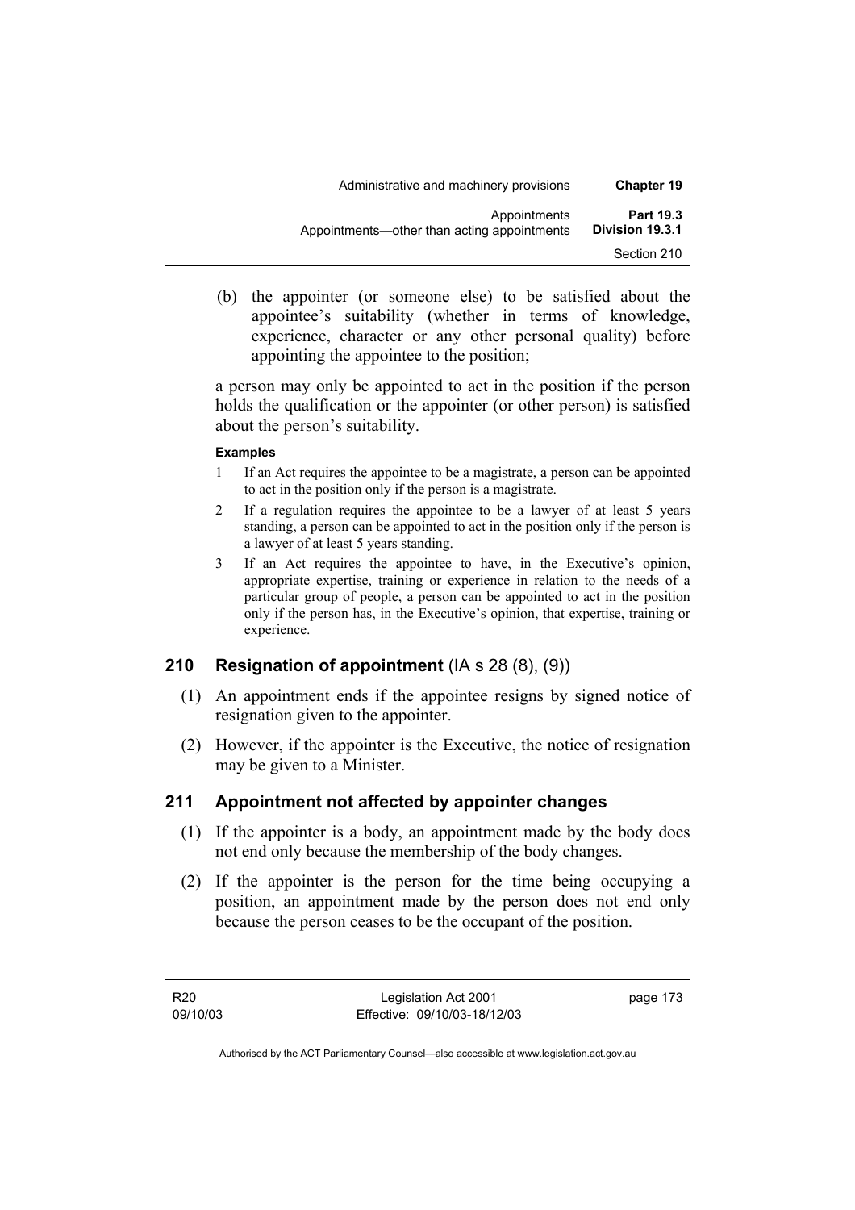(b) the appointer (or someone else) to be satisfied about the appointee's suitability (whether in terms of knowledge, experience, character or any other personal quality) before appointing the appointee to the position;

a person may only be appointed to act in the position if the person holds the qualification or the appointer (or other person) is satisfied about the person's suitability.

**Examples**

1 If an Act requires the appointee to be a magistrate, a person can be appointed to act in the position only if the person is a magistrate.

2 If a regulation requires the appointee to be a lawyer of at least 5 years standing, a person can be appointed to act in the position only if the person is a lawyer of at least 5 years standing.

3 If an Act requires the appointee to have, in the Executive's opinion, appropriate expertise, training or experience in relation to the needs of a particular group of people, a person can be appointed to act in the position only if the person has, in the Executive's opinion, that expertise, training or experience.

## 210 Resignation of appointment (IA s 28 (8), (9))

(1) An appointment ends if the appointee resigns by signed notice of resignation given to the appointer.

(2) However, if the appointer is the Executive, the notice of resignation may be given to a Minister.

## 211 Appointment not affected by appointer changes

(1) If the appointer is a body, an appointment made by the body does not end only because the membership of the body changes.

(2) If the appointer is the person for the time being occupying a position, an appointment made by the person does not end only because the person ceases to be the occupant of the position.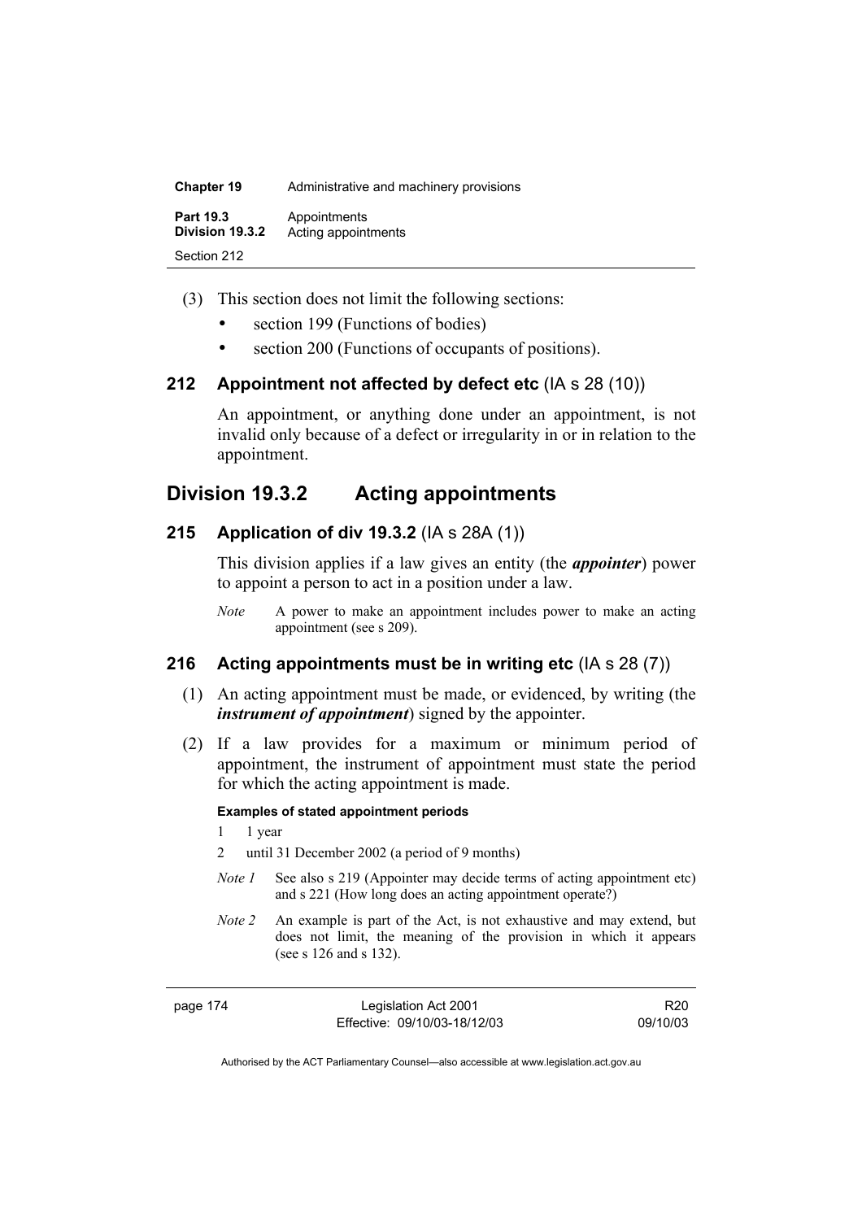(3) This section does not limit the following sections:

- section 199 (Functions of bodies)
- section 200 (Functions of occupants of positions).

### 212 Appointment not affected by defect etc (IA s 28 (10))

An appointment, or anything done under an appointment, is not invalid only because of a defect or irregularity in or in relation to the appointment.

## Division 19.3.2 Acting appointments

### 215 Application of div 19.3.2 (IA s 28A (1))

This division applies if a law gives an entity (the ***appointer***) power to appoint a person to act in a position under a law.

*Note* A power to make an appointment includes power to make an acting appointment (see s 209).

### 216 Acting appointments must be in writing etc (IA s 28 (7))

(1) An acting appointment must be made, or evidenced, by writing (the ***instrument of appointment***) signed by the appointer.

(2) If a law provides for a maximum or minimum period of appointment, the instrument of appointment must state the period for which the acting appointment is made.

**Examples of stated appointment periods**

1 1 year

2 until 31 December 2002 (a period of 9 months)

*Note 1* See also s 219 (Appointer may decide terms of acting appointment etc) and s 221 (How long does an acting appointment operate?)

*Note 2* An example is part of the Act, is not exhaustive and may extend, but does not limit, the meaning of the provision in which it appears (see s 126 and s 132).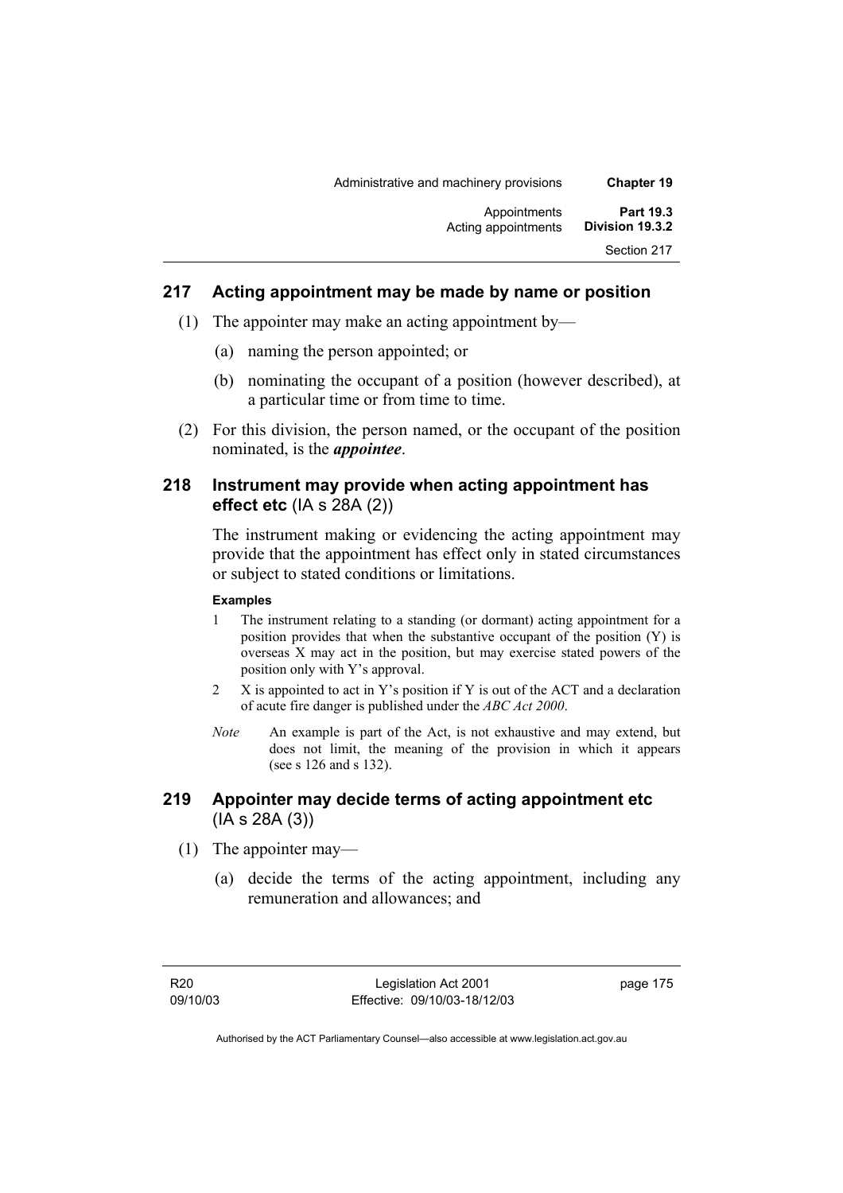### 217 Acting appointment may be made by name or position

(1) The appointer may make an acting appointment by—

(a) naming the person appointed; or

(b) nominating the occupant of a position (however described), at a particular time or from time to time.

(2) For this division, the person named, or the occupant of the position nominated, is the ***appointee***.

### 218 Instrument may provide when acting appointment has effect etc (IA s 28A (2))

The instrument making or evidencing the acting appointment may provide that the appointment has effect only in stated circumstances or subject to stated conditions or limitations.

**Examples**

1 The instrument relating to a standing (or dormant) acting appointment for a position provides that when the substantive occupant of the position (Y) is overseas X may act in the position, but may exercise stated powers of the position only with Y's approval.

2 X is appointed to act in Y's position if Y is out of the ACT and a declaration of acute fire danger is published under the *ABC Act 2000*.

*Note* An example is part of the Act, is not exhaustive and may extend, but does not limit, the meaning of the provision in which it appears (see s 126 and s 132).

### 219 Appointer may decide terms of acting appointment etc (IA s 28A (3))

(1) The appointer may—

(a) decide the terms of the acting appointment, including any remuneration and allowances; and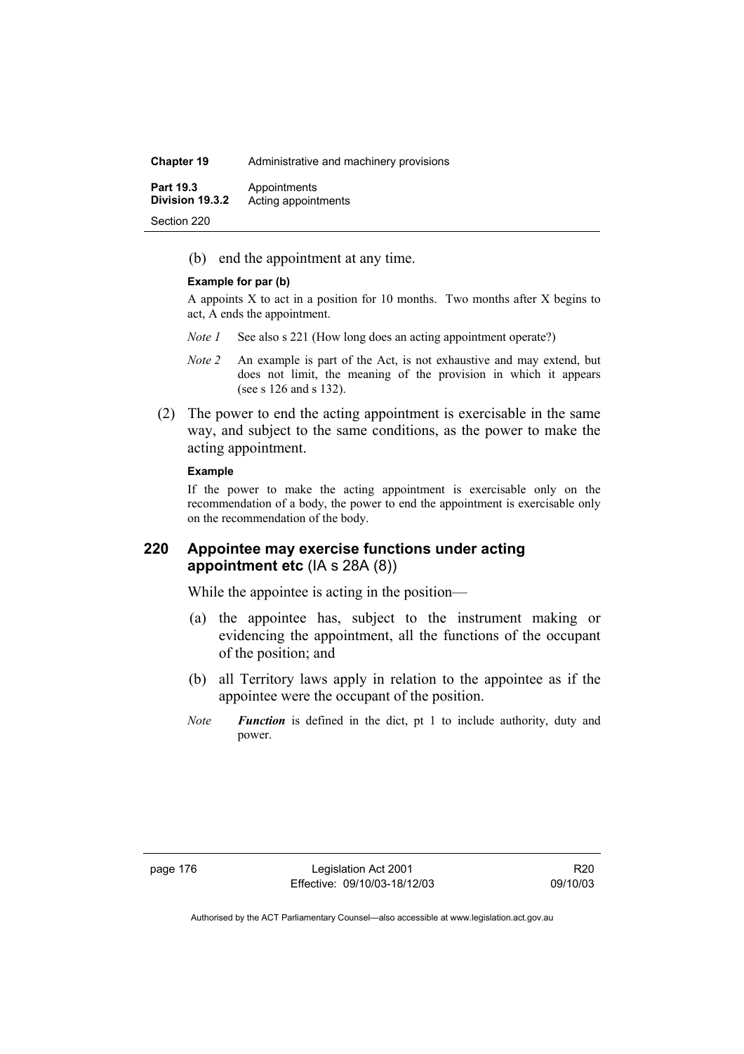(b) end the appointment at any time.

**Example for par (b)**

A appoints X to act in a position for 10 months. Two months after X begins to act, A ends the appointment.

*Note 1* See also s 221 (How long does an acting appointment operate?)

*Note 2* An example is part of the Act, is not exhaustive and may extend, but does not limit, the meaning of the provision in which it appears (see s 126 and s 132).

(2) The power to end the acting appointment is exercisable in the same way, and subject to the same conditions, as the power to make the acting appointment.

**Example**

If the power to make the acting appointment is exercisable only on the recommendation of a body, the power to end the appointment is exercisable only on the recommendation of the body.

## 220 Appointee may exercise functions under acting appointment etc (IA s 28A (8))

While the appointee is acting in the position—

(a) the appointee has, subject to the instrument making or evidencing the appointment, all the functions of the occupant of the position; and

(b) all Territory laws apply in relation to the appointee as if the appointee were the occupant of the position.

*Note* ***Function*** is defined in the dict, pt 1 to include authority, duty and power.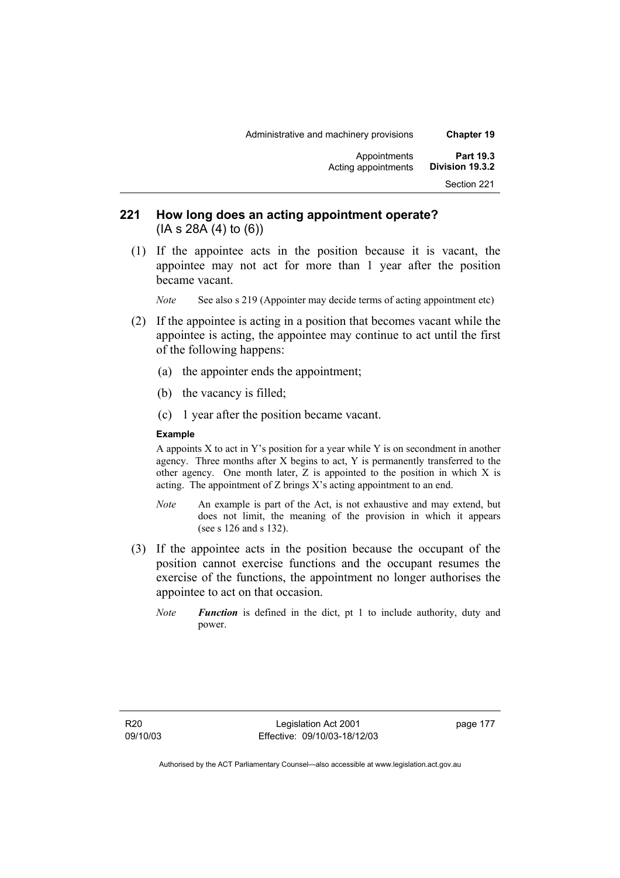## 221 How long does an acting appointment operate?
(IA s 28A (4) to (6))

(1) If the appointee acts in the position because it is vacant, the appointee may not act for more than 1 year after the position became vacant.

*Note* See also s 219 (Appointer may decide terms of acting appointment etc)

(2) If the appointee is acting in a position that becomes vacant while the appointee is acting, the appointee may continue to act until the first of the following happens:

(a) the appointer ends the appointment;

(b) the vacancy is filled;

(c) 1 year after the position became vacant.

**Example**

A appoints X to act in Y's position for a year while Y is on secondment in another agency. Three months after X begins to act, Y is permanently transferred to the other agency. One month later, Z is appointed to the position in which X is acting. The appointment of Z brings X's acting appointment to an end.

*Note* An example is part of the Act, is not exhaustive and may extend, but does not limit, the meaning of the provision in which it appears (see s 126 and s 132).

(3) If the appointee acts in the position because the occupant of the position cannot exercise functions and the occupant resumes the exercise of the functions, the appointment no longer authorises the appointee to act on that occasion.

*Note* ***Function*** is defined in the dict, pt 1 to include authority, duty and power.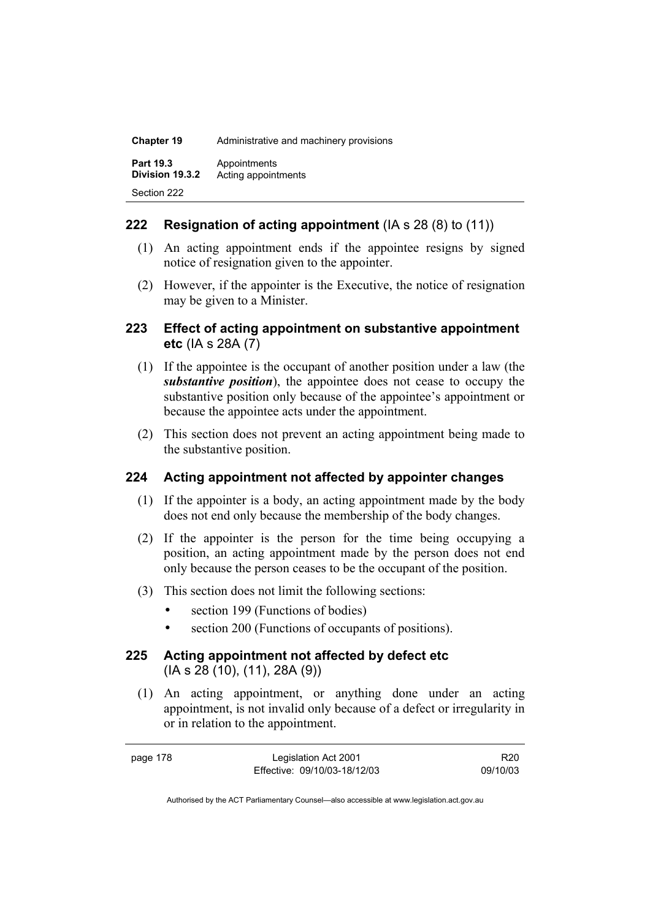## 222 Resignation of acting appointment (IA s 28 (8) to (11))

(1) An acting appointment ends if the appointee resigns by signed notice of resignation given to the appointer.

(2) However, if the appointer is the Executive, the notice of resignation may be given to a Minister.

## 223 Effect of acting appointment on substantive appointment etc (IA s 28A (7)

(1) If the appointee is the occupant of another position under a law (the ***substantive position***), the appointee does not cease to occupy the substantive position only because of the appointee's appointment or because the appointee acts under the appointment.

(2) This section does not prevent an acting appointment being made to the substantive position.

## 224 Acting appointment not affected by appointer changes

(1) If the appointer is a body, an acting appointment made by the body does not end only because the membership of the body changes.

(2) If the appointer is the person for the time being occupying a position, an acting appointment made by the person does not end only because the person ceases to be the occupant of the position.

(3) This section does not limit the following sections:

- section 199 (Functions of bodies)
- section 200 (Functions of occupants of positions).

## 225 Acting appointment not affected by defect etc (IA s 28 (10), (11), 28A (9))

(1) An acting appointment, or anything done under an acting appointment, is not invalid only because of a defect or irregularity in or in relation to the appointment.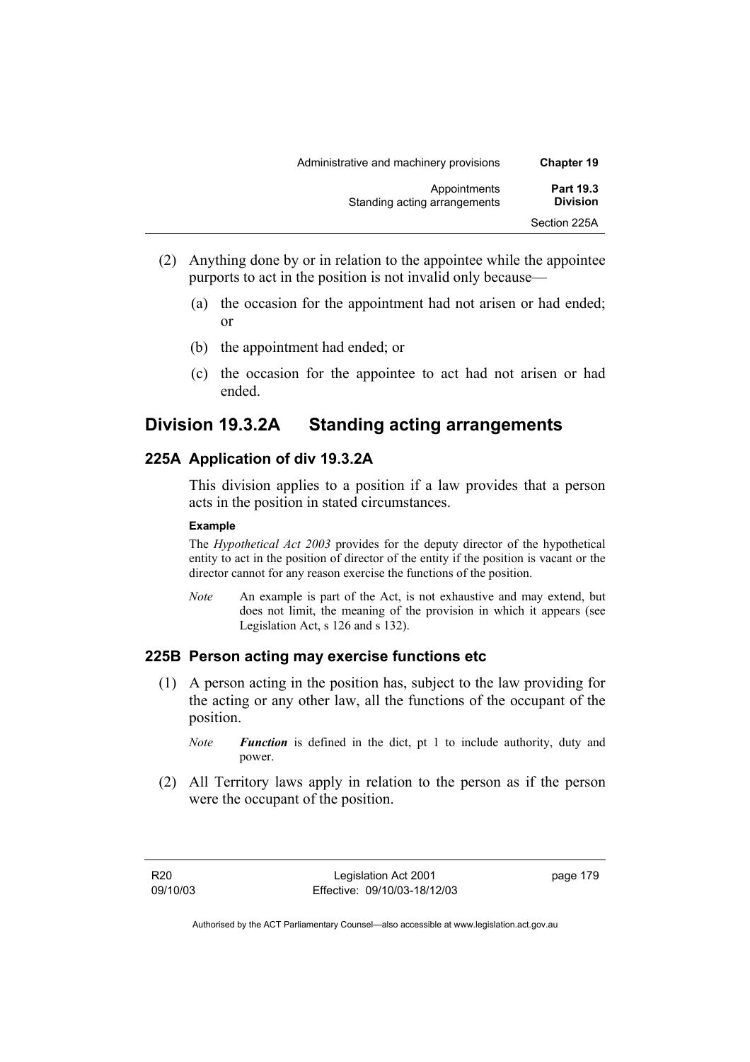(2) Anything done by or in relation to the appointee while the appointee purports to act in the position is not invalid only because—

(a) the occasion for the appointment had not arisen or had ended; or

(b) the appointment had ended; or

(c) the occasion for the appointee to act had not arisen or had ended.

## Division 19.3.2A Standing acting arrangements

### 225A Application of div 19.3.2A

This division applies to a position if a law provides that a person acts in the position in stated circumstances.

**Example**

The *Hypothetical Act 2003* provides for the deputy director of the hypothetical entity to act in the position of director of the entity if the position is vacant or the director cannot for any reason exercise the functions of the position.

*Note* An example is part of the Act, is not exhaustive and may extend, but does not limit, the meaning of the provision in which it appears (see Legislation Act, s 126 and s 132).

### 225B Person acting may exercise functions etc

(1) A person acting in the position has, subject to the law providing for the acting or any other law, all the functions of the occupant of the position.

*Note* ***Function*** is defined in the dict, pt 1 to include authority, duty and power.

(2) All Territory laws apply in relation to the person as if the person were the occupant of the position.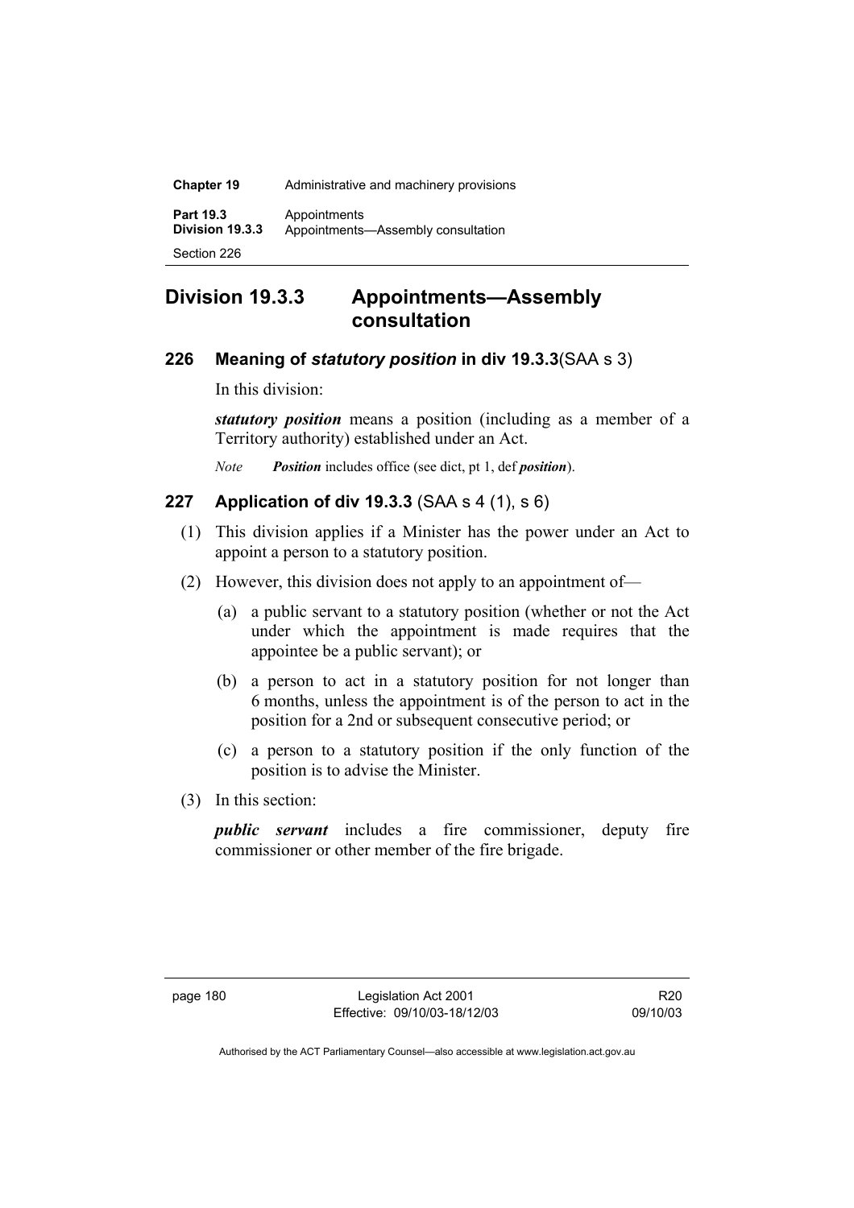## Division 19.3.3 Appointments—Assembly consultation

### 226 Meaning of *statutory position* in div 19.3.3 (SAA s 3)

In this division:

***statutory position*** means a position (including as a member of a Territory authority) established under an Act.

*Note* ***Position*** includes office (see dict, pt 1, def ***position***).

### 227 Application of div 19.3.3 (SAA s 4 (1), s 6)

(1) This division applies if a Minister has the power under an Act to appoint a person to a statutory position.

(2) However, this division does not apply to an appointment of—

(a) a public servant to a statutory position (whether or not the Act under which the appointment is made requires that the appointee be a public servant); or

(b) a person to act in a statutory position for not longer than 6 months, unless the appointment is of the person to act in the position for a 2nd or subsequent consecutive period; or

(c) a person to a statutory position if the only function of the position is to advise the Minister.

(3) In this section:

***public servant*** includes a fire commissioner, deputy fire commissioner or other member of the fire brigade.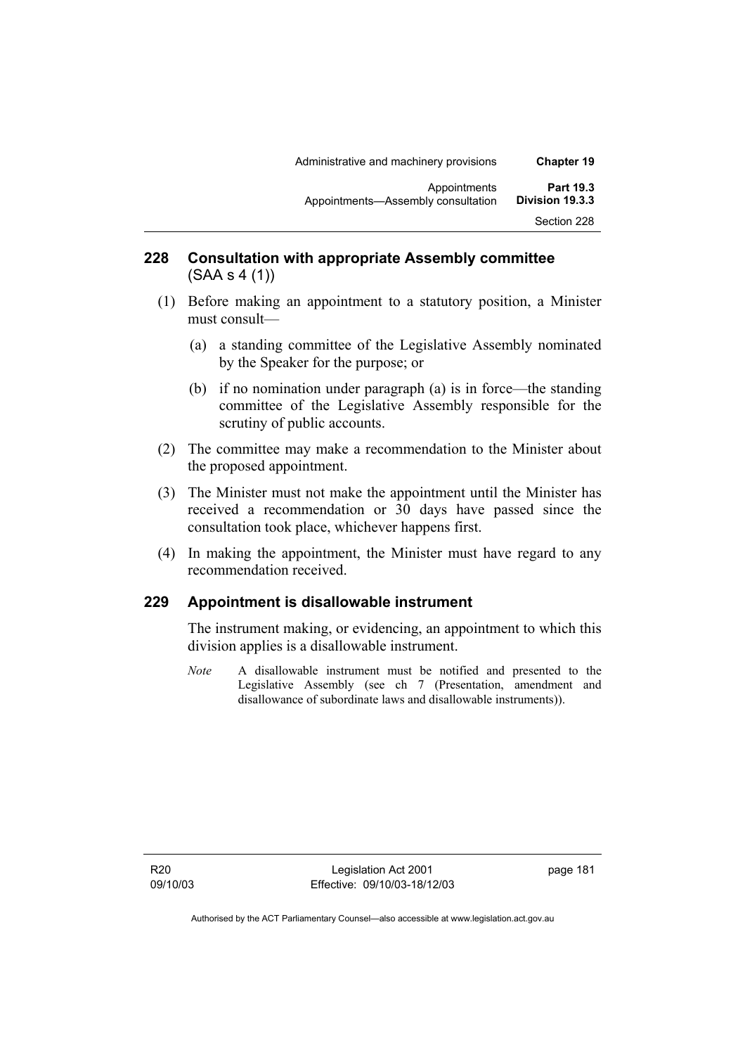## 228 Consultation with appropriate Assembly committee (SAA s 4 (1))

(1) Before making an appointment to a statutory position, a Minister must consult—

(a) a standing committee of the Legislative Assembly nominated by the Speaker for the purpose; or

(b) if no nomination under paragraph (a) is in force—the standing committee of the Legislative Assembly responsible for the scrutiny of public accounts.

(2) The committee may make a recommendation to the Minister about the proposed appointment.

(3) The Minister must not make the appointment until the Minister has received a recommendation or 30 days have passed since the consultation took place, whichever happens first.

(4) In making the appointment, the Minister must have regard to any recommendation received.

## 229 Appointment is disallowable instrument

The instrument making, or evidencing, an appointment to which this division applies is a disallowable instrument.

*Note* A disallowable instrument must be notified and presented to the Legislative Assembly (see ch 7 (Presentation, amendment and disallowance of subordinate laws and disallowable instruments)).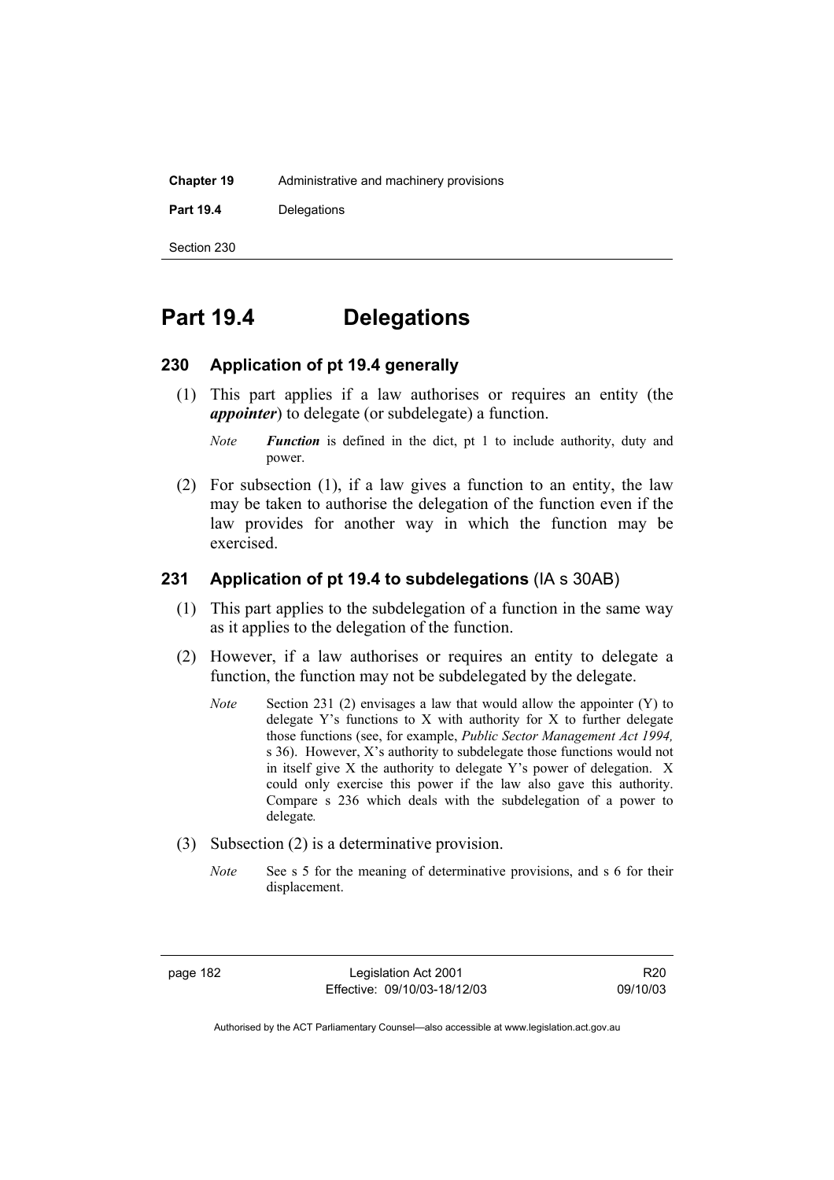# Part 19.4 Delegations

## 230 Application of pt 19.4 generally

(1) This part applies if a law authorises or requires an entity (the ***appointer***) to delegate (or subdelegate) a function.

*Note* ***Function*** is defined in the dict, pt 1 to include authority, duty and power.

(2) For subsection (1), if a law gives a function to an entity, the law may be taken to authorise the delegation of the function even if the law provides for another way in which the function may be exercised.

## 231 Application of pt 19.4 to subdelegations (IA s 30AB)

(1) This part applies to the subdelegation of a function in the same way as it applies to the delegation of the function.

(2) However, if a law authorises or requires an entity to delegate a function, the function may not be subdelegated by the delegate.

*Note* Section 231 (2) envisages a law that would allow the appointer (Y) to delegate Y's functions to X with authority for X to further delegate those functions (see, for example, *Public Sector Management Act 1994,* s 36). However, X's authority to subdelegate those functions would not in itself give X the authority to delegate Y's power of delegation. X could only exercise this power if the law also gave this authority. Compare s 236 which deals with the subdelegation of a power to delegate*.*

(3) Subsection (2) is a determinative provision.

*Note* See s 5 for the meaning of determinative provisions, and s 6 for their displacement.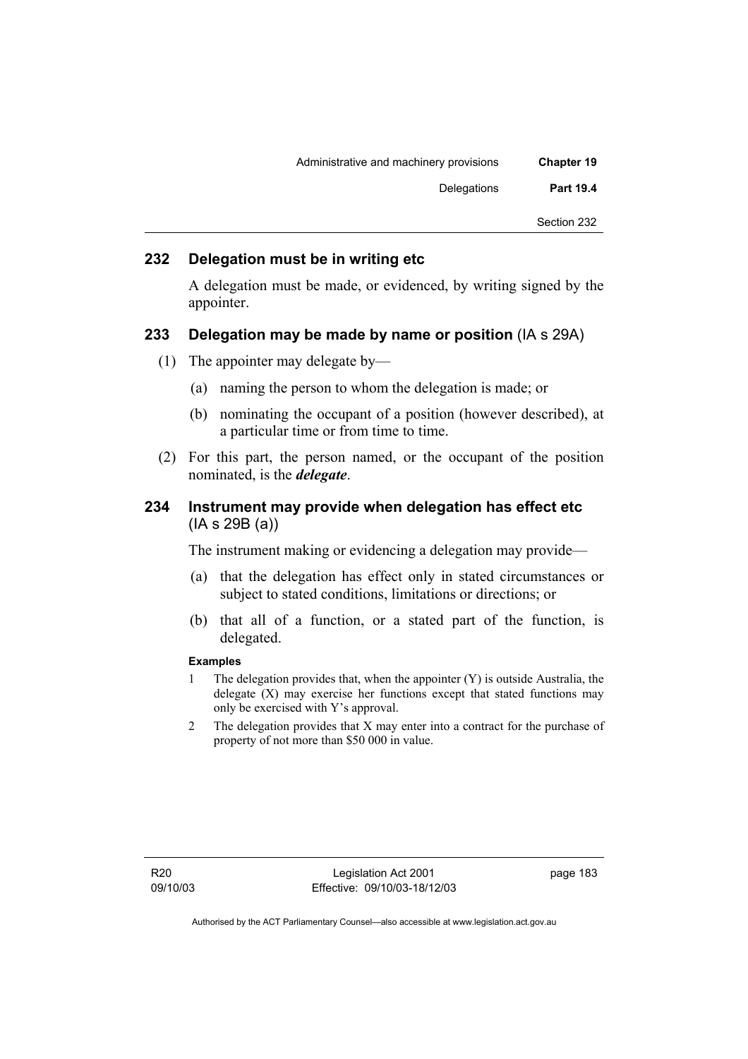## 232 Delegation must be in writing etc

A delegation must be made, or evidenced, by writing signed by the appointer.

## 233 Delegation may be made by name or position (IA s 29A)

(1) The appointer may delegate by—

(a) naming the person to whom the delegation is made; or

(b) nominating the occupant of a position (however described), at a particular time or from time to time.

(2) For this part, the person named, or the occupant of the position nominated, is the ***delegate***.

## 234 Instrument may provide when delegation has effect etc (IA s 29B (a))

The instrument making or evidencing a delegation may provide—

(a) that the delegation has effect only in stated circumstances or subject to stated conditions, limitations or directions; or

(b) that all of a function, or a stated part of the function, is delegated.

**Examples**

1 The delegation provides that, when the appointer (Y) is outside Australia, the delegate (X) may exercise her functions except that stated functions may only be exercised with Y's approval.

2 The delegation provides that X may enter into a contract for the purchase of property of not more than $50 000 in value.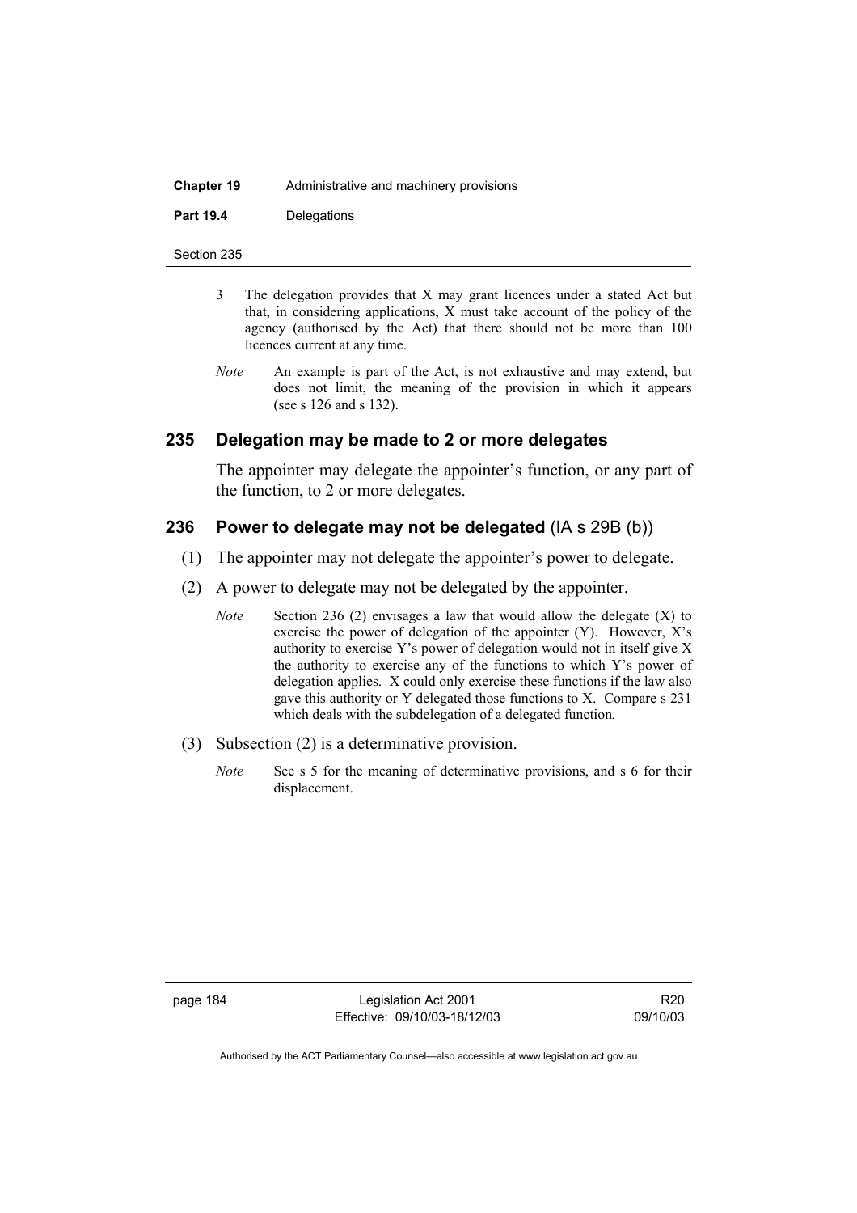3 The delegation provides that X may grant licences under a stated Act but that, in considering applications, X must take account of the policy of the agency (authorised by the Act) that there should not be more than 100 licences current at any time.

*Note* An example is part of the Act, is not exhaustive and may extend, but does not limit, the meaning of the provision in which it appears (see s 126 and s 132).

### 235 Delegation may be made to 2 or more delegates

The appointer may delegate the appointer's function, or any part of the function, to 2 or more delegates.

### 236 Power to delegate may not be delegated (IA s 29B (b))

(1) The appointer may not delegate the appointer's power to delegate.

(2) A power to delegate may not be delegated by the appointer.

*Note* Section 236 (2) envisages a law that would allow the delegate (X) to exercise the power of delegation of the appointer (Y). However, X's authority to exercise Y's power of delegation would not in itself give X the authority to exercise any of the functions to which Y's power of delegation applies. X could only exercise these functions if the law also gave this authority or Y delegated those functions to X. Compare s 231 which deals with the subdelegation of a delegated function.

(3) Subsection (2) is a determinative provision.

*Note* See s 5 for the meaning of determinative provisions, and s 6 for their displacement.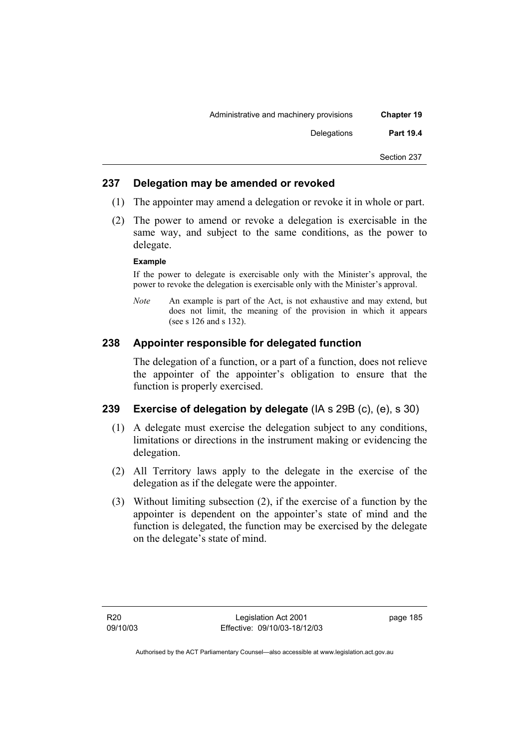## 237 Delegation may be amended or revoked

(1) The appointer may amend a delegation or revoke it in whole or part.

(2) The power to amend or revoke a delegation is exercisable in the same way, and subject to the same conditions, as the power to delegate.

**Example**

If the power to delegate is exercisable only with the Minister's approval, the power to revoke the delegation is exercisable only with the Minister's approval.

*Note* An example is part of the Act, is not exhaustive and may extend, but does not limit, the meaning of the provision in which it appears (see s 126 and s 132).

## 238 Appointer responsible for delegated function

The delegation of a function, or a part of a function, does not relieve the appointer of the appointer's obligation to ensure that the function is properly exercised.

## 239 Exercise of delegation by delegate (IA s 29B (c), (e), s 30)

(1) A delegate must exercise the delegation subject to any conditions, limitations or directions in the instrument making or evidencing the delegation.

(2) All Territory laws apply to the delegate in the exercise of the delegation as if the delegate were the appointer.

(3) Without limiting subsection (2), if the exercise of a function by the appointer is dependent on the appointer's state of mind and the function is delegated, the function may be exercised by the delegate on the delegate's state of mind.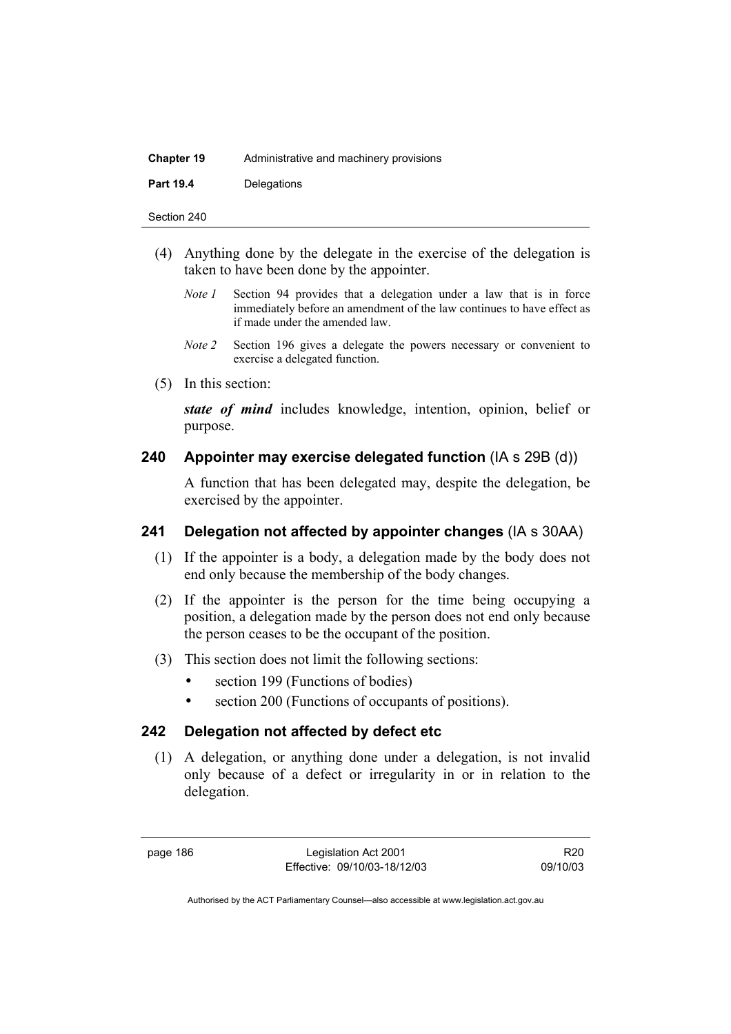(4) Anything done by the delegate in the exercise of the delegation is taken to have been done by the appointer.

*Note 1* Section 94 provides that a delegation under a law that is in force immediately before an amendment of the law continues to have effect as if made under the amended law.

*Note 2* Section 196 gives a delegate the powers necessary or convenient to exercise a delegated function.

(5) In this section:

***state of mind*** includes knowledge, intention, opinion, belief or purpose.

## 240 Appointer may exercise delegated function (IA s 29B (d))

A function that has been delegated may, despite the delegation, be exercised by the appointer.

## 241 Delegation not affected by appointer changes (IA s 30AA)

(1) If the appointer is a body, a delegation made by the body does not end only because the membership of the body changes.

(2) If the appointer is the person for the time being occupying a position, a delegation made by the person does not end only because the person ceases to be the occupant of the position.

(3) This section does not limit the following sections:

- section 199 (Functions of bodies)
- section 200 (Functions of occupants of positions).

## 242 Delegation not affected by defect etc

(1) A delegation, or anything done under a delegation, is not invalid only because of a defect or irregularity in or in relation to the delegation.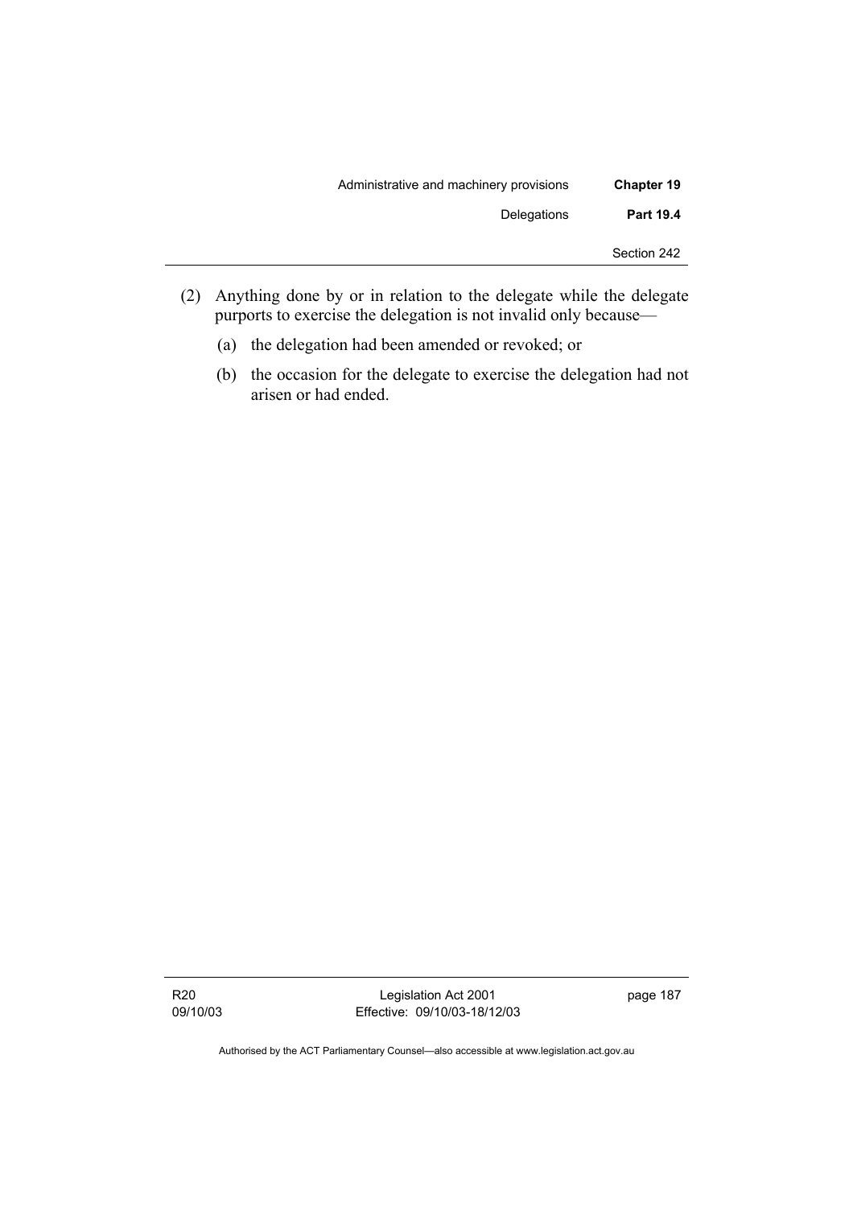(2) Anything done by or in relation to the delegate while the delegate purports to exercise the delegation is not invalid only because—

   (a) the delegation had been amended or revoked; or

   (b) the occasion for the delegate to exercise the delegation had not arisen or had ended.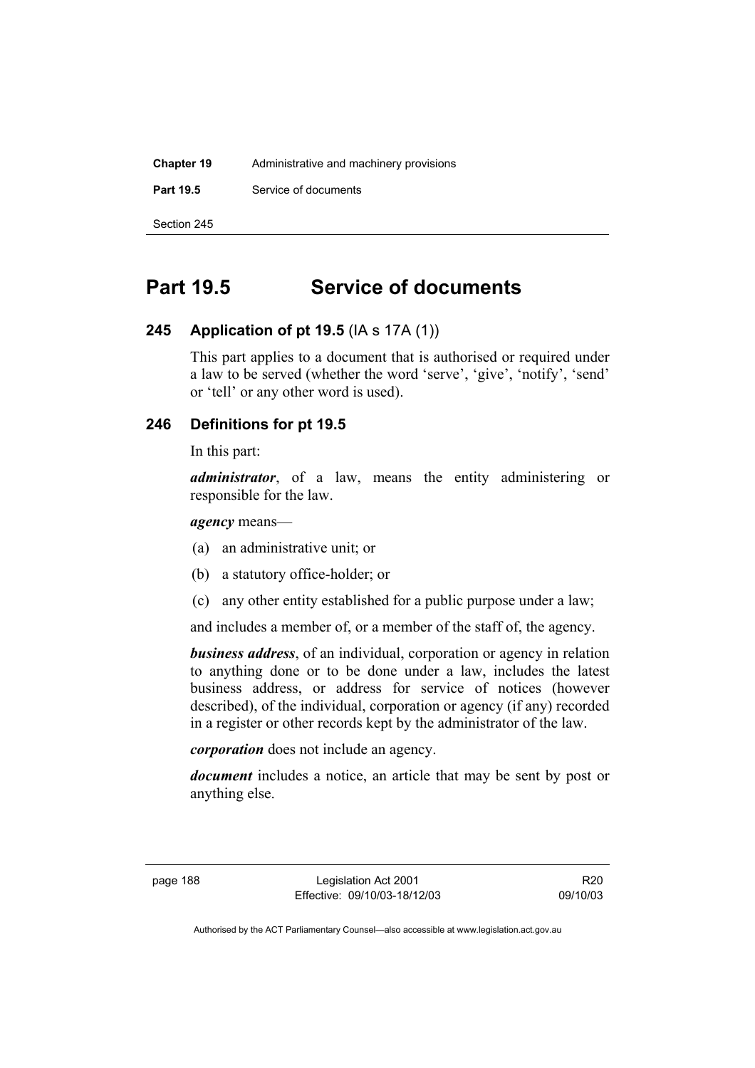# Part 19.5 Service of documents

## 245 Application of pt 19.5 (IA s 17A (1))

This part applies to a document that is authorised or required under a law to be served (whether the word 'serve', 'give', 'notify', 'send' or 'tell' or any other word is used).

## 246 Definitions for pt 19.5

In this part:

***administrator***, of a law, means the entity administering or responsible for the law.

***agency*** means—

(a) an administrative unit; or

(b) a statutory office-holder; or

(c) any other entity established for a public purpose under a law;

and includes a member of, or a member of the staff of, the agency.

***business address***, of an individual, corporation or agency in relation to anything done or to be done under a law, includes the latest business address, or address for service of notices (however described), of the individual, corporation or agency (if any) recorded in a register or other records kept by the administrator of the law.

***corporation*** does not include an agency.

***document*** includes a notice, an article that may be sent by post or anything else.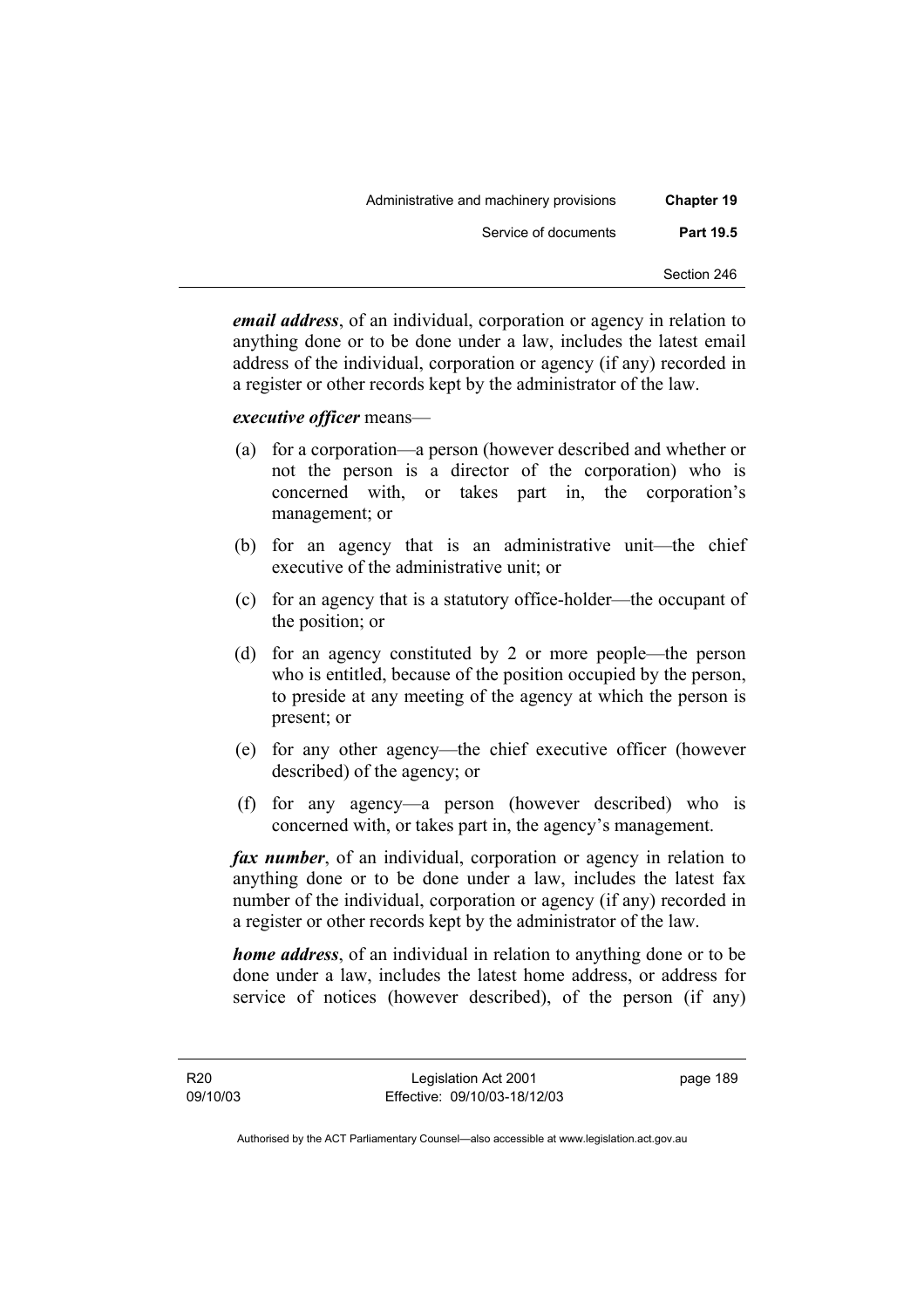***email address***, of an individual, corporation or agency in relation to anything done or to be done under a law, includes the latest email address of the individual, corporation or agency (if any) recorded in a register or other records kept by the administrator of the law.

***executive officer*** means—

(a) for a corporation—a person (however described and whether or not the person is a director of the corporation) who is concerned with, or takes part in, the corporation's management; or

(b) for an agency that is an administrative unit—the chief executive of the administrative unit; or

(c) for an agency that is a statutory office-holder—the occupant of the position; or

(d) for an agency constituted by 2 or more people—the person who is entitled, because of the position occupied by the person, to preside at any meeting of the agency at which the person is present; or

(e) for any other agency—the chief executive officer (however described) of the agency; or

(f) for any agency—a person (however described) who is concerned with, or takes part in, the agency's management.

***fax number***, of an individual, corporation or agency in relation to anything done or to be done under a law, includes the latest fax number of the individual, corporation or agency (if any) recorded in a register or other records kept by the administrator of the law.

***home address***, of an individual in relation to anything done or to be done under a law, includes the latest home address, or address for service of notices (however described), of the person (if any)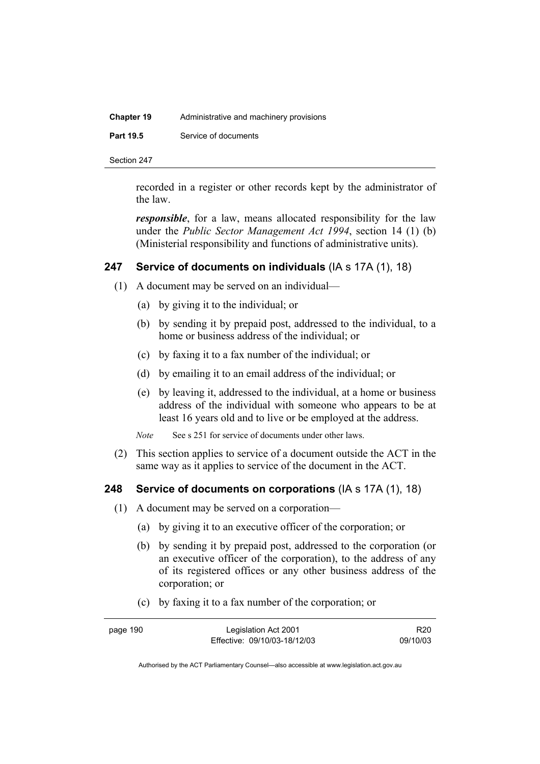recorded in a register or other records kept by the administrator of the law.

***responsible***, for a law, means allocated responsibility for the law under the *Public Sector Management Act 1994*, section 14 (1) (b) (Ministerial responsibility and functions of administrative units).

## 247 Service of documents on individuals (IA s 17A (1), 18)

(1) A document may be served on an individual—

(a) by giving it to the individual; or

(b) by sending it by prepaid post, addressed to the individual, to a home or business address of the individual; or

(c) by faxing it to a fax number of the individual; or

(d) by emailing it to an email address of the individual; or

(e) by leaving it, addressed to the individual, at a home or business address of the individual with someone who appears to be at least 16 years old and to live or be employed at the address.

*Note* See s 251 for service of documents under other laws.

(2) This section applies to service of a document outside the ACT in the same way as it applies to service of the document in the ACT.

## 248 Service of documents on corporations (IA s 17A (1), 18)

(1) A document may be served on a corporation—

(a) by giving it to an executive officer of the corporation; or

(b) by sending it by prepaid post, addressed to the corporation (or an executive officer of the corporation), to the address of any of its registered offices or any other business address of the corporation; or

(c) by faxing it to a fax number of the corporation; or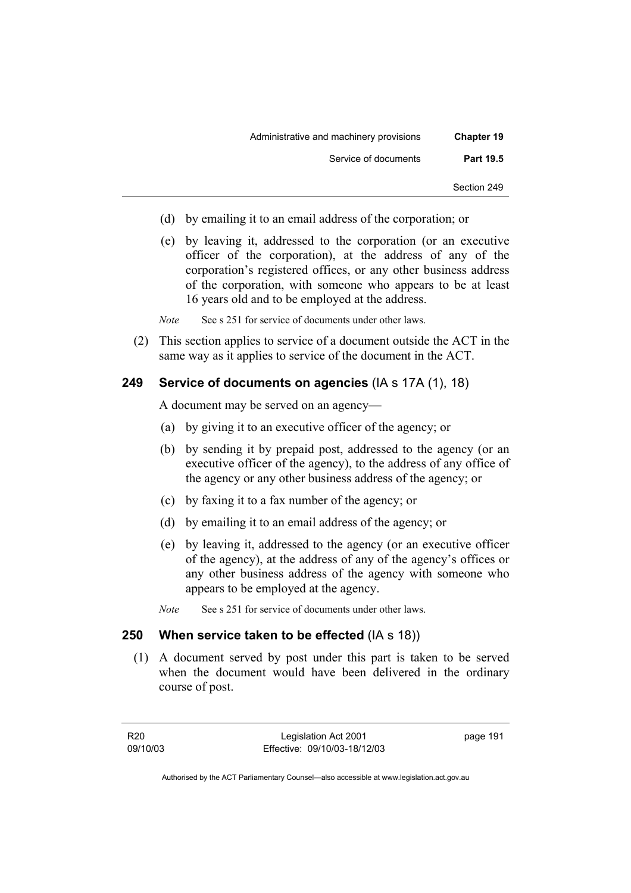(d) by emailing it to an email address of the corporation; or

(e) by leaving it, addressed to the corporation (or an executive officer of the corporation), at the address of any of the corporation's registered offices, or any other business address of the corporation, with someone who appears to be at least 16 years old and to be employed at the address.

*Note* See s 251 for service of documents under other laws.

(2) This section applies to service of a document outside the ACT in the same way as it applies to service of the document in the ACT.

### 249 Service of documents on agencies (IA s 17A (1), 18)

A document may be served on an agency—

(a) by giving it to an executive officer of the agency; or

(b) by sending it by prepaid post, addressed to the agency (or an executive officer of the agency), to the address of any office of the agency or any other business address of the agency; or

(c) by faxing it to a fax number of the agency; or

(d) by emailing it to an email address of the agency; or

(e) by leaving it, addressed to the agency (or an executive officer of the agency), at the address of any of the agency's offices or any other business address of the agency with someone who appears to be employed at the agency.

*Note* See s 251 for service of documents under other laws.

### 250 When service taken to be effected (IA s 18))

(1) A document served by post under this part is taken to be served when the document would have been delivered in the ordinary course of post.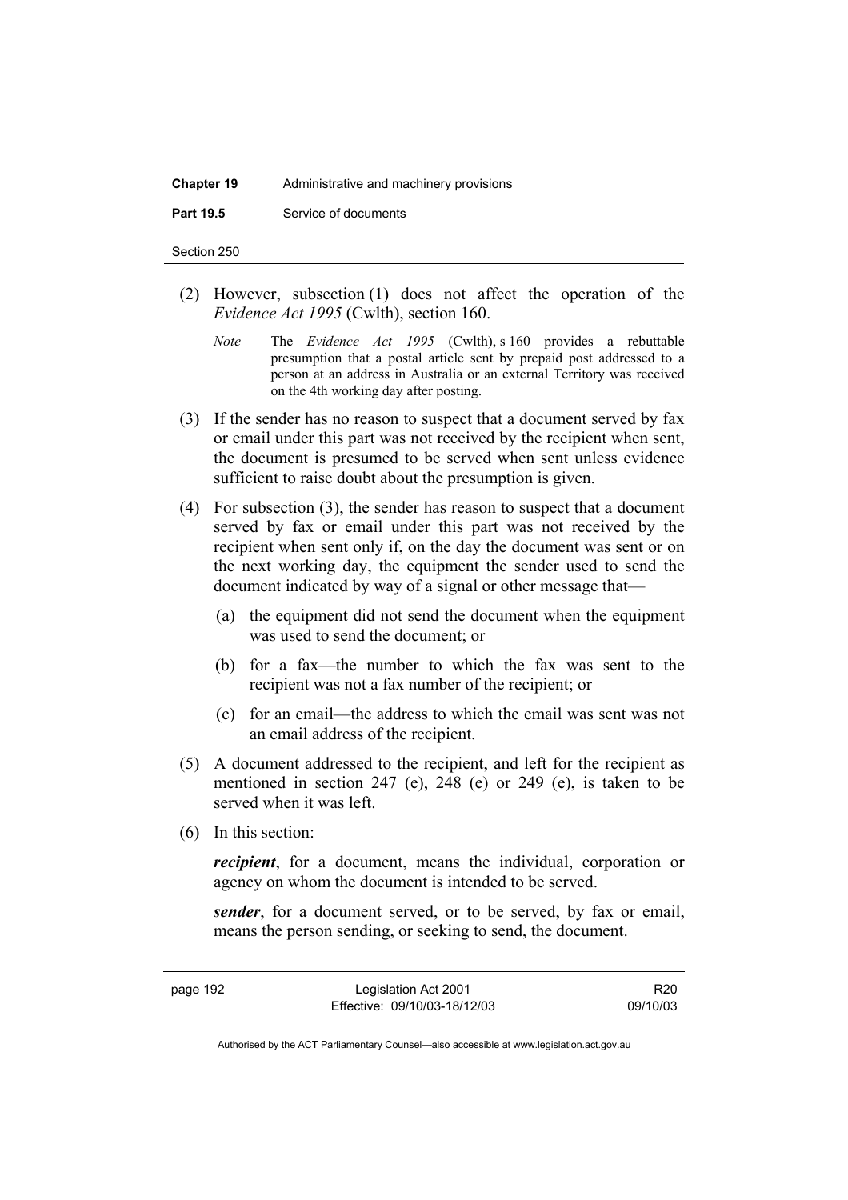(2) However, subsection (1) does not affect the operation of the *Evidence Act 1995* (Cwlth), section 160.

*Note* The *Evidence Act 1995* (Cwlth), s 160 provides a rebuttable presumption that a postal article sent by prepaid post addressed to a person at an address in Australia or an external Territory was received on the 4th working day after posting.

(3) If the sender has no reason to suspect that a document served by fax or email under this part was not received by the recipient when sent, the document is presumed to be served when sent unless evidence sufficient to raise doubt about the presumption is given.

(4) For subsection (3), the sender has reason to suspect that a document served by fax or email under this part was not received by the recipient when sent only if, on the day the document was sent or on the next working day, the equipment the sender used to send the document indicated by way of a signal or other message that—

(a) the equipment did not send the document when the equipment was used to send the document; or

(b) for a fax—the number to which the fax was sent to the recipient was not a fax number of the recipient; or

(c) for an email—the address to which the email was sent was not an email address of the recipient.

(5) A document addressed to the recipient, and left for the recipient as mentioned in section 247 (e), 248 (e) or 249 (e), is taken to be served when it was left.

(6) In this section:

***recipient***, for a document, means the individual, corporation or agency on whom the document is intended to be served.

***sender***, for a document served, or to be served, by fax or email, means the person sending, or seeking to send, the document.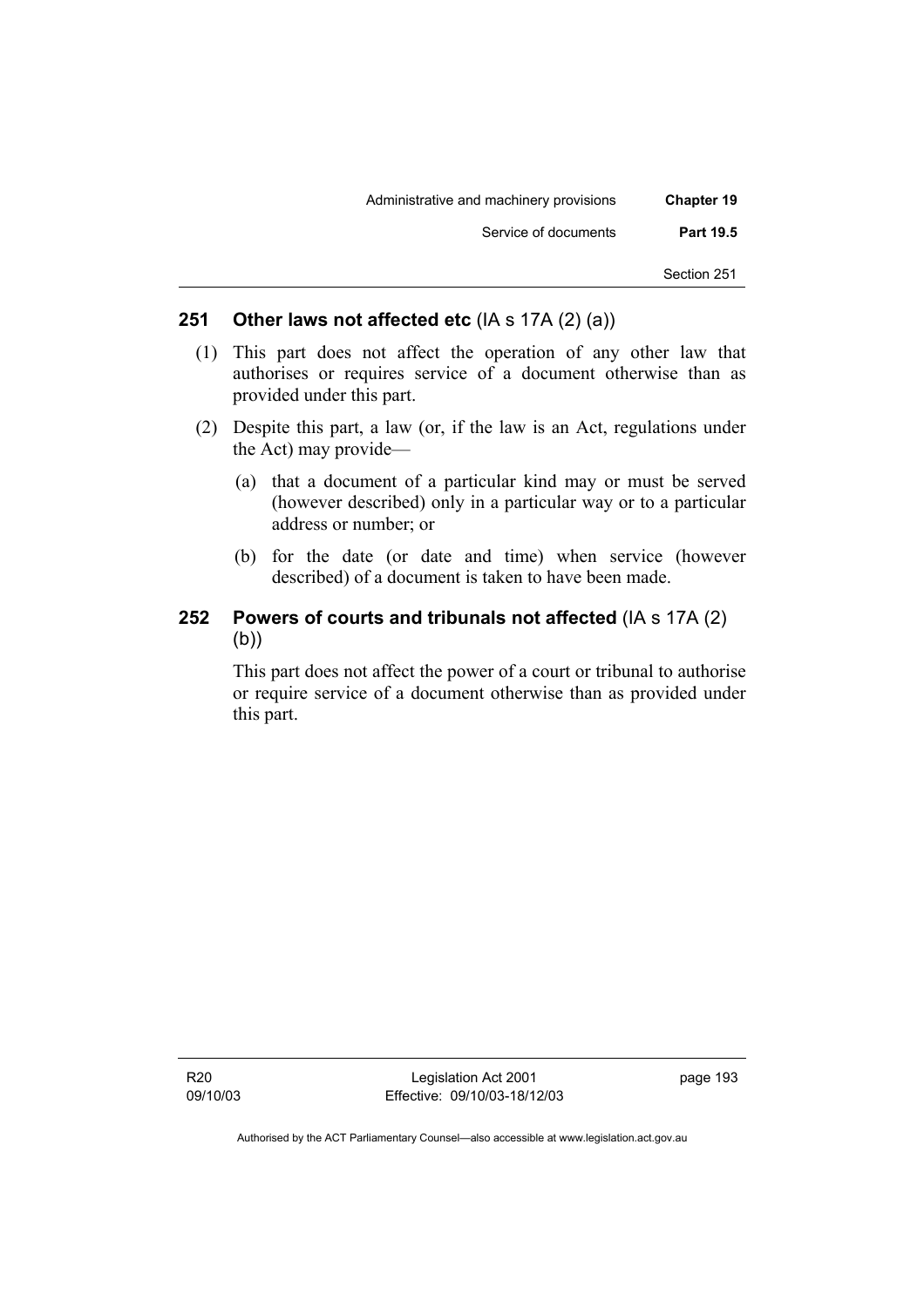## 251 Other laws not affected etc (IA s 17A (2) (a))

(1) This part does not affect the operation of any other law that authorises or requires service of a document otherwise than as provided under this part.

(2) Despite this part, a law (or, if the law is an Act, regulations under the Act) may provide—

(a) that a document of a particular kind may or must be served (however described) only in a particular way or to a particular address or number; or

(b) for the date (or date and time) when service (however described) of a document is taken to have been made.

## 252 Powers of courts and tribunals not affected (IA s 17A (2) (b))

This part does not affect the power of a court or tribunal to authorise or require service of a document otherwise than as provided under this part.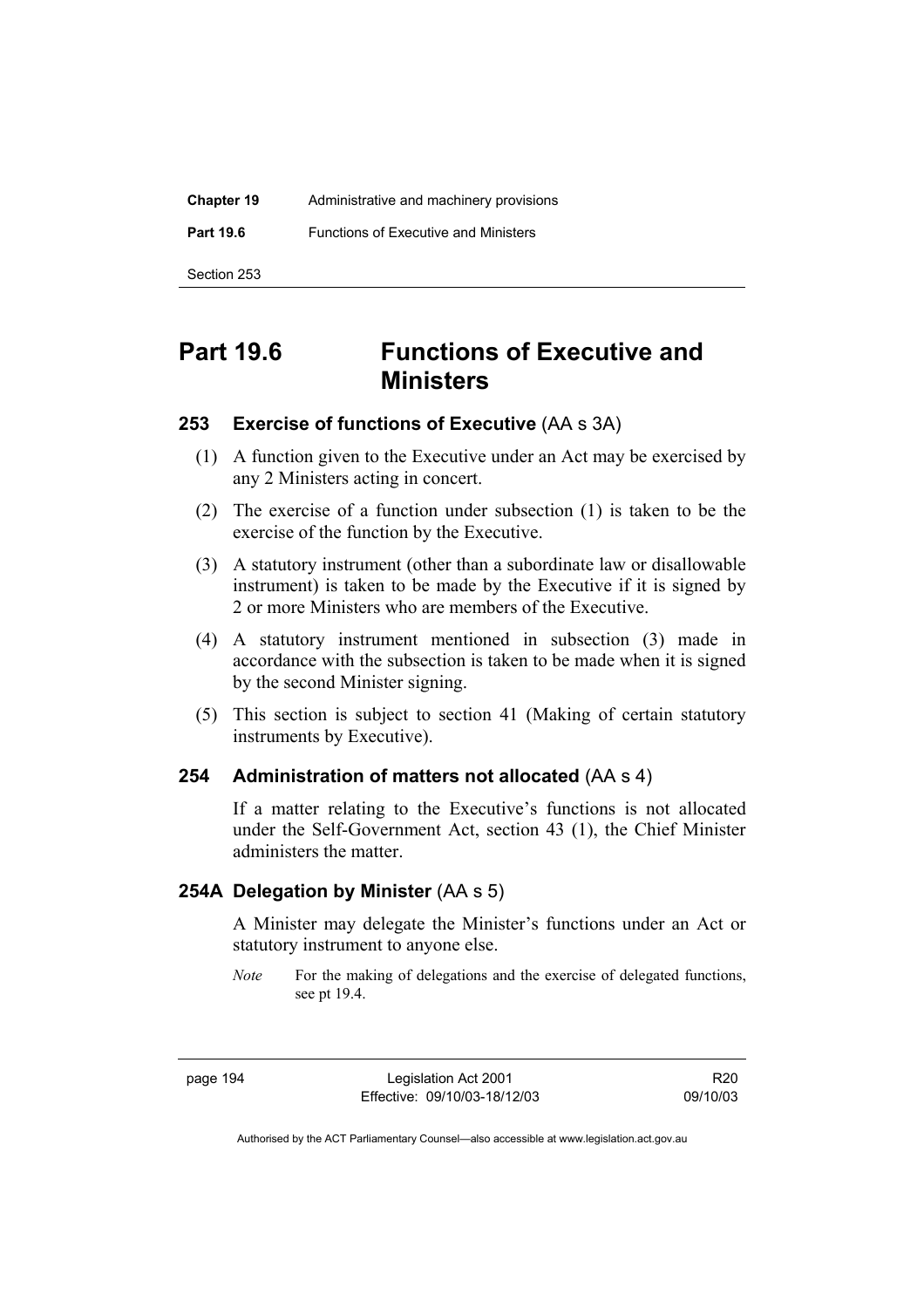# Part 19.6 Functions of Executive and Ministers

## 253 Exercise of functions of Executive (AA s 3A)

(1) A function given to the Executive under an Act may be exercised by any 2 Ministers acting in concert.

(2) The exercise of a function under subsection (1) is taken to be the exercise of the function by the Executive.

(3) A statutory instrument (other than a subordinate law or disallowable instrument) is taken to be made by the Executive if it is signed by 2 or more Ministers who are members of the Executive.

(4) A statutory instrument mentioned in subsection (3) made in accordance with the subsection is taken to be made when it is signed by the second Minister signing.

(5) This section is subject to section 41 (Making of certain statutory instruments by Executive).

## 254 Administration of matters not allocated (AA s 4)

If a matter relating to the Executive's functions is not allocated under the Self-Government Act, section 43 (1), the Chief Minister administers the matter.

## 254A Delegation by Minister (AA s 5)

A Minister may delegate the Minister's functions under an Act or statutory instrument to anyone else.

*Note* For the making of delegations and the exercise of delegated functions, see pt 19.4.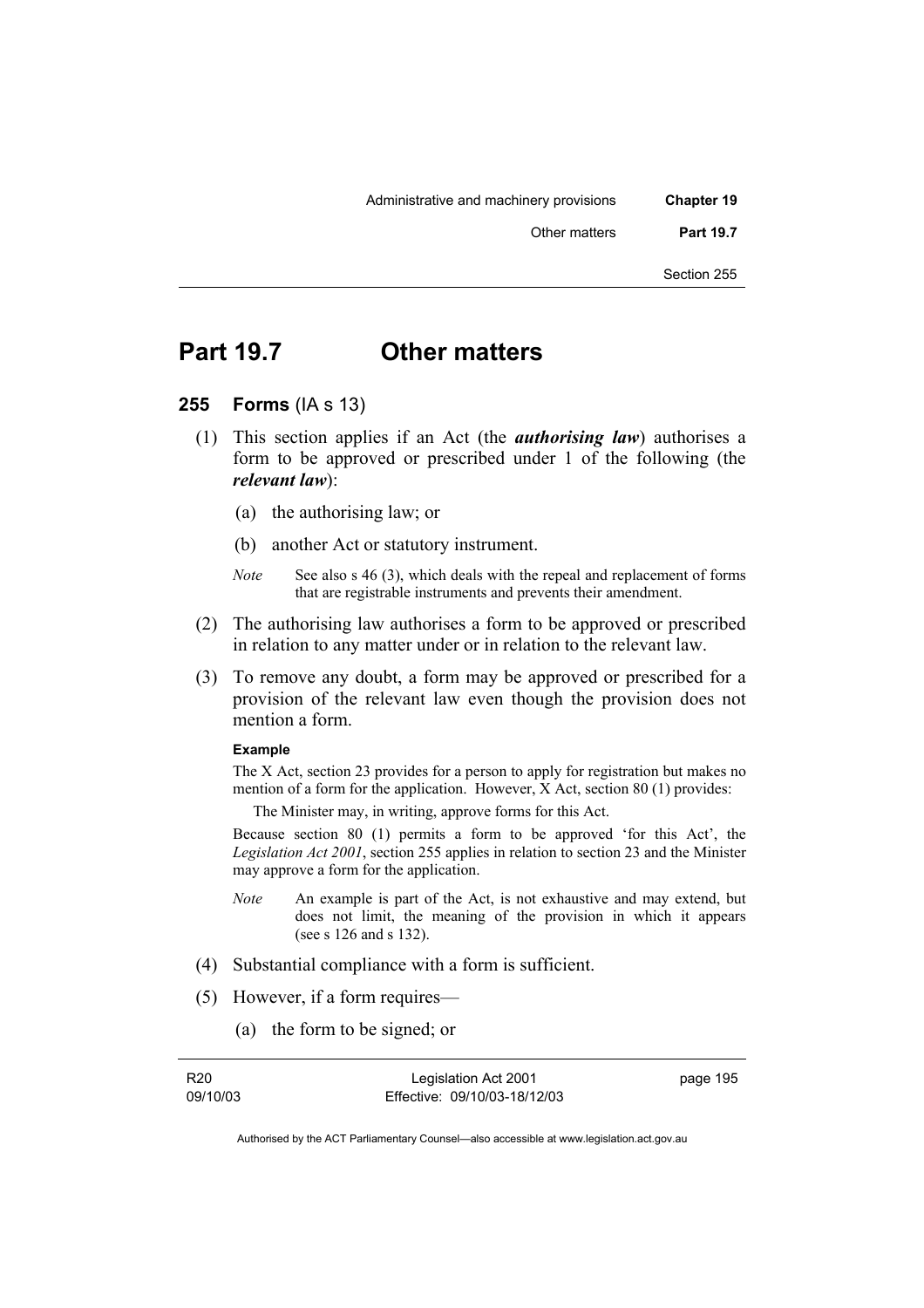# Part 19.7 Other matters

## 255 Forms (IA s 13)

(1) This section applies if an Act (the ***authorising law***) authorises a form to be approved or prescribed under 1 of the following (the ***relevant law***):

(a) the authorising law; or

(b) another Act or statutory instrument.

*Note* See also s 46 (3), which deals with the repeal and replacement of forms that are registrable instruments and prevents their amendment.

(2) The authorising law authorises a form to be approved or prescribed in relation to any matter under or in relation to the relevant law.

(3) To remove any doubt, a form may be approved or prescribed for a provision of the relevant law even though the provision does not mention a form.

**Example**

The X Act, section 23 provides for a person to apply for registration but makes no mention of a form for the application. However, X Act, section 80 (1) provides:

The Minister may, in writing, approve forms for this Act.

Because section 80 (1) permits a form to be approved 'for this Act', the *Legislation Act 2001*, section 255 applies in relation to section 23 and the Minister may approve a form for the application.

*Note* An example is part of the Act, is not exhaustive and may extend, but does not limit, the meaning of the provision in which it appears (see s 126 and s 132).

(4) Substantial compliance with a form is sufficient.

(5) However, if a form requires—

(a) the form to be signed; or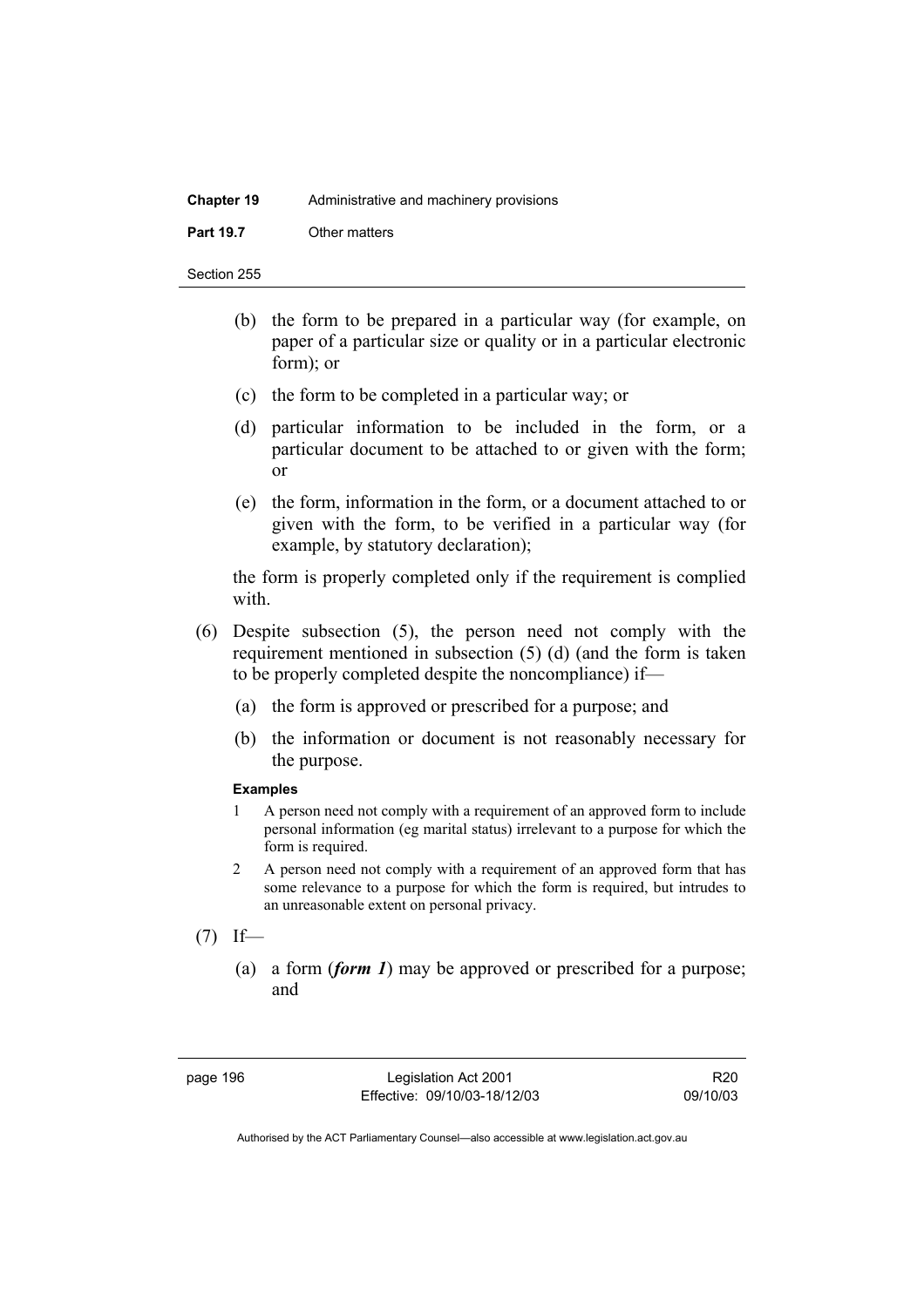(b) the form to be prepared in a particular way (for example, on paper of a particular size or quality or in a particular electronic form); or

(c) the form to be completed in a particular way; or

(d) particular information to be included in the form, or a particular document to be attached to or given with the form; or

(e) the form, information in the form, or a document attached to or given with the form, to be verified in a particular way (for example, by statutory declaration);

the form is properly completed only if the requirement is complied with.

(6) Despite subsection (5), the person need not comply with the requirement mentioned in subsection (5) (d) (and the form is taken to be properly completed despite the noncompliance) if—

(a) the form is approved or prescribed for a purpose; and

(b) the information or document is not reasonably necessary for the purpose.

**Examples**

1 A person need not comply with a requirement of an approved form to include personal information (eg marital status) irrelevant to a purpose for which the form is required.

2 A person need not comply with a requirement of an approved form that has some relevance to a purpose for which the form is required, but intrudes to an unreasonable extent on personal privacy.

(7) If—

(a) a form (***form 1***) may be approved or prescribed for a purpose; and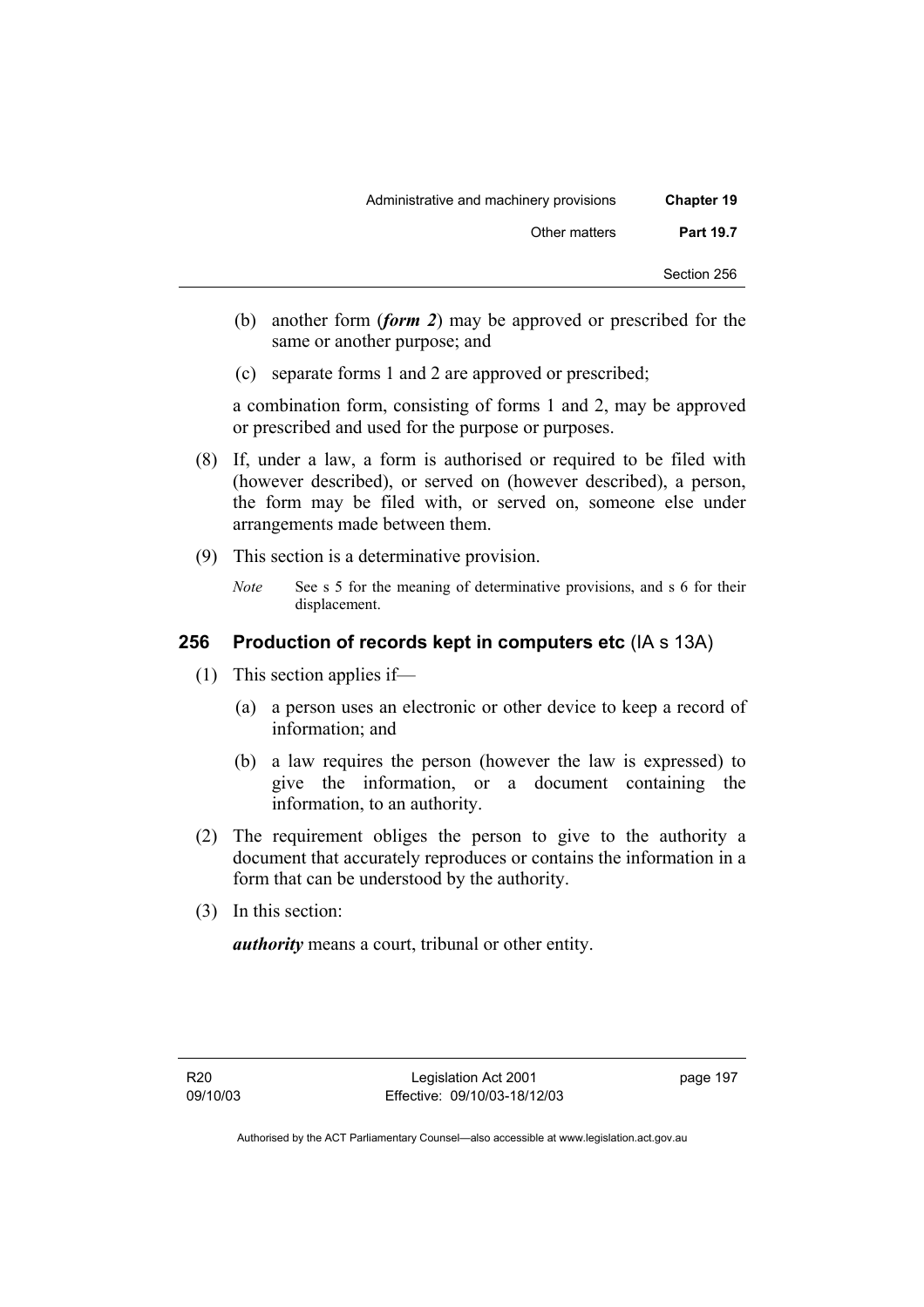(b) another form (***form 2***) may be approved or prescribed for the same or another purpose; and

(c) separate forms 1 and 2 are approved or prescribed;

a combination form, consisting of forms 1 and 2, may be approved or prescribed and used for the purpose or purposes.

(8) If, under a law, a form is authorised or required to be filed with (however described), or served on (however described), a person, the form may be filed with, or served on, someone else under arrangements made between them.

(9) This section is a determinative provision.

*Note* See s 5 for the meaning of determinative provisions, and s 6 for their displacement.

### 256 Production of records kept in computers etc (IA s 13A)

(1) This section applies if—

(a) a person uses an electronic or other device to keep a record of information; and

(b) a law requires the person (however the law is expressed) to give the information, or a document containing the information, to an authority.

(2) The requirement obliges the person to give to the authority a document that accurately reproduces or contains the information in a form that can be understood by the authority.

(3) In this section:

***authority*** means a court, tribunal or other entity.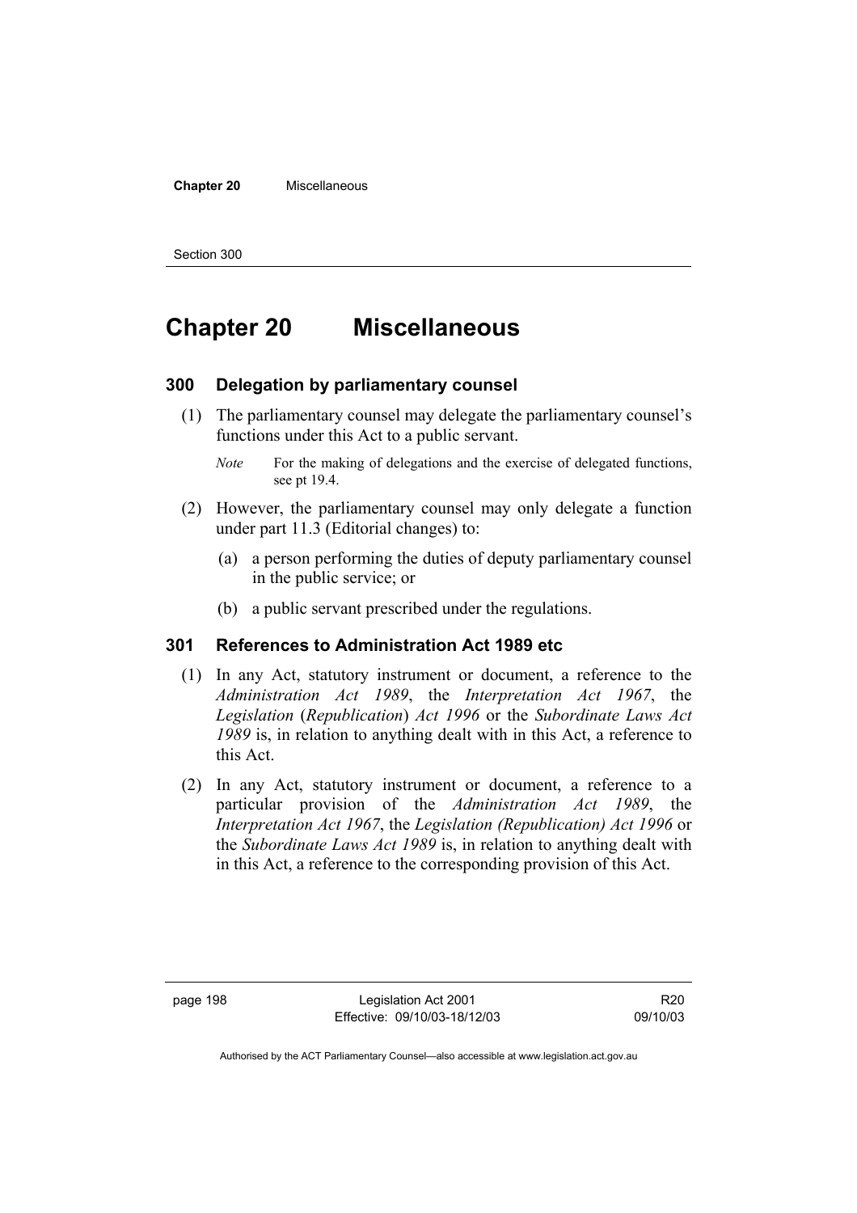# Chapter 20 Miscellaneous

### 300 Delegation by parliamentary counsel

(1) The parliamentary counsel may delegate the parliamentary counsel's functions under this Act to a public servant.

*Note* For the making of delegations and the exercise of delegated functions, see pt 19.4.

(2) However, the parliamentary counsel may only delegate a function under part 11.3 (Editorial changes) to:

(a) a person performing the duties of deputy parliamentary counsel in the public service; or

(b) a public servant prescribed under the regulations.

### 301 References to Administration Act 1989 etc

(1) In any Act, statutory instrument or document, a reference to the *Administration Act 1989*, the *Interpretation Act 1967*, the *Legislation* (*Republication*) *Act 1996* or the *Subordinate Laws Act 1989* is, in relation to anything dealt with in this Act, a reference to this Act.

(2) In any Act, statutory instrument or document, a reference to a particular provision of the *Administration Act 1989*, the *Interpretation Act 1967*, the *Legislation (Republication) Act 1996* or the *Subordinate Laws Act 1989* is, in relation to anything dealt with in this Act, a reference to the corresponding provision of this Act.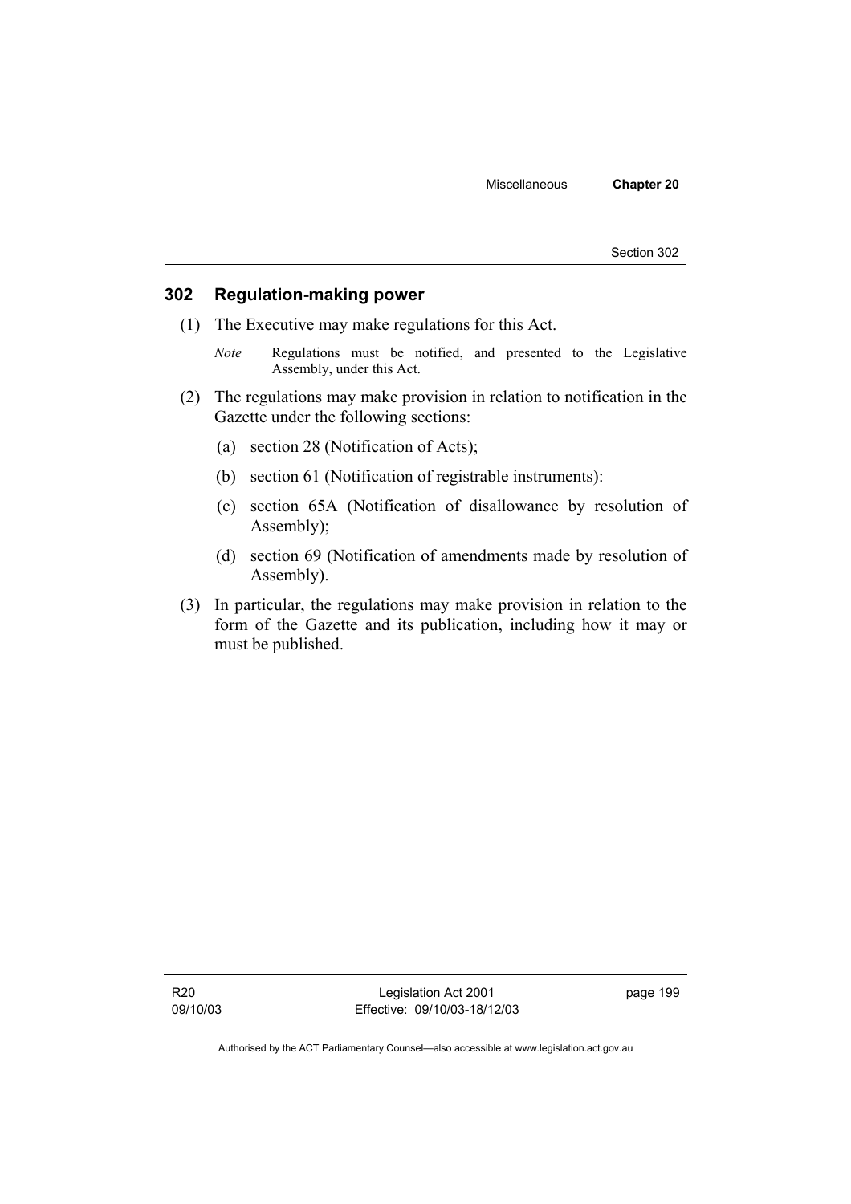## 302 Regulation-making power

(1) The Executive may make regulations for this Act.

*Note* Regulations must be notified, and presented to the Legislative Assembly, under this Act.

(2) The regulations may make provision in relation to notification in the Gazette under the following sections:

(a) section 28 (Notification of Acts);

(b) section 61 (Notification of registrable instruments):

(c) section 65A (Notification of disallowance by resolution of Assembly);

(d) section 69 (Notification of amendments made by resolution of Assembly).

(3) In particular, the regulations may make provision in relation to the form of the Gazette and its publication, including how it may or must be published.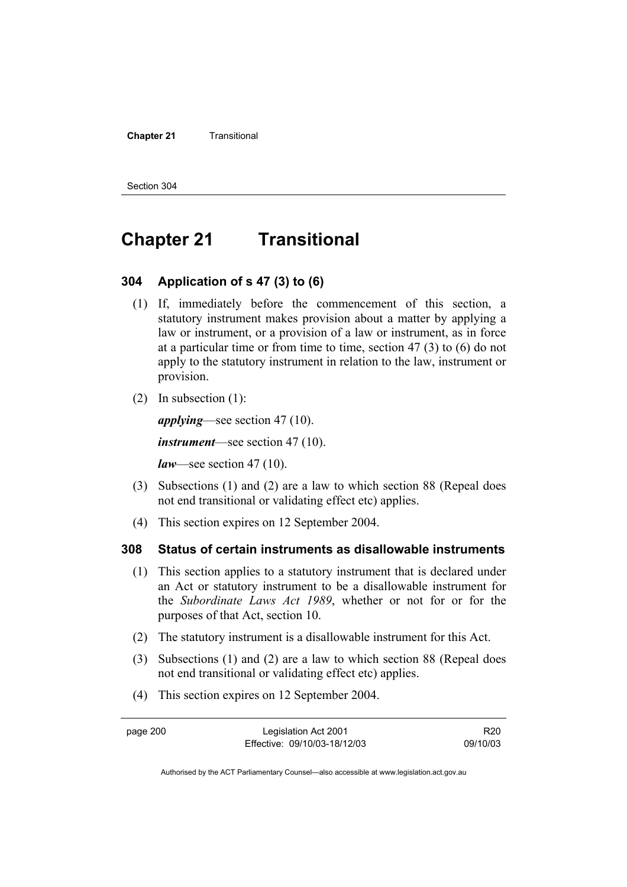# Chapter 21 Transitional

## 304 Application of s 47 (3) to (6)

(1) If, immediately before the commencement of this section, a statutory instrument makes provision about a matter by applying a law or instrument, or a provision of a law or instrument, as in force at a particular time or from time to time, section 47 (3) to (6) do not apply to the statutory instrument in relation to the law, instrument or provision.

(2) In subsection (1):

***applying***—see section 47 (10).

***instrument***—see section 47 (10).

***law***—see section 47 (10).

(3) Subsections (1) and (2) are a law to which section 88 (Repeal does not end transitional or validating effect etc) applies.

(4) This section expires on 12 September 2004.

## 308 Status of certain instruments as disallowable instruments

(1) This section applies to a statutory instrument that is declared under an Act or statutory instrument to be a disallowable instrument for the *Subordinate Laws Act 1989*, whether or not for or for the purposes of that Act, section 10.

(2) The statutory instrument is a disallowable instrument for this Act.

(3) Subsections (1) and (2) are a law to which section 88 (Repeal does not end transitional or validating effect etc) applies.

(4) This section expires on 12 September 2004.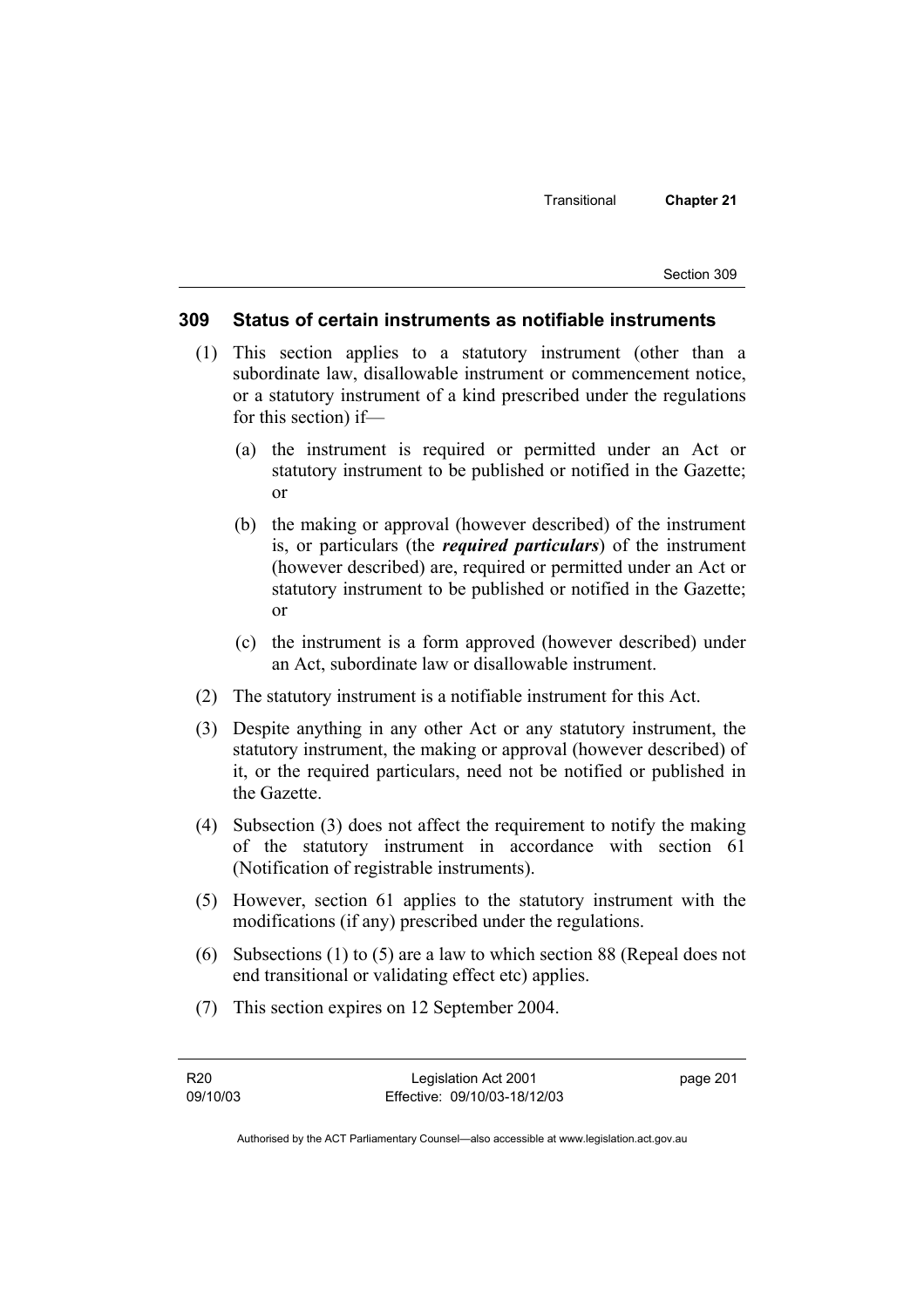## 309 Status of certain instruments as notifiable instruments

(1) This section applies to a statutory instrument (other than a subordinate law, disallowable instrument or commencement notice, or a statutory instrument of a kind prescribed under the regulations for this section) if—

(a) the instrument is required or permitted under an Act or statutory instrument to be published or notified in the Gazette; or

(b) the making or approval (however described) of the instrument is, or particulars (the ***required particulars***) of the instrument (however described) are, required or permitted under an Act or statutory instrument to be published or notified in the Gazette; or

(c) the instrument is a form approved (however described) under an Act, subordinate law or disallowable instrument.

(2) The statutory instrument is a notifiable instrument for this Act.

(3) Despite anything in any other Act or any statutory instrument, the statutory instrument, the making or approval (however described) of it, or the required particulars, need not be notified or published in the Gazette.

(4) Subsection (3) does not affect the requirement to notify the making of the statutory instrument in accordance with section 61 (Notification of registrable instruments).

(5) However, section 61 applies to the statutory instrument with the modifications (if any) prescribed under the regulations.

(6) Subsections (1) to (5) are a law to which section 88 (Repeal does not end transitional or validating effect etc) applies.

(7) This section expires on 12 September 2004.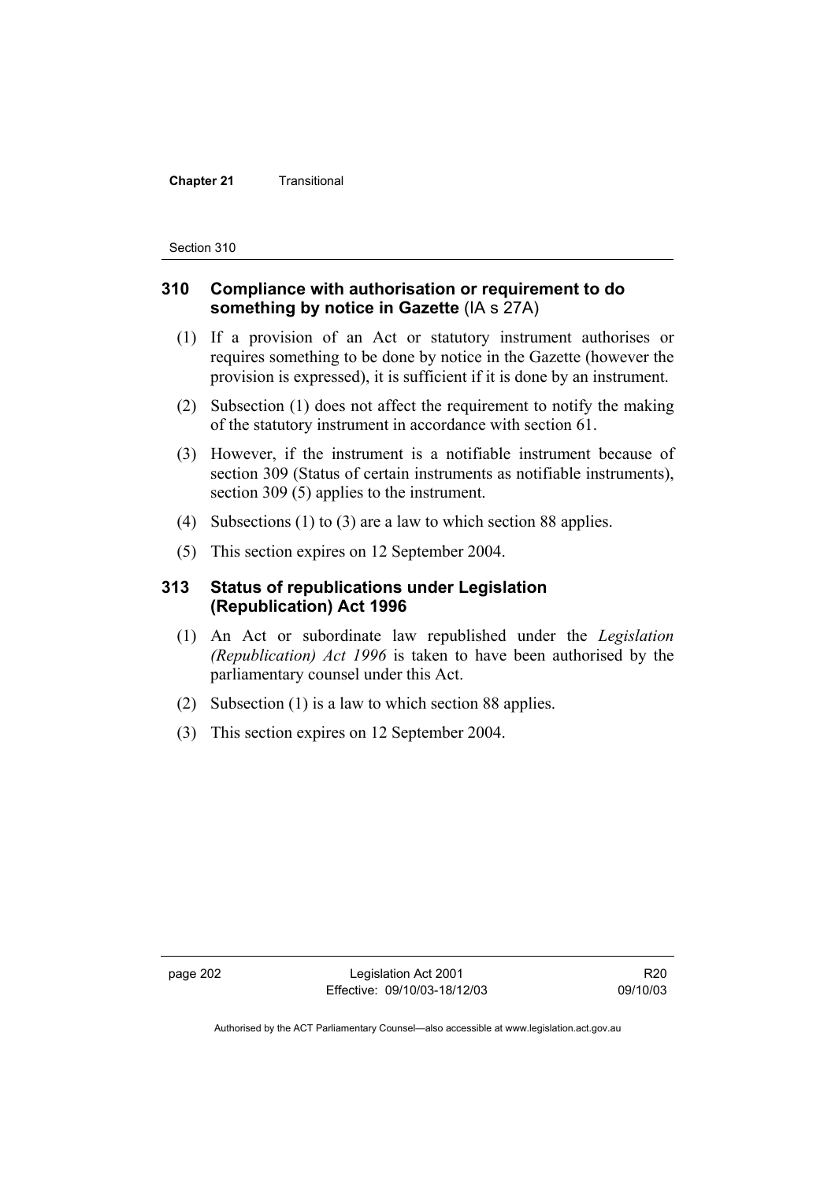## 310 Compliance with authorisation or requirement to do something by notice in Gazette (IA s 27A)

(1) If a provision of an Act or statutory instrument authorises or requires something to be done by notice in the Gazette (however the provision is expressed), it is sufficient if it is done by an instrument.

(2) Subsection (1) does not affect the requirement to notify the making of the statutory instrument in accordance with section 61.

(3) However, if the instrument is a notifiable instrument because of section 309 (Status of certain instruments as notifiable instruments), section 309 (5) applies to the instrument.

(4) Subsections (1) to (3) are a law to which section 88 applies.

(5) This section expires on 12 September 2004.

## 313 Status of republications under Legislation (Republication) Act 1996

(1) An Act or subordinate law republished under the *Legislation (Republication) Act 1996* is taken to have been authorised by the parliamentary counsel under this Act.

(2) Subsection (1) is a law to which section 88 applies.

(3) This section expires on 12 September 2004.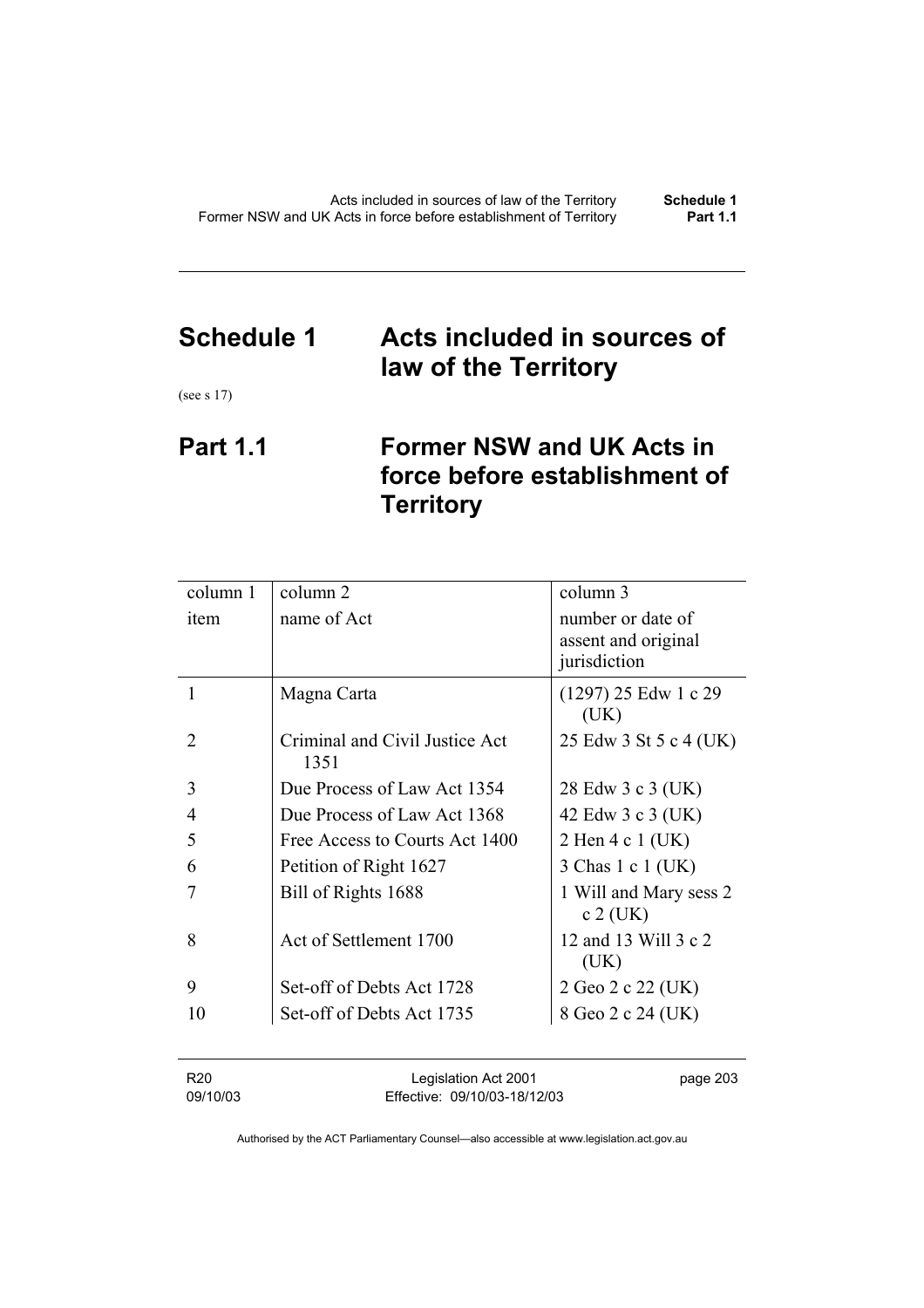# Schedule 1 Acts included in sources of law of the Territory

(see s 17)

## Part 1.1 Former NSW and UK Acts in force before establishment of Territory

| column 1<br>item | column 2<br>name of Act | column 3<br>number or date of assent and original jurisdiction |
|---|---|---|
| 1 | Magna Carta | (1297) 25 Edw 1 c 29 (UK) |
| 2 | Criminal and Civil Justice Act 1351 | 25 Edw 3 St 5 c 4 (UK) |
| 3 | Due Process of Law Act 1354 | 28 Edw 3 c 3 (UK) |
| 4 | Due Process of Law Act 1368 | 42 Edw 3 c 3 (UK) |
| 5 | Free Access to Courts Act 1400 | 2 Hen 4 c 1 (UK) |
| 6 | Petition of Right 1627 | 3 Chas 1 c 1 (UK) |
| 7 | Bill of Rights 1688 | 1 Will and Mary sess 2 c 2 (UK) |
| 8 | Act of Settlement 1700 | 12 and 13 Will 3 c 2 (UK) |
| 9 | Set-off of Debts Act 1728 | 2 Geo 2 c 22 (UK) |
| 10 | Set-off of Debts Act 1735 | 8 Geo 2 c 24 (UK) |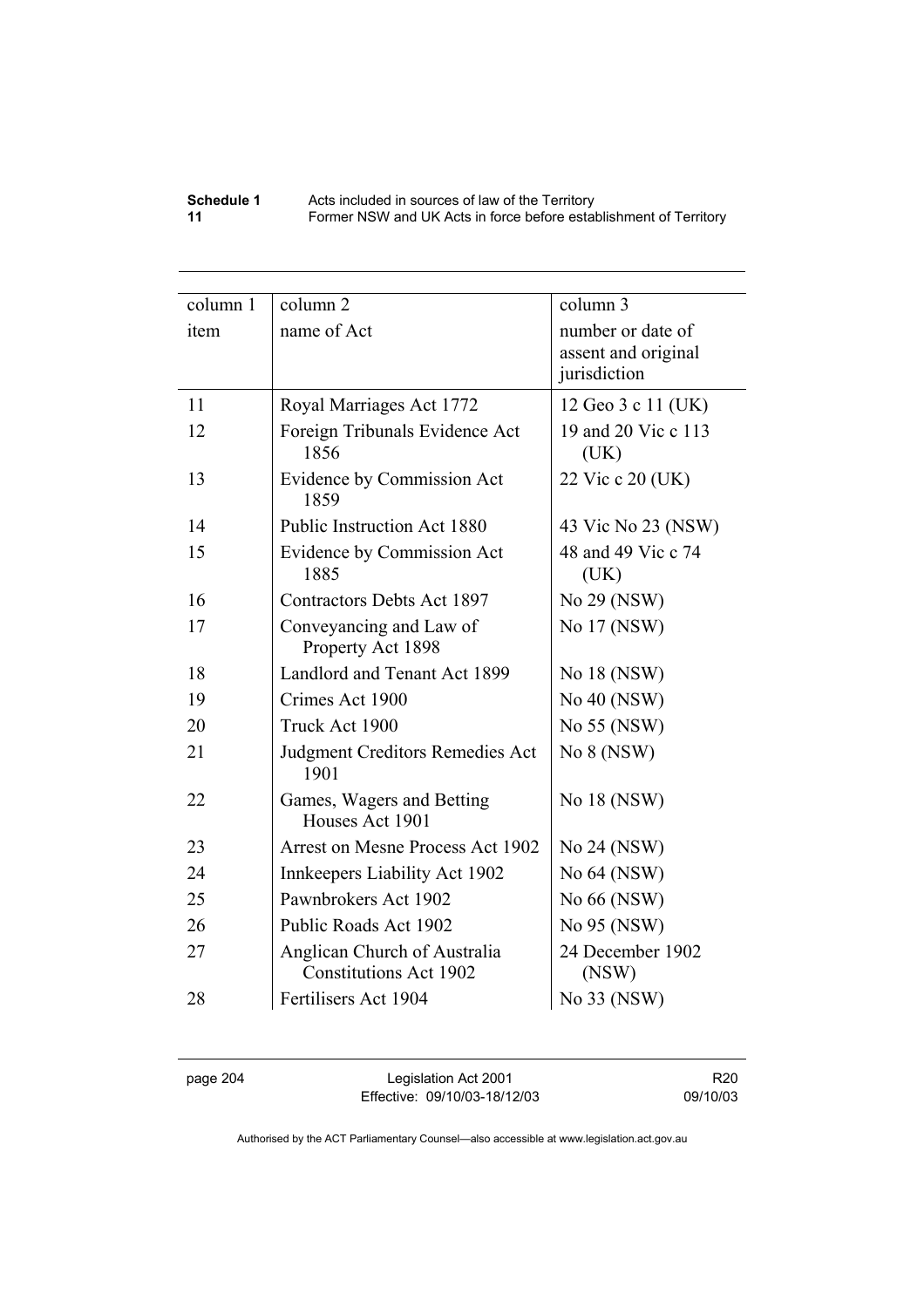| column 1 | column 2 | column 3 |
|---|---|---|
| item | name of Act | number or date of assent and original jurisdiction |
| 11 | Royal Marriages Act 1772 | 12 Geo 3 c 11 (UK) |
| 12 | Foreign Tribunals Evidence Act 1856 | 19 and 20 Vic c 113 (UK) |
| 13 | Evidence by Commission Act 1859 | 22 Vic c 20 (UK) |
| 14 | Public Instruction Act 1880 | 43 Vic No 23 (NSW) |
| 15 | Evidence by Commission Act 1885 | 48 and 49 Vic c 74 (UK) |
| 16 | Contractors Debts Act 1897 | No 29 (NSW) |
| 17 | Conveyancing and Law of Property Act 1898 | No 17 (NSW) |
| 18 | Landlord and Tenant Act 1899 | No 18 (NSW) |
| 19 | Crimes Act 1900 | No 40 (NSW) |
| 20 | Truck Act 1900 | No 55 (NSW) |
| 21 | Judgment Creditors Remedies Act 1901 | No 8 (NSW) |
| 22 | Games, Wagers and Betting Houses Act 1901 | No 18 (NSW) |
| 23 | Arrest on Mesne Process Act 1902 | No 24 (NSW) |
| 24 | Innkeepers Liability Act 1902 | No 64 (NSW) |
| 25 | Pawnbrokers Act 1902 | No 66 (NSW) |
| 26 | Public Roads Act 1902 | No 95 (NSW) |
| 27 | Anglican Church of Australia Constitutions Act 1902 | 24 December 1902 (NSW) |
| 28 | Fertilisers Act 1904 | No 33 (NSW) |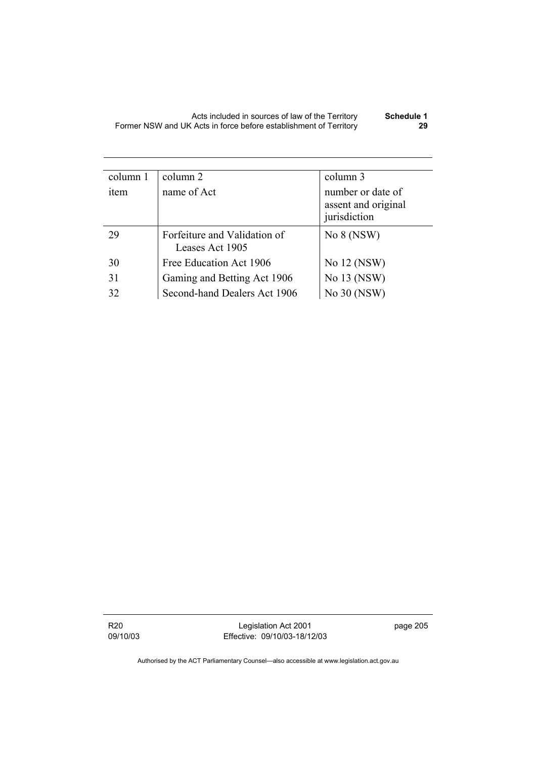| column 1 | column 2 | column 3 |
|---|---|---|
| item | name of Act | number or date of assent and original jurisdiction |
| 29 | Forfeiture and Validation of Leases Act 1905 | No 8 (NSW) |
| 30 | Free Education Act 1906 | No 12 (NSW) |
| 31 | Gaming and Betting Act 1906 | No 13 (NSW) |
| 32 | Second-hand Dealers Act 1906 | No 30 (NSW) |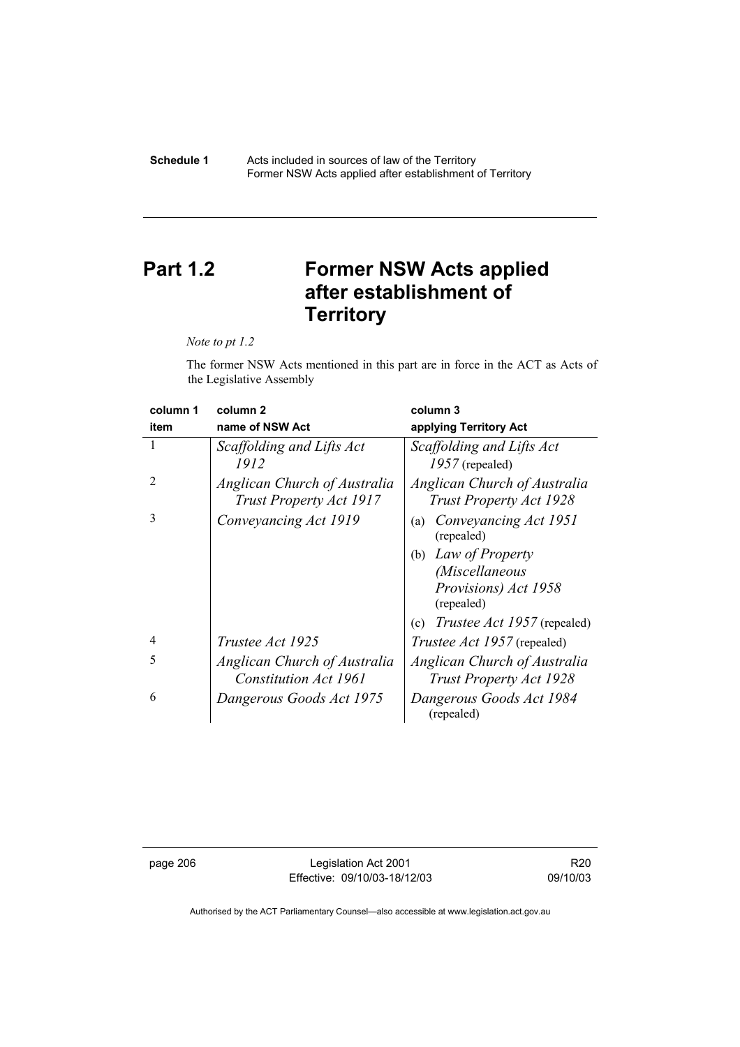# Part 1.2 Former NSW Acts applied after establishment of Territory

*Note to pt 1.2*

The former NSW Acts mentioned in this part are in force in the ACT as Acts of the Legislative Assembly

| column 1 item | column 2 name of NSW Act | column 3 applying Territory Act |
|---|---|---|
| 1 | *Scaffolding and Lifts Act 1912* | *Scaffolding and Lifts Act 1957* (repealed) |
| 2 | *Anglican Church of Australia Trust Property Act 1917* | *Anglican Church of Australia Trust Property Act 1928* |
| 3 | *Conveyancing Act 1919* | (a) *Conveyancing Act 1951* (repealed)<br>(b) *Law of Property (Miscellaneous Provisions) Act 1958* (repealed)<br>(c) *Trustee Act 1957* (repealed) |
| 4 | *Trustee Act 1925* | *Trustee Act 1957* (repealed) |
| 5 | *Anglican Church of Australia Constitution Act 1961* | *Anglican Church of Australia Trust Property Act 1928* |
| 6 | *Dangerous Goods Act 1975* | *Dangerous Goods Act 1984* (repealed) |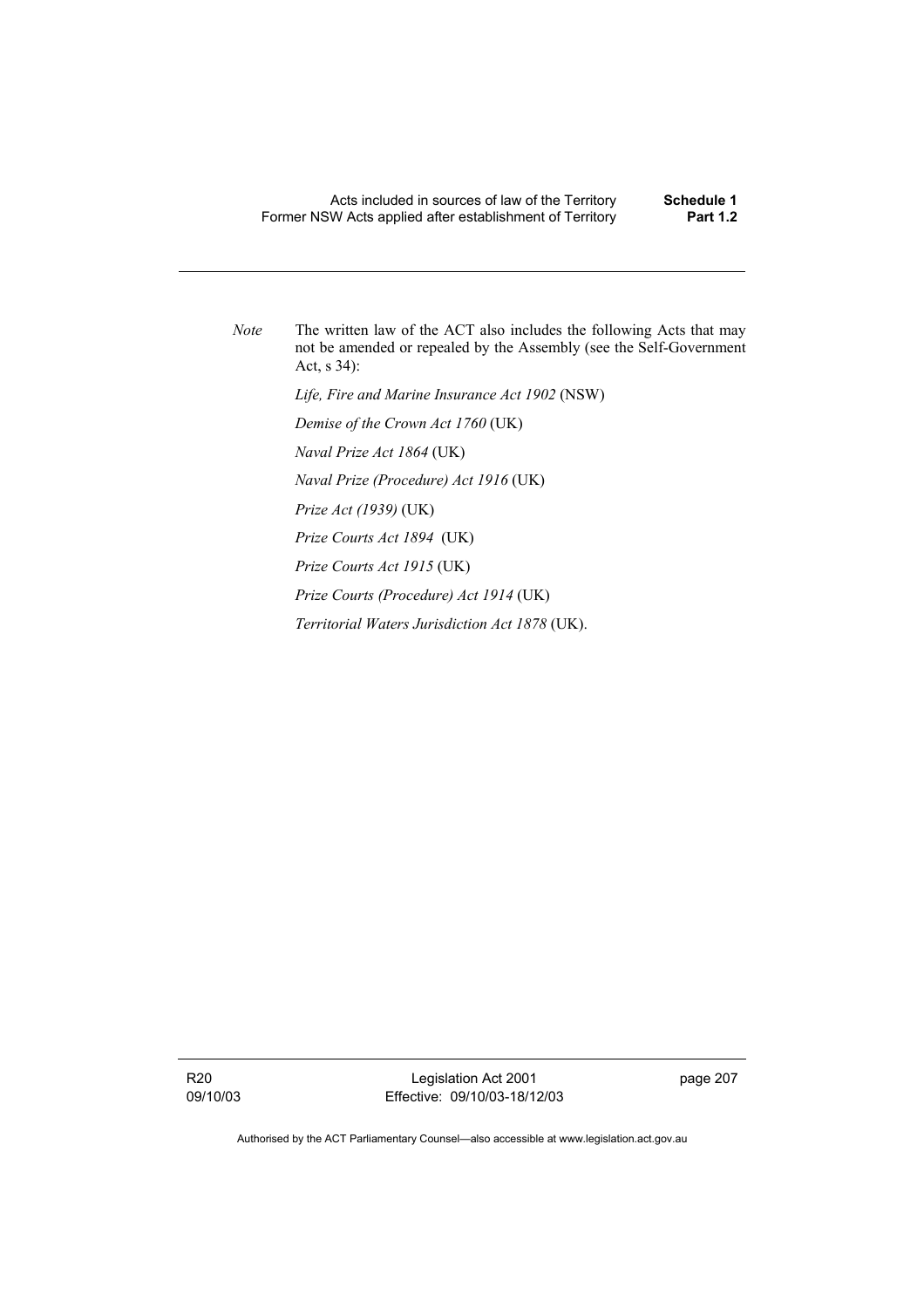*Note* The written law of the ACT also includes the following Acts that may not be amended or repealed by the Assembly (see the Self-Government Act, s 34):

*Life, Fire and Marine Insurance Act 1902* (NSW)

*Demise of the Crown Act 1760* (UK)

*Naval Prize Act 1864* (UK)

*Naval Prize (Procedure) Act 1916* (UK)

*Prize Act (1939)* (UK)

*Prize Courts Act 1894* (UK)

*Prize Courts Act 1915* (UK)

*Prize Courts (Procedure) Act 1914* (UK)

*Territorial Waters Jurisdiction Act 1878* (UK).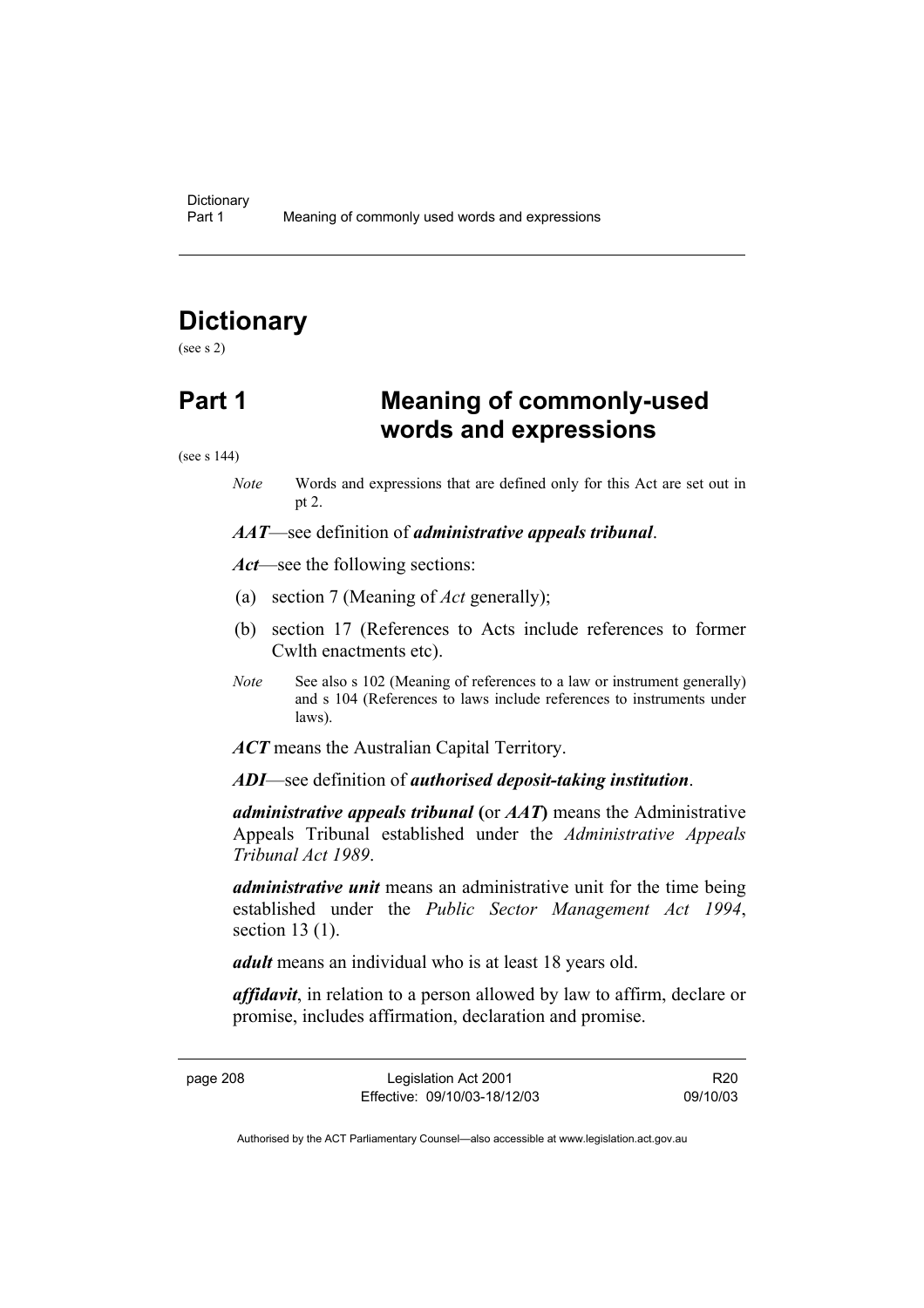# Dictionary

(see s 2)

# Part 1 Meaning of commonly-used words and expressions

(see s 144)

*Note* Words and expressions that are defined only for this Act are set out in pt 2.

***AAT***—see definition of ***administrative appeals tribunal***.

***Act***—see the following sections:

(a) section 7 (Meaning of *Act* generally);

(b) section 17 (References to Acts include references to former Cwlth enactments etc).

*Note* See also s 102 (Meaning of references to a law or instrument generally) and s 104 (References to laws include references to instruments under laws).

***ACT*** means the Australian Capital Territory.

***ADI***—see definition of ***authorised deposit-taking institution***.

***administrative appeals tribunal*** **(**or ***AAT*****)** means the Administrative Appeals Tribunal established under the *Administrative Appeals Tribunal Act 1989*.

***administrative unit*** means an administrative unit for the time being established under the *Public Sector Management Act 1994*, section 13 (1).

***adult*** means an individual who is at least 18 years old.

***affidavit***, in relation to a person allowed by law to affirm, declare or promise, includes affirmation, declaration and promise.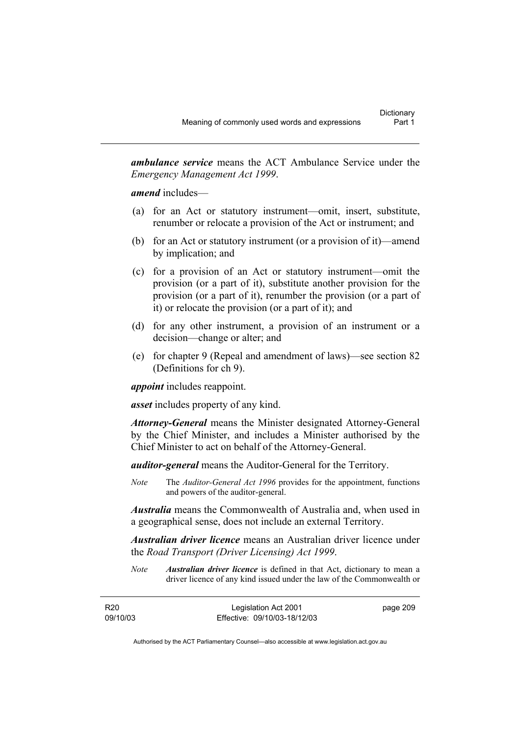***ambulance service*** means the ACT Ambulance Service under the *Emergency Management Act 1999*.

***amend*** includes—

(a) for an Act or statutory instrument—omit, insert, substitute, renumber or relocate a provision of the Act or instrument; and

(b) for an Act or statutory instrument (or a provision of it)—amend by implication; and

(c) for a provision of an Act or statutory instrument—omit the provision (or a part of it), substitute another provision for the provision (or a part of it), renumber the provision (or a part of it) or relocate the provision (or a part of it); and

(d) for any other instrument, a provision of an instrument or a decision—change or alter; and

(e) for chapter 9 (Repeal and amendment of laws)—see section 82 (Definitions for ch 9).

***appoint*** includes reappoint.

***asset*** includes property of any kind.

***Attorney-General*** means the Minister designated Attorney-General by the Chief Minister, and includes a Minister authorised by the Chief Minister to act on behalf of the Attorney-General.

***auditor-general*** means the Auditor-General for the Territory.

*Note* The *Auditor-General Act 1996* provides for the appointment, functions and powers of the auditor-general.

***Australia*** means the Commonwealth of Australia and, when used in a geographical sense, does not include an external Territory.

***Australian driver licence*** means an Australian driver licence under the *Road Transport (Driver Licensing) Act 1999*.

*Note* ***Australian driver licence*** is defined in that Act, dictionary to mean a driver licence of any kind issued under the law of the Commonwealth or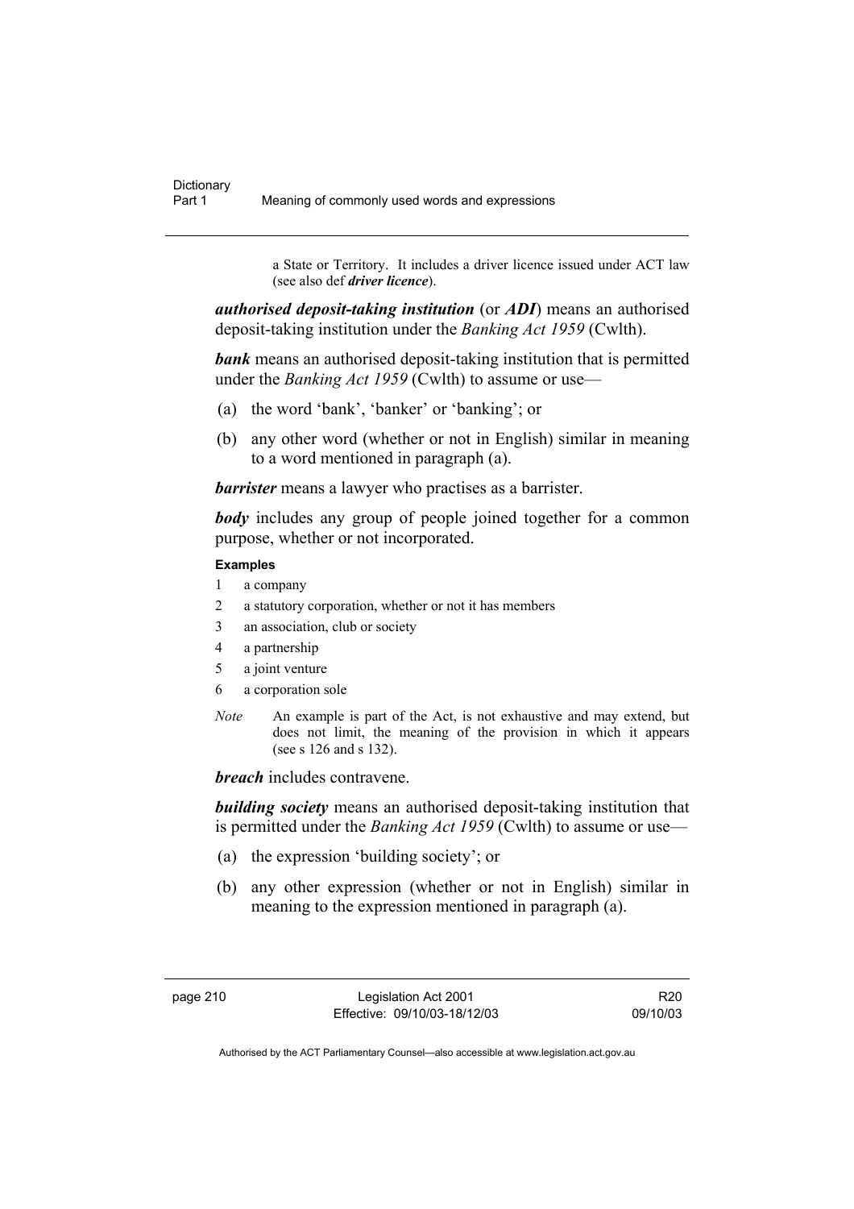a State or Territory. It includes a driver licence issued under ACT law (see also def ***driver licence***).

***authorised deposit-taking institution*** (or ***ADI***) means an authorised deposit-taking institution under the *Banking Act 1959* (Cwlth).

***bank*** means an authorised deposit-taking institution that is permitted under the *Banking Act 1959* (Cwlth) to assume or use—

(a) the word 'bank', 'banker' or 'banking'; or

(b) any other word (whether or not in English) similar in meaning to a word mentioned in paragraph (a).

***barrister*** means a lawyer who practises as a barrister.

***body*** includes any group of people joined together for a common purpose, whether or not incorporated.

**Examples**

1 a company
2 a statutory corporation, whether or not it has members
3 an association, club or society
4 a partnership
5 a joint venture
6 a corporation sole

*Note* An example is part of the Act, is not exhaustive and may extend, but does not limit, the meaning of the provision in which it appears (see s 126 and s 132).

***breach*** includes contravene.

***building society*** means an authorised deposit-taking institution that is permitted under the *Banking Act 1959* (Cwlth) to assume or use—

(a) the expression 'building society'; or

(b) any other expression (whether or not in English) similar in meaning to the expression mentioned in paragraph (a).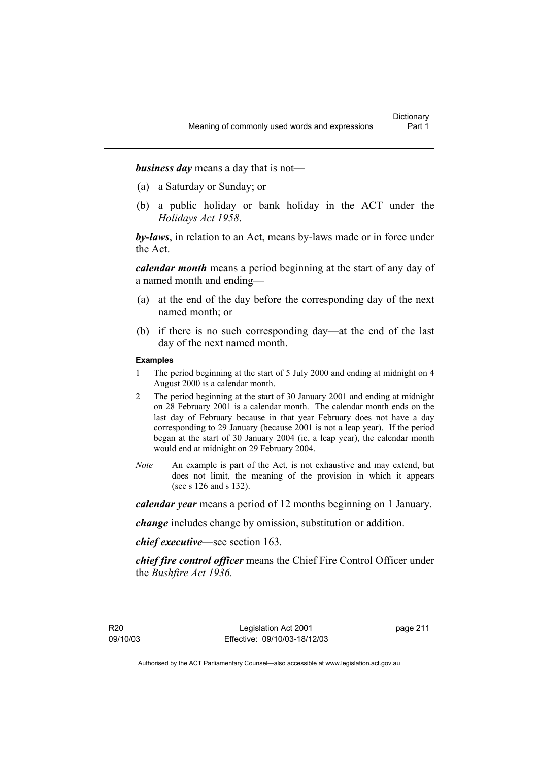***business day*** means a day that is not—

(a) a Saturday or Sunday; or

(b) a public holiday or bank holiday in the ACT under the *Holidays Act 1958*.

***by-laws***, in relation to an Act, means by-laws made or in force under the Act.

***calendar month*** means a period beginning at the start of any day of a named month and ending—

(a) at the end of the day before the corresponding day of the next named month; or

(b) if there is no such corresponding day—at the end of the last day of the next named month.

**Examples**

1 The period beginning at the start of 5 July 2000 and ending at midnight on 4 August 2000 is a calendar month.

2 The period beginning at the start of 30 January 2001 and ending at midnight on 28 February 2001 is a calendar month. The calendar month ends on the last day of February because in that year February does not have a day corresponding to 29 January (because 2001 is not a leap year). If the period began at the start of 30 January 2004 (ie, a leap year), the calendar month would end at midnight on 29 February 2004.

*Note* An example is part of the Act, is not exhaustive and may extend, but does not limit, the meaning of the provision in which it appears (see s 126 and s 132).

***calendar year*** means a period of 12 months beginning on 1 January.

***change*** includes change by omission, substitution or addition.

***chief executive***—see section 163.

***chief fire control officer*** means the Chief Fire Control Officer under the *Bushfire Act 1936.*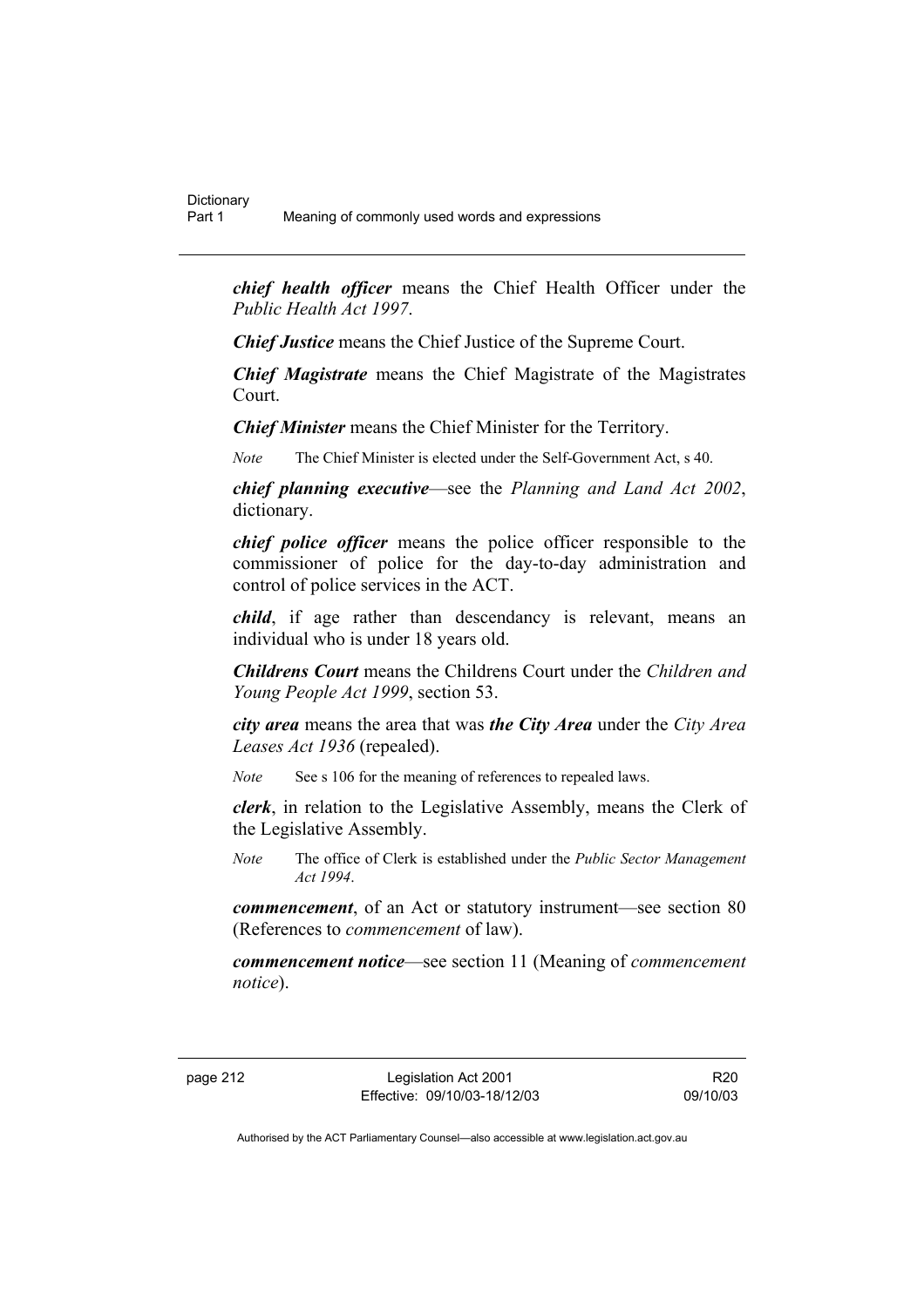***chief health officer*** means the Chief Health Officer under the *Public Health Act 1997*.

***Chief Justice*** means the Chief Justice of the Supreme Court.

***Chief Magistrate*** means the Chief Magistrate of the Magistrates Court.

***Chief Minister*** means the Chief Minister for the Territory.

*Note* The Chief Minister is elected under the Self-Government Act, s 40.

***chief planning executive***—see the *Planning and Land Act 2002*, dictionary.

***chief police officer*** means the police officer responsible to the commissioner of police for the day-to-day administration and control of police services in the ACT.

***child***, if age rather than descendancy is relevant, means an individual who is under 18 years old.

***Childrens Court*** means the Childrens Court under the *Children and Young People Act 1999*, section 53.

***city area*** means the area that was ***the City Area*** under the *City Area Leases Act 1936* (repealed).

*Note* See s 106 for the meaning of references to repealed laws.

***clerk***, in relation to the Legislative Assembly, means the Clerk of the Legislative Assembly.

*Note* The office of Clerk is established under the *Public Sector Management Act 1994*.

***commencement***, of an Act or statutory instrument—see section 80 (References to *commencement* of law).

***commencement notice***—see section 11 (Meaning of *commencement notice*).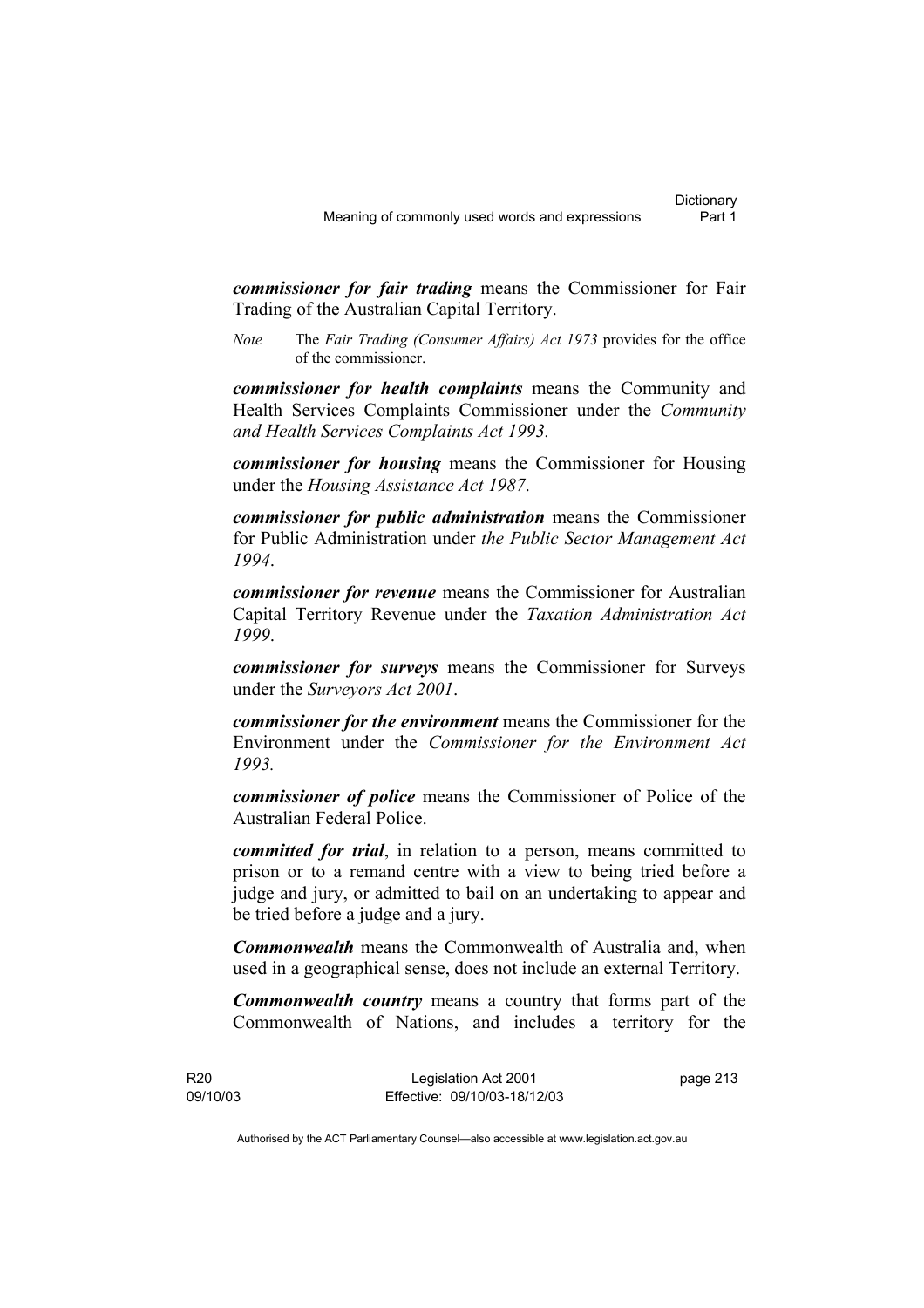***commissioner for fair trading*** means the Commissioner for Fair Trading of the Australian Capital Territory.

*Note* The *Fair Trading (Consumer Affairs) Act 1973* provides for the office of the commissioner.

***commissioner for health complaints*** means the Community and Health Services Complaints Commissioner under the *Community and Health Services Complaints Act 1993.*

***commissioner for housing*** means the Commissioner for Housing under the *Housing Assistance Act 1987*.

***commissioner for public administration*** means the Commissioner for Public Administration under *the Public Sector Management Act 1994*.

***commissioner for revenue*** means the Commissioner for Australian Capital Territory Revenue under the *Taxation Administration Act 1999.*

***commissioner for surveys*** means the Commissioner for Surveys under the *Surveyors Act 2001*.

***commissioner for the environment*** means the Commissioner for the Environment under the *Commissioner for the Environment Act 1993.*

***commissioner of police*** means the Commissioner of Police of the Australian Federal Police.

***committed for trial***, in relation to a person, means committed to prison or to a remand centre with a view to being tried before a judge and jury, or admitted to bail on an undertaking to appear and be tried before a judge and a jury.

***Commonwealth*** means the Commonwealth of Australia and, when used in a geographical sense, does not include an external Territory.

***Commonwealth country*** means a country that forms part of the Commonwealth of Nations, and includes a territory for the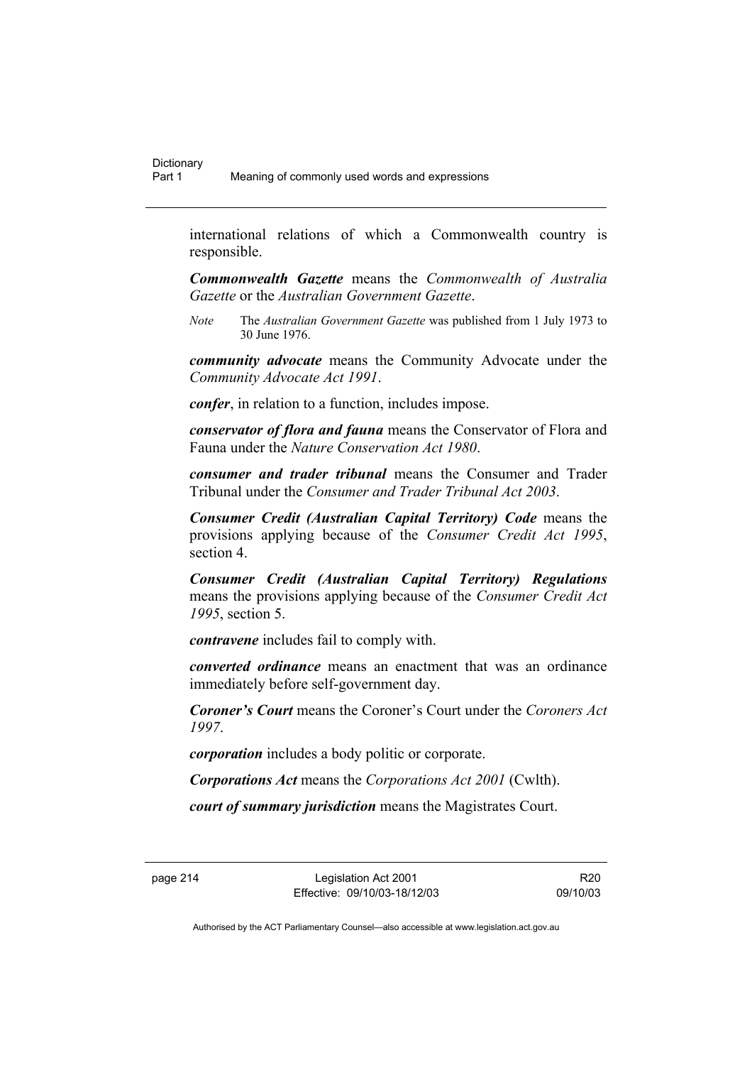international relations of which a Commonwealth country is responsible.

***Commonwealth Gazette*** means the *Commonwealth of Australia Gazette* or the *Australian Government Gazette*.

*Note* The *Australian Government Gazette* was published from 1 July 1973 to 30 June 1976.

***community advocate*** means the Community Advocate under the *Community Advocate Act 1991*.

***confer***, in relation to a function, includes impose.

***conservator of flora and fauna*** means the Conservator of Flora and Fauna under the *Nature Conservation Act 1980*.

***consumer and trader tribunal*** means the Consumer and Trader Tribunal under the *Consumer and Trader Tribunal Act 2003*.

***Consumer Credit (Australian Capital Territory) Code*** means the provisions applying because of the *Consumer Credit Act 1995*, section 4.

***Consumer Credit (Australian Capital Territory) Regulations*** means the provisions applying because of the *Consumer Credit Act 1995*, section 5.

***contravene*** includes fail to comply with.

***converted ordinance*** means an enactment that was an ordinance immediately before self-government day.

***Coroner's Court*** means the Coroner's Court under the *Coroners Act 1997*.

***corporation*** includes a body politic or corporate.

***Corporations Act*** means the *Corporations Act 2001* (Cwlth).

***court of summary jurisdiction*** means the Magistrates Court.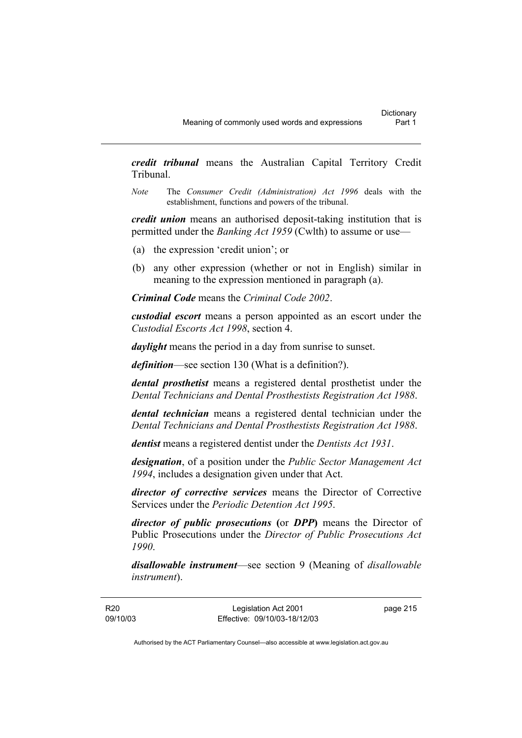***credit tribunal*** means the Australian Capital Territory Credit Tribunal.

*Note* The *Consumer Credit (Administration) Act 1996* deals with the establishment, functions and powers of the tribunal.

***credit union*** means an authorised deposit-taking institution that is permitted under the *Banking Act 1959* (Cwlth) to assume or use—

(a) the expression 'credit union'; or

(b) any other expression (whether or not in English) similar in meaning to the expression mentioned in paragraph (a).

***Criminal Code*** means the *Criminal Code 2002*.

***custodial escort*** means a person appointed as an escort under the *Custodial Escorts Act 1998*, section 4.

***daylight*** means the period in a day from sunrise to sunset.

***definition***—see section 130 (What is a definition?).

***dental prosthetist*** means a registered dental prosthetist under the *Dental Technicians and Dental Prosthetists Registration Act 1988*.

***dental technician*** means a registered dental technician under the *Dental Technicians and Dental Prosthetists Registration Act 1988*.

***dentist*** means a registered dentist under the *Dentists Act 1931*.

***designation***, of a position under the *Public Sector Management Act 1994*, includes a designation given under that Act.

***director of corrective services*** means the Director of Corrective Services under the *Periodic Detention Act 1995*.

***director of public prosecutions*** **(**or ***DPP*****)** means the Director of Public Prosecutions under the *Director of Public Prosecutions Act 1990*.

***disallowable instrument***—see section 9 (Meaning of *disallowable instrument*).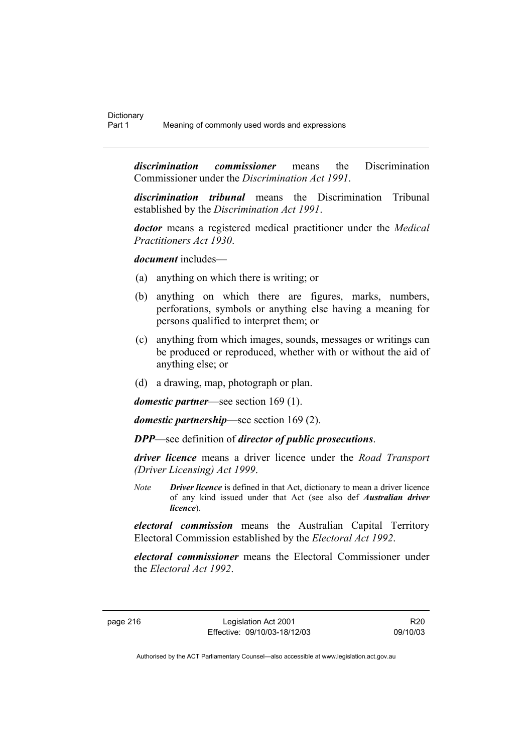***discrimination commissioner*** means the Discrimination Commissioner under the *Discrimination Act 1991*.

***discrimination tribunal*** means the Discrimination Tribunal established by the *Discrimination Act 1991*.

***doctor*** means a registered medical practitioner under the *Medical Practitioners Act 1930*.

***document*** includes—

(a) anything on which there is writing; or

(b) anything on which there are figures, marks, numbers, perforations, symbols or anything else having a meaning for persons qualified to interpret them; or

(c) anything from which images, sounds, messages or writings can be produced or reproduced, whether with or without the aid of anything else; or

(d) a drawing, map, photograph or plan.

***domestic partner***—see section 169 (1).

***domestic partnership***—see section 169 (2).

***DPP***—see definition of ***director of public prosecutions***.

***driver licence*** means a driver licence under the *Road Transport (Driver Licensing) Act 1999*.

*Note* ***Driver licence*** is defined in that Act, dictionary to mean a driver licence of any kind issued under that Act (see also def ***Australian driver licence***).

***electoral commission*** means the Australian Capital Territory Electoral Commission established by the *Electoral Act 1992*.

***electoral commissioner*** means the Electoral Commissioner under the *Electoral Act 1992*.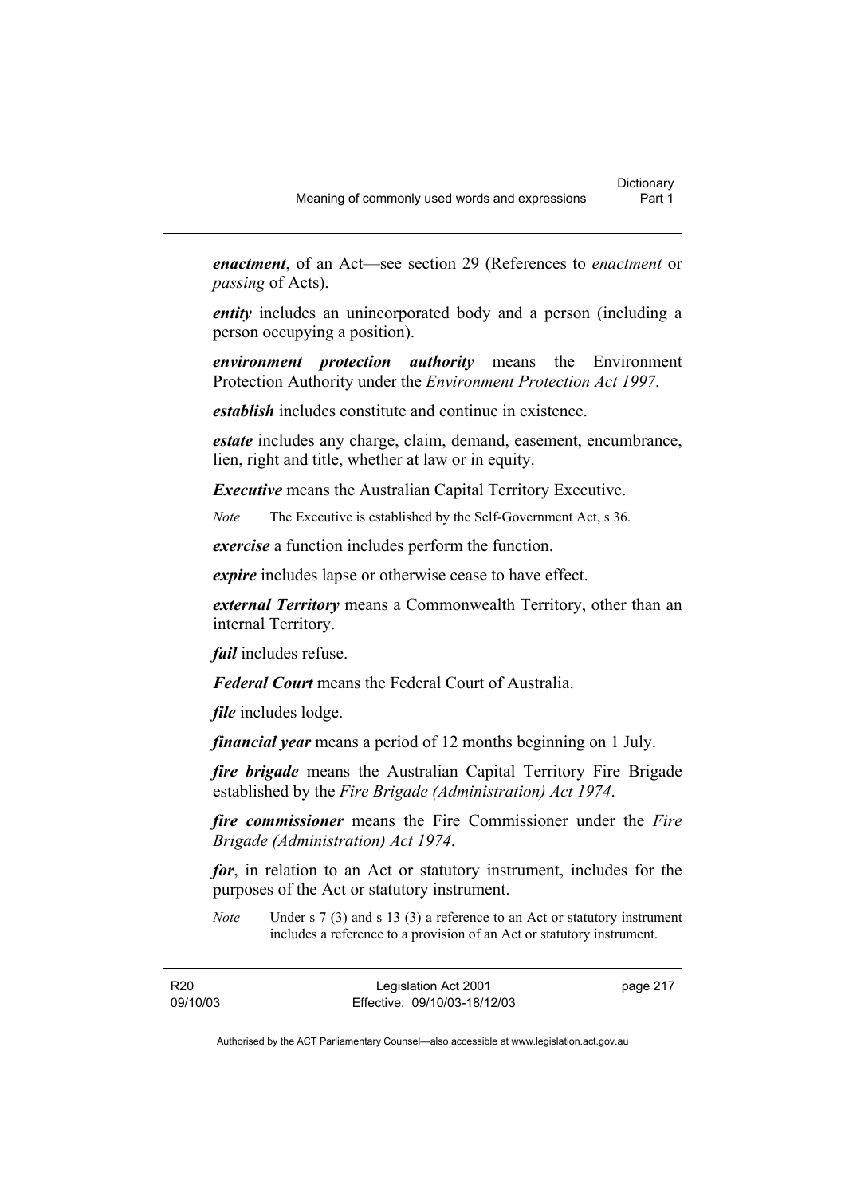***enactment***, of an Act—see section 29 (References to *enactment* or *passing* of Acts).

***entity*** includes an unincorporated body and a person (including a person occupying a position).

***environment protection authority*** means the Environment Protection Authority under the *Environment Protection Act 1997*.

***establish*** includes constitute and continue in existence.

***estate*** includes any charge, claim, demand, easement, encumbrance, lien, right and title, whether at law or in equity.

***Executive*** means the Australian Capital Territory Executive.

*Note* The Executive is established by the Self-Government Act, s 36.

***exercise*** a function includes perform the function.

***expire*** includes lapse or otherwise cease to have effect.

***external Territory*** means a Commonwealth Territory, other than an internal Territory.

***fail*** includes refuse.

***Federal Court*** means the Federal Court of Australia.

***file*** includes lodge.

***financial year*** means a period of 12 months beginning on 1 July.

***fire brigade*** means the Australian Capital Territory Fire Brigade established by the *Fire Brigade (Administration) Act 1974*.

***fire commissioner*** means the Fire Commissioner under the *Fire Brigade (Administration) Act 1974*.

***for***, in relation to an Act or statutory instrument, includes for the purposes of the Act or statutory instrument.

*Note* Under s 7 (3) and s 13 (3) a reference to an Act or statutory instrument includes a reference to a provision of an Act or statutory instrument.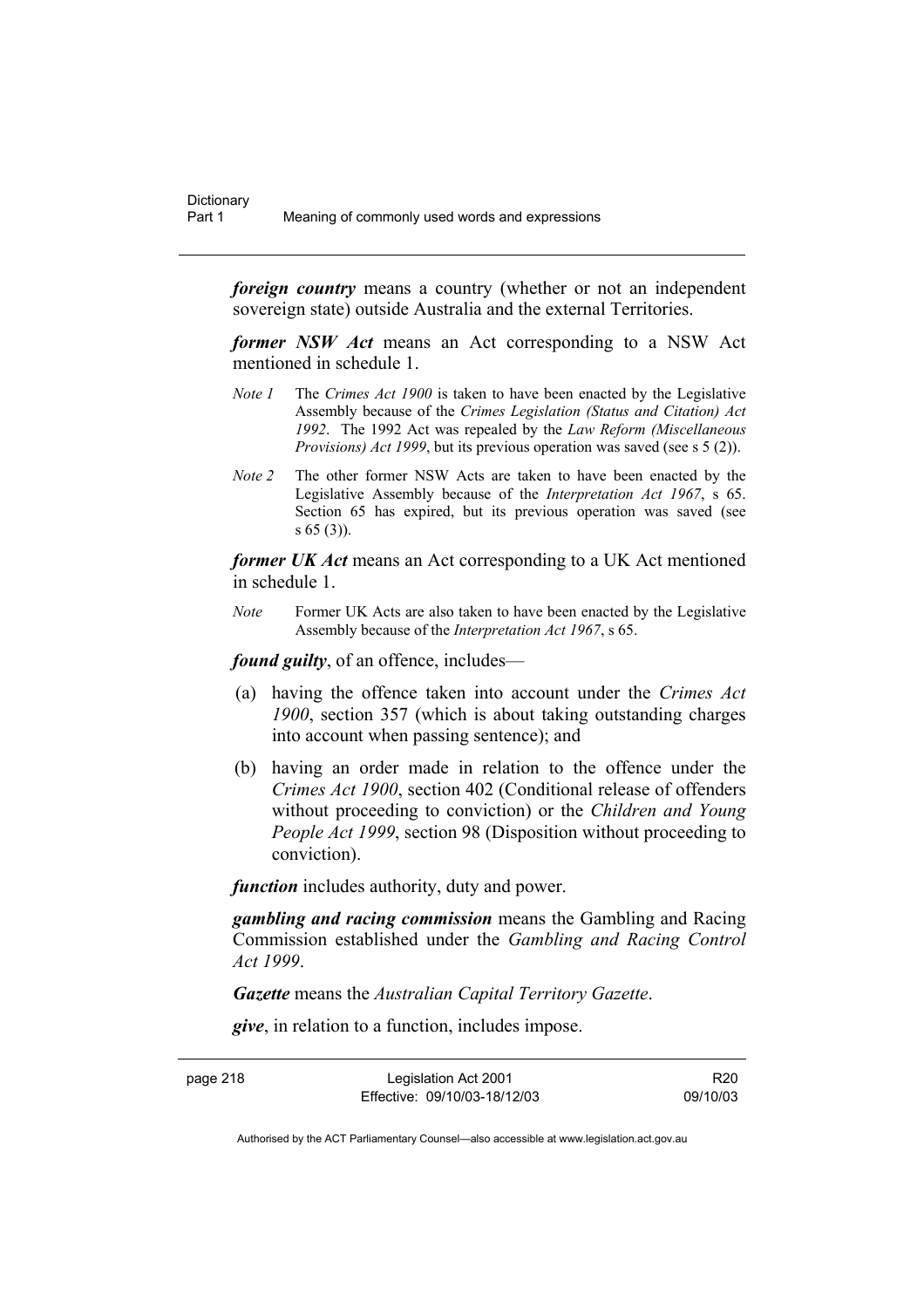***foreign country*** means a country (whether or not an independent sovereign state) outside Australia and the external Territories.

***former NSW Act*** means an Act corresponding to a NSW Act mentioned in schedule 1.

*Note 1* The *Crimes Act 1900* is taken to have been enacted by the Legislative Assembly because of the *Crimes Legislation (Status and Citation) Act 1992*. The 1992 Act was repealed by the *Law Reform (Miscellaneous Provisions) Act 1999*, but its previous operation was saved (see s 5 (2)).

*Note 2* The other former NSW Acts are taken to have been enacted by the Legislative Assembly because of the *Interpretation Act 1967*, s 65. Section 65 has expired, but its previous operation was saved (see s 65 (3)).

***former UK Act*** means an Act corresponding to a UK Act mentioned in schedule 1.

*Note* Former UK Acts are also taken to have been enacted by the Legislative Assembly because of the *Interpretation Act 1967*, s 65.

***found guilty***, of an offence, includes—

(a) having the offence taken into account under the *Crimes Act 1900*, section 357 (which is about taking outstanding charges into account when passing sentence); and

(b) having an order made in relation to the offence under the *Crimes Act 1900*, section 402 (Conditional release of offenders without proceeding to conviction) or the *Children and Young People Act 1999*, section 98 (Disposition without proceeding to conviction).

***function*** includes authority, duty and power.

***gambling and racing commission*** means the Gambling and Racing Commission established under the *Gambling and Racing Control Act 1999*.

***Gazette*** means the *Australian Capital Territory Gazette*.

***give***, in relation to a function, includes impose.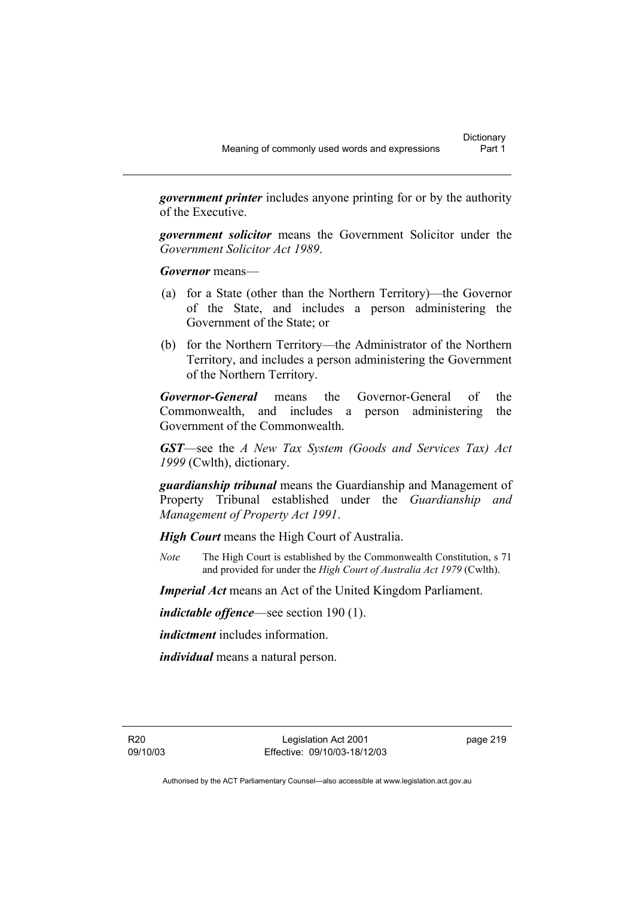***government printer*** includes anyone printing for or by the authority of the Executive.

***government solicitor*** means the Government Solicitor under the *Government Solicitor Act 1989*.

***Governor*** means—

(a) for a State (other than the Northern Territory)—the Governor of the State, and includes a person administering the Government of the State; or

(b) for the Northern Territory—the Administrator of the Northern Territory, and includes a person administering the Government of the Northern Territory.

***Governor-General*** means the Governor-General of the Commonwealth, and includes a person administering the Government of the Commonwealth.

***GST***—see the *A New Tax System (Goods and Services Tax) Act 1999* (Cwlth), dictionary.

***guardianship tribunal*** means the Guardianship and Management of Property Tribunal established under the *Guardianship and Management of Property Act 1991*.

***High Court*** means the High Court of Australia.

*Note* The High Court is established by the Commonwealth Constitution, s 71 and provided for under the *High Court of Australia Act 1979* (Cwlth).

***Imperial Act*** means an Act of the United Kingdom Parliament.

***indictable offence***—see section 190 (1).

***indictment*** includes information.

***individual*** means a natural person.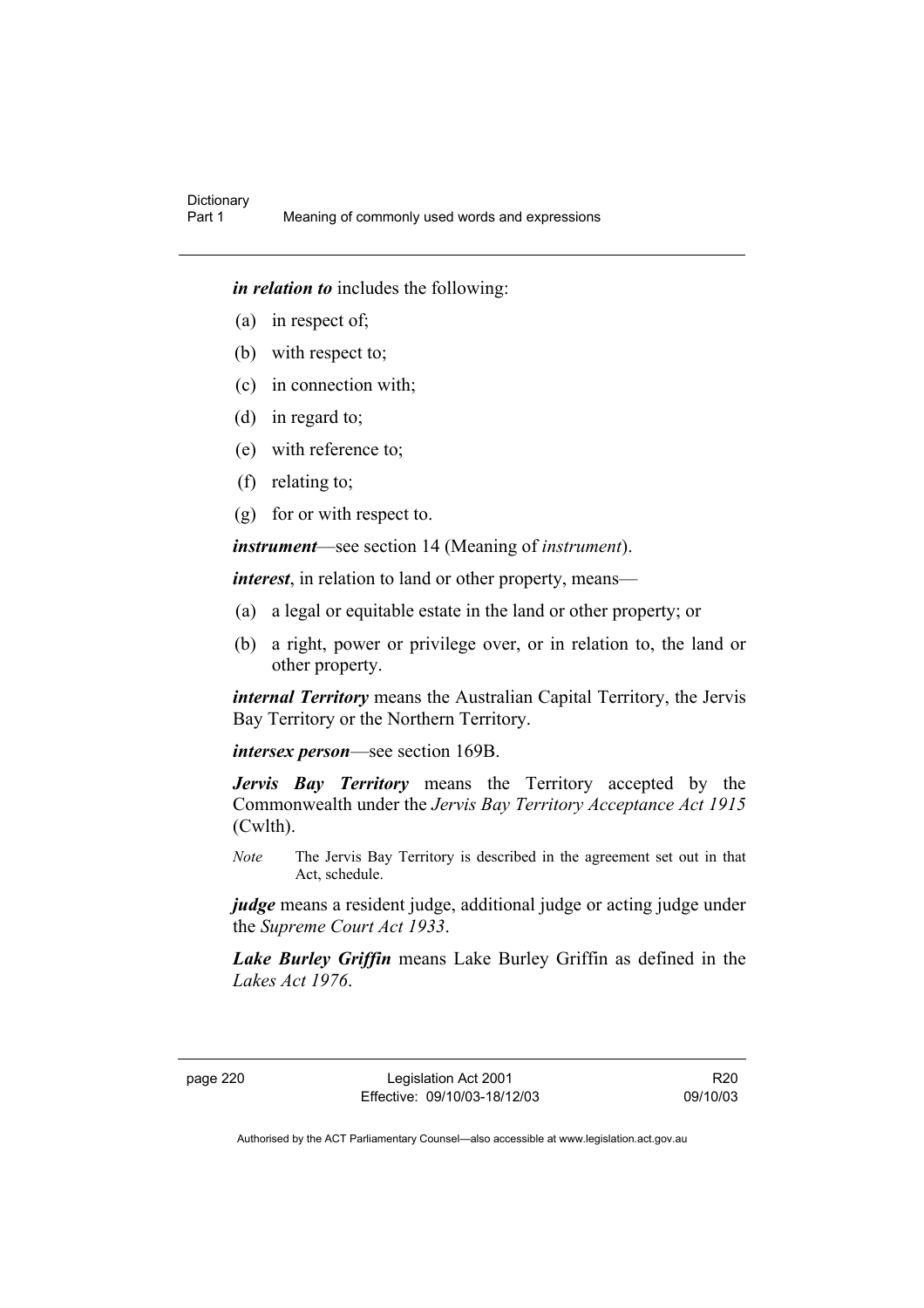***in relation to*** includes the following:

(a) in respect of;

(b) with respect to;

(c) in connection with;

(d) in regard to;

(e) with reference to;

(f) relating to;

(g) for or with respect to.

***instrument***—see section 14 (Meaning of *instrument*).

***interest***, in relation to land or other property, means—

(a) a legal or equitable estate in the land or other property; or

(b) a right, power or privilege over, or in relation to, the land or other property.

***internal Territory*** means the Australian Capital Territory, the Jervis Bay Territory or the Northern Territory.

***intersex person***—see section 169B.

***Jervis Bay Territory*** means the Territory accepted by the Commonwealth under the *Jervis Bay Territory Acceptance Act 1915* (Cwlth).

*Note* The Jervis Bay Territory is described in the agreement set out in that Act, schedule.

***judge*** means a resident judge, additional judge or acting judge under the *Supreme Court Act 1933*.

***Lake Burley Griffin*** means Lake Burley Griffin as defined in the *Lakes Act 1976*.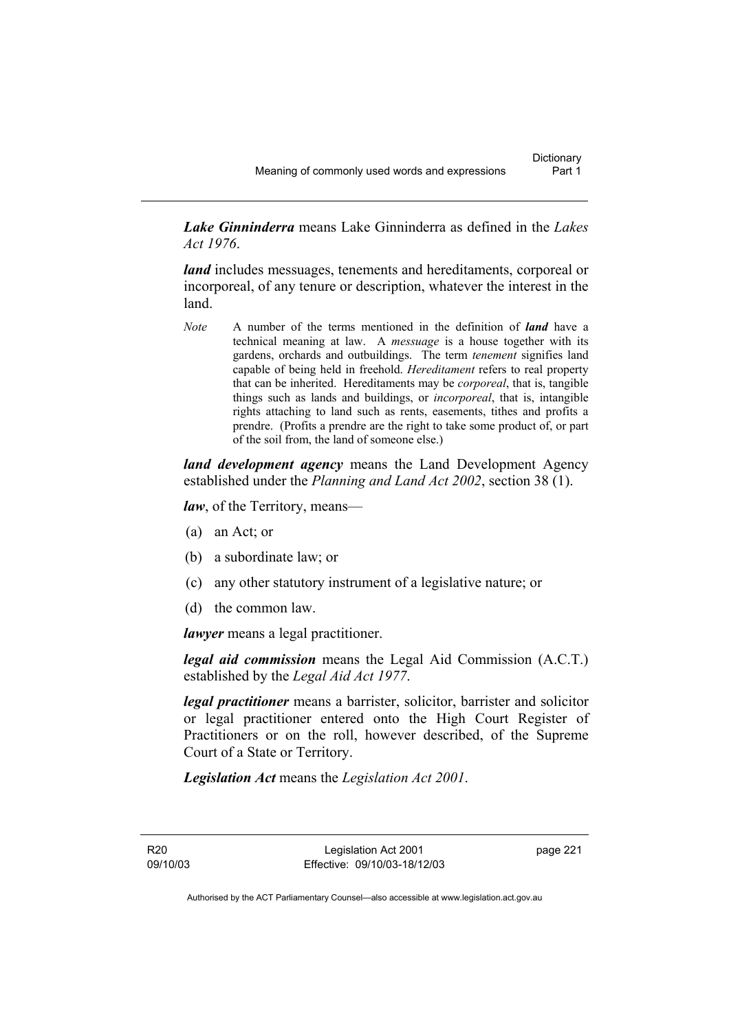***Lake Ginninderra*** means Lake Ginninderra as defined in the *Lakes Act 1976*.

***land*** includes messuages, tenements and hereditaments, corporeal or incorporeal, of any tenure or description, whatever the interest in the land.

*Note* A number of the terms mentioned in the definition of ***land*** have a technical meaning at law. A *messuage* is a house together with its gardens, orchards and outbuildings. The term *tenement* signifies land capable of being held in freehold. *Hereditament* refers to real property that can be inherited. Hereditaments may be *corporeal*, that is, tangible things such as lands and buildings, or *incorporeal*, that is, intangible rights attaching to land such as rents, easements, tithes and profits a prendre. (Profits a prendre are the right to take some product of, or part of the soil from, the land of someone else.)

***land development agency*** means the Land Development Agency established under the *Planning and Land Act 2002*, section 38 (1).

***law***, of the Territory, means—

(a) an Act; or

(b) a subordinate law; or

(c) any other statutory instrument of a legislative nature; or

(d) the common law.

***lawyer*** means a legal practitioner.

***legal aid commission*** means the Legal Aid Commission (A.C.T.) established by the *Legal Aid Act 1977*.

***legal practitioner*** means a barrister, solicitor, barrister and solicitor or legal practitioner entered onto the High Court Register of Practitioners or on the roll, however described, of the Supreme Court of a State or Territory.

***Legislation Act*** means the *Legislation Act 2001*.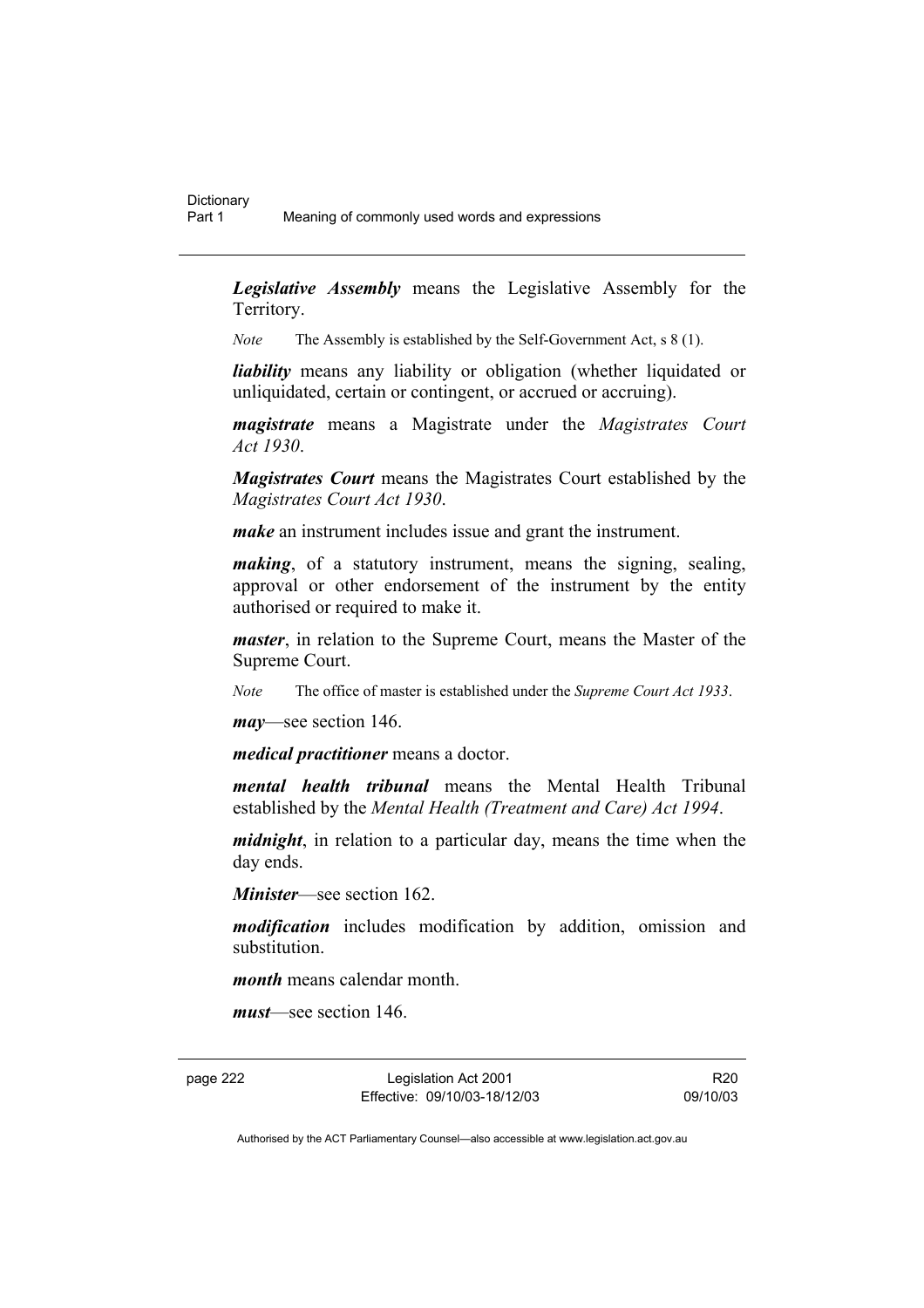***Legislative Assembly*** means the Legislative Assembly for the Territory.

*Note* The Assembly is established by the Self-Government Act, s 8 (1).

***liability*** means any liability or obligation (whether liquidated or unliquidated, certain or contingent, or accrued or accruing).

***magistrate*** means a Magistrate under the *Magistrates Court Act 1930*.

***Magistrates Court*** means the Magistrates Court established by the *Magistrates Court Act 1930*.

***make*** an instrument includes issue and grant the instrument.

***making***, of a statutory instrument, means the signing, sealing, approval or other endorsement of the instrument by the entity authorised or required to make it.

***master***, in relation to the Supreme Court, means the Master of the Supreme Court.

*Note* The office of master is established under the *Supreme Court Act 1933*.

***may***—see section 146.

***medical practitioner*** means a doctor.

***mental health tribunal*** means the Mental Health Tribunal established by the *Mental Health (Treatment and Care) Act 1994*.

***midnight***, in relation to a particular day, means the time when the day ends.

***Minister***—see section 162.

***modification*** includes modification by addition, omission and substitution.

***month*** means calendar month.

***must***—see section 146.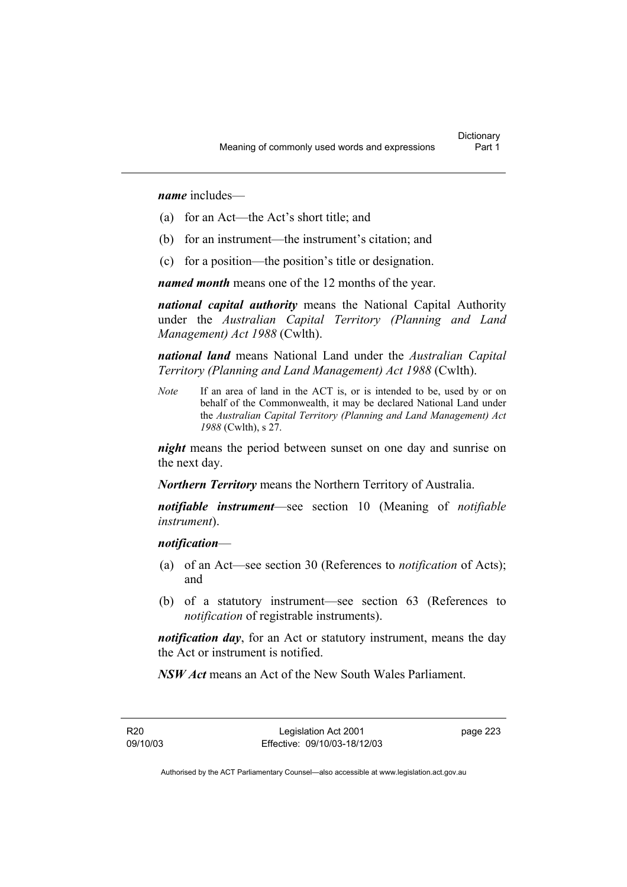***name*** includes—

(a) for an Act—the Act's short title; and

(b) for an instrument—the instrument's citation; and

(c) for a position—the position's title or designation.

***named month*** means one of the 12 months of the year.

***national capital authority*** means the National Capital Authority under the *Australian Capital Territory (Planning and Land Management) Act 1988* (Cwlth).

***national land*** means National Land under the *Australian Capital Territory (Planning and Land Management) Act 1988* (Cwlth).

*Note* If an area of land in the ACT is, or is intended to be, used by or on behalf of the Commonwealth, it may be declared National Land under the *Australian Capital Territory (Planning and Land Management) Act 1988* (Cwlth), s 27.

***night*** means the period between sunset on one day and sunrise on the next day.

***Northern Territory*** means the Northern Territory of Australia.

***notifiable instrument***—see section 10 (Meaning of *notifiable instrument*).

***notification***—

(a) of an Act—see section 30 (References to *notification* of Acts); and

(b) of a statutory instrument—see section 63 (References to *notification* of registrable instruments).

***notification day***, for an Act or statutory instrument, means the day the Act or instrument is notified.

***NSW Act*** means an Act of the New South Wales Parliament.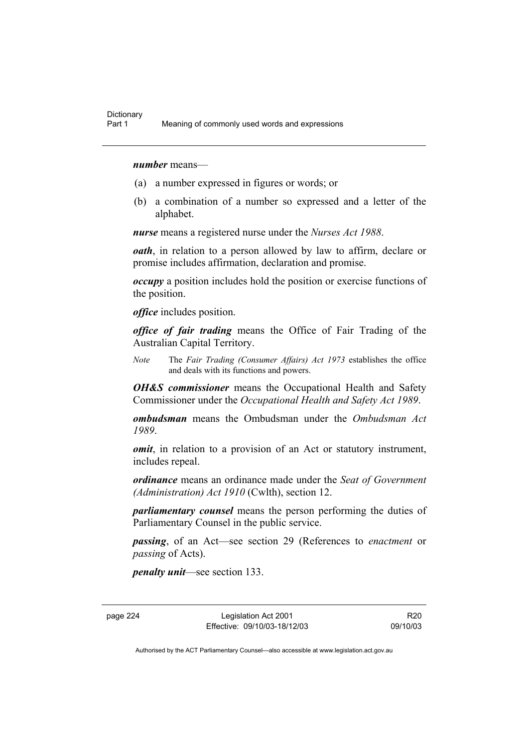***number*** means—

(a) a number expressed in figures or words; or

(b) a combination of a number so expressed and a letter of the alphabet.

***nurse*** means a registered nurse under the *Nurses Act 1988*.

***oath***, in relation to a person allowed by law to affirm, declare or promise includes affirmation, declaration and promise.

***occupy*** a position includes hold the position or exercise functions of the position.

***office*** includes position.

***office of fair trading*** means the Office of Fair Trading of the Australian Capital Territory.

*Note* The *Fair Trading (Consumer Affairs) Act 1973* establishes the office and deals with its functions and powers.

***OH&S commissioner*** means the Occupational Health and Safety Commissioner under the *Occupational Health and Safety Act 1989*.

***ombudsman*** means the Ombudsman under the *Ombudsman Act 1989*.

***omit***, in relation to a provision of an Act or statutory instrument, includes repeal.

***ordinance*** means an ordinance made under the *Seat of Government (Administration) Act 1910* (Cwlth), section 12.

***parliamentary counsel*** means the person performing the duties of Parliamentary Counsel in the public service.

***passing***, of an Act—see section 29 (References to *enactment* or *passing* of Acts).

***penalty unit***—see section 133.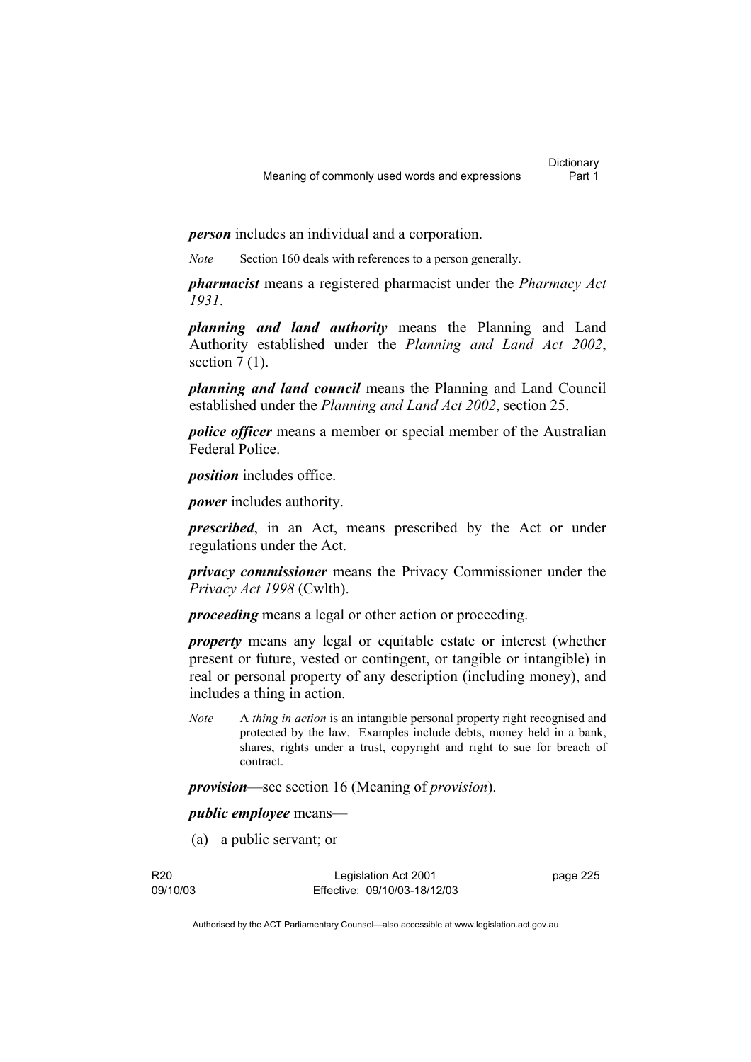***person*** includes an individual and a corporation.

*Note* Section 160 deals with references to a person generally.

***pharmacist*** means a registered pharmacist under the *Pharmacy Act 1931*.

***planning and land authority*** means the Planning and Land Authority established under the *Planning and Land Act 2002*, section 7 (1).

***planning and land council*** means the Planning and Land Council established under the *Planning and Land Act 2002*, section 25.

***police officer*** means a member or special member of the Australian Federal Police.

***position*** includes office.

***power*** includes authority.

***prescribed***, in an Act, means prescribed by the Act or under regulations under the Act.

***privacy commissioner*** means the Privacy Commissioner under the *Privacy Act 1998* (Cwlth).

***proceeding*** means a legal or other action or proceeding.

***property*** means any legal or equitable estate or interest (whether present or future, vested or contingent, or tangible or intangible) in real or personal property of any description (including money), and includes a thing in action.

*Note* A *thing in action* is an intangible personal property right recognised and protected by the law. Examples include debts, money held in a bank, shares, rights under a trust, copyright and right to sue for breach of contract.

***provision***—see section 16 (Meaning of *provision*).

***public employee*** means—

(a) a public servant; or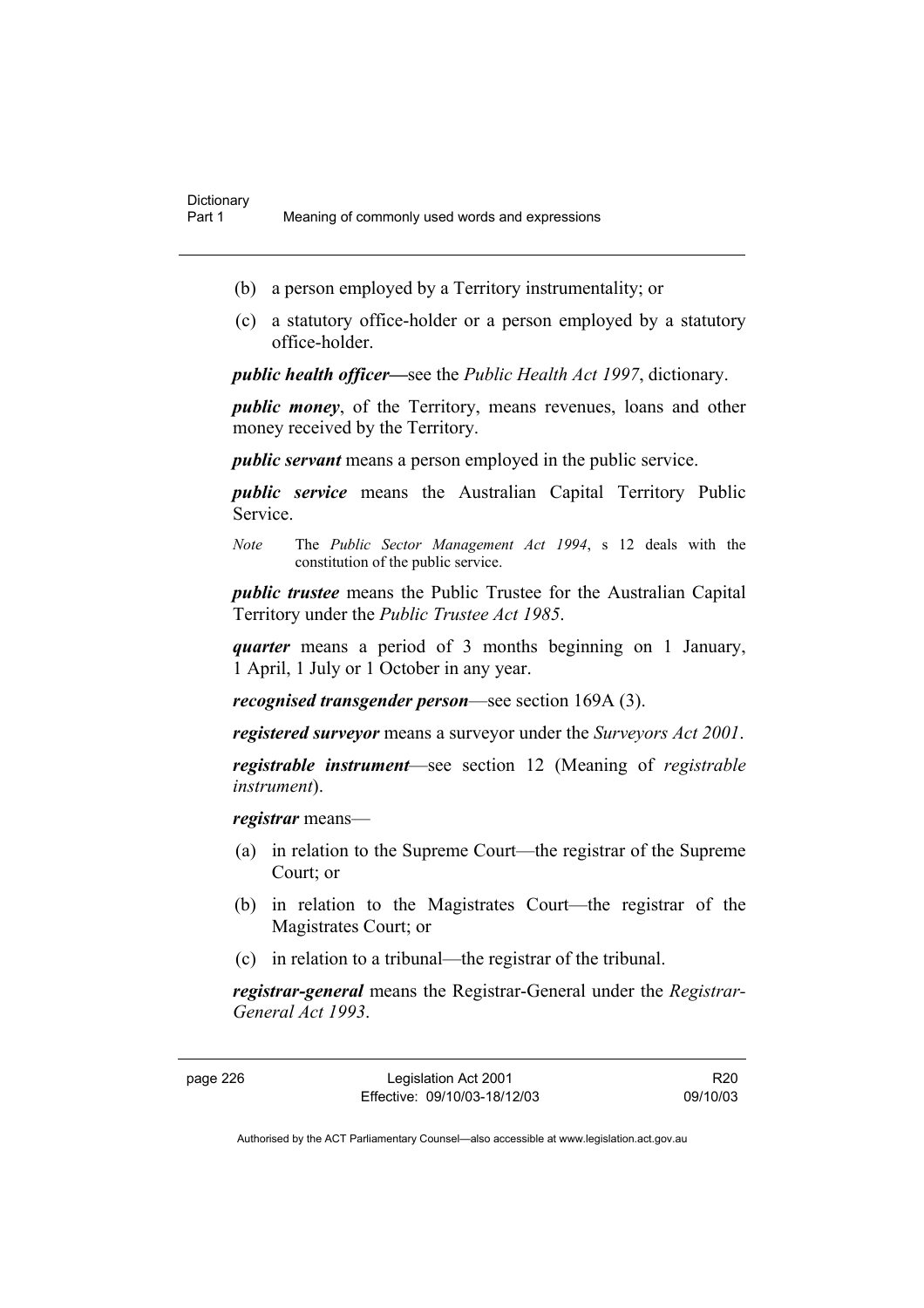(b) a person employed by a Territory instrumentality; or

(c) a statutory office-holder or a person employed by a statutory office-holder.

***public health officer*—**see the *Public Health Act 1997*, dictionary.

***public money***, of the Territory, means revenues, loans and other money received by the Territory.

***public servant*** means a person employed in the public service.

***public service*** means the Australian Capital Territory Public Service.

*Note* The *Public Sector Management Act 1994*, s 12 deals with the constitution of the public service.

***public trustee*** means the Public Trustee for the Australian Capital Territory under the *Public Trustee Act 1985*.

***quarter*** means a period of 3 months beginning on 1 January, 1 April, 1 July or 1 October in any year.

***recognised transgender person***—see section 169A (3).

***registered surveyor*** means a surveyor under the *Surveyors Act 2001*.

***registrable instrument***—see section 12 (Meaning of *registrable instrument*).

***registrar*** means—

(a) in relation to the Supreme Court—the registrar of the Supreme Court; or

(b) in relation to the Magistrates Court—the registrar of the Magistrates Court; or

(c) in relation to a tribunal—the registrar of the tribunal.

***registrar-general*** means the Registrar-General under the *Registrar-General Act 1993*.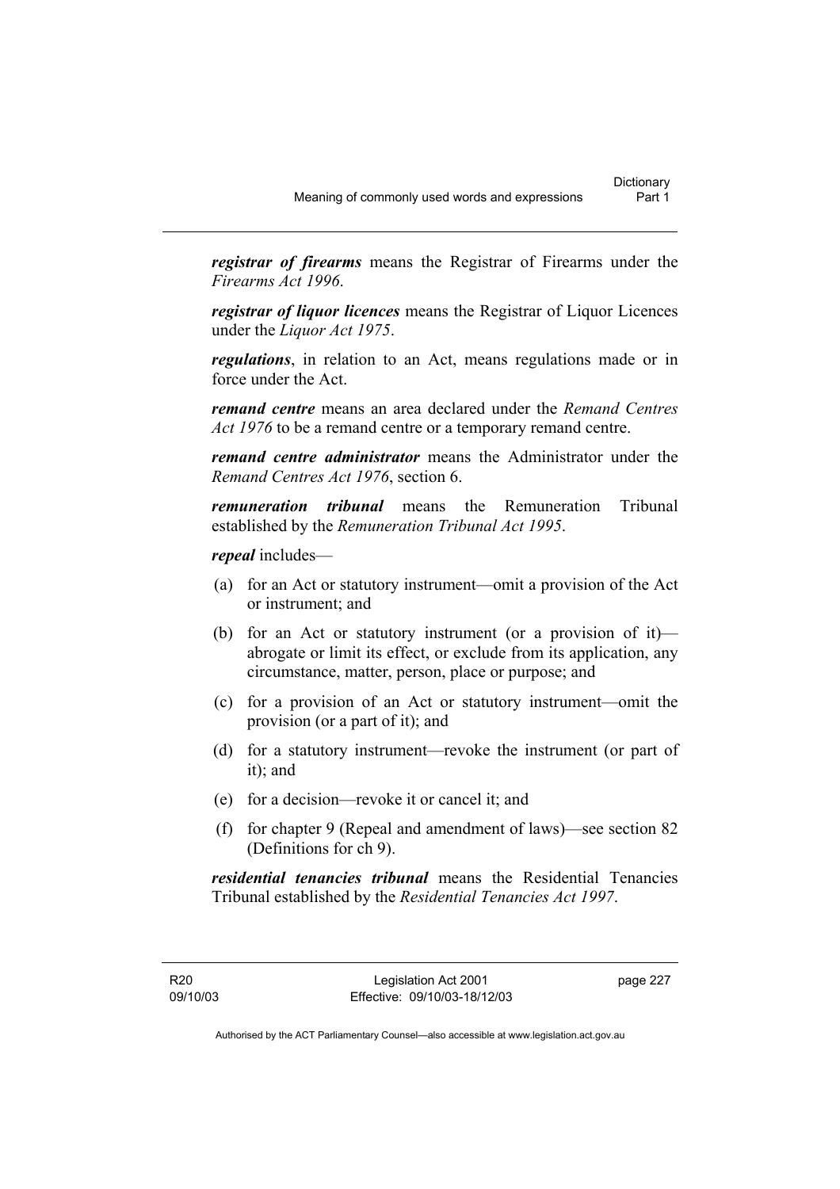***registrar of firearms*** means the Registrar of Firearms under the *Firearms Act 1996*.

***registrar of liquor licences*** means the Registrar of Liquor Licences under the *Liquor Act 1975*.

***regulations***, in relation to an Act, means regulations made or in force under the Act.

***remand centre*** means an area declared under the *Remand Centres Act 1976* to be a remand centre or a temporary remand centre.

***remand centre administrator*** means the Administrator under the *Remand Centres Act 1976*, section 6.

***remuneration tribunal*** means the Remuneration Tribunal established by the *Remuneration Tribunal Act 1995*.

***repeal*** includes—

(a) for an Act or statutory instrument—omit a provision of the Act or instrument; and

(b) for an Act or statutory instrument (or a provision of it)—abrogate or limit its effect, or exclude from its application, any circumstance, matter, person, place or purpose; and

(c) for a provision of an Act or statutory instrument—omit the provision (or a part of it); and

(d) for a statutory instrument—revoke the instrument (or part of it); and

(e) for a decision—revoke it or cancel it; and

(f) for chapter 9 (Repeal and amendment of laws)—see section 82 (Definitions for ch 9).

***residential tenancies tribunal*** means the Residential Tenancies Tribunal established by the *Residential Tenancies Act 1997*.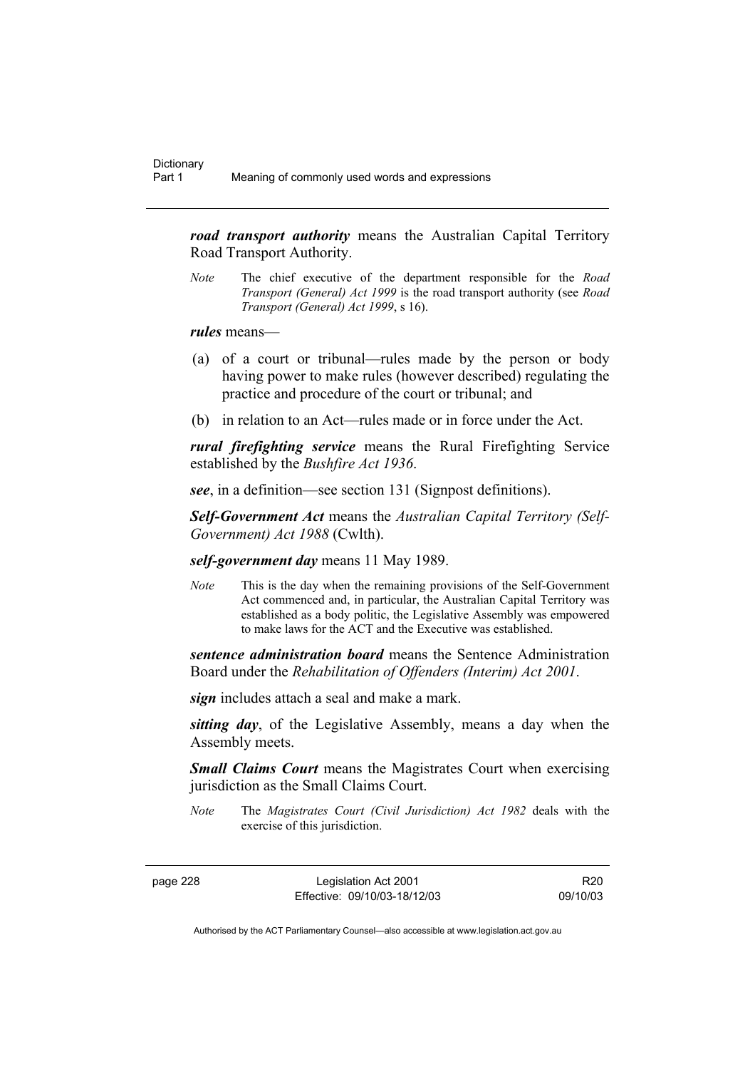***road transport authority*** means the Australian Capital Territory Road Transport Authority.

*Note* The chief executive of the department responsible for the *Road Transport (General) Act 1999* is the road transport authority (see *Road Transport (General) Act 1999*, s 16).

***rules*** means—

(a) of a court or tribunal—rules made by the person or body having power to make rules (however described) regulating the practice and procedure of the court or tribunal; and

(b) in relation to an Act—rules made or in force under the Act.

***rural firefighting service*** means the Rural Firefighting Service established by the *Bushfire Act 1936*.

***see***, in a definition—see section 131 (Signpost definitions).

***Self-Government Act*** means the *Australian Capital Territory (Self-Government) Act 1988* (Cwlth).

***self-government day*** means 11 May 1989.

*Note* This is the day when the remaining provisions of the Self-Government Act commenced and, in particular, the Australian Capital Territory was established as a body politic, the Legislative Assembly was empowered to make laws for the ACT and the Executive was established.

***sentence administration board*** means the Sentence Administration Board under the *Rehabilitation of Offenders (Interim) Act 2001*.

***sign*** includes attach a seal and make a mark.

***sitting day***, of the Legislative Assembly, means a day when the Assembly meets.

***Small Claims Court*** means the Magistrates Court when exercising jurisdiction as the Small Claims Court.

*Note* The *Magistrates Court (Civil Jurisdiction) Act 1982* deals with the exercise of this jurisdiction.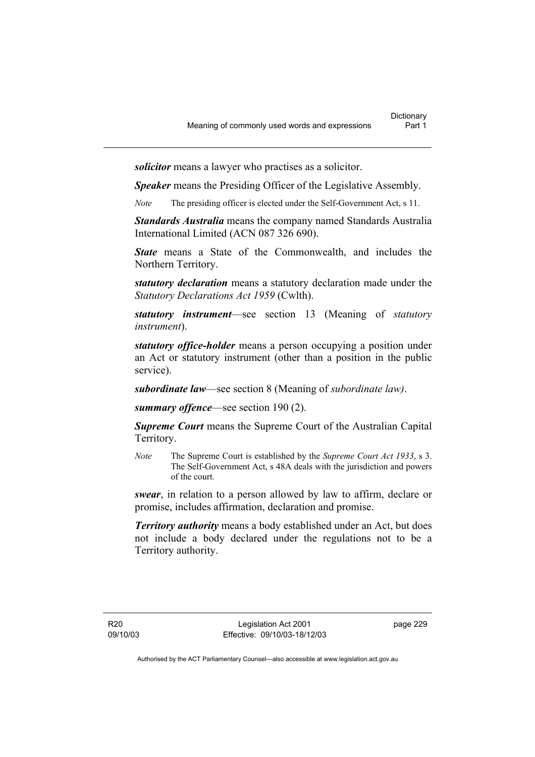***solicitor*** means a lawyer who practises as a solicitor.

***Speaker*** means the Presiding Officer of the Legislative Assembly.

*Note* The presiding officer is elected under the Self-Government Act, s 11.

***Standards Australia*** means the company named Standards Australia International Limited (ACN 087 326 690).

***State*** means a State of the Commonwealth, and includes the Northern Territory.

***statutory declaration*** means a statutory declaration made under the *Statutory Declarations Act 1959* (Cwlth).

***statutory instrument***—see section 13 (Meaning of *statutory instrument*).

***statutory office-holder*** means a person occupying a position under an Act or statutory instrument (other than a position in the public service).

***subordinate law***—see section 8 (Meaning of *subordinate law)*.

***summary offence***—see section 190 (2).

***Supreme Court*** means the Supreme Court of the Australian Capital Territory.

*Note* The Supreme Court is established by the *Supreme Court Act 1933*, s 3. The Self-Government Act, s 48A deals with the jurisdiction and powers of the court.

***swear***, in relation to a person allowed by law to affirm, declare or promise, includes affirmation, declaration and promise.

***Territory authority*** means a body established under an Act, but does not include a body declared under the regulations not to be a Territory authority.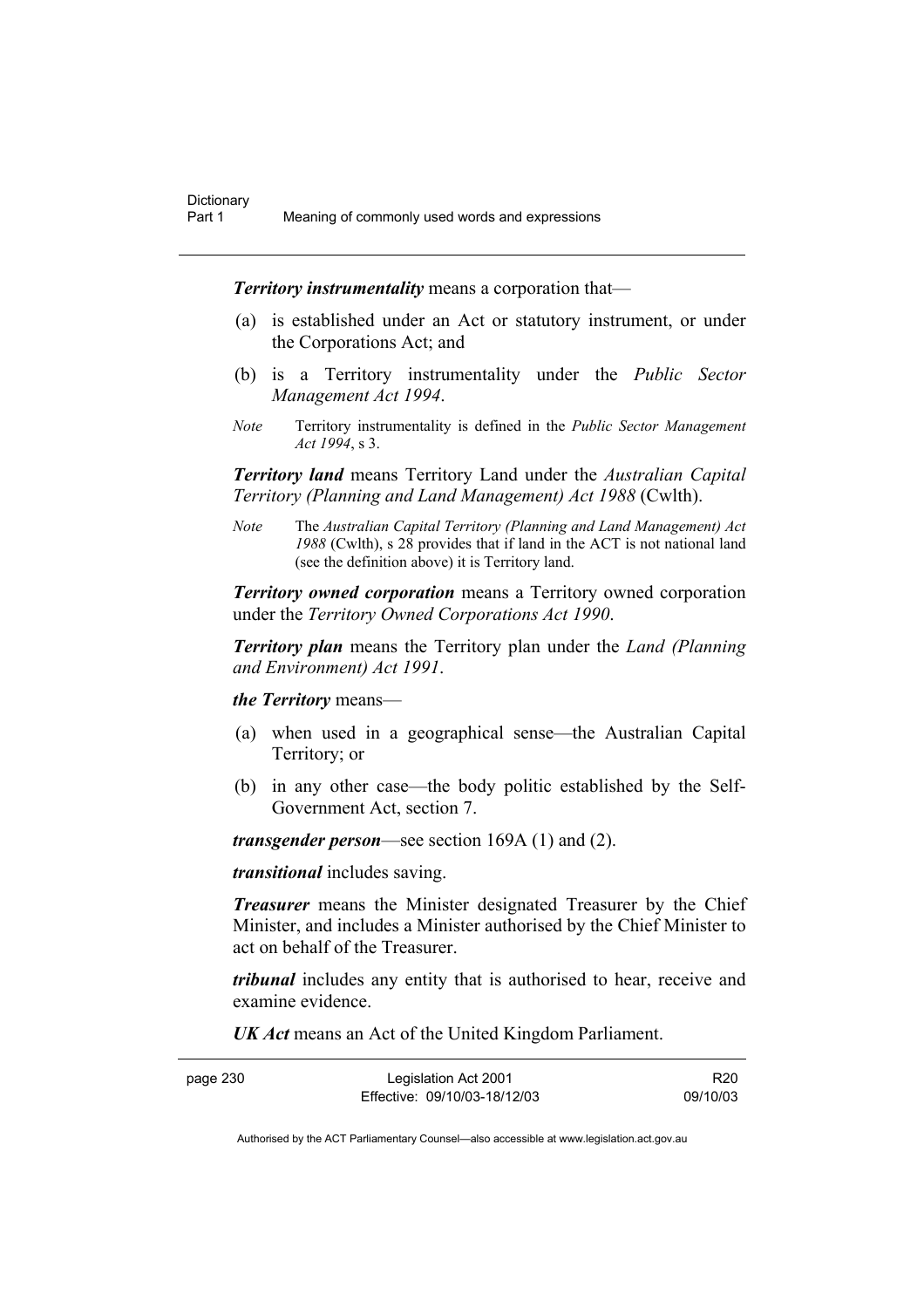***Territory instrumentality*** means a corporation that—

(a) is established under an Act or statutory instrument, or under the Corporations Act; and

(b) is a Territory instrumentality under the *Public Sector Management Act 1994*.

*Note* Territory instrumentality is defined in the *Public Sector Management Act 1994*, s 3.

***Territory land*** means Territory Land under the *Australian Capital Territory (Planning and Land Management) Act 1988* (Cwlth).

*Note* The *Australian Capital Territory (Planning and Land Management) Act 1988* (Cwlth), s 28 provides that if land in the ACT is not national land (see the definition above) it is Territory land.

***Territory owned corporation*** means a Territory owned corporation under the *Territory Owned Corporations Act 1990*.

***Territory plan*** means the Territory plan under the *Land (Planning and Environment) Act 1991*.

***the Territory*** means—

(a) when used in a geographical sense—the Australian Capital Territory; or

(b) in any other case—the body politic established by the Self-Government Act, section 7.

***transgender person***—see section 169A (1) and (2).

***transitional*** includes saving.

***Treasurer*** means the Minister designated Treasurer by the Chief Minister, and includes a Minister authorised by the Chief Minister to act on behalf of the Treasurer.

***tribunal*** includes any entity that is authorised to hear, receive and examine evidence.

***UK Act*** means an Act of the United Kingdom Parliament.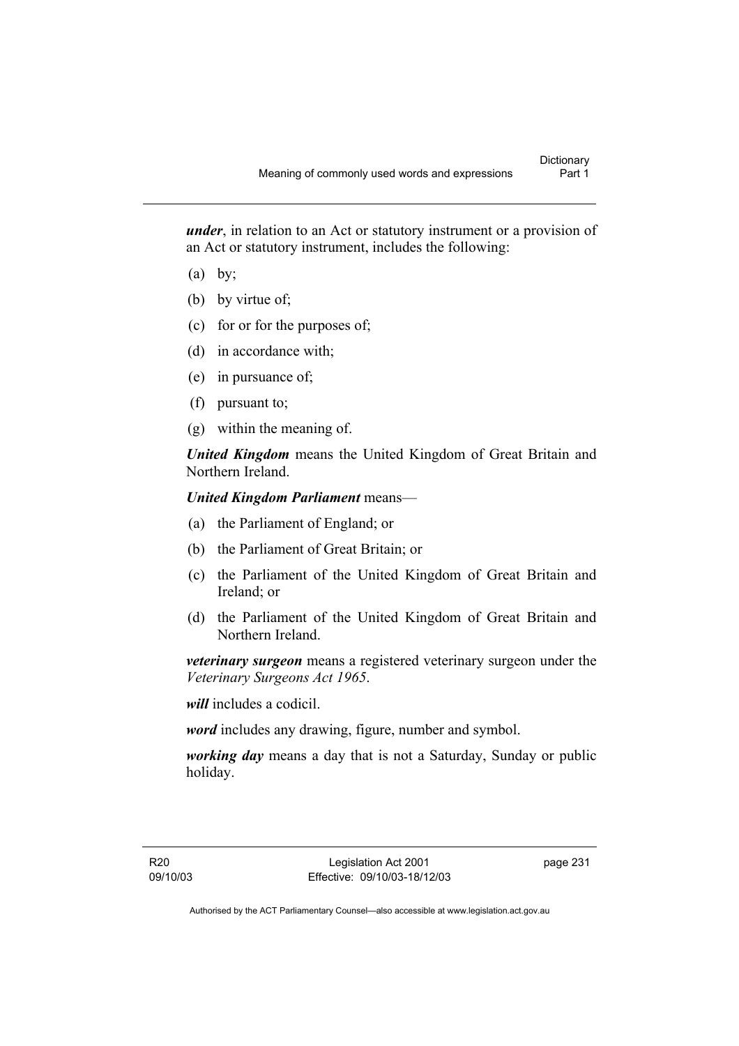***under***, in relation to an Act or statutory instrument or a provision of an Act or statutory instrument, includes the following:

(a) by;

(b) by virtue of;

(c) for or for the purposes of;

(d) in accordance with;

(e) in pursuance of;

(f) pursuant to;

(g) within the meaning of.

***United Kingdom*** means the United Kingdom of Great Britain and Northern Ireland.

***United Kingdom Parliament*** means—

(a) the Parliament of England; or

(b) the Parliament of Great Britain; or

(c) the Parliament of the United Kingdom of Great Britain and Ireland; or

(d) the Parliament of the United Kingdom of Great Britain and Northern Ireland.

***veterinary surgeon*** means a registered veterinary surgeon under the *Veterinary Surgeons Act 1965*.

***will*** includes a codicil.

***word*** includes any drawing, figure, number and symbol.

***working day*** means a day that is not a Saturday, Sunday or public holiday.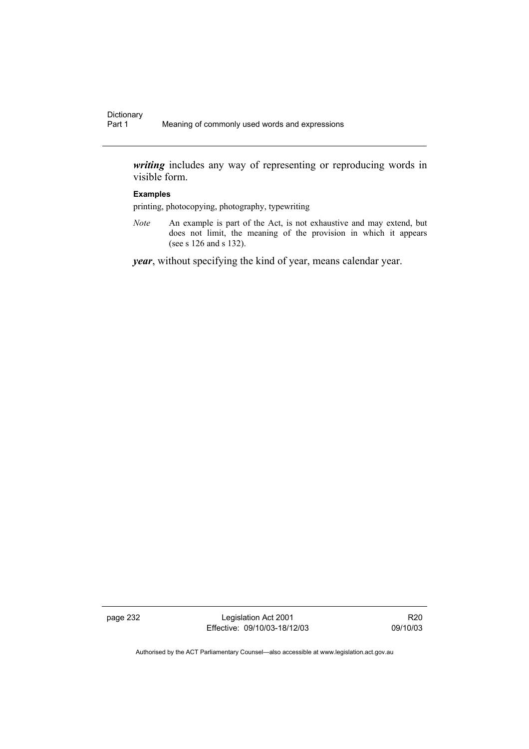***writing*** includes any way of representing or reproducing words in visible form.

**Examples**

printing, photocopying, photography, typewriting

*Note* An example is part of the Act, is not exhaustive and may extend, but does not limit, the meaning of the provision in which it appears (see s 126 and s 132).

***year***, without specifying the kind of year, means calendar year.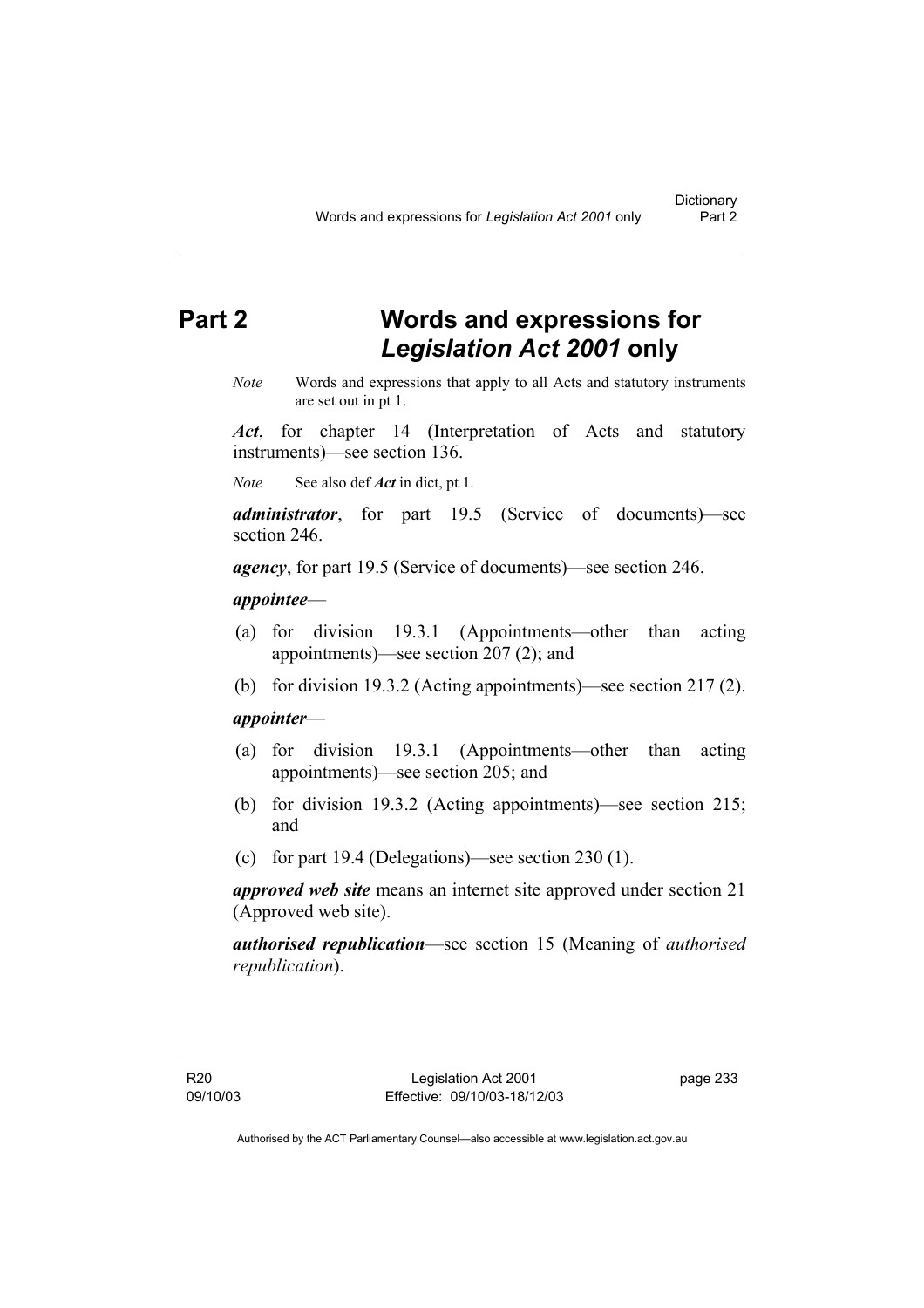# Part 2 Words and expressions for *Legislation Act 2001* only

*Note* Words and expressions that apply to all Acts and statutory instruments are set out in pt 1.

***Act***, for chapter 14 (Interpretation of Acts and statutory instruments)—see section 136.

*Note* See also def ***Act*** in dict, pt 1.

***administrator***, for part 19.5 (Service of documents)—see section 246.

***agency***, for part 19.5 (Service of documents)—see section 246.

***appointee***—

(a) for division 19.3.1 (Appointments—other than acting appointments)—see section 207 (2); and

(b) for division 19.3.2 (Acting appointments)—see section 217 (2).

***appointer***—

(a) for division 19.3.1 (Appointments—other than acting appointments)—see section 205; and

(b) for division 19.3.2 (Acting appointments)—see section 215; and

(c) for part 19.4 (Delegations)—see section 230 (1).

***approved web site*** means an internet site approved under section 21 (Approved web site).

***authorised republication***—see section 15 (Meaning of *authorised republication*).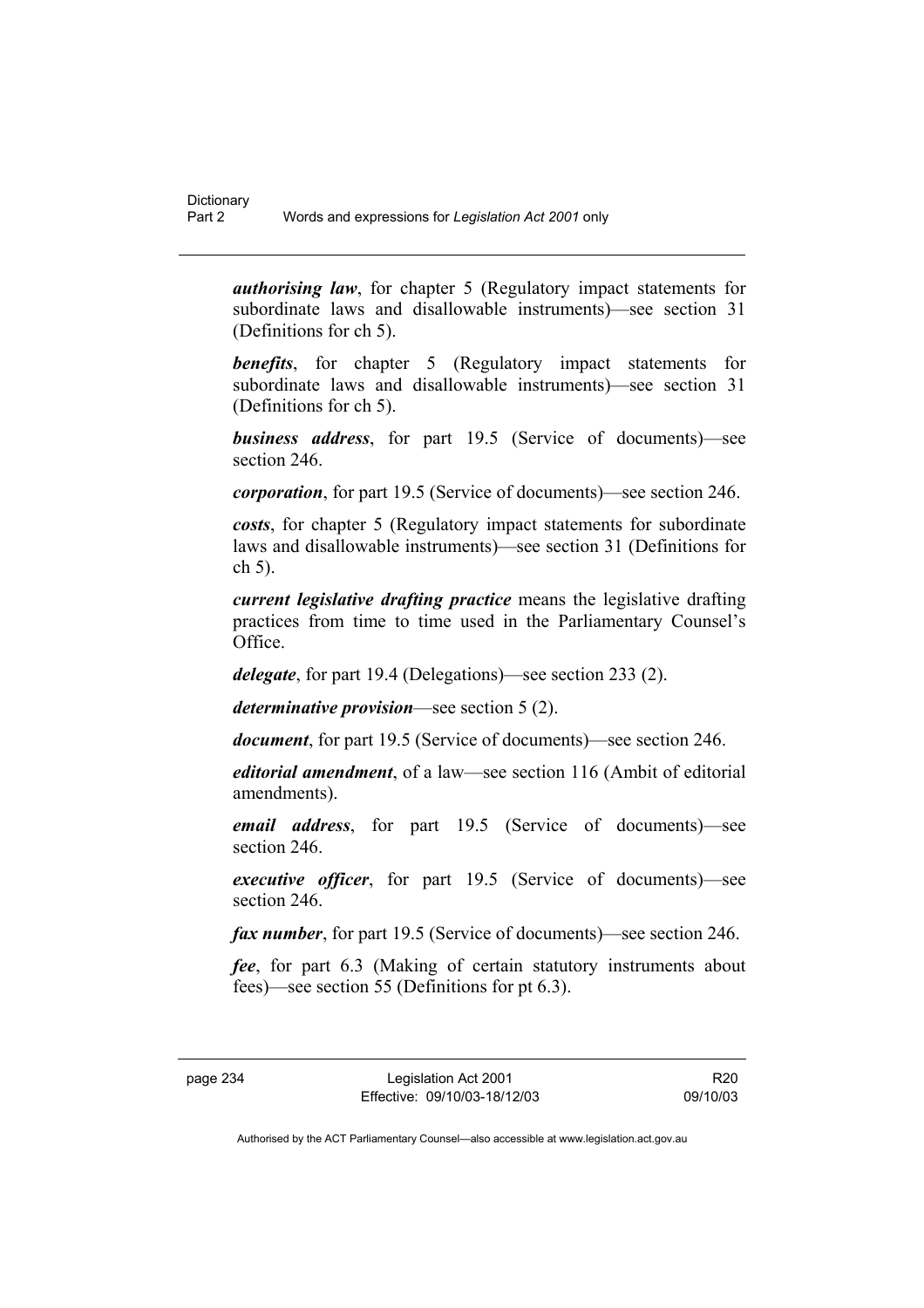*authorising law*, for chapter 5 (Regulatory impact statements for subordinate laws and disallowable instruments)—see section 31 (Definitions for ch 5).

*benefits*, for chapter 5 (Regulatory impact statements for subordinate laws and disallowable instruments)—see section 31 (Definitions for ch 5).

*business address*, for part 19.5 (Service of documents)—see section 246.

*corporation*, for part 19.5 (Service of documents)—see section 246.

*costs*, for chapter 5 (Regulatory impact statements for subordinate laws and disallowable instruments)—see section 31 (Definitions for ch 5).

*current legislative drafting practice* means the legislative drafting practices from time to time used in the Parliamentary Counsel's Office.

*delegate*, for part 19.4 (Delegations)—see section 233 (2).

*determinative provision*—see section 5 (2).

*document*, for part 19.5 (Service of documents)—see section 246.

*editorial amendment*, of a law—see section 116 (Ambit of editorial amendments).

*email address*, for part 19.5 (Service of documents)—see section 246.

*executive officer*, for part 19.5 (Service of documents)—see section 246.

*fax number*, for part 19.5 (Service of documents)—see section 246.

*fee*, for part 6.3 (Making of certain statutory instruments about fees)—see section 55 (Definitions for pt 6.3).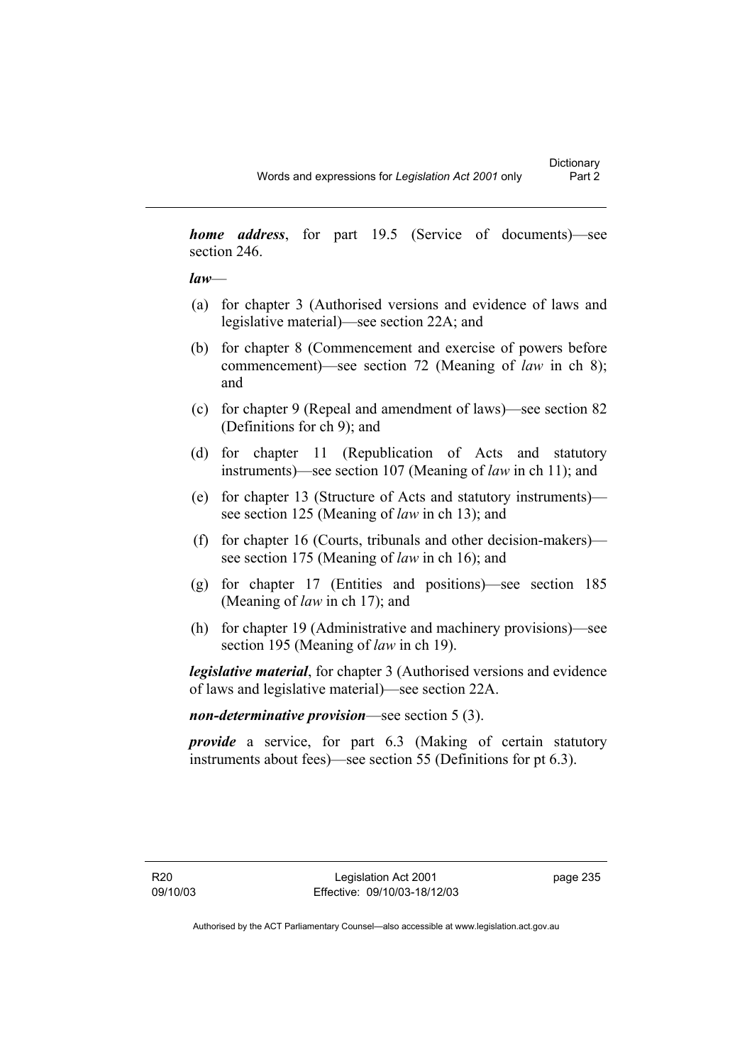***home address***, for part 19.5 (Service of documents)—see section 246.

***law***—

(a) for chapter 3 (Authorised versions and evidence of laws and legislative material)—see section 22A; and

(b) for chapter 8 (Commencement and exercise of powers before commencement)—see section 72 (Meaning of *law* in ch 8); and

(c) for chapter 9 (Repeal and amendment of laws)—see section 82 (Definitions for ch 9); and

(d) for chapter 11 (Republication of Acts and statutory instruments)—see section 107 (Meaning of *law* in ch 11); and

(e) for chapter 13 (Structure of Acts and statutory instruments)—see section 125 (Meaning of *law* in ch 13); and

(f) for chapter 16 (Courts, tribunals and other decision-makers)—see section 175 (Meaning of *law* in ch 16); and

(g) for chapter 17 (Entities and positions)—see section 185 (Meaning of *law* in ch 17); and

(h) for chapter 19 (Administrative and machinery provisions)—see section 195 (Meaning of *law* in ch 19).

***legislative material***, for chapter 3 (Authorised versions and evidence of laws and legislative material)—see section 22A.

***non-determinative provision***—see section 5 (3).

***provide*** a service, for part 6.3 (Making of certain statutory instruments about fees)—see section 55 (Definitions for pt 6.3).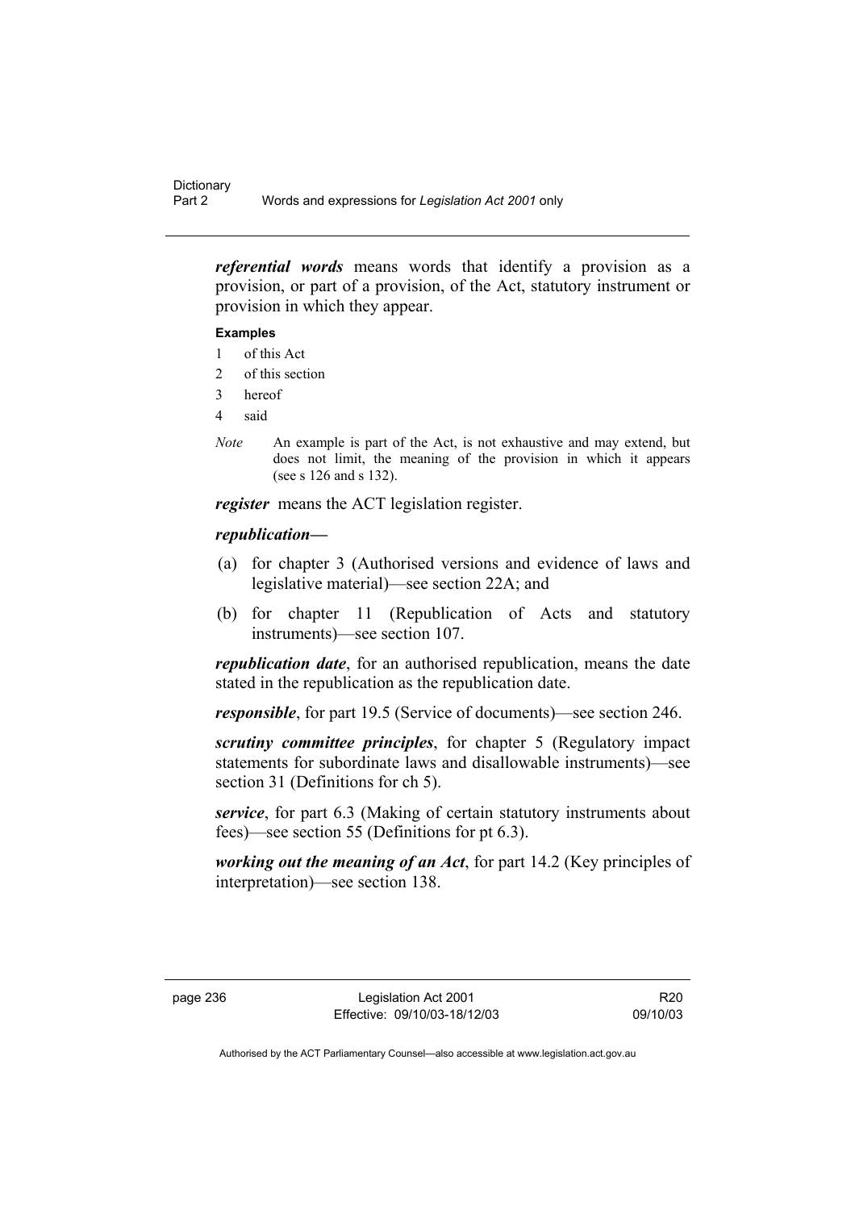***referential words*** means words that identify a provision as a provision, or part of a provision, of the Act, statutory instrument or provision in which they appear.

**Examples**

1 of this Act

2 of this section

3 hereof

4 said

*Note* An example is part of the Act, is not exhaustive and may extend, but does not limit, the meaning of the provision in which it appears (see s 126 and s 132).

***register*** means the ACT legislation register.

***republication***—

(a) for chapter 3 (Authorised versions and evidence of laws and legislative material)—see section 22A; and

(b) for chapter 11 (Republication of Acts and statutory instruments)—see section 107.

***republication date***, for an authorised republication, means the date stated in the republication as the republication date.

***responsible***, for part 19.5 (Service of documents)—see section 246.

***scrutiny committee principles***, for chapter 5 (Regulatory impact statements for subordinate laws and disallowable instruments)—see section 31 (Definitions for ch 5).

***service***, for part 6.3 (Making of certain statutory instruments about fees)—see section 55 (Definitions for pt 6.3).

***working out the meaning of an Act***, for part 14.2 (Key principles of interpretation)—see section 138.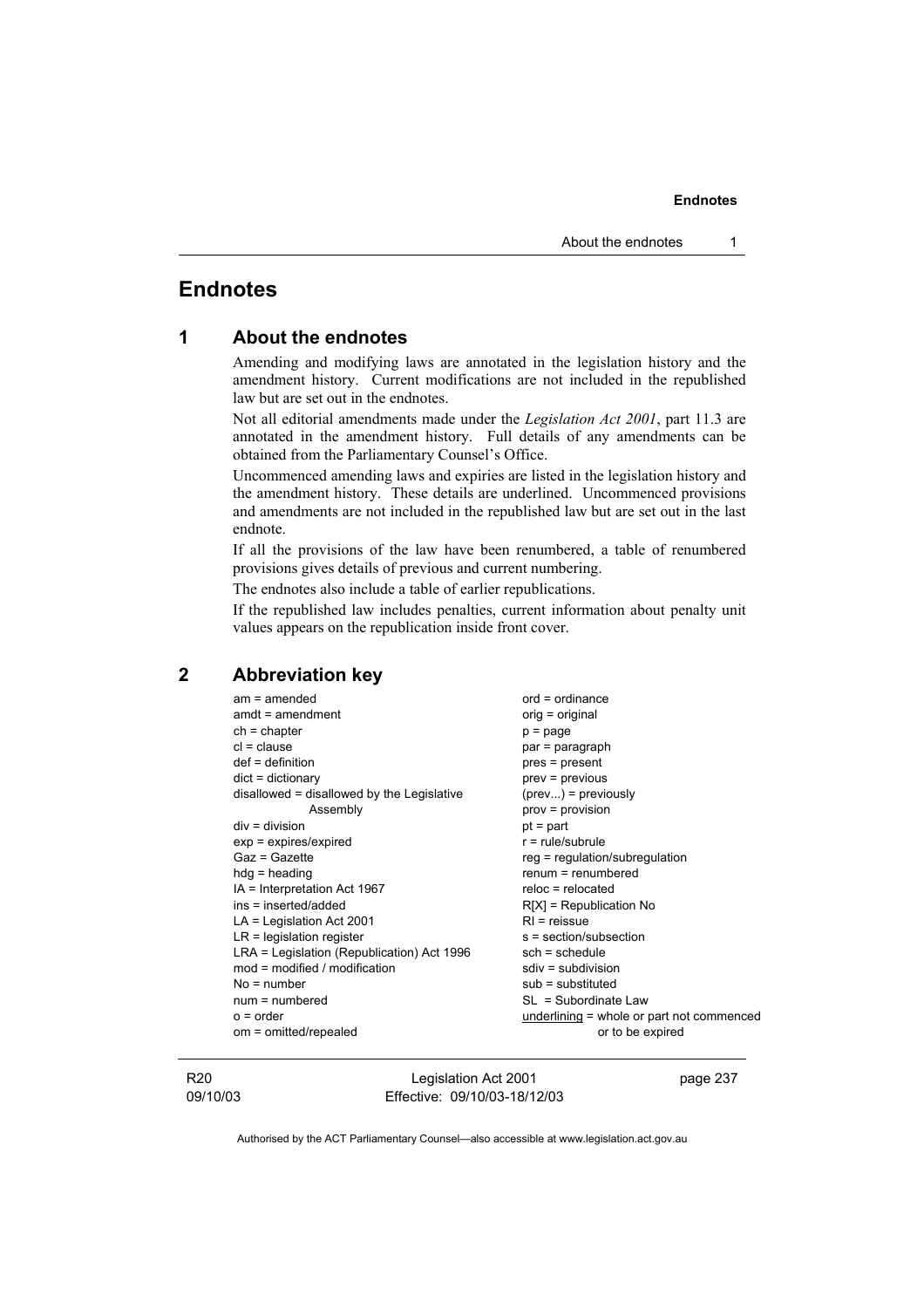# Endnotes

## 1 About the endnotes

Amending and modifying laws are annotated in the legislation history and the amendment history. Current modifications are not included in the republished law but are set out in the endnotes.

Not all editorial amendments made under the *Legislation Act 2001*, part 11.3 are annotated in the amendment history. Full details of any amendments can be obtained from the Parliamentary Counsel's Office.

Uncommenced amending laws and expiries are listed in the legislation history and the amendment history. These details are underlined. Uncommenced provisions and amendments are not included in the republished law but are set out in the last endnote.

If all the provisions of the law have been renumbered, a table of renumbered provisions gives details of previous and current numbering.

The endnotes also include a table of earlier republications.

If the republished law includes penalties, current information about penalty unit values appears on the republication inside front cover.

## 2 Abbreviation key

am = amended
amdt = amendment
ch = chapter
cl = clause
def = definition
dict = dictionary
disallowed = disallowed by the Legislative Assembly
div = division
exp = expires/expired
Gaz = Gazette
hdg = heading
IA = Interpretation Act 1967
ins = inserted/added
LA = Legislation Act 2001
LR = legislation register
LRA = Legislation (Republication) Act 1996
mod = modified / modification
No = number
num = numbered
o = order
om = omitted/repealed
ord = ordinance
orig = original
p = page
par = paragraph
pres = present
prev = previous
(prev...) = previously
prov = provision
pt = part
r = rule/subrule
reg = regulation/subregulation
renum = renumbered
reloc = relocated
R[X] = Republication No
RI = reissue
s = section/subsection
sch = schedule
sdiv = subdivision
sub = substituted
SL = Subordinate Law
<u>underlining</u> = whole or part not commenced or to be expired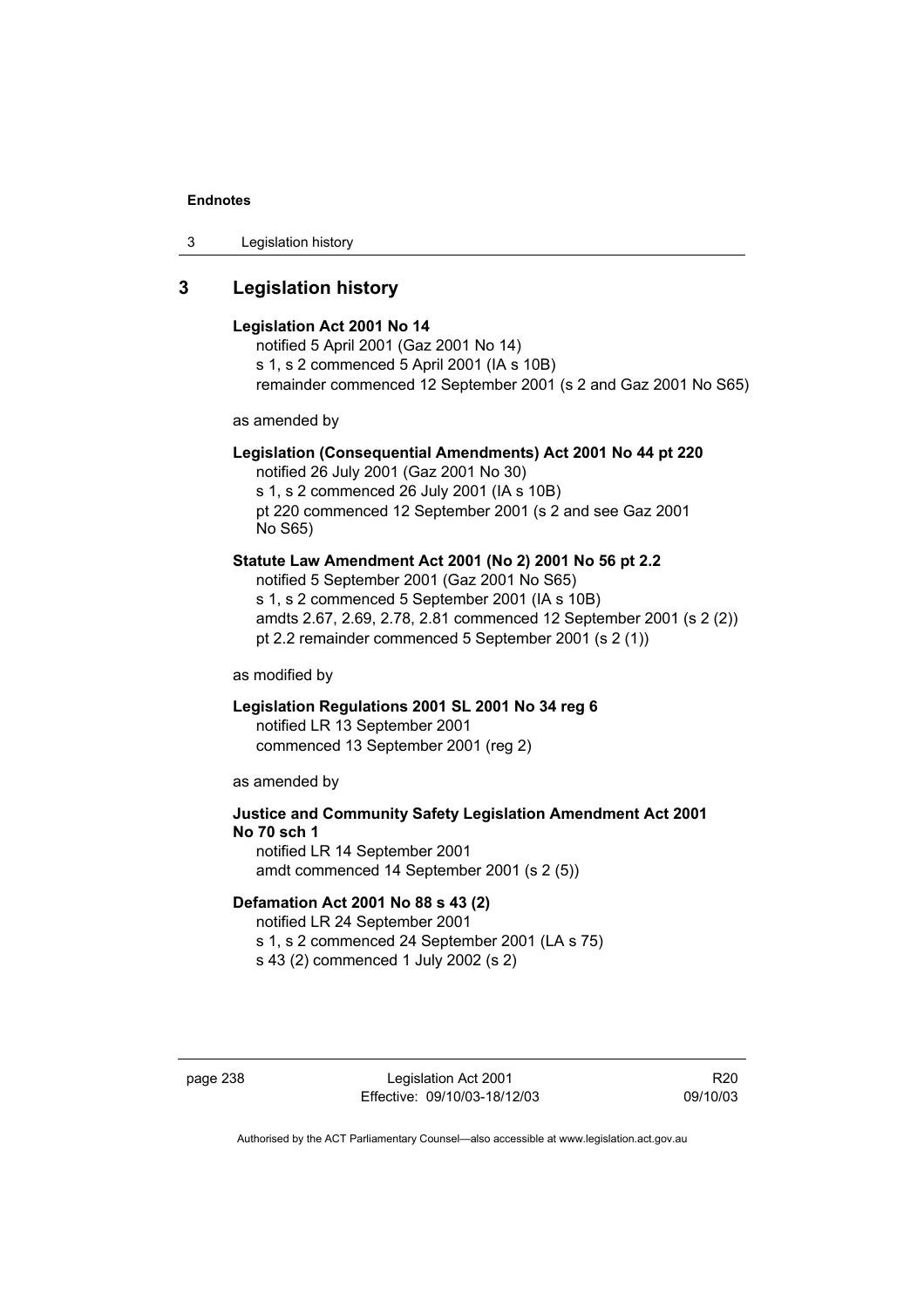## 3 Legislation history

**Legislation Act 2001 No 14**

notified 5 April 2001 (Gaz 2001 No 14)
s 1, s 2 commenced 5 April 2001 (IA s 10B)
remainder commenced 12 September 2001 (s 2 and Gaz 2001 No S65)

as amended by

**Legislation (Consequential Amendments) Act 2001 No 44 pt 220**

notified 26 July 2001 (Gaz 2001 No 30)
s 1, s 2 commenced 26 July 2001 (IA s 10B)
pt 220 commenced 12 September 2001 (s 2 and see Gaz 2001 No S65)

**Statute Law Amendment Act 2001 (No 2) 2001 No 56 pt 2.2**

notified 5 September 2001 (Gaz 2001 No S65)
s 1, s 2 commenced 5 September 2001 (IA s 10B)
amdts 2.67, 2.69, 2.78, 2.81 commenced 12 September 2001 (s 2 (2))
pt 2.2 remainder commenced 5 September 2001 (s 2 (1))

as modified by

**Legislation Regulations 2001 SL 2001 No 34 reg 6**

notified LR 13 September 2001
commenced 13 September 2001 (reg 2)

as amended by

**Justice and Community Safety Legislation Amendment Act 2001 No 70 sch 1**

notified LR 14 September 2001
amdt commenced 14 September 2001 (s 2 (5))

**Defamation Act 2001 No 88 s 43 (2)**

notified LR 24 September 2001
s 1, s 2 commenced 24 September 2001 (LA s 75)
s 43 (2) commenced 1 July 2002 (s 2)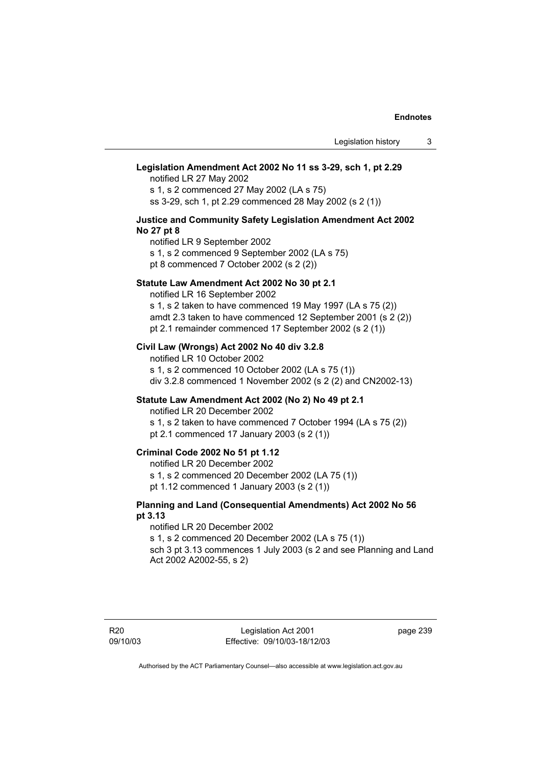**Legislation Amendment Act 2002 No 11 ss 3-29, sch 1, pt 2.29**

notified LR 27 May 2002
s 1, s 2 commenced 27 May 2002 (LA s 75)
ss 3-29, sch 1, pt 2.29 commenced 28 May 2002 (s 2 (1))

**Justice and Community Safety Legislation Amendment Act 2002 No 27 pt 8**

notified LR 9 September 2002
s 1, s 2 commenced 9 September 2002 (LA s 75)
pt 8 commenced 7 October 2002 (s 2 (2))

**Statute Law Amendment Act 2002 No 30 pt 2.1**

notified LR 16 September 2002
s 1, s 2 taken to have commenced 19 May 1997 (LA s 75 (2))
amdt 2.3 taken to have commenced 12 September 2001 (s 2 (2))
pt 2.1 remainder commenced 17 September 2002 (s 2 (1))

**Civil Law (Wrongs) Act 2002 No 40 div 3.2.8**

notified LR 10 October 2002
s 1, s 2 commenced 10 October 2002 (LA s 75 (1))
div 3.2.8 commenced 1 November 2002 (s 2 (2) and CN2002-13)

**Statute Law Amendment Act 2002 (No 2) No 49 pt 2.1**

notified LR 20 December 2002
s 1, s 2 taken to have commenced 7 October 1994 (LA s 75 (2))
pt 2.1 commenced 17 January 2003 (s 2 (1))

**Criminal Code 2002 No 51 pt 1.12**

notified LR 20 December 2002
s 1, s 2 commenced 20 December 2002 (LA 75 (1))
pt 1.12 commenced 1 January 2003 (s 2 (1))

**Planning and Land (Consequential Amendments) Act 2002 No 56 pt 3.13**

notified LR 20 December 2002
s 1, s 2 commenced 20 December 2002 (LA s 75 (1))
sch 3 pt 3.13 commences 1 July 2003 (s 2 and see Planning and Land Act 2002 A2002-55, s 2)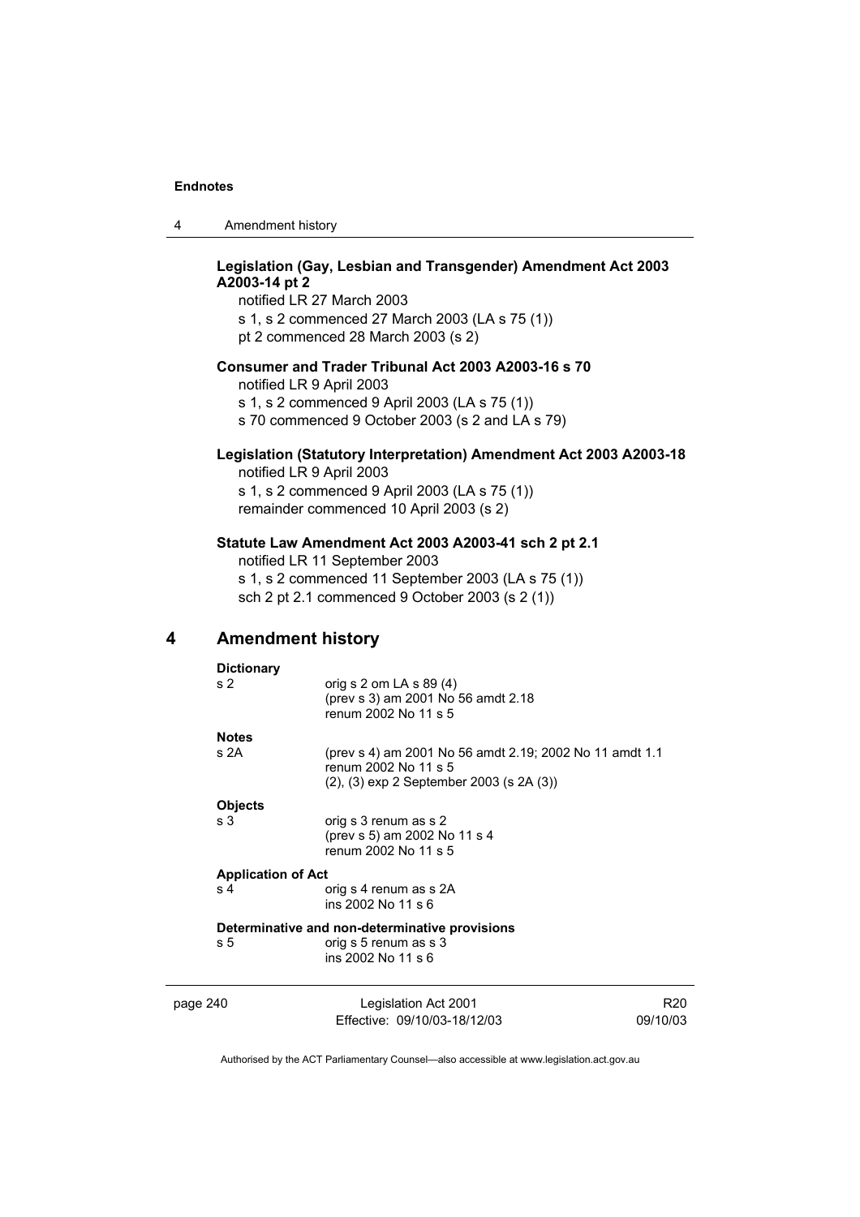**Legislation (Gay, Lesbian and Transgender) Amendment Act 2003 A2003-14 pt 2**

notified LR 27 March 2003
s 1, s 2 commenced 27 March 2003 (LA s 75 (1))
pt 2 commenced 28 March 2003 (s 2)

**Consumer and Trader Tribunal Act 2003 A2003-16 s 70**

notified LR 9 April 2003
s 1, s 2 commenced 9 April 2003 (LA s 75 (1))
s 70 commenced 9 October 2003 (s 2 and LA s 79)

**Legislation (Statutory Interpretation) Amendment Act 2003 A2003-18**

notified LR 9 April 2003
s 1, s 2 commenced 9 April 2003 (LA s 75 (1))
remainder commenced 10 April 2003 (s 2)

**Statute Law Amendment Act 2003 A2003-41 sch 2 pt 2.1**

notified LR 11 September 2003
s 1, s 2 commenced 11 September 2003 (LA s 75 (1))
sch 2 pt 2.1 commenced 9 October 2003 (s 2 (1))

## 4 Amendment history

**Dictionary**

| | |
|---|---|
| s 2 | orig s 2 om LA s 89 (4)<br>(prev s 3) am 2001 No 56 amdt 2.18<br>renum 2002 No 11 s 5 |

**Notes**

| | |
|---|---|
| s 2A | (prev s 4) am 2001 No 56 amdt 2.19; 2002 No 11 amdt 1.1<br>renum 2002 No 11 s 5<br>(2), (3) exp 2 September 2003 (s 2A (3)) |

**Objects**

| | |
|---|---|
| s 3 | orig s 3 renum as s 2<br>(prev s 5) am 2002 No 11 s 4<br>renum 2002 No 11 s 5 |

**Application of Act**

| | |
|---|---|
| s 4 | orig s 4 renum as s 2A<br>ins 2002 No 11 s 6 |

**Determinative and non-determinative provisions**

| | |
|---|---|
| s 5 | orig s 5 renum as s 3<br>ins 2002 No 11 s 6 |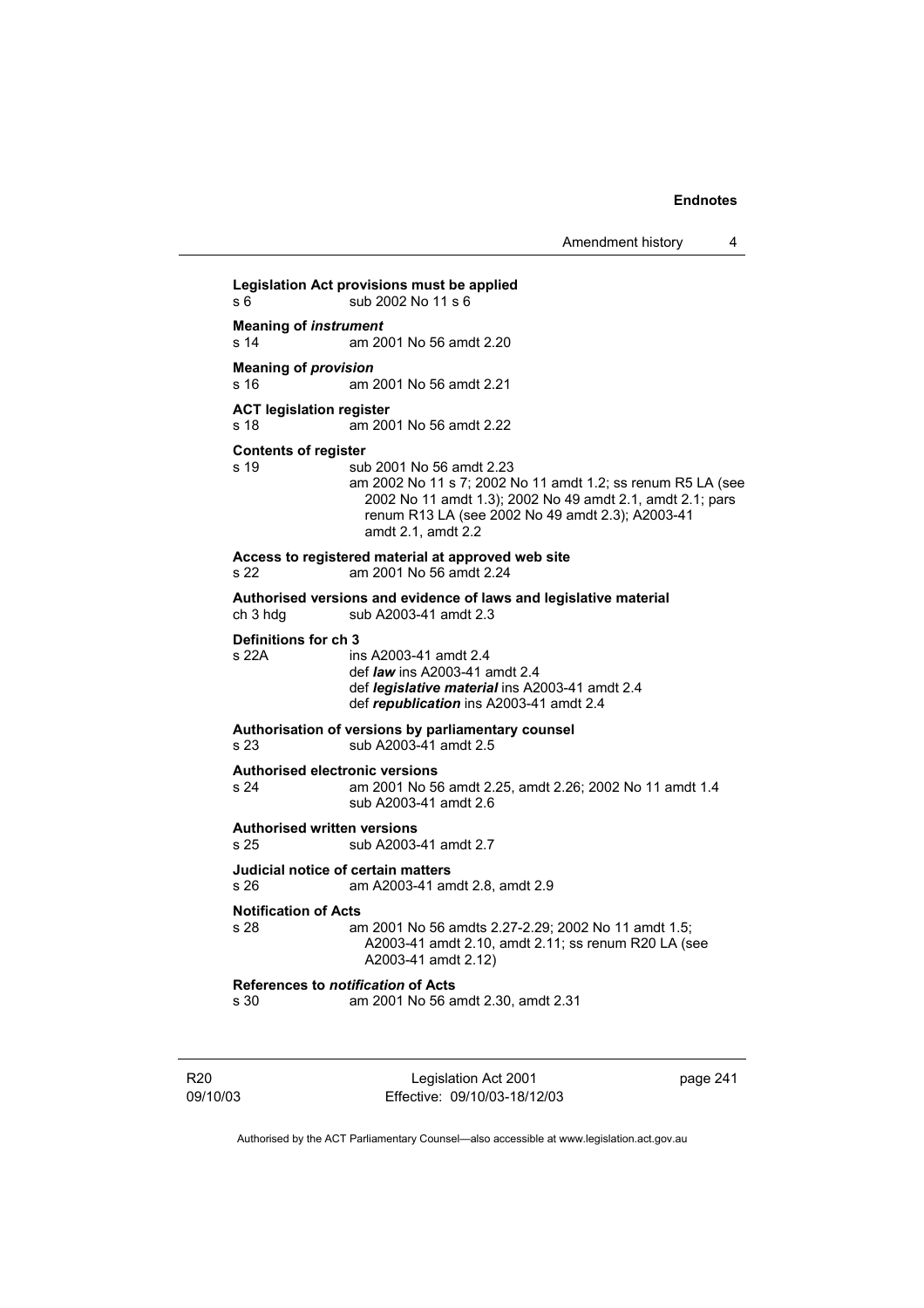**Legislation Act provisions must be applied**
s 6 sub 2002 No 11 s 6

**Meaning of *instrument***
s 14 am 2001 No 56 amdt 2.20

**Meaning of *provision***
s 16 am 2001 No 56 amdt 2.21

**ACT legislation register**
s 18 am 2001 No 56 amdt 2.22

**Contents of register**
s 19 sub 2001 No 56 amdt 2.23
am 2002 No 11 s 7; 2002 No 11 amdt 1.2; ss renum R5 LA (see 2002 No 11 amdt 1.3); 2002 No 49 amdt 2.1, amdt 2.1; pars renum R13 LA (see 2002 No 49 amdt 2.3); A2003-41 amdt 2.1, amdt 2.2

**Access to registered material at approved web site**
s 22 am 2001 No 56 amdt 2.24

**Authorised versions and evidence of laws and legislative material**
ch 3 hdg sub A2003-41 amdt 2.3

**Definitions for ch 3**
s 22A ins A2003-41 amdt 2.4
def ***law*** ins A2003-41 amdt 2.4
def ***legislative material*** ins A2003-41 amdt 2.4
def ***republication*** ins A2003-41 amdt 2.4

**Authorisation of versions by parliamentary counsel**
s 23 sub A2003-41 amdt 2.5

**Authorised electronic versions**
s 24 am 2001 No 56 amdt 2.25, amdt 2.26; 2002 No 11 amdt 1.4
sub A2003-41 amdt 2.6

**Authorised written versions**
s 25 sub A2003-41 amdt 2.7

**Judicial notice of certain matters**
s 26 am A2003-41 amdt 2.8, amdt 2.9

**Notification of Acts**
s 28 am 2001 No 56 amdts 2.27-2.29; 2002 No 11 amdt 1.5; A2003-41 amdt 2.10, amdt 2.11; ss renum R20 LA (see A2003-41 amdt 2.12)

**References to *notification* of Acts**
s 30 am 2001 No 56 amdt 2.30, amdt 2.31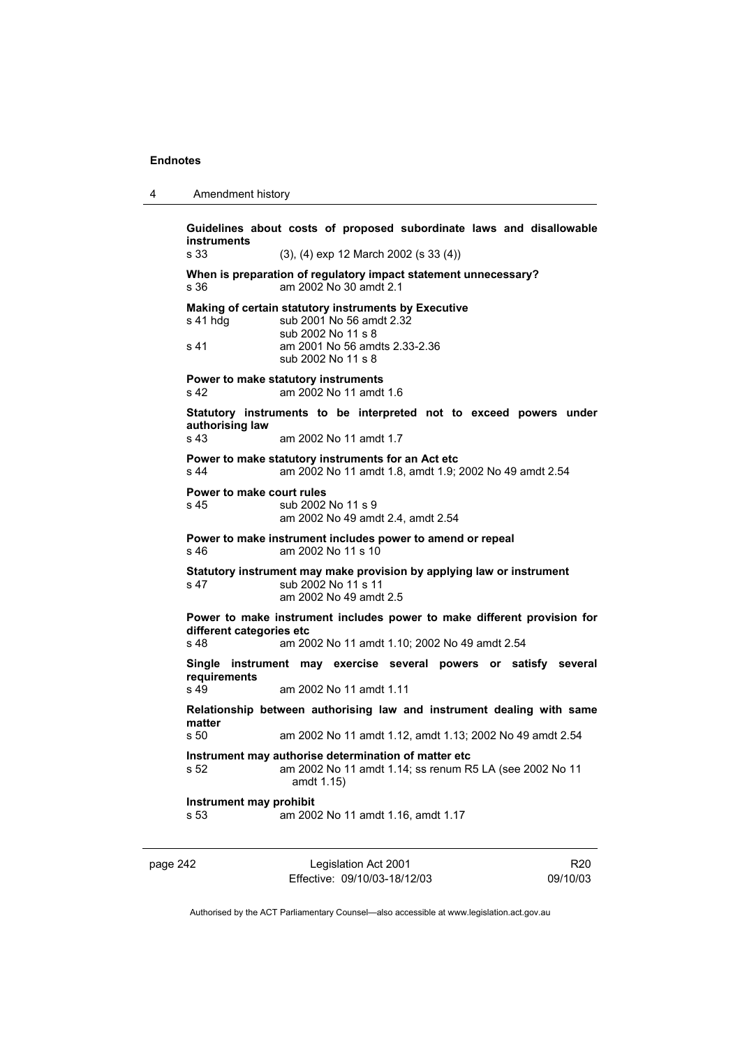**Guidelines about costs of proposed subordinate laws and disallowable instruments**

s 33 (3), (4) exp 12 March 2002 (s 33 (4))

**When is preparation of regulatory impact statement unnecessary?**

s 36 am 2002 No 30 amdt 2.1

**Making of certain statutory instruments by Executive**

s 41 hdg sub 2001 No 56 amdt 2.32
sub 2002 No 11 s 8

s 41 am 2001 No 56 amdts 2.33-2.36
sub 2002 No 11 s 8

**Power to make statutory instruments**

s 42 am 2002 No 11 amdt 1.6

**Statutory instruments to be interpreted not to exceed powers under authorising law**

s 43 am 2002 No 11 amdt 1.7

**Power to make statutory instruments for an Act etc**

s 44 am 2002 No 11 amdt 1.8, amdt 1.9; 2002 No 49 amdt 2.54

**Power to make court rules**

s 45 sub 2002 No 11 s 9
am 2002 No 49 amdt 2.4, amdt 2.54

**Power to make instrument includes power to amend or repeal**

s 46 am 2002 No 11 s 10

**Statutory instrument may make provision by applying law or instrument**

s 47 sub 2002 No 11 s 11
am 2002 No 49 amdt 2.5

**Power to make instrument includes power to make different provision for different categories etc**

s 48 am 2002 No 11 amdt 1.10; 2002 No 49 amdt 2.54

**Single instrument may exercise several powers or satisfy several requirements**

s 49 am 2002 No 11 amdt 1.11

**Relationship between authorising law and instrument dealing with same matter**

s 50 am 2002 No 11 amdt 1.12, amdt 1.13; 2002 No 49 amdt 2.54

**Instrument may authorise determination of matter etc**

s 52 am 2002 No 11 amdt 1.14; ss renum R5 LA (see 2002 No 11 amdt 1.15)

**Instrument may prohibit**

s 53 am 2002 No 11 amdt 1.16, amdt 1.17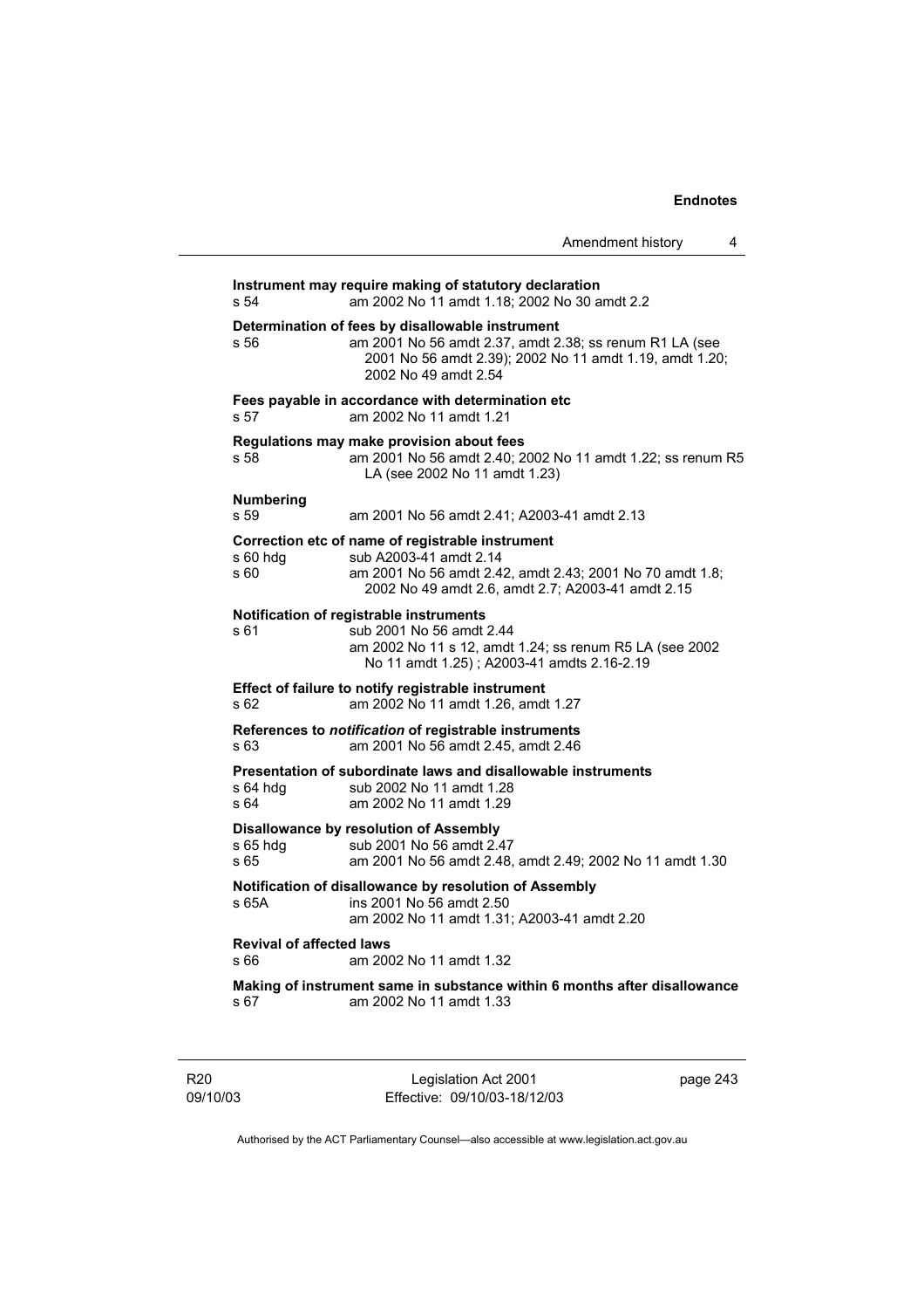**Instrument may require making of statutory declaration**
s 54 am 2002 No 11 amdt 1.18; 2002 No 30 amdt 2.2

**Determination of fees by disallowable instrument**
s 56 am 2001 No 56 amdt 2.37, amdt 2.38; ss renum R1 LA (see 2001 No 56 amdt 2.39); 2002 No 11 amdt 1.19, amdt 1.20; 2002 No 49 amdt 2.54

**Fees payable in accordance with determination etc**
s 57 am 2002 No 11 amdt 1.21

**Regulations may make provision about fees**
s 58 am 2001 No 56 amdt 2.40; 2002 No 11 amdt 1.22; ss renum R5 LA (see 2002 No 11 amdt 1.23)

**Numbering**
s 59 am 2001 No 56 amdt 2.41; A2003-41 amdt 2.13

**Correction etc of name of registrable instrument**
s 60 hdg sub A2003-41 amdt 2.14
s 60 am 2001 No 56 amdt 2.42, amdt 2.43; 2001 No 70 amdt 1.8; 2002 No 49 amdt 2.6, amdt 2.7; A2003-41 amdt 2.15

**Notification of registrable instruments**
s 61 sub 2001 No 56 amdt 2.44
am 2002 No 11 s 12, amdt 1.24; ss renum R5 LA (see 2002 No 11 amdt 1.25) ; A2003-41 amdts 2.16-2.19

**Effect of failure to notify registrable instrument**
s 62 am 2002 No 11 amdt 1.26, amdt 1.27

**References to *notification* of registrable instruments**
s 63 am 2001 No 56 amdt 2.45, amdt 2.46

**Presentation of subordinate laws and disallowable instruments**
s 64 hdg sub 2002 No 11 amdt 1.28
s 64 am 2002 No 11 amdt 1.29

**Disallowance by resolution of Assembly**
s 65 hdg sub 2001 No 56 amdt 2.47
s 65 am 2001 No 56 amdt 2.48, amdt 2.49; 2002 No 11 amdt 1.30

**Notification of disallowance by resolution of Assembly**
s 65A ins 2001 No 56 amdt 2.50
am 2002 No 11 amdt 1.31; A2003-41 amdt 2.20

**Revival of affected laws**
s 66 am 2002 No 11 amdt 1.32

**Making of instrument same in substance within 6 months after disallowance**
s 67 am 2002 No 11 amdt 1.33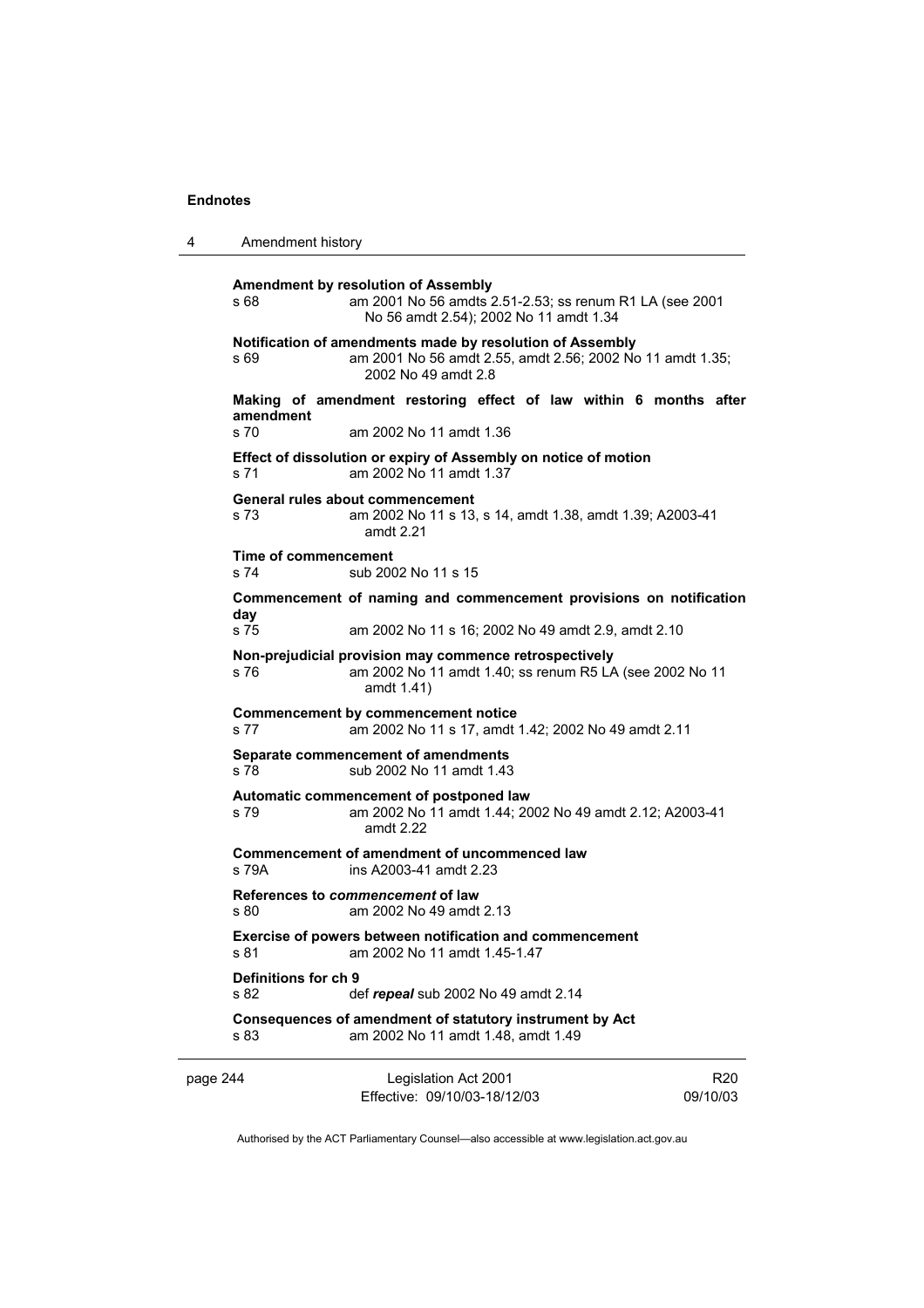**Amendment by resolution of Assembly**

s 68 am 2001 No 56 amdts 2.51-2.53; ss renum R1 LA (see 2001 No 56 amdt 2.54); 2002 No 11 amdt 1.34

**Notification of amendments made by resolution of Assembly**

s 69 am 2001 No 56 amdt 2.55, amdt 2.56; 2002 No 11 amdt 1.35; 2002 No 49 amdt 2.8

**Making of amendment restoring effect of law within 6 months after amendment**

s 70 am 2002 No 11 amdt 1.36

**Effect of dissolution or expiry of Assembly on notice of motion**

s 71 am 2002 No 11 amdt 1.37

**General rules about commencement**

s 73 am 2002 No 11 s 13, s 14, amdt 1.38, amdt 1.39; A2003-41 amdt 2.21

**Time of commencement**

s 74 sub 2002 No 11 s 15

**Commencement of naming and commencement provisions on notification day**

s 75 am 2002 No 11 s 16; 2002 No 49 amdt 2.9, amdt 2.10

**Non-prejudicial provision may commence retrospectively**

s 76 am 2002 No 11 amdt 1.40; ss renum R5 LA (see 2002 No 11 amdt 1.41)

**Commencement by commencement notice**

s 77 am 2002 No 11 s 17, amdt 1.42; 2002 No 49 amdt 2.11

**Separate commencement of amendments**

s 78 sub 2002 No 11 amdt 1.43

**Automatic commencement of postponed law**

s 79 am 2002 No 11 amdt 1.44; 2002 No 49 amdt 2.12; A2003-41 amdt 2.22

**Commencement of amendment of uncommenced law**

s 79A ins A2003-41 amdt 2.23

**References to *commencement* of law**

s 80 am 2002 No 49 amdt 2.13

**Exercise of powers between notification and commencement**

s 81 am 2002 No 11 amdt 1.45-1.47

**Definitions for ch 9**

s 82 def ***repeal*** sub 2002 No 49 amdt 2.14

**Consequences of amendment of statutory instrument by Act**

s 83 am 2002 No 11 amdt 1.48, amdt 1.49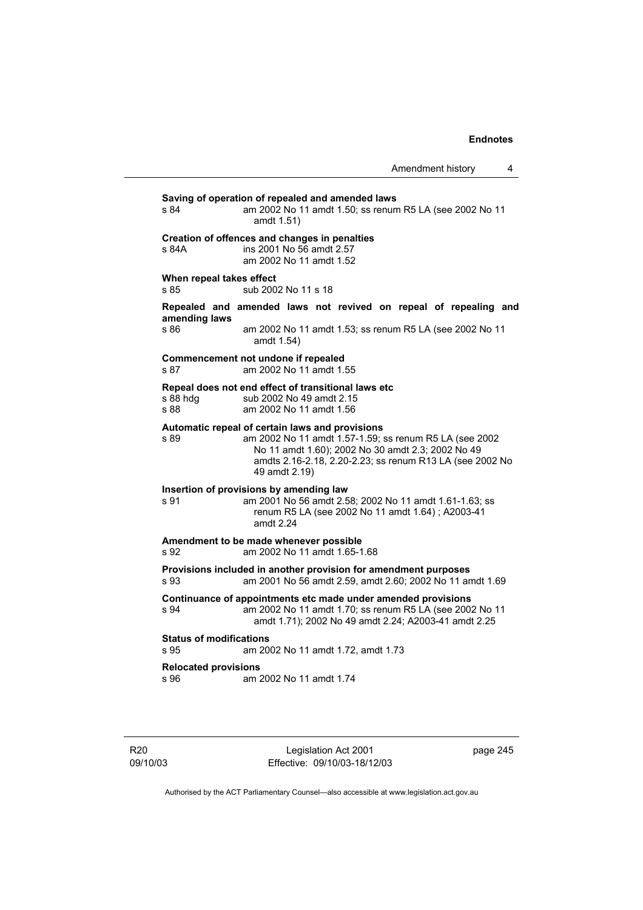**Saving of operation of repealed and amended laws**
s 84 am 2002 No 11 amdt 1.50; ss renum R5 LA (see 2002 No 11 amdt 1.51)

**Creation of offences and changes in penalties**
s 84A ins 2001 No 56 amdt 2.57
am 2002 No 11 amdt 1.52

**When repeal takes effect**
s 85 sub 2002 No 11 s 18

**Repealed and amended laws not revived on repeal of repealing and amending laws**
s 86 am 2002 No 11 amdt 1.53; ss renum R5 LA (see 2002 No 11 amdt 1.54)

**Commencement not undone if repealed**
s 87 am 2002 No 11 amdt 1.55

**Repeal does not end effect of transitional laws etc**
s 88 hdg sub 2002 No 49 amdt 2.15
s 88 am 2002 No 11 amdt 1.56

**Automatic repeal of certain laws and provisions**
s 89 am 2002 No 11 amdt 1.57-1.59; ss renum R5 LA (see 2002 No 11 amdt 1.60); 2002 No 30 amdt 2.3; 2002 No 49 amdts 2.16-2.18, 2.20-2.23; ss renum R13 LA (see 2002 No 49 amdt 2.19)

**Insertion of provisions by amending law**
s 91 am 2001 No 56 amdt 2.58; 2002 No 11 amdt 1.61-1.63; ss renum R5 LA (see 2002 No 11 amdt 1.64) ; A2003-41 amdt 2.24

**Amendment to be made whenever possible**
s 92 am 2002 No 11 amdt 1.65-1.68

**Provisions included in another provision for amendment purposes**
s 93 am 2001 No 56 amdt 2.59, amdt 2.60; 2002 No 11 amdt 1.69

**Continuance of appointments etc made under amended provisions**
s 94 am 2002 No 11 amdt 1.70; ss renum R5 LA (see 2002 No 11 amdt 1.71); 2002 No 49 amdt 2.24; A2003-41 amdt 2.25

**Status of modifications**
s 95 am 2002 No 11 amdt 1.72, amdt 1.73

**Relocated provisions**
s 96 am 2002 No 11 amdt 1.74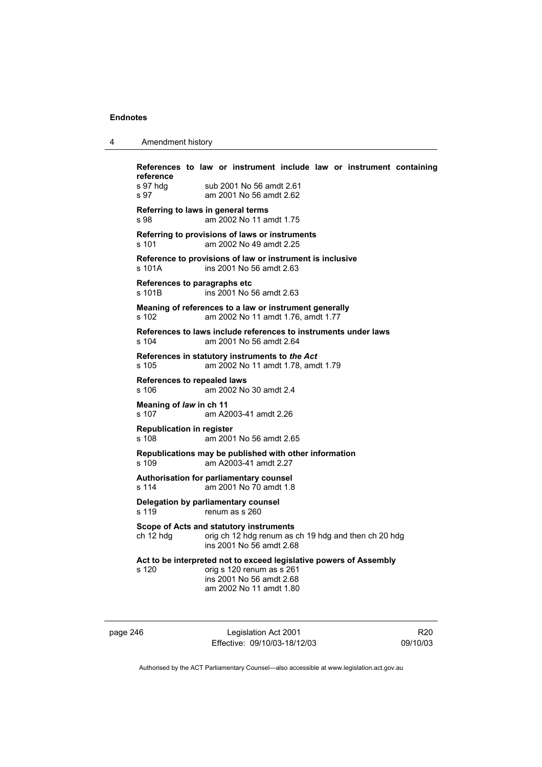**References to law or instrument include law or instrument containing reference**

s 97 hdg sub 2001 No 56 amdt 2.61
s 97 am 2001 No 56 amdt 2.62

**Referring to laws in general terms**

s 98 am 2002 No 11 amdt 1.75

**Referring to provisions of laws or instruments**

s 101 am 2002 No 49 amdt 2.25

**Reference to provisions of law or instrument is inclusive**

s 101A ins 2001 No 56 amdt 2.63

**References to paragraphs etc**

s 101B ins 2001 No 56 amdt 2.63

**Meaning of references to a law or instrument generally**

s 102 am 2002 No 11 amdt 1.76, amdt 1.77

**References to laws include references to instruments under laws**

s 104 am 2001 No 56 amdt 2.64

**References in statutory instruments to *the Act***

s 105 am 2002 No 11 amdt 1.78, amdt 1.79

**References to repealed laws**

s 106 am 2002 No 30 amdt 2.4

**Meaning of *law* in ch 11**

s 107 am A2003-41 amdt 2.26

**Republication in register**

s 108 am 2001 No 56 amdt 2.65

**Republications may be published with other information**

s 109 am A2003-41 amdt 2.27

**Authorisation for parliamentary counsel**

s 114 am 2001 No 70 amdt 1.8

**Delegation by parliamentary counsel**

s 119 renum as s 260

**Scope of Acts and statutory instruments**

ch 12 hdg orig ch 12 hdg renum as ch 19 hdg and then ch 20 hdg
ins 2001 No 56 amdt 2.68

**Act to be interpreted not to exceed legislative powers of Assembly**

s 120 orig s 120 renum as s 261
ins 2001 No 56 amdt 2.68
am 2002 No 11 amdt 1.80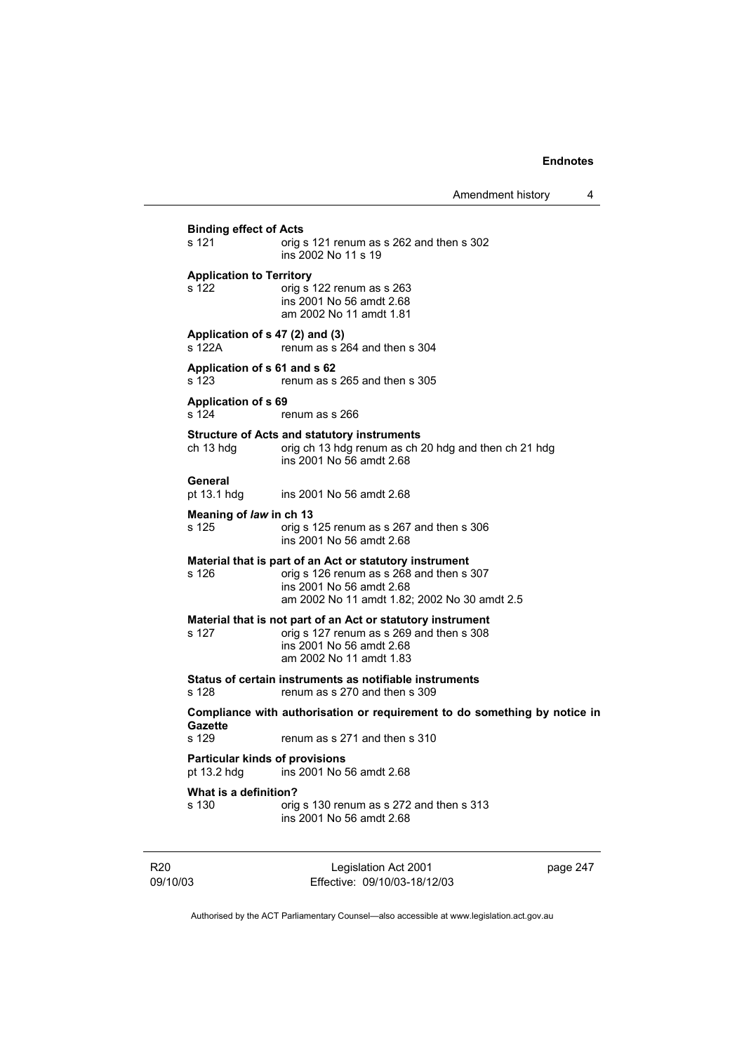**Binding effect of Acts**

s 121 orig s 121 renum as s 262 and then s 302
ins 2002 No 11 s 19

**Application to Territory**

s 122 orig s 122 renum as s 263
ins 2001 No 56 amdt 2.68
am 2002 No 11 amdt 1.81

**Application of s 47 (2) and (3)**

s 122A renum as s 264 and then s 304

**Application of s 61 and s 62**

s 123 renum as s 265 and then s 305

**Application of s 69**

s 124 renum as s 266

**Structure of Acts and statutory instruments**

ch 13 hdg orig ch 13 hdg renum as ch 20 hdg and then ch 21 hdg
ins 2001 No 56 amdt 2.68

**General**

pt 13.1 hdg ins 2001 No 56 amdt 2.68

**Meaning of *law* in ch 13**

s 125 orig s 125 renum as s 267 and then s 306
ins 2001 No 56 amdt 2.68

**Material that is part of an Act or statutory instrument**

s 126 orig s 126 renum as s 268 and then s 307
ins 2001 No 56 amdt 2.68
am 2002 No 11 amdt 1.82; 2002 No 30 amdt 2.5

**Material that is not part of an Act or statutory instrument**

s 127 orig s 127 renum as s 269 and then s 308
ins 2001 No 56 amdt 2.68
am 2002 No 11 amdt 1.83

**Status of certain instruments as notifiable instruments**

s 128 renum as s 270 and then s 309

**Compliance with authorisation or requirement to do something by notice in Gazette**

s 129 renum as s 271 and then s 310

**Particular kinds of provisions**

pt 13.2 hdg ins 2001 No 56 amdt 2.68

**What is a definition?**

s 130 orig s 130 renum as s 272 and then s 313
ins 2001 No 56 amdt 2.68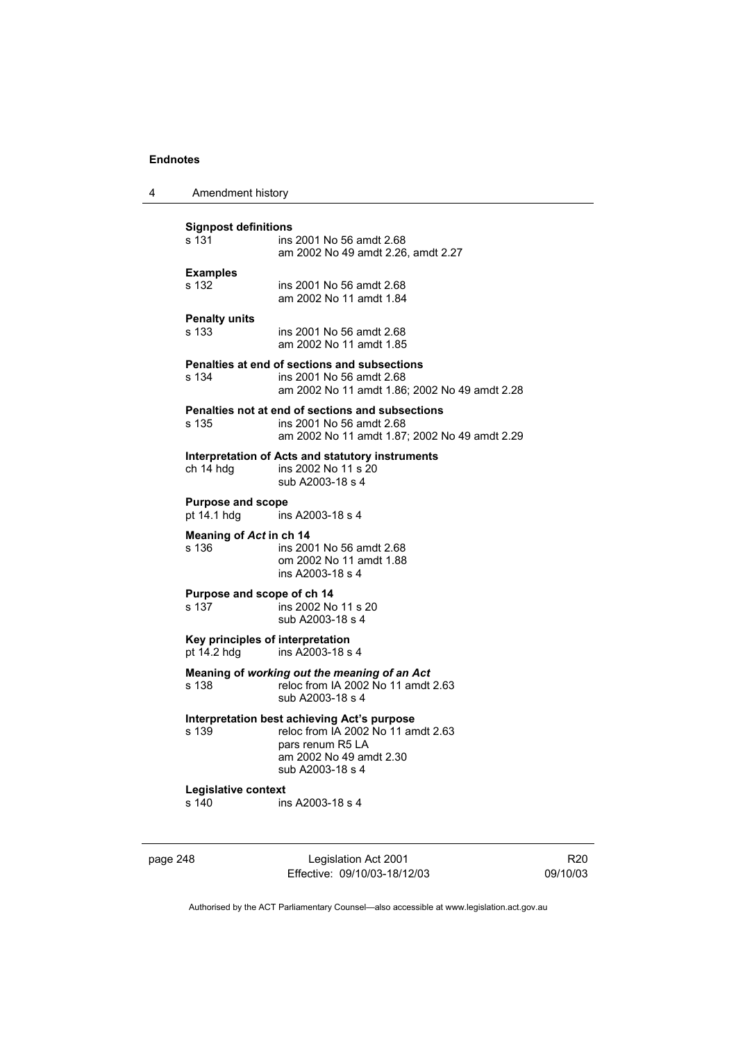**Signpost definitions**

s 131 ins 2001 No 56 amdt 2.68
am 2002 No 49 amdt 2.26, amdt 2.27

**Examples**

s 132 ins 2001 No 56 amdt 2.68
am 2002 No 11 amdt 1.84

**Penalty units**

s 133 ins 2001 No 56 amdt 2.68
am 2002 No 11 amdt 1.85

**Penalties at end of sections and subsections**

s 134 ins 2001 No 56 amdt 2.68
am 2002 No 11 amdt 1.86; 2002 No 49 amdt 2.28

**Penalties not at end of sections and subsections**

s 135 ins 2001 No 56 amdt 2.68
am 2002 No 11 amdt 1.87; 2002 No 49 amdt 2.29

**Interpretation of Acts and statutory instruments**

ch 14 hdg ins 2002 No 11 s 20
sub A2003-18 s 4

**Purpose and scope**

pt 14.1 hdg ins A2003-18 s 4

**Meaning of *Act* in ch 14**

s 136 ins 2001 No 56 amdt 2.68
om 2002 No 11 amdt 1.88
ins A2003-18 s 4

**Purpose and scope of ch 14**

s 137 ins 2002 No 11 s 20
sub A2003-18 s 4

**Key principles of interpretation**

pt 14.2 hdg ins A2003-18 s 4

**Meaning of *working out the meaning of an Act***

s 138 reloc from IA 2002 No 11 amdt 2.63
sub A2003-18 s 4

**Interpretation best achieving Act's purpose**

s 139 reloc from IA 2002 No 11 amdt 2.63
pars renum R5 LA
am 2002 No 49 amdt 2.30
sub A2003-18 s 4

**Legislative context**

s 140 ins A2003-18 s 4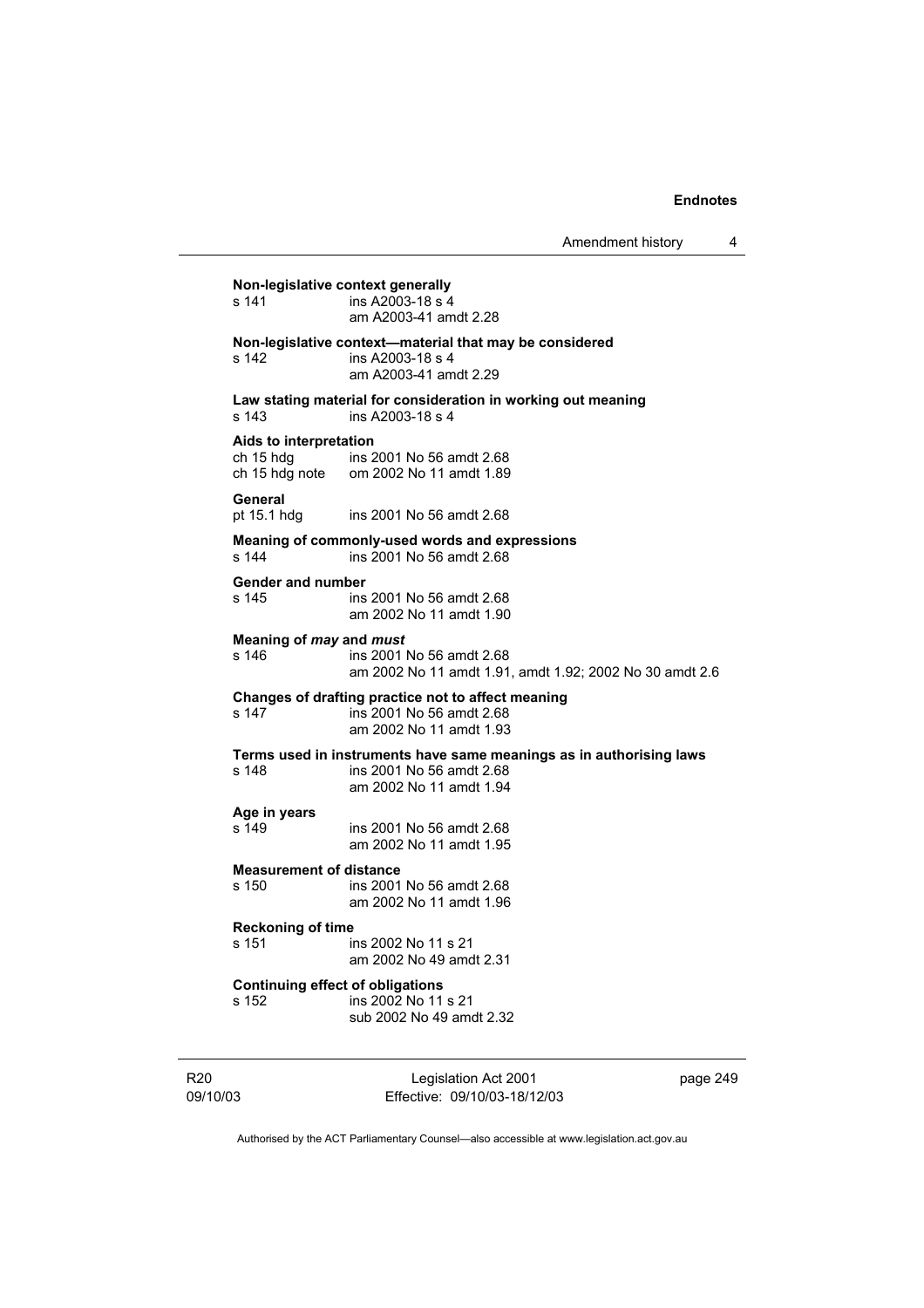**Non-legislative context generally**
s 141 ins A2003-18 s 4
am A2003-41 amdt 2.28

**Non-legislative context—material that may be considered**
s 142 ins A2003-18 s 4
am A2003-41 amdt 2.29

**Law stating material for consideration in working out meaning**
s 143 ins A2003-18 s 4

**Aids to interpretation**
ch 15 hdg ins 2001 No 56 amdt 2.68
ch 15 hdg note om 2002 No 11 amdt 1.89

**General**
pt 15.1 hdg ins 2001 No 56 amdt 2.68

**Meaning of commonly-used words and expressions**
s 144 ins 2001 No 56 amdt 2.68

**Gender and number**
s 145 ins 2001 No 56 amdt 2.68
am 2002 No 11 amdt 1.90

**Meaning of *may* and *must***
s 146 ins 2001 No 56 amdt 2.68
am 2002 No 11 amdt 1.91, amdt 1.92; 2002 No 30 amdt 2.6

**Changes of drafting practice not to affect meaning**
s 147 ins 2001 No 56 amdt 2.68
am 2002 No 11 amdt 1.93

**Terms used in instruments have same meanings as in authorising laws**
s 148 ins 2001 No 56 amdt 2.68
am 2002 No 11 amdt 1.94

**Age in years**
s 149 ins 2001 No 56 amdt 2.68
am 2002 No 11 amdt 1.95

**Measurement of distance**
s 150 ins 2001 No 56 amdt 2.68
am 2002 No 11 amdt 1.96

**Reckoning of time**
s 151 ins 2002 No 11 s 21
am 2002 No 49 amdt 2.31

**Continuing effect of obligations**
s 152 ins 2002 No 11 s 21
sub 2002 No 49 amdt 2.32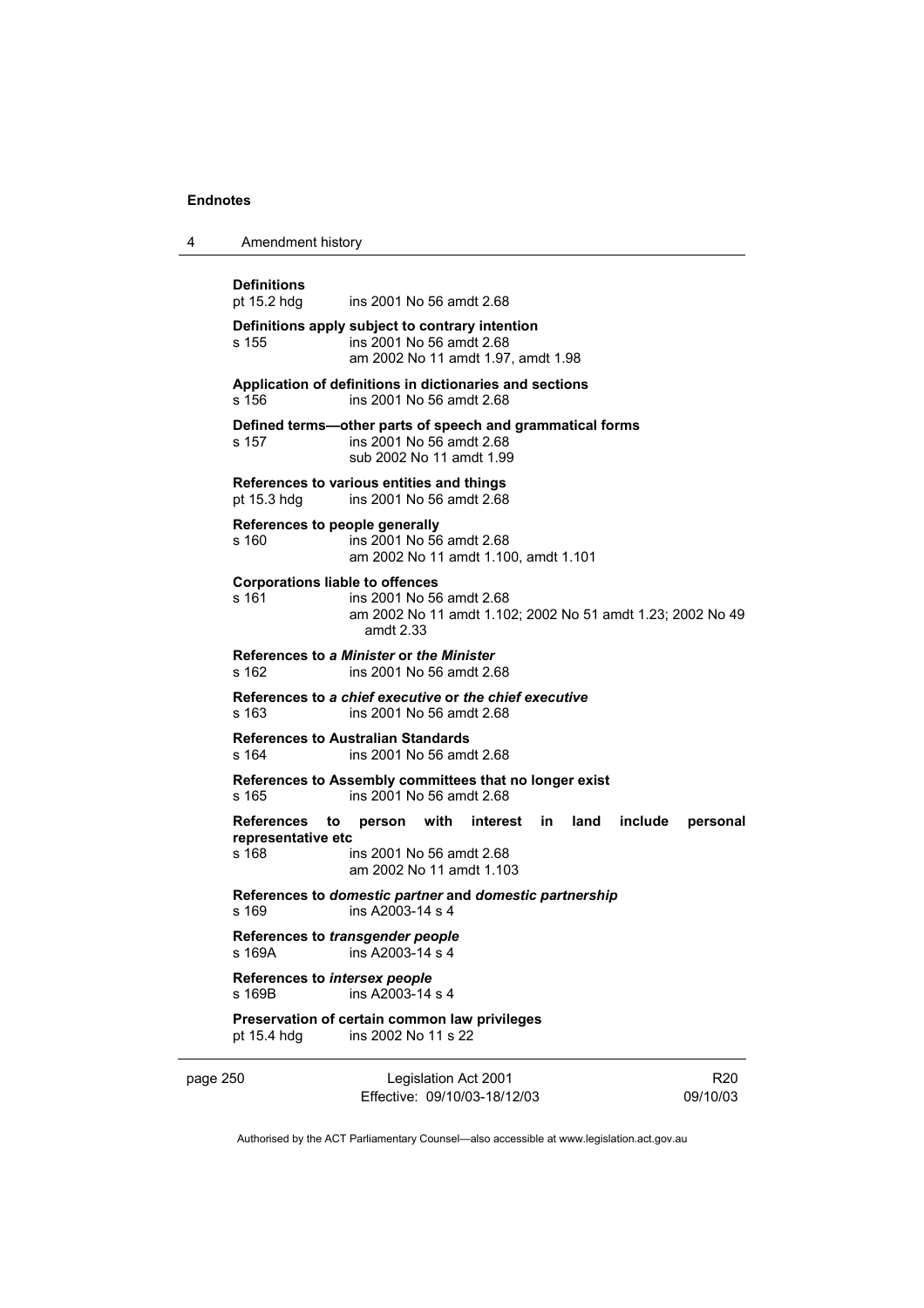**Definitions**
pt 15.2 hdg ins 2001 No 56 amdt 2.68

**Definitions apply subject to contrary intention**
s 155 ins 2001 No 56 amdt 2.68
am 2002 No 11 amdt 1.97, amdt 1.98

**Application of definitions in dictionaries and sections**
s 156 ins 2001 No 56 amdt 2.68

**Defined terms—other parts of speech and grammatical forms**
s 157 ins 2001 No 56 amdt 2.68
sub 2002 No 11 amdt 1.99

**References to various entities and things**
pt 15.3 hdg ins 2001 No 56 amdt 2.68

**References to people generally**
s 160 ins 2001 No 56 amdt 2.68
am 2002 No 11 amdt 1.100, amdt 1.101

**Corporations liable to offences**
s 161 ins 2001 No 56 amdt 2.68
am 2002 No 11 amdt 1.102; 2002 No 51 amdt 1.23; 2002 No 49 amdt 2.33

**References to *a Minister* or *the Minister***
s 162 ins 2001 No 56 amdt 2.68

**References to *a chief executive* or *the chief executive***
s 163 ins 2001 No 56 amdt 2.68

**References to Australian Standards**
s 164 ins 2001 No 56 amdt 2.68

**References to Assembly committees that no longer exist**
s 165 ins 2001 No 56 amdt 2.68

**References to person with interest in land include personal representative etc**
s 168 ins 2001 No 56 amdt 2.68
am 2002 No 11 amdt 1.103

**References to *domestic partner* and *domestic partnership***
s 169 ins A2003-14 s 4

**References to *transgender people***
s 169A ins A2003-14 s 4

**References to *intersex people***
s 169B ins A2003-14 s 4

**Preservation of certain common law privileges**
pt 15.4 hdg ins 2002 No 11 s 22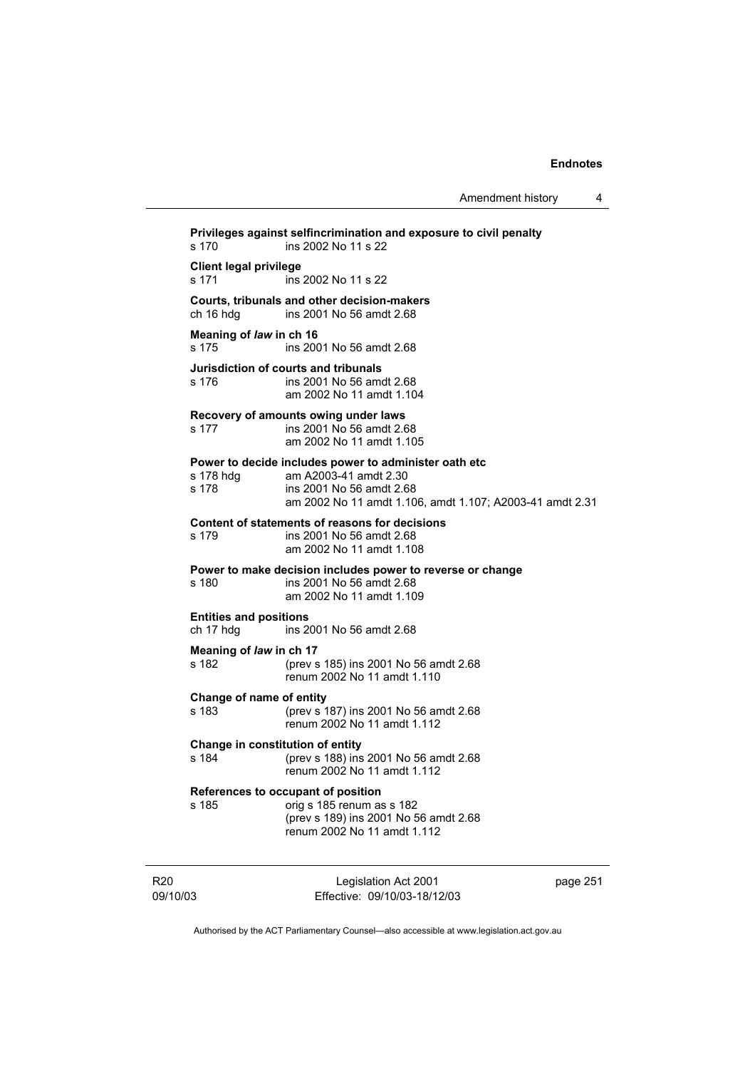**Privileges against selfincrimination and exposure to civil penalty**
s 170 ins 2002 No 11 s 22

**Client legal privilege**
s 171 ins 2002 No 11 s 22

**Courts, tribunals and other decision-makers**
ch 16 hdg ins 2001 No 56 amdt 2.68

**Meaning of *law* in ch 16**
s 175 ins 2001 No 56 amdt 2.68

**Jurisdiction of courts and tribunals**
s 176 ins 2001 No 56 amdt 2.68
am 2002 No 11 amdt 1.104

**Recovery of amounts owing under laws**
s 177 ins 2001 No 56 amdt 2.68
am 2002 No 11 amdt 1.105

**Power to decide includes power to administer oath etc**
s 178 hdg am A2003-41 amdt 2.30
s 178 ins 2001 No 56 amdt 2.68
am 2002 No 11 amdt 1.106, amdt 1.107; A2003-41 amdt 2.31

**Content of statements of reasons for decisions**
s 179 ins 2001 No 56 amdt 2.68
am 2002 No 11 amdt 1.108

**Power to make decision includes power to reverse or change**
s 180 ins 2001 No 56 amdt 2.68
am 2002 No 11 amdt 1.109

**Entities and positions**
ch 17 hdg ins 2001 No 56 amdt 2.68

**Meaning of *law* in ch 17**
s 182 (prev s 185) ins 2001 No 56 amdt 2.68
renum 2002 No 11 amdt 1.110

**Change of name of entity**
s 183 (prev s 187) ins 2001 No 56 amdt 2.68
renum 2002 No 11 amdt 1.112

**Change in constitution of entity**
s 184 (prev s 188) ins 2001 No 56 amdt 2.68
renum 2002 No 11 amdt 1.112

**References to occupant of position**
s 185 orig s 185 renum as s 182
(prev s 189) ins 2001 No 56 amdt 2.68
renum 2002 No 11 amdt 1.112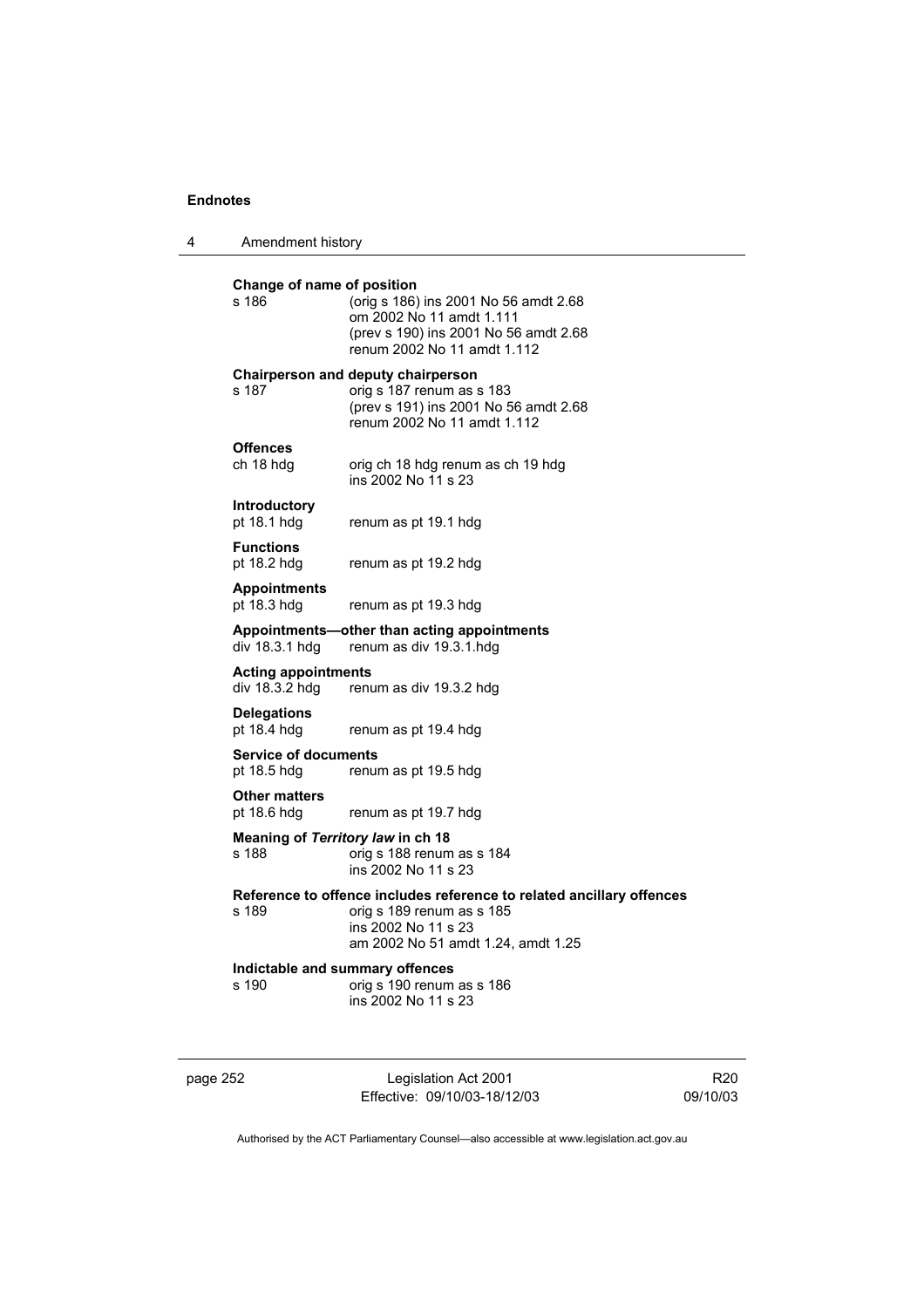**Change of name of position**

s 186 (orig s 186) ins 2001 No 56 amdt 2.68
om 2002 No 11 amdt 1.111
(prev s 190) ins 2001 No 56 amdt 2.68
renum 2002 No 11 amdt 1.112

**Chairperson and deputy chairperson**

s 187 orig s 187 renum as s 183
(prev s 191) ins 2001 No 56 amdt 2.68
renum 2002 No 11 amdt 1.112

**Offences**

ch 18 hdg orig ch 18 hdg renum as ch 19 hdg
ins 2002 No 11 s 23

**Introductory**

pt 18.1 hdg renum as pt 19.1 hdg

**Functions**

pt 18.2 hdg renum as pt 19.2 hdg

**Appointments**

pt 18.3 hdg renum as pt 19.3 hdg

**Appointments—other than acting appointments**

div 18.3.1 hdg renum as div 19.3.1.hdg

**Acting appointments**

div 18.3.2 hdg renum as div 19.3.2 hdg

**Delegations**

pt 18.4 hdg renum as pt 19.4 hdg

**Service of documents**

pt 18.5 hdg renum as pt 19.5 hdg

**Other matters**

pt 18.6 hdg renum as pt 19.7 hdg

**Meaning of *Territory law* in ch 18**

s 188 orig s 188 renum as s 184
ins 2002 No 11 s 23

**Reference to offence includes reference to related ancillary offences**

s 189 orig s 189 renum as s 185
ins 2002 No 11 s 23
am 2002 No 51 amdt 1.24, amdt 1.25

**Indictable and summary offences**

s 190 orig s 190 renum as s 186
ins 2002 No 11 s 23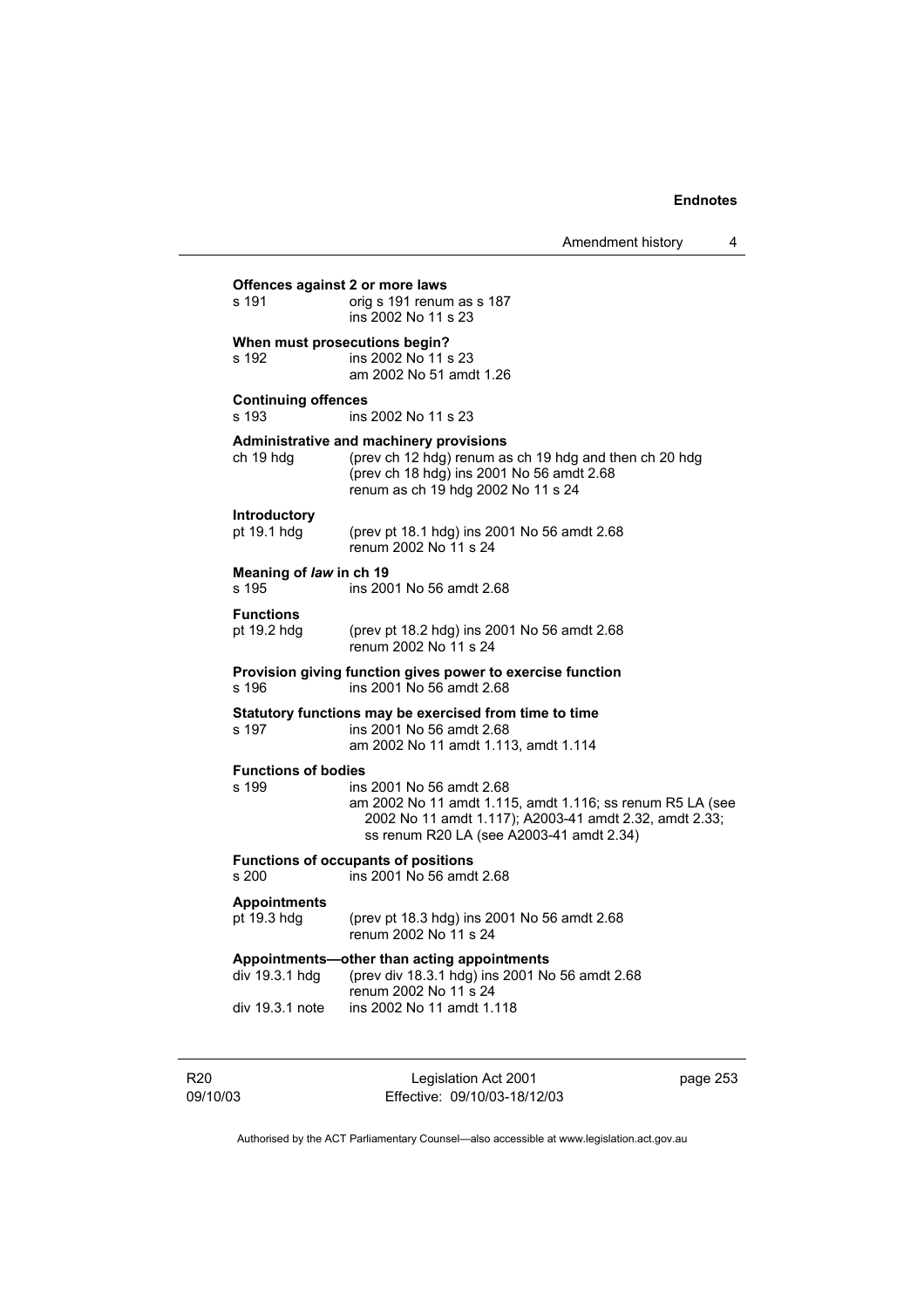**Offences against 2 or more laws**
s 191 orig s 191 renum as s 187
ins 2002 No 11 s 23

**When must prosecutions begin?**
s 192 ins 2002 No 11 s 23
am 2002 No 51 amdt 1.26

**Continuing offences**
s 193 ins 2002 No 11 s 23

**Administrative and machinery provisions**
ch 19 hdg (prev ch 12 hdg) renum as ch 19 hdg and then ch 20 hdg
(prev ch 18 hdg) ins 2001 No 56 amdt 2.68
renum as ch 19 hdg 2002 No 11 s 24

**Introductory**
pt 19.1 hdg (prev pt 18.1 hdg) ins 2001 No 56 amdt 2.68
renum 2002 No 11 s 24

**Meaning of *law* in ch 19**
s 195 ins 2001 No 56 amdt 2.68

**Functions**
pt 19.2 hdg (prev pt 18.2 hdg) ins 2001 No 56 amdt 2.68
renum 2002 No 11 s 24

**Provision giving function gives power to exercise function**
s 196 ins 2001 No 56 amdt 2.68

**Statutory functions may be exercised from time to time**
s 197 ins 2001 No 56 amdt 2.68
am 2002 No 11 amdt 1.113, amdt 1.114

**Functions of bodies**
s 199 ins 2001 No 56 amdt 2.68
am 2002 No 11 amdt 1.115, amdt 1.116; ss renum R5 LA (see 2002 No 11 amdt 1.117); A2003-41 amdt 2.32, amdt 2.33; ss renum R20 LA (see A2003-41 amdt 2.34)

**Functions of occupants of positions**
s 200 ins 2001 No 56 amdt 2.68

**Appointments**
pt 19.3 hdg (prev pt 18.3 hdg) ins 2001 No 56 amdt 2.68
renum 2002 No 11 s 24

**Appointments—other than acting appointments**
div 19.3.1 hdg (prev div 18.3.1 hdg) ins 2001 No 56 amdt 2.68
renum 2002 No 11 s 24
div 19.3.1 note ins 2002 No 11 amdt 1.118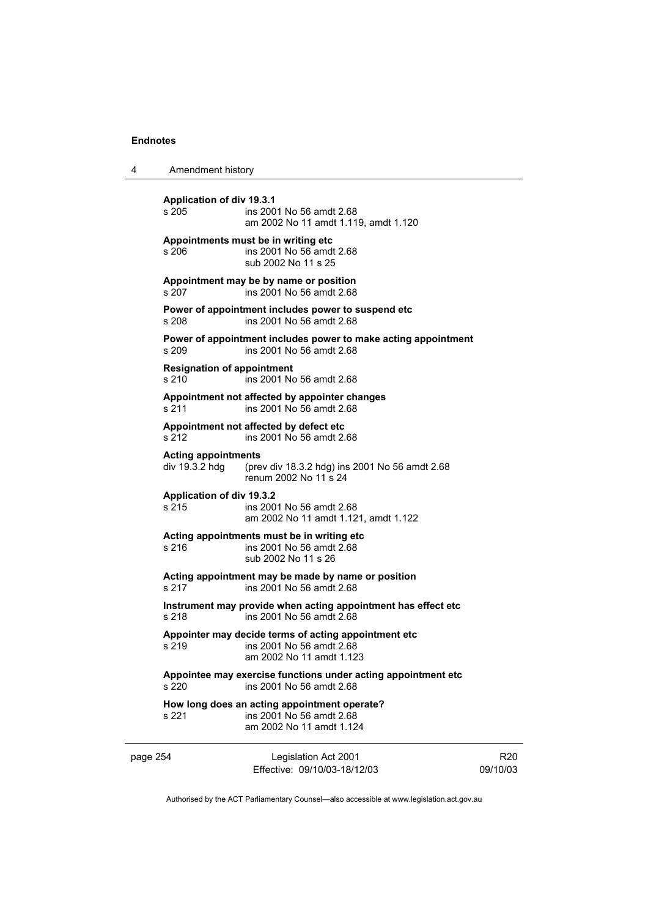**Application of div 19.3.1**
s 205 ins 2001 No 56 amdt 2.68
am 2002 No 11 amdt 1.119, amdt 1.120

**Appointments must be in writing etc**
s 206 ins 2001 No 56 amdt 2.68
sub 2002 No 11 s 25

**Appointment may be by name or position**
s 207 ins 2001 No 56 amdt 2.68

**Power of appointment includes power to suspend etc**
s 208 ins 2001 No 56 amdt 2.68

**Power of appointment includes power to make acting appointment**
s 209 ins 2001 No 56 amdt 2.68

**Resignation of appointment**
s 210 ins 2001 No 56 amdt 2.68

**Appointment not affected by appointer changes**
s 211 ins 2001 No 56 amdt 2.68

**Appointment not affected by defect etc**
s 212 ins 2001 No 56 amdt 2.68

**Acting appointments**
div 19.3.2 hdg (prev div 18.3.2 hdg) ins 2001 No 56 amdt 2.68
renum 2002 No 11 s 24

**Application of div 19.3.2**
s 215 ins 2001 No 56 amdt 2.68
am 2002 No 11 amdt 1.121, amdt 1.122

**Acting appointments must be in writing etc**
s 216 ins 2001 No 56 amdt 2.68
sub 2002 No 11 s 26

**Acting appointment may be made by name or position**
s 217 ins 2001 No 56 amdt 2.68

**Instrument may provide when acting appointment has effect etc**
s 218 ins 2001 No 56 amdt 2.68

**Appointer may decide terms of acting appointment etc**
s 219 ins 2001 No 56 amdt 2.68
am 2002 No 11 amdt 1.123

**Appointee may exercise functions under acting appointment etc**
s 220 ins 2001 No 56 amdt 2.68

**How long does an acting appointment operate?**
s 221 ins 2001 No 56 amdt 2.68
am 2002 No 11 amdt 1.124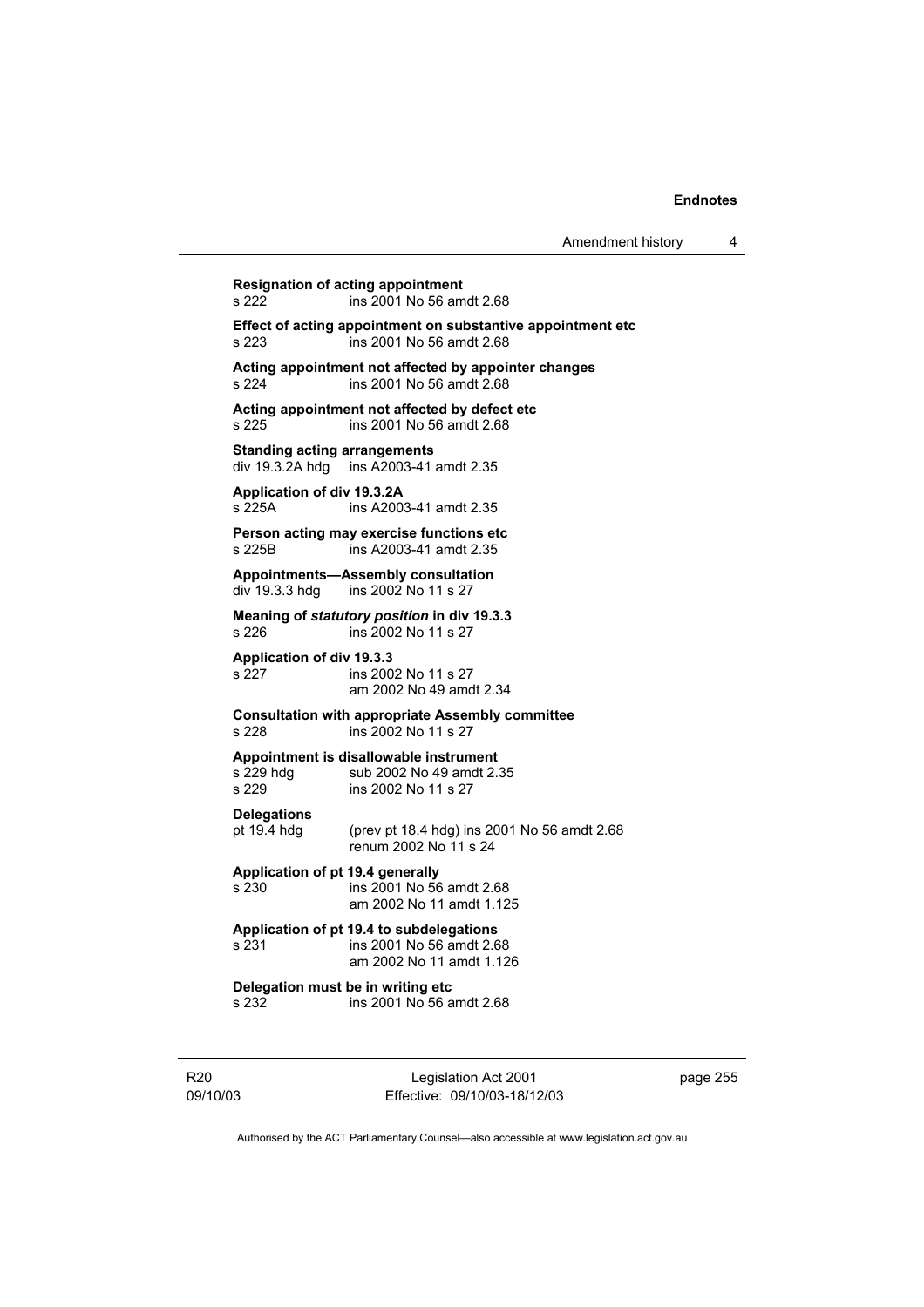**Resignation of acting appointment**
s 222 ins 2001 No 56 amdt 2.68

**Effect of acting appointment on substantive appointment etc**
s 223 ins 2001 No 56 amdt 2.68

**Acting appointment not affected by appointer changes**
s 224 ins 2001 No 56 amdt 2.68

**Acting appointment not affected by defect etc**
s 225 ins 2001 No 56 amdt 2.68

**Standing acting arrangements**
div 19.3.2A hdg ins A2003-41 amdt 2.35

**Application of div 19.3.2A**
s 225A ins A2003-41 amdt 2.35

**Person acting may exercise functions etc**
s 225B ins A2003-41 amdt 2.35

**Appointments—Assembly consultation**
div 19.3.3 hdg ins 2002 No 11 s 27

**Meaning of *statutory position* in div 19.3.3**
s 226 ins 2002 No 11 s 27

**Application of div 19.3.3**
s 227 ins 2002 No 11 s 27
am 2002 No 49 amdt 2.34

**Consultation with appropriate Assembly committee**
s 228 ins 2002 No 11 s 27

**Appointment is disallowable instrument**
s 229 hdg sub 2002 No 49 amdt 2.35
s 229 ins 2002 No 11 s 27

**Delegations**
pt 19.4 hdg (prev pt 18.4 hdg) ins 2001 No 56 amdt 2.68
renum 2002 No 11 s 24

**Application of pt 19.4 generally**
s 230 ins 2001 No 56 amdt 2.68
am 2002 No 11 amdt 1.125

**Application of pt 19.4 to subdelegations**
s 231 ins 2001 No 56 amdt 2.68
am 2002 No 11 amdt 1.126

**Delegation must be in writing etc**
s 232 ins 2001 No 56 amdt 2.68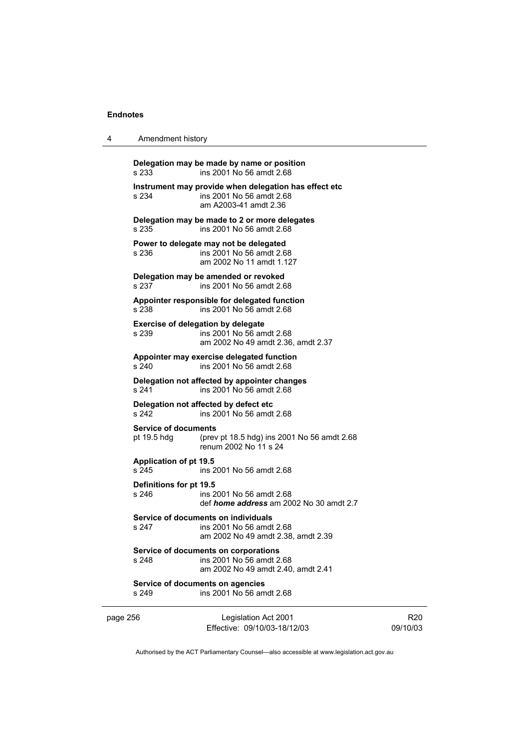**Delegation may be made by name or position**
s 233 ins 2001 No 56 amdt 2.68

**Instrument may provide when delegation has effect etc**
s 234 ins 2001 No 56 amdt 2.68
am A2003-41 amdt 2.36

**Delegation may be made to 2 or more delegates**
s 235 ins 2001 No 56 amdt 2.68

**Power to delegate may not be delegated**
s 236 ins 2001 No 56 amdt 2.68
am 2002 No 11 amdt 1.127

**Delegation may be amended or revoked**
s 237 ins 2001 No 56 amdt 2.68

**Appointer responsible for delegated function**
s 238 ins 2001 No 56 amdt 2.68

**Exercise of delegation by delegate**
s 239 ins 2001 No 56 amdt 2.68
am 2002 No 49 amdt 2.36, amdt 2.37

**Appointer may exercise delegated function**
s 240 ins 2001 No 56 amdt 2.68

**Delegation not affected by appointer changes**
s 241 ins 2001 No 56 amdt 2.68

**Delegation not affected by defect etc**
s 242 ins 2001 No 56 amdt 2.68

**Service of documents**
pt 19.5 hdg (prev pt 18.5 hdg) ins 2001 No 56 amdt 2.68
renum 2002 No 11 s 24

**Application of pt 19.5**
s 245 ins 2001 No 56 amdt 2.68

**Definitions for pt 19.5**
s 246 ins 2001 No 56 amdt 2.68
def ***home address*** am 2002 No 30 amdt 2.7

**Service of documents on individuals**
s 247 ins 2001 No 56 amdt 2.68
am 2002 No 49 amdt 2.38, amdt 2.39

**Service of documents on corporations**
s 248 ins 2001 No 56 amdt 2.68
am 2002 No 49 amdt 2.40, amdt 2.41

**Service of documents on agencies**
s 249 ins 2001 No 56 amdt 2.68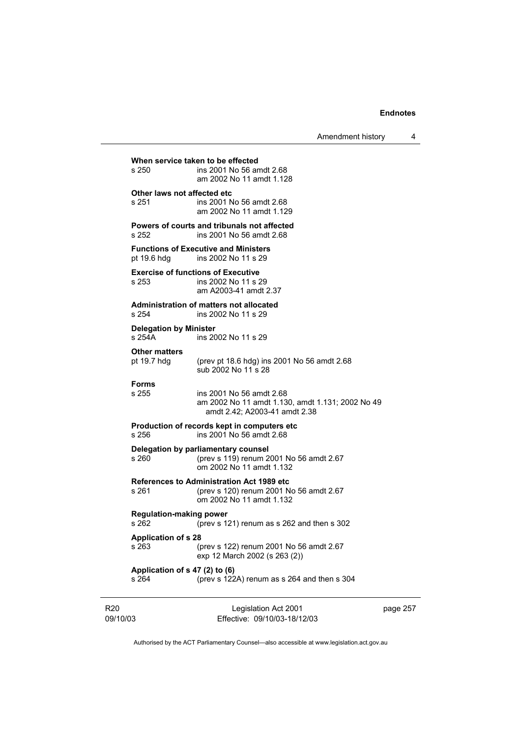**When service taken to be effected**

s 250 ins 2001 No 56 amdt 2.68
am 2002 No 11 amdt 1.128

**Other laws not affected etc**

s 251 ins 2001 No 56 amdt 2.68
am 2002 No 11 amdt 1.129

**Powers of courts and tribunals not affected**

s 252 ins 2001 No 56 amdt 2.68

**Functions of Executive and Ministers**

pt 19.6 hdg ins 2002 No 11 s 29

**Exercise of functions of Executive**

s 253 ins 2002 No 11 s 29
am A2003-41 amdt 2.37

**Administration of matters not allocated**

s 254 ins 2002 No 11 s 29

**Delegation by Minister**

s 254A ins 2002 No 11 s 29

**Other matters**

pt 19.7 hdg (prev pt 18.6 hdg) ins 2001 No 56 amdt 2.68
sub 2002 No 11 s 28

**Forms**

s 255 ins 2001 No 56 amdt 2.68
am 2002 No 11 amdt 1.130, amdt 1.131; 2002 No 49 amdt 2.42; A2003-41 amdt 2.38

**Production of records kept in computers etc**

s 256 ins 2001 No 56 amdt 2.68

**Delegation by parliamentary counsel**

s 260 (prev s 119) renum 2001 No 56 amdt 2.67
om 2002 No 11 amdt 1.132

**References to Administration Act 1989 etc**

s 261 (prev s 120) renum 2001 No 56 amdt 2.67
om 2002 No 11 amdt 1.132

**Regulation-making power**

s 262 (prev s 121) renum as s 262 and then s 302

**Application of s 28**

s 263 (prev s 122) renum 2001 No 56 amdt 2.67
exp 12 March 2002 (s 263 (2))

**Application of s 47 (2) to (6)**

s 264 (prev s 122A) renum as s 264 and then s 304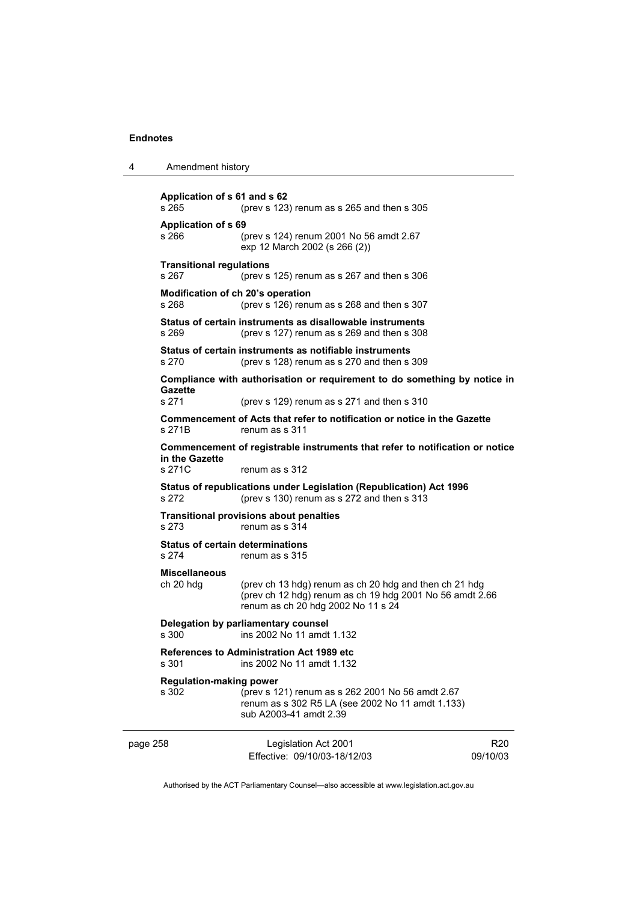**Application of s 61 and s 62**
s 265 (prev s 123) renum as s 265 and then s 305

**Application of s 69**
s 266 (prev s 124) renum 2001 No 56 amdt 2.67
exp 12 March 2002 (s 266 (2))

**Transitional regulations**
s 267 (prev s 125) renum as s 267 and then s 306

**Modification of ch 20's operation**
s 268 (prev s 126) renum as s 268 and then s 307

**Status of certain instruments as disallowable instruments**
s 269 (prev s 127) renum as s 269 and then s 308

**Status of certain instruments as notifiable instruments**
s 270 (prev s 128) renum as s 270 and then s 309

**Compliance with authorisation or requirement to do something by notice in Gazette**
s 271 (prev s 129) renum as s 271 and then s 310

**Commencement of Acts that refer to notification or notice in the Gazette**
s 271B renum as s 311

**Commencement of registrable instruments that refer to notification or notice in the Gazette**
s 271C renum as s 312

**Status of republications under Legislation (Republication) Act 1996**
s 272 (prev s 130) renum as s 272 and then s 313

**Transitional provisions about penalties**
s 273 renum as s 314

**Status of certain determinations**
s 274 renum as s 315

**Miscellaneous**
ch 20 hdg (prev ch 13 hdg) renum as ch 20 hdg and then ch 21 hdg
(prev ch 12 hdg) renum as ch 19 hdg 2001 No 56 amdt 2.66
renum as ch 20 hdg 2002 No 11 s 24

**Delegation by parliamentary counsel**
s 300 ins 2002 No 11 amdt 1.132

**References to Administration Act 1989 etc**
s 301 ins 2002 No 11 amdt 1.132

**Regulation-making power**
s 302 (prev s 121) renum as s 262 2001 No 56 amdt 2.67
renum as s 302 R5 LA (see 2002 No 11 amdt 1.133)
sub A2003-41 amdt 2.39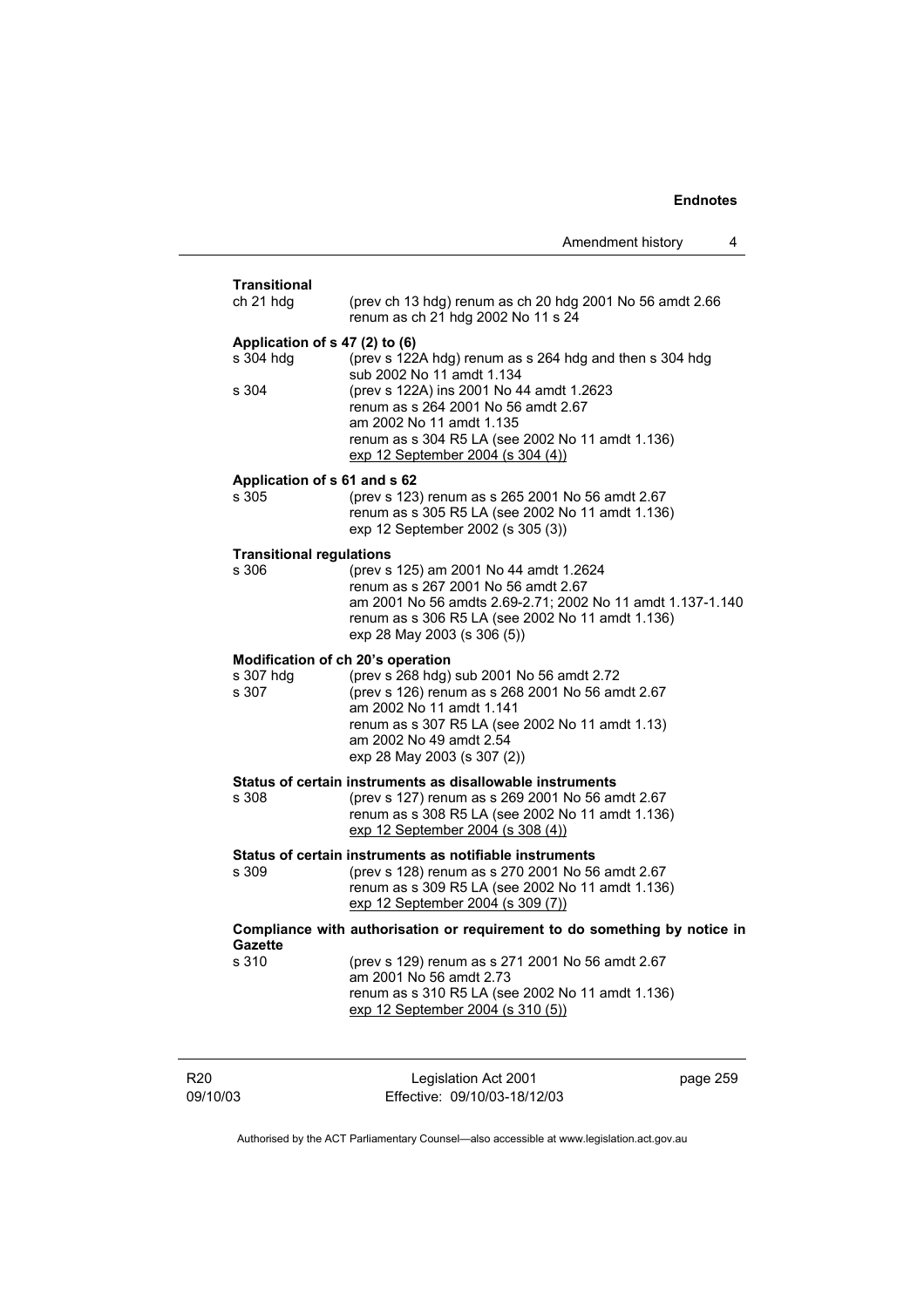**Transitional**

| | |
|---|---|
| ch 21 hdg | (prev ch 13 hdg) renum as ch 20 hdg 2001 No 56 amdt 2.66<br>renum as ch 21 hdg 2002 No 11 s 24 |

**Application of s 47 (2) to (6)**

| | |
|---|---|
| s 304 hdg | (prev s 122A hdg) renum as s 264 hdg and then s 304 hdg<br>sub 2002 No 11 amdt 1.134 |
| s 304 | (prev s 122A) ins 2001 No 44 amdt 1.2623<br>renum as s 264 2001 No 56 amdt 2.67<br>am 2002 No 11 amdt 1.135<br>renum as s 304 R5 LA (see 2002 No 11 amdt 1.136)<br><u>exp 12 September 2004 (s 304 (4))</u> |

**Application of s 61 and s 62**

| | |
|---|---|
| s 305 | (prev s 123) renum as s 265 2001 No 56 amdt 2.67<br>renum as s 305 R5 LA (see 2002 No 11 amdt 1.136)<br>exp 12 September 2002 (s 305 (3)) |

**Transitional regulations**

| | |
|---|---|
| s 306 | (prev s 125) am 2001 No 44 amdt 1.2624<br>renum as s 267 2001 No 56 amdt 2.67<br>am 2001 No 56 amdts 2.69-2.71; 2002 No 11 amdt 1.137-1.140<br>renum as s 306 R5 LA (see 2002 No 11 amdt 1.136)<br>exp 28 May 2003 (s 306 (5)) |

**Modification of ch 20's operation**

| | |
|---|---|
| s 307 hdg | (prev s 268 hdg) sub 2001 No 56 amdt 2.72 |
| s 307 | (prev s 126) renum as s 268 2001 No 56 amdt 2.67<br>am 2002 No 11 amdt 1.141<br>renum as s 307 R5 LA (see 2002 No 11 amdt 1.13)<br>am 2002 No 49 amdt 2.54<br>exp 28 May 2003 (s 307 (2)) |

**Status of certain instruments as disallowable instruments**

| | |
|---|---|
| s 308 | (prev s 127) renum as s 269 2001 No 56 amdt 2.67<br>renum as s 308 R5 LA (see 2002 No 11 amdt 1.136)<br><u>exp 12 September 2004 (s 308 (4))</u> |

**Status of certain instruments as notifiable instruments**

| | |
|---|---|
| s 309 | (prev s 128) renum as s 270 2001 No 56 amdt 2.67<br>renum as s 309 R5 LA (see 2002 No 11 amdt 1.136)<br><u>exp 12 September 2004 (s 309 (7))</u> |

**Compliance with authorisation or requirement to do something by notice in Gazette**

| | |
|---|---|
| s 310 | (prev s 129) renum as s 271 2001 No 56 amdt 2.67<br>am 2001 No 56 amdt 2.73<br>renum as s 310 R5 LA (see 2002 No 11 amdt 1.136)<br><u>exp 12 September 2004 (s 310 (5))</u> |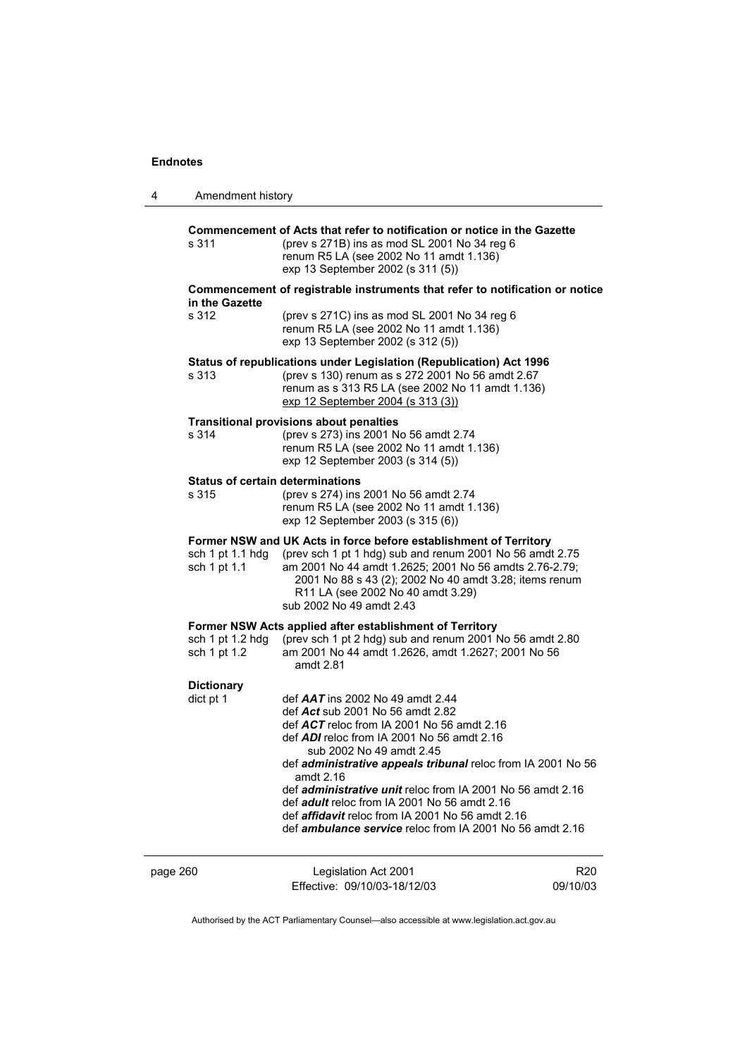**Commencement of Acts that refer to notification or notice in the Gazette**

s 311 (prev s 271B) ins as mod SL 2001 No 34 reg 6
renum R5 LA (see 2002 No 11 amdt 1.136)
exp 13 September 2002 (s 311 (5))

**Commencement of registrable instruments that refer to notification or notice in the Gazette**

s 312 (prev s 271C) ins as mod SL 2001 No 34 reg 6
renum R5 LA (see 2002 No 11 amdt 1.136)
exp 13 September 2002 (s 312 (5))

**Status of republications under Legislation (Republication) Act 1996**

s 313 (prev s 130) renum as s 272 2001 No 56 amdt 2.67
renum as s 313 R5 LA (see 2002 No 11 amdt 1.136)
exp 12 September 2004 (s 313 (3))

**Transitional provisions about penalties**

s 314 (prev s 273) ins 2001 No 56 amdt 2.74
renum R5 LA (see 2002 No 11 amdt 1.136)
exp 12 September 2003 (s 314 (5))

**Status of certain determinations**

s 315 (prev s 274) ins 2001 No 56 amdt 2.74
renum R5 LA (see 2002 No 11 amdt 1.136)
exp 12 September 2003 (s 315 (6))

**Former NSW and UK Acts in force before establishment of Territory**

sch 1 pt 1.1 hdg (prev sch 1 pt 1 hdg) sub and renum 2001 No 56 amdt 2.75
sch 1 pt 1.1 am 2001 No 44 amdt 1.2625; 2001 No 56 amdts 2.76-2.79; 2001 No 88 s 43 (2); 2002 No 40 amdt 3.28; items renum R11 LA (see 2002 No 40 amdt 3.29)
sub 2002 No 49 amdt 2.43

**Former NSW Acts applied after establishment of Territory**

sch 1 pt 1.2 hdg (prev sch 1 pt 2 hdg) sub and renum 2001 No 56 amdt 2.80
sch 1 pt 1.2 am 2001 No 44 amdt 1.2626, amdt 1.2627; 2001 No 56 amdt 2.81

**Dictionary**

dict pt 1 def ***AAT*** ins 2002 No 49 amdt 2.44
def ***Act*** sub 2001 No 56 amdt 2.82
def ***ACT*** reloc from IA 2001 No 56 amdt 2.16
def ***ADI*** reloc from IA 2001 No 56 amdt 2.16
sub 2002 No 49 amdt 2.45
def ***administrative appeals tribunal*** reloc from IA 2001 No 56 amdt 2.16
def ***administrative unit*** reloc from IA 2001 No 56 amdt 2.16
def ***adult*** reloc from IA 2001 No 56 amdt 2.16
def ***affidavit*** reloc from IA 2001 No 56 amdt 2.16
def ***ambulance service*** reloc from IA 2001 No 56 amdt 2.16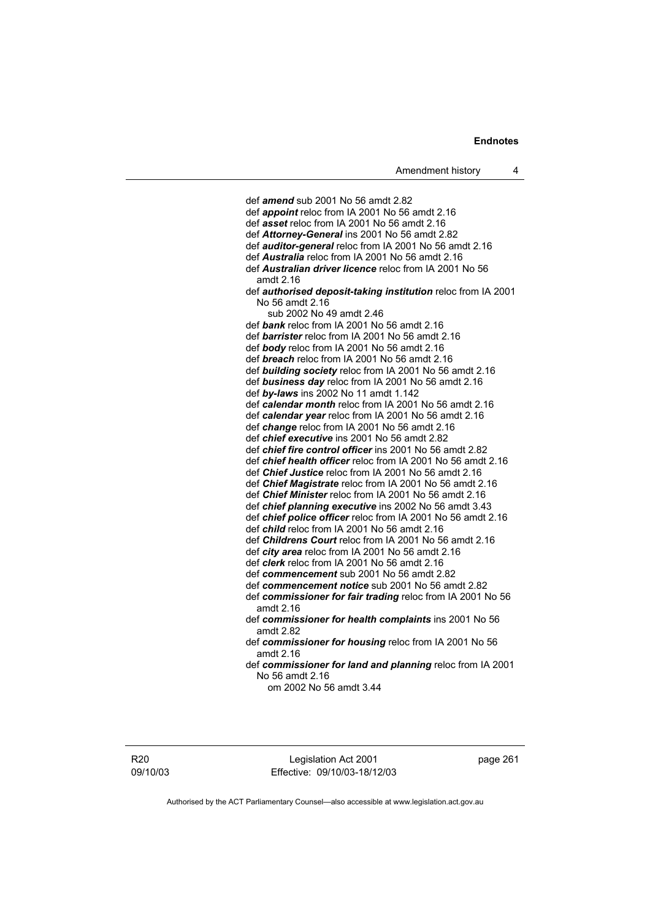def ***amend*** sub 2001 No 56 amdt 2.82
def ***appoint*** reloc from IA 2001 No 56 amdt 2.16
def ***asset*** reloc from IA 2001 No 56 amdt 2.16
def ***Attorney-General*** ins 2001 No 56 amdt 2.82
def ***auditor-general*** reloc from IA 2001 No 56 amdt 2.16
def ***Australia*** reloc from IA 2001 No 56 amdt 2.16
def ***Australian driver licence*** reloc from IA 2001 No 56 amdt 2.16
def ***authorised deposit-taking institution*** reloc from IA 2001 No 56 amdt 2.16
sub 2002 No 49 amdt 2.46
def ***bank*** reloc from IA 2001 No 56 amdt 2.16
def ***barrister*** reloc from IA 2001 No 56 amdt 2.16
def ***body*** reloc from IA 2001 No 56 amdt 2.16
def ***breach*** reloc from IA 2001 No 56 amdt 2.16
def ***building society*** reloc from IA 2001 No 56 amdt 2.16
def ***business day*** reloc from IA 2001 No 56 amdt 2.16
def ***by-laws*** ins 2002 No 11 amdt 1.142
def ***calendar month*** reloc from IA 2001 No 56 amdt 2.16
def ***calendar year*** reloc from IA 2001 No 56 amdt 2.16
def ***change*** reloc from IA 2001 No 56 amdt 2.16
def ***chief executive*** ins 2001 No 56 amdt 2.82
def ***chief fire control officer*** ins 2001 No 56 amdt 2.82
def ***chief health officer*** reloc from IA 2001 No 56 amdt 2.16
def ***Chief Justice*** reloc from IA 2001 No 56 amdt 2.16
def ***Chief Magistrate*** reloc from IA 2001 No 56 amdt 2.16
def ***Chief Minister*** reloc from IA 2001 No 56 amdt 2.16
def ***chief planning executive*** ins 2002 No 56 amdt 3.43
def ***chief police officer*** reloc from IA 2001 No 56 amdt 2.16
def ***child*** reloc from IA 2001 No 56 amdt 2.16
def ***Childrens Court*** reloc from IA 2001 No 56 amdt 2.16
def ***city area*** reloc from IA 2001 No 56 amdt 2.16
def ***clerk*** reloc from IA 2001 No 56 amdt 2.16
def ***commencement*** sub 2001 No 56 amdt 2.82
def ***commencement notice*** sub 2001 No 56 amdt 2.82
def ***commissioner for fair trading*** reloc from IA 2001 No 56 amdt 2.16
def ***commissioner for health complaints*** ins 2001 No 56 amdt 2.82
def ***commissioner for housing*** reloc from IA 2001 No 56 amdt 2.16
def ***commissioner for land and planning*** reloc from IA 2001 No 56 amdt 2.16
om 2002 No 56 amdt 3.44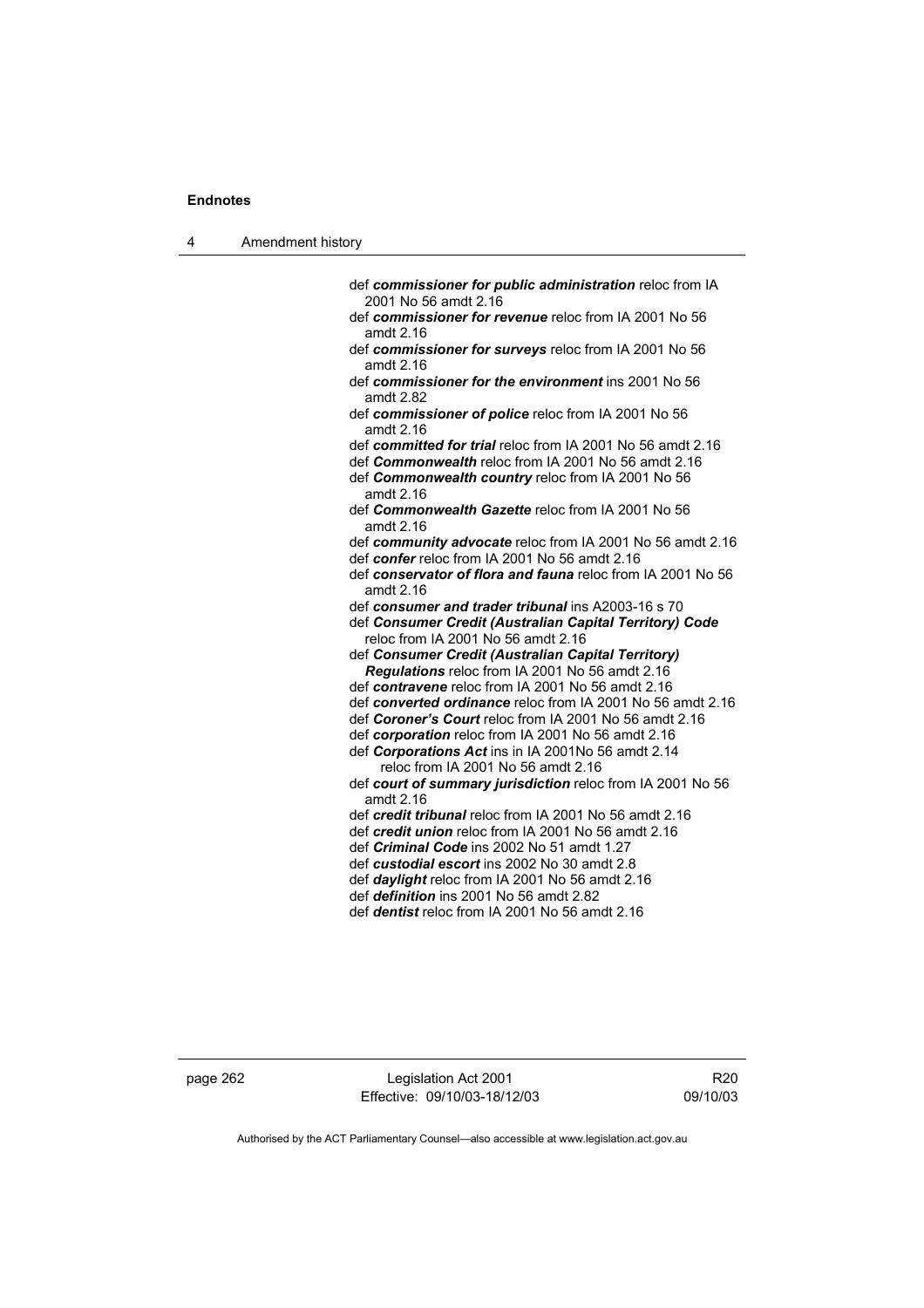def ***commissioner for public administration*** reloc from IA 2001 No 56 amdt 2.16
def ***commissioner for revenue*** reloc from IA 2001 No 56 amdt 2.16
def ***commissioner for surveys*** reloc from IA 2001 No 56 amdt 2.16
def ***commissioner for the environment*** ins 2001 No 56 amdt 2.82
def ***commissioner of police*** reloc from IA 2001 No 56 amdt 2.16
def ***committed for trial*** reloc from IA 2001 No 56 amdt 2.16
def ***Commonwealth*** reloc from IA 2001 No 56 amdt 2.16
def ***Commonwealth country*** reloc from IA 2001 No 56 amdt 2.16
def ***Commonwealth Gazette*** reloc from IA 2001 No 56 amdt 2.16
def ***community advocate*** reloc from IA 2001 No 56 amdt 2.16
def ***confer*** reloc from IA 2001 No 56 amdt 2.16
def ***conservator of flora and fauna*** reloc from IA 2001 No 56 amdt 2.16
def ***consumer and trader tribunal*** ins A2003-16 s 70
def ***Consumer Credit (Australian Capital Territory) Code*** reloc from IA 2001 No 56 amdt 2.16
def ***Consumer Credit (Australian Capital Territory) Regulations*** reloc from IA 2001 No 56 amdt 2.16
def ***contravene*** reloc from IA 2001 No 56 amdt 2.16
def ***converted ordinance*** reloc from IA 2001 No 56 amdt 2.16
def ***Coroner's Court*** reloc from IA 2001 No 56 amdt 2.16
def ***corporation*** reloc from IA 2001 No 56 amdt 2.16
def ***Corporations Act*** ins in IA 2001No 56 amdt 2.14
reloc from IA 2001 No 56 amdt 2.16
def ***court of summary jurisdiction*** reloc from IA 2001 No 56 amdt 2.16
def ***credit tribunal*** reloc from IA 2001 No 56 amdt 2.16
def ***credit union*** reloc from IA 2001 No 56 amdt 2.16
def ***Criminal Code*** ins 2002 No 51 amdt 1.27
def ***custodial escort*** ins 2002 No 30 amdt 2.8
def ***daylight*** reloc from IA 2001 No 56 amdt 2.16
def ***definition*** ins 2001 No 56 amdt 2.82
def ***dentist*** reloc from IA 2001 No 56 amdt 2.16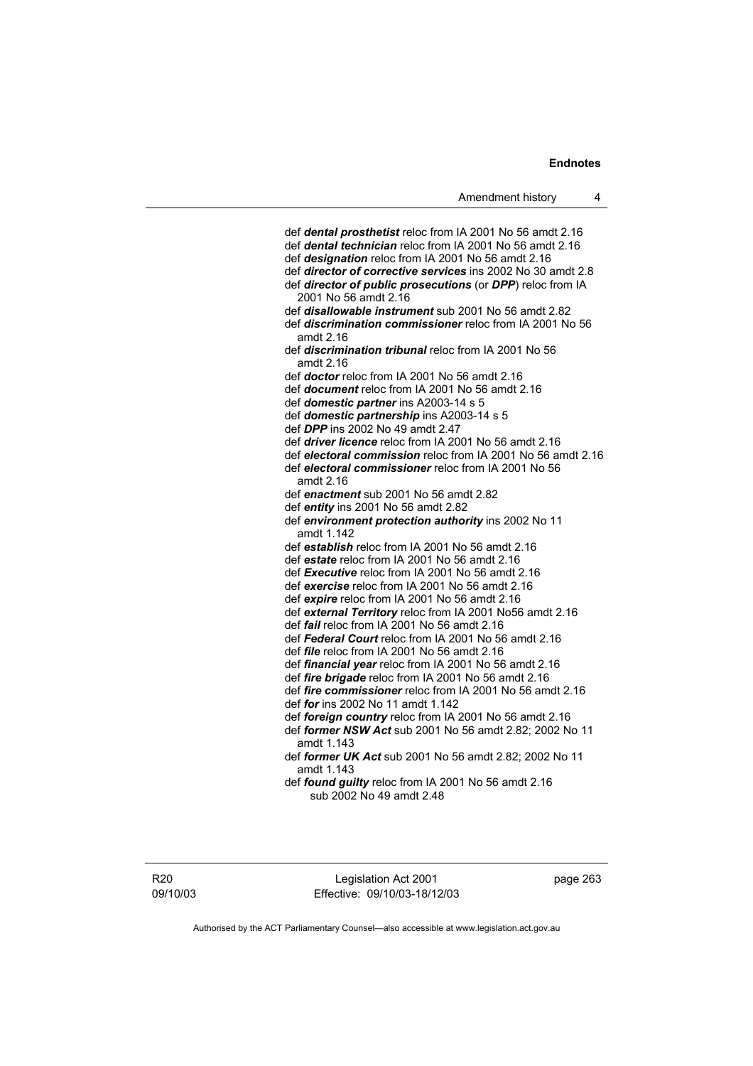def ***dental prosthetist*** reloc from IA 2001 No 56 amdt 2.16
def ***dental technician*** reloc from IA 2001 No 56 amdt 2.16
def ***designation*** reloc from IA 2001 No 56 amdt 2.16
def ***director of corrective services*** ins 2002 No 30 amdt 2.8
def ***director of public prosecutions*** (or ***DPP***) reloc from IA 2001 No 56 amdt 2.16
def ***disallowable instrument*** sub 2001 No 56 amdt 2.82
def ***discrimination commissioner*** reloc from IA 2001 No 56 amdt 2.16
def ***discrimination tribunal*** reloc from IA 2001 No 56 amdt 2.16
def ***doctor*** reloc from IA 2001 No 56 amdt 2.16
def ***document*** reloc from IA 2001 No 56 amdt 2.16
def ***domestic partner*** ins A2003-14 s 5
def ***domestic partnership*** ins A2003-14 s 5
def ***DPP*** ins 2002 No 49 amdt 2.47
def ***driver licence*** reloc from IA 2001 No 56 amdt 2.16
def ***electoral commission*** reloc from IA 2001 No 56 amdt 2.16
def ***electoral commissioner*** reloc from IA 2001 No 56 amdt 2.16
def ***enactment*** sub 2001 No 56 amdt 2.82
def ***entity*** ins 2001 No 56 amdt 2.82
def ***environment protection authority*** ins 2002 No 11 amdt 1.142
def ***establish*** reloc from IA 2001 No 56 amdt 2.16
def ***estate*** reloc from IA 2001 No 56 amdt 2.16
def ***Executive*** reloc from IA 2001 No 56 amdt 2.16
def ***exercise*** reloc from IA 2001 No 56 amdt 2.16
def ***expire*** reloc from IA 2001 No 56 amdt 2.16
def ***external Territory*** reloc from IA 2001 No56 amdt 2.16
def ***fail*** reloc from IA 2001 No 56 amdt 2.16
def ***Federal Court*** reloc from IA 2001 No 56 amdt 2.16
def ***file*** reloc from IA 2001 No 56 amdt 2.16
def ***financial year*** reloc from IA 2001 No 56 amdt 2.16
def ***fire brigade*** reloc from IA 2001 No 56 amdt 2.16
def ***fire commissioner*** reloc from IA 2001 No 56 amdt 2.16
def ***for*** ins 2002 No 11 amdt 1.142
def ***foreign country*** reloc from IA 2001 No 56 amdt 2.16
def ***former NSW Act*** sub 2001 No 56 amdt 2.82; 2002 No 11 amdt 1.143
def ***former UK Act*** sub 2001 No 56 amdt 2.82; 2002 No 11 amdt 1.143
def ***found guilty*** reloc from IA 2001 No 56 amdt 2.16
sub 2002 No 49 amdt 2.48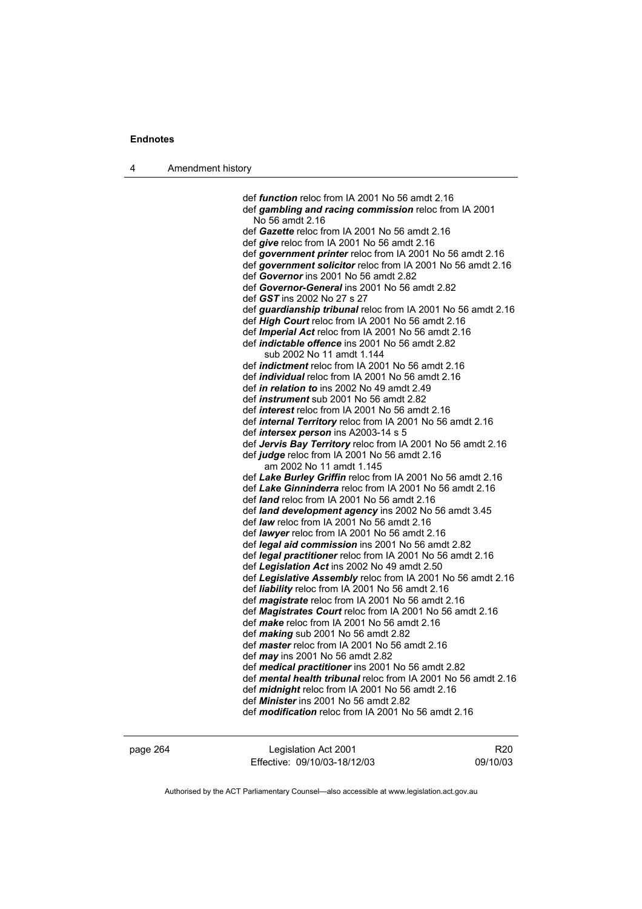def ***function*** reloc from IA 2001 No 56 amdt 2.16
def ***gambling and racing commission*** reloc from IA 2001 No 56 amdt 2.16
def ***Gazette*** reloc from IA 2001 No 56 amdt 2.16
def ***give*** reloc from IA 2001 No 56 amdt 2.16
def ***government printer*** reloc from IA 2001 No 56 amdt 2.16
def ***government solicitor*** reloc from IA 2001 No 56 amdt 2.16
def ***Governor*** ins 2001 No 56 amdt 2.82
def ***Governor-General*** ins 2001 No 56 amdt 2.82
def ***GST*** ins 2002 No 27 s 27
def ***guardianship tribunal*** reloc from IA 2001 No 56 amdt 2.16
def ***High Court*** reloc from IA 2001 No 56 amdt 2.16
def ***Imperial Act*** reloc from IA 2001 No 56 amdt 2.16
def ***indictable offence*** ins 2001 No 56 amdt 2.82
sub 2002 No 11 amdt 1.144
def ***indictment*** reloc from IA 2001 No 56 amdt 2.16
def ***individual*** reloc from IA 2001 No 56 amdt 2.16
def ***in relation to*** ins 2002 No 49 amdt 2.49
def ***instrument*** sub 2001 No 56 amdt 2.82
def ***interest*** reloc from IA 2001 No 56 amdt 2.16
def ***internal Territory*** reloc from IA 2001 No 56 amdt 2.16
def ***intersex person*** ins A2003-14 s 5
def ***Jervis Bay Territory*** reloc from IA 2001 No 56 amdt 2.16
def ***judge*** reloc from IA 2001 No 56 amdt 2.16
am 2002 No 11 amdt 1.145
def ***Lake Burley Griffin*** reloc from IA 2001 No 56 amdt 2.16
def ***Lake Ginninderra*** reloc from IA 2001 No 56 amdt 2.16
def ***land*** reloc from IA 2001 No 56 amdt 2.16
def ***land development agency*** ins 2002 No 56 amdt 3.45
def ***law*** reloc from IA 2001 No 56 amdt 2.16
def ***lawyer*** reloc from IA 2001 No 56 amdt 2.16
def ***legal aid commission*** ins 2001 No 56 amdt 2.82
def ***legal practitioner*** reloc from IA 2001 No 56 amdt 2.16
def ***Legislation Act*** ins 2002 No 49 amdt 2.50
def ***Legislative Assembly*** reloc from IA 2001 No 56 amdt 2.16
def ***liability*** reloc from IA 2001 No 56 amdt 2.16
def ***magistrate*** reloc from IA 2001 No 56 amdt 2.16
def ***Magistrates Court*** reloc from IA 2001 No 56 amdt 2.16
def ***make*** reloc from IA 2001 No 56 amdt 2.16
def ***making*** sub 2001 No 56 amdt 2.82
def ***master*** reloc from IA 2001 No 56 amdt 2.16
def ***may*** ins 2001 No 56 amdt 2.82
def ***medical practitioner*** ins 2001 No 56 amdt 2.82
def ***mental health tribunal*** reloc from IA 2001 No 56 amdt 2.16
def ***midnight*** reloc from IA 2001 No 56 amdt 2.16
def ***Minister*** ins 2001 No 56 amdt 2.82
def ***modification*** reloc from IA 2001 No 56 amdt 2.16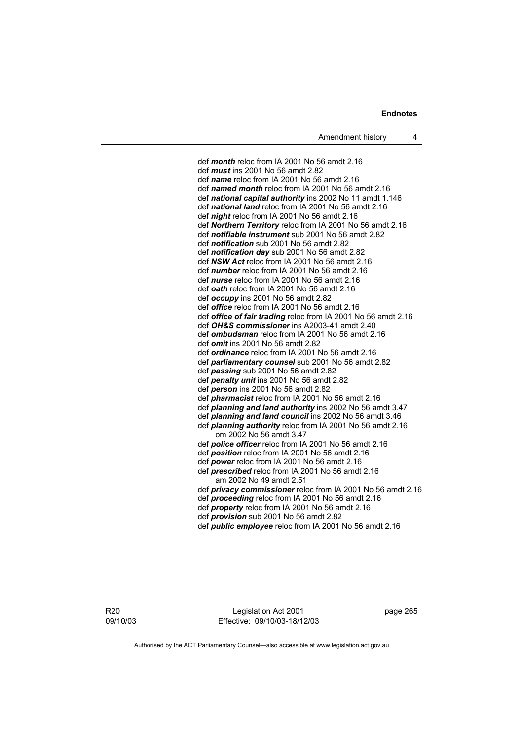def ***month*** reloc from IA 2001 No 56 amdt 2.16
def ***must*** ins 2001 No 56 amdt 2.82
def ***name*** reloc from IA 2001 No 56 amdt 2.16
def ***named month*** reloc from IA 2001 No 56 amdt 2.16
def ***national capital authority*** ins 2002 No 11 amdt 1.146
def ***national land*** reloc from IA 2001 No 56 amdt 2.16
def ***night*** reloc from IA 2001 No 56 amdt 2.16
def ***Northern Territory*** reloc from IA 2001 No 56 amdt 2.16
def ***notifiable instrument*** sub 2001 No 56 amdt 2.82
def ***notification*** sub 2001 No 56 amdt 2.82
def ***notification day*** sub 2001 No 56 amdt 2.82
def ***NSW Act*** reloc from IA 2001 No 56 amdt 2.16
def ***number*** reloc from IA 2001 No 56 amdt 2.16
def ***nurse*** reloc from IA 2001 No 56 amdt 2.16
def ***oath*** reloc from IA 2001 No 56 amdt 2.16
def ***occupy*** ins 2001 No 56 amdt 2.82
def ***office*** reloc from IA 2001 No 56 amdt 2.16
def ***office of fair trading*** reloc from IA 2001 No 56 amdt 2.16
def ***OH&S commissioner*** ins A2003-41 amdt 2.40
def ***ombudsman*** reloc from IA 2001 No 56 amdt 2.16
def ***omit*** ins 2001 No 56 amdt 2.82
def ***ordinance*** reloc from IA 2001 No 56 amdt 2.16
def ***parliamentary counsel*** sub 2001 No 56 amdt 2.82
def ***passing*** sub 2001 No 56 amdt 2.82
def ***penalty unit*** ins 2001 No 56 amdt 2.82
def ***person*** ins 2001 No 56 amdt 2.82
def ***pharmacist*** reloc from IA 2001 No 56 amdt 2.16
def ***planning and land authority*** ins 2002 No 56 amdt 3.47
def ***planning and land council*** ins 2002 No 56 amdt 3.46
def ***planning authority*** reloc from IA 2001 No 56 amdt 2.16
om 2002 No 56 amdt 3.47
def ***police officer*** reloc from IA 2001 No 56 amdt 2.16
def ***position*** reloc from IA 2001 No 56 amdt 2.16
def ***power*** reloc from IA 2001 No 56 amdt 2.16
def ***prescribed*** reloc from IA 2001 No 56 amdt 2.16
am 2002 No 49 amdt 2.51
def ***privacy commissioner*** reloc from IA 2001 No 56 amdt 2.16
def ***proceeding*** reloc from IA 2001 No 56 amdt 2.16
def ***property*** reloc from IA 2001 No 56 amdt 2.16
def ***provision*** sub 2001 No 56 amdt 2.82
def ***public employee*** reloc from IA 2001 No 56 amdt 2.16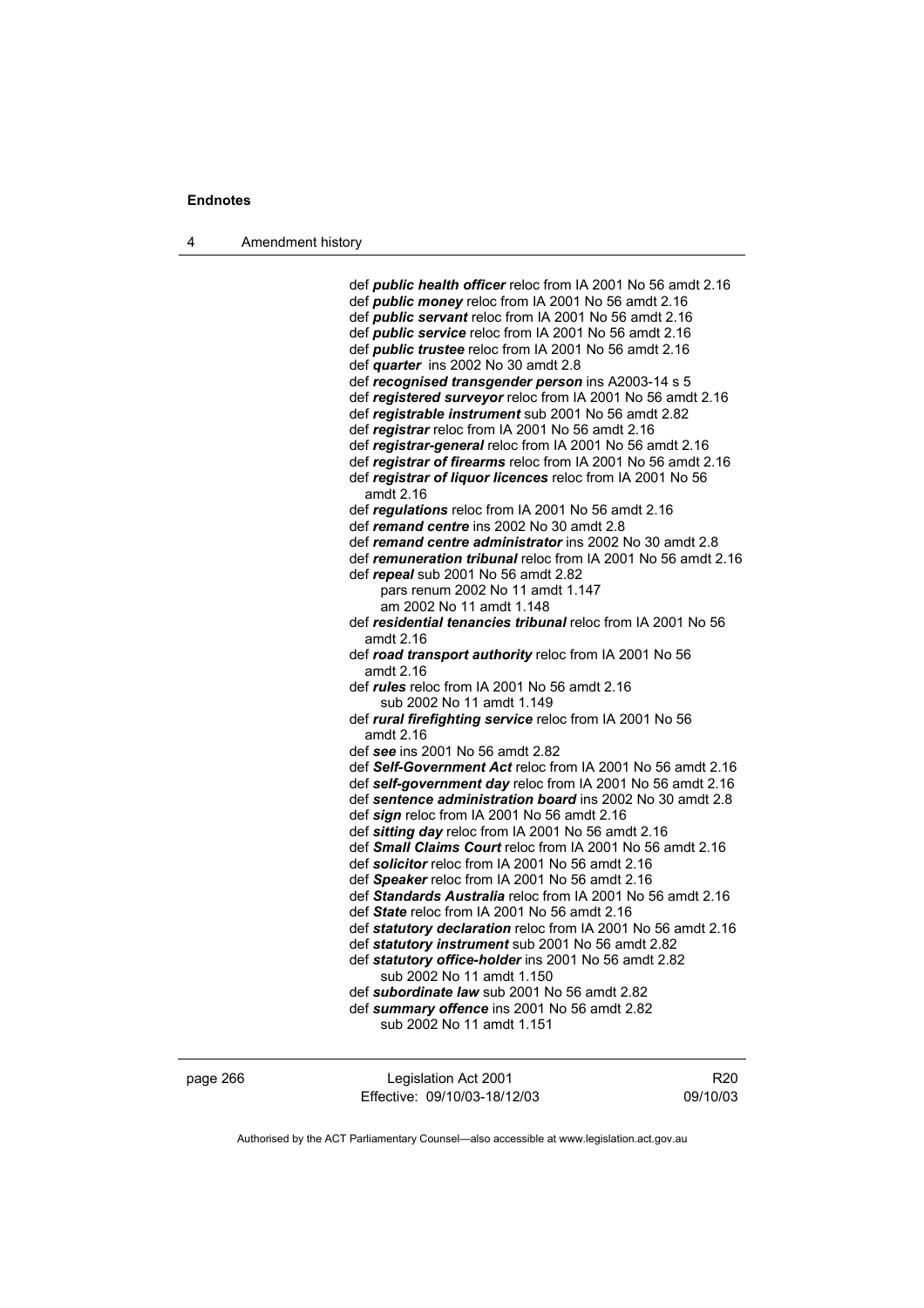def ***public health officer*** reloc from IA 2001 No 56 amdt 2.16
def ***public money*** reloc from IA 2001 No 56 amdt 2.16
def ***public servant*** reloc from IA 2001 No 56 amdt 2.16
def ***public service*** reloc from IA 2001 No 56 amdt 2.16
def ***public trustee*** reloc from IA 2001 No 56 amdt 2.16
def ***quarter*** ins 2002 No 30 amdt 2.8
def ***recognised transgender person*** ins A2003-14 s 5
def ***registered surveyor*** reloc from IA 2001 No 56 amdt 2.16
def ***registrable instrument*** sub 2001 No 56 amdt 2.82
def ***registrar*** reloc from IA 2001 No 56 amdt 2.16
def ***registrar-general*** reloc from IA 2001 No 56 amdt 2.16
def ***registrar of firearms*** reloc from IA 2001 No 56 amdt 2.16
def ***registrar of liquor licences*** reloc from IA 2001 No 56 amdt 2.16
def ***regulations*** reloc from IA 2001 No 56 amdt 2.16
def ***remand centre*** ins 2002 No 30 amdt 2.8
def ***remand centre administrator*** ins 2002 No 30 amdt 2.8
def ***remuneration tribunal*** reloc from IA 2001 No 56 amdt 2.16
def ***repeal*** sub 2001 No 56 amdt 2.82
pars renum 2002 No 11 amdt 1.147
am 2002 No 11 amdt 1.148
def ***residential tenancies tribunal*** reloc from IA 2001 No 56 amdt 2.16
def ***road transport authority*** reloc from IA 2001 No 56 amdt 2.16
def ***rules*** reloc from IA 2001 No 56 amdt 2.16
sub 2002 No 11 amdt 1.149
def ***rural firefighting service*** reloc from IA 2001 No 56 amdt 2.16
def ***see*** ins 2001 No 56 amdt 2.82
def ***Self-Government Act*** reloc from IA 2001 No 56 amdt 2.16
def ***self-government day*** reloc from IA 2001 No 56 amdt 2.16
def ***sentence administration board*** ins 2002 No 30 amdt 2.8
def ***sign*** reloc from IA 2001 No 56 amdt 2.16
def ***sitting day*** reloc from IA 2001 No 56 amdt 2.16
def ***Small Claims Court*** reloc from IA 2001 No 56 amdt 2.16
def ***solicitor*** reloc from IA 2001 No 56 amdt 2.16
def ***Speaker*** reloc from IA 2001 No 56 amdt 2.16
def ***Standards Australia*** reloc from IA 2001 No 56 amdt 2.16
def ***State*** reloc from IA 2001 No 56 amdt 2.16
def ***statutory declaration*** reloc from IA 2001 No 56 amdt 2.16
def ***statutory instrument*** sub 2001 No 56 amdt 2.82
def ***statutory office-holder*** ins 2001 No 56 amdt 2.82
sub 2002 No 11 amdt 1.150
def ***subordinate law*** sub 2001 No 56 amdt 2.82
def ***summary offence*** ins 2001 No 56 amdt 2.82
sub 2002 No 11 amdt 1.151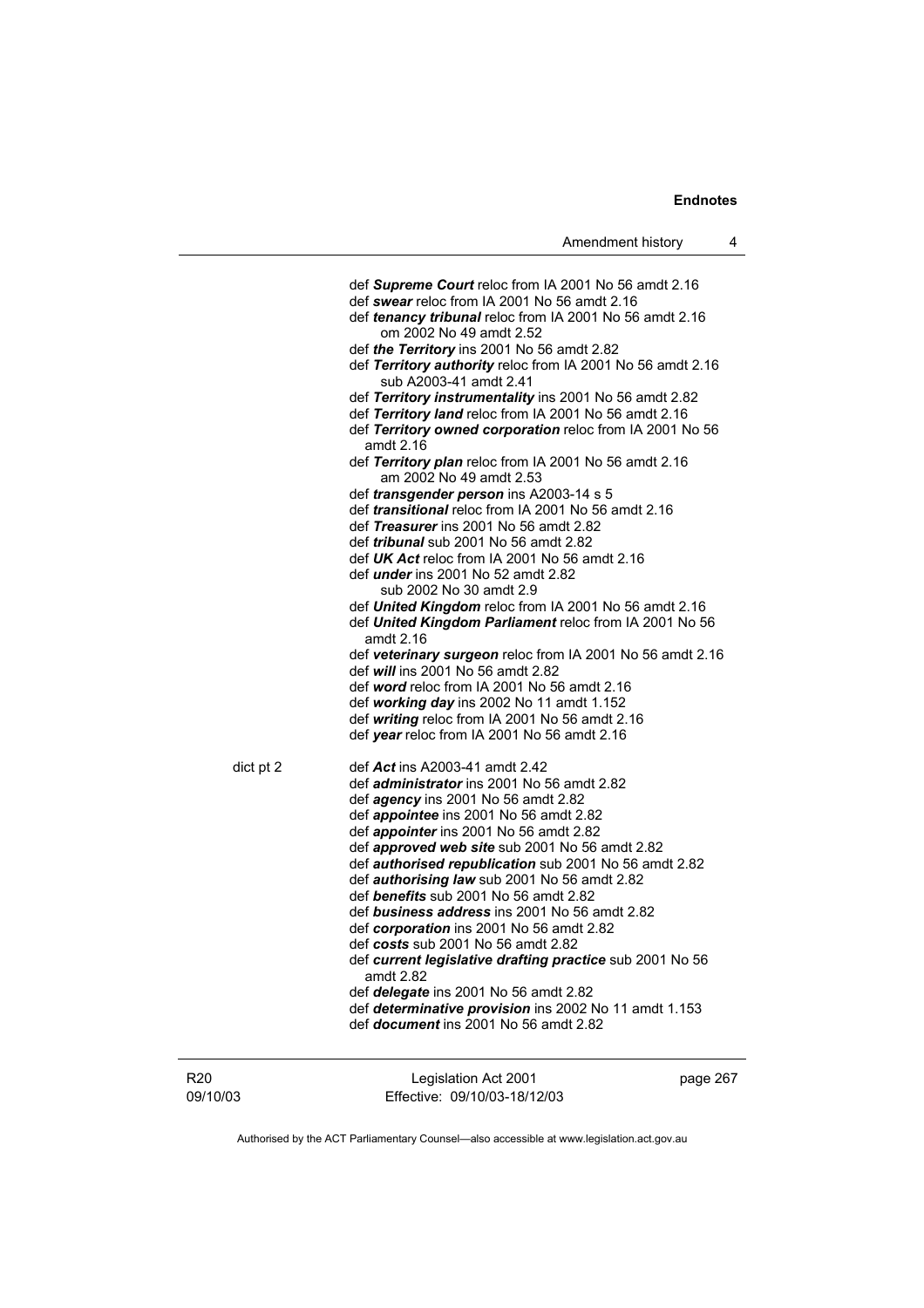def ***Supreme Court*** reloc from IA 2001 No 56 amdt 2.16
def ***swear*** reloc from IA 2001 No 56 amdt 2.16
def ***tenancy tribunal*** reloc from IA 2001 No 56 amdt 2.16
om 2002 No 49 amdt 2.52
def ***the Territory*** ins 2001 No 56 amdt 2.82
def ***Territory authority*** reloc from IA 2001 No 56 amdt 2.16
sub A2003-41 amdt 2.41
def ***Territory instrumentality*** ins 2001 No 56 amdt 2.82
def ***Territory land*** reloc from IA 2001 No 56 amdt 2.16
def ***Territory owned corporation*** reloc from IA 2001 No 56 amdt 2.16
def ***Territory plan*** reloc from IA 2001 No 56 amdt 2.16
am 2002 No 49 amdt 2.53
def ***transgender person*** ins A2003-14 s 5
def ***transitional*** reloc from IA 2001 No 56 amdt 2.16
def ***Treasurer*** ins 2001 No 56 amdt 2.82
def ***tribunal*** sub 2001 No 56 amdt 2.82
def ***UK Act*** reloc from IA 2001 No 56 amdt 2.16
def ***under*** ins 2001 No 52 amdt 2.82
sub 2002 No 30 amdt 2.9
def ***United Kingdom*** reloc from IA 2001 No 56 amdt 2.16
def ***United Kingdom Parliament*** reloc from IA 2001 No 56 amdt 2.16
def ***veterinary surgeon*** reloc from IA 2001 No 56 amdt 2.16
def ***will*** ins 2001 No 56 amdt 2.82
def ***word*** reloc from IA 2001 No 56 amdt 2.16
def ***working day*** ins 2002 No 11 amdt 1.152
def ***writing*** reloc from IA 2001 No 56 amdt 2.16
def ***year*** reloc from IA 2001 No 56 amdt 2.16

dict pt 2
def ***Act*** ins A2003-41 amdt 2.42
def ***administrator*** ins 2001 No 56 amdt 2.82
def ***agency*** ins 2001 No 56 amdt 2.82
def ***appointee*** ins 2001 No 56 amdt 2.82
def ***appointer*** ins 2001 No 56 amdt 2.82
def ***approved web site*** sub 2001 No 56 amdt 2.82
def ***authorised republication*** sub 2001 No 56 amdt 2.82
def ***authorising law*** sub 2001 No 56 amdt 2.82
def ***benefits*** sub 2001 No 56 amdt 2.82
def ***business address*** ins 2001 No 56 amdt 2.82
def ***corporation*** ins 2001 No 56 amdt 2.82
def ***costs*** sub 2001 No 56 amdt 2.82
def ***current legislative drafting practice*** sub 2001 No 56 amdt 2.82
def ***delegate*** ins 2001 No 56 amdt 2.82
def ***determinative provision*** ins 2002 No 11 amdt 1.153
def ***document*** ins 2001 No 56 amdt 2.82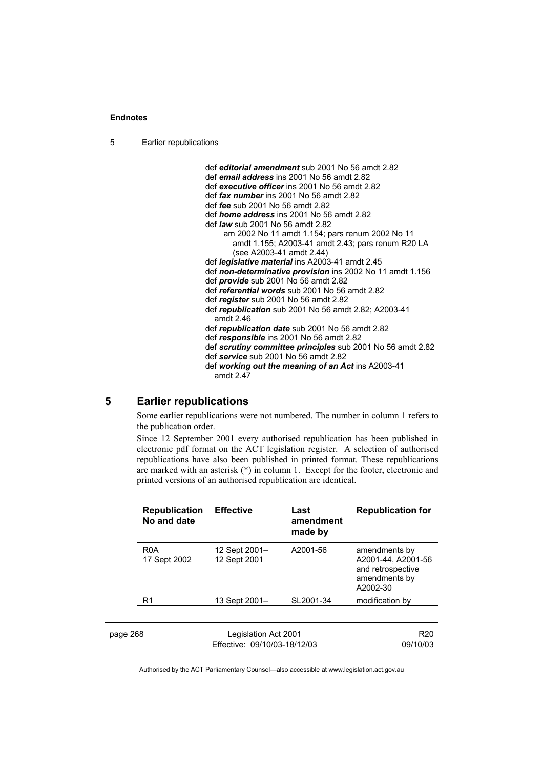def ***editorial amendment*** sub 2001 No 56 amdt 2.82
def ***email address*** ins 2001 No 56 amdt 2.82
def ***executive officer*** ins 2001 No 56 amdt 2.82
def ***fax number*** ins 2001 No 56 amdt 2.82
def ***fee*** sub 2001 No 56 amdt 2.82
def ***home address*** ins 2001 No 56 amdt 2.82
def ***law*** sub 2001 No 56 amdt 2.82
am 2002 No 11 amdt 1.154; pars renum 2002 No 11 amdt 1.155; A2003-41 amdt 2.43; pars renum R20 LA (see A2003-41 amdt 2.44)
def ***legislative material*** ins A2003-41 amdt 2.45
def ***non-determinative provision*** ins 2002 No 11 amdt 1.156
def ***provide*** sub 2001 No 56 amdt 2.82
def ***referential words*** sub 2001 No 56 amdt 2.82
def ***register*** sub 2001 No 56 amdt 2.82
def ***republication*** sub 2001 No 56 amdt 2.82; A2003-41 amdt 2.46
def ***republication date*** sub 2001 No 56 amdt 2.82
def ***responsible*** ins 2001 No 56 amdt 2.82
def ***scrutiny committee principles*** sub 2001 No 56 amdt 2.82
def ***service*** sub 2001 No 56 amdt 2.82
def ***working out the meaning of an Act*** ins A2003-41 amdt 2.47

## 5 Earlier republications

Some earlier republications were not numbered. The number in column 1 refers to the publication order.

Since 12 September 2001 every authorised republication has been published in electronic pdf format on the ACT legislation register. A selection of authorised republications have also been published in printed format. These republications are marked with an asterisk (*) in column 1. Except for the footer, electronic and printed versions of an authorised republication are identical.

| Republication No and date | Effective | Last amendment made by | Republication for |
|---|---|---|---|
| R0A 17 Sept 2002 | 12 Sept 2001– 12 Sept 2001 | A2001-56 | amendments by A2001-44, A2001-56 and retrospective amendments by A2002-30 |
| R1 | 13 Sept 2001– | SL2001-34 | modification by |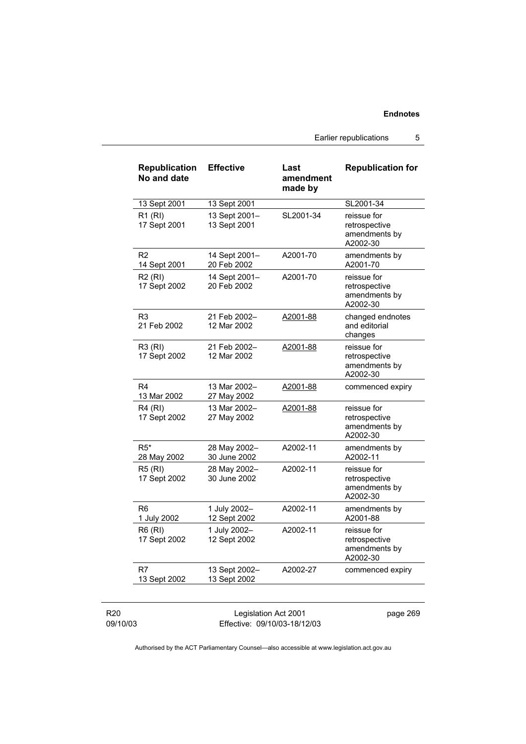| Republication No and date | Effective | Last amendment made by | Republication for |
| --- | --- | --- | --- |
| 13 Sept 2001 | 13 Sept 2001 | | SL2001-34 |
| R1 (RI) 17 Sept 2001 | 13 Sept 2001– 13 Sept 2001 | SL2001-34 | reissue for retrospective amendments by A2002-30 |
| R2 14 Sept 2001 | 14 Sept 2001– 20 Feb 2002 | A2001-70 | amendments by A2001-70 |
| R2 (RI) 17 Sept 2002 | 14 Sept 2001– 20 Feb 2002 | A2001-70 | reissue for retrospective amendments by A2002-30 |
| R3 21 Feb 2002 | 21 Feb 2002– 12 Mar 2002 | A2001-88 | changed endnotes and editorial changes |
| R3 (RI) 17 Sept 2002 | 21 Feb 2002– 12 Mar 2002 | A2001-88 | reissue for retrospective amendments by A2002-30 |
| R4 13 Mar 2002 | 13 Mar 2002– 27 May 2002 | A2001-88 | commenced expiry |
| R4 (RI) 17 Sept 2002 | 13 Mar 2002– 27 May 2002 | A2001-88 | reissue for retrospective amendments by A2002-30 |
| R5* 28 May 2002 | 28 May 2002– 30 June 2002 | A2002-11 | amendments by A2002-11 |
| R5 (RI) 17 Sept 2002 | 28 May 2002– 30 June 2002 | A2002-11 | reissue for retrospective amendments by A2002-30 |
| R6 1 July 2002 | 1 July 2002– 12 Sept 2002 | A2002-11 | amendments by A2001-88 |
| R6 (RI) 17 Sept 2002 | 1 July 2002– 12 Sept 2002 | A2002-11 | reissue for retrospective amendments by A2002-30 |
| R7 13 Sept 2002 | 13 Sept 2002– 13 Sept 2002 | A2002-27 | commenced expiry |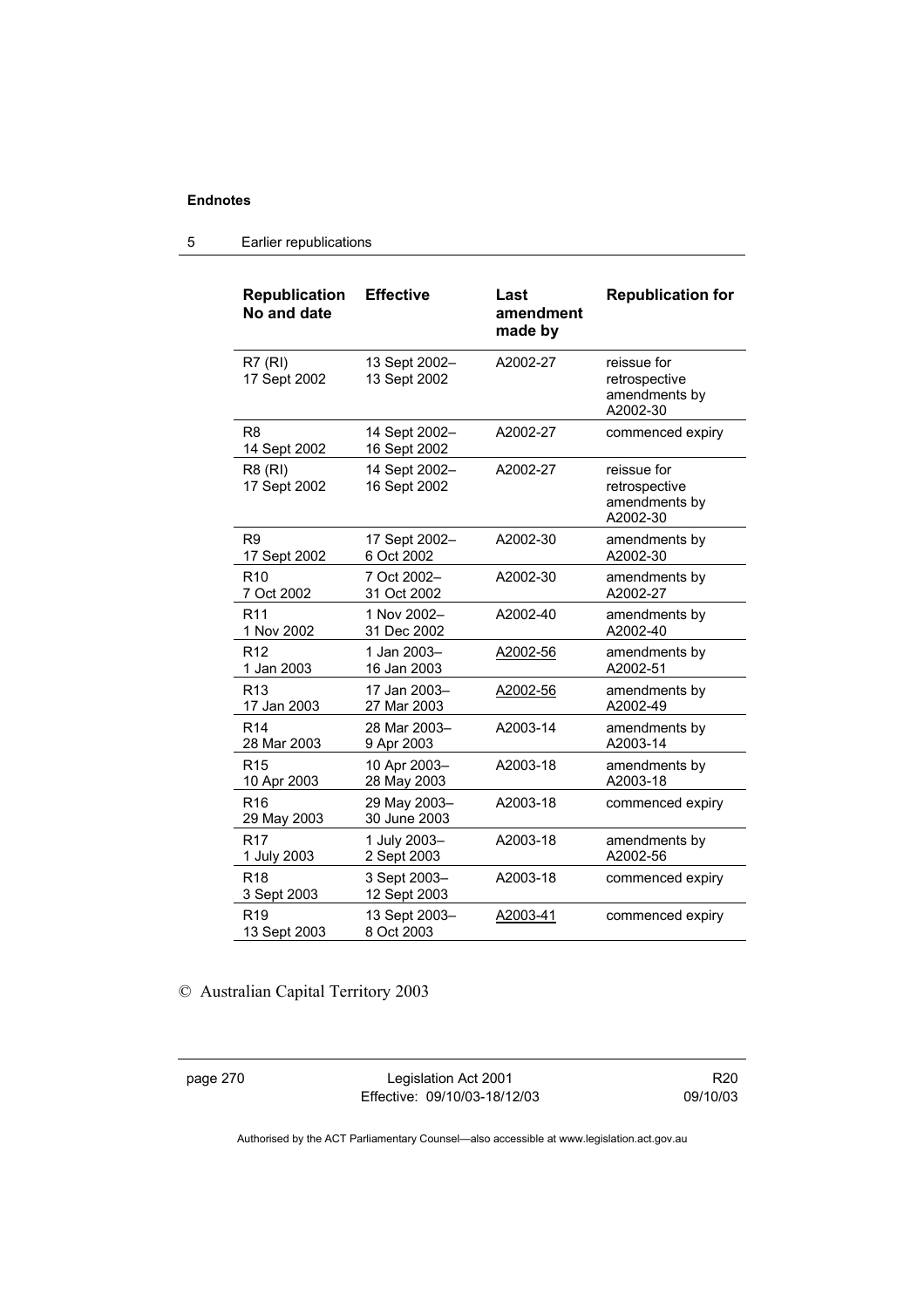**Endnotes**

5 Earlier republications

| Republication No and date | Effective | Last amendment made by | Republication for |
|---|---|---|---|
| R7 (RI) 17 Sept 2002 | 13 Sept 2002– 13 Sept 2002 | A2002-27 | reissue for retrospective amendments by A2002-30 |
| R8 14 Sept 2002 | 14 Sept 2002– 16 Sept 2002 | A2002-27 | commenced expiry |
| R8 (RI) 17 Sept 2002 | 14 Sept 2002– 16 Sept 2002 | A2002-27 | reissue for retrospective amendments by A2002-30 |
| R9 17 Sept 2002 | 17 Sept 2002– 6 Oct 2002 | A2002-30 | amendments by A2002-30 |
| R10 7 Oct 2002 | 7 Oct 2002– 31 Oct 2002 | A2002-30 | amendments by A2002-27 |
| R11 1 Nov 2002 | 1 Nov 2002– 31 Dec 2002 | A2002-40 | amendments by A2002-40 |
| R12 1 Jan 2003 | 1 Jan 2003– 16 Jan 2003 | A2002-56 | amendments by A2002-51 |
| R13 17 Jan 2003 | 17 Jan 2003– 27 Mar 2003 | A2002-56 | amendments by A2002-49 |
| R14 28 Mar 2003 | 28 Mar 2003– 9 Apr 2003 | A2003-14 | amendments by A2003-14 |
| R15 10 Apr 2003 | 10 Apr 2003– 28 May 2003 | A2003-18 | amendments by A2003-18 |
| R16 29 May 2003 | 29 May 2003– 30 June 2003 | A2003-18 | commenced expiry |
| R17 1 July 2003 | 1 July 2003– 2 Sept 2003 | A2003-18 | amendments by A2002-56 |
| R18 3 Sept 2003 | 3 Sept 2003– 12 Sept 2003 | A2003-18 | commenced expiry |
| R19 13 Sept 2003 | 13 Sept 2003– 8 Oct 2003 | A2003-41 | commenced expiry |

© Australian Capital Territory 2003

Legislation Act 2001
Effective: 09/10/03-18/12/03

R20
09/10/03

Authorised by the ACT Parliamentary Counsel—also accessible at www.legislation.act.gov.au